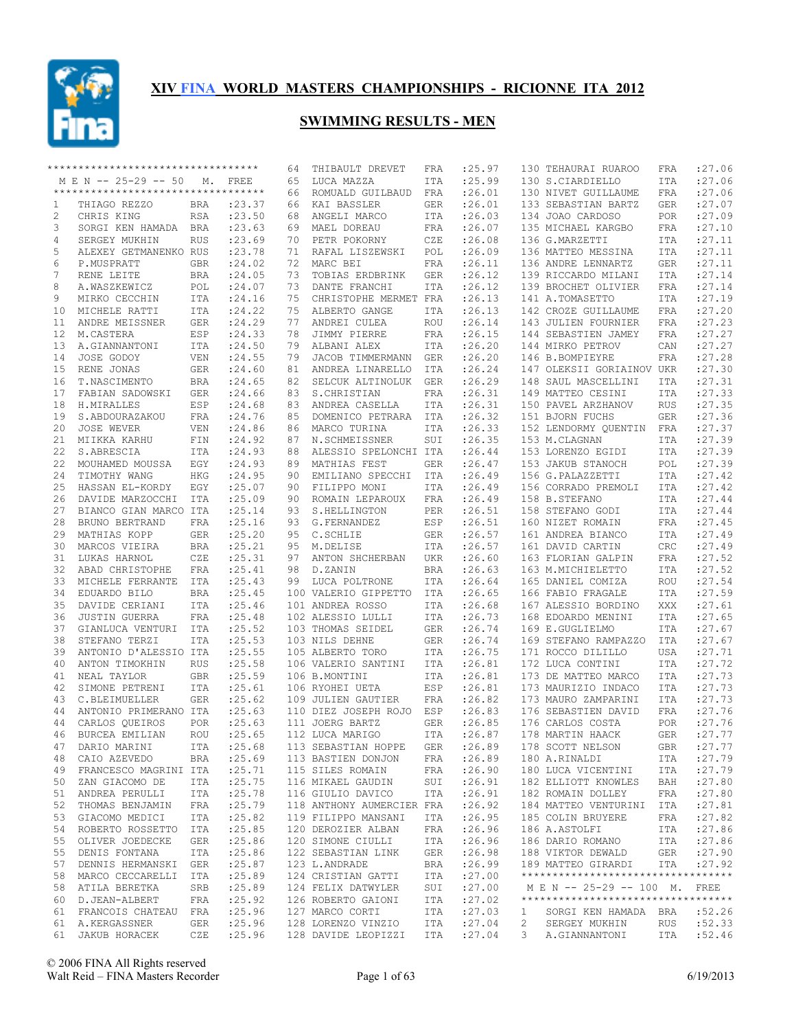# XIV FINA WORLD MASTERS CHAMPIONSHIPS - RICIONNE ITA 2012

## SWIMMING RESULTS - MEN

### M E N -- 25-29 -- 50 M. FREE

| Place | Name | Country | Time |
|---|---|---|---|
| 1 | THIAGO REZZO | BRA | :23.37 |
| 2 | CHRIS KING | RSA | :23.50 |
| 3 | SORGI KEN HAMADA | BRA | :23.63 |
| 4 | SERGEY MUKHIN | RUS | :23.69 |
| 5 | ALEXEY GETMANENKO | RUS | :23.78 |
| 6 | P.MUSPRATT | GBR | :24.02 |
| 7 | RENE LEITE | BRA | :24.05 |
| 8 | A.WASZKEWICZ | POL | :24.07 |
| 9 | MIRKO CECCHIN | ITA | :24.16 |
| 10 | MICHELE RATTI | ITA | :24.22 |
| 11 | ANDRE MEISSNER | GER | :24.29 |
| 12 | M.CASTERA | ESP | :24.33 |
| 13 | A.GIANNANTONI | ITA | :24.50 |
| 14 | JOSE GODOY | VEN | :24.55 |
| 15 | RENE JONAS | GER | :24.60 |
| 16 | T.NASCIMENTO | BRA | :24.65 |
| 17 | FABIAN SADOWSKI | GER | :24.66 |
| 18 | H.MIRALLES | ESP | :24.68 |
| 19 | S.ABDOURAZAKOU | FRA | :24.76 |
| 20 | JOSE WEVER | VEN | :24.86 |
| 21 | MIIKKA KARHU | FIN | :24.92 |
| 22 | S.ABRESCIA | ITA | :24.93 |
| 22 | MOUHAMED MOUSSA | EGY | :24.93 |
| 24 | TIMOTHY WANG | HKG | :24.95 |
| 25 | HASSAN EL-KORDY | EGY | :25.07 |
| 26 | DAVIDE MARZOCCHI | ITA | :25.09 |
| 27 | BIANCO GIAN MARCO | ITA | :25.14 |
| 28 | BRUNO BERTRAND | FRA | :25.16 |
| 29 | MATHIAS KOPP | GER | :25.20 |
| 30 | MARCOS VIEIRA | BRA | :25.21 |
| 31 | LUKAS HARNOL | CZE | :25.31 |
| 32 | ABAD CHRISTOPHE | FRA | :25.41 |
| 33 | MICHELE FERRANTE | ITA | :25.43 |
| 34 | EDUARDO BILO | BRA | :25.45 |
| 35 | DAVIDE CERIANI | ITA | :25.46 |
| 36 | JUSTIN GUERRA | FRA | :25.48 |
| 37 | GIANLUCA VENTURI | ITA | :25.52 |
| 38 | STEFANO TERZI | ITA | :25.53 |
| 39 | ANTONIO D'ALESSIO | ITA | :25.55 |
| 40 | ANTON TIMOKHIN | RUS | :25.58 |
| 41 | NEAL TAYLOR | GBR | :25.59 |
| 42 | SIMONE PETRENI | ITA | :25.61 |
| 43 | C.BLEIMUELLER | GER | :25.62 |
| 44 | ANTONIO PRIMERANO | ITA | :25.63 |
| 44 | CARLOS QUEIROS | POR | :25.63 |
| 46 | BURCEA EMILIAN | ROU | :25.65 |
| 47 | DARIO MARINI | ITA | :25.68 |
| 48 | CAIO AZEVEDO | BRA | :25.69 |
| 49 | FRANCESCO MAGRINI | ITA | :25.71 |
| 50 | ZAN GIACOMO DE | ITA | :25.75 |
| 51 | ANDREA PERULLI | ITA | :25.78 |
| 52 | THOMAS BENJAMIN | FRA | :25.79 |
| 53 | GIACOMO MEDICI | ITA | :25.82 |
| 54 | ROBERTO ROSSETTO | ITA | :25.85 |
| 55 | OLIVER JOEDECKE | GER | :25.86 |
| 55 | DENIS FONTANA | ITA | :25.86 |
| 57 | DENNIS HERMANSKI | GER | :25.87 |
| 58 | MARCO CECCARELLI | ITA | :25.89 |
| 58 | ATILA BERETKA | SRB | :25.89 |
| 60 | D.JEAN-ALBERT | FRA | :25.92 |
| 61 | FRANCOIS CHATEAU | FRA | :25.96 |
| 61 | A.KERGASSNER | GER | :25.96 |
| 61 | JAKUB HORACEK | CZE | :25.96 |
| 64 | THIBAULT DREVET | FRA | :25.97 |
| 65 | LUCA MAZZA | ITA | :25.99 |
| 66 | ROMUALD GUILBAUD | FRA | :26.01 |
| 66 | KAI BASSLER | GER | :26.01 |
| 68 | ANGELI MARCO | ITA | :26.03 |
| 69 | MAEL DOREAU | FRA | :26.07 |
| 70 | PETR POKORNY | CZE | :26.08 |
| 71 | RAFAL LISZEWSKI | POL | :26.09 |
| 72 | MARC BEI | FRA | :26.11 |
| 73 | TOBIAS ERDBRINK | GER | :26.12 |
| 73 | DANTE FRANCHI | ITA | :26.12 |
| 75 | CHRISTOPHE MERMET | FRA | :26.13 |
| 75 | ALBERTO GANGE | ITA | :26.13 |
| 77 | ANDREI CULEA | ROU | :26.14 |
| 78 | JIMMY PIERRE | FRA | :26.15 |
| 79 | ALBANI ALEX | ITA | :26.20 |
| 79 | JACOB TIMMERMANN | GER | :26.20 |
| 81 | ANDREA LINARELLO | ITA | :26.24 |
| 82 | SELCUK ALTINOLUK | GER | :26.29 |
| 83 | S.CHRISTIAN | FRA | :26.31 |
| 83 | ANDREA CASELLA | ITA | :26.31 |
| 85 | DOMENICO PETRARA | ITA | :26.32 |
| 86 | MARCO TURINA | ITA | :26.33 |
| 87 | N.SCHMEISSNER | SUI | :26.35 |
| 88 | ALESSIO SPELONCHI | ITA | :26.44 |
| 89 | MATHIAS FEST | GER | :26.47 |
| 90 | EMILIANO SPECCHI | ITA | :26.49 |
| 90 | FILIPPO MONI | ITA | :26.49 |
| 90 | ROMAIN LEPAROUX | FRA | :26.49 |
| 93 | S.HELLINGTON | PER | :26.51 |
| 93 | G.FERNANDEZ | ESP | :26.51 |
| 95 | C.SCHLIE | GER | :26.57 |
| 95 | M.DELISE | ITA | :26.57 |
| 97 | ANTON SHCHERBAN | UKR | :26.60 |
| 98 | D.ZANIN | BRA | :26.63 |
| 99 | LUCA POLTRONE | ITA | :26.64 |
| 100 | VALERIO GIPPETTO | ITA | :26.65 |
| 101 | ANDREA ROSSO | ITA | :26.68 |
| 102 | ALESSIO LULLI | ITA | :26.73 |
| 103 | THOMAS SEIDEL | GER | :26.74 |
| 103 | NILS DEHNE | GER | :26.74 |
| 105 | ALBERTO TORO | ITA | :26.75 |
| 106 | VALERIO SANTINI | ITA | :26.81 |
| 106 | B.MONTINI | ITA | :26.81 |
| 106 | RYOHEI UETA | ESP | :26.81 |
| 109 | JULIEN GAUTIER | FRA | :26.82 |
| 110 | DIEZ JOSEPH ROJO | ESP | :26.83 |
| 111 | JOERG BARTZ | GER | :26.85 |
| 112 | LUCA MARIGO | ITA | :26.87 |
| 113 | SEBASTIAN HOPPE | GER | :26.89 |
| 113 | BASTIEN DONJON | FRA | :26.89 |
| 115 | SILES ROMAIN | FRA | :26.90 |
| 116 | MIKAEL GAUDIN | SUI | :26.91 |
| 116 | GIULIO DAVICO | ITA | :26.91 |
| 118 | ANTHONY AUMERCIER | FRA | :26.92 |
| 119 | FILIPPO MANSANI | ITA | :26.95 |
| 120 | DEROZIER ALBAN | FRA | :26.96 |
| 120 | SIMONE CIULLI | ITA | :26.96 |
| 122 | SEBASTIAN LINK | GER | :26.98 |
| 123 | L.ANDRADE | BRA | :26.99 |
| 124 | CRISTIAN GATTI | ITA | :27.00 |
| 124 | FELIX DATWYLER | SUI | :27.00 |
| 126 | ROBERTO GAIONI | ITA | :27.02 |
| 127 | MARCO CORTI | ITA | :27.03 |
| 128 | LORENZO VINZIO | ITA | :27.04 |
| 128 | DAVIDE LEOPIZZI | ITA | :27.04 |
| 130 | TEHAURAI RUAROO | FRA | :27.06 |
| 130 | S.CIARDIELLO | ITA | :27.06 |
| 130 | NIVET GUILLAUME | FRA | :27.06 |
| 133 | SEBASTIAN BARTZ | GER | :27.07 |
| 134 | JOAO CARDOSO | POR | :27.09 |
| 135 | MICHAEL KARGBO | FRA | :27.10 |
| 136 | G.MARZETTI | ITA | :27.11 |
| 136 | MATTEO MESSINA | ITA | :27.11 |
| 136 | ANDRE LENNARTZ | GER | :27.11 |
| 139 | RICCARDO MILANI | ITA | :27.14 |
| 139 | BROCHET OLIVIER | FRA | :27.14 |
| 141 | A.TOMASETTO | ITA | :27.19 |
| 142 | CROZE GUILLAUME | FRA | :27.20 |
| 143 | JULIEN FOURNIER | FRA | :27.23 |
| 144 | SEBASTIEN JAMEY | FRA | :27.27 |
| 144 | MIRKO PETROV | CAN | :27.27 |
| 146 | B.BOMPIEYRE | FRA | :27.28 |
| 147 | OLEKSII GORIAINOV | UKR | :27.30 |
| 148 | SAUL MASCELLINI | ITA | :27.31 |
| 149 | MATTEO CESINI | ITA | :27.33 |
| 150 | PAVEL ARZHANOV | RUS | :27.35 |
| 151 | BJORN FUCHS | GER | :27.36 |
| 152 | LENDORMY QUENTIN | FRA | :27.37 |
| 153 | M.CLAGNAN | ITA | :27.39 |
| 153 | LORENZO EGIDI | ITA | :27.39 |
| 153 | JAKUB STANOCH | POL | :27.39 |
| 156 | G.PALAZZETTI | ITA | :27.42 |
| 156 | CORRADO PREMOLI | ITA | :27.42 |
| 158 | B.STEFANO | ITA | :27.44 |
| 158 | STEFANO GODI | ITA | :27.44 |
| 160 | NIZET ROMAIN | FRA | :27.45 |
| 161 | ANDREA BIANCO | ITA | :27.49 |
| 161 | DAVID CARTIN | CRC | :27.49 |
| 163 | FLORIAN GALPIN | FRA | :27.52 |
| 163 | M.MICHIELETTO | ITA | :27.52 |
| 165 | DANIEL COMIZA | ROU | :27.54 |
| 166 | FABIO FRAGALE | ITA | :27.59 |
| 167 | ALESSIO BORDINO | XXX | :27.61 |
| 168 | EDOARDO MENINI | ITA | :27.65 |
| 169 | E.GUGLIELMO | ITA | :27.67 |
| 169 | STEFANO RAMPAZZO | ITA | :27.67 |
| 171 | ROCCO DILILLO | USA | :27.71 |
| 172 | LUCA CONTINI | ITA | :27.72 |
| 173 | DE MATTEO MARCO | ITA | :27.73 |
| 173 | MAURIZIO INDACO | ITA | :27.73 |
| 173 | MAURO ZAMPARINI | ITA | :27.73 |
| 176 | SEBASTIEN DAVID | FRA | :27.76 |
| 176 | CARLOS COSTA | POR | :27.76 |
| 178 | MARTIN HAACK | GER | :27.77 |
| 178 | SCOTT NELSON | GBR | :27.77 |
| 180 | A.RINALDI | ITA | :27.79 |
| 180 | LUCA VICENTINI | ITA | :27.79 |
| 182 | ELLIOTT KNOWLES | BAH | :27.80 |
| 182 | ROMAIN DOLLEY | FRA | :27.80 |
| 184 | MATTEO VENTURINI | ITA | :27.81 |
| 185 | COLIN BRUYERE | FRA | :27.82 |
| 186 | A.ASTOLFI | ITA | :27.86 |
| 186 | DARIO ROMANO | ITA | :27.86 |
| 188 | VIKTOR DEWALD | GER | :27.90 |
| 189 | MATTEO GIRARDI | ITA | :27.92 |

### M E N -- 25-29 -- 100 M. FREE

| Place | Name | Country | Time |
|---|---|---|---|
| 1 | SORGI KEN HAMADA | BRA | :52.26 |
| 2 | SERGEY MUKHIN | RUS | :52.33 |
| 3 | A.GIANNANTONI | ITA | :52.46 |

© 2006 FINA All Rights reserved
Walt Reid – FINA Masters Recorder
6/19/2013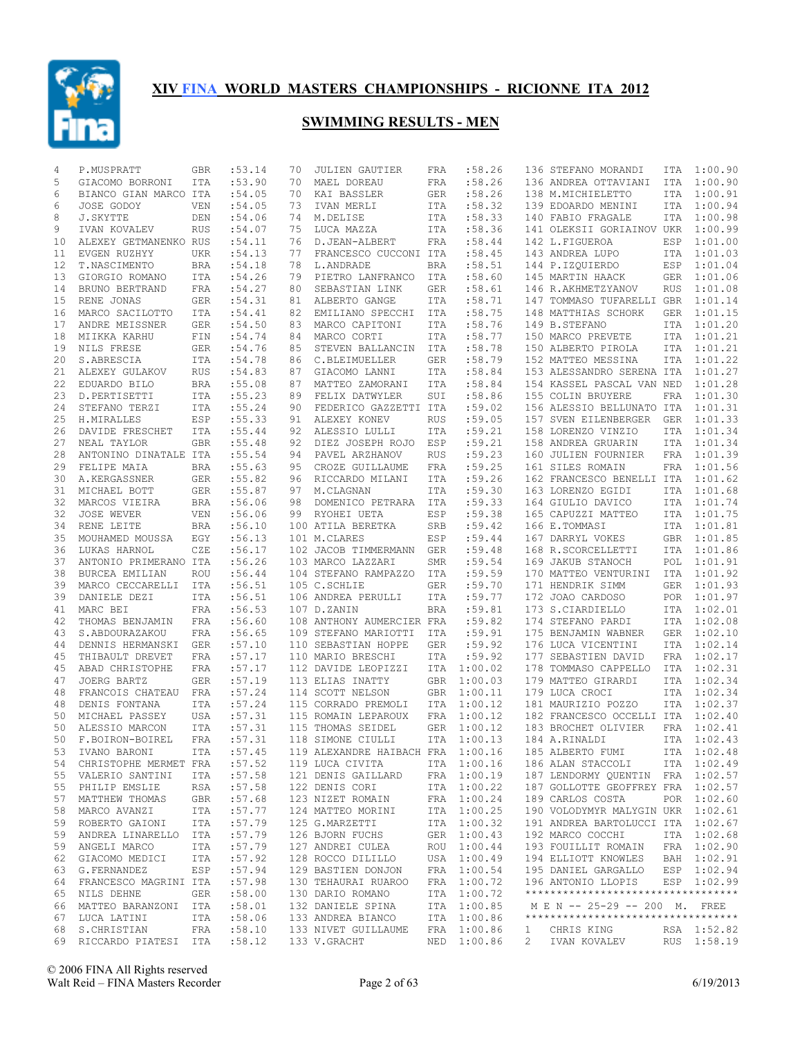# XIV FINA WORLD MASTERS CHAMPIONSHIPS - RICIONNE ITA 2012

## SWIMMING RESULTS - MEN

| Place | Name | Nat | Time |
|---|---|---|---|
| 4 | P.MUSPRATT | GBR | :53.14 |
| 5 | GIACOMO BORRONI | ITA | :53.90 |
| 6 | BIANCO GIAN MARCO | ITA | :54.05 |
| 6 | JOSE GODOY | VEN | :54.05 |
| 8 | J.SKYTTE | DEN | :54.06 |
| 9 | IVAN KOVALEV | RUS | :54.07 |
| 10 | ALEXEY GETMANENKO | RUS | :54.11 |
| 11 | EVGEN RUZHYY | UKR | :54.13 |
| 12 | T.NASCIMENTO | BRA | :54.18 |
| 13 | GIORGIO ROMANO | ITA | :54.26 |
| 14 | BRUNO BERTRAND | FRA | :54.27 |
| 15 | RENE JONAS | GER | :54.31 |
| 16 | MARCO SACILOTTO | ITA | :54.41 |
| 17 | ANDRE MEISSNER | GER | :54.50 |
| 18 | MIIKKA KARHU | FIN | :54.74 |
| 19 | NILS FRESE | GER | :54.76 |
| 20 | S.ABRESCIA | ITA | :54.78 |
| 21 | ALEXEY GULAKOV | RUS | :54.83 |
| 22 | EDUARDO BILO | BRA | :55.08 |
| 23 | D.PERTISETTI | ITA | :55.23 |
| 24 | STEFANO TERZI | ITA | :55.24 |
| 25 | H.MIRALLES | ESP | :55.33 |
| 26 | DAVIDE FRESCHET | ITA | :55.44 |
| 27 | NEAL TAYLOR | GBR | :55.48 |
| 28 | ANTONINO DINATALE | ITA | :55.54 |
| 29 | FELIPE MAIA | BRA | :55.63 |
| 30 | A.KERGASSNER | GER | :55.82 |
| 31 | MICHAEL BOTT | GER | :55.87 |
| 32 | MARCOS VIEIRA | BRA | :56.06 |
| 32 | JOSE WEVER | VEN | :56.06 |
| 34 | RENE LEITE | BRA | :56.10 |
| 35 | MOUHAMED MOUSSA | EGY | :56.13 |
| 36 | LUKAS HARNOL | CZE | :56.17 |
| 37 | ANTONIO PRIMERANO | ITA | :56.26 |
| 38 | BURCEA EMILIAN | ROU | :56.44 |
| 39 | MARCO CECCARELLI | ITA | :56.51 |
| 39 | DANIELE DEZI | ITA | :56.51 |
| 41 | MARC BEI | FRA | :56.53 |
| 42 | THOMAS BENJAMIN | FRA | :56.60 |
| 43 | S.ABDOURAZAKOU | FRA | :56.65 |
| 44 | DENNIS HERMANSKI | GER | :57.10 |
| 45 | THIBAULT DREVET | FRA | :57.17 |
| 45 | ABAD CHRISTOPHE | FRA | :57.17 |
| 47 | JOERG BARTZ | GER | :57.19 |
| 48 | FRANCOIS CHATEAU | FRA | :57.24 |
| 48 | DENIS FONTANA | ITA | :57.24 |
| 50 | MICHAEL PASSEY | USA | :57.31 |
| 50 | ALESSIO MARCON | ITA | :57.31 |
| 50 | F.BOIRON-BOIREL | FRA | :57.31 |
| 53 | IVANO BARONI | ITA | :57.45 |
| 54 | CHRISTOPHE MERMET | FRA | :57.52 |
| 55 | VALERIO SANTINI | ITA | :57.58 |
| 55 | PHILIP EMSLIE | RSA | :57.58 |
| 57 | MATTHEW THOMAS | GBR | :57.68 |
| 58 | MARCO AVANZI | ITA | :57.77 |
| 59 | ROBERTO GAIONI | ITA | :57.79 |
| 59 | ANDREA LINARELLO | ITA | :57.79 |
| 59 | ANGELI MARCO | ITA | :57.79 |
| 62 | GIACOMO MEDICI | ITA | :57.92 |
| 63 | G.FERNANDEZ | ESP | :57.94 |
| 64 | FRANCESCO MAGRINI | ITA | :57.98 |
| 65 | NILS DEHNE | GER | :58.00 |
| 66 | MATTEO BARANZONI | ITA | :58.01 |
| 67 | LUCA LATINI | ITA | :58.06 |
| 68 | S.CHRISTIAN | FRA | :58.10 |
| 69 | RICCARDO PIATESI | ITA | :58.12 |
| 70 | JULIEN GAUTIER | FRA | :58.26 |
| 70 | MAEL DOREAU | FRA | :58.26 |
| 70 | KAI BASSLER | GER | :58.26 |
| 73 | IVAN MERLI | ITA | :58.32 |
| 74 | M.DELISE | ITA | :58.33 |
| 75 | LUCA MAZZA | ITA | :58.36 |
| 76 | D.JEAN-ALBERT | FRA | :58.44 |
| 77 | FRANCESCO CUCCONI | ITA | :58.45 |
| 78 | L.ANDRADE | BRA | :58.51 |
| 79 | PIETRO LANFRANCO | ITA | :58.60 |
| 80 | SEBASTIAN LINK | GER | :58.61 |
| 81 | ALBERTO GANGE | ITA | :58.71 |
| 82 | EMILIANO SPECCHI | ITA | :58.75 |
| 83 | MARCO CAPITONI | ITA | :58.76 |
| 84 | MARCO CORTI | ITA | :58.77 |
| 85 | STEVEN BALLANCIN | ITA | :58.78 |
| 86 | C.BLEIMUELLER | GER | :58.79 |
| 87 | GIACOMO LANNI | ITA | :58.84 |
| 87 | MATTEO ZAMORANI | ITA | :58.84 |
| 89 | FELIX DATWYLER | SUI | :58.86 |
| 90 | FEDERICO GAZZETTI | ITA | :59.02 |
| 91 | ALEXEY KONEV | RUS | :59.05 |
| 92 | ALESSIO LULLI | ITA | :59.21 |
| 92 | DIEZ JOSEPH ROJO | ESP | :59.21 |
| 94 | PAVEL ARZHANOV | RUS | :59.23 |
| 95 | CROZE GUILLAUME | FRA | :59.25 |
| 96 | RICCARDO MILANI | ITA | :59.26 |
| 97 | M.CLAGNAN | ITA | :59.30 |
| 98 | DOMENICO PETRARA | ITA | :59.33 |
| 99 | RYOHEI UETA | ESP | :59.38 |
| 100 | ATILA BERETKA | SRB | :59.42 |
| 101 | M.CLARES | ESP | :59.44 |
| 102 | JACOB TIMMERMANN | GER | :59.48 |
| 103 | MARCO LAZZARI | SMR | :59.54 |
| 104 | STEFANO RAMPAZZO | ITA | :59.59 |
| 105 | C.SCHLIE | GER | :59.70 |
| 106 | ANDREA PERULLI | ITA | :59.77 |
| 107 | D.ZANIN | BRA | :59.81 |
| 108 | ANTHONY AUMERCIER | FRA | :59.82 |
| 109 | STEFANO MARIOTTI | ITA | :59.91 |
| 110 | SEBASTIAN HOPPE | GER | :59.92 |
| 110 | MARIO BRESCHI | ITA | :59.92 |
| 112 | DAVIDE LEOPIZZI | ITA | 1:00.02 |
| 113 | ELIAS INATTY | GBR | 1:00.03 |
| 114 | SCOTT NELSON | GBR | 1:00.11 |
| 115 | CORRADO PREMOLI | ITA | 1:00.12 |
| 115 | ROMAIN LEPAROUX | FRA | 1:00.12 |
| 115 | THOMAS SEIDEL | GER | 1:00.12 |
| 118 | SIMONE CIULLI | ITA | 1:00.13 |
| 119 | ALEXANDRE HAIBACH | FRA | 1:00.16 |
| 119 | LUCA CIVITA | ITA | 1:00.16 |
| 121 | DENIS GAILLARD | FRA | 1:00.19 |
| 122 | DENIS CORI | ITA | 1:00.22 |
| 123 | NIZET ROMAIN | FRA | 1:00.24 |
| 124 | MATTEO MORINI | ITA | 1:00.25 |
| 125 | G.MARZETTI | ITA | 1:00.32 |
| 126 | BJORN FUCHS | GER | 1:00.43 |
| 127 | ANDREI CULEA | ROU | 1:00.44 |
| 128 | ROCCO DILILLO | USA | 1:00.49 |
| 129 | BASTIEN DONJON | FRA | 1:00.54 |
| 130 | TEHAURAI RUAROO | FRA | 1:00.72 |
| 130 | DARIO ROMANO | ITA | 1:00.72 |
| 132 | DANIELE SPINA | ITA | 1:00.85 |
| 133 | ANDREA BIANCO | ITA | 1:00.86 |
| 133 | NIVET GUILLAUME | FRA | 1:00.86 |
| 133 | V.GRACHT | NED | 1:00.86 |
| 136 | STEFANO MORANDI | ITA | 1:00.90 |
| 136 | ANDREA OTTAVIANI | ITA | 1:00.90 |
| 138 | M.MICHIELETTO | ITA | 1:00.91 |
| 139 | EDOARDO MENINI | ITA | 1:00.94 |
| 140 | FABIO FRAGALE | ITA | 1:00.98 |
| 141 | OLEKSII GORIAINOV | UKR | 1:00.99 |
| 142 | L.FIGUEROA | ESP | 1:01.00 |
| 143 | ANDREA LUPO | ITA | 1:01.03 |
| 144 | P.IZQUIERDO | ESP | 1:01.04 |
| 145 | MARTIN HAACK | GER | 1:01.06 |
| 146 | R.AKHMETZYANOV | RUS | 1:01.08 |
| 147 | TOMMASO TUFARELLI | GBR | 1:01.14 |
| 148 | MATTHIAS SCHORK | GER | 1:01.15 |
| 149 | B.STEFANO | ITA | 1:01.20 |
| 150 | MARCO PREVETE | ITA | 1:01.21 |
| 150 | ALBERTO PIROLA | ITA | 1:01.21 |
| 152 | MATTEO MESSINA | ITA | 1:01.22 |
| 153 | ALESSANDRO SERENA | ITA | 1:01.27 |
| 154 | KASSEL PASCAL VAN | NED | 1:01.28 |
| 155 | COLIN BRUYERE | FRA | 1:01.30 |
| 156 | ALESSIO BELLUNATO | ITA | 1:01.31 |
| 157 | SVEN EILENBERGER | GER | 1:01.33 |
| 158 | LORENZO VINZIO | ITA | 1:01.34 |
| 158 | ANDREA GRUARIN | ITA | 1:01.34 |
| 160 | JULIEN FOURNIER | FRA | 1:01.39 |
| 161 | SILES ROMAIN | FRA | 1:01.56 |
| 162 | FRANCESCO BENELLI | ITA | 1:01.62 |
| 163 | LORENZO EGIDI | ITA | 1:01.68 |
| 164 | GIULIO DAVICO | ITA | 1:01.74 |
| 165 | CAPUZZI MATTEO | ITA | 1:01.75 |
| 166 | E.TOMMASI | ITA | 1:01.81 |
| 167 | DARRYL VOKES | GBR | 1:01.85 |
| 168 | R.SCORCELLETTI | ITA | 1:01.86 |
| 169 | JAKUB STANOCH | POL | 1:01.91 |
| 170 | MATTEO VENTURINI | ITA | 1:01.92 |
| 171 | HENDRIK SIMM | GER | 1:01.93 |
| 172 | JOAO CARDOSO | POR | 1:01.97 |
| 173 | S.CIARDIELLO | ITA | 1:02.01 |
| 174 | STEFANO PARDI | ITA | 1:02.08 |
| 175 | BENJAMIN WABNER | GER | 1:02.10 |
| 176 | LUCA VICENTINI | ITA | 1:02.14 |
| 177 | SEBASTIEN DAVID | FRA | 1:02.17 |
| 178 | TOMMASO CAPPELLO | ITA | 1:02.31 |
| 179 | MATTEO GIRARDI | ITA | 1:02.34 |
| 179 | LUCA CROCI | ITA | 1:02.34 |
| 181 | MAURIZIO POZZO | ITA | 1:02.37 |
| 182 | FRANCESCO OCCELLI | ITA | 1:02.40 |
| 183 | BROCHET OLIVIER | FRA | 1:02.41 |
| 184 | A.RINALDI | ITA | 1:02.43 |
| 185 | ALBERTO FUMI | ITA | 1:02.48 |
| 186 | ALAN STACCOLI | ITA | 1:02.49 |
| 187 | LENDORMY QUENTIN | FRA | 1:02.57 |
| 187 | GOLLOTTE GEOFFREY | FRA | 1:02.57 |
| 189 | CARLOS COSTA | POR | 1:02.60 |
| 190 | VOLODYMYR MALYGIN | UKR | 1:02.61 |
| 191 | ANDREA BARTOLUCCI | ITA | 1:02.67 |
| 192 | MARCO COCCHI | ITA | 1:02.68 |
| 193 | FOUILLIT ROMAIN | FRA | 1:02.90 |
| 194 | ELLIOTT KNOWLES | BAH | 1:02.91 |
| 195 | DANIEL GARGALLO | ESP | 1:02.94 |
| 196 | ANTONIO LLOPIS | ESP | 1:02.99 |

*********************************

M E N -- 25-29 -- 200 M. FREE

*********************************

| Place | Name | Nat | Time |
|---|---|---|---|
| 1 | CHRIS KING | RSA | 1:52.82 |
| 2 | IVAN KOVALEV | RUS | 1:58.19 |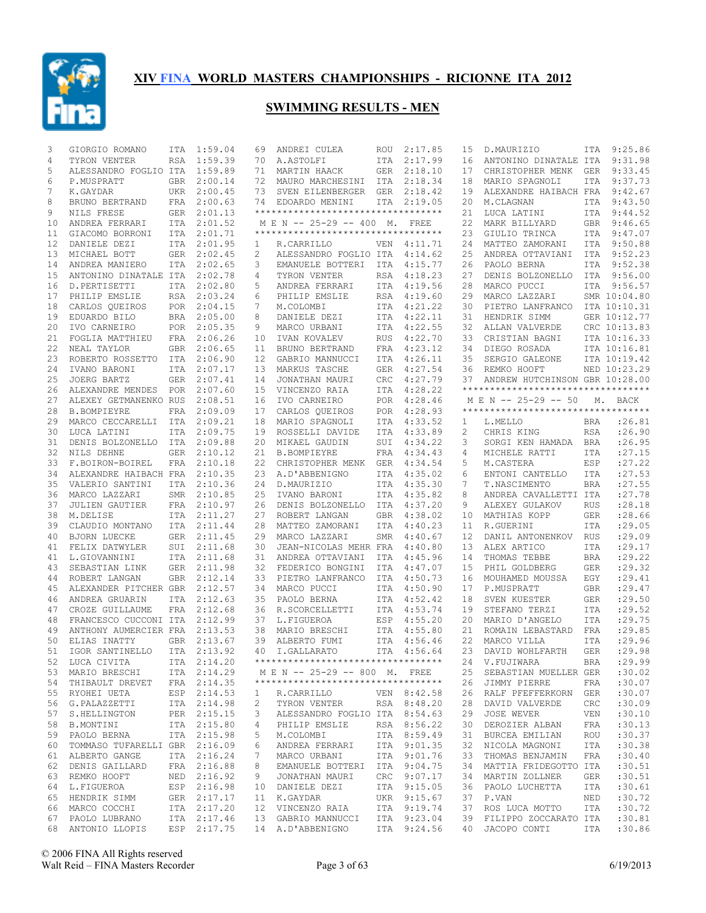# XIV FINA WORLD MASTERS CHAMPIONSHIPS - RICIONNE ITA 2012

## SWIMMING RESULTS - MEN

| Place | Name | Country | Time |
|---|---|---|---|
| 3 | GIORGIO ROMANO | ITA | 1:59.04 |
| 4 | TYRON VENTER | RSA | 1:59.39 |
| 5 | ALESSANDRO FOGLIO | ITA | 1:59.89 |
| 6 | P.MUSPRATT | GBR | 2:00.14 |
| 7 | K.GAYDAR | UKR | 2:00.45 |
| 8 | BRUNO BERTRAND | FRA | 2:00.63 |
| 9 | NILS FRESE | GER | 2:01.13 |
| 10 | ANDREA FERRARI | ITA | 2:01.52 |
| 11 | GIACOMO BORRONI | ITA | 2:01.71 |
| 12 | DANIELE DEZI | ITA | 2:01.95 |
| 13 | MICHAEL BOTT | GER | 2:02.45 |
| 14 | ANDREA MANIERO | ITA | 2:02.65 |
| 15 | ANTONINO DINATALE | ITA | 2:02.78 |
| 16 | D.PERTISETTI | ITA | 2:02.80 |
| 17 | PHILIP EMSLIE | RSA | 2:03.24 |
| 18 | CARLOS QUEIROS | POR | 2:04.15 |
| 19 | EDUARDO BILO | BRA | 2:05.00 |
| 20 | IVO CARNEIRO | POR | 2:05.35 |
| 21 | FOGLIA MATTHIEU | FRA | 2:06.26 |
| 22 | NEAL TAYLOR | GBR | 2:06.65 |
| 23 | ROBERTO ROSSETTO | ITA | 2:06.90 |
| 24 | IVANO BARONI | ITA | 2:07.17 |
| 25 | JOERG BARTZ | GER | 2:07.41 |
| 26 | ALEXANDRE MENDES | POR | 2:07.60 |
| 27 | ALEXEY GETMANENKO | RUS | 2:08.51 |
| 28 | B.BOMPIEYRE | FRA | 2:09.09 |
| 29 | MARCO CECCARELLI | ITA | 2:09.21 |
| 30 | LUCA LATINI | ITA | 2:09.75 |
| 31 | DENIS BOLZONELLO | ITA | 2:09.88 |
| 32 | NILS DEHNE | GER | 2:10.12 |
| 33 | F.BOIRON-BOIREL | FRA | 2:10.18 |
| 34 | ALEXANDRE HAIBACH | FRA | 2:10.35 |
| 35 | VALERIO SANTINI | ITA | 2:10.36 |
| 36 | MARCO LAZZARI | SMR | 2:10.85 |
| 37 | JULIEN GAUTIER | FRA | 2:10.97 |
| 38 | M.DELISE | ITA | 2:11.27 |
| 39 | CLAUDIO MONTANO | ITA | 2:11.44 |
| 40 | BJORN LUECKE | GER | 2:11.45 |
| 41 | FELIX DATWYLER | SUI | 2:11.68 |
| 41 | L.GIOVANNINI | ITA | 2:11.68 |
| 43 | SEBASTIAN LINK | GER | 2:11.98 |
| 44 | ROBERT LANGAN | GBR | 2:12.14 |
| 45 | ALEXANDER PITCHER | GBR | 2:12.57 |
| 46 | ANDREA GRUARIN | ITA | 2:12.63 |
| 47 | CROZE GUILLAUME | FRA | 2:12.68 |
| 48 | FRANCESCO CUCCONI | ITA | 2:12.99 |
| 49 | ANTHONY AUMERCIER | FRA | 2:13.53 |
| 50 | ELIAS INATTY | GBR | 2:13.67 |
| 51 | IGOR SANTINELLO | ITA | 2:13.92 |
| 52 | LUCA CIVITA | ITA | 2:14.20 |
| 53 | MARIO BRESCHI | ITA | 2:14.29 |
| 54 | THIBAULT DREVET | FRA | 2:14.35 |
| 55 | RYOHEI UETA | ESP | 2:14.53 |
| 56 | G.PALAZZETTI | ITA | 2:14.98 |
| 57 | S.HELLINGTON | PER | 2:15.15 |
| 58 | B.MONTINI | ITA | 2:15.80 |
| 59 | PAOLO BERNA | ITA | 2:15.98 |
| 60 | TOMMASO TUFARELLI | GBR | 2:16.09 |
| 61 | ALBERTO GANGE | ITA | 2:16.24 |
| 62 | DENIS GAILLARD | FRA | 2:16.88 |
| 63 | REMKO HOOFT | NED | 2:16.92 |
| 64 | L.FIGUEROA | ESP | 2:16.98 |
| 65 | HENDRIK SIMM | GER | 2:17.17 |
| 66 | MARCO COCCHI | ITA | 2:17.20 |
| 67 | PAOLO LUBRANO | ITA | 2:17.46 |
| 68 | ANTONIO LLOPIS | ESP | 2:17.75 |
| 69 | ANDREI CULEA | ROU | 2:17.85 |
| 70 | A.ASTOLFI | ITA | 2:17.99 |
| 71 | MARTIN HAACK | GER | 2:18.10 |
| 72 | MAURO MARCHESINI | ITA | 2:18.34 |
| 73 | SVEN EILENBERGER | GER | 2:18.42 |
| 74 | EDOARDO MENINI | ITA | 2:19.05 |

### M E N -- 25-29 -- 400 M. FREE

| Place | Name | Country | Time |
|---|---|---|---|
| 1 | R.CARRILLO | VEN | 4:11.71 |
| 2 | ALESSANDRO FOGLIO | ITA | 4:14.62 |
| 3 | EMANUELE BOTTERI | ITA | 4:15.77 |
| 4 | TYRON VENTER | RSA | 4:18.23 |
| 5 | ANDREA FERRARI | ITA | 4:19.56 |
| 6 | PHILIP EMSLIE | RSA | 4:19.60 |
| 7 | M.COLOMBI | ITA | 4:21.22 |
| 8 | DANIELE DEZI | ITA | 4:22.11 |
| 9 | MARCO URBANI | ITA | 4:22.55 |
| 10 | IVAN KOVALEV | RUS | 4:22.70 |
| 11 | BRUNO BERTRAND | FRA | 4:23.12 |
| 12 | GABRIO MANNUCCI | ITA | 4:26.11 |
| 13 | MARKUS TASCHE | GER | 4:27.54 |
| 14 | JONATHAN MAURI | CRC | 4:27.79 |
| 15 | VINCENZO RAIA | ITA | 4:28.22 |
| 16 | IVO CARNEIRO | POR | 4:28.46 |
| 17 | CARLOS QUEIROS | POR | 4:28.93 |
| 18 | MARIO SPAGNOLI | ITA | 4:33.52 |
| 19 | ROSSELLI DAVIDE | ITA | 4:33.89 |
| 20 | MIKAEL GAUDIN | SUI | 4:34.22 |
| 21 | B.BOMPIEYRE | FRA | 4:34.43 |
| 22 | CHRISTOPHER MENK | GER | 4:34.54 |
| 23 | A.D'ABBENIGNO | ITA | 4:35.02 |
| 24 | D.MAURIZIO | ITA | 4:35.30 |
| 25 | IVANO BARONI | ITA | 4:35.82 |
| 26 | DENIS BOLZONELLO | ITA | 4:37.20 |
| 27 | ROBERT LANGAN | GBR | 4:38.02 |
| 28 | MATTEO ZAMORANI | ITA | 4:40.23 |
| 29 | MARCO LAZZARI | SMR | 4:40.67 |
| 30 | JEAN-NICOLAS MEHR | FRA | 4:40.80 |
| 31 | ANDREA OTTAVIANI | ITA | 4:45.96 |
| 32 | FEDERICO BONGINI | ITA | 4:47.07 |
| 33 | PIETRO LANFRANCO | ITA | 4:50.73 |
| 34 | MARCO PUCCI | ITA | 4:50.90 |
| 35 | PAOLO BERNA | ITA | 4:52.42 |
| 36 | R.SCORCELLETTI | ITA | 4:53.74 |
| 37 | L.FIGUEROA | ESP | 4:55.20 |
| 38 | MARIO BRESCHI | ITA | 4:55.80 |
| 39 | ALBERTO FUMI | ITA | 4:56.46 |
| 40 | I.GALLARATO | ITA | 4:56.64 |

### M E N -- 25-29 -- 800 M. FREE

| Place | Name | Country | Time |
|---|---|---|---|
| 1 | R.CARRILLO | VEN | 8:42.58 |
| 2 | TYRON VENTER | RSA | 8:48.20 |
| 3 | ALESSANDRO FOGLIO | ITA | 8:54.63 |
| 4 | PHILIP EMSLIE | RSA | 8:56.22 |
| 5 | M.COLOMBI | ITA | 8:59.49 |
| 6 | ANDREA FERRARI | ITA | 9:01.35 |
| 7 | MARCO URBANI | ITA | 9:01.76 |
| 8 | EMANUELE BOTTERI | ITA | 9:04.75 |
| 9 | JONATHAN MAURI | CRC | 9:07.17 |
| 10 | DANIELE DEZI | ITA | 9:15.05 |
| 11 | K.GAYDAR | UKR | 9:15.67 |
| 12 | VINCENZO RAIA | ITA | 9:19.74 |
| 13 | GABRIO MANNUCCI | ITA | 9:23.04 |
| 14 | A.D'ABBENIGNO | ITA | 9:24.56 |
| 15 | D.MAURIZIO | ITA | 9:25.86 |
| 16 | ANTONINO DINATALE | ITA | 9:31.98 |
| 17 | CHRISTOPHER MENK | GER | 9:33.45 |
| 18 | MARIO SPAGNOLI | ITA | 9:37.73 |
| 19 | ALEXANDRE HAIBACH | FRA | 9:42.67 |
| 20 | M.CLAGNAN | ITA | 9:43.50 |
| 21 | LUCA LATINI | ITA | 9:44.52 |
| 22 | MARK BILLYARD | GBR | 9:46.65 |
| 23 | GIULIO TRINCA | ITA | 9:47.07 |
| 24 | MATTEO ZAMORANI | ITA | 9:50.88 |
| 25 | ANDREA OTTAVIANI | ITA | 9:52.23 |
| 26 | PAOLO BERNA | ITA | 9:52.38 |
| 27 | DENIS BOLZONELLO | ITA | 9:56.00 |
| 28 | MARCO PUCCI | ITA | 9:56.57 |
| 29 | MARCO LAZZARI | SMR | 10:04.80 |
| 30 | PIETRO LANFRANCO | ITA | 10:10.31 |
| 31 | HENDRIK SIMM | GER | 10:12.77 |
| 32 | ALLAN VALVERDE | CRC | 10:13.83 |
| 33 | CRISTIAN BAGNI | ITA | 10:16.33 |
| 34 | DIEGO ROSADA | ITA | 10:16.81 |
| 35 | SERGIO GALEONE | ITA | 10:19.42 |
| 36 | REMKO HOOFT | NED | 10:23.29 |
| 37 | ANDREW HUTCHINSON | GBR | 10:28.00 |

### M E N -- 25-29 -- 50 M. BACK

| Place | Name | Country | Time |
|---|---|---|---|
| 1 | L.MELLO | BRA | :26.81 |
| 2 | CHRIS KING | RSA | :26.90 |
| 3 | SORGI KEN HAMADA | BRA | :26.95 |
| 4 | MICHELE RATTI | ITA | :27.15 |
| 5 | M.CASTERA | ESP | :27.22 |
| 6 | ENTONI CANTELLO | ITA | :27.53 |
| 7 | T.NASCIMENTO | BRA | :27.55 |
| 8 | ANDREA CAVALLETTI | ITA | :27.78 |
| 9 | ALEXEY GULAKOV | RUS | :28.18 |
| 10 | MATHIAS KOPP | GER | :28.66 |
| 11 | R.GUERINI | ITA | :29.05 |
| 12 | DANIL ANTONENKOV | RUS | :29.09 |
| 13 | ALEX ARTICO | ITA | :29.17 |
| 14 | THOMAS TEBBE | BRA | :29.22 |
| 15 | PHIL GOLDBERG | GER | :29.32 |
| 16 | MOUHAMED MOUSSA | EGY | :29.41 |
| 17 | P.MUSPRATT | GBR | :29.47 |
| 18 | SVEN KUESTER | GER | :29.50 |
| 19 | STEFANO TERZI | ITA | :29.52 |
| 20 | MARIO D'ANGELO | ITA | :29.75 |
| 21 | ROMAIN LEBASTARD | FRA | :29.85 |
| 22 | MARCO VILLA | ITA | :29.96 |
| 23 | DAVID WOHLFARTH | GER | :29.98 |
| 24 | V.FUJIWARA | BRA | :29.99 |
| 25 | SEBASTIAN MUELLER | GER | :30.02 |
| 26 | JIMMY PIERRE | FRA | :30.07 |
| 26 | RALF PFEFFERKORN | GER | :30.07 |
| 28 | DAVID VALVERDE | CRC | :30.09 |
| 29 | JOSE WEVER | VEN | :30.10 |
| 30 | DEROZIER ALBAN | FRA | :30.13 |
| 31 | BURCEA EMILIAN | ROU | :30.37 |
| 32 | NICOLA MAGNONI | ITA | :30.38 |
| 33 | THOMAS BENJAMIN | FRA | :30.40 |
| 34 | MATTIA FRIDEGOTTO | ITA | :30.51 |
| 34 | MARTIN ZOLLNER | GER | :30.51 |
| 36 | PAOLO LUCHETTA | ITA | :30.61 |
| 37 | P.VAN | NED | :30.72 |
| 37 | ROS LUCA MOTTO | ITA | :30.72 |
| 39 | FILIPPO ZOCCARATO | ITA | :30.81 |
| 40 | JACOPO CONTI | ITA | :30.86 |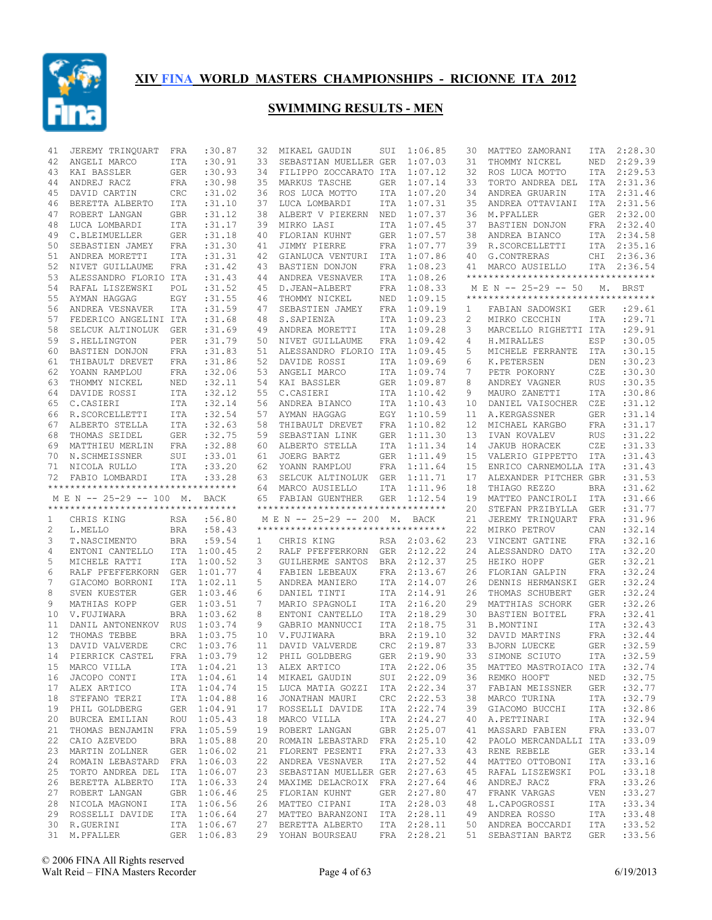# XIV FINA WORLD MASTERS CHAMPIONSHIPS - RICIONNE ITA 2012

## SWIMMING RESULTS - MEN

| Place | Name | Nat | Time |
|---|---|---|---|
| 41 | JEREMY TRINQUART | FRA | :30.87 |
| 42 | ANGELI MARCO | ITA | :30.91 |
| 43 | KAI BASSLER | GER | :30.93 |
| 44 | ANDREJ RACZ | FRA | :30.98 |
| 45 | DAVID CARTIN | CRC | :31.02 |
| 46 | BERETTA ALBERTO | ITA | :31.10 |
| 47 | ROBERT LANGAN | GBR | :31.12 |
| 48 | LUCA LOMBARDI | ITA | :31.17 |
| 49 | C.BLEIMUELLER | GER | :31.18 |
| 50 | SEBASTIEN JAMEY | FRA | :31.30 |
| 51 | ANDREA MORETTI | ITA | :31.31 |
| 52 | NIVET GUILLAUME | FRA | :31.42 |
| 53 | ALESSANDRO FLORIO | ITA | :31.43 |
| 54 | RAFAL LISZEWSKI | POL | :31.52 |
| 55 | AYMAN HAGGAG | EGY | :31.55 |
| 56 | ANDREA VESNAVER | ITA | :31.59 |
| 57 | FEDERICO ANGELINI | ITA | :31.68 |
| 58 | SELCUK ALTINOLUK | GER | :31.69 |
| 59 | S.HELLINGTON | PER | :31.79 |
| 60 | BASTIEN DONJON | FRA | :31.83 |
| 61 | THIBAULT DREVET | FRA | :31.86 |
| 62 | YOANN RAMPLOU | FRA | :32.06 |
| 63 | THOMMY NICKEL | NED | :32.11 |
| 64 | DAVIDE ROSSI | ITA | :32.12 |
| 65 | C.CASIERI | ITA | :32.14 |
| 66 | R.SCORCELLETTI | ITA | :32.54 |
| 67 | ALBERTO STELLA | ITA | :32.63 |
| 68 | THOMAS SEIDEL | GER | :32.75 |
| 69 | MATTHIEU MERLIN | FRA | :32.88 |
| 70 | N.SCHMEISSNER | SUI | :33.01 |
| 71 | NICOLA RULLO | ITA | :33.20 |
| 72 | FABIO LOMBARDI | ITA | :33.28 |

### M E N -- 25-29 -- 100 M. BACK

| Place | Name | Nat | Time |
|---|---|---|---|
| 1 | CHRIS KING | RSA | :56.80 |
| 2 | L.MELLO | BRA | :58.43 |
| 3 | T.NASCIMENTO | BRA | :59.54 |
| 4 | ENTONI CANTELLO | ITA | 1:00.45 |
| 5 | MICHELE RATTI | ITA | 1:00.52 |
| 6 | RALF PFEFFERKORN | GER | 1:01.77 |
| 7 | GIACOMO BORRONI | ITA | 1:02.11 |
| 8 | SVEN KUESTER | GER | 1:03.46 |
| 9 | MATHIAS KOPP | GER | 1:03.51 |
| 10 | V.FUJIWARA | BRA | 1:03.62 |
| 11 | DANIL ANTONENKOV | RUS | 1:03.74 |
| 12 | THOMAS TEBBE | BRA | 1:03.75 |
| 13 | DAVID VALVERDE | CRC | 1:03.76 |
| 14 | PIERRICK CASTEL | FRA | 1:03.79 |
| 15 | MARCO VILLA | ITA | 1:04.21 |
| 16 | JACOPO CONTI | ITA | 1:04.61 |
| 17 | ALEX ARTICO | ITA | 1:04.74 |
| 18 | STEFANO TERZI | ITA | 1:04.88 |
| 19 | PHIL GOLDBERG | GER | 1:04.91 |
| 20 | BURCEA EMILIAN | ROU | 1:05.43 |
| 21 | THOMAS BENJAMIN | FRA | 1:05.59 |
| 22 | CAIO AZEVEDO | BRA | 1:05.88 |
| 23 | MARTIN ZOLLNER | GER | 1:06.02 |
| 24 | ROMAIN LEBASTARD | FRA | 1:06.03 |
| 25 | TORTO ANDREA DEL | ITA | 1:06.07 |
| 26 | BERETTA ALBERTO | ITA | 1:06.33 |
| 27 | ROBERT LANGAN | GBR | 1:06.46 |
| 28 | NICOLA MAGNONI | ITA | 1:06.56 |
| 29 | ROSSELLI DAVIDE | ITA | 1:06.64 |
| 30 | R.GUERINI | ITA | 1:06.67 |
| 31 | M.PFALLER | GER | 1:06.83 |
| 32 | MIKAEL GAUDIN | SUI | 1:06.85 |
| 33 | SEBASTIAN MUELLER | GER | 1:07.03 |
| 34 | FILIPPO ZOCCARATO | ITA | 1:07.12 |
| 35 | MARKUS TASCHE | GER | 1:07.14 |
| 36 | ROS LUCA MOTTO | ITA | 1:07.20 |
| 37 | LUCA LOMBARDI | ITA | 1:07.31 |
| 38 | ALBERT V PIEKERN | NED | 1:07.37 |
| 39 | MIRKO LASI | ITA | 1:07.45 |
| 40 | FLORIAN KUHNT | GER | 1:07.57 |
| 41 | JIMMY PIERRE | FRA | 1:07.77 |
| 42 | GIANLUCA VENTURI | ITA | 1:07.86 |
| 43 | BASTIEN DONJON | FRA | 1:08.23 |
| 44 | ANDREA VESNAVER | ITA | 1:08.26 |
| 45 | D.JEAN-ALBERT | FRA | 1:08.33 |
| 46 | THOMMY NICKEL | NED | 1:09.15 |
| 47 | SEBASTIEN JAMEY | FRA | 1:09.19 |
| 48 | S.SAPIENZA | ITA | 1:09.23 |
| 49 | ANDREA MORETTI | ITA | 1:09.28 |
| 50 | NIVET GUILLAUME | FRA | 1:09.42 |
| 51 | ALESSANDRO FLORIO | ITA | 1:09.45 |
| 52 | DAVIDE ROSSI | ITA | 1:09.69 |
| 53 | ANGELI MARCO | ITA | 1:09.74 |
| 54 | KAI BASSLER | GER | 1:09.87 |
| 55 | C.CASIERI | ITA | 1:10.42 |
| 56 | ANDREA BIANCO | ITA | 1:10.43 |
| 57 | AYMAN HAGGAG | EGY | 1:10.59 |
| 58 | THIBAULT DREVET | FRA | 1:10.82 |
| 59 | SEBASTIAN LINK | GER | 1:11.30 |
| 60 | ALBERTO STELLA | ITA | 1:11.34 |
| 61 | JOERG BARTZ | GER | 1:11.49 |
| 62 | YOANN RAMPLOU | FRA | 1:11.64 |
| 63 | SELCUK ALTINOLUK | GER | 1:11.71 |
| 64 | MARCO AUSIELLO | ITA | 1:11.96 |
| 65 | FABIAN GUENTHER | GER | 1:12.54 |

### M E N -- 25-29 -- 200 M. BACK

| Place | Name | Nat | Time |
|---|---|---|---|
| 1 | CHRIS KING | RSA | 2:03.62 |
| 2 | RALF PFEFFERKORN | GER | 2:12.22 |
| 3 | GUILHERME SANTOS | BRA | 2:12.37 |
| 4 | FABIEN LEBEAUX | FRA | 2:13.67 |
| 5 | ANDREA MANIERO | ITA | 2:14.07 |
| 6 | DANIEL TINTI | ITA | 2:14.91 |
| 7 | MARIO SPAGNOLI | ITA | 2:16.20 |
| 8 | ENTONI CANTELLO | ITA | 2:18.29 |
| 9 | GABRIO MANNUCCI | ITA | 2:18.75 |
| 10 | V.FUJIWARA | BRA | 2:19.10 |
| 11 | DAVID VALVERDE | CRC | 2:19.87 |
| 12 | PHIL GOLDBERG | GER | 2:19.90 |
| 13 | ALEX ARTICO | ITA | 2:22.06 |
| 14 | MIKAEL GAUDIN | SUI | 2:22.09 |
| 15 | LUCA MATIA GOZZI | ITA | 2:22.34 |
| 16 | JONATHAN MAURI | CRC | 2:22.53 |
| 17 | ROSSELLI DAVIDE | ITA | 2:22.74 |
| 18 | MARCO VILLA | ITA | 2:24.27 |
| 19 | ROBERT LANGAN | GBR | 2:25.07 |
| 20 | ROMAIN LEBASTARD | FRA | 2:25.10 |
| 21 | FLORENT PESENTI | FRA | 2:27.33 |
| 22 | ANDREA VESNAVER | ITA | 2:27.52 |
| 23 | SEBASTIAN MUELLER | GER | 2:27.63 |
| 24 | MAXIME DELACROIX | FRA | 2:27.64 |
| 25 | FLORIAN KUHNT | GER | 2:27.80 |
| 26 | MATTEO CIPANI | ITA | 2:28.03 |
| 27 | MATTEO BARANZONI | ITA | 2:28.11 |
| 27 | BERETTA ALBERTO | ITA | 2:28.11 |
| 29 | YOHAN BOURSEAU | FRA | 2:28.21 |
| 30 | MATTEO ZAMORANI | ITA | 2:28.30 |
| 31 | THOMMY NICKEL | NED | 2:29.39 |
| 32 | ROS LUCA MOTTO | ITA | 2:29.53 |
| 33 | TORTO ANDREA DEL | ITA | 2:31.36 |
| 34 | ANDREA GRUARIN | ITA | 2:31.46 |
| 35 | ANDREA OTTAVIANI | ITA | 2:31.56 |
| 36 | M.PFALLER | GER | 2:32.00 |
| 37 | BASTIEN DONJON | FRA | 2:32.40 |
| 38 | ANDREA BIANCO | ITA | 2:34.58 |
| 39 | R.SCORCELLETTI | ITA | 2:35.16 |
| 40 | G.CONTRERAS | CHI | 2:36.36 |
| 41 | MARCO AUSIELLO | ITA | 2:36.54 |

### M E N -- 25-29 -- 50 M. BRST

| Place | Name | Nat | Time |
|---|---|---|---|
| 1 | FABIAN SADOWSKI | GER | :29.61 |
| 2 | MIRKO CECCHIN | ITA | :29.71 |
| 3 | MARCELLO RIGHETTI | ITA | :29.91 |
| 4 | H.MIRALLES | ESP | :30.05 |
| 5 | MICHELE FERRANTE | ITA | :30.15 |
| 6 | K.PETERSEN | DEN | :30.23 |
| 7 | PETR POKORNY | CZE | :30.30 |
| 8 | ANDREY VAGNER | RUS | :30.35 |
| 9 | MAURO ZANETTI | ITA | :30.86 |
| 10 | DANIEL VAISOCHER | CZE | :31.12 |
| 11 | A.KERGASSNER | GER | :31.14 |
| 12 | MICHAEL KARGBO | FRA | :31.17 |
| 13 | IVAN KOVALEV | RUS | :31.22 |
| 14 | JAKUB HORACEK | CZE | :31.33 |
| 15 | VALERIO GIPPETTO | ITA | :31.43 |
| 15 | ENRICO CARNEMOLLA | ITA | :31.43 |
| 17 | ALEXANDER PITCHER | GBR | :31.53 |
| 18 | THIAGO REZZO | BRA | :31.62 |
| 19 | MATTEO PANCIROLI | ITA | :31.66 |
| 20 | STEFAN PRZIBYLLA | GER | :31.77 |
| 21 | JEREMY TRINQUART | FRA | :31.96 |
| 22 | MIRKO PETROV | CAN | :32.14 |
| 23 | VINCENT GATINE | FRA | :32.16 |
| 24 | ALESSANDRO DATO | ITA | :32.20 |
| 25 | HEIKO HOPF | GER | :32.21 |
| 26 | FLORIAN GALPIN | FRA | :32.24 |
| 26 | DENNIS HERMANSKI | GER | :32.24 |
| 26 | THOMAS SCHUBERT | GER | :32.24 |
| 29 | MATTHIAS SCHORK | GER | :32.26 |
| 30 | BASTIEN BOITEL | FRA | :32.41 |
| 31 | B.MONTINI | ITA | :32.43 |
| 32 | DAVID MARTINS | FRA | :32.44 |
| 33 | BJORN LUECKE | GER | :32.59 |
| 33 | SIMONE SCIUTO | ITA | :32.59 |
| 35 | MATTEO MASTROIACO | ITA | :32.74 |
| 36 | REMKO HOOFT | NED | :32.75 |
| 37 | FABIAN MEISSNER | GER | :32.77 |
| 38 | MARCO TURINA | ITA | :32.79 |
| 39 | GIACOMO BUCCHI | ITA | :32.86 |
| 40 | A.PETTINARI | ITA | :32.94 |
| 41 | MASSARD FABIEN | FRA | :33.07 |
| 42 | PAOLO MERCANDALLI | ITA | :33.09 |
| 43 | RENE REBELE | GER | :33.14 |
| 44 | MATTEO OTTOBONI | ITA | :33.16 |
| 45 | RAFAL LISZEWSKI | POL | :33.18 |
| 46 | ANDREJ RACZ | FRA | :33.26 |
| 47 | FRANK VARGAS | VEN | :33.27 |
| 48 | L.CAPOGROSSI | ITA | :33.34 |
| 49 | ANDREA ROSSO | ITA | :33.48 |
| 50 | ANDREA BOCCARDI | ITA | :33.52 |
| 51 | SEBASTIAN BARTZ | GER | :33.56 |

© 2006 FINA All Rights reserved
Walt Reid – FINA Masters Recorder 6/19/2013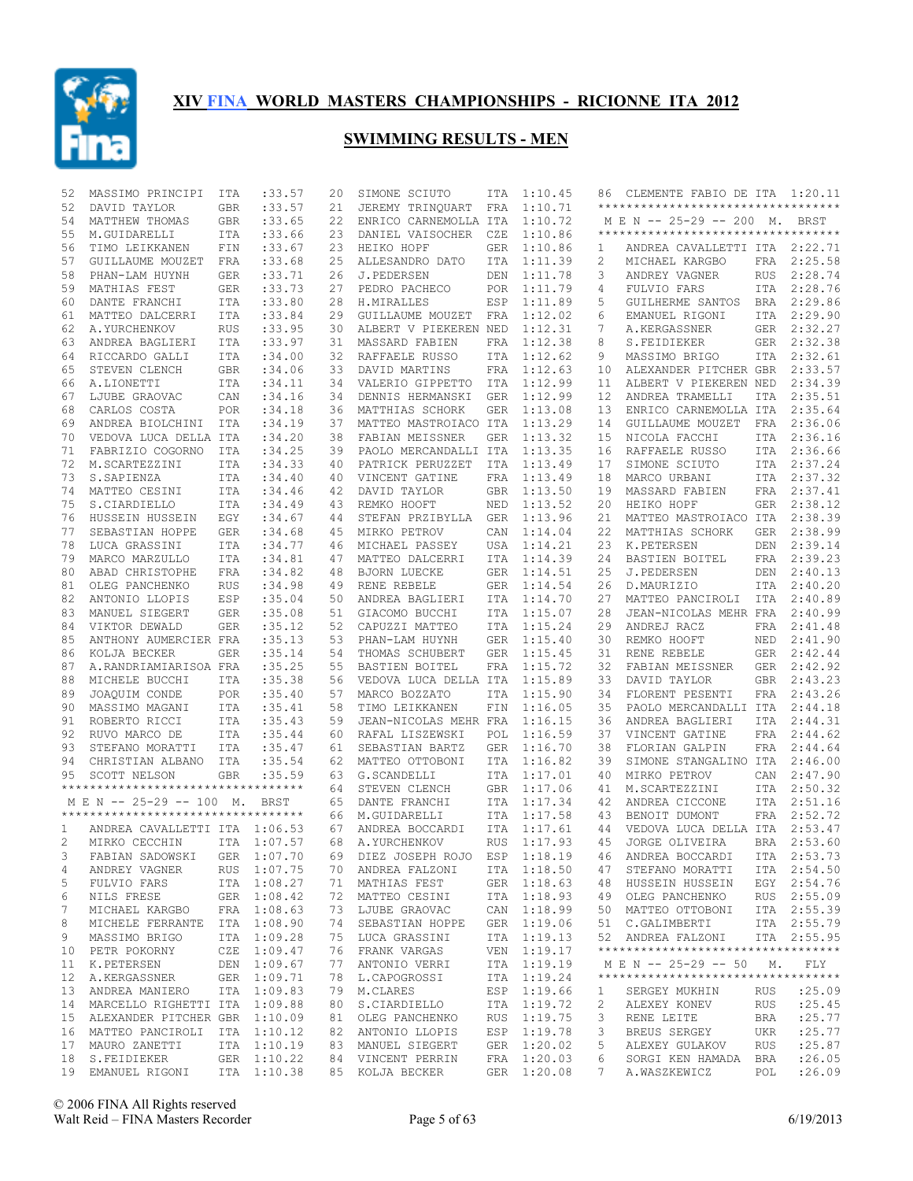# XIV FINA WORLD MASTERS CHAMPIONSHIPS - RICIONNE ITA 2012

## SWIMMING RESULTS - MEN

| Place | Name | Country | Time |
|---|---|---|---|
| 52 | MASSIMO PRINCIPI | ITA | :33.57 |
| 52 | DAVID TAYLOR | GBR | :33.57 |
| 54 | MATTHEW THOMAS | GBR | :33.65 |
| 55 | M.GUIDARELLI | ITA | :33.66 |
| 56 | TIMO LEIKKANEN | FIN | :33.67 |
| 57 | GUILLAUME MOUZET | FRA | :33.68 |
| 58 | PHAN-LAM HUYNH | GER | :33.71 |
| 59 | MATHIAS FEST | GER | :33.73 |
| 60 | DANTE FRANCHI | ITA | :33.80 |
| 61 | MATTEO DALCERRI | ITA | :33.84 |
| 62 | A.YURCHENKOV | RUS | :33.95 |
| 63 | ANDREA BAGLIERI | ITA | :33.97 |
| 64 | RICCARDO GALLI | ITA | :34.00 |
| 65 | STEVEN CLENCH | GBR | :34.06 |
| 66 | A.LIONETTI | ITA | :34.11 |
| 67 | LJUBE GRAOVAC | CAN | :34.16 |
| 68 | CARLOS COSTA | POR | :34.18 |
| 69 | ANDREA BIOLCHINI | ITA | :34.19 |
| 70 | VEDOVA LUCA DELLA | ITA | :34.20 |
| 71 | FABRIZIO COGORNO | ITA | :34.25 |
| 72 | M.SCARTEZZINI | ITA | :34.33 |
| 73 | S.SAPIENZA | ITA | :34.40 |
| 74 | MATTEO CESINI | ITA | :34.46 |
| 75 | S.CIARDIELLO | ITA | :34.49 |
| 76 | HUSSEIN HUSSEIN | EGY | :34.67 |
| 77 | SEBASTIAN HOPPE | GER | :34.68 |
| 78 | LUCA GRASSINI | ITA | :34.77 |
| 79 | MARCO MARZULLO | ITA | :34.81 |
| 80 | ABAD CHRISTOPHE | FRA | :34.82 |
| 81 | OLEG PANCHENKO | RUS | :34.98 |
| 82 | ANTONIO LLOPIS | ESP | :35.04 |
| 83 | MANUEL SIEGERT | GER | :35.08 |
| 84 | VIKTOR DEWALD | GER | :35.12 |
| 85 | ANTHONY AUMERCIER | FRA | :35.13 |
| 86 | KOLJA BECKER | GER | :35.14 |
| 87 | A.RANDRIAMIARISOA | FRA | :35.25 |
| 88 | MICHELE BUCCHI | ITA | :35.38 |
| 89 | JOAQUIM CONDE | POR | :35.40 |
| 90 | MASSIMO MAGANI | ITA | :35.41 |
| 91 | ROBERTO RICCI | ITA | :35.43 |
| 92 | RUVO MARCO DE | ITA | :35.44 |
| 93 | STEFANO MORATTI | ITA | :35.47 |
| 94 | CHRISTIAN ALBANO | ITA | :35.54 |
| 95 | SCOTT NELSON | GBR | :35.59 |

### M E N -- 25-29 -- 100 M. BRST

| Place | Name | Country | Time |
|---|---|---|---|
| 1 | ANDREA CAVALLETTI | ITA | 1:06.53 |
| 2 | MIRKO CECCHIN | ITA | 1:07.57 |
| 3 | FABIAN SADOWSKI | GER | 1:07.70 |
| 4 | ANDREY VAGNER | RUS | 1:07.75 |
| 5 | FULVIO FARS | ITA | 1:08.27 |
| 6 | NILS FRESE | GER | 1:08.42 |
| 7 | MICHAEL KARGBO | FRA | 1:08.63 |
| 8 | MICHELE FERRANTE | ITA | 1:08.90 |
| 9 | MASSIMO BRIGO | ITA | 1:09.28 |
| 10 | PETR POKORNY | CZE | 1:09.47 |
| 11 | K.PETERSEN | DEN | 1:09.67 |
| 12 | A.KERGASSNER | GER | 1:09.71 |
| 13 | ANDREA MANIERO | ITA | 1:09.83 |
| 14 | MARCELLO RIGHETTI | ITA | 1:09.88 |
| 15 | ALEXANDER PITCHER | GBR | 1:10.09 |
| 16 | MATTEO PANCIROLI | ITA | 1:10.12 |
| 17 | MAURO ZANETTI | ITA | 1:10.19 |
| 18 | S.FEIDIEKER | GER | 1:10.22 |
| 19 | EMANUEL RIGONI | ITA | 1:10.38 |
| 20 | SIMONE SCIUTO | ITA | 1:10.45 |
| 21 | JEREMY TRINQUART | FRA | 1:10.71 |
| 22 | ENRICO CARNEMOLLA | ITA | 1:10.72 |
| 23 | DANIEL VAISOCHER | CZE | 1:10.86 |
| 23 | HEIKO HOPF | GER | 1:10.86 |
| 25 | ALLESANDRO DATO | ITA | 1:11.39 |
| 26 | J.PEDERSEN | DEN | 1:11.78 |
| 27 | PEDRO PACHECO | POR | 1:11.79 |
| 28 | H.MIRALLES | ESP | 1:11.89 |
| 29 | GUILLAUME MOUZET | FRA | 1:12.02 |
| 30 | ALBERT V PIEKEREN | NED | 1:12.31 |
| 31 | MASSARD FABIEN | FRA | 1:12.38 |
| 32 | RAFFAELE RUSSO | ITA | 1:12.62 |
| 33 | DAVID MARTINS | FRA | 1:12.63 |
| 34 | VALERIO GIPPETTO | ITA | 1:12.99 |
| 34 | DENNIS HERMANSKI | GER | 1:12.99 |
| 36 | MATTHIAS SCHORK | GER | 1:13.08 |
| 37 | MATTEO MASTROIACO | ITA | 1:13.29 |
| 38 | FABIAN MEISSNER | GER | 1:13.32 |
| 39 | PAOLO MERCANDALLI | ITA | 1:13.35 |
| 40 | PATRICK PERUZZET | ITA | 1:13.49 |
| 40 | VINCENT GATINE | FRA | 1:13.49 |
| 42 | DAVID TAYLOR | GBR | 1:13.50 |
| 43 | REMKO HOOFT | NED | 1:13.52 |
| 44 | STEFAN PRZIBYLLA | GER | 1:13.96 |
| 45 | MIRKO PETROV | CAN | 1:14.04 |
| 46 | MICHAEL PASSEY | USA | 1:14.21 |
| 47 | MATTEO DALCERRI | ITA | 1:14.39 |
| 48 | BJORN LUECKE | GER | 1:14.51 |
| 49 | RENE REBELE | GER | 1:14.54 |
| 50 | ANDREA BAGLIERI | ITA | 1:14.70 |
| 51 | GIACOMO BUCCHI | ITA | 1:15.07 |
| 52 | CAPUZZI MATTEO | ITA | 1:15.24 |
| 53 | PHAN-LAM HUYNH | GER | 1:15.40 |
| 54 | THOMAS SCHUBERT | GER | 1:15.45 |
| 55 | BASTIEN BOITEL | FRA | 1:15.72 |
| 56 | VEDOVA LUCA DELLA | ITA | 1:15.89 |
| 57 | MARCO BOZZATO | ITA | 1:15.90 |
| 58 | TIMO LEIKKANEN | FIN | 1:16.05 |
| 59 | JEAN-NICOLAS MEHR | FRA | 1:16.15 |
| 60 | RAFAL LISZEWSKI | POL | 1:16.59 |
| 61 | SEBASTIAN BARTZ | GER | 1:16.70 |
| 62 | MATTEO OTTOBONI | ITA | 1:16.82 |
| 63 | G.SCANDELLI | ITA | 1:17.01 |
| 64 | STEVEN CLENCH | GBR | 1:17.06 |
| 65 | DANTE FRANCHI | ITA | 1:17.34 |
| 66 | M.GUIDARELLI | ITA | 1:17.58 |
| 67 | ANDREA BOCCARDI | ITA | 1:17.61 |
| 68 | A.YURCHENKOV | RUS | 1:17.93 |
| 69 | DIEZ JOSEPH ROJO | ESP | 1:18.19 |
| 70 | ANDREA FALZONI | ITA | 1:18.50 |
| 71 | MATHIAS FEST | GER | 1:18.63 |
| 72 | MATTEO CESINI | ITA | 1:18.93 |
| 73 | LJUBE GRAOVAC | CAN | 1:18.99 |
| 74 | SEBASTIAN HOPPE | GER | 1:19.06 |
| 75 | LUCA GRASSINI | ITA | 1:19.13 |
| 76 | FRANK VARGAS | VEN | 1:19.17 |
| 77 | ANTONIO VERRI | ITA | 1:19.19 |
| 78 | L.CAPOGROSSI | ITA | 1:19.24 |
| 79 | M.CLARES | ESP | 1:19.66 |
| 80 | S.CIARDIELLO | ITA | 1:19.72 |
| 81 | OLEG PANCHENKO | RUS | 1:19.75 |
| 82 | ANTONIO LLOPIS | ESP | 1:19.78 |
| 83 | MANUEL SIEGERT | GER | 1:20.02 |
| 84 | VINCENT PERRIN | FRA | 1:20.03 |
| 85 | KOLJA BECKER | GER | 1:20.08 |
| 86 | CLEMENTE FABIO DE | ITA | 1:20.11 |

### M E N -- 25-29 -- 200 M. BRST

| Place | Name | Country | Time |
|---|---|---|---|
| 1 | ANDREA CAVALLETTI | ITA | 2:22.71 |
| 2 | MICHAEL KARGBO | FRA | 2:25.58 |
| 3 | ANDREY VAGNER | RUS | 2:28.74 |
| 4 | FULVIO FARS | ITA | 2:28.76 |
| 5 | GUILHERME SANTOS | BRA | 2:29.86 |
| 6 | EMANUEL RIGONI | ITA | 2:29.90 |
| 7 | A.KERGASSNER | GER | 2:32.27 |
| 8 | S.FEIDIEKER | GER | 2:32.38 |
| 9 | MASSIMO BRIGO | ITA | 2:32.61 |
| 10 | ALEXANDER PITCHER | GBR | 2:33.57 |
| 11 | ALBERT V PIEKEREN | NED | 2:34.39 |
| 12 | ANDREA TRAMELLI | ITA | 2:35.51 |
| 13 | ENRICO CARNEMOLLA | ITA | 2:35.64 |
| 14 | GUILLAUME MOUZET | FRA | 2:36.06 |
| 15 | NICOLA FACCHI | ITA | 2:36.16 |
| 16 | RAFFAELE RUSSO | ITA | 2:36.66 |
| 17 | SIMONE SCIUTO | ITA | 2:37.24 |
| 18 | MARCO URBANI | ITA | 2:37.32 |
| 19 | MASSARD FABIEN | FRA | 2:37.41 |
| 20 | HEIKO HOPF | GER | 2:38.12 |
| 21 | MATTEO MASTROIACO | ITA | 2:38.39 |
| 22 | MATTHIAS SCHORK | GER | 2:38.99 |
| 23 | K.PETERSEN | DEN | 2:39.14 |
| 24 | BASTIEN BOITEL | FRA | 2:39.23 |
| 25 | J.PEDERSEN | DEN | 2:40.13 |
| 26 | D.MAURIZIO | ITA | 2:40.20 |
| 27 | MATTEO PANCIROLI | ITA | 2:40.89 |
| 28 | JEAN-NICOLAS MEHR | FRA | 2:40.99 |
| 29 | ANDREJ RACZ | FRA | 2:41.48 |
| 30 | REMKO HOOFT | NED | 2:41.90 |
| 31 | RENE REBELE | GER | 2:42.44 |
| 32 | FABIAN MEISSNER | GER | 2:42.92 |
| 33 | DAVID TAYLOR | GBR | 2:43.23 |
| 34 | FLORENT PESENTI | FRA | 2:43.26 |
| 35 | PAOLO MERCANDALLI | ITA | 2:44.18 |
| 36 | ANDREA BAGLIERI | ITA | 2:44.31 |
| 37 | VINCENT GATINE | FRA | 2:44.62 |
| 38 | FLORIAN GALPIN | FRA | 2:44.64 |
| 39 | SIMONE STANGALINO | ITA | 2:46.00 |
| 40 | MIRKO PETROV | CAN | 2:47.90 |
| 41 | M.SCARTEZZINI | ITA | 2:50.32 |
| 42 | ANDREA CICCONE | ITA | 2:51.16 |
| 43 | BENOIT DUMONT | FRA | 2:52.72 |
| 44 | VEDOVA LUCA DELLA | ITA | 2:53.47 |
| 45 | JORGE OLIVEIRA | BRA | 2:53.60 |
| 46 | ANDREA BOCCARDI | ITA | 2:53.73 |
| 47 | STEFANO MORATTI | ITA | 2:54.50 |
| 48 | HUSSEIN HUSSEIN | EGY | 2:54.76 |
| 49 | OLEG PANCHENKO | RUS | 2:55.09 |
| 50 | MATTEO OTTOBONI | ITA | 2:55.39 |
| 51 | C.GALIMBERTI | ITA | 2:55.79 |
| 52 | ANDREA FALZONI | ITA | 2:55.95 |

### M E N -- 25-29 -- 50 M. FLY

| Place | Name | Country | Time |
|---|---|---|---|
| 1 | SERGEY MUKHIN | RUS | :25.09 |
| 2 | ALEXEY KONEV | RUS | :25.45 |
| 3 | RENE LEITE | BRA | :25.77 |
| 3 | BREUS SERGEY | UKR | :25.77 |
| 5 | ALEXEY GULAKOV | RUS | :25.87 |
| 6 | SORGI KEN HAMADA | BRA | :26.05 |
| 7 | A.WASZKEWICZ | POL | :26.09 |

© 2006 FINA All Rights reserved
Walt Reid – FINA Masters Recorder

6/19/2013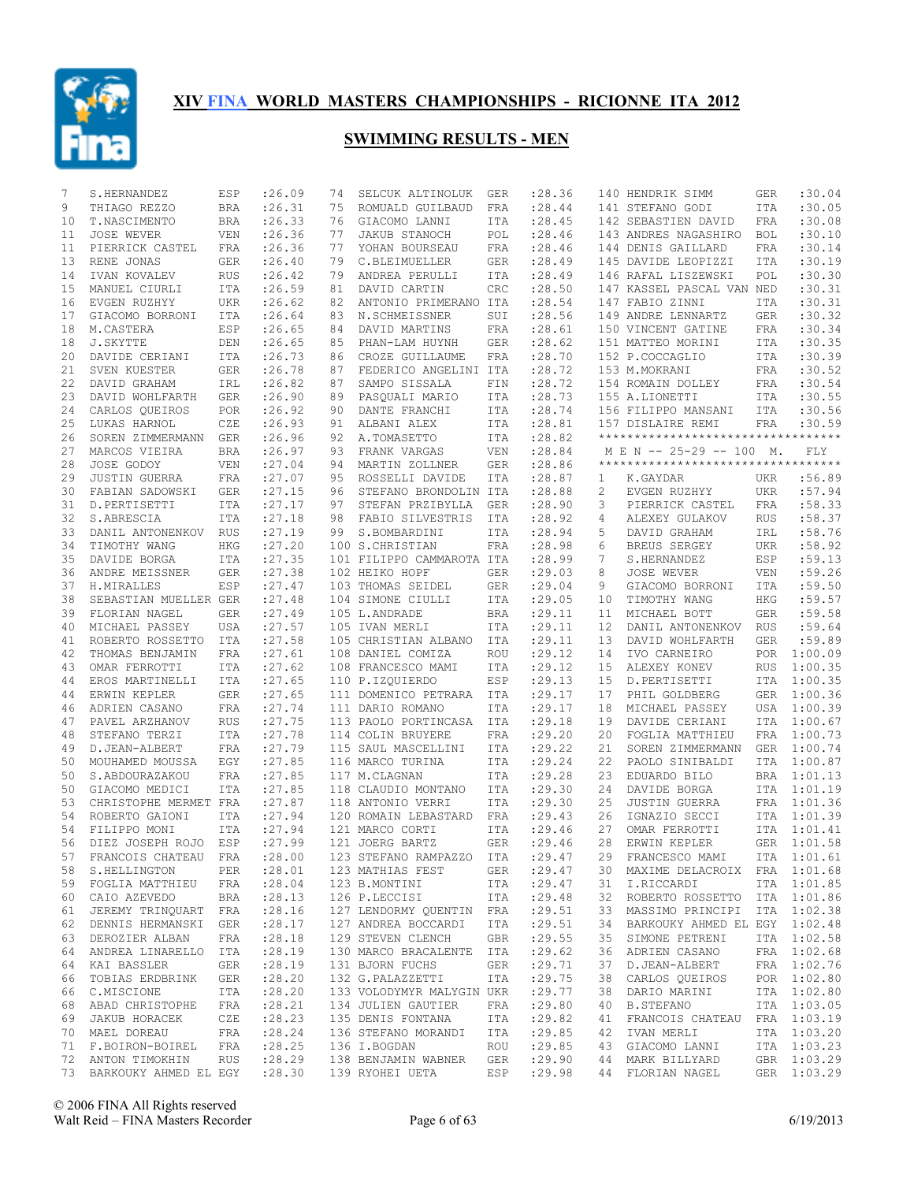# XIV FINA WORLD MASTERS CHAMPIONSHIPS - RICIONNE ITA 2012

## SWIMMING RESULTS - MEN

| Place | Name | Country | Time |
|---|---|---|---|
| 7 | S.HERNANDEZ | ESP | :26.09 |
| 9 | THIAGO REZZO | BRA | :26.31 |
| 10 | T.NASCIMENTO | BRA | :26.33 |
| 11 | JOSE WEVER | VEN | :26.36 |
| 11 | PIERRICK CASTEL | FRA | :26.36 |
| 13 | RENE JONAS | GER | :26.40 |
| 14 | IVAN KOVALEV | RUS | :26.42 |
| 15 | MANUEL CIURLI | ITA | :26.59 |
| 16 | EVGEN RUZHYY | UKR | :26.62 |
| 17 | GIACOMO BORRONI | ITA | :26.64 |
| 18 | M.CASTERA | ESP | :26.65 |
| 18 | J.SKYTTE | DEN | :26.65 |
| 20 | DAVIDE CERIANI | ITA | :26.73 |
| 21 | SVEN KUESTER | GER | :26.78 |
| 22 | DAVID GRAHAM | IRL | :26.82 |
| 23 | DAVID WOHLFARTH | GER | :26.90 |
| 24 | CARLOS QUEIROS | POR | :26.92 |
| 25 | LUKAS HARNOL | CZE | :26.93 |
| 26 | SOREN ZIMMERMANN | GER | :26.96 |
| 27 | MARCOS VIEIRA | BRA | :26.97 |
| 28 | JOSE GODOY | VEN | :27.04 |
| 29 | JUSTIN GUERRA | FRA | :27.07 |
| 30 | FABIAN SADOWSKI | GER | :27.15 |
| 31 | D.PERTISETTI | ITA | :27.17 |
| 32 | S.ABRESCIA | ITA | :27.18 |
| 33 | DANIL ANTONENKOV | RUS | :27.19 |
| 34 | TIMOTHY WANG | HKG | :27.20 |
| 35 | DAVIDE BORGA | ITA | :27.35 |
| 36 | ANDRE MEISSNER | GER | :27.38 |
| 37 | H.MIRALLES | ESP | :27.47 |
| 38 | SEBASTIAN MUELLER | GER | :27.48 |
| 39 | FLORIAN NAGEL | GER | :27.49 |
| 40 | MICHAEL PASSEY | USA | :27.57 |
| 41 | ROBERTO ROSSETTO | ITA | :27.58 |
| 42 | THOMAS BENJAMIN | FRA | :27.61 |
| 43 | OMAR FERROTTI | ITA | :27.62 |
| 44 | EROS MARTINELLI | ITA | :27.65 |
| 44 | ERWIN KEPLER | GER | :27.65 |
| 46 | ADRIEN CASANO | FRA | :27.74 |
| 47 | PAVEL ARZHANOV | RUS | :27.75 |
| 48 | STEFANO TERZI | ITA | :27.78 |
| 49 | D.JEAN-ALBERT | FRA | :27.79 |
| 50 | MOUHAMED MOUSSA | EGY | :27.85 |
| 50 | S.ABDOURAZAKOU | FRA | :27.85 |
| 50 | GIACOMO MEDICI | ITA | :27.85 |
| 53 | CHRISTOPHE MERMET | FRA | :27.87 |
| 54 | ROBERTO GAIONI | ITA | :27.94 |
| 54 | FILIPPO MONI | ITA | :27.94 |
| 56 | DIEZ JOSEPH ROJO | ESP | :27.99 |
| 57 | FRANCOIS CHATEAU | FRA | :28.00 |
| 58 | S.HELLINGTON | PER | :28.01 |
| 59 | FOGLIA MATTHIEU | FRA | :28.04 |
| 60 | CAIO AZEVEDO | BRA | :28.13 |
| 61 | JEREMY TRINQUART | FRA | :28.16 |
| 62 | DENNIS HERMANSKI | GER | :28.17 |
| 63 | DEROZIER ALBAN | FRA | :28.18 |
| 64 | ANDREA LINARELLO | ITA | :28.19 |
| 64 | KAI BASSLER | GER | :28.19 |
| 66 | TOBIAS ERDBRINK | GER | :28.20 |
| 66 | C.MISCIONE | ITA | :28.20 |
| 68 | ABAD CHRISTOPHE | FRA | :28.21 |
| 69 | JAKUB HORACEK | CZE | :28.23 |
| 70 | MAEL DOREAU | FRA | :28.24 |
| 71 | F.BOIRON-BOIREL | FRA | :28.25 |
| 72 | ANTON TIMOKHIN | RUS | :28.29 |
| 73 | BARKOUKY AHMED EL | EGY | :28.30 |
| 74 | SELCUK ALTINOLUK | GER | :28.36 |
| 75 | ROMUALD GUILBAUD | FRA | :28.44 |
| 76 | GIACOMO LANNI | ITA | :28.45 |
| 77 | JAKUB STANOCH | POL | :28.46 |
| 77 | YOHAN BOURSEAU | FRA | :28.46 |
| 79 | C.BLEIMUELLER | GER | :28.49 |
| 79 | ANDREA PERULLI | ITA | :28.49 |
| 81 | DAVID CARTIN | CRC | :28.50 |
| 82 | ANTONIO PRIMERANO | ITA | :28.54 |
| 83 | N.SCHMEISSNER | SUI | :28.56 |
| 84 | DAVID MARTINS | FRA | :28.61 |
| 85 | PHAN-LAM HUYNH | GER | :28.62 |
| 86 | CROZE GUILLAUME | FRA | :28.70 |
| 87 | FEDERICO ANGELINI | ITA | :28.72 |
| 87 | SAMPO SISSALA | FIN | :28.72 |
| 89 | PASQUALI MARIO | ITA | :28.73 |
| 90 | DANTE FRANCHI | ITA | :28.74 |
| 91 | ALBANI ALEX | ITA | :28.81 |
| 92 | A.TOMASETTO | ITA | :28.82 |
| 93 | FRANK VARGAS | VEN | :28.84 |
| 94 | MARTIN ZOLLNER | GER | :28.86 |
| 95 | ROSSELLI DAVIDE | ITA | :28.87 |
| 96 | STEFANO BRONDOLIN | ITA | :28.88 |
| 97 | STEFAN PRZIBYLLA | GER | :28.90 |
| 98 | FABIO SILVESTRIS | ITA | :28.92 |
| 99 | S.BOMBARDINI | ITA | :28.94 |
| 100 | S.CHRISTIAN | FRA | :28.98 |
| 101 | FILIPPO CAMMAROTA | ITA | :28.99 |
| 102 | HEIKO HOPF | GER | :29.03 |
| 103 | THOMAS SEIDEL | GER | :29.04 |
| 104 | SIMONE CIULLI | ITA | :29.05 |
| 105 | L.ANDRADE | BRA | :29.11 |
| 105 | IVAN MERLI | ITA | :29.11 |
| 105 | CHRISTIAN ALBANO | ITA | :29.11 |
| 108 | DANIEL COMIZA | ROU | :29.12 |
| 108 | FRANCESCO MAMI | ITA | :29.12 |
| 110 | P.IZQUIERDO | ESP | :29.13 |
| 111 | DOMENICO PETRARA | ITA | :29.17 |
| 111 | DARIO ROMANO | ITA | :29.17 |
| 113 | PAOLO PORTINCASA | ITA | :29.18 |
| 114 | COLIN BRUYERE | FRA | :29.20 |
| 115 | SAUL MASCELLINI | ITA | :29.22 |
| 116 | MARCO TURINA | ITA | :29.24 |
| 117 | M.CLAGNAN | ITA | :29.28 |
| 118 | CLAUDIO MONTANO | ITA | :29.30 |
| 118 | ANTONIO VERRI | ITA | :29.30 |
| 120 | ROMAIN LEBASTARD | FRA | :29.43 |
| 121 | MARCO CORTI | ITA | :29.46 |
| 121 | JOERG BARTZ | GER | :29.46 |
| 123 | STEFANO RAMPAZZO | ITA | :29.47 |
| 123 | MATHIAS FEST | GER | :29.47 |
| 123 | B.MONTINI | ITA | :29.47 |
| 126 | P.LECCISI | ITA | :29.48 |
| 127 | LENDORMY QUENTIN | FRA | :29.51 |
| 127 | ANDREA BOCCARDI | ITA | :29.51 |
| 129 | STEVEN CLENCH | GBR | :29.55 |
| 130 | MARCO BRACALENTE | ITA | :29.62 |
| 131 | BJORN FUCHS | GER | :29.71 |
| 132 | G.PALAZZETTI | ITA | :29.75 |
| 133 | VOLODYMYR MALYGIN | UKR | :29.77 |
| 134 | JULIEN GAUTIER | FRA | :29.80 |
| 135 | DENIS FONTANA | ITA | :29.82 |
| 136 | STEFANO MORANDI | ITA | :29.85 |
| 136 | I.BOGDAN | ROU | :29.85 |
| 138 | BENJAMIN WABNER | GER | :29.90 |
| 139 | RYOHEI UETA | ESP | :29.98 |
| 140 | HENDRIK SIMM | GER | :30.04 |
| 141 | STEFANO GODI | ITA | :30.05 |
| 142 | SEBASTIEN DAVID | FRA | :30.08 |
| 143 | ANDRES NAGASHIRO | BOL | :30.10 |
| 144 | DENIS GAILLARD | FRA | :30.14 |
| 145 | DAVIDE LEOPIZZI | ITA | :30.19 |
| 146 | RAFAL LISZEWSKI | POL | :30.30 |
| 147 | KASSEL PASCAL VAN | NED | :30.31 |
| 147 | FABIO ZINNI | ITA | :30.31 |
| 149 | ANDRE LENNARTZ | GER | :30.32 |
| 150 | VINCENT GATINE | FRA | :30.34 |
| 151 | MATTEO MORINI | ITA | :30.35 |
| 152 | P.COCCAGLIO | ITA | :30.39 |
| 153 | M.MOKRANI | FRA | :30.52 |
| 154 | ROMAIN DOLLEY | FRA | :30.54 |
| 155 | A.LIONETTI | ITA | :30.55 |
| 156 | FILIPPO MANSANI | ITA | :30.56 |
| 157 | DISLAIRE REMI | FRA | :30.59 |

**********************************
M E N -- 25-29 -- 100 M. FLY
**********************************

| Place | Name | Country | Time |
|---|---|---|---|
| 1 | K.GAYDAR | UKR | :56.89 |
| 2 | EVGEN RUZHYY | UKR | :57.94 |
| 3 | PIERRICK CASTEL | FRA | :58.33 |
| 4 | ALEXEY GULAKOV | RUS | :58.37 |
| 5 | DAVID GRAHAM | IRL | :58.76 |
| 6 | BREUS SERGEY | UKR | :58.92 |
| 7 | S.HERNANDEZ | ESP | :59.13 |
| 8 | JOSE WEVER | VEN | :59.26 |
| 9 | GIACOMO BORRONI | ITA | :59.50 |
| 10 | TIMOTHY WANG | HKG | :59.57 |
| 11 | MICHAEL BOTT | GER | :59.58 |
| 12 | DANIL ANTONENKOV | RUS | :59.64 |
| 13 | DAVID WOHLFARTH | GER | :59.89 |
| 14 | IVO CARNEIRO | POR | 1:00.09 |
| 15 | ALEXEY KONEV | RUS | 1:00.35 |
| 15 | D.PERTISETTI | ITA | 1:00.35 |
| 17 | PHIL GOLDBERG | GER | 1:00.36 |
| 18 | MICHAEL PASSEY | USA | 1:00.39 |
| 19 | DAVIDE CERIANI | ITA | 1:00.67 |
| 20 | FOGLIA MATTHIEU | FRA | 1:00.73 |
| 21 | SOREN ZIMMERMANN | GER | 1:00.74 |
| 22 | PAOLO SINIBALDI | ITA | 1:00.87 |
| 23 | EDUARDO BILO | BRA | 1:01.13 |
| 24 | DAVIDE BORGA | ITA | 1:01.19 |
| 25 | JUSTIN GUERRA | FRA | 1:01.36 |
| 26 | IGNAZIO SECCI | ITA | 1:01.39 |
| 27 | OMAR FERROTTI | ITA | 1:01.41 |
| 28 | ERWIN KEPLER | GER | 1:01.58 |
| 29 | FRANCESCO MAMI | ITA | 1:01.61 |
| 30 | MAXIME DELACROIX | FRA | 1:01.68 |
| 31 | I.RICCARDI | ITA | 1:01.85 |
| 32 | ROBERTO ROSSETTO | ITA | 1:01.86 |
| 33 | MASSIMO PRINCIPI | ITA | 1:02.38 |
| 34 | BARKOUKY AHMED EL | EGY | 1:02.48 |
| 35 | SIMONE PETRENI | ITA | 1:02.58 |
| 36 | ADRIEN CASANO | FRA | 1:02.68 |
| 37 | D.JEAN-ALBERT | FRA | 1:02.76 |
| 38 | CARLOS QUEIROS | POR | 1:02.80 |
| 38 | DARIO MARINI | ITA | 1:02.80 |
| 40 | B.STEFANO | ITA | 1:03.05 |
| 41 | FRANCOIS CHATEAU | FRA | 1:03.19 |
| 42 | IVAN MERLI | ITA | 1:03.20 |
| 43 | GIACOMO LANNI | ITA | 1:03.23 |
| 44 | MARK BILLYARD | GBR | 1:03.29 |
| 44 | FLORIAN NAGEL | GER | 1:03.29 |

© 2006 FINA All Rights reserved
Walt Reid – FINA Masters Recorder    6/19/2013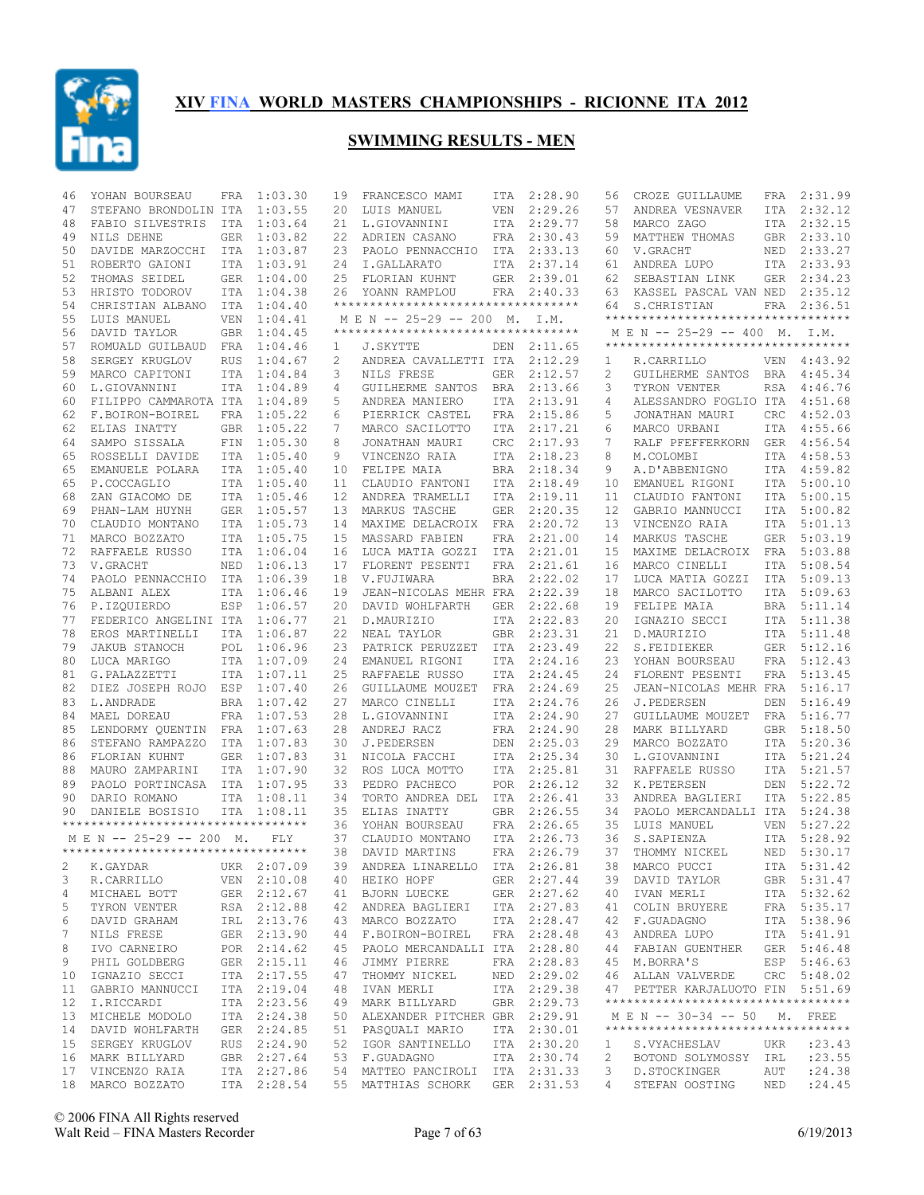# XIV FINA WORLD MASTERS CHAMPIONSHIPS - RICIONNE ITA 2012

## SWIMMING RESULTS - MEN

| Place | Name | Nat | Time |
|---|---|---|---|
| 46 | YOHAN BOURSEAU | FRA | 1:03.30 |
| 47 | STEFANO BRONDOLIN | ITA | 1:03.55 |
| 48 | FABIO SILVESTRIS | ITA | 1:03.64 |
| 49 | NILS DEHNE | GER | 1:03.82 |
| 50 | DAVIDE MARZOCCHI | ITA | 1:03.87 |
| 51 | ROBERTO GAIONI | ITA | 1:03.91 |
| 52 | THOMAS SEIDEL | GER | 1:04.00 |
| 53 | HRISTO TODOROV | ITA | 1:04.38 |
| 54 | CHRISTIAN ALBANO | ITA | 1:04.40 |
| 55 | LUIS MANUEL | VEN | 1:04.41 |
| 56 | DAVID TAYLOR | GBR | 1:04.45 |
| 57 | ROMUALD GUILBAUD | FRA | 1:04.46 |
| 58 | SERGEY KRUGLOV | RUS | 1:04.67 |
| 59 | MARCO CAPITONI | ITA | 1:04.84 |
| 60 | L.GIOVANNINI | ITA | 1:04.89 |
| 60 | FILIPPO CAMMAROTA | ITA | 1:04.89 |
| 62 | F.BOIRON-BOIREL | FRA | 1:05.22 |
| 62 | ELIAS INATTY | GBR | 1:05.22 |
| 64 | SAMPO SISSALA | FIN | 1:05.30 |
| 65 | ROSSELLI DAVIDE | ITA | 1:05.40 |
| 65 | EMANUELE POLARA | ITA | 1:05.40 |
| 65 | P.COCCAGLIO | ITA | 1:05.40 |
| 68 | ZAN GIACOMO DE | ITA | 1:05.46 |
| 69 | PHAN-LAM HUYNH | GER | 1:05.57 |
| 70 | CLAUDIO MONTANO | ITA | 1:05.73 |
| 71 | MARCO BOZZATO | ITA | 1:05.75 |
| 72 | RAFFAELE RUSSO | ITA | 1:06.04 |
| 73 | V.GRACHT | NED | 1:06.13 |
| 74 | PAOLO PENNACCHIO | ITA | 1:06.39 |
| 75 | ALBANI ALEX | ITA | 1:06.46 |
| 76 | P.IZQUIERDO | ESP | 1:06.57 |
| 77 | FEDERICO ANGELINI | ITA | 1:06.77 |
| 78 | EROS MARTINELLI | ITA | 1:06.87 |
| 79 | JAKUB STANOCH | POL | 1:06.96 |
| 80 | LUCA MARIGO | ITA | 1:07.09 |
| 81 | G.PALAZZETTI | ITA | 1:07.11 |
| 82 | DIEZ JOSEPH ROJO | ESP | 1:07.40 |
| 83 | L.ANDRADE | BRA | 1:07.42 |
| 84 | MAEL DOREAU | FRA | 1:07.53 |
| 85 | LENDORMY QUENTIN | FRA | 1:07.63 |
| 86 | STEFANO RAMPAZZO | ITA | 1:07.83 |
| 86 | FLORIAN KUHNT | GER | 1:07.83 |
| 88 | MAURO ZAMPARINI | ITA | 1:07.90 |
| 89 | PAOLO PORTINCASA | ITA | 1:07.95 |
| 90 | DARIO ROMANO | ITA | 1:08.11 |
| 90 | DANIELE BOSISIO | ITA | 1:08.11 |

### M E N -- 25-29 -- 200 M. FLY

| Place | Name | Nat | Time |
|---|---|---|---|
| 2 | K.GAYDAR | UKR | 2:07.09 |
| 3 | R.CARRILLO | VEN | 2:10.08 |
| 4 | MICHAEL BOTT | GER | 2:12.67 |
| 5 | TYRON VENTER | RSA | 2:12.88 |
| 6 | DAVID GRAHAM | IRL | 2:13.76 |
| 7 | NILS FRESE | GER | 2:13.90 |
| 8 | IVO CARNEIRO | POR | 2:14.62 |
| 9 | PHIL GOLDBERG | GER | 2:15.11 |
| 10 | IGNAZIO SECCI | ITA | 2:17.55 |
| 11 | GABRIO MANNUCCI | ITA | 2:19.04 |
| 12 | I.RICCARDI | ITA | 2:23.56 |
| 13 | MICHELE MODOLO | ITA | 2:24.38 |
| 14 | DAVID WOHLFARTH | GER | 2:24.85 |
| 15 | SERGEY KRUGLOV | RUS | 2:24.90 |
| 16 | MARK BILLYARD | GBR | 2:27.64 |
| 17 | VINCENZO RAIA | ITA | 2:27.86 |
| 18 | MARCO BOZZATO | ITA | 2:28.54 |
| 19 | FRANCESCO MAMI | ITA | 2:28.90 |
| 20 | LUIS MANUEL | VEN | 2:29.26 |
| 21 | L.GIOVANNINI | ITA | 2:29.77 |
| 22 | ADRIEN CASANO | FRA | 2:30.43 |
| 23 | PAOLO PENNACCHIO | ITA | 2:33.13 |
| 24 | I.GALLARATO | ITA | 2:37.14 |
| 25 | FLORIAN KUHNT | GER | 2:39.01 |
| 26 | YOANN RAMPLOU | FRA | 2:40.33 |

### M E N -- 25-29 -- 200 M. I.M.

| Place | Name | Nat | Time |
|---|---|---|---|
| 1 | J.SKYTTE | DEN | 2:11.65 |
| 2 | ANDREA CAVALLETTI | ITA | 2:12.29 |
| 3 | NILS FRESE | GER | 2:12.57 |
| 4 | GUILHERME SANTOS | BRA | 2:13.66 |
| 5 | ANDREA MANIERO | ITA | 2:13.91 |
| 6 | PIERRICK CASTEL | FRA | 2:15.86 |
| 7 | MARCO SACILOTTO | ITA | 2:17.21 |
| 8 | JONATHAN MAURI | CRC | 2:17.93 |
| 9 | VINCENZO RAIA | ITA | 2:18.23 |
| 10 | FELIPE MAIA | BRA | 2:18.34 |
| 11 | CLAUDIO FANTONI | ITA | 2:18.49 |
| 12 | ANDREA TRAMELLI | ITA | 2:19.11 |
| 13 | MARKUS TASCHE | GER | 2:20.35 |
| 14 | MAXIME DELACROIX | FRA | 2:20.72 |
| 15 | MASSARD FABIEN | FRA | 2:21.00 |
| 16 | LUCA MATIA GOZZI | ITA | 2:21.01 |
| 17 | FLORENT PESENTI | FRA | 2:21.61 |
| 18 | V.FUJIWARA | BRA | 2:22.02 |
| 19 | JEAN-NICOLAS MEHR | FRA | 2:22.39 |
| 20 | DAVID WOHLFARTH | GER | 2:22.68 |
| 21 | D.MAURIZIO | ITA | 2:22.83 |
| 22 | NEAL TAYLOR | GBR | 2:23.31 |
| 23 | PATRICK PERUZZET | ITA | 2:23.49 |
| 24 | EMANUEL RIGONI | ITA | 2:24.16 |
| 25 | RAFFAELE RUSSO | ITA | 2:24.45 |
| 26 | GUILLAUME MOUZET | FRA | 2:24.69 |
| 27 | MARCO CINELLI | ITA | 2:24.76 |
| 28 | L.GIOVANNINI | ITA | 2:24.90 |
| 28 | ANDREJ RACZ | FRA | 2:24.90 |
| 30 | J.PEDERSEN | DEN | 2:25.03 |
| 31 | NICOLA FACCHI | ITA | 2:25.34 |
| 32 | ROS LUCA MOTTO | ITA | 2:25.81 |
| 33 | PEDRO PACHECO | POR | 2:26.12 |
| 34 | TORTO ANDREA DEL | ITA | 2:26.41 |
| 35 | ELIAS INATTY | GBR | 2:26.55 |
| 36 | YOHAN BOURSEAU | FRA | 2:26.65 |
| 37 | CLAUDIO MONTANO | ITA | 2:26.73 |
| 38 | DAVID MARTINS | FRA | 2:26.79 |
| 39 | ANDREA LINARELLO | ITA | 2:26.81 |
| 40 | HEIKO HOPF | GER | 2:27.44 |
| 41 | BJORN LUECKE | GER | 2:27.62 |
| 42 | ANDREA BAGLIERI | ITA | 2:27.83 |
| 43 | MARCO BOZZATO | ITA | 2:28.47 |
| 44 | F.BOIRON-BOIREL | FRA | 2:28.48 |
| 45 | PAOLO MERCANDALLI | ITA | 2:28.80 |
| 46 | JIMMY PIERRE | FRA | 2:28.83 |
| 47 | THOMMY NICKEL | NED | 2:29.02 |
| 48 | IVAN MERLI | ITA | 2:29.38 |
| 49 | MARK BILLYARD | GBR | 2:29.73 |
| 50 | ALEXANDER PITCHER | GBR | 2:29.91 |
| 51 | PASQUALI MARIO | ITA | 2:30.01 |
| 52 | IGOR SANTINELLO | ITA | 2:30.20 |
| 53 | F.GUADAGNO | ITA | 2:30.74 |
| 54 | MATTEO PANCIROLI | ITA | 2:31.33 |
| 55 | MATTHIAS SCHORK | GER | 2:31.53 |
| 56 | CROZE GUILLAUME | FRA | 2:31.99 |
| 57 | ANDREA VESNAVER | ITA | 2:32.12 |
| 58 | MARCO ZAGO | ITA | 2:32.15 |
| 59 | MATTHEW THOMAS | GBR | 2:33.10 |
| 60 | V.GRACHT | NED | 2:33.27 |
| 61 | ANDREA LUPO | ITA | 2:33.93 |
| 62 | SEBASTIAN LINK | GER | 2:34.23 |
| 63 | KASSEL PASCAL VAN | NED | 2:35.12 |
| 64 | S.CHRISTIAN | FRA | 2:36.51 |

### M E N -- 25-29 -- 400 M. I.M.

| Place | Name | Nat | Time |
|---|---|---|---|
| 1 | R.CARRILLO | VEN | 4:43.92 |
| 2 | GUILHERME SANTOS | BRA | 4:45.34 |
| 3 | TYRON VENTER | RSA | 4:46.76 |
| 4 | ALESSANDRO FOGLIO | ITA | 4:51.68 |
| 5 | JONATHAN MAURI | CRC | 4:52.03 |
| 6 | MARCO URBANI | ITA | 4:55.66 |
| 7 | RALF PFEFFERKORN | GER | 4:56.54 |
| 8 | M.COLOMBI | ITA | 4:58.53 |
| 9 | A.D'ABBENIGNO | ITA | 4:59.82 |
| 10 | EMANUEL RIGONI | ITA | 5:00.10 |
| 11 | CLAUDIO FANTONI | ITA | 5:00.15 |
| 12 | GABRIO MANNUCCI | ITA | 5:00.82 |
| 13 | VINCENZO RAIA | ITA | 5:01.13 |
| 14 | MARKUS TASCHE | GER | 5:03.19 |
| 15 | MAXIME DELACROIX | FRA | 5:03.88 |
| 16 | MARCO CINELLI | ITA | 5:08.54 |
| 17 | LUCA MATIA GOZZI | ITA | 5:09.13 |
| 18 | MARCO SACILOTTO | ITA | 5:09.63 |
| 19 | FELIPE MAIA | BRA | 5:11.14 |
| 20 | IGNAZIO SECCI | ITA | 5:11.38 |
| 21 | D.MAURIZIO | ITA | 5:11.48 |
| 22 | S.FEIDIEKER | GER | 5:12.16 |
| 23 | YOHAN BOURSEAU | FRA | 5:12.43 |
| 24 | FLORENT PESENTI | FRA | 5:13.45 |
| 25 | JEAN-NICOLAS MEHR | FRA | 5:16.17 |
| 26 | J.PEDERSEN | DEN | 5:16.49 |
| 27 | GUILLAUME MOUZET | FRA | 5:16.77 |
| 28 | MARK BILLYARD | GBR | 5:18.50 |
| 29 | MARCO BOZZATO | ITA | 5:20.36 |
| 30 | L.GIOVANNINI | ITA | 5:21.24 |
| 31 | RAFFAELE RUSSO | ITA | 5:21.57 |
| 32 | K.PETERSEN | DEN | 5:22.72 |
| 33 | ANDREA BAGLIERI | ITA | 5:22.85 |
| 34 | PAOLO MERCANDALLI | ITA | 5:24.38 |
| 35 | LUIS MANUEL | VEN | 5:27.22 |
| 36 | S.SAPIENZA | ITA | 5:28.92 |
| 37 | THOMMY NICKEL | NED | 5:30.17 |
| 38 | MARCO PUCCI | ITA | 5:31.42 |
| 39 | DAVID TAYLOR | GBR | 5:31.47 |
| 40 | IVAN MERLI | ITA | 5:32.62 |
| 41 | COLIN BRUYERE | FRA | 5:35.17 |
| 42 | F.GUADAGNO | ITA | 5:38.96 |
| 43 | ANDREA LUPO | ITA | 5:41.91 |
| 44 | FABIAN GUENTHER | GER | 5:46.48 |
| 45 | M.BORRA'S | ESP | 5:46.63 |
| 46 | ALLAN VALVERDE | CRC | 5:48.02 |
| 47 | PETTER KARJALUOTO | FIN | 5:51.69 |

### M E N -- 30-34 -- 50 M. FREE

| Place | Name | Nat | Time |
|---|---|---|---|
| 1 | S.VYACHESLAV | UKR | :23.43 |
| 2 | BOTOND SOLYMOSSY | IRL | :23.55 |
| 3 | D.STOCKINGER | AUT | :24.38 |
| 4 | STEFAN OOSTING | NED | :24.45 |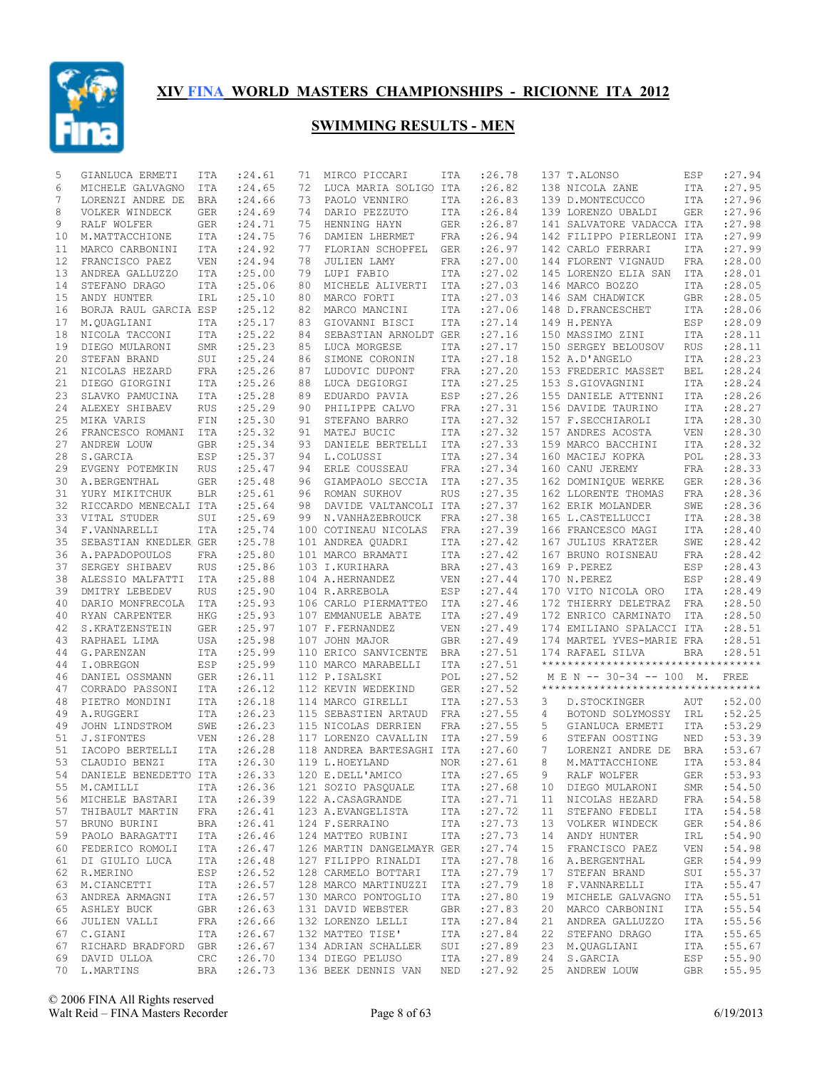# XIV FINA WORLD MASTERS CHAMPIONSHIPS - RICIONNE ITA 2012

## SWIMMING RESULTS - MEN

| Pl | Name | Nat | Time |
|---|---|---|---|
| 5 | GIANLUCA ERMETI | ITA | :24.61 |
| 6 | MICHELE GALVAGNO | ITA | :24.65 |
| 7 | LORENZI ANDRE DE | BRA | :24.66 |
| 8 | VOLKER WINDECK | GER | :24.69 |
| 9 | RALF WOLFER | GER | :24.71 |
| 10 | M.MATTACCHIONE | ITA | :24.75 |
| 11 | MARCO CARBONINI | ITA | :24.92 |
| 12 | FRANCISCO PAEZ | VEN | :24.94 |
| 13 | ANDREA GALLUZZO | ITA | :25.00 |
| 14 | STEFANO DRAGO | ITA | :25.06 |
| 15 | ANDY HUNTER | IRL | :25.10 |
| 16 | BORJA RAUL GARCIA | ESP | :25.12 |
| 17 | M.QUAGLIANI | ITA | :25.17 |
| 18 | NICOLA TACCONI | ITA | :25.22 |
| 19 | DIEGO MULARONI | SMR | :25.23 |
| 20 | STEFAN BRAND | SUI | :25.24 |
| 21 | NICOLAS HEZARD | FRA | :25.26 |
| 21 | DIEGO GIORGINI | ITA | :25.26 |
| 23 | SLAVKO PAMUCINA | ITA | :25.28 |
| 24 | ALEXEY SHIBAEV | RUS | :25.29 |
| 25 | MIKA VARIS | FIN | :25.30 |
| 26 | FRANCESCO ROMANI | ITA | :25.32 |
| 27 | ANDREW LOUW | GBR | :25.34 |
| 28 | S.GARCIA | ESP | :25.37 |
| 29 | EVGENY POTEMKIN | RUS | :25.47 |
| 30 | A.BERGENTHAL | GER | :25.48 |
| 31 | YURY MIKITCHUK | BLR | :25.61 |
| 32 | RICCARDO MENECALI | ITA | :25.64 |
| 33 | VITAL STUDER | SUI | :25.69 |
| 34 | F.VANNARELLI | ITA | :25.74 |
| 35 | SEBASTIAN KNEDLER | GER | :25.78 |
| 36 | A.PAPADOPOULOS | FRA | :25.80 |
| 37 | SERGEY SHIBAEV | RUS | :25.86 |
| 38 | ALESSIO MALFATTI | ITA | :25.88 |
| 39 | DMITRY LEBEDEV | RUS | :25.90 |
| 40 | DARIO MONFRECOLA | ITA | :25.93 |
| 40 | RYAN CARPENTER | HKG | :25.93 |
| 42 | S.KRATZENSTEIN | GER | :25.97 |
| 43 | RAPHAEL LIMA | USA | :25.98 |
| 44 | G.PARENZAN | ITA | :25.99 |
| 44 | I.OBREGON | ESP | :25.99 |
| 46 | DANIEL OSSMANN | GER | :26.11 |
| 47 | CORRADO PASSONI | ITA | :26.12 |
| 48 | PIETRO MONDINI | ITA | :26.18 |
| 49 | A.RUGGERI | ITA | :26.23 |
| 49 | JOHN LINDSTROM | SWE | :26.23 |
| 51 | J.SIFONTES | VEN | :26.28 |
| 51 | IACOPO BERTELLI | ITA | :26.28 |
| 53 | CLAUDIO BENZI | ITA | :26.30 |
| 54 | DANIELE BENEDETTO | ITA | :26.33 |
| 55 | M.CAMILLI | ITA | :26.36 |
| 56 | MICHELE BASTARI | ITA | :26.39 |
| 57 | THIBAULT MARTIN | FRA | :26.41 |
| 57 | BRUNO BURINI | BRA | :26.41 |
| 59 | PAOLO BARAGATTI | ITA | :26.46 |
| 60 | FEDERICO ROMOLI | ITA | :26.47 |
| 61 | DI GIULIO LUCA | ITA | :26.48 |
| 62 | R.MERINO | ESP | :26.52 |
| 63 | M.CIANCETTI | ITA | :26.57 |
| 63 | ANDREA ARMAGNI | ITA | :26.57 |
| 65 | ASHLEY BUCK | GBR | :26.63 |
| 66 | JULIEN VALLI | FRA | :26.66 |
| 67 | C.GIANI | ITA | :26.67 |
| 67 | RICHARD BRADFORD | GBR | :26.67 |
| 69 | DAVID ULLOA | CRC | :26.70 |
| 70 | L.MARTINS | BRA | :26.73 |
| 71 | MIRCO PICCARI | ITA | :26.78 |
| 72 | LUCA MARIA SOLIGO | ITA | :26.82 |
| 73 | PAOLO VENNIRO | ITA | :26.83 |
| 74 | DARIO PEZZUTO | ITA | :26.84 |
| 75 | HENNING HAYN | GER | :26.87 |
| 76 | DAMIEN LHERMET | FRA | :26.94 |
| 77 | FLORIAN SCHOPFEL | GER | :26.97 |
| 78 | JULIEN LAMY | FRA | :27.00 |
| 79 | LUPI FABIO | ITA | :27.02 |
| 80 | MICHELE ALIVERTI | ITA | :27.03 |
| 80 | MARCO FORTI | ITA | :27.03 |
| 82 | MARCO MANCINI | ITA | :27.06 |
| 83 | GIOVANNI BISCI | ITA | :27.14 |
| 84 | SEBASTIAN ARNOLDT | GER | :27.16 |
| 85 | LUCA MORGESE | ITA | :27.17 |
| 86 | SIMONE CORONIN | ITA | :27.18 |
| 87 | LUDOVIC DUPONT | FRA | :27.20 |
| 88 | LUCA DEGIORGI | ITA | :27.25 |
| 89 | EDUARDO PAVIA | ESP | :27.26 |
| 90 | PHILIPPE CALVO | FRA | :27.31 |
| 91 | STEFANO BARRO | ITA | :27.32 |
| 91 | MATEJ BUCIC | ITA | :27.32 |
| 93 | DANIELE BERTELLI | ITA | :27.33 |
| 94 | L.COLUSSI | ITA | :27.34 |
| 94 | ERLE COUSSEAU | FRA | :27.34 |
| 96 | GIAMPAOLO SECCIA | ITA | :27.35 |
| 96 | ROMAN SUKHOV | RUS | :27.35 |
| 98 | DAVIDE VALTANCOLI | ITA | :27.37 |
| 99 | N.VANHAZEBROUCK | FRA | :27.38 |
| 100 | COTINEAU NICOLAS | FRA | :27.39 |
| 101 | ANDREA QUADRI | ITA | :27.42 |
| 101 | MARCO BRAMATI | ITA | :27.42 |
| 103 | I.KURIHARA | BRA | :27.43 |
| 104 | A.HERNANDEZ | VEN | :27.44 |
| 104 | R.ARREBOLA | ESP | :27.44 |
| 106 | CARLO PIERMATTEO | ITA | :27.46 |
| 107 | EMMANUELE ABATE | ITA | :27.49 |
| 107 | F.FERNANDEZ | VEN | :27.49 |
| 107 | JOHN MAJOR | GBR | :27.49 |
| 110 | ERICO SANVICENTE | BRA | :27.51 |
| 110 | MARCO MARABELLI | ITA | :27.51 |
| 112 | P.ISALSKI | POL | :27.52 |
| 112 | KEVIN WEDEKIND | GER | :27.52 |
| 114 | MARCO GIRELLI | ITA | :27.53 |
| 115 | SEBASTIEN ARTAUD | FRA | :27.55 |
| 115 | NICOLAS DERRIEN | FRA | :27.55 |
| 117 | LORENZO CAVALLIN | ITA | :27.59 |
| 118 | ANDREA BARTESAGHI | ITA | :27.60 |
| 119 | L.HOEYLAND | NOR | :27.61 |
| 120 | E.DELL'AMICO | ITA | :27.65 |
| 121 | SOZIO PASQUALE | ITA | :27.68 |
| 122 | A.CASAGRANDE | ITA | :27.71 |
| 123 | A.EVANGELISTA | ITA | :27.72 |
| 124 | F.SERRAINO | ITA | :27.73 |
| 124 | MATTEO RUBINI | ITA | :27.73 |
| 126 | MARTIN DANGELMAYR | GER | :27.74 |
| 127 | FILIPPO RINALDI | ITA | :27.78 |
| 128 | CARMELO BOTTARI | ITA | :27.79 |
| 128 | MARCO MARTINUZZI | ITA | :27.79 |
| 130 | MARCO PONTOGLIO | ITA | :27.80 |
| 131 | DAVID WEBSTER | GBR | :27.83 |
| 132 | LORENZO LELLI | ITA | :27.84 |
| 132 | MATTEO TISE' | ITA | :27.84 |
| 134 | ADRIAN SCHALLER | SUI | :27.89 |
| 134 | DIEGO PELUSO | ITA | :27.89 |
| 136 | BEEK DENNIS VAN | NED | :27.92 |
| 137 | T.ALONSO | ESP | :27.94 |
| 138 | NICOLA ZANE | ITA | :27.95 |
| 139 | D.MONTECUCCO | ITA | :27.96 |
| 139 | LORENZO UBALDI | GER | :27.96 |
| 141 | SALVATORE VADACCA | ITA | :27.98 |
| 142 | FILIPPO PIERLEONI | ITA | :27.99 |
| 142 | CARLO FERRARI | ITA | :27.99 |
| 144 | FLORENT VIGNAUD | FRA | :28.00 |
| 145 | LORENZO ELIA SAN | ITA | :28.01 |
| 146 | MARCO BOZZO | ITA | :28.05 |
| 146 | SAM CHADWICK | GBR | :28.05 |
| 148 | D.FRANCESCHET | ITA | :28.06 |
| 149 | H.PENYA | ESP | :28.09 |
| 150 | MASSIMO ZINI | ITA | :28.11 |
| 150 | SERGEY BELOUSOV | RUS | :28.11 |
| 152 | A.D'ANGELO | ITA | :28.23 |
| 153 | FREDERIC MASSET | BEL | :28.24 |
| 153 | S.GIOVAGNINI | ITA | :28.24 |
| 155 | DANIELE ATTENNI | ITA | :28.26 |
| 156 | DAVIDE TAURINO | ITA | :28.27 |
| 157 | F.SECCHIAROLI | ITA | :28.30 |
| 157 | ANDRES ACOSTA | VEN | :28.30 |
| 159 | MARCO BACCHINI | ITA | :28.32 |
| 160 | MACIEJ KOPKA | POL | :28.33 |
| 160 | CANU JEREMY | FRA | :28.33 |
| 162 | DOMINIQUE WERKE | GER | :28.36 |
| 162 | LLORENTE THOMAS | FRA | :28.36 |
| 162 | ERIK MOLANDER | SWE | :28.36 |
| 165 | L.CASTELLUCCI | ITA | :28.38 |
| 166 | FRANCESCO MAGI | ITA | :28.40 |
| 167 | JULIUS KRATZER | SWE | :28.42 |
| 167 | BRUNO ROISNEAU | FRA | :28.42 |
| 169 | P.PEREZ | ESP | :28.43 |
| 170 | N.PEREZ | ESP | :28.49 |
| 170 | VITO NICOLA ORO | ITA | :28.49 |
| 172 | THIERRY DELETRAZ | FRA | :28.50 |
| 172 | ENRICO CARMINATO | ITA | :28.50 |
| 174 | EMILIANO SPALACCI | ITA | :28.51 |
| 174 | MARTEL YVES-MARIE | FRA | :28.51 |
| 174 | RAFAEL SILVA | BRA | :28.51 |

**********************************

M E N -- 30-34 -- 100 M. FREE

**********************************

| Pl | Name | Nat | Time |
|---|---|---|---|
| 3 | D.STOCKINGER | AUT | :52.00 |
| 4 | BOTOND SOLYMOSSY | IRL | :52.25 |
| 5 | GIANLUCA ERMETI | ITA | :53.29 |
| 6 | STEFAN OOSTING | NED | :53.39 |
| 7 | LORENZI ANDRE DE | BRA | :53.67 |
| 8 | M.MATTACCHIONE | ITA | :53.84 |
| 9 | RALF WOLFER | GER | :53.93 |
| 10 | DIEGO MULARONI | SMR | :54.50 |
| 11 | NICOLAS HEZARD | FRA | :54.58 |
| 11 | STEFANO FEDELI | ITA | :54.58 |
| 13 | VOLKER WINDECK | GER | :54.86 |
| 14 | ANDY HUNTER | IRL | :54.90 |
| 15 | FRANCISCO PAEZ | VEN | :54.98 |
| 16 | A.BERGENTHAL | GER | :54.99 |
| 17 | STEFAN BRAND | SUI | :55.37 |
| 18 | F.VANNARELLI | ITA | :55.47 |
| 19 | MICHELE GALVAGNO | ITA | :55.51 |
| 20 | MARCO CARBONINI | ITA | :55.54 |
| 21 | ANDREA GALLUZZO | ITA | :55.56 |
| 22 | STEFANO DRAGO | ITA | :55.65 |
| 23 | M.QUAGLIANI | ITA | :55.67 |
| 24 | S.GARCIA | ESP | :55.90 |
| 25 | ANDREW LOUW | GBR | :55.95 |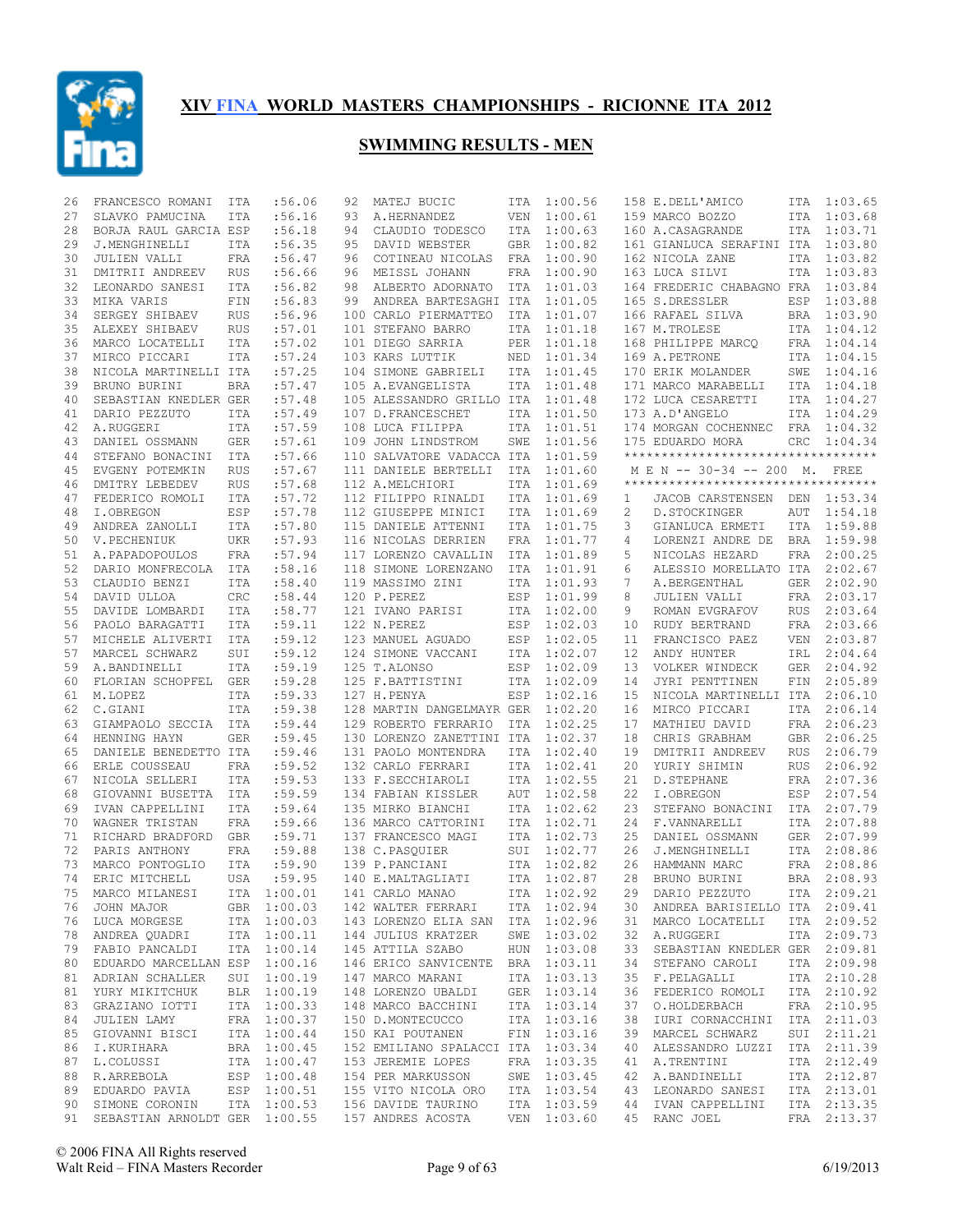# XIV FINA WORLD MASTERS CHAMPIONSHIPS - RICIONNE ITA 2012

## SWIMMING RESULTS - MEN

| Place | Name | Country | Time |
|---|---|---|---|
| 26 | FRANCESCO ROMANI | ITA | :56.06 |
| 27 | SLAVKO PAMUCINA | ITA | :56.16 |
| 28 | BORJA RAUL GARCIA | ESP | :56.18 |
| 29 | J.MENGHINELLI | ITA | :56.35 |
| 30 | JULIEN VALLI | FRA | :56.47 |
| 31 | DMITRII ANDREEV | RUS | :56.66 |
| 32 | LEONARDO SANESI | ITA | :56.82 |
| 33 | MIKA VARIS | FIN | :56.83 |
| 34 | SERGEY SHIBAEV | RUS | :56.96 |
| 35 | ALEXEY SHIBAEV | RUS | :57.01 |
| 36 | MARCO LOCATELLI | ITA | :57.02 |
| 37 | MIRCO PICCARI | ITA | :57.24 |
| 38 | NICOLA MARTINELLI | ITA | :57.25 |
| 39 | BRUNO BURINI | BRA | :57.47 |
| 40 | SEBASTIAN KNEDLER | GER | :57.48 |
| 41 | DARIO PEZZUTO | ITA | :57.49 |
| 42 | A.RUGGERI | ITA | :57.59 |
| 43 | DANIEL OSSMANN | GER | :57.61 |
| 44 | STEFANO BONACINI | ITA | :57.66 |
| 45 | EVGENY POTEMKIN | RUS | :57.67 |
| 46 | DMITRY LEBEDEV | RUS | :57.68 |
| 47 | FEDERICO ROMOLI | ITA | :57.72 |
| 48 | I.OBREGON | ESP | :57.78 |
| 49 | ANDREA ZANOLLI | ITA | :57.80 |
| 50 | V.PECHENIUK | UKR | :57.93 |
| 51 | A.PAPADOPOULOS | FRA | :57.94 |
| 52 | DARIO MONFRECOLA | ITA | :58.16 |
| 53 | CLAUDIO BENZI | ITA | :58.40 |
| 54 | DAVID ULLOA | CRC | :58.44 |
| 55 | DAVIDE LOMBARDI | ITA | :58.77 |
| 56 | PAOLO BARAGATTI | ITA | :59.11 |
| 57 | MICHELE ALIVERTI | ITA | :59.12 |
| 57 | MARCEL SCHWARZ | SUI | :59.12 |
| 59 | A.BANDINELLI | ITA | :59.19 |
| 60 | FLORIAN SCHOPFEL | GER | :59.28 |
| 61 | M.LOPEZ | ITA | :59.33 |
| 62 | C.GIANI | ITA | :59.38 |
| 63 | GIAMPAOLO SECCIA | ITA | :59.44 |
| 64 | HENNING HAYN | GER | :59.45 |
| 65 | DANIELE BENEDETTO | ITA | :59.46 |
| 66 | ERLE COUSSEAU | FRA | :59.52 |
| 67 | NICOLA SELLERI | ITA | :59.53 |
| 68 | GIOVANNI BUSETTA | ITA | :59.59 |
| 69 | IVAN CAPPELLINI | ITA | :59.64 |
| 70 | WAGNER TRISTAN | FRA | :59.66 |
| 71 | RICHARD BRADFORD | GBR | :59.71 |
| 72 | PARIS ANTHONY | FRA | :59.88 |
| 73 | MARCO PONTOGLIO | ITA | :59.90 |
| 74 | ERIC MITCHELL | USA | :59.95 |
| 75 | MARCO MILANESI | ITA | 1:00.01 |
| 76 | JOHN MAJOR | GBR | 1:00.03 |
| 76 | LUCA MORGESE | ITA | 1:00.03 |
| 78 | ANDREA QUADRI | ITA | 1:00.11 |
| 79 | FABIO PANCALDI | ITA | 1:00.14 |
| 80 | EDUARDO MARCELLAN | ESP | 1:00.16 |
| 81 | ADRIAN SCHALLER | SUI | 1:00.19 |
| 81 | YURY MIKITCHUK | BLR | 1:00.19 |
| 83 | GRAZIANO IOTTI | ITA | 1:00.33 |
| 84 | JULIEN LAMY | FRA | 1:00.37 |
| 85 | GIOVANNI BISCI | ITA | 1:00.44 |
| 86 | I.KURIHARA | BRA | 1:00.45 |
| 87 | L.COLUSSI | ITA | 1:00.47 |
| 88 | R.ARREBOLA | ESP | 1:00.48 |
| 89 | EDUARDO PAVIA | ESP | 1:00.51 |
| 90 | SIMONE CORONIN | ITA | 1:00.53 |
| 91 | SEBASTIAN ARNOLDT | GER | 1:00.55 |
| 92 | MATEJ BUCIC | ITA | 1:00.56 |
| 93 | A.HERNANDEZ | VEN | 1:00.61 |
| 94 | CLAUDIO TODESCO | ITA | 1:00.63 |
| 95 | DAVID WEBSTER | GBR | 1:00.82 |
| 96 | COTINEAU NICOLAS | FRA | 1:00.90 |
| 96 | MEISSL JOHANN | FRA | 1:00.90 |
| 98 | ALBERTO ADORNATO | ITA | 1:01.03 |
| 99 | ANDREA BARTESAGHI | ITA | 1:01.05 |
| 100 | CARLO PIERMATTEO | ITA | 1:01.07 |
| 101 | STEFANO BARRO | ITA | 1:01.18 |
| 101 | DIEGO SARRIA | PER | 1:01.18 |
| 103 | KARS LUTTIK | NED | 1:01.34 |
| 104 | SIMONE GABRIELI | ITA | 1:01.45 |
| 105 | A.EVANGELISTA | ITA | 1:01.48 |
| 105 | ALESSANDRO GRILLO | ITA | 1:01.48 |
| 107 | D.FRANCESCHET | ITA | 1:01.50 |
| 108 | LUCA FILIPPA | ITA | 1:01.51 |
| 109 | JOHN LINDSTROM | SWE | 1:01.56 |
| 110 | SALVATORE VADACCA | ITA | 1:01.59 |
| 111 | DANIELE BERTELLI | ITA | 1:01.60 |
| 112 | A.MELCHIORI | ITA | 1:01.69 |
| 112 | FILIPPO RINALDI | ITA | 1:01.69 |
| 112 | GIUSEPPE MINICI | ITA | 1:01.69 |
| 115 | DANIELE ATTENNI | ITA | 1:01.75 |
| 116 | NICOLAS DERRIEN | FRA | 1:01.77 |
| 117 | LORENZO CAVALLIN | ITA | 1:01.89 |
| 118 | SIMONE LORENZANO | ITA | 1:01.91 |
| 119 | MASSIMO ZINI | ITA | 1:01.93 |
| 120 | P.PEREZ | ESP | 1:01.99 |
| 121 | IVANO PARISI | ITA | 1:02.00 |
| 122 | N.PEREZ | ESP | 1:02.03 |
| 123 | MANUEL AGUADO | ESP | 1:02.05 |
| 124 | SIMONE VACCANI | ITA | 1:02.07 |
| 125 | T.ALONSO | ESP | 1:02.09 |
| 125 | F.BATTISTINI | ITA | 1:02.09 |
| 127 | H.PENYA | ESP | 1:02.16 |
| 128 | MARTIN DANGELMAYR | GER | 1:02.20 |
| 129 | ROBERTO FERRARIO | ITA | 1:02.25 |
| 130 | LORENZO ZANETTINI | ITA | 1:02.37 |
| 131 | PAOLO MONTENDRA | ITA | 1:02.40 |
| 132 | CARLO FERRARI | ITA | 1:02.41 |
| 133 | F.SECCHIAROLI | ITA | 1:02.55 |
| 134 | FABIAN KISSLER | AUT | 1:02.58 |
| 135 | MIRKO BIANCHI | ITA | 1:02.62 |
| 136 | MARCO CATTORINI | ITA | 1:02.71 |
| 137 | FRANCESCO MAGI | ITA | 1:02.73 |
| 138 | C.PASQUIER | SUI | 1:02.77 |
| 139 | P.PANCIANI | ITA | 1:02.82 |
| 140 | E.MALTAGLIATI | ITA | 1:02.87 |
| 141 | CARLO MANAO | ITA | 1:02.92 |
| 142 | WALTER FERRARI | ITA | 1:02.94 |
| 143 | LORENZO ELIA SAN | ITA | 1:02.96 |
| 144 | JULIUS KRATZER | SWE | 1:03.02 |
| 145 | ATTILA SZABO | HUN | 1:03.08 |
| 146 | ERICO SANVICENTE | BRA | 1:03.11 |
| 147 | MARCO MARANI | ITA | 1:03.13 |
| 148 | LORENZO UBALDI | GER | 1:03.14 |
| 148 | MARCO BACCHINI | ITA | 1:03.14 |
| 150 | D.MONTECUCCO | ITA | 1:03.16 |
| 150 | KAI POUTANEN | FIN | 1:03.16 |
| 152 | EMILIANO SPALACCI | ITA | 1:03.34 |
| 153 | JEREMIE LOPES | FRA | 1:03.35 |
| 154 | PER MARKUSSON | SWE | 1:03.45 |
| 155 | VITO NICOLA ORO | ITA | 1:03.54 |
| 156 | DAVIDE TAURINO | ITA | 1:03.59 |
| 157 | ANDRES ACOSTA | VEN | 1:03.60 |
| 158 | E.DELL'AMICO | ITA | 1:03.65 |
| 159 | MARCO BOZZO | ITA | 1:03.68 |
| 160 | A.CASAGRANDE | ITA | 1:03.71 |
| 161 | GIANLUCA SERAFINI | ITA | 1:03.80 |
| 162 | NICOLA ZANE | ITA | 1:03.82 |
| 163 | LUCA SILVI | ITA | 1:03.83 |
| 164 | FREDERIC CHABAGNO | FRA | 1:03.84 |
| 165 | S.DRESSLER | ESP | 1:03.88 |
| 166 | RAFAEL SILVA | BRA | 1:03.90 |
| 167 | M.TROLESE | ITA | 1:04.12 |
| 168 | PHILIPPE MARCQ | FRA | 1:04.14 |
| 169 | A.PETRONE | ITA | 1:04.15 |
| 170 | ERIK MOLANDER | SWE | 1:04.16 |
| 171 | MARCO MARABELLI | ITA | 1:04.18 |
| 172 | LUCA CESARETTI | ITA | 1:04.27 |
| 173 | A.D'ANGELO | ITA | 1:04.29 |
| 174 | MORGAN COCHENNEC | FRA | 1:04.32 |
| 175 | EDUARDO MORA | CRC | 1:04.34 |

*********************************

M E N -- 30-34 -- 200 M. FREE

*********************************

| Place | Name | Country | Time |
|---|---|---|---|
| 1 | JACOB CARSTENSEN | DEN | 1:53.34 |
| 2 | D.STOCKINGER | AUT | 1:54.18 |
| 3 | GIANLUCA ERMETI | ITA | 1:59.88 |
| 4 | LORENZI ANDRE DE | BRA | 1:59.98 |
| 5 | NICOLAS HEZARD | FRA | 2:00.25 |
| 6 | ALESSIO MORELLATO | ITA | 2:02.67 |
| 7 | A.BERGENTHAL | GER | 2:02.90 |
| 8 | JULIEN VALLI | FRA | 2:03.17 |
| 9 | ROMAN EVGRAFOV | RUS | 2:03.64 |
| 10 | RUDY BERTRAND | FRA | 2:03.66 |
| 11 | FRANCISCO PAEZ | VEN | 2:03.87 |
| 12 | ANDY HUNTER | IRL | 2:04.64 |
| 13 | VOLKER WINDECK | GER | 2:04.92 |
| 14 | JYRI PENTTINEN | FIN | 2:05.89 |
| 15 | NICOLA MARTINELLI | ITA | 2:06.10 |
| 16 | MIRCO PICCARI | ITA | 2:06.14 |
| 17 | MATHIEU DAVID | FRA | 2:06.23 |
| 18 | CHRIS GRABHAM | GBR | 2:06.25 |
| 19 | DMITRII ANDREEV | RUS | 2:06.79 |
| 20 | YURIY SHIMIN | RUS | 2:06.92 |
| 21 | D.STEPHANE | FRA | 2:07.36 |
| 22 | I.OBREGON | ESP | 2:07.54 |
| 23 | STEFANO BONACINI | ITA | 2:07.79 |
| 24 | F.VANNARELLI | ITA | 2:07.88 |
| 25 | DANIEL OSSMANN | GER | 2:07.99 |
| 26 | J.MENGHINELLI | ITA | 2:08.86 |
| 26 | HAMMANN MARC | FRA | 2:08.86 |
| 28 | BRUNO BURINI | BRA | 2:08.93 |
| 29 | DARIO PEZZUTO | ITA | 2:09.21 |
| 30 | ANDREA BARISIELLO | ITA | 2:09.41 |
| 31 | MARCO LOCATELLI | ITA | 2:09.52 |
| 32 | A.RUGGERI | ITA | 2:09.73 |
| 33 | SEBASTIAN KNEDLER | GER | 2:09.81 |
| 34 | STEFANO CAROLI | ITA | 2:09.98 |
| 35 | F.PELAGALLI | ITA | 2:10.28 |
| 36 | FEDERICO ROMOLI | ITA | 2:10.92 |
| 37 | O.HOLDERBACH | FRA | 2:10.95 |
| 38 | IURI CORNACCHINI | ITA | 2:11.03 |
| 39 | MARCEL SCHWARZ | SUI | 2:11.21 |
| 40 | ALESSANDRO LUZZI | ITA | 2:11.39 |
| 41 | A.TRENTINI | ITA | 2:12.49 |
| 42 | A.BANDINELLI | ITA | 2:12.87 |
| 43 | LEONARDO SANESI | ITA | 2:13.01 |
| 44 | IVAN CAPPELLINI | ITA | 2:13.35 |
| 45 | RANC JOEL | FRA | 2:13.37 |

© 2006 FINA All Rights reserved
Walt Reid – FINA Masters Recorder

6/19/2013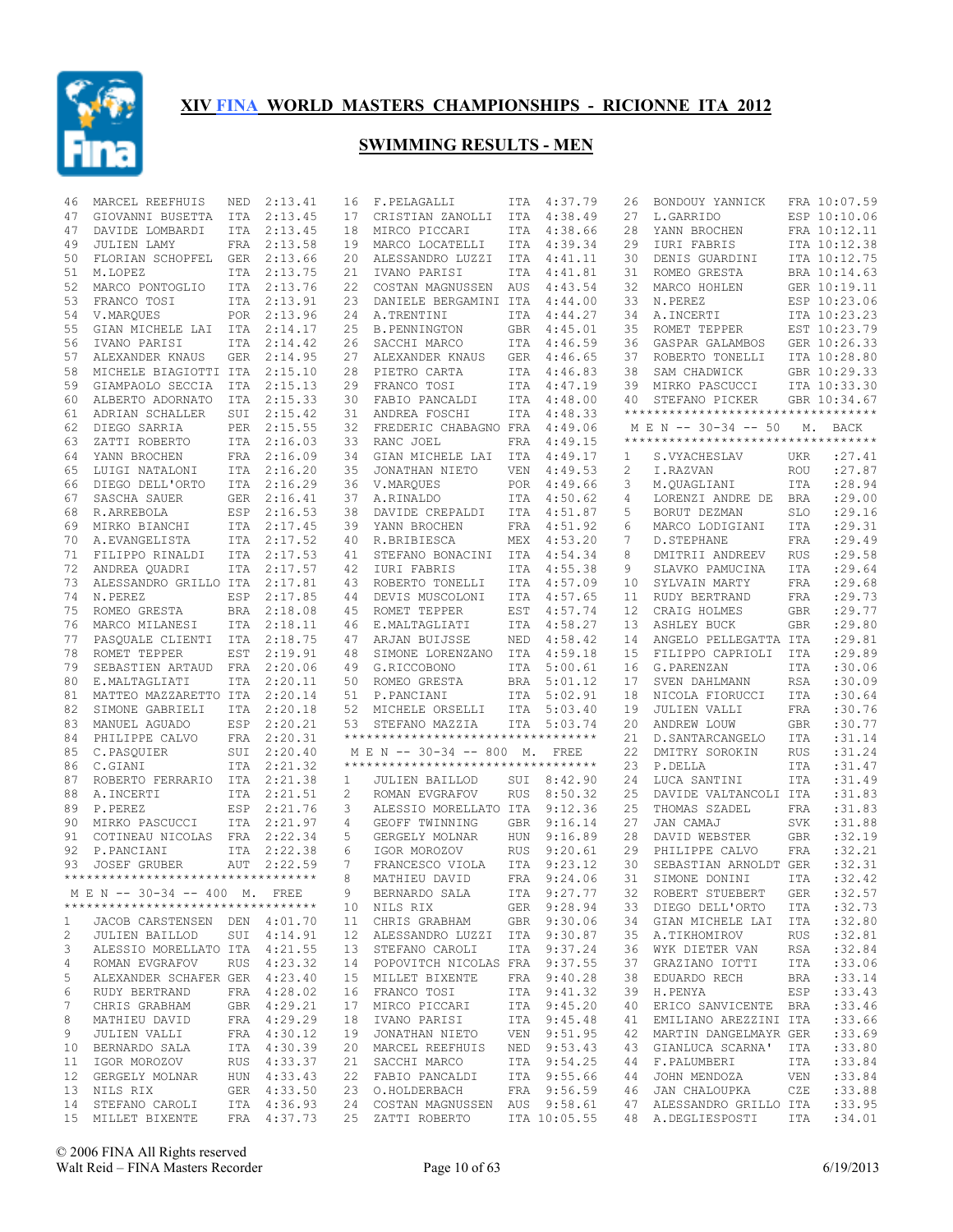# XIV FINA WORLD MASTERS CHAMPIONSHIPS - RICIONNE ITA 2012

## SWIMMING RESULTS - MEN

| Pl | Name | Nat | Time |
|---|---|---|---|
| 46 | MARCEL REEFHUIS | NED | 2:13.41 |
| 47 | GIOVANNI BUSETTA | ITA | 2:13.45 |
| 47 | DAVIDE LOMBARDI | ITA | 2:13.45 |
| 49 | JULIEN LAMY | FRA | 2:13.58 |
| 50 | FLORIAN SCHOPFEL | GER | 2:13.66 |
| 51 | M.LOPEZ | ITA | 2:13.75 |
| 52 | MARCO PONTOGLIO | ITA | 2:13.76 |
| 53 | FRANCO TOSI | ITA | 2:13.91 |
| 54 | V.MARQUES | POR | 2:13.96 |
| 55 | GIAN MICHELE LAI | ITA | 2:14.17 |
| 56 | IVANO PARISI | ITA | 2:14.42 |
| 57 | ALEXANDER KNAUS | GER | 2:14.95 |
| 58 | MICHELE BIAGIOTTI | ITA | 2:15.10 |
| 59 | GIAMPAOLO SECCIA | ITA | 2:15.13 |
| 60 | ALBERTO ADORNATO | ITA | 2:15.33 |
| 61 | ADRIAN SCHALLER | SUI | 2:15.42 |
| 62 | DIEGO SARRIA | PER | 2:15.55 |
| 63 | ZATTI ROBERTO | ITA | 2:16.03 |
| 64 | YANN BROCHEN | FRA | 2:16.09 |
| 65 | LUIGI NATALONI | ITA | 2:16.20 |
| 66 | DIEGO DELL'ORTO | ITA | 2:16.29 |
| 67 | SASCHA SAUER | GER | 2:16.41 |
| 68 | R.ARREBOLA | ESP | 2:16.53 |
| 69 | MIRKO BIANCHI | ITA | 2:17.45 |
| 70 | A.EVANGELISTA | ITA | 2:17.52 |
| 71 | FILIPPO RINALDI | ITA | 2:17.53 |
| 72 | ANDREA QUADRI | ITA | 2:17.57 |
| 73 | ALESSANDRO GRILLO | ITA | 2:17.81 |
| 74 | N.PEREZ | ESP | 2:17.85 |
| 75 | ROMEO GRESTA | BRA | 2:18.08 |
| 76 | MARCO MILANESI | ITA | 2:18.11 |
| 77 | PASQUALE CLIENTI | ITA | 2:18.75 |
| 78 | ROMET TEPPER | EST | 2:19.91 |
| 79 | SEBASTIEN ARTAUD | FRA | 2:20.06 |
| 80 | E.MALTAGLIATI | ITA | 2:20.11 |
| 81 | MATTEO MAZZARETTO | ITA | 2:20.14 |
| 82 | SIMONE GABRIELI | ITA | 2:20.18 |
| 83 | MANUEL AGUADO | ESP | 2:20.21 |
| 84 | PHILIPPE CALVO | FRA | 2:20.31 |
| 85 | C.PASQUIER | SUI | 2:20.40 |
| 86 | C.GIANI | ITA | 2:21.32 |
| 87 | ROBERTO FERRARIO | ITA | 2:21.38 |
| 88 | A.INCERTI | ITA | 2:21.51 |
| 89 | P.PEREZ | ESP | 2:21.76 |
| 90 | MIRKO PASCUCCI | ITA | 2:21.97 |
| 91 | COTINEAU NICOLAS | FRA | 2:22.34 |
| 92 | P.PANCIANI | ITA | 2:22.38 |
| 93 | JOSEF GRUBER | AUT | 2:22.59 |

### M E N -- 30-34 -- 400 M. FREE

| Pl | Name | Nat | Time |
|---|---|---|---|
| 1 | JACOB CARSTENSEN | DEN | 4:01.70 |
| 2 | JULIEN BAILLOD | SUI | 4:14.91 |
| 3 | ALESSIO MORELLATO | ITA | 4:21.55 |
| 4 | ROMAN EVGRAFOV | RUS | 4:23.32 |
| 5 | ALEXANDER SCHAFER | GER | 4:23.40 |
| 6 | RUDY BERTRAND | FRA | 4:28.02 |
| 7 | CHRIS GRABHAM | GBR | 4:29.21 |
| 8 | MATHIEU DAVID | FRA | 4:29.29 |
| 9 | JULIEN VALLI | FRA | 4:30.12 |
| 10 | BERNARDO SALA | ITA | 4:30.39 |
| 11 | IGOR MOROZOV | RUS | 4:33.37 |
| 12 | GERGELY MOLNAR | HUN | 4:33.43 |
| 13 | NILS RIX | GER | 4:33.50 |
| 14 | STEFANO CAROLI | ITA | 4:36.93 |
| 15 | MILLET BIXENTE | FRA | 4:37.73 |
| 16 | F.PELAGALLI | ITA | 4:37.79 |
| 17 | CRISTIAN ZANOLLI | ITA | 4:38.49 |
| 18 | MIRCO PICCARI | ITA | 4:38.66 |
| 19 | MARCO LOCATELLI | ITA | 4:39.34 |
| 20 | ALESSANDRO LUZZI | ITA | 4:41.11 |
| 21 | IVANO PARISI | ITA | 4:41.81 |
| 22 | COSTAN MAGNUSSEN | AUS | 4:43.54 |
| 23 | DANIELE BERGAMINI | ITA | 4:44.00 |
| 24 | A.TRENTINI | ITA | 4:44.27 |
| 25 | B.PENNINGTON | GBR | 4:45.01 |
| 26 | SACCHI MARCO | ITA | 4:46.59 |
| 27 | ALEXANDER KNAUS | GER | 4:46.65 |
| 28 | PIETRO CARTA | ITA | 4:46.83 |
| 29 | FRANCO TOSI | ITA | 4:47.19 |
| 30 | FABIO PANCALDI | ITA | 4:48.00 |
| 31 | ANDREA FOSCHI | ITA | 4:48.33 |
| 32 | FREDERIC CHABAGNO | FRA | 4:49.06 |
| 33 | RANC JOEL | FRA | 4:49.15 |
| 34 | GIAN MICHELE LAI | ITA | 4:49.17 |
| 35 | JONATHAN NIETO | VEN | 4:49.53 |
| 36 | V.MARQUES | POR | 4:49.66 |
| 37 | A.RINALDO | ITA | 4:50.62 |
| 38 | DAVIDE CREPALDI | ITA | 4:51.87 |
| 39 | YANN BROCHEN | FRA | 4:51.92 |
| 40 | R.BRIBIESCA | MEX | 4:53.20 |
| 41 | STEFANO BONACINI | ITA | 4:54.34 |
| 42 | IURI FABRIS | ITA | 4:55.38 |
| 43 | ROBERTO TONELLI | ITA | 4:57.09 |
| 44 | DEVIS MUSCOLONI | ITA | 4:57.65 |
| 45 | ROMET TEPPER | EST | 4:57.74 |
| 46 | E.MALTAGLIATI | ITA | 4:58.27 |
| 47 | ARJAN BUIJSSE | NED | 4:58.42 |
| 48 | SIMONE LORENZANO | ITA | 4:59.18 |
| 49 | G.RICCOBONO | ITA | 5:00.61 |
| 50 | ROMEO GRESTA | BRA | 5:01.12 |
| 51 | P.PANCIANI | ITA | 5:02.91 |
| 52 | MICHELE ORSELLI | ITA | 5:03.40 |
| 53 | STEFANO MAZZIA | ITA | 5:03.74 |

### M E N -- 30-34 -- 800 M. FREE

| Pl | Name | Nat | Time |
|---|---|---|---|
| 1 | JULIEN BAILLOD | SUI | 8:42.90 |
| 2 | ROMAN EVGRAFOV | RUS | 8:50.32 |
| 3 | ALESSIO MORELLATO | ITA | 9:12.36 |
| 4 | GEOFF TWINNING | GBR | 9:16.14 |
| 5 | GERGELY MOLNAR | HUN | 9:16.89 |
| 6 | IGOR MOROZOV | RUS | 9:20.61 |
| 7 | FRANCESCO VIOLA | ITA | 9:23.12 |
| 8 | MATHIEU DAVID | FRA | 9:24.06 |
| 9 | BERNARDO SALA | ITA | 9:27.77 |
| 10 | NILS RIX | GER | 9:28.94 |
| 11 | CHRIS GRABHAM | GBR | 9:30.06 |
| 12 | ALESSANDRO LUZZI | ITA | 9:30.87 |
| 13 | STEFANO CAROLI | ITA | 9:37.24 |
| 14 | POPOVITCH NICOLAS | FRA | 9:37.55 |
| 15 | MILLET BIXENTE | FRA | 9:40.28 |
| 16 | FRANCO TOSI | ITA | 9:41.32 |
| 17 | MIRCO PICCARI | ITA | 9:45.20 |
| 18 | IVANO PARISI | ITA | 9:45.48 |
| 19 | JONATHAN NIETO | VEN | 9:51.95 |
| 20 | MARCEL REEFHUIS | NED | 9:53.43 |
| 21 | SACCHI MARCO | ITA | 9:54.25 |
| 22 | FABIO PANCALDI | ITA | 9:55.66 |
| 23 | O.HOLDERBACH | FRA | 9:56.59 |
| 24 | COSTAN MAGNUSSEN | AUS | 9:58.61 |
| 25 | ZATTI ROBERTO | ITA | 10:05.55 |
| 26 | BONDOUY YANNICK | FRA | 10:07.59 |
| 27 | L.GARRIDO | ESP | 10:10.06 |
| 28 | YANN BROCHEN | FRA | 10:12.11 |
| 29 | IURI FABRIS | ITA | 10:12.38 |
| 30 | DENIS GUARDINI | ITA | 10:12.75 |
| 31 | ROMEO GRESTA | BRA | 10:14.63 |
| 32 | MARCO HOHLEN | GER | 10:19.11 |
| 33 | N.PEREZ | ESP | 10:23.06 |
| 34 | A.INCERTI | ITA | 10:23.23 |
| 35 | ROMET TEPPER | EST | 10:23.79 |
| 36 | GASPAR GALAMBOS | GER | 10:26.33 |
| 37 | ROBERTO TONELLI | ITA | 10:28.80 |
| 38 | SAM CHADWICK | GBR | 10:29.33 |
| 39 | MIRKO PASCUCCI | ITA | 10:33.30 |
| 40 | STEFANO PICKER | GBR | 10:34.67 |

### M E N -- 30-34 -- 50 M. BACK

| Pl | Name | Nat | Time |
|---|---|---|---|
| 1 | S.VYACHESLAV | UKR | :27.41 |
| 2 | I.RAZVAN | ROU | :27.87 |
| 3 | M.QUAGLIANI | ITA | :28.94 |
| 4 | LORENZI ANDRE DE | BRA | :29.00 |
| 5 | BORUT DEZMAN | SLO | :29.16 |
| 6 | MARCO LODIGIANI | ITA | :29.31 |
| 7 | D.STEPHANE | FRA | :29.49 |
| 8 | DMITRII ANDREEV | RUS | :29.58 |
| 9 | SLAVKO PAMUCINA | ITA | :29.64 |
| 10 | SYLVAIN MARTY | FRA | :29.68 |
| 11 | RUDY BERTRAND | FRA | :29.73 |
| 12 | CRAIG HOLMES | GBR | :29.77 |
| 13 | ASHLEY BUCK | GBR | :29.80 |
| 14 | ANGELO PELLEGATTA | ITA | :29.81 |
| 15 | FILIPPO CAPRIOLI | ITA | :29.89 |
| 16 | G.PARENZAN | ITA | :30.06 |
| 17 | SVEN DAHLMANN | RSA | :30.09 |
| 18 | NICOLA FIORUCCI | ITA | :30.64 |
| 19 | JULIEN VALLI | FRA | :30.76 |
| 20 | ANDREW LOUW | GBR | :30.77 |
| 21 | D.SANTARCANGELO | ITA | :31.14 |
| 22 | DMITRY SOROKIN | RUS | :31.24 |
| 23 | P.DELLA | ITA | :31.47 |
| 24 | LUCA SANTINI | ITA | :31.49 |
| 25 | DAVIDE VALTANCOLI | ITA | :31.83 |
| 25 | THOMAS SZADEL | FRA | :31.83 |
| 27 | JAN CAMAJ | SVK | :31.88 |
| 28 | DAVID WEBSTER | GBR | :32.19 |
| 29 | PHILIPPE CALVO | FRA | :32.21 |
| 30 | SEBASTIAN ARNOLDT | GER | :32.31 |
| 31 | SIMONE DONINI | ITA | :32.42 |
| 32 | ROBERT STUEBERT | GER | :32.57 |
| 33 | DIEGO DELL'ORTO | ITA | :32.73 |
| 34 | GIAN MICHELE LAI | ITA | :32.80 |
| 35 | A.TIKHOMIROV | RUS | :32.81 |
| 36 | WYK DIETER VAN | RSA | :32.84 |
| 37 | GRAZIANO IOTTI | ITA | :33.06 |
| 38 | EDUARDO RECH | BRA | :33.14 |
| 39 | H.PENYA | ESP | :33.43 |
| 40 | ERICO SANVICENTE | BRA | :33.46 |
| 41 | EMILIANO AREZZINI | ITA | :33.66 |
| 42 | MARTIN DANGELMAYR | GER | :33.69 |
| 43 | GIANLUCA SCARNA' | ITA | :33.80 |
| 44 | F.PALUMBERI | ITA | :33.84 |
| 44 | JOHN MENDOZA | VEN | :33.84 |
| 46 | JAN CHALOUPKA | CZE | :33.88 |
| 47 | ALESSANDRO GRILLO | ITA | :33.95 |
| 48 | A.DEGLIESPOSTI | ITA | :34.01 |

© 2006 FINA All Rights reserved
Walt Reid – FINA Masters Recorder — 6/19/2013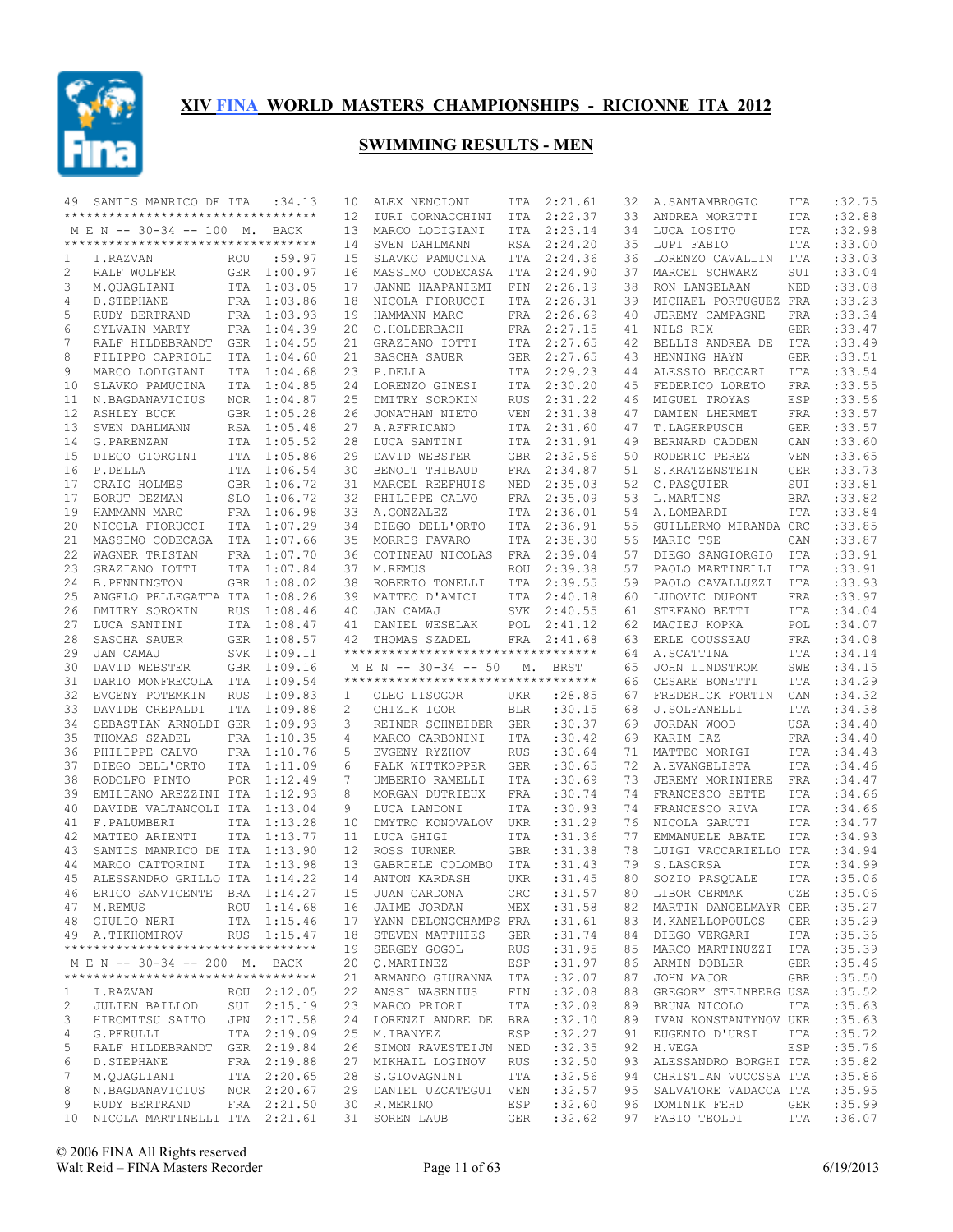# XIV FINA WORLD MASTERS CHAMPIONSHIPS - RICIONNE ITA 2012

## SWIMMING RESULTS - MEN

49 SANTIS MANRICO DE ITA :34.13

**M E N -- 30-34 -- 100 M. BACK**

| Pl | Name | Nat | Time |
|---|---|---|---|
| 1 | I.RAZVAN | ROU | :59.97 |
| 2 | RALF WOLFER | GER | 1:00.97 |
| 3 | M.QUAGLIANI | ITA | 1:03.05 |
| 4 | D.STEPHANE | FRA | 1:03.86 |
| 5 | RUDY BERTRAND | FRA | 1:03.93 |
| 6 | SYLVAIN MARTY | FRA | 1:04.39 |
| 7 | RALF HILDEBRANDT | GER | 1:04.55 |
| 8 | FILIPPO CAPRIOLI | ITA | 1:04.60 |
| 9 | MARCO LODIGIANI | ITA | 1:04.68 |
| 10 | SLAVKO PAMUCINA | ITA | 1:04.85 |
| 11 | N.BAGDANAVICIUS | NOR | 1:04.87 |
| 12 | ASHLEY BUCK | GBR | 1:05.28 |
| 13 | SVEN DAHLMANN | RSA | 1:05.48 |
| 14 | G.PARENZAN | ITA | 1:05.52 |
| 15 | DIEGO GIORGINI | ITA | 1:05.86 |
| 16 | P.DELLA | ITA | 1:06.54 |
| 17 | CRAIG HOLMES | GBR | 1:06.72 |
| 17 | BORUT DEZMAN | SLO | 1:06.72 |
| 19 | HAMMANN MARC | FRA | 1:06.98 |
| 20 | NICOLA FIORUCCI | ITA | 1:07.29 |
| 21 | MASSIMO CODECASA | ITA | 1:07.66 |
| 22 | WAGNER TRISTAN | FRA | 1:07.70 |
| 23 | GRAZIANO IOTTI | ITA | 1:07.84 |
| 24 | B.PENNINGTON | GBR | 1:08.02 |
| 25 | ANGELO PELLEGATTA | ITA | 1:08.26 |
| 26 | DMITRY SOROKIN | RUS | 1:08.46 |
| 27 | LUCA SANTINI | ITA | 1:08.47 |
| 28 | SASCHA SAUER | GER | 1:08.57 |
| 29 | JAN CAMAJ | SVK | 1:09.11 |
| 30 | DAVID WEBSTER | GBR | 1:09.16 |
| 31 | DARIO MONFRECOLA | ITA | 1:09.54 |
| 32 | EVGENY POTEMKIN | RUS | 1:09.83 |
| 33 | DAVIDE CREPALDI | ITA | 1:09.88 |
| 34 | SEBASTIAN ARNOLDT | GER | 1:09.93 |
| 35 | THOMAS SZADEL | FRA | 1:10.35 |
| 36 | PHILIPPE CALVO | FRA | 1:10.76 |
| 37 | DIEGO DELL'ORTO | ITA | 1:11.09 |
| 38 | RODOLFO PINTO | POR | 1:12.49 |
| 39 | EMILIANO AREZZINI | ITA | 1:12.93 |
| 40 | DAVIDE VALTANCOLI | ITA | 1:13.04 |
| 41 | F.PALUMBERI | ITA | 1:13.28 |
| 42 | MATTEO ARIENTI | ITA | 1:13.77 |
| 43 | SANTIS MANRICO DE | ITA | 1:13.90 |
| 44 | MARCO CATTORINI | ITA | 1:13.98 |
| 45 | ALESSANDRO GRILLO | ITA | 1:14.22 |
| 46 | ERICO SANVICENTE | BRA | 1:14.27 |
| 47 | M.REMUS | ROU | 1:14.68 |
| 48 | GIULIO NERI | ITA | 1:15.46 |
| 49 | A.TIKHOMIROV | RUS | 1:15.47 |

**M E N -- 30-34 -- 200 M. BACK**

| Pl | Name | Nat | Time |
|---|---|---|---|
| 1 | I.RAZVAN | ROU | 2:12.05 |
| 2 | JULIEN BAILLOD | SUI | 2:15.19 |
| 3 | HIROMITSU SAITO | JPN | 2:17.58 |
| 4 | G.PERULLI | ITA | 2:19.09 |
| 5 | RALF HILDEBRANDT | GER | 2:19.84 |
| 6 | D.STEPHANE | FRA | 2:19.88 |
| 7 | M.QUAGLIANI | ITA | 2:20.65 |
| 8 | N.BAGDANAVICIUS | NOR | 2:20.67 |
| 9 | RUDY BERTRAND | FRA | 2:21.50 |
| 10 | NICOLA MARTINELLI | ITA | 2:21.61 |
| 10 | ALEX NENCIONI | ITA | 2:21.61 |
| 12 | IURI CORNACCHINI | ITA | 2:22.37 |
| 13 | MARCO LODIGIANI | ITA | 2:23.14 |
| 14 | SVEN DAHLMANN | RSA | 2:24.20 |
| 15 | SLAVKO PAMUCINA | ITA | 2:24.36 |
| 16 | MASSIMO CODECASA | ITA | 2:24.90 |
| 17 | JANNE HAAPANIEMI | FIN | 2:26.19 |
| 18 | NICOLA FIORUCCI | ITA | 2:26.31 |
| 19 | HAMMANN MARC | FRA | 2:26.69 |
| 20 | O.HOLDERBACH | FRA | 2:27.15 |
| 21 | GRAZIANO IOTTI | ITA | 2:27.65 |
| 21 | SASCHA SAUER | GER | 2:27.65 |
| 23 | P.DELLA | ITA | 2:29.23 |
| 24 | LORENZO GINESI | ITA | 2:30.20 |
| 25 | DMITRY SOROKIN | RUS | 2:31.22 |
| 26 | JONATHAN NIETO | VEN | 2:31.38 |
| 27 | A.AFFRICANO | ITA | 2:31.60 |
| 28 | LUCA SANTINI | ITA | 2:31.91 |
| 29 | DAVID WEBSTER | GBR | 2:32.56 |
| 30 | BENOIT THIBAUD | FRA | 2:34.87 |
| 31 | MARCEL REEFHUIS | NED | 2:35.03 |
| 32 | PHILIPPE CALVO | FRA | 2:35.09 |
| 33 | A.GONZALEZ | ITA | 2:36.01 |
| 34 | DIEGO DELL'ORTO | ITA | 2:36.91 |
| 35 | MORRIS FAVARO | ITA | 2:38.30 |
| 36 | COTINEAU NICOLAS | FRA | 2:39.04 |
| 37 | M.REMUS | ROU | 2:39.38 |
| 38 | ROBERTO TONELLI | ITA | 2:39.55 |
| 39 | MATTEO D'AMICI | ITA | 2:40.18 |
| 40 | JAN CAMAJ | SVK | 2:40.55 |
| 41 | DANIEL WESELAK | POL | 2:41.12 |
| 42 | THOMAS SZADEL | FRA | 2:41.68 |

**M E N -- 30-34 -- 50 M. BRST**

| Pl | Name | Nat | Time |
|---|---|---|---|
| 1 | OLEG LISOGOR | UKR | :28.85 |
| 2 | CHIZIK IGOR | BLR | :30.15 |
| 3 | REINER SCHNEIDER | GER | :30.37 |
| 4 | MARCO CARBONINI | ITA | :30.42 |
| 5 | EVGENY RYZHOV | RUS | :30.64 |
| 6 | FALK WITTKOPPER | GER | :30.65 |
| 7 | UMBERTO RAMELLI | ITA | :30.69 |
| 8 | MORGAN DUTRIEUX | FRA | :30.74 |
| 9 | LUCA LANDONI | ITA | :30.93 |
| 10 | DMYTRO KONOVALOV | UKR | :31.29 |
| 11 | LUCA GHIGI | ITA | :31.36 |
| 12 | ROSS TURNER | GBR | :31.38 |
| 13 | GABRIELE COLOMBO | ITA | :31.43 |
| 14 | ANTON KARDASH | UKR | :31.45 |
| 15 | JUAN CARDONA | CRC | :31.57 |
| 16 | JAIME JORDAN | MEX | :31.58 |
| 17 | YANN DELONGCHAMPS | FRA | :31.61 |
| 18 | STEVEN MATTHIES | GER | :31.74 |
| 19 | SERGEY GOGOL | RUS | :31.95 |
| 20 | Q.MARTINEZ | ESP | :31.97 |
| 21 | ARMANDO GIURANNA | ITA | :32.07 |
| 22 | ANSSI WASENIUS | FIN | :32.08 |
| 23 | MARCO PRIORI | ITA | :32.09 |
| 24 | LORENZI ANDRE DE | BRA | :32.10 |
| 25 | M.IBANYEZ | ESP | :32.27 |
| 26 | SIMON RAVESTEIJN | NED | :32.35 |
| 27 | MIKHAIL LOGINOV | RUS | :32.50 |
| 28 | S.GIOVAGNINI | ITA | :32.56 |
| 29 | DANIEL UZCATEGUI | VEN | :32.57 |
| 30 | R.MERINO | ESP | :32.60 |
| 31 | SOREN LAUB | GER | :32.62 |
| 32 | A.SANTAMBROGIO | ITA | :32.75 |
| 33 | ANDREA MORETTI | ITA | :32.88 |
| 34 | LUCA LOSITO | ITA | :32.98 |
| 35 | LUPI FABIO | ITA | :33.00 |
| 36 | LORENZO CAVALLIN | ITA | :33.03 |
| 37 | MARCEL SCHWARZ | SUI | :33.04 |
| 38 | RON LANGELAAN | NED | :33.08 |
| 39 | MICHAEL PORTUGUEZ | FRA | :33.23 |
| 40 | JEREMY CAMPAGNE | FRA | :33.34 |
| 41 | NILS RIX | GER | :33.47 |
| 42 | BELLIS ANDREA DE | ITA | :33.49 |
| 43 | HENNING HAYN | GER | :33.51 |
| 44 | ALESSIO BECCARI | ITA | :33.54 |
| 45 | FEDERICO LORETO | FRA | :33.55 |
| 46 | MIGUEL TROYAS | ESP | :33.56 |
| 47 | DAMIEN LHERMET | FRA | :33.57 |
| 47 | T.LAGERPUSCH | GER | :33.57 |
| 49 | BERNARD CADDEN | CAN | :33.60 |
| 50 | RODERIC PEREZ | VEN | :33.65 |
| 51 | S.KRATZENSTEIN | GER | :33.73 |
| 52 | C.PASQUIER | SUI | :33.81 |
| 53 | L.MARTINS | BRA | :33.82 |
| 54 | A.LOMBARDI | ITA | :33.84 |
| 55 | GUILLERMO MIRANDA | CRC | :33.85 |
| 56 | MARIC TSE | CAN | :33.87 |
| 57 | DIEGO SANGIORGIO | ITA | :33.91 |
| 57 | PAOLO MARTINELLI | ITA | :33.91 |
| 59 | PAOLO CAVALLUZZI | ITA | :33.93 |
| 60 | LUDOVIC DUPONT | FRA | :33.97 |
| 61 | STEFANO BETTI | ITA | :34.04 |
| 62 | MACIEJ KOPKA | POL | :34.07 |
| 63 | ERLE COUSSEAU | FRA | :34.08 |
| 64 | A.SCATTINA | ITA | :34.14 |
| 65 | JOHN LINDSTROM | SWE | :34.15 |
| 66 | CESARE BONETTI | ITA | :34.29 |
| 67 | FREDERICK FORTIN | CAN | :34.32 |
| 68 | J.SOLFANELLI | ITA | :34.38 |
| 69 | JORDAN WOOD | USA | :34.40 |
| 69 | KARIM IAZ | FRA | :34.40 |
| 71 | MATTEO MORIGI | ITA | :34.43 |
| 72 | A.EVANGELISTA | ITA | :34.46 |
| 73 | JEREMY MORINIERE | FRA | :34.47 |
| 74 | FRANCESCO SETTE | ITA | :34.66 |
| 74 | FRANCESCO RIVA | ITA | :34.66 |
| 76 | NICOLA GARUTI | ITA | :34.77 |
| 77 | EMMANUELE ABATE | ITA | :34.93 |
| 78 | LUIGI VACCARIELLO | ITA | :34.94 |
| 79 | S.LASORSA | ITA | :34.99 |
| 80 | SOZIO PASQUALE | ITA | :35.06 |
| 80 | LIBOR CERMAK | CZE | :35.06 |
| 82 | MARTIN DANGELMAYR | GER | :35.27 |
| 83 | M.KANELLOPOULOS | GER | :35.29 |
| 84 | DIEGO VERGARI | ITA | :35.36 |
| 85 | MARCO MARTINUZZI | ITA | :35.39 |
| 86 | ARMIN DOBLER | GER | :35.46 |
| 87 | JOHN MAJOR | GBR | :35.50 |
| 88 | GREGORY STEINBERG | USA | :35.52 |
| 89 | BRUNA NICOLO | ITA | :35.63 |
| 89 | IVAN KONSTANTYNOV | UKR | :35.63 |
| 91 | EUGENIO D'URSI | ITA | :35.72 |
| 92 | H.VEGA | ESP | :35.76 |
| 93 | ALESSANDRO BORGHI | ITA | :35.82 |
| 94 | CHRISTIAN VUCOSSA | ITA | :35.86 |
| 95 | SALVATORE VADACCA | ITA | :35.95 |
| 96 | DOMINIK FEHD | GER | :35.99 |
| 97 | FABIO TEOLDI | ITA | :36.07 |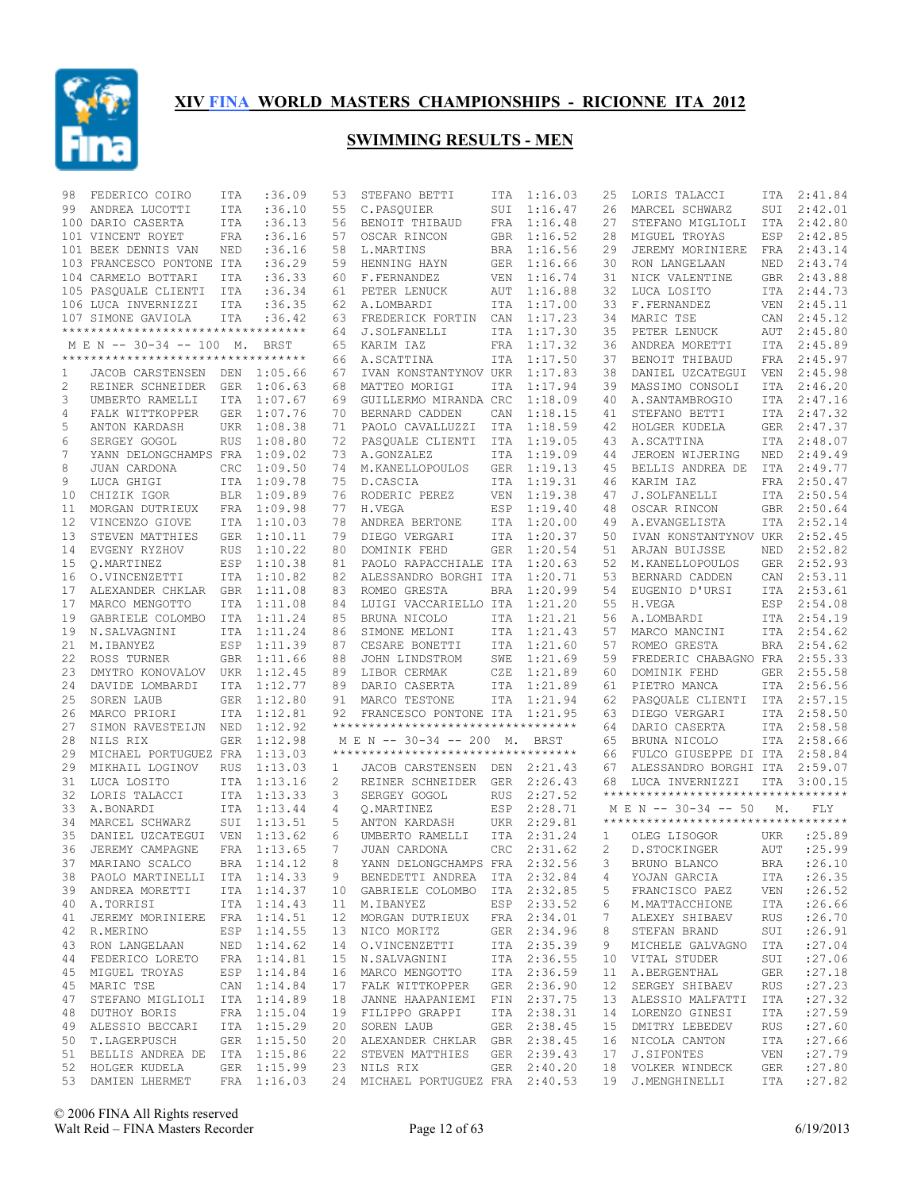# XIV FINA WORLD MASTERS CHAMPIONSHIPS - RICIONNE ITA 2012

## SWIMMING RESULTS - MEN

| Place | Name | Country | Time |
|---|---|---|---|
| 98 | FEDERICO COIRO | ITA | :36.09 |
| 99 | ANDREA LUCOTTI | ITA | :36.10 |
| 100 | DARIO CASERTA | ITA | :36.13 |
| 101 | VINCENT ROYET | FRA | :36.16 |
| 101 | BEEK DENNIS VAN | NED | :36.16 |
| 103 | FRANCESCO PONTONE | ITA | :36.29 |
| 104 | CARMELO BOTTARI | ITA | :36.33 |
| 105 | PASQUALE CLIENTI | ITA | :36.34 |
| 106 | LUCA INVERNIZZI | ITA | :36.35 |
| 107 | SIMONE GAVIOLA | ITA | :36.42 |

### M E N -- 30-34 -- 100 M. BRST

| Place | Name | Country | Time |
|---|---|---|---|
| 1 | JACOB CARSTENSEN | DEN | 1:05.66 |
| 2 | REINER SCHNEIDER | GER | 1:06.63 |
| 3 | UMBERTO RAMELLI | ITA | 1:07.67 |
| 4 | FALK WITTKOPPER | GER | 1:07.76 |
| 5 | ANTON KARDASH | UKR | 1:08.38 |
| 6 | SERGEY GOGOL | RUS | 1:08.80 |
| 7 | YANN DELONGCHAMPS | FRA | 1:09.02 |
| 8 | JUAN CARDONA | CRC | 1:09.50 |
| 9 | LUCA GHIGI | ITA | 1:09.78 |
| 10 | CHIZIK IGOR | BLR | 1:09.89 |
| 11 | MORGAN DUTRIEUX | FRA | 1:09.98 |
| 12 | VINCENZO GIOVE | ITA | 1:10.03 |
| 13 | STEVEN MATTHIES | GER | 1:10.11 |
| 14 | EVGENY RYZHOV | RUS | 1:10.22 |
| 15 | Q.MARTINEZ | ESP | 1:10.38 |
| 16 | O.VINCENZETTI | ITA | 1:10.82 |
| 17 | ALEXANDER CHKLAR | GBR | 1:11.08 |
| 17 | MARCO MENGOTTO | ITA | 1:11.08 |
| 19 | GABRIELE COLOMBO | ITA | 1:11.24 |
| 19 | N.SALVAGNINI | ITA | 1:11.24 |
| 21 | M.IBANYEZ | ESP | 1:11.39 |
| 22 | ROSS TURNER | GBR | 1:11.66 |
| 23 | DMYTRO KONOVALOV | UKR | 1:12.45 |
| 24 | DAVIDE LOMBARDI | ITA | 1:12.77 |
| 25 | SOREN LAUB | GER | 1:12.80 |
| 26 | MARCO PRIORI | ITA | 1:12.81 |
| 27 | SIMON RAVESTEIJN | NED | 1:12.92 |
| 28 | NILS RIX | GER | 1:12.98 |
| 29 | MICHAEL PORTUGUEZ | FRA | 1:13.03 |
| 29 | MIKHAIL LOGINOV | RUS | 1:13.03 |
| 31 | LUCA LOSITO | ITA | 1:13.16 |
| 32 | LORIS TALACCI | ITA | 1:13.33 |
| 33 | A.BONARDI | ITA | 1:13.44 |
| 34 | MARCEL SCHWARZ | SUI | 1:13.51 |
| 35 | DANIEL UZCATEGUI | VEN | 1:13.62 |
| 36 | JEREMY CAMPAGNE | FRA | 1:13.65 |
| 37 | MARIANO SCALCO | BRA | 1:14.12 |
| 38 | PAOLO MARTINELLI | ITA | 1:14.33 |
| 39 | ANDREA MORETTI | ITA | 1:14.37 |
| 40 | A.TORRISI | ITA | 1:14.43 |
| 41 | JEREMY MORINIERE | FRA | 1:14.51 |
| 42 | R.MERINO | ESP | 1:14.55 |
| 43 | RON LANGELAAN | NED | 1:14.62 |
| 44 | FEDERICO LORETO | FRA | 1:14.81 |
| 45 | MIGUEL TROYAS | ESP | 1:14.84 |
| 45 | MARIC TSE | CAN | 1:14.84 |
| 47 | STEFANO MIGLIOLI | ITA | 1:14.89 |
| 48 | DUTHOY BORIS | FRA | 1:15.04 |
| 49 | ALESSIO BECCARI | ITA | 1:15.29 |
| 50 | T.LAGERPUSCH | GER | 1:15.50 |
| 51 | BELLIS ANDREA DE | ITA | 1:15.86 |
| 52 | HOLGER KUDELA | GER | 1:15.99 |
| 53 | DAMIEN LHERMET | FRA | 1:16.03 |
| 53 | STEFANO BETTI | ITA | 1:16.03 |
| 55 | C.PASQUIER | SUI | 1:16.47 |
| 56 | BENOIT THIBAUD | FRA | 1:16.48 |
| 57 | OSCAR RINCON | GBR | 1:16.52 |
| 58 | L.MARTINS | BRA | 1:16.56 |
| 59 | HENNING HAYN | GER | 1:16.66 |
| 60 | F.FERNANDEZ | VEN | 1:16.74 |
| 61 | PETER LENUCK | AUT | 1:16.88 |
| 62 | A.LOMBARDI | ITA | 1:17.00 |
| 63 | FREDERICK FORTIN | CAN | 1:17.23 |
| 64 | J.SOLFANELLI | ITA | 1:17.30 |
| 65 | KARIM IAZ | FRA | 1:17.32 |
| 66 | A.SCATTINA | ITA | 1:17.50 |
| 67 | IVAN KONSTANTYNOV | UKR | 1:17.83 |
| 68 | MATTEO MORIGI | ITA | 1:17.94 |
| 69 | GUILLERMO MIRANDA | CRC | 1:18.09 |
| 70 | BERNARD CADDEN | CAN | 1:18.15 |
| 71 | PAOLO CAVALLUZZI | ITA | 1:18.59 |
| 72 | PASQUALE CLIENTI | ITA | 1:19.05 |
| 73 | A.GONZALEZ | ITA | 1:19.09 |
| 74 | M.KANELLOPOULOS | GER | 1:19.13 |
| 75 | D.CASCIA | ITA | 1:19.31 |
| 76 | RODERIC PEREZ | VEN | 1:19.38 |
| 77 | H.VEGA | ESP | 1:19.40 |
| 78 | ANDREA BERTONE | ITA | 1:20.00 |
| 79 | DIEGO VERGARI | ITA | 1:20.37 |
| 80 | DOMINIK FEHD | GER | 1:20.54 |
| 81 | PAOLO RAPACCHIALE | ITA | 1:20.63 |
| 82 | ALESSANDRO BORGHI | ITA | 1:20.71 |
| 83 | ROMEO GRESTA | BRA | 1:20.99 |
| 84 | LUIGI VACCARIELLO | ITA | 1:21.20 |
| 85 | BRUNA NICOLO | ITA | 1:21.21 |
| 86 | SIMONE MELONI | ITA | 1:21.43 |
| 87 | CESARE BONETTI | ITA | 1:21.60 |
| 88 | JOHN LINDSTROM | SWE | 1:21.69 |
| 89 | LIBOR CERMAK | CZE | 1:21.89 |
| 89 | DARIO CASERTA | ITA | 1:21.89 |
| 91 | MARCO TESTONE | ITA | 1:21.94 |
| 92 | FRANCESCO PONTONE | ITA | 1:21.95 |

### M E N -- 30-34 -- 200 M. BRST

| Place | Name | Country | Time |
|---|---|---|---|
| 1 | JACOB CARSTENSEN | DEN | 2:21.43 |
| 2 | REINER SCHNEIDER | GER | 2:26.43 |
| 3 | SERGEY GOGOL | RUS | 2:27.52 |
| 4 | Q.MARTINEZ | ESP | 2:28.71 |
| 5 | ANTON KARDASH | UKR | 2:29.81 |
| 6 | UMBERTO RAMELLI | ITA | 2:31.24 |
| 7 | JUAN CARDONA | CRC | 2:31.62 |
| 8 | YANN DELONGCHAMPS | FRA | 2:32.56 |
| 9 | BENEDETTI ANDREA | ITA | 2:32.84 |
| 10 | GABRIELE COLOMBO | ITA | 2:32.85 |
| 11 | M.IBANYEZ | ESP | 2:33.52 |
| 12 | MORGAN DUTRIEUX | FRA | 2:34.01 |
| 13 | NICO MORITZ | GER | 2:34.96 |
| 14 | O.VINCENZETTI | ITA | 2:35.39 |
| 15 | N.SALVAGNINI | ITA | 2:36.55 |
| 16 | MARCO MENGOTTO | ITA | 2:36.59 |
| 17 | FALK WITTKOPPER | GER | 2:36.90 |
| 18 | JANNE HAAPANIEMI | FIN | 2:37.75 |
| 19 | FILIPPO GRAPPI | ITA | 2:38.31 |
| 20 | SOREN LAUB | GER | 2:38.45 |
| 20 | ALEXANDER CHKLAR | GBR | 2:38.45 |
| 22 | STEVEN MATTHIES | GER | 2:39.43 |
| 23 | NILS RIX | GER | 2:40.20 |
| 24 | MICHAEL PORTUGUEZ | FRA | 2:40.53 |
| 25 | LORIS TALACCI | ITA | 2:41.84 |
| 26 | MARCEL SCHWARZ | SUI | 2:42.01 |
| 27 | STEFANO MIGLIOLI | ITA | 2:42.80 |
| 28 | MIGUEL TROYAS | ESP | 2:42.85 |
| 29 | JEREMY MORINIERE | FRA | 2:43.14 |
| 30 | RON LANGELAAN | NED | 2:43.74 |
| 31 | NICK VALENTINE | GBR | 2:43.88 |
| 32 | LUCA LOSITO | ITA | 2:44.73 |
| 33 | F.FERNANDEZ | VEN | 2:45.11 |
| 34 | MARIC TSE | CAN | 2:45.12 |
| 35 | PETER LENUCK | AUT | 2:45.80 |
| 36 | ANDREA MORETTI | ITA | 2:45.89 |
| 37 | BENOIT THIBAUD | FRA | 2:45.97 |
| 38 | DANIEL UZCATEGUI | VEN | 2:45.98 |
| 39 | MASSIMO CONSOLI | ITA | 2:46.20 |
| 40 | A.SANTAMBROGIO | ITA | 2:47.16 |
| 41 | STEFANO BETTI | ITA | 2:47.32 |
| 42 | HOLGER KUDELA | GER | 2:47.37 |
| 43 | A.SCATTINA | ITA | 2:48.07 |
| 44 | JEROEN WIJERING | NED | 2:49.49 |
| 45 | BELLIS ANDREA DE | ITA | 2:49.77 |
| 46 | KARIM IAZ | FRA | 2:50.47 |
| 47 | J.SOLFANELLI | ITA | 2:50.54 |
| 48 | OSCAR RINCON | GBR | 2:50.64 |
| 49 | A.EVANGELISTA | ITA | 2:52.14 |
| 50 | IVAN KONSTANTYNOV | UKR | 2:52.45 |
| 51 | ARJAN BUIJSSE | NED | 2:52.82 |
| 52 | M.KANELLOPOULOS | GER | 2:52.93 |
| 53 | BERNARD CADDEN | CAN | 2:53.11 |
| 54 | EUGENIO D'URSI | ITA | 2:53.61 |
| 55 | H.VEGA | ESP | 2:54.08 |
| 56 | A.LOMBARDI | ITA | 2:54.19 |
| 57 | MARCO MANCINI | ITA | 2:54.62 |
| 57 | ROMEO GRESTA | BRA | 2:54.62 |
| 59 | FREDERIC CHABAGNO | FRA | 2:55.33 |
| 60 | DOMINIK FEHD | GER | 2:55.58 |
| 61 | PIETRO MANCA | ITA | 2:56.56 |
| 62 | PASQUALE CLIENTI | ITA | 2:57.15 |
| 63 | DIEGO VERGARI | ITA | 2:58.50 |
| 64 | DARIO CASERTA | ITA | 2:58.58 |
| 65 | BRUNA NICOLO | ITA | 2:58.66 |
| 66 | FULCO GIUSEPPE DI | ITA | 2:58.84 |
| 67 | ALESSANDRO BORGHI | ITA | 2:59.07 |
| 68 | LUCA INVERNIZZI | ITA | 3:00.15 |

### M E N -- 30-34 -- 50 M. FLY

| Place | Name | Country | Time |
|---|---|---|---|
| 1 | OLEG LISOGOR | UKR | :25.89 |
| 2 | D.STOCKINGER | AUT | :25.99 |
| 3 | BRUNO BLANCO | BRA | :26.10 |
| 4 | YOJAN GARCIA | ITA | :26.35 |
| 5 | FRANCISCO PAEZ | VEN | :26.52 |
| 6 | M.MATTACCHIONE | ITA | :26.66 |
| 7 | ALEXEY SHIBAEV | RUS | :26.70 |
| 8 | STEFAN BRAND | SUI | :26.91 |
| 9 | MICHELE GALVAGNO | ITA | :27.04 |
| 10 | VITAL STUDER | SUI | :27.06 |
| 11 | A.BERGENTHAL | GER | :27.18 |
| 12 | SERGEY SHIBAEV | RUS | :27.23 |
| 13 | ALESSIO MALFATTI | ITA | :27.32 |
| 14 | LORENZO GINESI | ITA | :27.59 |
| 15 | DMITRY LEBEDEV | RUS | :27.60 |
| 16 | NICOLA CANTON | ITA | :27.66 |
| 17 | J.SIFONTES | VEN | :27.79 |
| 18 | VOLKER WINDECK | GER | :27.80 |
| 19 | J.MENGHINELLI | ITA | :27.82 |

© 2006 FINA All Rights reserved
Walt Reid – FINA Masters Recorder
6/19/2013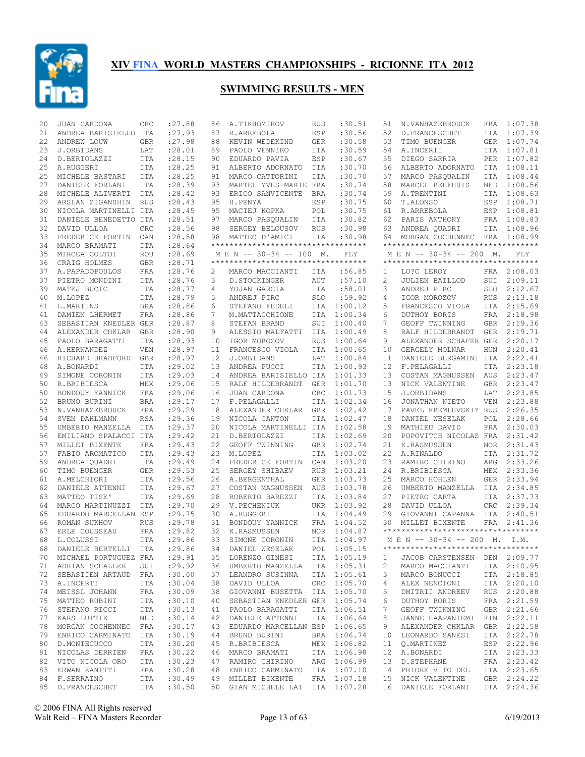# XIV FINA WORLD MASTERS CHAMPIONSHIPS - RICIONNE ITA 2012

## SWIMMING RESULTS - MEN

| | | | |
|---|---|---|---|
| 20 | JUAN CARDONA | CRC | :27.88 |
| 21 | ANDREA BARISIELLO | ITA | :27.93 |
| 22 | ANDREW LOUW | GBR | :27.98 |
| 23 | J.ORBIDANS | LAT | :28.01 |
| 24 | D.BERTOLAZZI | ITA | :28.15 |
| 25 | A.RUGGERI | ITA | :28.25 |
| 25 | MICHELE BASTARI | ITA | :28.25 |
| 27 | DANIELE FORLANI | ITA | :28.39 |
| 28 | MICHELE ALIVERTI | ITA | :28.42 |
| 29 | ARSLAN ZIGANSHIN | RUS | :28.43 |
| 30 | NICOLA MARTINELLI | ITA | :28.45 |
| 31 | DANIELE BENEDETTO | ITA | :28.51 |
| 32 | DAVID ULLOA | CRC | :28.56 |
| 33 | FREDERICK FORTIN | CAN | :28.58 |
| 34 | MARCO BRAMATI | ITA | :28.64 |
| 35 | MIRCEA COLTOI | ROU | :28.69 |
| 36 | CRAIG HOLMES | GBR | :28.71 |
| 37 | A.PAPADOPOULOS | FRA | :28.76 |
| 37 | PIETRO MONDINI | ITA | :28.76 |
| 39 | MATEJ BUCIC | ITA | :28.77 |
| 40 | M.LOPEZ | ITA | :28.79 |
| 41 | L.MARTINS | BRA | :28.86 |
| 41 | DAMIEN LHERMET | FRA | :28.86 |
| 43 | SEBASTIAN KNEDLER | GER | :28.87 |
| 44 | ALEXANDER CHKLAR | GBR | :28.90 |
| 45 | PAOLO BARAGATTI | ITA | :28.93 |
| 46 | A.HERNANDEZ | VEN | :28.97 |
| 46 | RICHARD BRADFORD | GBR | :28.97 |
| 48 | A.BONARDI | ITA | :29.02 |
| 49 | SIMONE CORONIN | ITA | :29.03 |
| 50 | R.BRIBIESCA | MEX | :29.06 |
| 50 | BONDOUY YANNICK | FRA | :29.06 |
| 52 | BRUNO BURINI | BRA | :29.17 |
| 53 | N.VANHAZEBROUCK | FRA | :29.29 |
| 54 | SVEN DAHLMANN | RSA | :29.36 |
| 55 | UMBERTO MANZELLA | ITA | :29.37 |
| 56 | EMILIANO SPALACCI | ITA | :29.42 |
| 57 | MILLET BIXENTE | FRA | :29.43 |
| 57 | FABIO AROMATICO | ITA | :29.43 |
| 59 | ANDREA QUADRI | ITA | :29.49 |
| 60 | TIMO BUENGER | GER | :29.53 |
| 61 | A.MELCHIORI | ITA | :29.56 |
| 62 | DANIELE ATTENNI | ITA | :29.67 |
| 63 | MATTEO TISE' | ITA | :29.69 |
| 64 | MARCO MARTINUZZI | ITA | :29.70 |
| 65 | EDUARDO MARCELLAN | ESP | :29.75 |
| 66 | ROMAN SUKHOV | RUS | :29.78 |
| 67 | ERLE COUSSEAU | FRA | :29.82 |
| 68 | L.COLUSSI | ITA | :29.86 |
| 68 | DANIELE BERTELLI | ITA | :29.86 |
| 70 | MICHAEL PORTUGUEZ | FRA | :29.91 |
| 71 | ADRIAN SCHALLER | SUI | :29.92 |
| 72 | SEBASTIEN ARTAUD | FRA | :30.00 |
| 73 | A.INCERTI | ITA | :30.04 |
| 74 | MEISSL JOHANN | FRA | :30.09 |
| 75 | MATTEO RUBINI | ITA | :30.10 |
| 76 | STEFANO RICCI | ITA | :30.13 |
| 77 | KARS LUTTIK | NED | :30.14 |
| 78 | MORGAN COCHENNEC | FRA | :30.17 |
| 79 | ENRICO CARMINATO | ITA | :30.19 |
| 80 | D.MONTECUCCO | ITA | :30.20 |
| 81 | NICOLAS DERRIEN | FRA | :30.22 |
| 82 | VITO NICOLA ORO | ITA | :30.23 |
| 83 | ERWAN ZANITTI | FRA | :30.28 |
| 84 | F.SERRAINO | ITA | :30.49 |
| 85 | D.FRANCESCHET | ITA | :30.50 |
| 86 | A.TIKHOMIROV | RUS | :30.51 |
| 87 | R.ARREBOLA | ESP | :30.56 |
| 88 | KEVIN WEDEKIND | GER | :30.58 |
| 89 | PAOLO VENNIRO | ITA | :30.59 |
| 90 | EDUARDO PAVIA | ESP | :30.67 |
| 91 | ALBERTO ADORNATO | ITA | :30.70 |
| 91 | MARCO CATTORINI | ITA | :30.70 |
| 93 | MARTEL YVES-MARIE | FRA | :30.74 |
| 93 | ERICO SANVICENTE | BRA | :30.74 |
| 95 | H.PENYA | ESP | :30.75 |
| 95 | MACIEJ KOPKA | POL | :30.75 |
| 97 | MARCO PASQUALIN | ITA | :30.82 |
| 98 | SERGEY BELOUSOV | RUS | :30.98 |
| 98 | MATTEO D'AMICI | ITA | :30.98 |

### M E N -- 30-34 -- 100 M. FLY

| | | | |
|---|---|---|---|
| 2 | MARCO MACCIANTI | ITA | :56.85 |
| 3 | D.STOCKINGER | AUT | :57.10 |
| 4 | YOJAN GARCIA | ITA | :58.01 |
| 5 | ANDREJ PIRC | SLO | :59.92 |
| 6 | STEFANO FEDELI | ITA | 1:00.12 |
| 7 | M.MATTACCHIONE | ITA | 1:00.34 |
| 8 | STEFAN BRAND | SUI | 1:00.40 |
| 9 | ALESSIO MALFATTI | ITA | 1:00.49 |
| 10 | IGOR MOROZOV | RUS | 1:00.64 |
| 11 | FRANCESCO VIOLA | ITA | 1:00.65 |
| 12 | J.ORBIDANS | LAT | 1:00.84 |
| 13 | ANDREA PUCCI | ITA | 1:00.93 |
| 14 | ANDREA BARISIELLO | ITA | 1:01.33 |
| 15 | RALF HILDEBRANDT | GER | 1:01.70 |
| 16 | JUAN CARDONA | CRC | 1:01.73 |
| 17 | F.PELAGALLI | ITA | 1:02.34 |
| 18 | ALEXANDER CHKLAR | GBR | 1:02.42 |
| 19 | NICOLA CANTON | ITA | 1:02.47 |
| 20 | NICOLA MARTINELLI | ITA | 1:02.58 |
| 21 | D.BERTOLAZZI | ITA | 1:02.69 |
| 22 | GEOFF TWINNING | GBR | 1:02.74 |
| 23 | M.LOPEZ | ITA | 1:03.02 |
| 24 | FREDERICK FORTIN | CAN | 1:03.20 |
| 25 | SERGEY SHIBAEV | RUS | 1:03.21 |
| 26 | A.BERGENTHAL | GER | 1:03.73 |
| 27 | COSTAN MAGNUSSEN | AUS | 1:03.78 |
| 28 | ROBERTO BAREZZI | ITA | 1:03.84 |
| 29 | V.PECHENIUK | UKR | 1:03.92 |
| 30 | A.RUGGERI | ITA | 1:04.49 |
| 31 | BONDOUY YANNICK | FRA | 1:04.52 |
| 32 | K.RASMUSSEN | NOR | 1:04.87 |
| 33 | SIMONE CORONIN | ITA | 1:04.97 |
| 34 | DANIEL WESELAK | POL | 1:05.15 |
| 35 | LORENZO GINESI | ITA | 1:05.19 |
| 36 | UMBERTO MANZELLA | ITA | 1:05.31 |
| 37 | LEANDRO SUSINNA | ITA | 1:05.61 |
| 38 | DAVID ULLOA | CRC | 1:05.70 |
| 38 | GIOVANNI BUSETTA | ITA | 1:05.70 |
| 40 | SEBASTIAN KNEDLER | GER | 1:05.74 |
| 41 | PAOLO BARAGATTI | ITA | 1:06.51 |
| 42 | DANIELE ATTENNI | ITA | 1:06.64 |
| 43 | EDUARDO MARCELLAN | ESP | 1:06.65 |
| 44 | BRUNO BURINI | BRA | 1:06.74 |
| 45 | R.BRIBIESCA | MEX | 1:06.82 |
| 46 | MARCO BRAMATI | ITA | 1:06.98 |
| 47 | RAMIRO CHIRINO | ARG | 1:06.99 |
| 48 | ENRICO CARMINATO | ITA | 1:07.10 |
| 49 | MILLET BIXENTE | FRA | 1:07.18 |
| 50 | GIAN MICHELE LAI | ITA | 1:07.28 |
| 51 | N.VANHAZEBROUCK | FRA | 1:07.38 |
| 52 | D.FRANCESCHET | ITA | 1:07.39 |
| 53 | TIMO BUENGER | GER | 1:07.74 |
| 54 | A.INCERTI | ITA | 1:07.81 |
| 55 | DIEGO SARRIA | PER | 1:07.82 |
| 56 | ALBERTO ADORNATO | ITA | 1:08.11 |
| 57 | MARCO PASQUALIN | ITA | 1:08.44 |
| 58 | MARCEL REEFHUIS | NED | 1:08.56 |
| 59 | A.TRENTINI | ITA | 1:08.63 |
| 60 | T.ALONSO | ESP | 1:08.71 |
| 61 | R.ARREBOLA | ESP | 1:08.81 |
| 62 | PARIS ANTHONY | FRA | 1:08.83 |
| 63 | ANDREA QUADRI | ITA | 1:08.96 |
| 64 | MORGAN COCHENNEC | FRA | 1:08.99 |

### M E N -- 30-34 -- 200 M. FLY

| | | | |
|---|---|---|---|
| 1 | LO?C LEROY | FRA | 2:08.03 |
| 2 | JULIEN BAILLOD | SUI | 2:09.11 |
| 3 | ANDREJ PIRC | SLO | 2:12.67 |
| 4 | IGOR MOROZOV | RUS | 2:13.18 |
| 5 | FRANCESCO VIOLA | ITA | 2:15.69 |
| 6 | DUTHOY BORIS | FRA | 2:18.98 |
| 7 | GEOFF TWINNING | GBR | 2:19.36 |
| 8 | RALF HILDEBRANDT | GER | 2:19.71 |
| 9 | ALEXANDER SCHAFER | GER | 2:20.17 |
| 10 | GERGELY MOLNAR | HUN | 2:20.41 |
| 11 | DANIELE BERGAMINI | ITA | 2:22.41 |
| 12 | F.PELAGALLI | ITA | 2:23.18 |
| 13 | COSTAN MAGNUSSEN | AUS | 2:23.47 |
| 13 | NICK VALENTINE | GBR | 2:23.47 |
| 15 | J.ORBIDANS | LAT | 2:23.85 |
| 16 | JONATHAN NIETO | VEN | 2:23.88 |
| 17 | PAVEL KREMLEVSKIY | RUS | 2:26.35 |
| 18 | DANIEL WESELAK | POL | 2:28.66 |
| 19 | MATHIEU DAVID | FRA | 2:30.03 |
| 20 | POPOVITCH NICOLAS | FRA | 2:31.42 |
| 21 | K.RASMUSSEN | NOR | 2:31.43 |
| 22 | A.RINALDO | ITA | 2:31.72 |
| 23 | RAMIRO CHIRINO | ARG | 2:33.26 |
| 24 | R.BRIBIESCA | MEX | 2:33.36 |
| 25 | MARCO HOHLEN | GER | 2:33.94 |
| 26 | UMBERTO MANZELLA | ITA | 2:34.85 |
| 27 | PIETRO CARTA | ITA | 2:37.73 |
| 28 | DAVID ULLOA | CRC | 2:39.34 |
| 29 | GIOVANNI CAPANNA | ITA | 2:40.51 |
| 30 | MILLET BIXENTE | FRA | 2:41.36 |

### M E N -- 30-34 -- 200 M. I.M.

| | | | |
|---|---|---|---|
| 1 | JACOB CARSTENSEN | DEN | 2:09.77 |
| 2 | MARCO MACCIANTI | ITA | 2:10.95 |
| 3 | MARCO BONUCCI | ITA | 2:18.85 |
| 4 | ALEX NENCIONI | ITA | 2:20.10 |
| 5 | DMITRII ANDREEV | RUS | 2:20.88 |
| 6 | DUTHOY BORIS | FRA | 2:21.59 |
| 7 | GEOFF TWINNING | GBR | 2:21.66 |
| 8 | JANNE HAAPANIEMI | FIN | 2:22.11 |
| 9 | ALEXANDER CHKLAR | GBR | 2:22.58 |
| 10 | LEONARDO SANESI | ITA | 2:22.78 |
| 11 | Q.MARTINEZ | ESP | 2:22.96 |
| 12 | A.BONARDI | ITA | 2:23.33 |
| 13 | D.STEPHANE | FRA | 2:23.42 |
| 14 | PRIORE VITO DEL | ITA | 2:23.65 |
| 15 | NICK VALENTINE | GBR | 2:24.22 |
| 16 | DANIELE FORLANI | ITA | 2:24.36 |

© 2006 FINA All Rights reserved
Walt Reid – FINA Masters Recorder

6/19/2013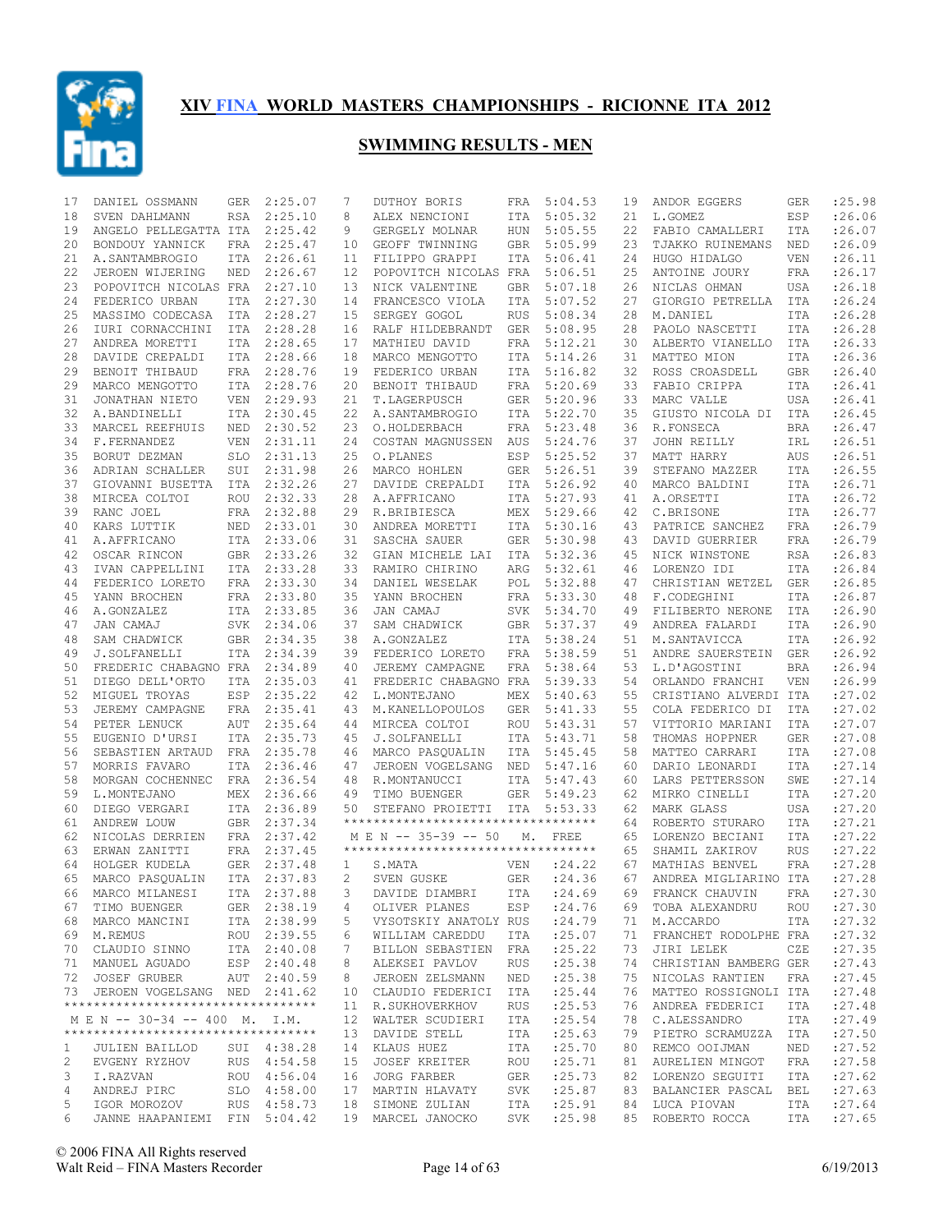# XIV FINA WORLD MASTERS CHAMPIONSHIPS - RICIONNE ITA 2012

## SWIMMING RESULTS - MEN

| Place | Name | Nat | Time |
|---|---|---|---|
| 17 | DANIEL OSSMANN | GER | 2:25.07 |
| 18 | SVEN DAHLMANN | RSA | 2:25.10 |
| 19 | ANGELO PELLEGATTA | ITA | 2:25.42 |
| 20 | BONDOUY YANNICK | FRA | 2:25.47 |
| 21 | A.SANTAMBROGIO | ITA | 2:26.61 |
| 22 | JEROEN WIJERING | NED | 2:26.67 |
| 23 | POPOVITCH NICOLAS | FRA | 2:27.10 |
| 24 | FEDERICO URBAN | ITA | 2:27.30 |
| 25 | MASSIMO CODECASA | ITA | 2:28.27 |
| 26 | IURI CORNACCHINI | ITA | 2:28.28 |
| 27 | ANDREA MORETTI | ITA | 2:28.65 |
| 28 | DAVIDE CREPALDI | ITA | 2:28.66 |
| 29 | BENOIT THIBAUD | FRA | 2:28.76 |
| 29 | MARCO MENGOTTO | ITA | 2:28.76 |
| 31 | JONATHAN NIETO | VEN | 2:29.93 |
| 32 | A.BANDINELLI | ITA | 2:30.45 |
| 33 | MARCEL REEFHUIS | NED | 2:30.52 |
| 34 | F.FERNANDEZ | VEN | 2:31.11 |
| 35 | BORUT DEZMAN | SLO | 2:31.13 |
| 36 | ADRIAN SCHALLER | SUI | 2:31.98 |
| 37 | GIOVANNI BUSETTA | ITA | 2:32.26 |
| 38 | MIRCEA COLTOI | ROU | 2:32.33 |
| 39 | RANC JOEL | FRA | 2:32.88 |
| 40 | KARS LUTTIK | NED | 2:33.01 |
| 41 | A.AFFRICANO | ITA | 2:33.06 |
| 42 | OSCAR RINCON | GBR | 2:33.26 |
| 43 | IVAN CAPPELLINI | ITA | 2:33.28 |
| 44 | FEDERICO LORETO | FRA | 2:33.30 |
| 45 | YANN BROCHEN | FRA | 2:33.80 |
| 46 | A.GONZALEZ | ITA | 2:33.85 |
| 47 | JAN CAMAJ | SVK | 2:34.06 |
| 48 | SAM CHADWICK | GBR | 2:34.35 |
| 49 | J.SOLFANELLI | ITA | 2:34.39 |
| 50 | FREDERIC CHABAGNO | FRA | 2:34.89 |
| 51 | DIEGO DELL'ORTO | ITA | 2:35.03 |
| 52 | MIGUEL TROYAS | ESP | 2:35.22 |
| 53 | JEREMY CAMPAGNE | FRA | 2:35.41 |
| 54 | PETER LENUCK | AUT | 2:35.64 |
| 55 | EUGENIO D'URSI | ITA | 2:35.73 |
| 56 | SEBASTIEN ARTAUD | FRA | 2:35.78 |
| 57 | MORRIS FAVARO | ITA | 2:36.46 |
| 58 | MORGAN COCHENNEC | FRA | 2:36.54 |
| 59 | L.MONTEJANO | MEX | 2:36.66 |
| 60 | DIEGO VERGARI | ITA | 2:36.89 |
| 61 | ANDREW LOUW | GBR | 2:37.34 |
| 62 | NICOLAS DERRIEN | FRA | 2:37.42 |
| 63 | ERWAN ZANITTI | FRA | 2:37.45 |
| 64 | HOLGER KUDELA | GER | 2:37.48 |
| 65 | MARCO PASQUALIN | ITA | 2:37.83 |
| 66 | MARCO MILANESI | ITA | 2:37.88 |
| 67 | TIMO BUENGER | GER | 2:38.19 |
| 68 | MARCO MANCINI | ITA | 2:38.99 |
| 69 | M.REMUS | ROU | 2:39.55 |
| 70 | CLAUDIO SINNO | ITA | 2:40.08 |
| 71 | MANUEL AGUADO | ESP | 2:40.48 |
| 72 | JOSEF GRUBER | AUT | 2:40.59 |
| 73 | JEROEN VOGELSANG | NED | 2:41.62 |

### M E N -- 30-34 -- 400 M. I.M.

| Place | Name | Nat | Time |
|---|---|---|---|
| 1 | JULIEN BAILLOD | SUI | 4:38.28 |
| 2 | EVGENY RYZHOV | RUS | 4:54.58 |
| 3 | I.RAZVAN | ROU | 4:56.04 |
| 4 | ANDREJ PIRC | SLO | 4:58.00 |
| 5 | IGOR MOROZOV | RUS | 4:58.73 |
| 6 | JANNE HAAPANIEMI | FIN | 5:04.42 |
| 7 | DUTHOY BORIS | FRA | 5:04.53 |
| 8 | ALEX NENCIONI | ITA | 5:05.37 |
| 9 | GERGELY MOLNAR | HUN | 5:05.55 |
| 10 | GEOFF TWINNING | GBR | 5:05.99 |
| 11 | FILIPPO GRAPPI | ITA | 5:06.41 |
| 12 | POPOVITCH NICOLAS | FRA | 5:06.51 |
| 13 | NICK VALENTINE | GBR | 5:07.18 |
| 14 | FRANCESCO VIOLA | ITA | 5:07.52 |
| 15 | SERGEY GOGOL | RUS | 5:08.34 |
| 16 | RALF HILDEBRANDT | GER | 5:08.95 |
| 17 | MATHIEU DAVID | FRA | 5:12.21 |
| 18 | MARCO MENGOTTO | ITA | 5:14.26 |
| 19 | FEDERICO URBAN | ITA | 5:16.82 |
| 20 | BENOIT THIBAUD | FRA | 5:20.69 |
| 21 | T.LAGERPUSCH | GER | 5:20.96 |
| 22 | A.SANTAMBROGIO | ITA | 5:22.70 |
| 23 | O.HOLDERBACH | FRA | 5:23.48 |
| 24 | COSTAN MAGNUSSEN | AUS | 5:24.76 |
| 25 | O.PLANES | ESP | 5:25.52 |
| 26 | MARCO HOHLEN | GER | 5:26.51 |
| 27 | DAVIDE CREPALDI | ITA | 5:26.92 |
| 28 | A.AFFRICANO | ITA | 5:27.93 |
| 29 | R.BRIBIESCA | MEX | 5:29.66 |
| 30 | ANDREA MORETTI | ITA | 5:30.16 |
| 31 | SASCHA SAUER | GER | 5:30.98 |
| 32 | GIAN MICHELE LAI | ITA | 5:32.36 |
| 33 | RAMIRO CHIRINO | ARG | 5:32.61 |
| 34 | DANIEL WESELAK | POL | 5:32.88 |
| 35 | YANN BROCHEN | FRA | 5:33.30 |
| 36 | JAN CAMAJ | SVK | 5:34.70 |
| 37 | SAM CHADWICK | GBR | 5:37.37 |
| 38 | A.GONZALEZ | ITA | 5:38.24 |
| 39 | FEDERICO LORETO | FRA | 5:38.59 |
| 40 | JEREMY CAMPAGNE | FRA | 5:38.64 |
| 41 | FREDERIC CHABAGNO | FRA | 5:39.33 |
| 42 | L.MONTEJANO | MEX | 5:40.63 |
| 43 | M.KANELLOPOULOS | GER | 5:41.33 |
| 44 | MIRCEA COLTOI | ROU | 5:43.31 |
| 45 | J.SOLFANELLI | ITA | 5:43.71 |
| 46 | MARCO PASQUALIN | ITA | 5:45.45 |
| 47 | JEROEN VOGELSANG | NED | 5:47.16 |
| 48 | R.MONTANUCCI | ITA | 5:47.43 |
| 49 | TIMO BUENGER | GER | 5:49.23 |
| 50 | STEFANO PROIETTI | ITA | 5:53.33 |

### M E N -- 35-39 -- 50 M. FREE

| Place | Name | Nat | Time |
|---|---|---|---|
| 1 | S.MATA | VEN | :24.22 |
| 2 | SVEN GUSKE | GER | :24.36 |
| 3 | DAVIDE DIAMBRI | ITA | :24.69 |
| 4 | OLIVER PLANES | ESP | :24.76 |
| 5 | VYSOTSKIY ANATOLY | RUS | :24.79 |
| 6 | WILLIAM CAREDDU | ITA | :25.07 |
| 7 | BILLON SEBASTIEN | FRA | :25.22 |
| 8 | ALEKSEI PAVLOV | RUS | :25.38 |
| 8 | JEROEN ZELSMANN | NED | :25.38 |
| 10 | CLAUDIO FEDERICI | ITA | :25.44 |
| 11 | R.SUKHOVERKHOV | RUS | :25.53 |
| 12 | WALTER SCUDIERI | ITA | :25.54 |
| 13 | DAVIDE STELL | ITA | :25.63 |
| 14 | KLAUS HUEZ | ITA | :25.70 |
| 15 | JOSEF KREITER | ROU | :25.71 |
| 16 | JORG FARBER | GER | :25.73 |
| 17 | MARTIN HLAVATY | SVK | :25.87 |
| 18 | SIMONE ZULIAN | ITA | :25.91 |
| 19 | MARCEL JANOCKO | SVK | :25.98 |
| 19 | ANDOR EGGERS | GER | :25.98 |
| 21 | L.GOMEZ | ESP | :26.06 |
| 22 | FABIO CAMALLERI | ITA | :26.07 |
| 23 | TJAKKO RUINEMANS | NED | :26.09 |
| 24 | HUGO HIDALGO | VEN | :26.11 |
| 25 | ANTOINE JOURY | FRA | :26.17 |
| 26 | NICLAS OHMAN | USA | :26.18 |
| 27 | GIORGIO PETRELLA | ITA | :26.24 |
| 28 | M.DANIEL | ITA | :26.28 |
| 28 | PAOLO NASCETTI | ITA | :26.28 |
| 30 | ALBERTO VIANELLO | ITA | :26.33 |
| 31 | MATTEO MION | ITA | :26.36 |
| 32 | ROSS CROASDELL | GBR | :26.40 |
| 33 | FABIO CRIPPA | ITA | :26.41 |
| 33 | MARC VALLE | USA | :26.41 |
| 35 | GIUSTO NICOLA DI | ITA | :26.45 |
| 36 | R.FONSECA | BRA | :26.47 |
| 37 | JOHN REILLY | IRL | :26.51 |
| 37 | MATT HARRY | AUS | :26.51 |
| 39 | STEFANO MAZZER | ITA | :26.55 |
| 40 | MARCO BALDINI | ITA | :26.71 |
| 41 | A.ORSETTI | ITA | :26.72 |
| 42 | C.BRISONE | ITA | :26.77 |
| 43 | PATRICE SANCHEZ | FRA | :26.79 |
| 43 | DAVID GUERRIER | FRA | :26.79 |
| 45 | NICK WINSTONE | RSA | :26.83 |
| 46 | LORENZO IDI | ITA | :26.84 |
| 47 | CHRISTIAN WETZEL | GER | :26.85 |
| 48 | F.CODEGHINI | ITA | :26.87 |
| 49 | FILIBERTO NERONE | ITA | :26.90 |
| 49 | ANDREA FALARDI | ITA | :26.90 |
| 51 | M.SANTAVICCA | ITA | :26.92 |
| 51 | ANDRE SAUERSTEIN | GER | :26.92 |
| 53 | L.D'AGOSTINI | BRA | :26.94 |
| 54 | ORLANDO FRANCHI | VEN | :26.99 |
| 55 | CRISTIANO ALVERDI | ITA | :27.02 |
| 55 | COLA FEDERICO DI | ITA | :27.02 |
| 57 | VITTORIO MARIANI | ITA | :27.07 |
| 58 | THOMAS HOPPNER | GER | :27.08 |
| 58 | MATTEO CARRARI | ITA | :27.08 |
| 60 | DARIO LEONARDI | ITA | :27.14 |
| 60 | LARS PETTERSSON | SWE | :27.14 |
| 62 | MIRKO CINELLI | ITA | :27.20 |
| 62 | MARK GLASS | USA | :27.20 |
| 64 | ROBERTO STURARO | ITA | :27.21 |
| 65 | LORENZO BECIANI | ITA | :27.22 |
| 65 | SHAMIL ZAKIROV | RUS | :27.22 |
| 67 | MATHIAS BENVEL | FRA | :27.28 |
| 67 | ANDREA MIGLIARINO | ITA | :27.28 |
| 69 | FRANCK CHAUVIN | FRA | :27.30 |
| 69 | TOBA ALEXANDRU | ROU | :27.30 |
| 71 | M.ACCARDO | ITA | :27.32 |
| 71 | FRANCHET RODOLPHE | FRA | :27.32 |
| 73 | JIRI LELEK | CZE | :27.35 |
| 74 | CHRISTIAN BAMBERG | GER | :27.43 |
| 75 | NICOLAS RANTIEN | FRA | :27.45 |
| 76 | MATTEO ROSSIGNOLI | ITA | :27.48 |
| 76 | ANDREA FEDERICI | ITA | :27.48 |
| 78 | C.ALESSANDRO | ITA | :27.49 |
| 79 | PIETRO SCRAMUZZA | ITA | :27.50 |
| 80 | REMCO OOIJMAN | NED | :27.52 |
| 81 | AURELIEN MINGOT | FRA | :27.58 |
| 82 | LORENZO SEGUITI | ITA | :27.62 |
| 83 | BALANCIER PASCAL | BEL | :27.63 |
| 84 | LUCA PIOVAN | ITA | :27.64 |
| 85 | ROBERTO ROCCA | ITA | :27.65 |

© 2006 FINA All Rights reserved
Walt Reid – FINA Masters Recorder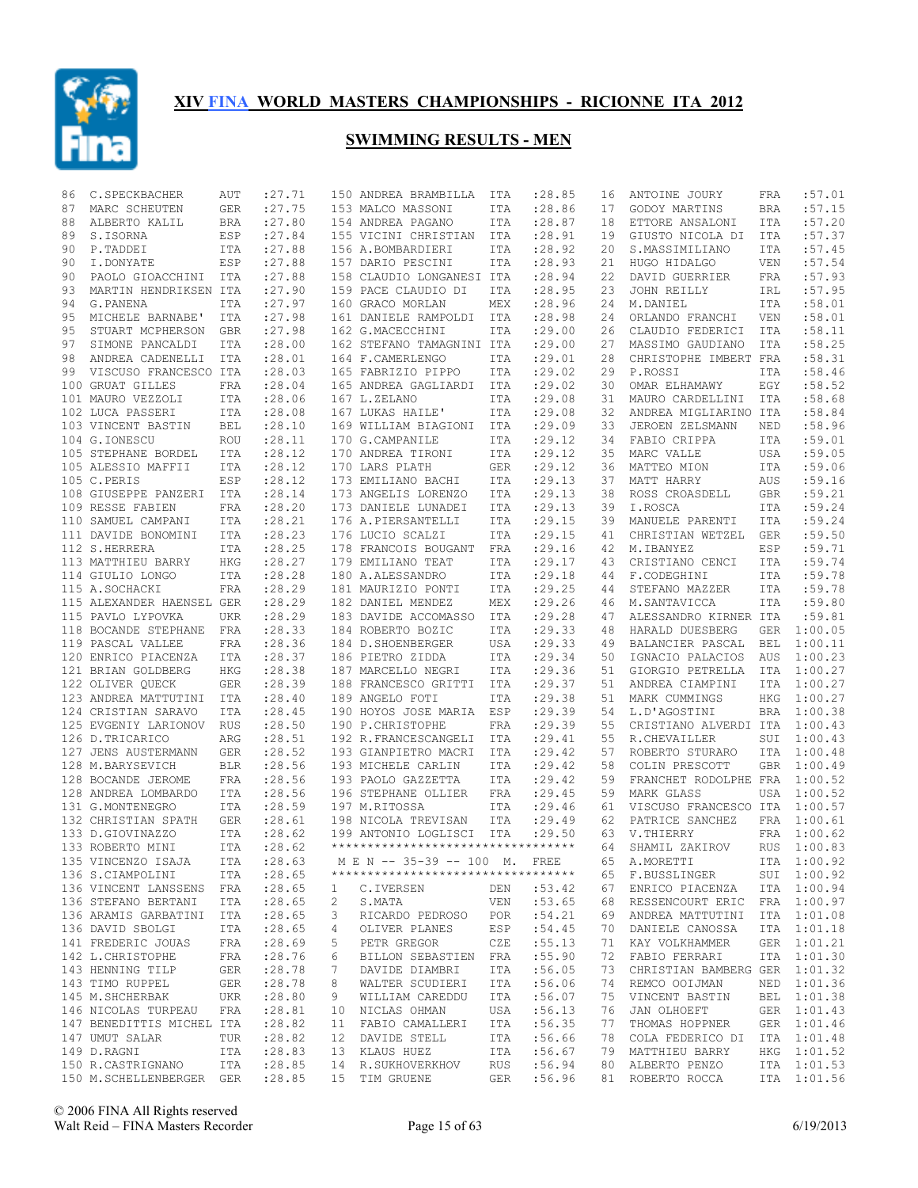# XIV FINA WORLD MASTERS CHAMPIONSHIPS - RICIONNE ITA 2012

## SWIMMING RESULTS - MEN

| Place | Name | Country | Time |
|---|---|---|---|
| 86 | C.SPECKBACHER | AUT | :27.71 |
| 87 | MARC SCHEUTEN | GER | :27.75 |
| 88 | ALBERTO KALIL | BRA | :27.80 |
| 89 | S.ISORNA | ESP | :27.84 |
| 90 | P.TADDEI | ITA | :27.88 |
| 90 | I.DONYATE | ESP | :27.88 |
| 90 | PAOLO GIOACCHINI | ITA | :27.88 |
| 93 | MARTIN HENDRIKSEN | ITA | :27.90 |
| 94 | G.PANENA | ITA | :27.97 |
| 95 | MICHELE BARNABE' | ITA | :27.98 |
| 95 | STUART MCPHERSON | GBR | :27.98 |
| 97 | SIMONE PANCALDI | ITA | :28.00 |
| 98 | ANDREA CADENELLI | ITA | :28.01 |
| 99 | VISCUSO FRANCESCO | ITA | :28.03 |
| 100 | GRUAT GILLES | FRA | :28.04 |
| 101 | MAURO VEZZOLI | ITA | :28.06 |
| 102 | LUCA PASSERI | ITA | :28.08 |
| 103 | VINCENT BASTIN | BEL | :28.10 |
| 104 | G.IONESCU | ROU | :28.11 |
| 105 | STEPHANE BORDEL | ITA | :28.12 |
| 105 | ALESSIO MAFFII | ITA | :28.12 |
| 105 | C.PERIS | ESP | :28.12 |
| 108 | GIUSEPPE PANZERI | ITA | :28.14 |
| 109 | RESSE FABIEN | FRA | :28.20 |
| 110 | SAMUEL CAMPANI | ITA | :28.21 |
| 111 | DAVIDE BONOMINI | ITA | :28.23 |
| 112 | S.HERRERA | ITA | :28.25 |
| 113 | MATTHIEU BARRY | HKG | :28.27 |
| 114 | GIULIO LONGO | ITA | :28.28 |
| 115 | A.SOCHACKI | FRA | :28.29 |
| 115 | ALEXANDER HAENSEL | GER | :28.29 |
| 115 | PAVLO LYPOVKA | UKR | :28.29 |
| 118 | BOCANDE STEPHANE | FRA | :28.33 |
| 119 | PASCAL VALLEE | FRA | :28.36 |
| 120 | ENRICO PIACENZA | ITA | :28.37 |
| 121 | BRIAN GOLDBERG | HKG | :28.38 |
| 122 | OLIVER QUECK | GER | :28.39 |
| 123 | ANDREA MATTUTINI | ITA | :28.40 |
| 124 | CRISTIAN SARAVO | ITA | :28.45 |
| 125 | EVGENIY LARIONOV | RUS | :28.50 |
| 126 | D.TRICARICO | ARG | :28.51 |
| 127 | JENS AUSTERMANN | GER | :28.52 |
| 128 | M.BARYSEVICH | BLR | :28.56 |
| 128 | BOCANDE JEROME | FRA | :28.56 |
| 128 | ANDREA LOMBARDO | ITA | :28.56 |
| 131 | G.MONTENEGRO | ITA | :28.59 |
| 132 | CHRISTIAN SPATH | GER | :28.61 |
| 133 | D.GIOVINAZZO | ITA | :28.62 |
| 133 | ROBERTO MINI | ITA | :28.62 |
| 135 | VINCENZO ISAJA | ITA | :28.63 |
| 136 | S.CIAMPOLINI | ITA | :28.65 |
| 136 | VINCENT LANSSENS | FRA | :28.65 |
| 136 | STEFANO BERTANI | ITA | :28.65 |
| 136 | ARAMIS GARBATINI | ITA | :28.65 |
| 136 | DAVID SBOLGI | ITA | :28.65 |
| 141 | FREDERIC JOUAS | FRA | :28.69 |
| 142 | L.CHRISTOPHE | FRA | :28.76 |
| 143 | HENNING TILP | GER | :28.78 |
| 143 | TIMO RUPPEL | GER | :28.78 |
| 145 | M.SHCHERBAK | UKR | :28.80 |
| 146 | NICOLAS TURPEAU | FRA | :28.81 |
| 147 | BENEDITTIS MICHEL | ITA | :28.82 |
| 147 | UMUT SALAR | TUR | :28.82 |
| 149 | D.RAGNI | ITA | :28.83 |
| 150 | R.CASTRIGNANO | ITA | :28.85 |
| 150 | M.SCHELLENBERGER | GER | :28.85 |
| 150 | ANDREA BRAMBILLA | ITA | :28.85 |
| 153 | MALCO MASSONI | ITA | :28.86 |
| 154 | ANDREA PAGANO | ITA | :28.87 |
| 155 | VICINI CHRISTIAN | ITA | :28.91 |
| 156 | A.BOMBARDIERI | ITA | :28.92 |
| 157 | DARIO PESCINI | ITA | :28.93 |
| 158 | CLAUDIO LONGANESI | ITA | :28.94 |
| 159 | PACE CLAUDIO DI | ITA | :28.95 |
| 160 | GRACO MORLAN | MEX | :28.96 |
| 161 | DANIELE RAMPOLDI | ITA | :28.98 |
| 162 | G.MACECCHINI | ITA | :29.00 |
| 162 | STEFANO TAMAGNINI | ITA | :29.00 |
| 164 | F.CAMERLENGO | ITA | :29.01 |
| 165 | FABRIZIO PIPPO | ITA | :29.02 |
| 165 | ANDREA GAGLIARDI | ITA | :29.02 |
| 167 | L.ZELANO | ITA | :29.08 |
| 167 | LUKAS HAILE' | ITA | :29.08 |
| 169 | WILLIAM BIAGIONI | ITA | :29.09 |
| 170 | G.CAMPANILE | ITA | :29.12 |
| 170 | ANDREA TIRONI | ITA | :29.12 |
| 170 | LARS PLATH | GER | :29.12 |
| 173 | EMILIANO BACHI | ITA | :29.13 |
| 173 | ANGELIS LORENZO | ITA | :29.13 |
| 173 | DANIELE LUNADEI | ITA | :29.13 |
| 176 | A.PIERSANTELLI | ITA | :29.15 |
| 176 | LUCIO SCALZI | ITA | :29.15 |
| 178 | FRANCOIS BOUGANT | FRA | :29.16 |
| 179 | EMILIANO TEAT | ITA | :29.17 |
| 180 | A.ALESSANDRO | ITA | :29.18 |
| 181 | MAURIZIO PONTI | ITA | :29.25 |
| 182 | DANIEL MENDEZ | MEX | :29.26 |
| 183 | DAVIDE ACCOMASSO | ITA | :29.28 |
| 184 | ROBERTO BOZIC | ITA | :29.33 |
| 184 | D.SHOENBERGER | USA | :29.33 |
| 186 | PIETRO ZIDDA | ITA | :29.34 |
| 187 | MARCELLO NEGRI | ITA | :29.36 |
| 188 | FRANCESCO GRITTI | ITA | :29.37 |
| 189 | ANGELO FOTI | ITA | :29.38 |
| 190 | HOYOS JOSE MARIA | ESP | :29.39 |
| 190 | P.CHRISTOPHE | FRA | :29.39 |
| 192 | R.FRANCESCANGELI | ITA | :29.41 |
| 193 | GIANPIETRO MACRI | ITA | :29.42 |
| 193 | MICHELE CARLIN | ITA | :29.42 |
| 193 | PAOLO GAZZETTA | ITA | :29.42 |
| 196 | STEPHANE OLLIER | FRA | :29.45 |
| 197 | M.RITOSSA | ITA | :29.46 |
| 198 | NICOLA TREVISAN | ITA | :29.49 |
| 199 | ANTONIO LOGLISCI | ITA | :29.50 |

*********************************

M E N -- 35-39 -- 100 M. FREE

*********************************

| Place | Name | Country | Time |
|---|---|---|---|
| 1 | C.IVERSEN | DEN | :53.42 |
| 2 | S.MATA | VEN | :53.65 |
| 3 | RICARDO PEDROSO | POR | :54.21 |
| 4 | OLIVER PLANES | ESP | :54.45 |
| 5 | PETR GREGOR | CZE | :55.13 |
| 6 | BILLON SEBASTIEN | FRA | :55.90 |
| 7 | DAVIDE DIAMBRI | ITA | :56.05 |
| 8 | WALTER SCUDIERI | ITA | :56.06 |
| 9 | WILLIAM CAREDDU | ITA | :56.07 |
| 10 | NICLAS OHMAN | USA | :56.13 |
| 11 | FABIO CAMALLERI | ITA | :56.35 |
| 12 | DAVIDE STELL | ITA | :56.66 |
| 13 | KLAUS HUEZ | ITA | :56.67 |
| 14 | R.SUKHOVERKHOV | RUS | :56.94 |
| 15 | TIM GRUENE | GER | :56.96 |
| 16 | ANTOINE JOURY | FRA | :57.01 |
| 17 | GODOY MARTINS | BRA | :57.15 |
| 18 | ETTORE ANSALONI | ITA | :57.20 |
| 19 | GIUSTO NICOLA DI | ITA | :57.37 |
| 20 | S.MASSIMILIANO | ITA | :57.45 |
| 21 | HUGO HIDALGO | VEN | :57.54 |
| 22 | DAVID GUERRIER | FRA | :57.93 |
| 23 | JOHN REILLY | IRL | :57.95 |
| 24 | M.DANIEL | ITA | :58.01 |
| 24 | ORLANDO FRANCHI | VEN | :58.01 |
| 26 | CLAUDIO FEDERICI | ITA | :58.11 |
| 27 | MASSIMO GAUDIANO | ITA | :58.25 |
| 28 | CHRISTOPHE IMBERT | FRA | :58.31 |
| 29 | P.ROSSI | ITA | :58.46 |
| 30 | OMAR ELHAMAWY | EGY | :58.52 |
| 31 | MAURO CARDELLINI | ITA | :58.68 |
| 32 | ANDREA MIGLIARINO | ITA | :58.84 |
| 33 | JEROEN ZELSMANN | NED | :58.96 |
| 34 | FABIO CRIPPA | ITA | :59.01 |
| 35 | MARC VALLE | USA | :59.05 |
| 36 | MATTEO MION | ITA | :59.06 |
| 37 | MATT HARRY | AUS | :59.16 |
| 38 | ROSS CROASDELL | GBR | :59.21 |
| 39 | I.ROSCA | ITA | :59.24 |
| 39 | MANUELE PARENTI | ITA | :59.24 |
| 41 | CHRISTIAN WETZEL | GER | :59.50 |
| 42 | M.IBANYEZ | ESP | :59.71 |
| 43 | CRISTIANO CENCI | ITA | :59.74 |
| 44 | F.CODEGHINI | ITA | :59.78 |
| 44 | STEFANO MAZZER | ITA | :59.78 |
| 46 | M.SANTAVICCA | ITA | :59.80 |
| 47 | ALESSANDRO KIRNER | ITA | :59.81 |
| 48 | HARALD DUESBERG | GER | 1:00.05 |
| 49 | BALANCIER PASCAL | BEL | 1:00.11 |
| 50 | IGNACIO PALACIOS | AUS | 1:00.23 |
| 51 | GIORGIO PETRELLA | ITA | 1:00.27 |
| 51 | ANDREA CIAMPINI | ITA | 1:00.27 |
| 51 | MARK CUMMINGS | HKG | 1:00.27 |
| 54 | L.D'AGOSTINI | BRA | 1:00.38 |
| 55 | CRISTIANO ALVERDI | ITA | 1:00.43 |
| 55 | R.CHEVAILLER | SUI | 1:00.43 |
| 57 | ROBERTO STURARO | ITA | 1:00.48 |
| 58 | COLIN PRESCOTT | GBR | 1:00.49 |
| 59 | FRANCHET RODOLPHE | FRA | 1:00.52 |
| 59 | MARK GLASS | USA | 1:00.52 |
| 61 | VISCUSO FRANCESCO | ITA | 1:00.57 |
| 62 | PATRICE SANCHEZ | FRA | 1:00.61 |
| 63 | V.THIERRY | FRA | 1:00.62 |
| 64 | SHAMIL ZAKIROV | RUS | 1:00.83 |
| 65 | A.MORETTI | ITA | 1:00.92 |
| 65 | F.BUSSLINGER | SUI | 1:00.92 |
| 67 | ENRICO PIACENZA | ITA | 1:00.94 |
| 68 | RESSENCOURT ERIC | FRA | 1:00.97 |
| 69 | ANDREA MATTUTINI | ITA | 1:01.08 |
| 70 | DANIELE CANOSSA | ITA | 1:01.18 |
| 71 | KAY VOLKHAMMER | GER | 1:01.21 |
| 72 | FABIO FERRARI | ITA | 1:01.30 |
| 73 | CHRISTIAN BAMBERG | GER | 1:01.32 |
| 74 | REMCO OOIJMAN | NED | 1:01.36 |
| 75 | VINCENT BASTIN | BEL | 1:01.38 |
| 76 | JAN OLHOEFT | GER | 1:01.43 |
| 77 | THOMAS HOPPNER | GER | 1:01.46 |
| 78 | COLA FEDERICO DI | ITA | 1:01.48 |
| 79 | MATTHIEU BARRY | HKG | 1:01.52 |
| 80 | ALBERTO PENZO | ITA | 1:01.53 |
| 81 | ROBERTO ROCCA | ITA | 1:01.56 |

© 2006 FINA All Rights reserved
Walt Reid – FINA Masters Recorder

6/19/2013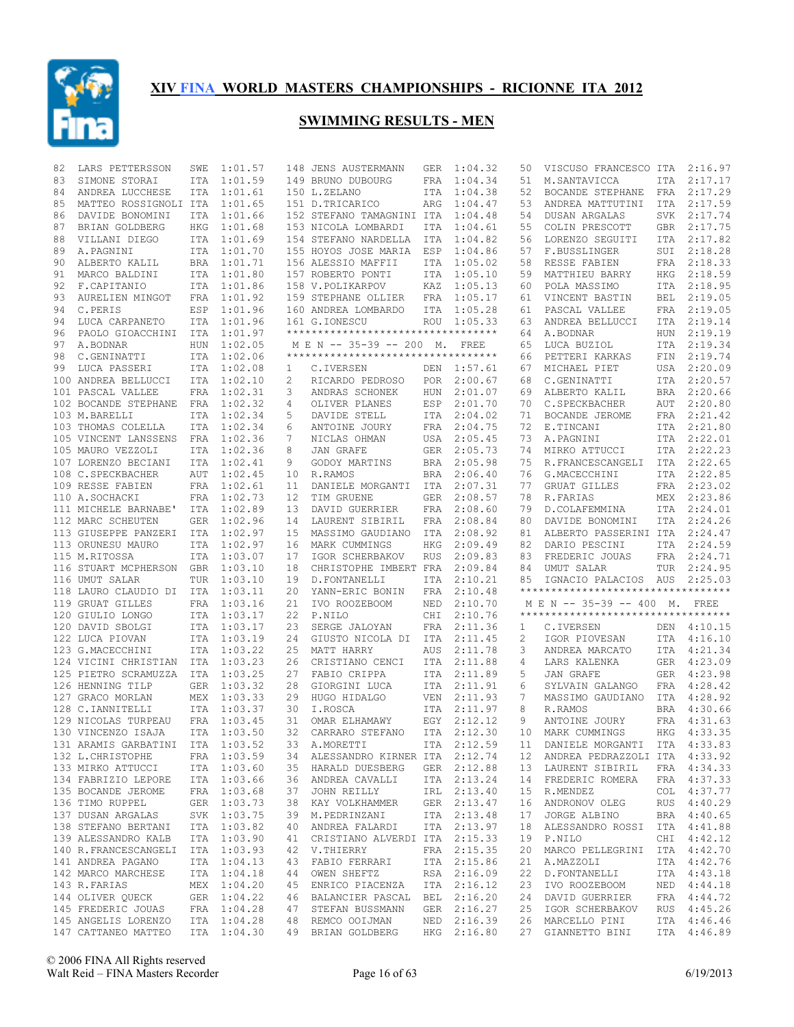# XIV FINA WORLD MASTERS CHAMPIONSHIPS - RICIONNE ITA 2012

## SWIMMING RESULTS - MEN

| Place | Name | Nat | Time |
|---|---|---|---|
| 82 | LARS PETTERSSON | SWE | 1:01.57 |
| 83 | SIMONE STORAI | ITA | 1:01.59 |
| 84 | ANDREA LUCCHESE | ITA | 1:01.61 |
| 85 | MATTEO ROSSIGNOLI | ITA | 1:01.65 |
| 86 | DAVIDE BONOMINI | ITA | 1:01.66 |
| 87 | BRIAN GOLDBERG | HKG | 1:01.68 |
| 88 | VILLANI DIEGO | ITA | 1:01.69 |
| 89 | A.PAGNINI | ITA | 1:01.70 |
| 90 | ALBERTO KALIL | BRA | 1:01.71 |
| 91 | MARCO BALDINI | ITA | 1:01.80 |
| 92 | F.CAPITANIO | ITA | 1:01.86 |
| 93 | AURELIEN MINGOT | FRA | 1:01.92 |
| 94 | C.PERIS | ESP | 1:01.96 |
| 94 | LUCA CARPANETO | ITA | 1:01.96 |
| 96 | PAOLO GIOACCHINI | ITA | 1:01.97 |
| 97 | A.BODNAR | HUN | 1:02.05 |
| 98 | C.GENINATTI | ITA | 1:02.06 |
| 99 | LUCA PASSERI | ITA | 1:02.08 |
| 100 | ANDREA BELLUCCI | ITA | 1:02.10 |
| 101 | PASCAL VALLEE | FRA | 1:02.31 |
| 102 | BOCANDE STEPHANE | FRA | 1:02.32 |
| 103 | M.BARELLI | ITA | 1:02.34 |
| 103 | THOMAS COLELLA | ITA | 1:02.34 |
| 105 | VINCENT LANSSENS | FRA | 1:02.36 |
| 105 | MAURO VEZZOLI | ITA | 1:02.36 |
| 107 | LORENZO BECIANI | ITA | 1:02.41 |
| 108 | C.SPECKBACHER | AUT | 1:02.45 |
| 109 | RESSE FABIEN | FRA | 1:02.61 |
| 110 | A.SOCHACKI | FRA | 1:02.73 |
| 111 | MICHELE BARNABE' | ITA | 1:02.89 |
| 112 | MARC SCHEUTEN | GER | 1:02.96 |
| 113 | GIUSEPPE PANZERI | ITA | 1:02.97 |
| 113 | ORUNESU MAURO | ITA | 1:02.97 |
| 115 | M.RITOSSA | ITA | 1:03.07 |
| 116 | STUART MCPHERSON | GBR | 1:03.10 |
| 116 | UMUT SALAR | TUR | 1:03.10 |
| 118 | LAURO CLAUDIO DI | ITA | 1:03.11 |
| 119 | GRUAT GILLES | FRA | 1:03.16 |
| 120 | GIULIO LONGO | ITA | 1:03.17 |
| 120 | DAVID SBOLGI | ITA | 1:03.17 |
| 122 | LUCA PIOVAN | ITA | 1:03.19 |
| 123 | G.MACECCHINI | ITA | 1:03.22 |
| 124 | VICINI CHRISTIAN | ITA | 1:03.23 |
| 125 | PIETRO SCRAMUZZA | ITA | 1:03.25 |
| 126 | HENNING TILP | GER | 1:03.32 |
| 127 | GRACO MORLAN | MEX | 1:03.33 |
| 128 | C.IANNITELLI | ITA | 1:03.37 |
| 129 | NICOLAS TURPEAU | FRA | 1:03.45 |
| 130 | VINCENZO ISAJA | ITA | 1:03.50 |
| 131 | ARAMIS GARBATINI | ITA | 1:03.52 |
| 132 | L.CHRISTOPHE | FRA | 1:03.59 |
| 133 | MIRKO ATTUCCI | ITA | 1:03.60 |
| 134 | FABRIZIO LEPORE | ITA | 1:03.66 |
| 135 | BOCANDE JEROME | FRA | 1:03.68 |
| 136 | TIMO RUPPEL | GER | 1:03.73 |
| 137 | DUSAN ARGALAS | SVK | 1:03.75 |
| 138 | STEFANO BERTANI | ITA | 1:03.82 |
| 139 | ALESSANDRO KALB | ITA | 1:03.90 |
| 140 | R.FRANCESCANGELI | ITA | 1:03.93 |
| 141 | ANDREA PAGANO | ITA | 1:04.13 |
| 142 | MARCO MARCHESE | ITA | 1:04.18 |
| 143 | R.FARIAS | MEX | 1:04.20 |
| 144 | OLIVER QUECK | GER | 1:04.22 |
| 145 | FREDERIC JOUAS | FRA | 1:04.28 |
| 145 | ANGELIS LORENZO | ITA | 1:04.28 |
| 147 | CATTANEO MATTEO | ITA | 1:04.30 |
| 148 | JENS AUSTERMANN | GER | 1:04.32 |
| 149 | BRUNO DUBOURG | FRA | 1:04.34 |
| 150 | L.ZELANO | ITA | 1:04.38 |
| 151 | D.TRICARICO | ARG | 1:04.47 |
| 152 | STEFANO TAMAGNINI | ITA | 1:04.48 |
| 153 | NICOLA LOMBARDI | ITA | 1:04.61 |
| 154 | STEFANO NARDELLA | ITA | 1:04.82 |
| 155 | HOYOS JOSE MARIA | ESP | 1:04.86 |
| 156 | ALESSIO MAFFII | ITA | 1:05.02 |
| 157 | ROBERTO PONTI | ITA | 1:05.10 |
| 158 | V.POLIKARPOV | KAZ | 1:05.13 |
| 159 | STEPHANE OLLIER | FRA | 1:05.17 |
| 160 | ANDREA LOMBARDO | ITA | 1:05.28 |
| 161 | G.IONESCU | ROU | 1:05.33 |

### M E N -- 35-39 -- 200 M. FREE

| Place | Name | Nat | Time |
|---|---|---|---|
| 1 | C.IVERSEN | DEN | 1:57.61 |
| 2 | RICARDO PEDROSO | POR | 2:00.67 |
| 3 | ANDRAS SCHONEK | HUN | 2:01.07 |
| 4 | OLIVER PLANES | ESP | 2:01.70 |
| 5 | DAVIDE STELL | ITA | 2:04.02 |
| 6 | ANTOINE JOURY | FRA | 2:04.75 |
| 7 | NICLAS OHMAN | USA | 2:05.45 |
| 8 | JAN GRAFE | GER | 2:05.73 |
| 9 | GODOY MARTINS | BRA | 2:05.98 |
| 10 | R.RAMOS | BRA | 2:06.40 |
| 11 | DANIELE MORGANTI | ITA | 2:07.31 |
| 12 | TIM GRUENE | GER | 2:08.57 |
| 13 | DAVID GUERRIER | FRA | 2:08.60 |
| 14 | LAURENT SIBIRIL | FRA | 2:08.84 |
| 15 | MASSIMO GAUDIANO | ITA | 2:08.92 |
| 16 | MARK CUMMINGS | HKG | 2:09.49 |
| 17 | IGOR SCHERBAKOV | RUS | 2:09.83 |
| 18 | CHRISTOPHE IMBERT | FRA | 2:09.84 |
| 19 | D.FONTANELLI | ITA | 2:10.21 |
| 20 | YANN-ERIC BONIN | FRA | 2:10.48 |
| 21 | IVO ROOZEBOOM | NED | 2:10.70 |
| 22 | P.NILO | CHI | 2:10.76 |
| 23 | SERGE JALOYAN | FRA | 2:11.36 |
| 24 | GIUSTO NICOLA DI | ITA | 2:11.45 |
| 25 | MATT HARRY | AUS | 2:11.78 |
| 26 | CRISTIANO CENCI | ITA | 2:11.88 |
| 27 | FABIO CRIPPA | ITA | 2:11.89 |
| 28 | GIORGINI LUCA | ITA | 2:11.91 |
| 29 | HUGO HIDALGO | VEN | 2:11.93 |
| 30 | I.ROSCA | ITA | 2:11.97 |
| 31 | OMAR ELHAMAWY | EGY | 2:12.12 |
| 32 | CARRARO STEFANO | ITA | 2:12.30 |
| 33 | A.MORETTI | ITA | 2:12.59 |
| 34 | ALESSANDRO KIRNER | ITA | 2:12.74 |
| 35 | HARALD DUESBERG | GER | 2:12.88 |
| 36 | ANDREA CAVALLI | ITA | 2:13.24 |
| 37 | JOHN REILLY | IRL | 2:13.40 |
| 38 | KAY VOLKHAMMER | GER | 2:13.47 |
| 39 | M.PEDRINZANI | ITA | 2:13.48 |
| 40 | ANDREA FALARDI | ITA | 2:13.97 |
| 41 | CRISTIAN ALVERDI | ITA | 2:15.33 |
| 42 | V.THIERRY | FRA | 2:15.35 |
| 43 | FABIO FERRARI | ITA | 2:15.86 |
| 44 | OWEN SHEFTZ | RSA | 2:16.09 |
| 45 | ENRICO PIACENZA | ITA | 2:16.12 |
| 46 | BALANCIER PASCAL | BEL | 2:16.20 |
| 47 | STEFAN BUSSMANN | GER | 2:16.27 |
| 48 | REMCO OOIJMAN | NED | 2:16.39 |
| 49 | BRIAN GOLDBERG | HKG | 2:16.80 |
| 50 | VISCUSO FRANCESCO | ITA | 2:16.97 |
| 51 | M.SANTAVICCA | ITA | 2:17.17 |
| 52 | BOCANDE STEPHANE | FRA | 2:17.29 |
| 53 | ANDREA MATTUTINI | ITA | 2:17.59 |
| 54 | DUSAN ARGALAS | SVK | 2:17.74 |
| 55 | COLIN PRESCOTT | GBR | 2:17.75 |
| 56 | LORENZO SEGUITI | ITA | 2:17.82 |
| 57 | F.BUSSLINGER | SUI | 2:18.28 |
| 58 | RESSE FABIEN | FRA | 2:18.33 |
| 59 | MATTHIEU BARRY | HKG | 2:18.59 |
| 60 | POLA MASSIMO | ITA | 2:18.95 |
| 61 | VINCENT BASTIN | BEL | 2:19.05 |
| 61 | PASCAL VALLEE | FRA | 2:19.05 |
| 63 | ANDREA BELLUCCI | ITA | 2:19.14 |
| 64 | A.BODNAR | HUN | 2:19.19 |
| 65 | LUCA BUZIOL | ITA | 2:19.34 |
| 66 | PETTERI KARKAS | FIN | 2:19.74 |
| 67 | MICHAEL PIET | USA | 2:20.09 |
| 68 | C.GENINATTI | ITA | 2:20.57 |
| 69 | ALBERTO KALIL | BRA | 2:20.66 |
| 70 | C.SPECKBACHER | AUT | 2:20.80 |
| 71 | BOCANDE JEROME | FRA | 2:21.42 |
| 72 | E.TINCANI | ITA | 2:21.80 |
| 73 | A.PAGNINI | ITA | 2:22.01 |
| 74 | MIRKO ATTUCCI | ITA | 2:22.23 |
| 75 | R.FRANCESCANGELI | ITA | 2:22.65 |
| 76 | G.MACECCHINI | ITA | 2:22.85 |
| 77 | GRUAT GILLES | FRA | 2:23.02 |
| 78 | R.FARIAS | MEX | 2:23.86 |
| 79 | D.COLAFEMMINA | ITA | 2:24.01 |
| 80 | DAVIDE BONOMINI | ITA | 2:24.26 |
| 81 | ALBERTO PASSERINI | ITA | 2:24.47 |
| 82 | DARIO PESCINI | ITA | 2:24.59 |
| 83 | FREDERIC JOUAS | FRA | 2:24.71 |
| 84 | UMUT SALAR | TUR | 2:24.95 |
| 85 | IGNACIO PALACIOS | AUS | 2:25.03 |

### M E N -- 35-39 -- 400 M. FREE

| Place | Name | Nat | Time |
|---|---|---|---|
| 1 | C.IVERSEN | DEN | 4:10.15 |
| 2 | IGOR PIOVESAN | ITA | 4:16.10 |
| 3 | ANDREA MARCATO | ITA | 4:21.34 |
| 4 | LARS KALENKA | GER | 4:23.09 |
| 5 | JAN GRAFE | GER | 4:23.98 |
| 6 | SYLVAIN GALANGO | FRA | 4:28.42 |
| 7 | MASSIMO GAUDIANO | ITA | 4:28.92 |
| 8 | R.RAMOS | BRA | 4:30.66 |
| 9 | ANTOINE JOURY | FRA | 4:31.63 |
| 10 | MARK CUMMINGS | HKG | 4:33.35 |
| 11 | DANIELE MORGANTI | ITA | 4:33.83 |
| 12 | ANDREA PEDRAZZOLI | ITA | 4:33.92 |
| 13 | LAURENT SIBIRIL | FRA | 4:34.33 |
| 14 | FREDERIC ROMERA | FRA | 4:37.33 |
| 15 | R.MENDEZ | COL | 4:37.77 |
| 16 | ANDRONOV OLEG | RUS | 4:40.29 |
| 17 | JORGE ALBINO | BRA | 4:40.65 |
| 18 | ALESSANDRO ROSSI | ITA | 4:41.88 |
| 19 | P.NILO | CHI | 4:42.12 |
| 20 | MARCO PELLEGRINI | ITA | 4:42.70 |
| 21 | A.MAZZOLI | ITA | 4:42.76 |
| 22 | D.FONTANELLI | ITA | 4:43.18 |
| 23 | IVO ROOZEBOOM | NED | 4:44.18 |
| 24 | DAVID GUERRIER | FRA | 4:44.72 |
| 25 | IGOR SCHERBAKOV | RUS | 4:45.26 |
| 26 | MARCELLO PINI | ITA | 4:46.46 |
| 27 | GIANNETTO BINI | ITA | 4:46.89 |

© 2006 FINA All Rights reserved
Walt Reid – FINA Masters Recorder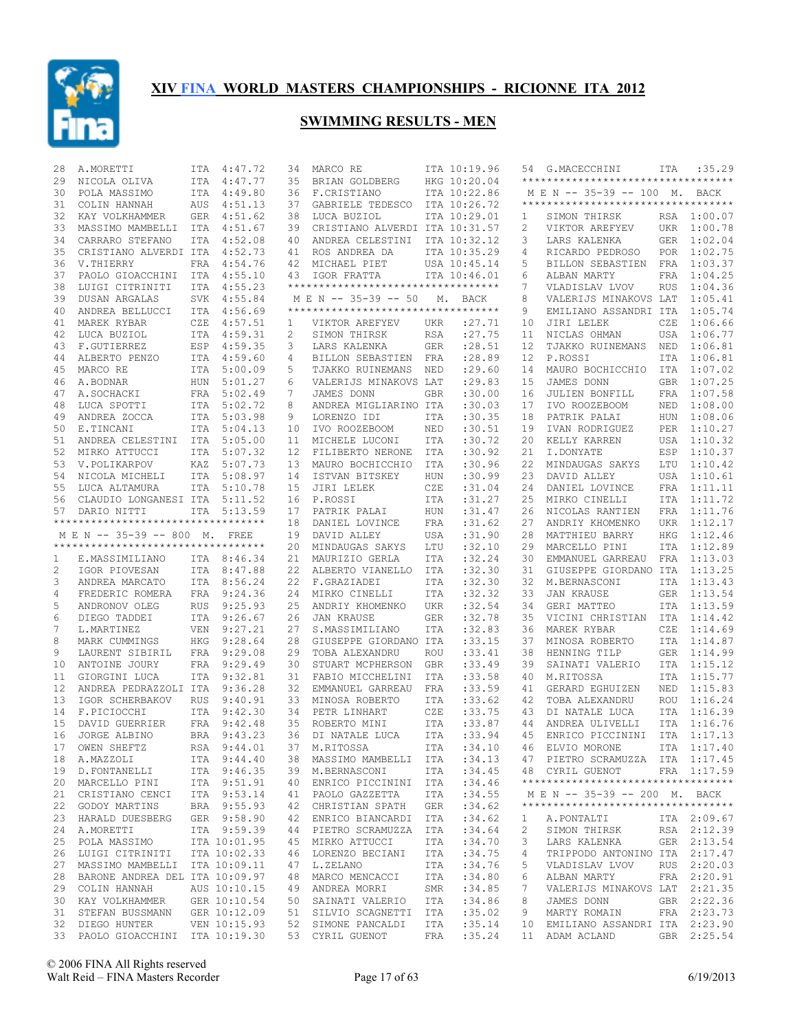# XIV FINA WORLD MASTERS CHAMPIONSHIPS - RICIONNE ITA 2012

## SWIMMING RESULTS - MEN

| Pl | Name | Nat | Time |
|---|---|---|---|
| 28 | A.MORETTI | ITA | 4:47.72 |
| 29 | NICOLA OLIVA | ITA | 4:47.77 |
| 30 | POLA MASSIMO | ITA | 4:49.80 |
| 31 | COLIN HANNAH | AUS | 4:51.13 |
| 32 | KAY VOLKHAMMER | GER | 4:51.62 |
| 33 | MASSIMO MAMBELLI | ITA | 4:51.67 |
| 34 | CARRARO STEFANO | ITA | 4:52.08 |
| 35 | CRISTIANO ALVERDI | ITA | 4:52.73 |
| 36 | V.THIERRY | FRA | 4:54.76 |
| 37 | PAOLO GIOACCHINI | ITA | 4:55.10 |
| 38 | LUIGI CITRINITI | ITA | 4:55.23 |
| 39 | DUSAN ARGALAS | SVK | 4:55.84 |
| 40 | ANDREA BELLUCCI | ITA | 4:56.69 |
| 41 | MAREK RYBAR | CZE | 4:57.51 |
| 42 | LUCA BUZIOL | ITA | 4:59.31 |
| 43 | F.GUTIERREZ | ESP | 4:59.35 |
| 44 | ALBERTO PENZO | ITA | 4:59.60 |
| 45 | MARCO RE | ITA | 5:00.09 |
| 46 | A.BODNAR | HUN | 5:01.27 |
| 47 | A.SOCHACKI | FRA | 5:02.49 |
| 48 | LUCA SPOTTI | ITA | 5:02.72 |
| 49 | ANDREA ZOCCA | ITA | 5:03.98 |
| 50 | E.TINCANI | ITA | 5:04.13 |
| 51 | ANDREA CELESTINI | ITA | 5:05.00 |
| 52 | MIRKO ATTUCCI | ITA | 5:07.32 |
| 53 | V.POLIKARPOV | KAZ | 5:07.73 |
| 54 | NICOLA MICHELI | ITA | 5:08.97 |
| 55 | LUCA ALTAMURA | ITA | 5:10.78 |
| 56 | CLAUDIO LONGANESI | ITA | 5:11.52 |
| 57 | DARIO NITTI | ITA | 5:13.59 |

### M E N -- 35-39 -- 800 M. FREE

| Pl | Name | Nat | Time |
|---|---|---|---|
| 1 | E.MASSIMILIANO | ITA | 8:46.34 |
| 2 | IGOR PIOVESAN | ITA | 8:47.88 |
| 3 | ANDREA MARCATO | ITA | 8:56.24 |
| 4 | FREDERIC ROMERA | FRA | 9:24.36 |
| 5 | ANDRONOV OLEG | RUS | 9:25.93 |
| 6 | DIEGO TADDEI | ITA | 9:26.67 |
| 7 | L.MARTINEZ | VEN | 9:27.21 |
| 8 | MARK CUMMINGS | HKG | 9:28.64 |
| 9 | LAURENT SIBIRIL | FRA | 9:29.08 |
| 10 | ANTOINE JOURY | FRA | 9:29.49 |
| 11 | GIORGINI LUCA | ITA | 9:32.81 |
| 12 | ANDREA PEDRAZZOLI | ITA | 9:36.28 |
| 13 | IGOR SCHERBAKOV | RUS | 9:40.91 |
| 14 | F.PICIOCCHI | ITA | 9:42.30 |
| 15 | DAVID GUERRIER | FRA | 9:42.48 |
| 16 | JORGE ALBINO | BRA | 9:43.23 |
| 17 | OWEN SHEFTZ | RSA | 9:44.01 |
| 18 | A.MAZZOLI | ITA | 9:44.40 |
| 19 | D.FONTANELLI | ITA | 9:46.35 |
| 20 | MARCELLO PINI | ITA | 9:51.91 |
| 21 | CRISTIANO CENCI | ITA | 9:53.14 |
| 22 | GODOY MARTINS | BRA | 9:55.93 |
| 23 | HARALD DUESBERG | GER | 9:58.90 |
| 24 | A.MORETTI | ITA | 9:59.39 |
| 25 | POLA MASSIMO | ITA | 10:01.95 |
| 26 | LUIGI CITRINITI | ITA | 10:02.33 |
| 27 | MASSIMO MAMBELLI | ITA | 10:09.11 |
| 28 | BARONE ANDREA DEL | ITA | 10:09.97 |
| 29 | COLIN HANNAH | AUS | 10:10.15 |
| 30 | KAY VOLKHAMMER | GER | 10:10.54 |
| 31 | STEFAN BUSSMANN | GER | 10:12.09 |
| 32 | DIEGO HUNTER | VEN | 10:15.93 |
| 33 | PAOLO GIOACCHINI | ITA | 10:19.30 |
| 34 | MARCO RE | ITA | 10:19.96 |
| 35 | BRIAN GOLDBERG | HKG | 10:20.04 |
| 36 | F.CRISTIANO | ITA | 10:22.86 |
| 37 | GABRIELE TEDESCO | ITA | 10:26.72 |
| 38 | LUCA BUZIOL | ITA | 10:29.01 |
| 39 | CRISTIANO ALVERDI | ITA | 10:31.57 |
| 40 | ANDREA CELESTINI | ITA | 10:32.12 |
| 41 | ROS ANDREA DA | ITA | 10:35.29 |
| 42 | MICHAEL PIET | USA | 10:45.14 |
| 43 | IGOR FRATTA | ITA | 10:46.01 |

### M E N -- 35-39 -- 50 M. BACK

| Pl | Name | Nat | Time |
|---|---|---|---|
| 1 | VIKTOR AREFYEV | UKR | :27.71 |
| 2 | SIMON THIRSK | RSA | :27.75 |
| 3 | LARS KALENKA | GER | :28.51 |
| 4 | BILLON SEBASTIEN | FRA | :28.89 |
| 5 | TJAKKO RUINEMANS | NED | :29.60 |
| 6 | VALERIJS MINAKOVS | LAT | :29.83 |
| 7 | JAMES DONN | GBR | :30.00 |
| 8 | ANDREA MIGLIARINO | ITA | :30.03 |
| 9 | LORENZO IDI | ITA | :30.35 |
| 10 | IVO ROOZEBOOM | NED | :30.51 |
| 11 | MICHELE LUCONI | ITA | :30.72 |
| 12 | FILIBERTO NERONE | ITA | :30.92 |
| 13 | MAURO BOCHICCHIO | ITA | :30.96 |
| 14 | ISTVAN BITSKEY | HUN | :30.99 |
| 15 | JIRI LELEK | CZE | :31.04 |
| 16 | P.ROSSI | ITA | :31.27 |
| 17 | PATRIK PALAI | HUN | :31.47 |
| 18 | DANIEL LOVINCE | FRA | :31.62 |
| 19 | DAVID ALLEY | USA | :31.90 |
| 20 | MINDAUGAS SAKYS | LTU | :32.10 |
| 21 | MAURIZIO GERLA | ITA | :32.24 |
| 22 | ALBERTO VIANELLO | ITA | :32.30 |
| 22 | F.GRAZIADEI | ITA | :32.30 |
| 24 | MIRKO CINELLI | ITA | :32.32 |
| 25 | ANDRIY KHOMENKO | UKR | :32.54 |
| 26 | JAN KRAUSE | GER | :32.78 |
| 27 | S.MASSIMILIANO | ITA | :32.83 |
| 28 | GIUSEPPE GIORDANO | ITA | :33.15 |
| 29 | TOBA ALEXANDRU | ROU | :33.41 |
| 30 | STUART MCPHERSON | GBR | :33.49 |
| 31 | FABIO MICCHELINI | ITA | :33.58 |
| 32 | EMMANUEL GARREAU | FRA | :33.59 |
| 33 | MINOSA ROBERTO | ITA | :33.62 |
| 34 | PETR LINHART | CZE | :33.75 |
| 35 | ROBERTO MINI | ITA | :33.87 |
| 36 | DI NATALE LUCA | ITA | :33.94 |
| 37 | M.RITOSSA | ITA | :34.10 |
| 38 | MASSIMO MAMBELLI | ITA | :34.13 |
| 39 | M.BERNASCONI | ITA | :34.45 |
| 40 | ENRICO PICCININI | ITA | :34.46 |
| 41 | PAOLO GAZZETTA | ITA | :34.55 |
| 42 | CHRISTIAN SPATH | GER | :34.62 |
| 42 | ENRICO BIANCARDI | ITA | :34.62 |
| 44 | PIETRO SCRAMUZZA | ITA | :34.64 |
| 45 | MIRKO ATTUCCI | ITA | :34.70 |
| 46 | LORENZO BECIANI | ITA | :34.75 |
| 47 | L.ZELANO | ITA | :34.76 |
| 48 | MARCO MENCACCI | ITA | :34.80 |
| 49 | ANDREA MORRI | SMR | :34.85 |
| 50 | SAINATI VALERIO | ITA | :34.86 |
| 51 | SILVIO SCAGNETTI | ITA | :35.02 |
| 52 | SIMONE PANCALDI | ITA | :35.14 |
| 53 | CYRIL GUENOT | FRA | :35.24 |
| 54 | G.MACECCHINI | ITA | :35.29 |

### M E N -- 35-39 -- 100 M. BACK

| Pl | Name | Nat | Time |
|---|---|---|---|
| 1 | SIMON THIRSK | RSA | 1:00.07 |
| 2 | VIKTOR AREFYEV | UKR | 1:00.78 |
| 3 | LARS KALENKA | GER | 1:02.04 |
| 4 | RICARDO PEDROSO | POR | 1:02.75 |
| 5 | BILLON SEBASTIEN | FRA | 1:03.37 |
| 6 | ALBAN MARTY | FRA | 1:04.25 |
| 7 | VLADISLAV LVOV | RUS | 1:04.36 |
| 8 | VALERIJS MINAKOVS | LAT | 1:05.41 |
| 9 | EMILIANO ASSANDRI | ITA | 1:05.74 |
| 10 | JIRI LELEK | CZE | 1:06.66 |
| 11 | NICLAS OHMAN | USA | 1:06.77 |
| 12 | TJAKKO RUINEMANS | NED | 1:06.81 |
| 12 | P.ROSSI | ITA | 1:06.81 |
| 14 | MAURO BOCHICCHIO | ITA | 1:07.02 |
| 15 | JAMES DONN | GBR | 1:07.25 |
| 16 | JULIEN BONFILL | FRA | 1:07.58 |
| 17 | IVO ROOZEBOOM | NED | 1:08.00 |
| 18 | PATRIK PALAI | HUN | 1:08.06 |
| 19 | IVAN RODRIGUEZ | PER | 1:10.27 |
| 20 | KELLY KARREN | USA | 1:10.32 |
| 21 | I.DONYATE | ESP | 1:10.37 |
| 22 | MINDAUGAS SAKYS | LTU | 1:10.42 |
| 23 | DAVID ALLEY | USA | 1:10.61 |
| 24 | DANIEL LOVINCE | FRA | 1:11.11 |
| 25 | MIRKO CINELLI | ITA | 1:11.72 |
| 26 | NICOLAS RANTIEN | FRA | 1:11.76 |
| 27 | ANDRIY KHOMENKO | UKR | 1:12.17 |
| 28 | MATTHIEU BARRY | HKG | 1:12.46 |
| 29 | MARCELLO PINI | ITA | 1:12.89 |
| 30 | EMMANUEL GARREAU | FRA | 1:13.03 |
| 31 | GIUSEPPE GIORDANO | ITA | 1:13.25 |
| 32 | M.BERNASCONI | ITA | 1:13.43 |
| 33 | JAN KRAUSE | GER | 1:13.54 |
| 34 | GERI MATTEO | ITA | 1:13.59 |
| 35 | VICINI CHRISTIAN | ITA | 1:14.42 |
| 36 | MAREK RYBAR | CZE | 1:14.69 |
| 37 | MINOSA ROBERTO | ITA | 1:14.87 |
| 38 | HENNING TILP | GER | 1:14.99 |
| 39 | SAINATI VALERIO | ITA | 1:15.12 |
| 40 | M.RITOSSA | ITA | 1:15.77 |
| 41 | GERARD EGHUIZEN | NED | 1:15.83 |
| 42 | TOBA ALEXANDRU | ROU | 1:16.24 |
| 43 | DI NATALE LUCA | ITA | 1:16.39 |
| 44 | ANDREA ULIVELLI | ITA | 1:16.76 |
| 45 | ENRICO PICCININI | ITA | 1:17.13 |
| 46 | ELVIO MORONE | ITA | 1:17.40 |
| 47 | PIETRO SCRAMUZZA | ITA | 1:17.45 |
| 48 | CYRIL GUENOT | FRA | 1:17.59 |

### M E N -- 35-39 -- 200 M. BACK

| Pl | Name | Nat | Time |
|---|---|---|---|
| 1 | A.PONTALTI | ITA | 2:09.67 |
| 2 | SIMON THIRSK | RSA | 2:12.39 |
| 3 | LARS KALENKA | GER | 2:13.54 |
| 4 | TRIPPODO ANTONINO | ITA | 2:17.47 |
| 5 | VLADISLAV LVOV | RUS | 2:20.03 |
| 6 | ALBAN MARTY | FRA | 2:20.91 |
| 7 | VALERIJS MINAKOVS | LAT | 2:21.25 |
| 8 | JAMES DONN | GBR | 2:22.36 |
| 9 | MARTY ROMAIN | FRA | 2:23.73 |
| 10 | EMILIANO ASSANDRI | ITA | 2:23.90 |
| 11 | ADAM ACLAND | GBR | 2:25.54 |

© 2006 FINA All Rights reserved
Walt Reid – FINA Masters Recorder
6/19/2013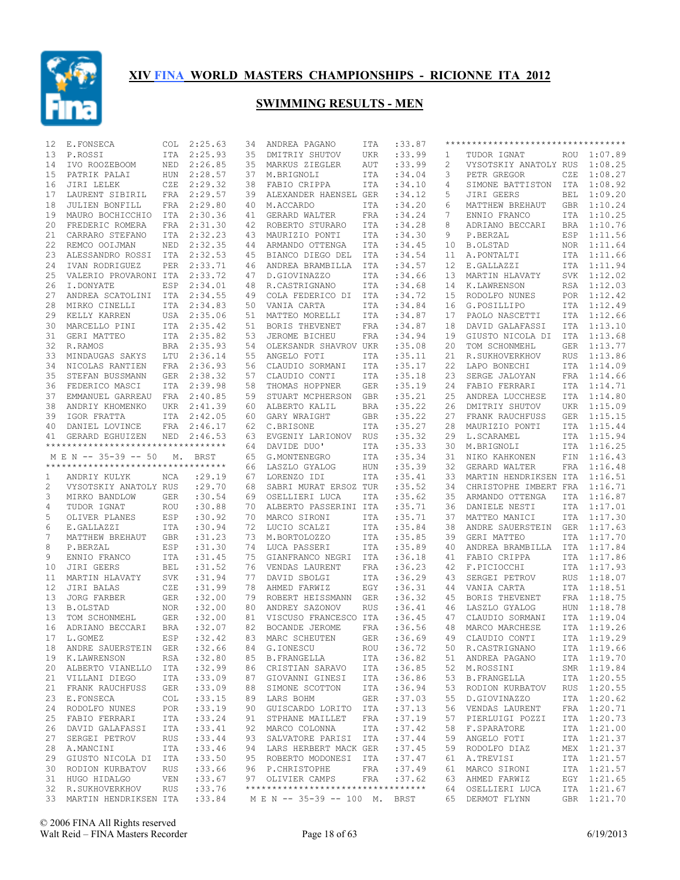# XIV FINA WORLD MASTERS CHAMPIONSHIPS - RICIONNE ITA 2012

## SWIMMING RESULTS - MEN

| | | | |
|---|---|---|---|
| 12 | E.FONSECA | COL | 2:25.63 |
| 13 | P.ROSSI | ITA | 2:25.93 |
| 14 | IVO ROOZEBOOM | NED | 2:26.85 |
| 15 | PATRIK PALAI | HUN | 2:28.57 |
| 16 | JIRI LELEK | CZE | 2:29.32 |
| 17 | LAURENT SIBIRIL | FRA | 2:29.57 |
| 18 | JULIEN BONFILL | FRA | 2:29.80 |
| 19 | MAURO BOCHICCHIO | ITA | 2:30.36 |
| 20 | FREDERIC ROMERA | FRA | 2:31.30 |
| 21 | CARRARO STEFANO | ITA | 2:32.23 |
| 22 | REMCO OOIJMAN | NED | 2:32.35 |
| 23 | ALESSANDRO ROSSI | ITA | 2:32.53 |
| 24 | IVAN RODRIGUEZ | PER | 2:33.71 |
| 25 | VALERIO PROVARONI | ITA | 2:33.72 |
| 26 | I.DONYATE | ESP | 2:34.01 |
| 27 | ANDREA SCATOLINI | ITA | 2:34.55 |
| 28 | MIRKO CINELLI | ITA | 2:34.83 |
| 29 | KELLY KARREN | USA | 2:35.06 |
| 30 | MARCELLO PINI | ITA | 2:35.42 |
| 31 | GERI MATTEO | ITA | 2:35.82 |
| 32 | R.RAMOS | BRA | 2:35.93 |
| 33 | MINDAUGAS SAKYS | LTU | 2:36.14 |
| 34 | NICOLAS RANTIEN | FRA | 2:36.93 |
| 35 | STEFAN BUSSMANN | GER | 2:38.32 |
| 36 | FEDERICO MASCI | ITA | 2:39.98 |
| 37 | EMMANUEL GARREAU | FRA | 2:40.85 |
| 38 | ANDRIY KHOMENKO | UKR | 2:41.39 |
| 39 | IGOR FRATTA | ITA | 2:42.05 |
| 40 | DANIEL LOVINCE | FRA | 2:46.17 |
| 41 | GERARD EGHUIZEN | NED | 2:46.53 |

*********************************
M E N -- 35-39 -- 50 M. BRST
*********************************

| | | | |
|---|---|---|---|
| 1 | ANDRIY KULYK | NCA | :29.19 |
| 2 | VYSOTSKIY ANATOLY | RUS | :29.70 |
| 3 | MIRKO BANDLOW | GER | :30.54 |
| 4 | TUDOR IGNAT | ROU | :30.88 |
| 5 | OLIVER PLANES | ESP | :30.92 |
| 6 | E.GALLAZZI | ITA | :30.94 |
| 7 | MATTHEW BREHAUT | GBR | :31.23 |
| 8 | P.BERZAL | ESP | :31.30 |
| 9 | ENNIO FRANCO | ITA | :31.45 |
| 10 | JIRI GEERS | BEL | :31.52 |
| 11 | MARTIN HLAVATY | SVK | :31.94 |
| 12 | JIRI BALAS | CZE | :31.99 |
| 13 | JORG FARBER | GER | :32.00 |
| 13 | B.OLSTAD | NOR | :32.00 |
| 13 | TOM SCHONMEHL | GER | :32.00 |
| 16 | ADRIANO BECCARI | BRA | :32.07 |
| 17 | L.GOMEZ | ESP | :32.42 |
| 18 | ANDRE SAUERSTEIN | GER | :32.66 |
| 19 | K.LAWRENSON | RSA | :32.80 |
| 20 | ALBERTO VIANELLO | ITA | :32.99 |
| 21 | VILLANI DIEGO | ITA | :33.09 |
| 21 | FRANK RAUCHFUSS | GER | :33.09 |
| 23 | E.FONSECA | COL | :33.15 |
| 24 | RODOLFO NUNES | POR | :33.19 |
| 25 | FABIO FERRARI | ITA | :33.24 |
| 26 | DAVID GALAFASSI | ITA | :33.41 |
| 27 | SERGEI PETROV | RUS | :33.44 |
| 28 | A.MANCINI | ITA | :33.46 |
| 29 | GIUSTO NICOLA DI | ITA | :33.50 |
| 30 | RODION KURBATOV | RUS | :33.66 |
| 31 | HUGO HIDALGO | VEN | :33.67 |
| 32 | R.SUKHOVERKHOV | RUS | :33.76 |
| 33 | MARTIN HENDRIKSEN | ITA | :33.84 |
| 34 | ANDREA PAGANO | ITA | :33.87 |
| 35 | DMITRIY SHUTOV | UKR | :33.99 |
| 35 | MARKUS ZIEGLER | AUT | :33.99 |
| 37 | M.BRIGNOLI | ITA | :34.04 |
| 38 | FABIO CRIPPA | ITA | :34.10 |
| 39 | ALEXANDER HAENSEL | GER | :34.12 |
| 40 | M.ACCARDO | ITA | :34.20 |
| 41 | GERARD WALTER | FRA | :34.24 |
| 42 | ROBERTO STURARO | ITA | :34.28 |
| 43 | MAURIZIO PONTI | ITA | :34.30 |
| 44 | ARMANDO OTTENGA | ITA | :34.45 |
| 45 | BIANCO DIEGO DEL | ITA | :34.54 |
| 46 | ANDREA BRAMBILLA | ITA | :34.57 |
| 47 | D.GIOVINAZZO | ITA | :34.66 |
| 48 | R.CASTRIGNANO | ITA | :34.68 |
| 49 | COLA FEDERICO DI | ITA | :34.72 |
| 50 | VANIA CARTA | ITA | :34.84 |
| 51 | MATTEO MORELLI | ITA | :34.87 |
| 51 | BORIS THEVENET | FRA | :34.87 |
| 53 | JEROME BICHEU | FRA | :34.94 |
| 54 | OLEKSANDR SHAVROV | UKR | :35.08 |
| 55 | ANGELO FOTI | ITA | :35.11 |
| 56 | CLAUDIO SORMANI | ITA | :35.17 |
| 57 | CLAUDIO CONTI | ITA | :35.18 |
| 58 | THOMAS HOPPNER | GER | :35.19 |
| 59 | STUART MCPHERSON | GBR | :35.21 |
| 60 | ALBERTO KALIL | BRA | :35.22 |
| 60 | GARY WRAIGHT | GBR | :35.22 |
| 62 | C.BRISONE | ITA | :35.27 |
| 63 | EVGENIY LARIONOV | RUS | :35.32 |
| 64 | DAVIDE DUO' | ITA | :35.33 |
| 65 | G.MONTENEGRO | ITA | :35.34 |
| 66 | LASZLO GYALOG | HUN | :35.39 |
| 67 | LORENZO IDI | ITA | :35.41 |
| 68 | SABRI MURAT ERSOZ | TUR | :35.52 |
| 69 | OSELLIERI LUCA | ITA | :35.62 |
| 70 | ALBERTO PASSERINI | ITA | :35.71 |
| 70 | MARCO SIRONI | ITA | :35.71 |
| 72 | LUCIO SCALZI | ITA | :35.84 |
| 73 | M.BORTOLOZZO | ITA | :35.85 |
| 74 | LUCA PASSERI | ITA | :35.89 |
| 75 | GIANFRANCO NEGRI | ITA | :36.18 |
| 76 | VENDAS LAURENT | FRA | :36.23 |
| 77 | DAVID SBOLGI | ITA | :36.29 |
| 78 | AHMED FARWIZ | EGY | :36.31 |
| 79 | ROBERT HEISSMANN | GER | :36.32 |
| 80 | ANDREY SAZONOV | RUS | :36.41 |
| 81 | VISCUSO FRANCESCO | ITA | :36.45 |
| 82 | BOCANDE JEROME | FRA | :36.56 |
| 83 | MARC SCHEUTEN | GER | :36.69 |
| 84 | G.IONESCU | ROU | :36.72 |
| 85 | B.FRANGELLA | ITA | :36.82 |
| 86 | CRISTIAN SARAVO | ITA | :36.85 |
| 87 | GIOVANNI GINESI | ITA | :36.86 |
| 88 | SIMONE SCOTTON | ITA | :36.94 |
| 89 | LARS BOHM | GER | :37.03 |
| 90 | GUISCARDO LORITO | ITA | :37.13 |
| 91 | STPHANE MAILLET | FRA | :37.19 |
| 92 | MARCO COLONNA | ITA | :37.42 |
| 93 | SALVATORE PARISI | ITA | :37.44 |
| 94 | LARS HERBERT MACK | GER | :37.45 |
| 95 | ROBERTO MODONESI | ITA | :37.47 |
| 96 | P.CHRISTOPHE | FRA | :37.49 |
| 97 | OLIVIER CAMPS | FRA | :37.62 |

*********************************
M E N -- 35-39 -- 100 M. BRST
*********************************

| | | | |
|---|---|---|---|
| 1 | TUDOR IGNAT | ROU | 1:07.89 |
| 2 | VYSOTSKIY ANATOLY | RUS | 1:08.25 |
| 3 | PETR GREGOR | CZE | 1:08.27 |
| 4 | SIMONE BATTISTON | ITA | 1:08.92 |
| 5 | JIRI GEERS | BEL | 1:09.20 |
| 6 | MATTHEW BREHAUT | GBR | 1:10.24 |
| 7 | ENNIO FRANCO | ITA | 1:10.25 |
| 8 | ADRIANO BECCARI | BRA | 1:10.76 |
| 9 | P.BERZAL | ESP | 1:11.56 |
| 10 | B.OLSTAD | NOR | 1:11.64 |
| 11 | A.PONTALTI | ITA | 1:11.66 |
| 12 | E.GALLAZZI | ITA | 1:11.94 |
| 13 | MARTIN HLAVATY | SVK | 1:12.02 |
| 14 | K.LAWRENSON | RSA | 1:12.03 |
| 15 | RODOLFO NUNES | POR | 1:12.42 |
| 16 | G.POSILLIPO | ITA | 1:12.49 |
| 17 | PAOLO NASCETTI | ITA | 1:12.66 |
| 18 | DAVID GALAFASSI | ITA | 1:13.10 |
| 19 | GIUSTO NICOLA DI | ITA | 1:13.68 |
| 20 | TOM SCHONMEHL | GER | 1:13.77 |
| 21 | R.SUKHOVERKHOV | RUS | 1:13.86 |
| 22 | LAPO BONECHI | ITA | 1:14.09 |
| 23 | SERGE JALOYAN | FRA | 1:14.66 |
| 24 | FABIO FERRARI | ITA | 1:14.71 |
| 25 | ANDREA LUCCHESE | ITA | 1:14.80 |
| 26 | DMITRIY SHUTOV | UKR | 1:15.09 |
| 27 | FRANK RAUCHFUSS | GER | 1:15.15 |
| 28 | MAURIZIO PONTI | ITA | 1:15.44 |
| 29 | L.SCARAMEL | ITA | 1:15.94 |
| 30 | M.BRIGNOLI | ITA | 1:16.25 |
| 31 | NIKO KAHKONEN | FIN | 1:16.43 |
| 32 | GERARD WALTER | FRA | 1:16.48 |
| 33 | MARTIN HENDRIKSEN | ITA | 1:16.51 |
| 34 | CHRISTOPHE IMBERT | FRA | 1:16.71 |
| 35 | ARMANDO OTTENGA | ITA | 1:16.87 |
| 36 | DANIELE NESTI | ITA | 1:17.01 |
| 37 | MATTEO MANICI | ITA | 1:17.30 |
| 38 | ANDRE SAUERSTEIN | GER | 1:17.63 |
| 39 | GERI MATTEO | ITA | 1:17.70 |
| 40 | ANDREA BRAMBILLA | ITA | 1:17.84 |
| 41 | FABIO CRIPPA | ITA | 1:17.86 |
| 42 | F.PICIOCCHI | ITA | 1:17.93 |
| 43 | SERGEI PETROV | RUS | 1:18.07 |
| 44 | VANIA CARTA | ITA | 1:18.51 |
| 45 | BORIS THEVENET | FRA | 1:18.75 |
| 46 | LASZLO GYALOG | HUN | 1:18.78 |
| 47 | CLAUDIO SORMANI | ITA | 1:19.04 |
| 48 | MARCO MARCHESE | ITA | 1:19.26 |
| 49 | CLAUDIO CONTI | ITA | 1:19.29 |
| 50 | R.CASTRIGNANO | ITA | 1:19.66 |
| 51 | ANDREA PAGANO | ITA | 1:19.70 |
| 52 | M.ROSSINI | SMR | 1:19.84 |
| 53 | B.FRANGELLA | ITA | 1:20.55 |
| 53 | RODION KURBATOV | RUS | 1:20.55 |
| 55 | D.GIOVINAZZO | ITA | 1:20.62 |
| 56 | VENDAS LAURENT | FRA | 1:20.71 |
| 57 | PIERLUIGI POZZI | ITA | 1:20.73 |
| 58 | F.SPARATORE | ITA | 1:21.00 |
| 59 | ANGELO FOTI | ITA | 1:21.37 |
| 59 | RODOLFO DIAZ | MEX | 1:21.37 |
| 61 | A.TREVISI | ITA | 1:21.57 |
| 61 | MARCO SIRONI | ITA | 1:21.57 |
| 63 | AHMED FARWIZ | EGY | 1:21.65 |
| 64 | OSELLIERI LUCA | ITA | 1:21.67 |
| 65 | DERMOT FLYNN | GBR | 1:21.70 |

© 2006 FINA All Rights reserved
Walt Reid – FINA Masters Recorder 6/19/2013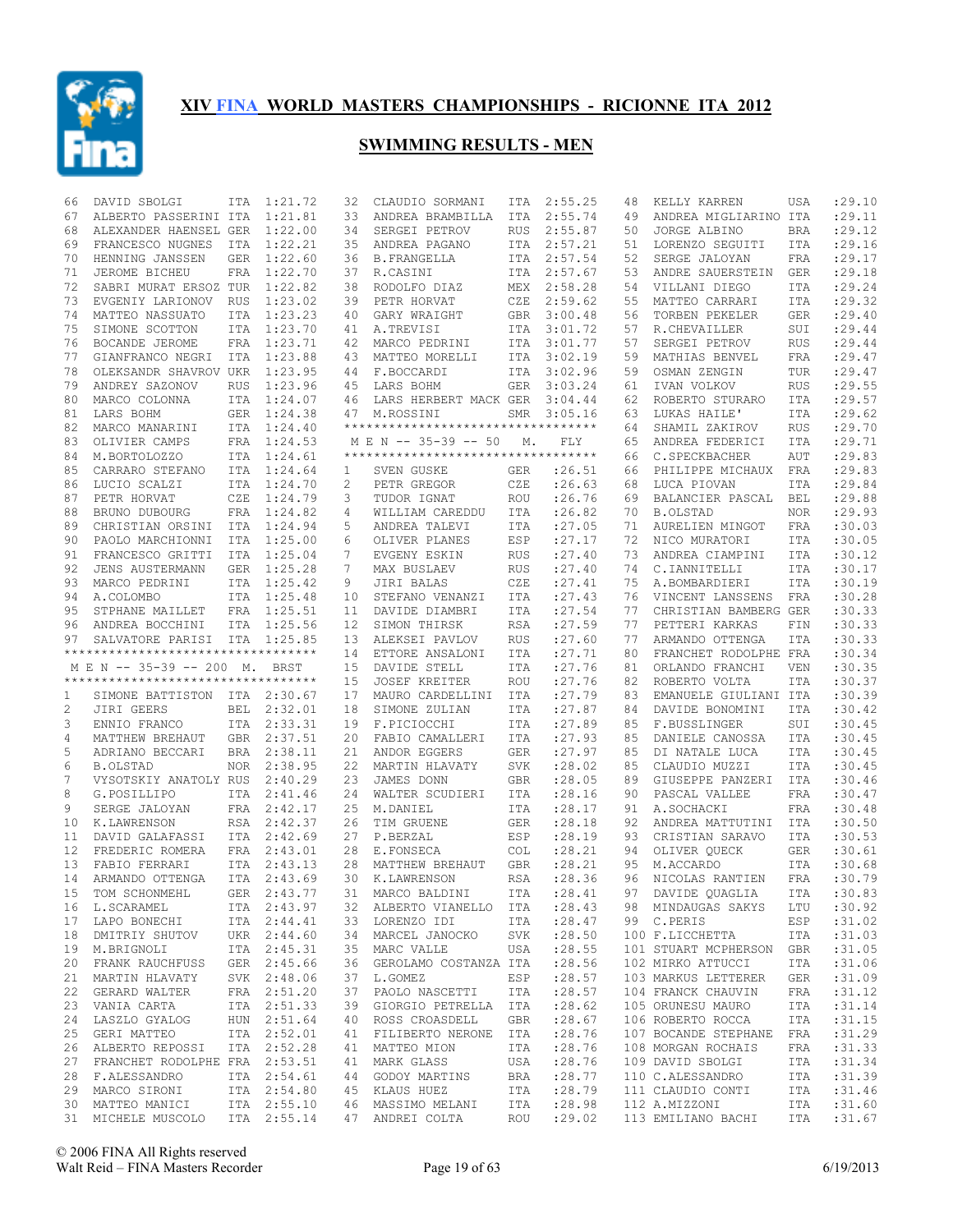# XIV FINA WORLD MASTERS CHAMPIONSHIPS - RICIONNE ITA 2012

## SWIMMING RESULTS - MEN

| Pl | Name | Nat | Time |
|---|---|---|---|
| 66 | DAVID SBOLGI | ITA | 1:21.72 |
| 67 | ALBERTO PASSERINI | ITA | 1:21.81 |
| 68 | ALEXANDER HAENSEL | GER | 1:22.00 |
| 69 | FRANCESCO NUGNES | ITA | 1:22.21 |
| 70 | HENNING JANSSEN | GER | 1:22.60 |
| 71 | JEROME BICHEU | FRA | 1:22.70 |
| 72 | SABRI MURAT ERSOZ | TUR | 1:22.82 |
| 73 | EVGENIY LARIONOV | RUS | 1:23.02 |
| 74 | MATTEO NASSUATO | ITA | 1:23.23 |
| 75 | SIMONE SCOTTON | ITA | 1:23.70 |
| 76 | BOCANDE JEROME | FRA | 1:23.71 |
| 77 | GIANFRANCO NEGRI | ITA | 1:23.88 |
| 78 | OLEKSANDR SHAVROV | UKR | 1:23.95 |
| 79 | ANDREY SAZONOV | RUS | 1:23.96 |
| 80 | MARCO COLONNA | ITA | 1:24.07 |
| 81 | LARS BOHM | GER | 1:24.38 |
| 82 | MARCO MANARINI | ITA | 1:24.40 |
| 83 | OLIVIER CAMPS | FRA | 1:24.53 |
| 84 | M.BORTOLOZZO | ITA | 1:24.61 |
| 85 | CARRARO STEFANO | ITA | 1:24.64 |
| 86 | LUCIO SCALZI | ITA | 1:24.70 |
| 87 | PETR HORVAT | CZE | 1:24.79 |
| 88 | BRUNO DUBOURG | FRA | 1:24.82 |
| 89 | CHRISTIAN ORSINI | ITA | 1:24.94 |
| 90 | PAOLO MARCHIONNI | ITA | 1:25.00 |
| 91 | FRANCESCO GRITTI | ITA | 1:25.04 |
| 92 | JENS AUSTERMANN | GER | 1:25.28 |
| 93 | MARCO PEDRINI | ITA | 1:25.42 |
| 94 | A.COLOMBO | ITA | 1:25.48 |
| 95 | STPHANE MAILLET | FRA | 1:25.51 |
| 96 | ANDREA BOCCHINI | ITA | 1:25.56 |
| 97 | SALVATORE PARISI | ITA | 1:25.85 |

### M E N -- 35-39 -- 200 M. BRST

| Pl | Name | Nat | Time |
|---|---|---|---|
| 1 | SIMONE BATTISTON | ITA | 2:30.67 |
| 2 | JIRI GEERS | BEL | 2:32.01 |
| 3 | ENNIO FRANCO | ITA | 2:33.31 |
| 4 | MATTHEW BREHAUT | GBR | 2:37.51 |
| 5 | ADRIANO BECCARI | BRA | 2:38.11 |
| 6 | B.OLSTAD | NOR | 2:38.95 |
| 7 | VYSOTSKIY ANATOLY | RUS | 2:40.29 |
| 8 | G.POSILLIPO | ITA | 2:41.46 |
| 9 | SERGE JALOYAN | FRA | 2:42.17 |
| 10 | K.LAWRENSON | RSA | 2:42.37 |
| 11 | DAVID GALAFASSI | ITA | 2:42.69 |
| 12 | FREDERIC ROMERA | FRA | 2:43.01 |
| 13 | FABIO FERRARI | ITA | 2:43.13 |
| 14 | ARMANDO OTTENGA | ITA | 2:43.69 |
| 15 | TOM SCHONMEHL | GER | 2:43.77 |
| 16 | L.SCARAMEL | ITA | 2:43.97 |
| 17 | LAPO BONECHI | ITA | 2:44.41 |
| 18 | DMITRIY SHUTOV | UKR | 2:44.60 |
| 19 | M.BRIGNOLI | ITA | 2:45.31 |
| 20 | FRANK RAUCHFUSS | GER | 2:45.66 |
| 21 | MARTIN HLAVATY | SVK | 2:48.06 |
| 22 | GERARD WALTER | FRA | 2:51.20 |
| 23 | VANIA CARTA | ITA | 2:51.33 |
| 24 | LASZLO GYALOG | HUN | 2:51.64 |
| 25 | GERI MATTEO | ITA | 2:52.01 |
| 26 | ALBERTO REPOSSI | ITA | 2:52.28 |
| 27 | FRANCHET RODOLPHE | FRA | 2:53.51 |
| 28 | F.ALESSANDRO | ITA | 2:54.61 |
| 29 | MARCO SIRONI | ITA | 2:54.80 |
| 30 | MATTEO MANICI | ITA | 2:55.10 |
| 31 | MICHELE MUSCOLO | ITA | 2:55.14 |
| 32 | CLAUDIO SORMANI | ITA | 2:55.25 |
| 33 | ANDREA BRAMBILLA | ITA | 2:55.74 |
| 34 | SERGEI PETROV | RUS | 2:55.87 |
| 35 | ANDREA PAGANO | ITA | 2:57.21 |
| 36 | B.FRANGELLA | ITA | 2:57.54 |
| 37 | R.CASINI | ITA | 2:57.67 |
| 38 | RODOLFO DIAZ | MEX | 2:58.28 |
| 39 | PETR HORVAT | CZE | 2:59.62 |
| 40 | GARY WRAIGHT | GBR | 3:00.48 |
| 41 | A.TREVISI | ITA | 3:01.72 |
| 42 | MARCO PEDRINI | ITA | 3:01.77 |
| 43 | MATTEO MORELLI | ITA | 3:02.19 |
| 44 | F.BOCCARDI | ITA | 3:02.96 |
| 45 | LARS BOHM | GER | 3:03.24 |
| 46 | LARS HERBERT MACK | GER | 3:04.44 |
| 47 | M.ROSSINI | SMR | 3:05.16 |

### M E N -- 35-39 -- 50 M. FLY

| Pl | Name | Nat | Time |
|---|---|---|---|
| 1 | SVEN GUSKE | GER | :26.51 |
| 2 | PETR GREGOR | CZE | :26.63 |
| 3 | TUDOR IGNAT | ROU | :26.76 |
| 4 | WILLIAM CAREDDU | ITA | :26.82 |
| 5 | ANDREA TALEVI | ITA | :27.05 |
| 6 | OLIVER PLANES | ESP | :27.17 |
| 7 | EVGENY ESKIN | RUS | :27.40 |
| 7 | MAX BUSLAEV | RUS | :27.40 |
| 9 | JIRI BALAS | CZE | :27.41 |
| 10 | STEFANO VENANZI | ITA | :27.43 |
| 11 | DAVIDE DIAMBRI | ITA | :27.54 |
| 12 | SIMON THIRSK | RSA | :27.59 |
| 13 | ALEKSEI PAVLOV | RUS | :27.60 |
| 14 | ETTORE ANSALONI | ITA | :27.71 |
| 15 | DAVIDE STELL | ITA | :27.76 |
| 15 | JOSEF KREITER | ROU | :27.76 |
| 17 | MAURO CARDELLINI | ITA | :27.79 |
| 18 | SIMONE ZULIAN | ITA | :27.87 |
| 19 | F.PICIOCCHI | ITA | :27.89 |
| 20 | FABIO CAMALLERI | ITA | :27.93 |
| 21 | ANDOR EGGERS | GER | :27.97 |
| 22 | MARTIN HLAVATY | SVK | :28.02 |
| 23 | JAMES DONN | GBR | :28.05 |
| 24 | WALTER SCUDIERI | ITA | :28.16 |
| 25 | M.DANIEL | ITA | :28.17 |
| 26 | TIM GRUENE | GER | :28.18 |
| 27 | P.BERZAL | ESP | :28.19 |
| 28 | E.FONSECA | COL | :28.21 |
| 28 | MATTHEW BREHAUT | GBR | :28.21 |
| 30 | K.LAWRENSON | RSA | :28.36 |
| 31 | MARCO BALDINI | ITA | :28.41 |
| 32 | ALBERTO VIANELLO | ITA | :28.43 |
| 33 | LORENZO IDI | ITA | :28.47 |
| 34 | MARCEL JANOCKO | SVK | :28.50 |
| 35 | MARC VALLE | USA | :28.55 |
| 36 | GEROLAMO COSTANZA | ITA | :28.56 |
| 37 | L.GOMEZ | ESP | :28.57 |
| 37 | PAOLO NASCETTI | ITA | :28.57 |
| 39 | GIORGIO PETRELLA | ITA | :28.62 |
| 40 | ROSS CROASDELL | GBR | :28.67 |
| 41 | FILIBERTO NERONE | ITA | :28.76 |
| 41 | MATTEO MION | ITA | :28.76 |
| 41 | MARK GLASS | USA | :28.76 |
| 44 | GODOY MARTINS | BRA | :28.77 |
| 45 | KLAUS HUEZ | ITA | :28.79 |
| 46 | MASSIMO MELANI | ITA | :28.98 |
| 47 | ANDREI COLTA | ROU | :29.02 |
| 48 | KELLY KARREN | USA | :29.10 |
| 49 | ANDREA MIGLIARINO | ITA | :29.11 |
| 50 | JORGE ALBINO | BRA | :29.12 |
| 51 | LORENZO SEGUITI | ITA | :29.16 |
| 52 | SERGE JALOYAN | FRA | :29.17 |
| 53 | ANDRE SAUERSTEIN | GER | :29.18 |
| 54 | VILLANI DIEGO | ITA | :29.24 |
| 55 | MATTEO CARRARI | ITA | :29.32 |
| 56 | TORBEN PEKELER | GER | :29.40 |
| 57 | R.CHEVAILLER | SUI | :29.44 |
| 57 | SERGEI PETROV | RUS | :29.44 |
| 59 | MATHIAS BENVEL | FRA | :29.47 |
| 59 | OSMAN ZENGIN | TUR | :29.47 |
| 61 | IVAN VOLKOV | RUS | :29.55 |
| 62 | ROBERTO STURARO | ITA | :29.57 |
| 63 | LUKAS HAILE' | ITA | :29.62 |
| 64 | SHAMIL ZAKIROV | RUS | :29.70 |
| 65 | ANDREA FEDERICI | ITA | :29.71 |
| 66 | C.SPECKBACHER | AUT | :29.83 |
| 66 | PHILIPPE MICHAUX | FRA | :29.83 |
| 68 | LUCA PIOVAN | ITA | :29.84 |
| 69 | BALANCIER PASCAL | BEL | :29.88 |
| 70 | B.OLSTAD | NOR | :29.93 |
| 71 | AURELIEN MINGOT | FRA | :30.03 |
| 72 | NICO MURATORI | ITA | :30.05 |
| 73 | ANDREA CIAMPINI | ITA | :30.12 |
| 74 | C.IANNITELLI | ITA | :30.17 |
| 75 | A.BOMBARDIERI | ITA | :30.19 |
| 76 | VINCENT LANSSENS | FRA | :30.28 |
| 77 | CHRISTIAN BAMBERG | GER | :30.33 |
| 77 | PETTERI KARKAS | FIN | :30.33 |
| 77 | ARMANDO OTTENGA | ITA | :30.33 |
| 80 | FRANCHET RODOLPHE | FRA | :30.34 |
| 81 | ORLANDO FRANCHI | VEN | :30.35 |
| 82 | ROBERTO VOLTA | ITA | :30.37 |
| 83 | EMANUELE GIULIANI | ITA | :30.39 |
| 84 | DAVIDE BONOMINI | ITA | :30.42 |
| 85 | F.BUSSLINGER | SUI | :30.45 |
| 85 | DANIELE CANOSSA | ITA | :30.45 |
| 85 | DI NATALE LUCA | ITA | :30.45 |
| 85 | CLAUDIO MUZZI | ITA | :30.45 |
| 89 | GIUSEPPE PANZERI | ITA | :30.46 |
| 90 | PASCAL VALLEE | FRA | :30.47 |
| 91 | A.SOCHACKI | FRA | :30.48 |
| 92 | ANDREA MATTUTINI | ITA | :30.50 |
| 93 | CRISTIAN SARAVO | ITA | :30.53 |
| 94 | OLIVER QUECK | GER | :30.61 |
| 95 | M.ACCARDO | ITA | :30.68 |
| 96 | NICOLAS RANTIEN | FRA | :30.79 |
| 97 | DAVIDE QUAGLIA | ITA | :30.83 |
| 98 | MINDAUGAS SAKYS | LTU | :30.92 |
| 99 | C.PERIS | ESP | :31.02 |
| 100 | F.LICCHETTA | ITA | :31.03 |
| 101 | STUART MCPHERSON | GBR | :31.05 |
| 102 | MIRKO ATTUCCI | ITA | :31.06 |
| 103 | MARKUS LETTERER | GER | :31.09 |
| 104 | FRANCK CHAUVIN | FRA | :31.12 |
| 105 | ORUNESU MAURO | ITA | :31.14 |
| 106 | ROBERTO ROCCA | ITA | :31.15 |
| 107 | BOCANDE STEPHANE | FRA | :31.29 |
| 108 | MORGAN ROCHAIS | FRA | :31.33 |
| 109 | DAVID SBOLGI | ITA | :31.34 |
| 110 | C.ALESSANDRO | ITA | :31.39 |
| 111 | CLAUDIO CONTI | ITA | :31.46 |
| 112 | A.MIZZONI | ITA | :31.60 |
| 113 | EMILIANO BACHI | ITA | :31.67 |

© 2006 FINA All Rights reserved
Walt Reid – FINA Masters Recorder
6/19/2013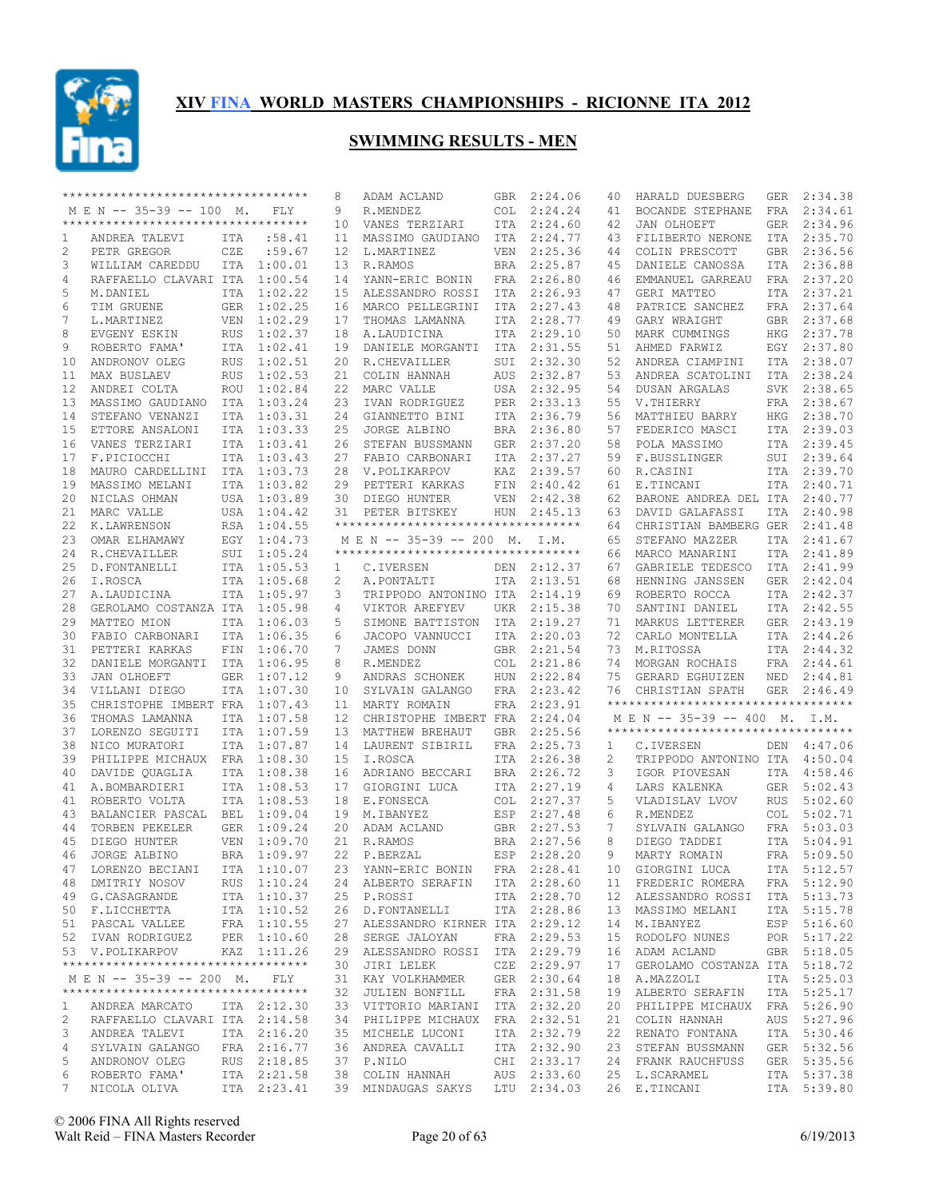# XIV FINA WORLD MASTERS CHAMPIONSHIPS - RICIONNE ITA 2012

## SWIMMING RESULTS - MEN

### M E N -- 35-39 -- 100 M. FLY

| Pl | Name | Nat | Time |
|---|---|---|---|
| 1 | ANDREA TALEVI | ITA | :58.41 |
| 2 | PETR GREGOR | CZE | :59.67 |
| 3 | WILLIAM CAREDDU | ITA | 1:00.01 |
| 4 | RAFFAELLO CLAVARI | ITA | 1:00.54 |
| 5 | M.DANIEL | ITA | 1:02.22 |
| 6 | TIM GRUENE | GER | 1:02.25 |
| 7 | L.MARTINEZ | VEN | 1:02.29 |
| 8 | EVGENY ESKIN | RUS | 1:02.37 |
| 9 | ROBERTO FAMA' | ITA | 1:02.41 |
| 10 | ANDRONOV OLEG | RUS | 1:02.51 |
| 11 | MAX BUSLAEV | RUS | 1:02.53 |
| 12 | ANDREI COLTA | ROU | 1:02.84 |
| 13 | MASSIMO GAUDIANO | ITA | 1:03.24 |
| 14 | STEFANO VENANZI | ITA | 1:03.31 |
| 15 | ETTORE ANSALONI | ITA | 1:03.33 |
| 16 | VANES TERZIARI | ITA | 1:03.41 |
| 17 | F.PICIOCCHI | ITA | 1:03.43 |
| 18 | MAURO CARDELLINI | ITA | 1:03.73 |
| 19 | MASSIMO MELANI | ITA | 1:03.82 |
| 20 | NICLAS OHMAN | USA | 1:03.89 |
| 21 | MARC VALLE | USA | 1:04.42 |
| 22 | K.LAWRENSON | RSA | 1:04.55 |
| 23 | OMAR ELHAMAWY | EGY | 1:04.73 |
| 24 | R.CHEVAILLER | SUI | 1:05.24 |
| 25 | D.FONTANELLI | ITA | 1:05.53 |
| 26 | I.ROSCA | ITA | 1:05.68 |
| 27 | A.LAUDICINA | ITA | 1:05.97 |
| 28 | GEROLAMO COSTANZA | ITA | 1:05.98 |
| 29 | MATTEO MION | ITA | 1:06.03 |
| 30 | FABIO CARBONARI | ITA | 1:06.35 |
| 31 | PETTERI KARKAS | FIN | 1:06.70 |
| 32 | DANIELE MORGANTI | ITA | 1:06.95 |
| 33 | JAN OLHOEFT | GER | 1:07.12 |
| 34 | VILLANI DIEGO | ITA | 1:07.30 |
| 35 | CHRISTOPHE IMBERT | FRA | 1:07.43 |
| 36 | THOMAS LAMANNA | ITA | 1:07.58 |
| 37 | LORENZO SEGUITI | ITA | 1:07.59 |
| 38 | NICO MURATORI | ITA | 1:07.87 |
| 39 | PHILIPPE MICHAUX | FRA | 1:08.30 |
| 40 | DAVIDE QUAGLIA | ITA | 1:08.38 |
| 41 | A.BOMBARDIERI | ITA | 1:08.53 |
| 41 | ROBERTO VOLTA | ITA | 1:08.53 |
| 43 | BALANCIER PASCAL | BEL | 1:09.04 |
| 44 | TORBEN PEKELER | GER | 1:09.24 |
| 45 | DIEGO HUNTER | VEN | 1:09.70 |
| 46 | JORGE ALBINO | BRA | 1:09.97 |
| 47 | LORENZO BECIANI | ITA | 1:10.07 |
| 48 | DMITRIY NOSOV | RUS | 1:10.24 |
| 49 | G.CASAGRANDE | ITA | 1:10.37 |
| 50 | F.LICCHETTA | ITA | 1:10.52 |
| 51 | PASCAL VALLEE | FRA | 1:10.55 |
| 52 | IVAN RODRIGUEZ | PER | 1:10.60 |
| 53 | V.POLIKARPOV | KAZ | 1:11.26 |

### M E N -- 35-39 -- 200 M. FLY

| Pl | Name | Nat | Time |
|---|---|---|---|
| 1 | ANDREA MARCATO | ITA | 2:12.30 |
| 2 | RAFFAELLO CLAVARI | ITA | 2:14.58 |
| 3 | ANDREA TALEVI | ITA | 2:16.20 |
| 4 | SYLVAIN GALANGO | FRA | 2:16.77 |
| 5 | ANDRONOV OLEG | RUS | 2:18.85 |
| 6 | ROBERTO FAMA' | ITA | 2:21.58 |
| 7 | NICOLA OLIVA | ITA | 2:23.41 |
| 8 | ADAM ACLAND | GBR | 2:24.06 |
| 9 | R.MENDEZ | COL | 2:24.24 |
| 10 | VANES TERZIARI | ITA | 2:24.60 |
| 11 | MASSIMO GAUDIANO | ITA | 2:24.77 |
| 12 | L.MARTINEZ | VEN | 2:25.36 |
| 13 | R.RAMOS | BRA | 2:25.87 |
| 14 | YANN-ERIC BONIN | FRA | 2:26.80 |
| 15 | ALESSANDRO ROSSI | ITA | 2:26.93 |
| 16 | MARCO PELLEGRINI | ITA | 2:27.43 |
| 17 | THOMAS LAMANNA | ITA | 2:28.77 |
| 18 | A.LAUDICINA | ITA | 2:29.10 |
| 19 | DANIELE MORGANTI | ITA | 2:31.55 |
| 20 | R.CHEVAILLER | SUI | 2:32.30 |
| 21 | COLIN HANNAH | AUS | 2:32.87 |
| 22 | MARC VALLE | USA | 2:32.95 |
| 23 | IVAN RODRIGUEZ | PER | 2:33.13 |
| 24 | GIANNETTO BINI | ITA | 2:36.79 |
| 25 | JORGE ALBINO | BRA | 2:36.80 |
| 26 | STEFAN BUSSMANN | GER | 2:37.20 |
| 27 | FABIO CARBONARI | ITA | 2:37.27 |
| 28 | V.POLIKARPOV | KAZ | 2:39.57 |
| 29 | PETTERI KARKAS | FIN | 2:40.42 |
| 30 | DIEGO HUNTER | VEN | 2:42.38 |
| 31 | PETER BITSKEY | HUN | 2:45.13 |

### M E N -- 35-39 -- 200 M. I.M.

| Pl | Name | Nat | Time |
|---|---|---|---|
| 1 | C.IVERSEN | DEN | 2:12.37 |
| 2 | A.PONTALTI | ITA | 2:13.51 |
| 3 | TRIPPODO ANTONINO | ITA | 2:14.19 |
| 4 | VIKTOR AREFYEV | UKR | 2:15.38 |
| 5 | SIMONE BATTISTON | ITA | 2:19.27 |
| 6 | JACOPO VANNUCCI | ITA | 2:20.03 |
| 7 | JAMES DONN | GBR | 2:21.54 |
| 8 | R.MENDEZ | COL | 2:21.86 |
| 9 | ANDRAS SCHONEK | HUN | 2:22.84 |
| 10 | SYLVAIN GALANGO | FRA | 2:23.42 |
| 11 | MARTY ROMAIN | FRA | 2:23.91 |
| 12 | CHRISTOPHE IMBERT | FRA | 2:24.04 |
| 13 | MATTHEW BREHAUT | GBR | 2:25.56 |
| 14 | LAURENT SIBIRIL | FRA | 2:25.73 |
| 15 | I.ROSCA | ITA | 2:26.38 |
| 16 | ADRIANO BECCARI | BRA | 2:26.72 |
| 17 | GIORGINI LUCA | ITA | 2:27.19 |
| 18 | E.FONSECA | COL | 2:27.37 |
| 19 | M.IBANYEZ | ESP | 2:27.48 |
| 20 | ADAM ACLAND | GBR | 2:27.53 |
| 21 | R.RAMOS | BRA | 2:27.56 |
| 22 | P.BERZAL | ESP | 2:28.20 |
| 23 | YANN-ERIC BONIN | FRA | 2:28.41 |
| 24 | ALBERTO SERAFIN | ITA | 2:28.60 |
| 25 | P.ROSSI | ITA | 2:28.70 |
| 26 | D.FONTANELLI | ITA | 2:28.86 |
| 27 | ALESSANDRO KIRNER | ITA | 2:29.12 |
| 28 | SERGE JALOYAN | FRA | 2:29.53 |
| 29 | ALESSANDRO ROSSI | ITA | 2:29.79 |
| 30 | JIRI LELEK | CZE | 2:29.97 |
| 31 | KAY VOLKHAMMER | GER | 2:30.64 |
| 32 | JULIEN BONFILL | FRA | 2:31.58 |
| 33 | VITTORIO MARIANI | ITA | 2:32.20 |
| 34 | PHILIPPE MICHAUX | FRA | 2:32.51 |
| 35 | MICHELE LUCONI | ITA | 2:32.79 |
| 36 | ANDREA CAVALLI | ITA | 2:32.90 |
| 37 | P.NILO | CHI | 2:33.17 |
| 38 | COLIN HANNAH | AUS | 2:33.60 |
| 39 | MINDAUGAS SAKYS | LTU | 2:34.03 |
| 40 | HARALD DUESBERG | GER | 2:34.38 |
| 41 | BOCANDE STEPHANE | FRA | 2:34.61 |
| 42 | JAN OLHOEFT | GER | 2:34.96 |
| 43 | FILIBERTO NERONE | ITA | 2:35.70 |
| 44 | COLIN PRESCOTT | GBR | 2:36.56 |
| 45 | DANIELE CANOSSA | ITA | 2:36.88 |
| 46 | EMMANUEL GARREAU | FRA | 2:37.20 |
| 47 | GERI MATTEO | ITA | 2:37.21 |
| 48 | PATRICE SANCHEZ | FRA | 2:37.64 |
| 49 | GARY WRAIGHT | GBR | 2:37.68 |
| 50 | MARK CUMMINGS | HKG | 2:37.78 |
| 51 | AHMED FARWIZ | EGY | 2:37.80 |
| 52 | ANDREA CIAMPINI | ITA | 2:38.07 |
| 53 | ANDREA SCATOLINI | ITA | 2:38.24 |
| 54 | DUSAN ARGALAS | SVK | 2:38.65 |
| 55 | V.THIERRY | FRA | 2:38.67 |
| 56 | MATTHIEU BARRY | HKG | 2:38.70 |
| 57 | FEDERICO MASCI | ITA | 2:39.03 |
| 58 | POLA MASSIMO | ITA | 2:39.45 |
| 59 | F.BUSSLINGER | SUI | 2:39.64 |
| 60 | R.CASINI | ITA | 2:39.70 |
| 61 | E.TINCANI | ITA | 2:40.71 |
| 62 | BARONE ANDREA DEL | ITA | 2:40.77 |
| 63 | DAVID GALAFASSI | ITA | 2:40.98 |
| 64 | CHRISTIAN BAMBERG | GER | 2:41.48 |
| 65 | STEFANO MAZZER | ITA | 2:41.67 |
| 66 | MARCO MANARINI | ITA | 2:41.89 |
| 67 | GABRIELE TEDESCO | ITA | 2:41.99 |
| 68 | HENNING JANSSEN | GER | 2:42.04 |
| 69 | ROBERTO ROCCA | ITA | 2:42.37 |
| 70 | SANTINI DANIEL | ITA | 2:42.55 |
| 71 | MARKUS LETTERER | GER | 2:43.19 |
| 72 | CARLO MONTELLA | ITA | 2:44.26 |
| 73 | M.RITOSSA | ITA | 2:44.32 |
| 74 | MORGAN ROCHAIS | FRA | 2:44.61 |
| 75 | GERARD EGHUIZEN | NED | 2:44.81 |
| 76 | CHRISTIAN SPATH | GER | 2:46.49 |

### M E N -- 35-39 -- 400 M. I.M.

| Pl | Name | Nat | Time |
|---|---|---|---|
| 1 | C.IVERSEN | DEN | 4:47.06 |
| 2 | TRIPPODO ANTONINO | ITA | 4:50.04 |
| 3 | IGOR PIOVESAN | ITA | 4:58.46 |
| 4 | LARS KALENKA | GER | 5:02.43 |
| 5 | VLADISLAV LVOV | RUS | 5:02.60 |
| 6 | R.MENDEZ | COL | 5:02.71 |
| 7 | SYLVAIN GALANGO | FRA | 5:03.03 |
| 8 | DIEGO TADDEI | ITA | 5:04.91 |
| 9 | MARTY ROMAIN | FRA | 5:09.50 |
| 10 | GIORGINI LUCA | ITA | 5:12.57 |
| 11 | FREDERIC ROMERA | FRA | 5:12.90 |
| 12 | ALESSANDRO ROSSI | ITA | 5:13.73 |
| 13 | MASSIMO MELANI | ITA | 5:15.78 |
| 14 | M.IBANYEZ | ESP | 5:16.60 |
| 15 | RODOLFO NUNES | POR | 5:17.22 |
| 16 | ADAM ACLAND | GBR | 5:18.05 |
| 17 | GEROLAMO COSTANZA | ITA | 5:18.72 |
| 18 | A.MAZZOLI | ITA | 5:25.03 |
| 19 | ALBERTO SERAFIN | ITA | 5:25.17 |
| 20 | PHILIPPE MICHAUX | FRA | 5:26.90 |
| 21 | COLIN HANNAH | AUS | 5:27.96 |
| 22 | RENATO FONTANA | ITA | 5:30.46 |
| 23 | STEFAN BUSSMANN | GER | 5:32.56 |
| 24 | FRANK RAUCHFUSS | GER | 5:35.56 |
| 25 | L.SCARAMEL | ITA | 5:37.38 |
| 26 | E.TINCANI | ITA | 5:39.80 |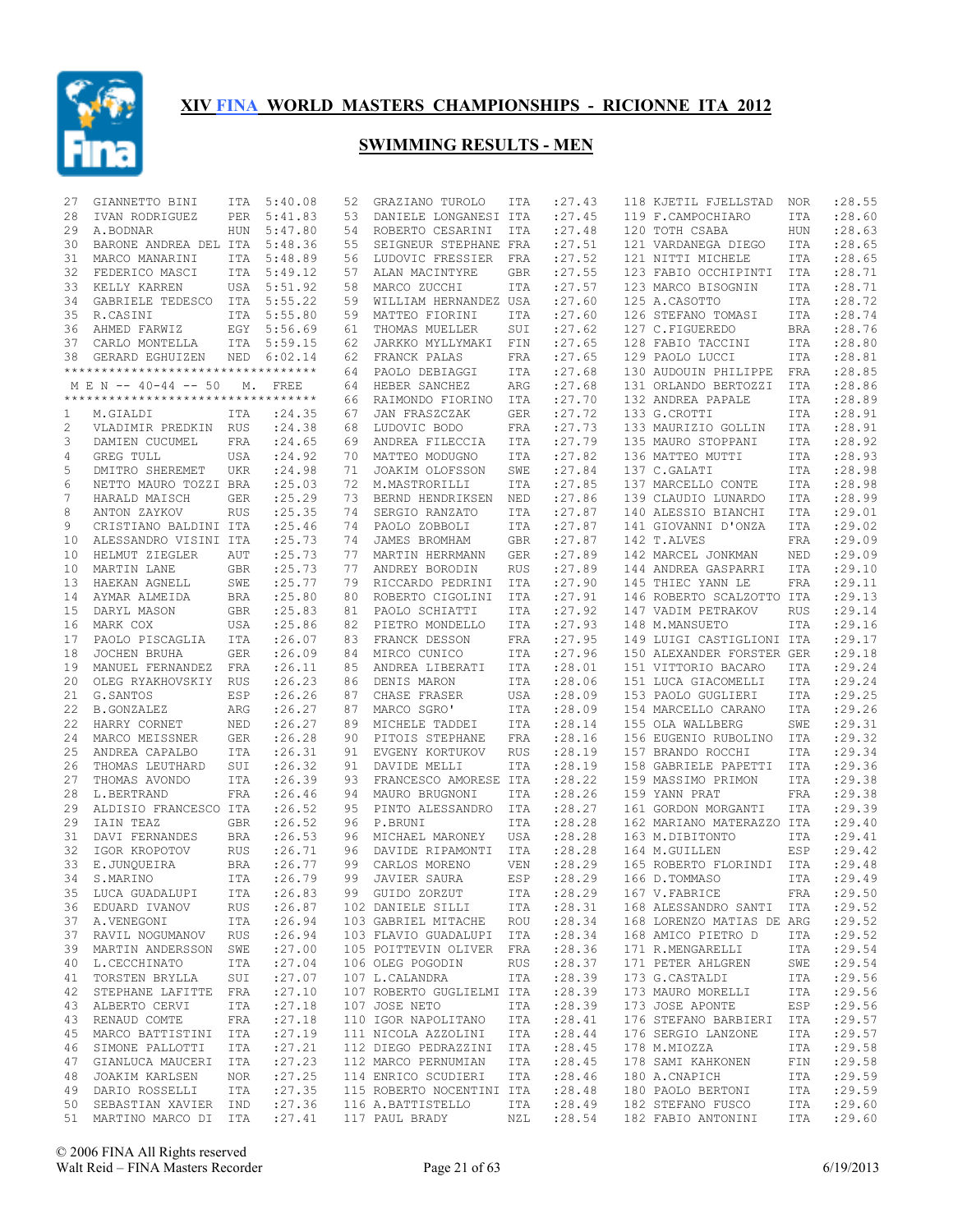# XIV FINA WORLD MASTERS CHAMPIONSHIPS - RICIONNE ITA 2012

## SWIMMING RESULTS - MEN

| Place | Name | Nat | Time |
|---|---|---|---|
| 27 | GIANNETTO BINI | ITA | 5:40.08 |
| 28 | IVAN RODRIGUEZ | PER | 5:41.83 |
| 29 | A.BODNAR | HUN | 5:47.80 |
| 30 | BARONE ANDREA DEL | ITA | 5:48.36 |
| 31 | MARCO MANARINI | ITA | 5:48.89 |
| 32 | FEDERICO MASCI | ITA | 5:49.12 |
| 33 | KELLY KARREN | USA | 5:51.92 |
| 34 | GABRIELE TEDESCO | ITA | 5:55.22 |
| 35 | R.CASINI | ITA | 5:55.80 |
| 36 | AHMED FARWIZ | EGY | 5:56.69 |
| 37 | CARLO MONTELLA | ITA | 5:59.15 |
| 38 | GERARD EGHUIZEN | NED | 6:02.14 |

### M E N -- 40-44 -- 50 M. FREE

| Place | Name | Nat | Time |
|---|---|---|---|
| 1 | M.GIALDI | ITA | :24.35 |
| 2 | VLADIMIR PREDKIN | RUS | :24.38 |
| 3 | DAMIEN CUCUMEL | FRA | :24.65 |
| 4 | GREG TULL | USA | :24.92 |
| 5 | DMITRO SHEREMET | UKR | :24.98 |
| 6 | NETTO MAURO TOZZI | BRA | :25.03 |
| 7 | HARALD MAISCH | GER | :25.29 |
| 8 | ANTON ZAYKOV | RUS | :25.35 |
| 9 | CRISTIANO BALDINI | ITA | :25.46 |
| 10 | ALESSANDRO VISINI | ITA | :25.73 |
| 10 | HELMUT ZIEGLER | AUT | :25.73 |
| 10 | MARTIN LANE | GBR | :25.73 |
| 13 | HAEKAN AGNELL | SWE | :25.77 |
| 14 | AYMAR ALMEIDA | BRA | :25.80 |
| 15 | DARYL MASON | GBR | :25.83 |
| 16 | MARK COX | USA | :25.86 |
| 17 | PAOLO PISCAGLIA | ITA | :26.07 |
| 18 | JOCHEN BRUHA | GER | :26.09 |
| 19 | MANUEL FERNANDEZ | FRA | :26.11 |
| 20 | OLEG RYAKHOVSKIY | RUS | :26.23 |
| 21 | G.SANTOS | ESP | :26.26 |
| 22 | B.GONZALEZ | ARG | :26.27 |
| 22 | HARRY CORNET | NED | :26.27 |
| 24 | MARCO MEISSNER | GER | :26.28 |
| 25 | ANDREA CAPALBO | ITA | :26.31 |
| 26 | THOMAS LEUTHARD | SUI | :26.32 |
| 27 | THOMAS AVONDO | ITA | :26.39 |
| 28 | L.BERTRAND | FRA | :26.46 |
| 29 | ALDISIO FRANCESCO | ITA | :26.52 |
| 29 | IAIN TEAZ | GBR | :26.52 |
| 31 | DAVI FERNANDES | BRA | :26.53 |
| 32 | IGOR KROPOTOV | RUS | :26.71 |
| 33 | E.JUNQUEIRA | BRA | :26.77 |
| 34 | S.MARINO | ITA | :26.79 |
| 35 | LUCA GUADALUPI | ITA | :26.83 |
| 36 | EDUARD IVANOV | RUS | :26.87 |
| 37 | A.VENEGONI | ITA | :26.94 |
| 37 | RAVIL NOGUMANOV | RUS | :26.94 |
| 39 | MARTIN ANDERSSON | SWE | :27.00 |
| 40 | L.CECCHINATO | ITA | :27.04 |
| 41 | TORSTEN BRYLLA | SUI | :27.07 |
| 42 | STEPHANE LAFITTE | FRA | :27.10 |
| 43 | ALBERTO CERVI | ITA | :27.18 |
| 43 | RENAUD COMTE | FRA | :27.18 |
| 45 | MARCO BATTISTINI | ITA | :27.19 |
| 46 | SIMONE PALLOTTI | ITA | :27.21 |
| 47 | GIANLUCA MAUCERI | ITA | :27.23 |
| 48 | JOAKIM KARLSEN | NOR | :27.25 |
| 49 | DARIO ROSSELLI | ITA | :27.35 |
| 50 | SEBASTIAN XAVIER | IND | :27.36 |
| 51 | MARTINO MARCO DI | ITA | :27.41 |
| 52 | GRAZIANO TUROLO | ITA | :27.43 |
| 53 | DANIELE LONGANESI | ITA | :27.45 |
| 54 | ROBERTO CESARINI | ITA | :27.48 |
| 55 | SEIGNEUR STEPHANE | FRA | :27.51 |
| 56 | LUDOVIC FRESSIER | FRA | :27.52 |
| 57 | ALAN MACINTYRE | GBR | :27.55 |
| 58 | MARCO ZUCCHI | ITA | :27.57 |
| 59 | WILLIAM HERNANDEZ | USA | :27.60 |
| 59 | MATTEO FIORINI | ITA | :27.60 |
| 61 | THOMAS MUELLER | SUI | :27.62 |
| 62 | JARKKO MYLLYMAKI | FIN | :27.65 |
| 62 | FRANCK PALAS | FRA | :27.65 |
| 64 | PAOLO DEBIAGGI | ITA | :27.68 |
| 64 | HEBER SANCHEZ | ARG | :27.68 |
| 66 | RAIMONDO FIORINO | ITA | :27.70 |
| 67 | JAN FRASZCZAK | GER | :27.72 |
| 68 | LUDOVIC BODO | FRA | :27.73 |
| 69 | ANDREA FILECCIA | ITA | :27.79 |
| 70 | MATTEO MODUGNO | ITA | :27.82 |
| 71 | JOAKIM OLOFSSON | SWE | :27.84 |
| 72 | M.MASTRORILLI | ITA | :27.85 |
| 73 | BERND HENDRIKSEN | NED | :27.86 |
| 74 | SERGIO RANZATO | ITA | :27.87 |
| 74 | PAOLO ZOBBOLI | ITA | :27.87 |
| 74 | JAMES BROMHAM | GBR | :27.87 |
| 77 | MARTIN HERRMANN | GER | :27.89 |
| 77 | ANDREY BORODIN | RUS | :27.89 |
| 79 | RICCARDO PEDRINI | ITA | :27.90 |
| 80 | ROBERTO CIGOLINI | ITA | :27.91 |
| 81 | PAOLO SCHIATTI | ITA | :27.92 |
| 82 | PIETRO MONDELLO | ITA | :27.93 |
| 83 | FRANCK DESSON | FRA | :27.95 |
| 84 | MIRCO CUNICO | ITA | :27.96 |
| 85 | ANDREA LIBERATI | ITA | :28.01 |
| 86 | DENIS MARON | ITA | :28.06 |
| 87 | CHASE FRASER | USA | :28.09 |
| 87 | MARCO SGRO' | ITA | :28.09 |
| 89 | MICHELE TADDEI | ITA | :28.14 |
| 90 | PITOIS STEPHANE | FRA | :28.16 |
| 91 | EVGENY KORTUKOV | RUS | :28.19 |
| 91 | DAVIDE MELLI | ITA | :28.19 |
| 93 | FRANCESCO AMORESE | ITA | :28.22 |
| 94 | MAURO BRUGNONI | ITA | :28.26 |
| 95 | PINTO ALESSANDRO | ITA | :28.27 |
| 96 | P.BRUNI | ITA | :28.28 |
| 96 | MICHAEL MARONEY | USA | :28.28 |
| 96 | DAVIDE RIPAMONTI | ITA | :28.28 |
| 99 | CARLOS MORENO | VEN | :28.29 |
| 99 | JAVIER SAURA | ESP | :28.29 |
| 99 | GUIDO ZORZUT | ITA | :28.29 |
| 102 | DANIELE SILLI | ITA | :28.31 |
| 103 | GABRIEL MITACHE | ROU | :28.34 |
| 103 | FLAVIO GUADALUPI | ITA | :28.34 |
| 105 | POITTEVIN OLIVER | FRA | :28.36 |
| 106 | OLEG POGODIN | RUS | :28.37 |
| 107 | L.CALANDRA | ITA | :28.39 |
| 107 | ROBERTO GUGLIELMI | ITA | :28.39 |
| 107 | JOSE NETO | ITA | :28.39 |
| 110 | IGOR NAPOLITANO | ITA | :28.41 |
| 111 | NICOLA AZZOLINI | ITA | :28.44 |
| 112 | DIEGO PEDRAZZINI | ITA | :28.45 |
| 112 | MARCO PERNUMIAN | ITA | :28.45 |
| 114 | ENRICO SCUDIERI | ITA | :28.46 |
| 115 | ROBERTO NOCENTINI | ITA | :28.48 |
| 116 | A.BATTISTELLO | ITA | :28.49 |
| 117 | PAUL BRADY | NZL | :28.54 |
| 118 | KJETIL FJELLSTAD | NOR | :28.55 |
| 119 | F.CAMPOCHIARO | ITA | :28.60 |
| 120 | TOTH CSABA | HUN | :28.63 |
| 121 | VARDANEGA DIEGO | ITA | :28.65 |
| 121 | NITTI MICHELE | ITA | :28.65 |
| 123 | FABIO OCCHIPINTI | ITA | :28.71 |
| 123 | MARCO BISOGNIN | ITA | :28.71 |
| 125 | A.CASOTTO | ITA | :28.72 |
| 126 | STEFANO TOMASI | ITA | :28.74 |
| 127 | C.FIGUEREDO | BRA | :28.76 |
| 128 | FABIO TACCINI | ITA | :28.80 |
| 129 | PAOLO LUCCI | ITA | :28.81 |
| 130 | AUDOUIN PHILIPPE | FRA | :28.85 |
| 131 | ORLANDO BERTOZZI | ITA | :28.86 |
| 132 | ANDREA PAPALE | ITA | :28.89 |
| 133 | G.CROTTI | ITA | :28.91 |
| 133 | MAURIZIO GOLLIN | ITA | :28.91 |
| 135 | MAURO STOPPANI | ITA | :28.92 |
| 136 | MATTEO MUTTI | ITA | :28.93 |
| 137 | C.GALATI | ITA | :28.98 |
| 137 | MARCELLO CONTE | ITA | :28.98 |
| 139 | CLAUDIO LUNARDO | ITA | :28.99 |
| 140 | ALESSIO BIANCHI | ITA | :29.01 |
| 141 | GIOVANNI D'ONZA | ITA | :29.02 |
| 142 | T.ALVES | FRA | :29.09 |
| 142 | MARCEL JONKMAN | NED | :29.09 |
| 144 | ANDREA GASPARRI | ITA | :29.10 |
| 145 | THIEC YANN LE | FRA | :29.11 |
| 146 | ROBERTO SCALZOTTO | ITA | :29.13 |
| 147 | VADIM PETRAKOV | RUS | :29.14 |
| 148 | M.MANSUETO | ITA | :29.16 |
| 149 | LUIGI CASTIGLIONI | ITA | :29.17 |
| 150 | ALEXANDER FORSTER | GER | :29.18 |
| 151 | VITTORIO BACARO | ITA | :29.24 |
| 151 | LUCA GIACOMELLI | ITA | :29.24 |
| 153 | PAOLO GUGLIERI | ITA | :29.25 |
| 154 | MARCELLO CARANO | ITA | :29.26 |
| 155 | OLA WALLBERG | SWE | :29.31 |
| 156 | EUGENIO RUBOLINO | ITA | :29.32 |
| 157 | BRANDO ROCCHI | ITA | :29.34 |
| 158 | GABRIELE PAPETTI | ITA | :29.36 |
| 159 | MASSIMO PRIMON | ITA | :29.38 |
| 159 | YANN PRAT | FRA | :29.38 |
| 161 | GORDON MORGANTI | ITA | :29.39 |
| 162 | MARIANO MATERAZZO | ITA | :29.40 |
| 163 | M.DIBITONTO | ITA | :29.41 |
| 164 | M.GUILLEN | ESP | :29.42 |
| 165 | ROBERTO FLORINDI | ITA | :29.48 |
| 166 | D.TOMMASO | ITA | :29.49 |
| 167 | V.FABRICE | FRA | :29.50 |
| 168 | ALESSANDRO SANTI | ITA | :29.52 |
| 168 | LORENZO MATIAS DE | ARG | :29.52 |
| 168 | AMICO PIETRO D | ITA | :29.52 |
| 171 | R.MENGARELLI | ITA | :29.54 |
| 171 | PETER AHLGREN | SWE | :29.54 |
| 173 | G.CASTALDI | ITA | :29.56 |
| 173 | MAURO MORELLI | ITA | :29.56 |
| 173 | JOSE APONTE | ESP | :29.56 |
| 176 | STEFANO BARBIERI | ITA | :29.57 |
| 176 | SERGIO LANZONE | ITA | :29.57 |
| 178 | M.MIOZZA | ITA | :29.58 |
| 178 | SAMI KAHKONEN | FIN | :29.58 |
| 180 | A.CNAPICH | ITA | :29.59 |
| 180 | PAOLO BERTONI | ITA | :29.59 |
| 182 | STEFANO FUSCO | ITA | :29.60 |
| 182 | FABIO ANTONINI | ITA | :29.60 |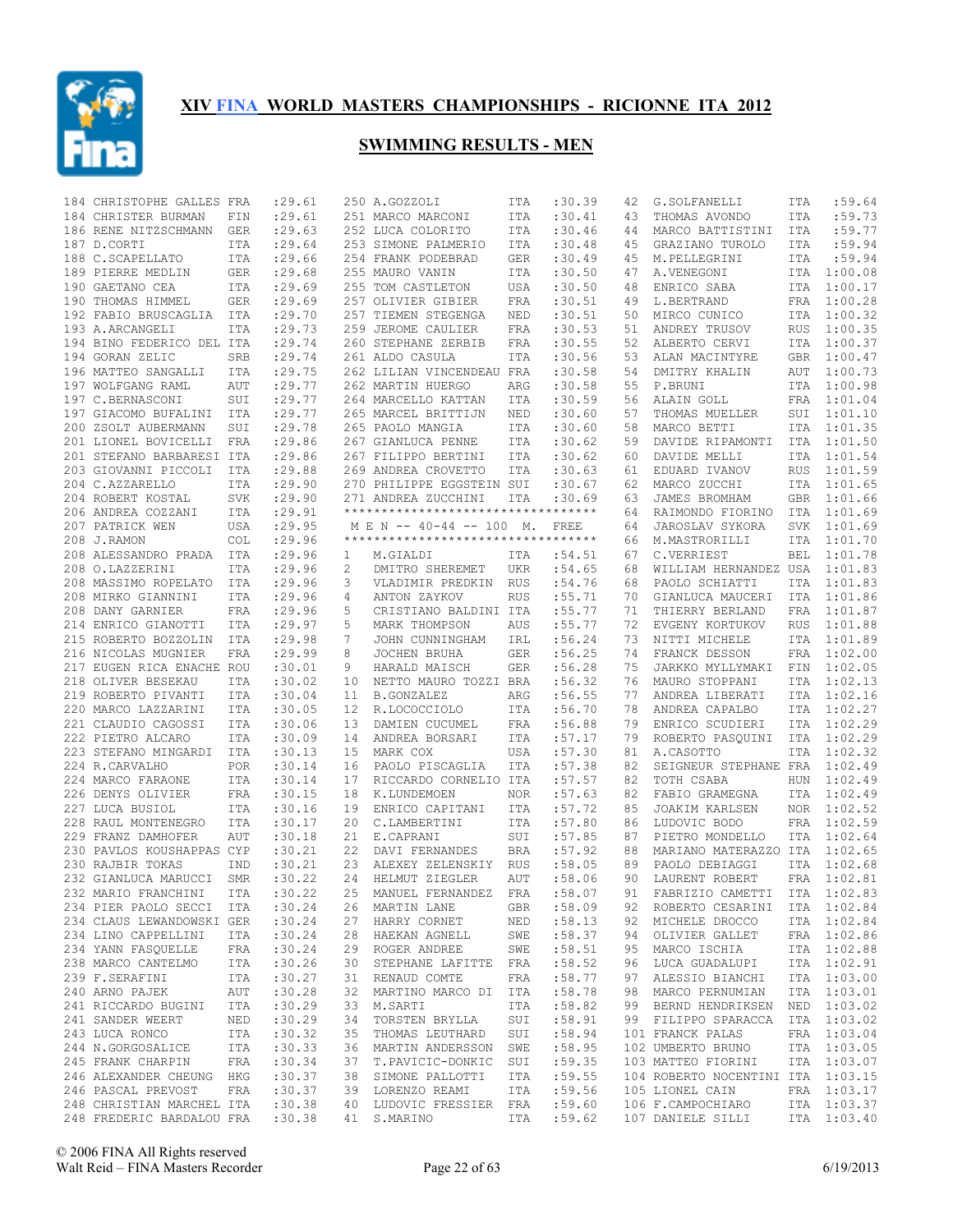# XIV FINA WORLD MASTERS CHAMPIONSHIPS - RICIONNE ITA 2012

## SWIMMING RESULTS - MEN

| Place | Name | Nat | Time |
|---|---|---|---|
| 184 | CHRISTOPHE GALLES | FRA | :29.61 |
| 184 | CHRISTER BURMAN | FIN | :29.61 |
| 186 | RENE NITZSCHMANN | GER | :29.63 |
| 187 | D.CORTI | ITA | :29.64 |
| 188 | C.SCAPELLATO | ITA | :29.66 |
| 189 | PIERRE MEDLIN | GER | :29.68 |
| 190 | GAETANO CEA | ITA | :29.69 |
| 190 | THOMAS HIMMEL | GER | :29.69 |
| 192 | FABIO BRUSCAGLIA | ITA | :29.70 |
| 193 | A.ARCANGELI | ITA | :29.73 |
| 194 | BINO FEDERICO DEL | ITA | :29.74 |
| 194 | GORAN ZELIC | SRB | :29.74 |
| 196 | MATTEO SANGALLI | ITA | :29.75 |
| 197 | WOLFGANG RAML | AUT | :29.77 |
| 197 | C.BERNASCONI | SUI | :29.77 |
| 197 | GIACOMO BUFALINI | ITA | :29.77 |
| 200 | ZSOLT AUBERMANN | SUI | :29.78 |
| 201 | LIONEL BOVICELLI | FRA | :29.86 |
| 201 | STEFANO BARBARESI | ITA | :29.86 |
| 203 | GIOVANNI PICCOLI | ITA | :29.88 |
| 204 | C.AZZARELLO | ITA | :29.90 |
| 204 | ROBERT KOSTAL | SVK | :29.90 |
| 206 | ANDREA COZZANI | ITA | :29.91 |
| 207 | PATRICK WEN | USA | :29.95 |
| 208 | J.RAMON | COL | :29.96 |
| 208 | ALESSANDRO PRADA | ITA | :29.96 |
| 208 | O.LAZZERINI | ITA | :29.96 |
| 208 | MASSIMO ROPELATO | ITA | :29.96 |
| 208 | MIRKO GIANNINI | ITA | :29.96 |
| 208 | DANY GARNIER | FRA | :29.96 |
| 214 | ENRICO GIANOTTI | ITA | :29.97 |
| 215 | ROBERTO BOZZOLIN | ITA | :29.98 |
| 216 | NICOLAS MUGNIER | FRA | :29.99 |
| 217 | EUGEN RICA ENACHE | ROU | :30.01 |
| 218 | OLIVER BESEKAU | ITA | :30.02 |
| 219 | ROBERTO PIVANTI | ITA | :30.04 |
| 220 | MARCO LAZZARINI | ITA | :30.05 |
| 221 | CLAUDIO CAGOSSI | ITA | :30.06 |
| 222 | PIETRO ALCARO | ITA | :30.09 |
| 223 | STEFANO MINGARDI | ITA | :30.13 |
| 224 | R.CARVALHO | POR | :30.14 |
| 224 | MARCO FARAONE | ITA | :30.14 |
| 226 | DENYS OLIVIER | FRA | :30.15 |
| 227 | LUCA BUSIOL | ITA | :30.16 |
| 228 | RAUL MONTENEGRO | ITA | :30.17 |
| 229 | FRANZ DAMHOFER | AUT | :30.18 |
| 230 | PAVLOS KOUSHAPPAS | CYP | :30.21 |
| 230 | RAJBIR TOKAS | IND | :30.21 |
| 232 | GIANLUCA MARUCCI | SMR | :30.22 |
| 232 | MARIO FRANCHINI | ITA | :30.22 |
| 234 | PIER PAOLO SECCI | ITA | :30.24 |
| 234 | CLAUS LEWANDOWSKI | GER | :30.24 |
| 234 | LINO CAPPELLINI | ITA | :30.24 |
| 234 | YANN FASQUELLE | FRA | :30.24 |
| 238 | MARCO CANTELMO | ITA | :30.26 |
| 239 | F.SERAFINI | ITA | :30.27 |
| 240 | ARNO PAJEK | AUT | :30.28 |
| 241 | RICCARDO BUGINI | ITA | :30.29 |
| 241 | SANDER WEERT | NED | :30.29 |
| 243 | LUCA RONCO | ITA | :30.32 |
| 244 | N.GORGOSALICE | ITA | :30.33 |
| 245 | FRANK CHARPIN | FRA | :30.34 |
| 246 | ALEXANDER CHEUNG | HKG | :30.37 |
| 246 | PASCAL PREVOST | FRA | :30.37 |
| 248 | CHRISTIAN MARCHEL | ITA | :30.38 |
| 248 | FREDERIC BARDALOU | FRA | :30.38 |
| 250 | A.GOZZOLI | ITA | :30.39 |
| 251 | MARCO MARCONI | ITA | :30.41 |
| 252 | LUCA COLORITO | ITA | :30.46 |
| 253 | SIMONE PALMERIO | ITA | :30.48 |
| 254 | FRANK PODEBRAD | GER | :30.49 |
| 255 | MAURO VANIN | ITA | :30.50 |
| 255 | TOM CASTLETON | USA | :30.50 |
| 257 | OLIVIER GIBIER | FRA | :30.51 |
| 257 | TIEMEN STEGENGA | NED | :30.51 |
| 259 | JEROME CAULIER | FRA | :30.53 |
| 260 | STEPHANE ZERBIB | FRA | :30.55 |
| 261 | ALDO CASULA | ITA | :30.56 |
| 262 | LILIAN VINCENDEAU | FRA | :30.58 |
| 262 | MARTIN HUERGO | ARG | :30.58 |
| 264 | MARCELLO KATTAN | ITA | :30.59 |
| 265 | MARCEL BRITTIJN | NED | :30.60 |
| 265 | PAOLO MANGIA | ITA | :30.60 |
| 267 | GIANLUCA PENNE | ITA | :30.62 |
| 267 | FILIPPO BERTINI | ITA | :30.62 |
| 269 | ANDREA CROVETTO | ITA | :30.63 |
| 270 | PHILIPPE EGGSTEIN | SUI | :30.67 |
| 271 | ANDREA ZUCCHINI | ITA | :30.69 |

**M E N -- 40-44 -- 100 M. FREE**

| Place | Name | Nat | Time |
|---|---|---|---|
| 1 | M.GIALDI | ITA | :54.51 |
| 2 | DMITRO SHEREMET | UKR | :54.65 |
| 3 | VLADIMIR PREDKIN | RUS | :54.76 |
| 4 | ANTON ZAYKOV | RUS | :55.71 |
| 5 | CRISTIANO BALDINI | ITA | :55.77 |
| 5 | MARK THOMPSON | AUS | :55.77 |
| 7 | JOHN CUNNINGHAM | IRL | :56.24 |
| 8 | JOCHEN BRUHA | GER | :56.25 |
| 9 | HARALD MAISCH | GER | :56.28 |
| 10 | NETTO MAURO TOZZI | BRA | :56.32 |
| 11 | B.GONZALEZ | ARG | :56.55 |
| 12 | R.LOCOCCIOLO | ITA | :56.70 |
| 13 | DAMIEN CUCUMEL | FRA | :56.88 |
| 14 | ANDREA BORSARI | ITA | :57.17 |
| 15 | MARK COX | USA | :57.30 |
| 16 | PAOLO PISCAGLIA | ITA | :57.38 |
| 17 | RICCARDO CORNELIO | ITA | :57.57 |
| 18 | K.LUNDEMOEN | NOR | :57.63 |
| 19 | ENRICO CAPITANI | ITA | :57.72 |
| 20 | C.LAMBERTINI | ITA | :57.80 |
| 21 | E.CAPRANI | SUI | :57.85 |
| 22 | DAVI FERNANDES | BRA | :57.92 |
| 23 | ALEXEY ZELENSKIY | RUS | :58.05 |
| 24 | HELMUT ZIEGLER | AUT | :58.06 |
| 25 | MANUEL FERNANDEZ | FRA | :58.07 |
| 26 | MARTIN LANE | GBR | :58.09 |
| 27 | HARRY CORNET | NED | :58.13 |
| 28 | HAEKAN AGNELL | SWE | :58.37 |
| 29 | ROGER ANDREE | SWE | :58.51 |
| 30 | STEPHANE LAFITTE | FRA | :58.52 |
| 31 | RENAUD COMTE | FRA | :58.77 |
| 32 | MARTINO MARCO DI | ITA | :58.78 |
| 33 | M.SARTI | ITA | :58.82 |
| 34 | TORSTEN BRYLLA | SUI | :58.91 |
| 35 | THOMAS LEUTHARD | SUI | :58.94 |
| 36 | MARTIN ANDERSSON | SWE | :58.95 |
| 37 | T.PAVICIC-DONKIC | SUI | :59.35 |
| 38 | SIMONE PALLOTTI | ITA | :59.55 |
| 39 | LORENZO REAMI | ITA | :59.56 |
| 40 | LUDOVIC FRESSIER | FRA | :59.60 |
| 41 | S.MARINO | ITA | :59.62 |
| 42 | G.SOLFANELLI | ITA | :59.64 |
| 43 | THOMAS AVONDO | ITA | :59.73 |
| 44 | MARCO BATTISTINI | ITA | :59.77 |
| 45 | GRAZIANO TUROLO | ITA | :59.94 |
| 45 | M.PELLEGRINI | ITA | :59.94 |
| 47 | A.VENEGONI | ITA | 1:00.08 |
| 48 | ENRICO SABA | ITA | 1:00.17 |
| 49 | L.BERTRAND | FRA | 1:00.28 |
| 50 | MIRCO CUNICO | ITA | 1:00.32 |
| 51 | ANDREY TRUSOV | RUS | 1:00.35 |
| 52 | ALBERTO CERVI | ITA | 1:00.37 |
| 53 | ALAN MACINTYRE | GBR | 1:00.47 |
| 54 | DMITRY KHALIN | AUT | 1:00.73 |
| 55 | P.BRUNI | ITA | 1:00.98 |
| 56 | ALAIN GOLL | FRA | 1:01.04 |
| 57 | THOMAS MUELLER | SUI | 1:01.10 |
| 58 | MARCO BETTI | ITA | 1:01.35 |
| 59 | DAVIDE RIPAMONTI | ITA | 1:01.50 |
| 60 | DAVIDE MELLI | ITA | 1:01.54 |
| 61 | EDUARD IVANOV | RUS | 1:01.59 |
| 62 | MARCO ZUCCHI | ITA | 1:01.65 |
| 63 | JAMES BROMHAM | GBR | 1:01.66 |
| 64 | RAIMONDO FIORINO | ITA | 1:01.69 |
| 64 | JAROSLAV SYKORA | SVK | 1:01.69 |
| 66 | M.MASTRORILLI | ITA | 1:01.70 |
| 67 | C.VERRIEST | BEL | 1:01.78 |
| 68 | WILLIAM HERNANDEZ | USA | 1:01.83 |
| 68 | PAOLO SCHIATTI | ITA | 1:01.83 |
| 70 | GIANLUCA MAUCERI | ITA | 1:01.86 |
| 71 | THIERRY BERLAND | FRA | 1:01.87 |
| 72 | EVGENY KORTUKOV | RUS | 1:01.88 |
| 73 | NITTI MICHELE | ITA | 1:01.89 |
| 74 | FRANCK DESSON | FRA | 1:02.00 |
| 75 | JARKKO MYLLYMAKI | FIN | 1:02.05 |
| 76 | MAURO STOPPANI | ITA | 1:02.13 |
| 77 | ANDREA LIBERATI | ITA | 1:02.16 |
| 78 | ANDREA CAPALBO | ITA | 1:02.27 |
| 79 | ENRICO SCUDIERI | ITA | 1:02.29 |
| 79 | ROBERTO PASQUINI | ITA | 1:02.29 |
| 81 | A.CASOTTO | ITA | 1:02.32 |
| 82 | SEIGNEUR STEPHANE | FRA | 1:02.49 |
| 82 | TOTH CSABA | HUN | 1:02.49 |
| 82 | FABIO GRAMEGNA | ITA | 1:02.49 |
| 85 | JOAKIM KARLSEN | NOR | 1:02.52 |
| 86 | LUDOVIC BODO | FRA | 1:02.59 |
| 87 | PIETRO MONDELLO | ITA | 1:02.64 |
| 88 | MARIANO MATERAZZO | ITA | 1:02.65 |
| 89 | PAOLO DEBIAGGI | ITA | 1:02.68 |
| 90 | LAURENT ROBERT | FRA | 1:02.81 |
| 91 | FABRIZIO CAMETTI | ITA | 1:02.83 |
| 92 | ROBERTO CESARINI | ITA | 1:02.84 |
| 92 | MICHELE DROCCO | ITA | 1:02.84 |
| 94 | OLIVIER GALLET | FRA | 1:02.86 |
| 95 | MARCO ISCHIA | ITA | 1:02.88 |
| 96 | LUCA GUADALUPI | ITA | 1:02.91 |
| 97 | ALESSIO BIANCHI | ITA | 1:03.00 |
| 98 | MARCO PERNUMIAN | ITA | 1:03.01 |
| 99 | BERND HENDRIKSEN | NED | 1:03.02 |
| 99 | FILIPPO SPARACCA | ITA | 1:03.02 |
| 101 | FRANCK PALAS | FRA | 1:03.04 |
| 102 | UMBERTO BRUNO | ITA | 1:03.05 |
| 103 | MATTEO FIORINI | ITA | 1:03.07 |
| 104 | ROBERTO NOCENTINI | ITA | 1:03.15 |
| 105 | LIONEL CAIN | FRA | 1:03.17 |
| 106 | F.CAMPOCHIARO | ITA | 1:03.37 |
| 107 | DANIELE SILLI | ITA | 1:03.40 |

© 2006 FINA All Rights reserved
Walt Reid – FINA Masters Recorder 6/19/2013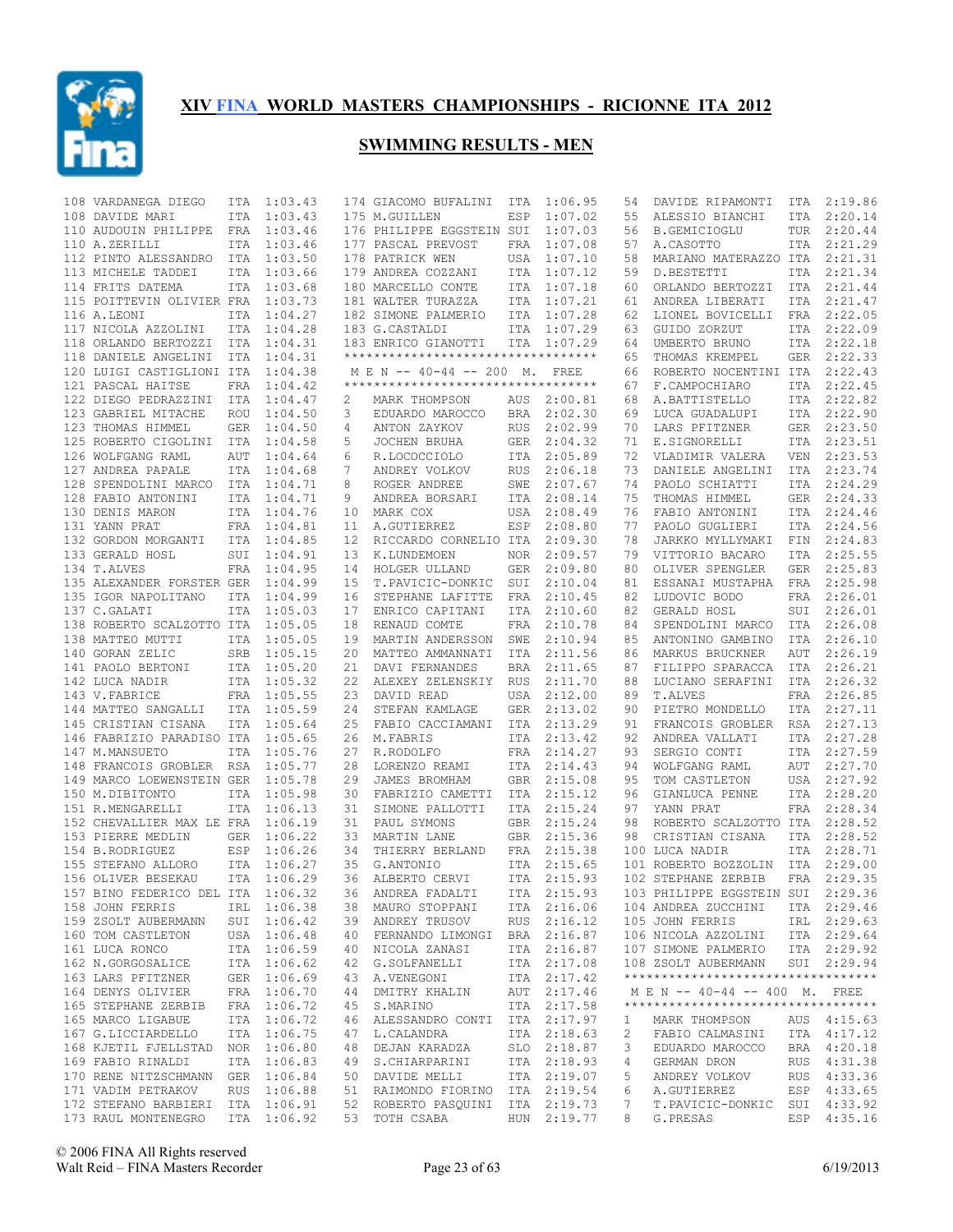# XIV FINA WORLD MASTERS CHAMPIONSHIPS - RICIONNE ITA 2012

## SWIMMING RESULTS - MEN

| Place | Name | Country | Time |
|---|---|---|---|
| 108 | VARDANEGA DIEGO | ITA | 1:03.43 |
| 108 | DAVIDE MARI | ITA | 1:03.43 |
| 110 | AUDOUIN PHILIPPE | FRA | 1:03.46 |
| 110 | A.ZERILLI | ITA | 1:03.46 |
| 112 | PINTO ALESSANDRO | ITA | 1:03.50 |
| 113 | MICHELE TADDEI | ITA | 1:03.66 |
| 114 | FRITS DATEMA | ITA | 1:03.68 |
| 115 | POITTEVIN OLIVIER | FRA | 1:03.73 |
| 116 | A.LEONI | ITA | 1:04.27 |
| 117 | NICOLA AZZOLINI | ITA | 1:04.28 |
| 118 | ORLANDO BERTOZZI | ITA | 1:04.31 |
| 118 | DANIELE ANGELINI | ITA | 1:04.31 |
| 120 | LUIGI CASTIGLIONI | ITA | 1:04.38 |
| 121 | PASCAL HAITSE | FRA | 1:04.42 |
| 122 | DIEGO PEDRAZZINI | ITA | 1:04.47 |
| 123 | GABRIEL MITACHE | ROU | 1:04.50 |
| 123 | THOMAS HIMMEL | GER | 1:04.50 |
| 125 | ROBERTO CIGOLINI | ITA | 1:04.58 |
| 126 | WOLFGANG RAML | AUT | 1:04.64 |
| 127 | ANDREA PAPALE | ITA | 1:04.68 |
| 128 | SPENDOLINI MARCO | ITA | 1:04.71 |
| 128 | FABIO ANTONINI | ITA | 1:04.71 |
| 130 | DENIS MARON | ITA | 1:04.76 |
| 131 | YANN PRAT | FRA | 1:04.81 |
| 132 | GORDON MORGANTI | ITA | 1:04.85 |
| 133 | GERALD HOSL | SUI | 1:04.91 |
| 134 | T.ALVES | FRA | 1:04.95 |
| 135 | ALEXANDER FORSTER | GER | 1:04.99 |
| 135 | IGOR NAPOLITANO | ITA | 1:04.99 |
| 137 | C.GALATI | ITA | 1:05.03 |
| 138 | ROBERTO SCALZOTTO | ITA | 1:05.05 |
| 138 | MATTEO MUTTI | ITA | 1:05.05 |
| 140 | GORAN ZELIC | SRB | 1:05.15 |
| 141 | PAOLO BERTONI | ITA | 1:05.20 |
| 142 | LUCA NADIR | ITA | 1:05.32 |
| 143 | V.FABRICE | FRA | 1:05.55 |
| 144 | MATTEO SANGALLI | ITA | 1:05.59 |
| 145 | CRISTIAN CISANA | ITA | 1:05.64 |
| 146 | FABRIZIO PARADISO | ITA | 1:05.65 |
| 147 | M.MANSUETO | ITA | 1:05.76 |
| 148 | FRANCOIS GROBLER | RSA | 1:05.77 |
| 149 | MARCO LOEWENSTEIN | GER | 1:05.78 |
| 150 | M.DIBITONTO | ITA | 1:05.98 |
| 151 | R.MENGARELLI | ITA | 1:06.13 |
| 152 | CHEVALLIER MAX LE | FRA | 1:06.19 |
| 153 | PIERRE MEDLIN | GER | 1:06.22 |
| 154 | B.RODRIGUEZ | ESP | 1:06.26 |
| 155 | STEFANO ALLORO | ITA | 1:06.27 |
| 156 | OLIVER BESEKAU | ITA | 1:06.29 |
| 157 | BINO FEDERICO DEL | ITA | 1:06.32 |
| 158 | JOHN FERRIS | IRL | 1:06.38 |
| 159 | ZSOLT AUBERMANN | SUI | 1:06.42 |
| 160 | TOM CASTLETON | USA | 1:06.48 |
| 161 | LUCA RONCO | ITA | 1:06.59 |
| 162 | N.GORGOSALICE | ITA | 1:06.62 |
| 163 | LARS PFITZNER | GER | 1:06.69 |
| 164 | DENYS OLIVIER | FRA | 1:06.70 |
| 165 | STEPHANE ZERBIB | FRA | 1:06.72 |
| 165 | MARCO LIGABUE | ITA | 1:06.72 |
| 167 | G.LICCIARDELLO | ITA | 1:06.75 |
| 168 | KJETIL FJELLSTAD | NOR | 1:06.80 |
| 169 | FABIO RINALDI | ITA | 1:06.83 |
| 170 | RENE NITZSCHMANN | GER | 1:06.84 |
| 171 | VADIM PETRAKOV | RUS | 1:06.88 |
| 172 | STEFANO BARBIERI | ITA | 1:06.91 |
| 173 | RAUL MONTENEGRO | ITA | 1:06.92 |
| 174 | GIACOMO BUFALINI | ITA | 1:06.95 |
| 175 | M.GUILLEN | ESP | 1:07.02 |
| 176 | PHILIPPE EGGSTEIN | SUI | 1:07.03 |
| 177 | PASCAL PREVOST | FRA | 1:07.08 |
| 178 | PATRICK WEN | USA | 1:07.10 |
| 179 | ANDREA COZZANI | ITA | 1:07.12 |
| 180 | MARCELLO CONTE | ITA | 1:07.18 |
| 181 | WALTER TURAZZA | ITA | 1:07.21 |
| 182 | SIMONE PALMERIO | ITA | 1:07.28 |
| 183 | G.CASTALDI | ITA | 1:07.29 |
| 183 | ENRICO GIANOTTI | ITA | 1:07.29 |

### M E N -- 40-44 -- 200 M. FREE

| Place | Name | Country | Time |
|---|---|---|---|
| 2 | MARK THOMPSON | AUS | 2:00.81 |
| 3 | EDUARDO MAROCCO | BRA | 2:02.30 |
| 4 | ANTON ZAYKOV | RUS | 2:02.99 |
| 5 | JOCHEN BRUHA | GER | 2:04.32 |
| 6 | R.LOCOCCIOLO | ITA | 2:05.89 |
| 7 | ANDREY VOLKOV | RUS | 2:06.18 |
| 8 | ROGER ANDREE | SWE | 2:07.67 |
| 9 | ANDREA BORSARI | ITA | 2:08.14 |
| 10 | MARK COX | USA | 2:08.49 |
| 11 | A.GUTIERREZ | ESP | 2:08.80 |
| 12 | RICCARDO CORNELIO | ITA | 2:09.30 |
| 13 | K.LUNDEMOEN | NOR | 2:09.57 |
| 14 | HOLGER ULLAND | GER | 2:09.80 |
| 15 | T.PAVICIC-DONKIC | SUI | 2:10.04 |
| 16 | STEPHANE LAFITTE | FRA | 2:10.45 |
| 17 | ENRICO CAPITANI | ITA | 2:10.60 |
| 18 | RENAUD COMTE | FRA | 2:10.78 |
| 19 | MARTIN ANDERSSON | SWE | 2:10.94 |
| 20 | MATTEO AMMANNATI | ITA | 2:11.56 |
| 21 | DAVI FERNANDES | BRA | 2:11.65 |
| 22 | ALEXEY ZELENSKIY | RUS | 2:11.70 |
| 23 | DAVID READ | USA | 2:12.00 |
| 24 | STEFAN KAMLAGE | GER | 2:13.02 |
| 25 | FABIO CACCIAMANI | ITA | 2:13.29 |
| 26 | M.FABRIS | ITA | 2:13.42 |
| 27 | R.RODOLFO | FRA | 2:14.27 |
| 28 | LORENZO REAMI | ITA | 2:14.43 |
| 29 | JAMES BROMHAM | GBR | 2:15.08 |
| 30 | FABRIZIO CAMETTI | ITA | 2:15.12 |
| 31 | SIMONE PALLOTTI | ITA | 2:15.24 |
| 31 | PAUL SYMONS | GBR | 2:15.24 |
| 33 | MARTIN LANE | GBR | 2:15.36 |
| 34 | THIERRY BERLAND | FRA | 2:15.38 |
| 35 | G.ANTONIO | ITA | 2:15.65 |
| 36 | ALBERTO CERVI | ITA | 2:15.93 |
| 36 | ANDREA FADALTI | ITA | 2:15.93 |
| 38 | MAURO STOPPANI | ITA | 2:16.06 |
| 39 | ANDREY TRUSOV | RUS | 2:16.12 |
| 40 | FERNANDO LIMONGI | BRA | 2:16.87 |
| 40 | NICOLA ZANASI | ITA | 2:16.87 |
| 42 | G.SOLFANELLI | ITA | 2:17.08 |
| 43 | A.VENEGONI | ITA | 2:17.42 |
| 44 | DMITRY KHALIN | AUT | 2:17.46 |
| 45 | S.MARINO | ITA | 2:17.58 |
| 46 | ALESSANDRO CONTI | ITA | 2:17.97 |
| 47 | L.CALANDRA | ITA | 2:18.63 |
| 48 | DEJAN KARADZA | SLO | 2:18.87 |
| 49 | S.CHIARPARINI | ITA | 2:18.93 |
| 50 | DAVIDE MELLI | ITA | 2:19.07 |
| 51 | RAIMONDO FIORINO | ITA | 2:19.54 |
| 52 | ROBERTO PASQUINI | ITA | 2:19.73 |
| 53 | TOTH CSABA | HUN | 2:19.77 |
| 54 | DAVIDE RIPAMONTI | ITA | 2:19.86 |
| 55 | ALESSIO BIANCHI | ITA | 2:20.14 |
| 56 | B.GEMICIOGLU | TUR | 2:20.44 |
| 57 | A.CASOTTO | ITA | 2:21.29 |
| 58 | MARIANO MATERAZZO | ITA | 2:21.31 |
| 59 | D.BESTETTI | ITA | 2:21.34 |
| 60 | ORLANDO BERTOZZI | ITA | 2:21.44 |
| 61 | ANDREA LIBERATI | ITA | 2:21.47 |
| 62 | LIONEL BOVICELLI | FRA | 2:22.05 |
| 63 | GUIDO ZORZUT | ITA | 2:22.09 |
| 64 | UMBERTO BRUNO | ITA | 2:22.18 |
| 65 | THOMAS KREMPEL | GER | 2:22.33 |
| 66 | ROBERTO NOCENTINI | ITA | 2:22.43 |
| 67 | F.CAMPOCHIARO | ITA | 2:22.45 |
| 68 | A.BATTISTELLO | ITA | 2:22.82 |
| 69 | LUCA GUADALUPI | ITA | 2:22.90 |
| 70 | LARS PFITZNER | GER | 2:23.50 |
| 71 | E.SIGNORELLI | ITA | 2:23.51 |
| 72 | VLADIMIR VALERA | VEN | 2:23.53 |
| 73 | DANIELE ANGELINI | ITA | 2:23.74 |
| 74 | PAOLO SCHIATTI | ITA | 2:24.29 |
| 75 | THOMAS HIMMEL | GER | 2:24.33 |
| 76 | FABIO ANTONINI | ITA | 2:24.46 |
| 77 | PAOLO GUGLIERI | ITA | 2:24.56 |
| 78 | JARKKO MYLLYMAKI | FIN | 2:24.83 |
| 79 | VITTORIO BACARO | ITA | 2:25.55 |
| 80 | OLIVER SPENGLER | GER | 2:25.83 |
| 81 | ESSANAI MUSTAPHA | FRA | 2:25.98 |
| 82 | LUDOVIC BODO | FRA | 2:26.01 |
| 82 | GERALD HOSL | SUI | 2:26.01 |
| 84 | SPENDOLINI MARCO | ITA | 2:26.08 |
| 85 | ANTONINO GAMBINO | ITA | 2:26.10 |
| 86 | MARKUS BRUCKNER | AUT | 2:26.19 |
| 87 | FILIPPO SPARACCA | ITA | 2:26.21 |
| 88 | LUCIANO SERAFINI | ITA | 2:26.32 |
| 89 | T.ALVES | FRA | 2:26.85 |
| 90 | PIETRO MONDELLO | ITA | 2:27.11 |
| 91 | FRANCOIS GROBLER | RSA | 2:27.13 |
| 92 | ANDREA VALLATI | ITA | 2:27.28 |
| 93 | SERGIO CONTI | ITA | 2:27.59 |
| 94 | WOLFGANG RAML | AUT | 2:27.70 |
| 95 | TOM CASTLETON | USA | 2:27.92 |
| 96 | GIANLUCA PENNE | ITA | 2:28.20 |
| 97 | YANN PRAT | FRA | 2:28.34 |
| 98 | ROBERTO SCALZOTTO | ITA | 2:28.52 |
| 98 | CRISTIAN CISANA | ITA | 2:28.52 |
| 100 | LUCA NADIR | ITA | 2:28.71 |
| 101 | ROBERTO BOZZOLIN | ITA | 2:29.00 |
| 102 | STEPHANE ZERBIB | FRA | 2:29.35 |
| 103 | PHILIPPE EGGSTEIN | SUI | 2:29.36 |
| 104 | ANDREA ZUCCHINI | ITA | 2:29.46 |
| 105 | JOHN FERRIS | IRL | 2:29.63 |
| 106 | NICOLA AZZOLINI | ITA | 2:29.64 |
| 107 | SIMONE PALMERIO | ITA | 2:29.92 |
| 108 | ZSOLT AUBERMANN | SUI | 2:29.94 |

### M E N -- 40-44 -- 400 M. FREE

| Place | Name | Country | Time |
|---|---|---|---|
| 1 | MARK THOMPSON | AUS | 4:15.63 |
| 2 | FABIO CALMASINI | ITA | 4:17.12 |
| 3 | EDUARDO MAROCCO | BRA | 4:20.18 |
| 4 | GERMAN DRON | RUS | 4:31.38 |
| 5 | ANDREY VOLKOV | RUS | 4:33.36 |
| 6 | A.GUTIERREZ | ESP | 4:33.65 |
| 7 | T.PAVICIC-DONKIC | SUI | 4:33.92 |
| 8 | G.PRESAS | ESP | 4:35.16 |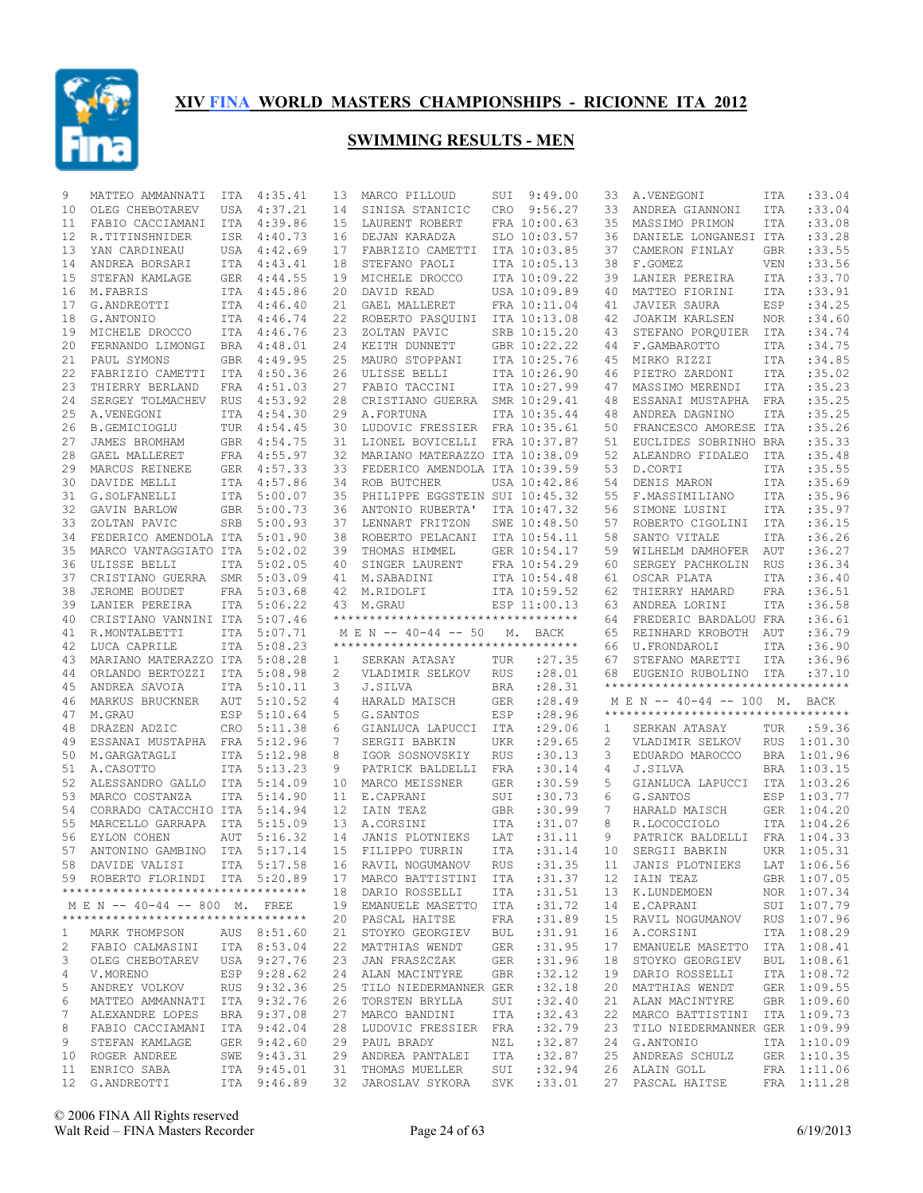# XIV FINA WORLD MASTERS CHAMPIONSHIPS - RICIONNE ITA 2012

## SWIMMING RESULTS - MEN

| Place | Name | Country | Time |
|---|---|---|---|
| 9 | MATTEO AMMANNATI | ITA | 4:35.41 |
| 10 | OLEG CHEBOTAREV | USA | 4:37.21 |
| 11 | FABIO CACCIAMANI | ITA | 4:39.86 |
| 12 | R.TITINSHNIDER | ISR | 4:40.73 |
| 13 | YAN CARDINEAU | USA | 4:42.69 |
| 14 | ANDREA BORSARI | ITA | 4:43.41 |
| 15 | STEFAN KAMLAGE | GER | 4:44.55 |
| 16 | M.FABRIS | ITA | 4:45.86 |
| 17 | G.ANDREOTTI | ITA | 4:46.40 |
| 18 | G.ANTONIO | ITA | 4:46.74 |
| 19 | MICHELE DROCCO | ITA | 4:46.76 |
| 20 | FERNANDO LIMONGI | BRA | 4:48.01 |
| 21 | PAUL SYMONS | GBR | 4:49.95 |
| 22 | FABRIZIO CAMETTI | ITA | 4:50.36 |
| 23 | THIERRY BERLAND | FRA | 4:51.03 |
| 24 | SERGEY TOLMACHEV | RUS | 4:53.92 |
| 25 | A.VENEGONI | ITA | 4:54.30 |
| 26 | B.GEMICIOGLU | TUR | 4:54.45 |
| 27 | JAMES BROMHAM | GBR | 4:54.75 |
| 28 | GAEL MALLERET | FRA | 4:55.97 |
| 29 | MARCUS REINEKE | GER | 4:57.33 |
| 30 | DAVIDE MELLI | ITA | 4:57.86 |
| 31 | G.SOLFANELLI | ITA | 5:00.07 |
| 32 | GAVIN BARLOW | GBR | 5:00.73 |
| 33 | ZOLTAN PAVIC | SRB | 5:00.93 |
| 34 | FEDERICO AMENDOLA | ITA | 5:01.90 |
| 35 | MARCO VANTAGGIATO | ITA | 5:02.02 |
| 36 | ULISSE BELLI | ITA | 5:02.05 |
| 37 | CRISTIANO GUERRA | SMR | 5:03.09 |
| 38 | JEROME BOUDET | FRA | 5:03.68 |
| 39 | LANIER PEREIRA | ITA | 5:06.22 |
| 40 | CRISTIANO VANNINI | ITA | 5:07.46 |
| 41 | R.MONTALBETTI | ITA | 5:07.71 |
| 42 | LUCA CAPRILE | ITA | 5:08.23 |
| 43 | MARIANO MATERAZZO | ITA | 5:08.28 |
| 44 | ORLANDO BERTOZZI | ITA | 5:08.98 |
| 45 | ANDREA SAVOIA | ITA | 5:10.11 |
| 46 | MARKUS BRUCKNER | AUT | 5:10.52 |
| 47 | M.GRAU | ESP | 5:10.64 |
| 48 | DRAZEN ADZIC | CRO | 5:11.38 |
| 49 | ESSANAI MUSTAPHA | FRA | 5:12.96 |
| 50 | M.GARGATAGLI | ITA | 5:12.98 |
| 51 | A.CASOTTO | ITA | 5:13.23 |
| 52 | ALESSANDRO GALLO | ITA | 5:14.09 |
| 53 | MARCO COSTANZA | ITA | 5:14.90 |
| 54 | CORRADO CATACCHIO | ITA | 5:14.94 |
| 55 | MARCELLO GARRAPA | ITA | 5:15.09 |
| 56 | EYLON COHEN | AUT | 5:16.32 |
| 57 | ANTONINO GAMBINO | ITA | 5:17.14 |
| 58 | DAVIDE VALISI | ITA | 5:17.58 |
| 59 | ROBERTO FLORINDI | ITA | 5:20.89 |

### M E N -- 40-44 -- 800 M. FREE

| Place | Name | Country | Time |
|---|---|---|---|
| 1 | MARK THOMPSON | AUS | 8:51.60 |
| 2 | FABIO CALMASINI | ITA | 8:53.04 |
| 3 | OLEG CHEBOTAREV | USA | 9:27.76 |
| 4 | V.MORENO | ESP | 9:28.62 |
| 5 | ANDREY VOLKOV | RUS | 9:32.36 |
| 6 | MATTEO AMMANNATI | ITA | 9:32.76 |
| 7 | ALEXANDRE LOPES | BRA | 9:37.08 |
| 8 | FABIO CACCIAMANI | ITA | 9:42.04 |
| 9 | STEFAN KAMLAGE | GER | 9:42.60 |
| 10 | ROGER ANDREE | SWE | 9:43.31 |
| 11 | ENRICO SABA | ITA | 9:45.01 |
| 12 | G.ANDREOTTI | ITA | 9:46.89 |
| 13 | MARCO PILLOUD | SUI | 9:49.00 |
| 14 | SINISA STANICIC | CRO | 9:56.27 |
| 15 | LAURENT ROBERT | FRA | 10:00.63 |
| 16 | DEJAN KARADZA | SLO | 10:03.57 |
| 17 | FABRIZIO CAMETTI | ITA | 10:03.85 |
| 18 | STEFANO PAOLI | ITA | 10:05.13 |
| 19 | MICHELE DROCCO | ITA | 10:09.22 |
| 20 | DAVID READ | USA | 10:09.89 |
| 21 | GAEL MALLERET | FRA | 10:11.04 |
| 22 | ROBERTO PASQUINI | ITA | 10:13.08 |
| 23 | ZOLTAN PAVIC | SRB | 10:15.20 |
| 24 | KEITH DUNNETT | GBR | 10:22.22 |
| 25 | MAURO STOPPANI | ITA | 10:25.76 |
| 26 | ULISSE BELLI | ITA | 10:26.90 |
| 27 | FABIO TACCINI | ITA | 10:27.99 |
| 28 | CRISTIANO GUERRA | SMR | 10:29.41 |
| 29 | A.FORTUNA | ITA | 10:35.44 |
| 30 | LUDOVIC FRESSIER | FRA | 10:35.61 |
| 31 | LIONEL BOVICELLI | FRA | 10:37.87 |
| 32 | MARIANO MATERAZZO | ITA | 10:38.09 |
| 33 | FEDERICO AMENDOLA | ITA | 10:39.59 |
| 34 | ROB BUTCHER | USA | 10:42.86 |
| 35 | PHILIPPE EGGSTEIN | SUI | 10:45.32 |
| 36 | ANTONIO RUBERTA' | ITA | 10:47.32 |
| 37 | LENNART FRITZON | SWE | 10:48.50 |
| 38 | ROBERTO PELACANI | ITA | 10:54.11 |
| 39 | THOMAS HIMMEL | GER | 10:54.17 |
| 40 | SINGER LAURENT | FRA | 10:54.29 |
| 41 | M.SABADINI | ITA | 10:54.48 |
| 42 | M.RIDOLFI | ITA | 10:59.52 |
| 43 | M.GRAU | ESP | 11:00.13 |

### M E N -- 40-44 -- 50 M. BACK

| Place | Name | Country | Time |
|---|---|---|---|
| 1 | SERKAN ATASAY | TUR | :27.35 |
| 2 | VLADIMIR SELKOV | RUS | :28.01 |
| 3 | J.SILVA | BRA | :28.31 |
| 4 | HARALD MAISCH | GER | :28.49 |
| 5 | G.SANTOS | ESP | :28.96 |
| 6 | GIANLUCA LAPUCCI | ITA | :29.06 |
| 7 | SERGII BABKIN | UKR | :29.65 |
| 8 | IGOR SOSNOVSKIY | RUS | :30.13 |
| 9 | PATRICK BALDELLI | FRA | :30.14 |
| 10 | MARCO MEISSNER | GER | :30.59 |
| 11 | E.CAPRANI | SUI | :30.73 |
| 12 | IAIN TEAZ | GBR | :30.99 |
| 13 | A.CORSINI | ITA | :31.07 |
| 14 | JANIS PLOTNIEKS | LAT | :31.11 |
| 15 | FILIPPO TURRIN | ITA | :31.14 |
| 16 | RAVIL NOGUMANOV | RUS | :31.35 |
| 17 | MARCO BATTISTINI | ITA | :31.37 |
| 18 | DARIO ROSSELLI | ITA | :31.51 |
| 19 | EMANUELE MASETTO | ITA | :31.72 |
| 20 | PASCAL HAITSE | FRA | :31.89 |
| 21 | STOYKO GEORGIEV | BUL | :31.91 |
| 22 | MATTHIAS WENDT | GER | :31.95 |
| 23 | JAN FRASZCZAK | GER | :31.96 |
| 24 | ALAN MACINTYRE | GBR | :32.12 |
| 25 | TILO NIEDERMANNER | GER | :32.18 |
| 26 | TORSTEN BRYLLA | SUI | :32.40 |
| 27 | MARCO BANDINI | ITA | :32.43 |
| 28 | LUDOVIC FRESSIER | FRA | :32.79 |
| 29 | PAUL BRADY | NZL | :32.87 |
| 29 | ANDREA PANTALEI | ITA | :32.87 |
| 31 | THOMAS MUELLER | SUI | :32.94 |
| 32 | JAROSLAV SYKORA | SVK | :33.01 |
| 33 | A.VENEGONI | ITA | :33.04 |
| 33 | ANDREA GIANNONI | ITA | :33.04 |
| 35 | MASSIMO PRIMON | ITA | :33.08 |
| 36 | DANIELE LONGANESI | ITA | :33.28 |
| 37 | CAMERON FINLAY | GBR | :33.55 |
| 38 | F.GOMEZ | VEN | :33.56 |
| 39 | LANIER PEREIRA | ITA | :33.70 |
| 40 | MATTEO FIORINI | ITA | :33.91 |
| 41 | JAVIER SAURA | ESP | :34.25 |
| 42 | JOAKIM KARLSEN | NOR | :34.60 |
| 43 | STEFANO PORQUIER | ITA | :34.74 |
| 44 | F.GAMBAROTTO | ITA | :34.75 |
| 45 | MIRKO RIZZI | ITA | :34.85 |
| 46 | PIETRO ZARDONI | ITA | :35.02 |
| 47 | MASSIMO MERENDI | ITA | :35.23 |
| 48 | ESSANAI MUSTAPHA | FRA | :35.25 |
| 48 | ANDREA DAGNINO | ITA | :35.25 |
| 50 | FRANCESCO AMORESE | ITA | :35.26 |
| 51 | EUCLIDES SOBRINHO | BRA | :35.33 |
| 52 | ALEANDRO FIDALEO | ITA | :35.48 |
| 53 | D.CORTI | ITA | :35.55 |
| 54 | DENIS MARON | ITA | :35.69 |
| 55 | F.MASSIMILIANO | ITA | :35.96 |
| 56 | SIMONE LUSINI | ITA | :35.97 |
| 57 | ROBERTO CIGOLINI | ITA | :36.15 |
| 58 | SANTO VITALE | ITA | :36.26 |
| 59 | WILHELM DAMHOFER | AUT | :36.27 |
| 60 | SERGEY PACHKOLIN | RUS | :36.34 |
| 61 | OSCAR PLATA | ITA | :36.40 |
| 62 | THIERRY HAMARD | FRA | :36.51 |
| 63 | ANDREA LORINI | ITA | :36.58 |
| 64 | FREDERIC BARDALOU | FRA | :36.61 |
| 65 | REINHARD KROBOTH | AUT | :36.79 |
| 66 | U.FRONDAROLI | ITA | :36.90 |
| 67 | STEFANO MARETTI | ITA | :36.96 |
| 68 | EUGENIO RUBOLINO | ITA | :37.10 |

### M E N -- 40-44 -- 100 M. BACK

| Place | Name | Country | Time |
|---|---|---|---|
| 1 | SERKAN ATASAY | TUR | :59.36 |
| 2 | VLADIMIR SELKOV | RUS | 1:01.30 |
| 3 | EDUARDO MAROCCO | BRA | 1:01.96 |
| 4 | J.SILVA | BRA | 1:03.15 |
| 5 | GIANLUCA LAPUCCI | ITA | 1:03.26 |
| 6 | G.SANTOS | ESP | 1:03.77 |
| 7 | HARALD MAISCH | GER | 1:04.20 |
| 8 | R.LOCOCCIOLO | ITA | 1:04.26 |
| 9 | PATRICK BALDELLI | FRA | 1:04.33 |
| 10 | SERGII BABKIN | UKR | 1:05.31 |
| 11 | JANIS PLOTNIEKS | LAT | 1:06.56 |
| 12 | IAIN TEAZ | GBR | 1:07.05 |
| 13 | K.LUNDEMOEN | NOR | 1:07.34 |
| 14 | E.CAPRANI | SUI | 1:07.79 |
| 15 | RAVIL NOGUMANOV | RUS | 1:07.96 |
| 16 | A.CORSINI | ITA | 1:08.29 |
| 17 | EMANUELE MASETTO | ITA | 1:08.41 |
| 18 | STOYKO GEORGIEV | BUL | 1:08.61 |
| 19 | DARIO ROSSELLI | ITA | 1:08.72 |
| 20 | MATTHIAS WENDT | GER | 1:09.55 |
| 21 | ALAN MACINTYRE | GBR | 1:09.60 |
| 22 | MARCO BATTISTINI | ITA | 1:09.73 |
| 23 | TILO NIEDERMANNER | GER | 1:09.99 |
| 24 | G.ANTONIO | ITA | 1:10.09 |
| 25 | ANDREAS SCHULZ | GER | 1:10.35 |
| 26 | ALAIN GOLL | FRA | 1:11.06 |
| 27 | PASCAL HAITSE | FRA | 1:11.28 |

© 2006 FINA All Rights reserved
Walt Reid – FINA Masters Recorder
6/19/2013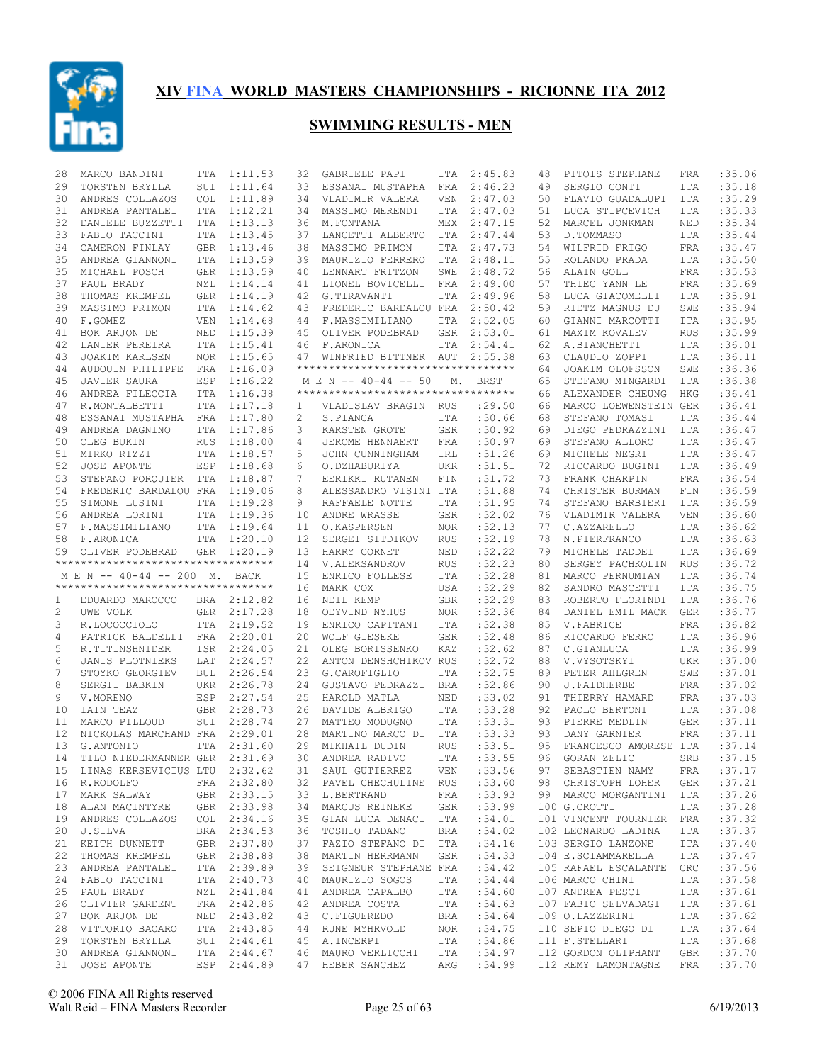# XIV FINA WORLD MASTERS CHAMPIONSHIPS - RICIONNE ITA 2012

## SWIMMING RESULTS - MEN

| Pl | Name | Nat | Time |
|---|---|---|---|
| 28 | MARCO BANDINI | ITA | 1:11.53 |
| 29 | TORSTEN BRYLLA | SUI | 1:11.64 |
| 30 | ANDRES COLLAZOS | COL | 1:11.89 |
| 31 | ANDREA PANTALEI | ITA | 1:12.21 |
| 32 | DANIELE BUZZETTI | ITA | 1:13.13 |
| 33 | FABIO TACCINI | ITA | 1:13.45 |
| 34 | CAMERON FINLAY | GBR | 1:13.46 |
| 35 | ANDREA GIANNONI | ITA | 1:13.59 |
| 35 | MICHAEL POSCH | GER | 1:13.59 |
| 37 | PAUL BRADY | NZL | 1:14.14 |
| 38 | THOMAS KREMPEL | GER | 1:14.19 |
| 39 | MASSIMO PRIMON | ITA | 1:14.62 |
| 40 | F.GOMEZ | VEN | 1:14.68 |
| 41 | BOK ARJON DE | NED | 1:15.39 |
| 42 | LANIER PEREIRA | ITA | 1:15.41 |
| 43 | JOAKIM KARLSEN | NOR | 1:15.65 |
| 44 | AUDOUIN PHILIPPE | FRA | 1:16.09 |
| 45 | JAVIER SAURA | ESP | 1:16.22 |
| 46 | ANDREA FILECCIA | ITA | 1:16.38 |
| 47 | R.MONTALBETTI | ITA | 1:17.18 |
| 48 | ESSANAI MUSTAPHA | FRA | 1:17.80 |
| 49 | ANDREA DAGNINO | ITA | 1:17.86 |
| 50 | OLEG BUKIN | RUS | 1:18.00 |
| 51 | MIRKO RIZZI | ITA | 1:18.57 |
| 52 | JOSE APONTE | ESP | 1:18.68 |
| 53 | STEFANO PORQUIER | ITA | 1:18.87 |
| 54 | FREDERIC BARDALOU | FRA | 1:19.06 |
| 55 | SIMONE LUSINI | ITA | 1:19.28 |
| 56 | ANDREA LORINI | ITA | 1:19.36 |
| 57 | F.MASSIMILIANO | ITA | 1:19.64 |
| 58 | F.ARONICA | ITA | 1:20.10 |
| 59 | OLIVER PODEBRAD | GER | 1:20.19 |

### M E N -- 40-44 -- 200 M. BACK

| Pl | Name | Nat | Time |
|---|---|---|---|
| 1 | EDUARDO MAROCCO | BRA | 2:12.82 |
| 2 | UWE VOLK | GER | 2:17.28 |
| 3 | R.LOCOCCIOLO | ITA | 2:19.52 |
| 4 | PATRICK BALDELLI | FRA | 2:20.01 |
| 5 | R.TITINSHNIDER | ISR | 2:24.05 |
| 6 | JANIS PLOTNIEKS | LAT | 2:24.57 |
| 7 | STOYKO GEORGIEV | BUL | 2:26.54 |
| 8 | SERGII BABKIN | UKR | 2:26.78 |
| 9 | V.MORENO | ESP | 2:27.54 |
| 10 | IAIN TEAZ | GBR | 2:28.73 |
| 11 | MARCO PILLOUD | SUI | 2:28.74 |
| 12 | NICKOLAS MARCHAND | FRA | 2:29.01 |
| 13 | G.ANTONIO | ITA | 2:31.60 |
| 14 | TILO NIEDERMANNER | GER | 2:31.69 |
| 15 | LINAS KERSEVICIUS | LTU | 2:32.62 |
| 16 | R.RODOLFO | FRA | 2:32.80 |
| 17 | MARK SALWAY | GBR | 2:33.15 |
| 18 | ALAN MACINTYRE | GBR | 2:33.98 |
| 19 | ANDRES COLLAZOS | COL | 2:34.16 |
| 20 | J.SILVA | BRA | 2:34.53 |
| 21 | KEITH DUNNETT | GBR | 2:37.80 |
| 22 | THOMAS KREMPEL | GER | 2:38.88 |
| 23 | ANDREA PANTALEI | ITA | 2:39.89 |
| 24 | FABIO TACCINI | ITA | 2:40.73 |
| 25 | PAUL BRADY | NZL | 2:41.84 |
| 26 | OLIVIER GARDENT | FRA | 2:42.86 |
| 27 | BOK ARJON DE | NED | 2:43.82 |
| 28 | VITTORIO BACARO | ITA | 2:43.85 |
| 29 | TORSTEN BRYLLA | SUI | 2:44.61 |
| 30 | ANDREA GIANNONI | ITA | 2:44.67 |
| 31 | JOSE APONTE | ESP | 2:44.89 |
| 32 | GABRIELE PAPI | ITA | 2:45.83 |
| 33 | ESSANAI MUSTAPHA | FRA | 2:46.23 |
| 34 | VLADIMIR VALERA | VEN | 2:47.03 |
| 34 | MASSIMO MERENDI | ITA | 2:47.03 |
| 36 | M.FONTANA | MEX | 2:47.15 |
| 37 | LANCETTI ALBERTO | ITA | 2:47.44 |
| 38 | MASSIMO PRIMON | ITA | 2:47.73 |
| 39 | MAURIZIO FERRERO | ITA | 2:48.11 |
| 40 | LENNART FRITZON | SWE | 2:48.72 |
| 41 | LIONEL BOVICELLI | FRA | 2:49.00 |
| 42 | G.TIRAVANTI | ITA | 2:49.96 |
| 43 | FREDERIC BARDALOU | FRA | 2:50.42 |
| 44 | F.MASSIMILIANO | ITA | 2:52.05 |
| 45 | OLIVER PODEBRAD | GER | 2:53.01 |
| 46 | F.ARONICA | ITA | 2:54.41 |
| 47 | WINFRIED BITTNER | AUT | 2:55.38 |

### M E N -- 40-44 -- 50 M. BRST

| Pl | Name | Nat | Time |
|---|---|---|---|
| 1 | VLADISLAV BRAGIN | RUS | :29.50 |
| 2 | S.PIANCA | ITA | :30.66 |
| 3 | KARSTEN GROTE | GER | :30.92 |
| 4 | JEROME HENNAERT | FRA | :30.97 |
| 5 | JOHN CUNNINGHAM | IRL | :31.26 |
| 6 | O.DZHABURIYA | UKR | :31.51 |
| 7 | EERIKKI RUTANEN | FIN | :31.72 |
| 8 | ALESSANDRO VISINI | ITA | :31.88 |
| 9 | RAFFAELE NOTTE | ITA | :31.95 |
| 10 | ANDRE WRASSE | GER | :32.02 |
| 11 | O.KASPERSEN | NOR | :32.13 |
| 12 | SERGEI SITDIKOV | RUS | :32.19 |
| 13 | HARRY CORNET | NED | :32.22 |
| 14 | V.ALEKSANDROV | RUS | :32.23 |
| 15 | ENRICO FOLLESE | ITA | :32.28 |
| 16 | MARK COX | USA | :32.29 |
| 16 | NEIL KEMP | GBR | :32.29 |
| 18 | OEYVIND NYHUS | NOR | :32.36 |
| 19 | ENRICO CAPITANI | ITA | :32.38 |
| 20 | WOLF GIESEKE | GER | :32.48 |
| 21 | OLEG BORISSENKO | KAZ | :32.62 |
| 22 | ANTON DENSHCHIKOV | RUS | :32.72 |
| 23 | G.CAROFIGLIO | ITA | :32.75 |
| 24 | GUSTAVO PEDRAZZI | BRA | :32.86 |
| 25 | HAROLD MATLA | NED | :33.02 |
| 26 | DAVIDE ALBRIGO | ITA | :33.28 |
| 27 | MATTEO MODUGNO | ITA | :33.31 |
| 28 | MARTINO MARCO DI | ITA | :33.33 |
| 29 | MIKHAIL DUDIN | RUS | :33.51 |
| 30 | ANDREA RADIVO | ITA | :33.55 |
| 31 | SAUL GUTIERREZ | VEN | :33.56 |
| 32 | PAVEL CHECHULINE | RUS | :33.60 |
| 33 | L.BERTRAND | FRA | :33.93 |
| 34 | MARCUS REINEKE | GER | :33.99 |
| 35 | GIAN LUCA DENACI | ITA | :34.01 |
| 36 | TOSHIO TADANO | BRA | :34.02 |
| 37 | FAZIO STEFANO DI | ITA | :34.16 |
| 38 | MARTIN HERRMANN | GER | :34.33 |
| 39 | SEIGNEUR STEPHANE | FRA | :34.42 |
| 40 | MAURIZIO SOGOS | ITA | :34.44 |
| 41 | ANDREA CAPALBO | ITA | :34.60 |
| 42 | ANDREA COSTA | ITA | :34.63 |
| 43 | C.FIGUEREDO | BRA | :34.64 |
| 44 | RUNE MYHRVOLD | NOR | :34.75 |
| 45 | A.INCERPI | ITA | :34.86 |
| 46 | MAURO VERLICCHI | ITA | :34.97 |
| 47 | HEBER SANCHEZ | ARG | :34.99 |
| 48 | PITOIS STEPHANE | FRA | :35.06 |
| 49 | SERGIO CONTI | ITA | :35.18 |
| 50 | FLAVIO GUADALUPI | ITA | :35.29 |
| 51 | LUCA STIPCEVICH | ITA | :35.33 |
| 52 | MARCEL JONKMAN | NED | :35.34 |
| 53 | D.TOMMASO | ITA | :35.44 |
| 54 | WILFRID FRIGO | FRA | :35.47 |
| 55 | ROLANDO PRADA | ITA | :35.50 |
| 56 | ALAIN GOLL | FRA | :35.53 |
| 57 | THIEC YANN LE | FRA | :35.69 |
| 58 | LUCA GIACOMELLI | ITA | :35.91 |
| 59 | RIETZ MAGNUS DU | SWE | :35.94 |
| 60 | GIANNI MARCOTTI | ITA | :35.95 |
| 61 | MAXIM KOVALEV | RUS | :35.99 |
| 62 | A.BIANCHETTI | ITA | :36.01 |
| 63 | CLAUDIO ZOPPI | ITA | :36.11 |
| 64 | JOAKIM OLOFSSON | SWE | :36.36 |
| 65 | STEFANO MINGARDI | ITA | :36.38 |
| 66 | ALEXANDER CHEUNG | HKG | :36.41 |
| 66 | MARCO LOEWENSTEIN | GER | :36.41 |
| 68 | STEFANO TOMASI | ITA | :36.44 |
| 69 | DIEGO PEDRAZZINI | ITA | :36.47 |
| 69 | STEFANO ALLORO | ITA | :36.47 |
| 69 | MICHELE NEGRI | ITA | :36.47 |
| 72 | RICCARDO BUGINI | ITA | :36.49 |
| 73 | FRANK CHARPIN | FRA | :36.54 |
| 74 | CHRISTER BURMAN | FIN | :36.59 |
| 74 | STEFANO BARBIERI | ITA | :36.59 |
| 76 | VLADIMIR VALERA | VEN | :36.60 |
| 77 | C.AZZARELLO | ITA | :36.62 |
| 78 | N.PIERFRANCO | ITA | :36.63 |
| 79 | MICHELE TADDEI | ITA | :36.69 |
| 80 | SERGEY PACHKOLIN | RUS | :36.72 |
| 81 | MARCO PERNUMIAN | ITA | :36.74 |
| 82 | SANDRO MASCETTI | ITA | :36.75 |
| 83 | ROBERTO FLORINDI | ITA | :36.76 |
| 84 | DANIEL EMIL MACK | GER | :36.77 |
| 85 | V.FABRICE | FRA | :36.82 |
| 86 | RICCARDO FERRO | ITA | :36.96 |
| 87 | C.GIANLUCA | ITA | :36.99 |
| 88 | V.VYSOTSKYI | UKR | :37.00 |
| 89 | PETER AHLGREN | SWE | :37.01 |
| 90 | J.FAIDHERBE | FRA | :37.02 |
| 91 | THIERRY HAMARD | FRA | :37.03 |
| 92 | PAOLO BERTONI | ITA | :37.08 |
| 93 | PIERRE MEDLIN | GER | :37.11 |
| 93 | DANY GARNIER | FRA | :37.11 |
| 95 | FRANCESCO AMORESE | ITA | :37.14 |
| 96 | GORAN ZELIC | SRB | :37.15 |
| 97 | SEBASTIEN NAMY | FRA | :37.17 |
| 98 | CHRISTOPH LOHER | GER | :37.21 |
| 99 | MARCO MORGANTINI | ITA | :37.26 |
| 100 | G.CROTTI | ITA | :37.28 |
| 101 | VINCENT TOURNIER | FRA | :37.32 |
| 102 | LEONARDO LADINA | ITA | :37.37 |
| 103 | SERGIO LANZONE | ITA | :37.40 |
| 104 | E.SCIAMMARELLA | ITA | :37.47 |
| 105 | RAFAEL ESCALANTE | CRC | :37.56 |
| 106 | MARCO CHINI | ITA | :37.58 |
| 107 | ANDREA PESCI | ITA | :37.61 |
| 107 | FABIO SELVADAGI | ITA | :37.61 |
| 109 | O.LAZZERINI | ITA | :37.62 |
| 110 | SEPIO DIEGO DI | ITA | :37.64 |
| 111 | F.STELLARI | ITA | :37.68 |
| 112 | GORDON OLIPHANT | GBR | :37.70 |
| 112 | REMY LAMONTAGNE | FRA | :37.70 |

© 2006 FINA All Rights reserved
Walt Reid – FINA Masters Recorder

6/19/2013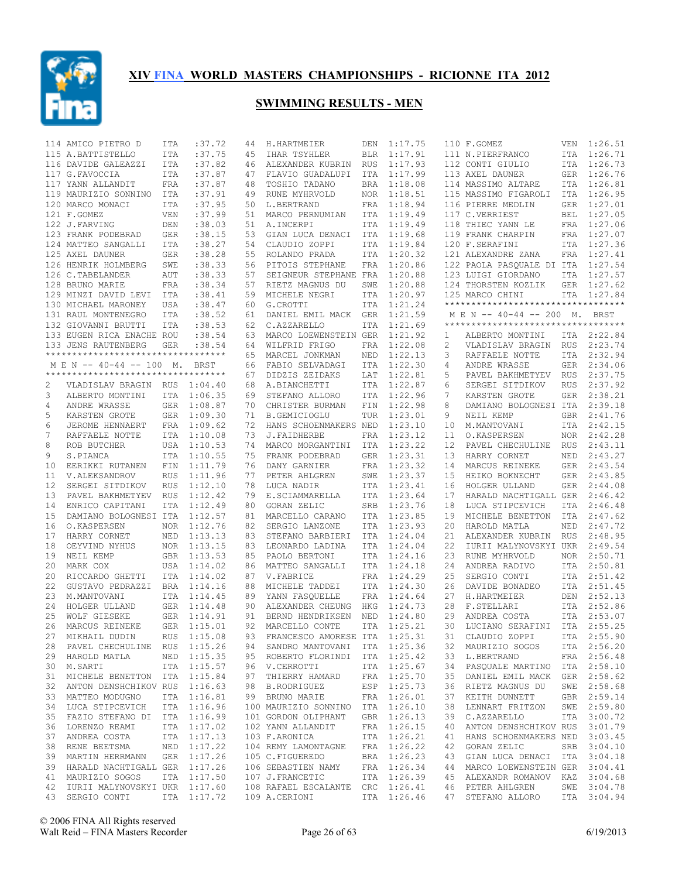# XIV FINA WORLD MASTERS CHAMPIONSHIPS - RICIONNE ITA 2012

## SWIMMING RESULTS - MEN

| Place | Name | Nat | Time |
|---|---|---|---|
| 114 | AMICO PIETRO D | ITA | :37.72 |
| 115 | A.BATTISTELLO | ITA | :37.75 |
| 116 | DAVIDE GALEAZZI | ITA | :37.82 |
| 117 | G.FAVOCCIA | ITA | :37.87 |
| 117 | YANN ALLANDIT | FRA | :37.87 |
| 119 | MAURIZIO SONNINO | ITA | :37.91 |
| 120 | MARCO MONACI | ITA | :37.95 |
| 121 | F.GOMEZ | VEN | :37.99 |
| 122 | J.FARVING | DEN | :38.03 |
| 123 | FRANK PODEBRAD | GER | :38.15 |
| 124 | MATTEO SANGALLI | ITA | :38.27 |
| 125 | AXEL DAUNER | GER | :38.28 |
| 126 | HENRIK HOLMBERG | SWE | :38.33 |
| 126 | C.TABELANDER | AUT | :38.33 |
| 128 | BRUNO MARIE | FRA | :38.34 |
| 129 | MINZI DAVID LEVI | ITA | :38.41 |
| 130 | MICHAEL MARONEY | USA | :38.47 |
| 131 | RAUL MONTENEGRO | ITA | :38.52 |
| 132 | GIOVANNI BRUTTI | ITA | :38.53 |
| 133 | EUGEN RICA ENACHE | ROU | :38.54 |
| 133 | JENS RAUTENBERG | GER | :38.54 |

**M E N -- 40-44 -- 100 M. BRST**

| Place | Name | Nat | Time |
|---|---|---|---|
| 2 | VLADISLAV BRAGIN | RUS | 1:04.40 |
| 3 | ALBERTO MONTINI | ITA | 1:06.35 |
| 4 | ANDRE WRASSE | GER | 1:08.87 |
| 5 | KARSTEN GROTE | GER | 1:09.30 |
| 6 | JEROME HENNAERT | FRA | 1:09.62 |
| 7 | RAFFAELE NOTTE | ITA | 1:10.08 |
| 8 | ROB BUTCHER | USA | 1:10.53 |
| 9 | S.PIANCA | ITA | 1:10.55 |
| 10 | EERIKKI RUTANEN | FIN | 1:11.79 |
| 11 | V.ALEKSANDROV | RUS | 1:11.96 |
| 12 | SERGEI SITDIKOV | RUS | 1:12.10 |
| 13 | PAVEL BAKHMETYEV | RUS | 1:12.42 |
| 14 | ENRICO CAPITANI | ITA | 1:12.49 |
| 15 | DAMIANO BOLOGNESI | ITA | 1:12.57 |
| 16 | O.KASPERSEN | NOR | 1:12.76 |
| 17 | HARRY CORNET | NED | 1:13.13 |
| 18 | OEYVIND NYHUS | NOR | 1:13.15 |
| 19 | NEIL KEMP | GBR | 1:13.53 |
| 20 | MARK COX | USA | 1:14.02 |
| 20 | RICCARDO GHETTI | ITA | 1:14.02 |
| 22 | GUSTAVO PEDRAZZI | BRA | 1:14.16 |
| 23 | M.MANTOVANI | ITA | 1:14.45 |
| 24 | HOLGER ULLAND | GER | 1:14.48 |
| 25 | WOLF GIESEKE | GER | 1:14.91 |
| 26 | MARCUS REINEKE | GER | 1:15.01 |
| 27 | MIKHAIL DUDIN | RUS | 1:15.08 |
| 28 | PAVEL CHECHULINE | RUS | 1:15.26 |
| 29 | HAROLD MATLA | NED | 1:15.35 |
| 30 | M.SARTI | ITA | 1:15.57 |
| 31 | MICHELE BENETTON | ITA | 1:15.84 |
| 32 | ANTON DENSHCHIKOV | RUS | 1:16.63 |
| 33 | MATTEO MODUGNO | ITA | 1:16.81 |
| 34 | LUCA STIPCEVICH | ITA | 1:16.96 |
| 35 | FAZIO STEFANO DI | ITA | 1:16.99 |
| 36 | LORENZO REAMI | ITA | 1:17.02 |
| 37 | ANDREA COSTA | ITA | 1:17.13 |
| 38 | RENE BEETSMA | NED | 1:17.22 |
| 39 | MARTIN HERRMANN | GER | 1:17.26 |
| 39 | HARALD NACHTIGALL | GER | 1:17.26 |
| 41 | MAURIZIO SOGOS | ITA | 1:17.50 |
| 42 | IURII MALYNOVSKYI | UKR | 1:17.60 |
| 43 | SERGIO CONTI | ITA | 1:17.72 |
| 44 | H.HARTMEIER | DEN | 1:17.75 |
| 45 | IHAR TSYHLER | BLR | 1:17.91 |
| 46 | ALEXANDER KUBRIN | RUS | 1:17.93 |
| 47 | FLAVIO GUADALUPI | ITA | 1:17.99 |
| 48 | TOSHIO TADANO | BRA | 1:18.08 |
| 49 | RUNE MYHRVOLD | NOR | 1:18.51 |
| 50 | L.BERTRAND | FRA | 1:18.94 |
| 51 | MARCO PERNUMIAN | ITA | 1:19.49 |
| 51 | A.INCERPI | ITA | 1:19.49 |
| 53 | GIAN LUCA DENACI | ITA | 1:19.68 |
| 54 | CLAUDIO ZOPPI | ITA | 1:19.84 |
| 55 | ROLANDO PRADA | ITA | 1:20.32 |
| 56 | PITOIS STEPHANE | FRA | 1:20.86 |
| 57 | SEIGNEUR STEPHANE | FRA | 1:20.88 |
| 57 | RIETZ MAGNUS DU | SWE | 1:20.88 |
| 59 | MICHELE NEGRI | ITA | 1:20.97 |
| 60 | G.CROTTI | ITA | 1:21.24 |
| 61 | DANIEL EMIL MACK | GER | 1:21.59 |
| 62 | C.AZZARELLO | ITA | 1:21.69 |
| 63 | MARCO LOEWENSTEIN | GER | 1:21.92 |
| 64 | WILFRID FRIGO | FRA | 1:22.08 |
| 65 | MARCEL JONKMAN | NED | 1:22.13 |
| 66 | FABIO SELVADAGI | ITA | 1:22.30 |
| 67 | DIDZIS ZEIDAKS | LAT | 1:22.81 |
| 68 | A.BIANCHETTI | ITA | 1:22.87 |
| 69 | STEFANO ALLORO | ITA | 1:22.96 |
| 70 | CHRISTER BURMAN | FIN | 1:22.98 |
| 71 | B.GEMICIOGLU | TUR | 1:23.01 |
| 72 | HANS SCHOENMAKERS | NED | 1:23.10 |
| 73 | J.FAIDHERBE | FRA | 1:23.12 |
| 74 | MARCO MORGANTINI | ITA | 1:23.22 |
| 75 | FRANK PODEBRAD | GER | 1:23.31 |
| 76 | DANY GARNIER | FRA | 1:23.32 |
| 77 | PETER AHLGREN | SWE | 1:23.37 |
| 78 | LUCA NADIR | ITA | 1:23.41 |
| 79 | E.SCIAMMARELLA | ITA | 1:23.64 |
| 80 | GORAN ZELIC | SRB | 1:23.76 |
| 81 | MARCELLO CARANO | ITA | 1:23.85 |
| 82 | SERGIO LANZONE | ITA | 1:23.93 |
| 83 | STEFANO BARBIERI | ITA | 1:24.04 |
| 83 | LEONARDO LADINA | ITA | 1:24.04 |
| 85 | PAOLO BERTONI | ITA | 1:24.16 |
| 86 | MATTEO SANGALLI | ITA | 1:24.18 |
| 87 | V.FABRICE | FRA | 1:24.29 |
| 88 | MICHELE TADDEI | ITA | 1:24.30 |
| 89 | YANN FASQUELLE | FRA | 1:24.64 |
| 90 | ALEXANDER CHEUNG | HKG | 1:24.73 |
| 91 | BERND HENDRIKSEN | NED | 1:24.80 |
| 92 | MARCELLO CONTE | ITA | 1:25.21 |
| 93 | FRANCESCO AMORESE | ITA | 1:25.31 |
| 94 | SANDRO MANTOVANI | ITA | 1:25.36 |
| 95 | ROBERTO FLORINDI | ITA | 1:25.42 |
| 96 | V.CERROTTI | ITA | 1:25.67 |
| 97 | THIERRY HAMARD | FRA | 1:25.70 |
| 98 | B.RODRIGUEZ | ESP | 1:25.73 |
| 99 | BRUNO MARIE | FRA | 1:26.01 |
| 100 | MAURIZIO SONNINO | ITA | 1:26.10 |
| 101 | GORDON OLIPHANT | GBR | 1:26.13 |
| 102 | YANN ALLANDIT | FRA | 1:26.15 |
| 103 | F.ARONICA | ITA | 1:26.21 |
| 104 | REMY LAMONTAGNE | FRA | 1:26.22 |
| 105 | C.FIGUEREDO | BRA | 1:26.23 |
| 106 | SEBASTIEN NAMY | FRA | 1:26.34 |
| 107 | J.FRANCETIC | ITA | 1:26.39 |
| 108 | RAFAEL ESCALANTE | CRC | 1:26.41 |
| 109 | A.CERIONI | ITA | 1:26.46 |
| 110 | F.GOMEZ | VEN | 1:26.51 |
| 111 | N.PIERFRANCO | ITA | 1:26.71 |
| 112 | CONTI GIULIO | ITA | 1:26.73 |
| 113 | AXEL DAUNER | GER | 1:26.76 |
| 114 | MASSIMO ALTARE | ITA | 1:26.81 |
| 115 | MASSIMO FIGAROLI | ITA | 1:26.95 |
| 116 | PIERRE MEDLIN | GER | 1:27.01 |
| 117 | C.VERRIEST | BEL | 1:27.05 |
| 118 | THIEC YANN LE | FRA | 1:27.06 |
| 119 | FRANK CHARPIN | FRA | 1:27.07 |
| 120 | F.SERAFINI | ITA | 1:27.36 |
| 121 | ALEXANDRE ZANA | FRA | 1:27.41 |
| 122 | PAOLA PASQUALE DI | ITA | 1:27.54 |
| 123 | LUIGI GIORDANO | ITA | 1:27.57 |
| 124 | THORSTEN KOZLIK | GER | 1:27.62 |
| 125 | MARCO CHINI | ITA | 1:27.84 |

**M E N -- 40-44 -- 200 M. BRST**

| Place | Name | Nat | Time |
|---|---|---|---|
| 1 | ALBERTO MONTINI | ITA | 2:22.84 |
| 2 | VLADISLAV BRAGIN | RUS | 2:23.74 |
| 3 | RAFFAELE NOTTE | ITA | 2:32.94 |
| 4 | ANDRE WRASSE | GER | 2:34.06 |
| 5 | PAVEL BAKHMETYEV | RUS | 2:37.75 |
| 6 | SERGEI SITDIKOV | RUS | 2:37.92 |
| 7 | KARSTEN GROTE | GER | 2:38.21 |
| 8 | DAMIANO BOLOGNESI | ITA | 2:39.18 |
| 9 | NEIL KEMP | GBR | 2:41.76 |
| 10 | M.MANTOVANI | ITA | 2:42.15 |
| 11 | O.KASPERSEN | NOR | 2:42.28 |
| 12 | PAVEL CHECHULINE | RUS | 2:43.11 |
| 13 | HARRY CORNET | NED | 2:43.27 |
| 14 | MARCUS REINEKE | GER | 2:43.54 |
| 15 | HEIKO BOKNECHT | GER | 2:43.85 |
| 16 | HOLGER ULLAND | GER | 2:44.08 |
| 17 | HARALD NACHTIGALL | GER | 2:46.42 |
| 18 | LUCA STIPCEVICH | ITA | 2:46.48 |
| 19 | MICHELE BENETTON | ITA | 2:47.62 |
| 20 | HAROLD MATLA | NED | 2:47.72 |
| 21 | ALEXANDER KUBRIN | RUS | 2:48.95 |
| 22 | IURII MALYNOVSKYI | UKR | 2:49.54 |
| 23 | RUNE MYHRVOLD | NOR | 2:50.71 |
| 24 | ANDREA RADIVO | ITA | 2:50.81 |
| 25 | SERGIO CONTI | ITA | 2:51.42 |
| 26 | DAVIDE BONADEO | ITA | 2:51.45 |
| 27 | H.HARTMEIER | DEN | 2:52.13 |
| 28 | F.STELLARI | ITA | 2:52.86 |
| 29 | ANDREA COSTA | ITA | 2:53.07 |
| 30 | LUCIANO SERAFINI | ITA | 2:55.25 |
| 31 | CLAUDIO ZOPPI | ITA | 2:55.90 |
| 32 | MAURIZIO SOGOS | ITA | 2:56.20 |
| 33 | L.BERTRAND | FRA | 2:56.48 |
| 34 | PASQUALE MARTINO | ITA | 2:58.10 |
| 35 | DANIEL EMIL MACK | GER | 2:58.62 |
| 36 | RIETZ MAGNUS DU | SWE | 2:58.68 |
| 37 | KEITH DUNNETT | GBR | 2:59.14 |
| 38 | LENNART FRITZON | SWE | 2:59.80 |
| 39 | C.AZZARELLO | ITA | 3:00.72 |
| 40 | ANTON DENSHCHIKOV | RUS | 3:01.79 |
| 41 | HANS SCHOENMAKERS | NED | 3:03.45 |
| 42 | GORAN ZELIC | SRB | 3:04.10 |
| 43 | GIAN LUCA DENACI | ITA | 3:04.18 |
| 44 | MARCO LOEWENSTEIN | GER | 3:04.41 |
| 45 | ALEXANDR ROMANOV | KAZ | 3:04.68 |
| 46 | PETER AHLGREN | SWE | 3:04.78 |
| 47 | STEFANO ALLORO | ITA | 3:04.94 |

© 2006 FINA All Rights reserved
Walt Reid – FINA Masters Recorder — 6/19/2013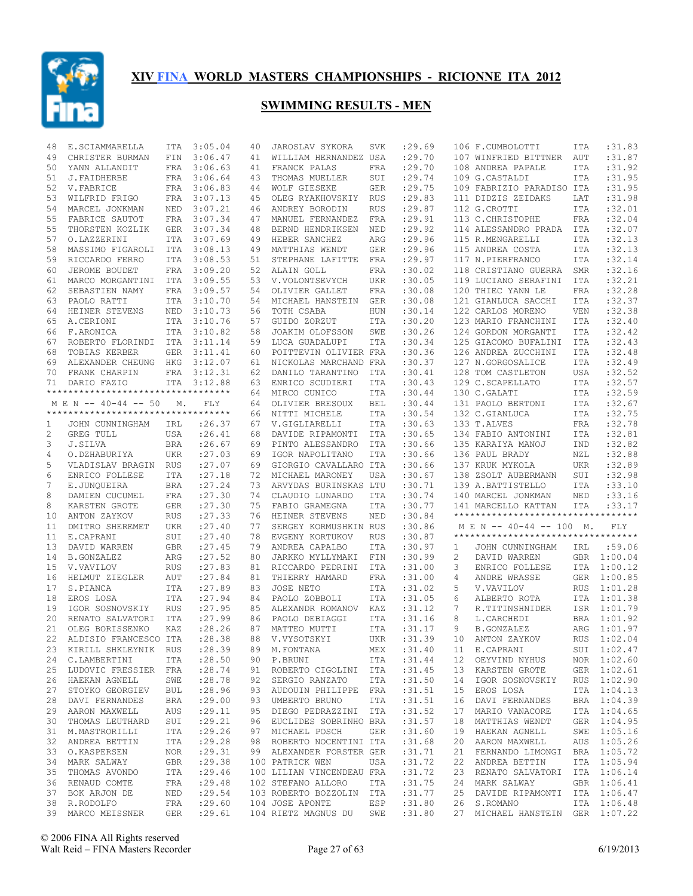# XIV FINA WORLD MASTERS CHAMPIONSHIPS - RICIONNE ITA 2012

## SWIMMING RESULTS - MEN

| Pl | Name | Nat | Time |
|---|---|---|---|
| 48 | E.SCIAMMARELLA | ITA | 3:05.04 |
| 49 | CHRISTER BURMAN | FIN | 3:06.47 |
| 50 | YANN ALLANDIT | FRA | 3:06.63 |
| 51 | J.FAIDHERBE | FRA | 3:06.64 |
| 52 | V.FABRICE | FRA | 3:06.83 |
| 53 | WILFRID FRIGO | FRA | 3:07.13 |
| 54 | MARCEL JONKMAN | NED | 3:07.21 |
| 55 | FABRICE SAUTOT | FRA | 3:07.34 |
| 55 | THORSTEN KOZLIK | GER | 3:07.34 |
| 57 | O.LAZZERINI | ITA | 3:07.69 |
| 58 | MASSIMO FIGAROLI | ITA | 3:08.13 |
| 59 | RICCARDO FERRO | ITA | 3:08.53 |
| 60 | JEROME BOUDET | FRA | 3:09.20 |
| 61 | MARCO MORGANTINI | ITA | 3:09.55 |
| 62 | SEBASTIEN NAMY | FRA | 3:09.57 |
| 63 | PAOLO RATTI | ITA | 3:10.70 |
| 64 | HEINER STEVENS | NED | 3:10.73 |
| 65 | A.CERIONI | ITA | 3:10.76 |
| 66 | F.ARONICA | ITA | 3:10.82 |
| 67 | ROBERTO FLORINDI | ITA | 3:11.14 |
| 68 | TOBIAS KERBER | GER | 3:11.41 |
| 69 | ALEXANDER CHEUNG | HKG | 3:12.07 |
| 70 | FRANK CHARPIN | FRA | 3:12.31 |
| 71 | DARIO FAZIO | ITA | 3:12.88 |

### M E N -- 40-44 -- 50 M. FLY

| Pl | Name | Nat | Time |
|---|---|---|---|
| 1 | JOHN CUNNINGHAM | IRL | :26.37 |
| 2 | GREG TULL | USA | :26.41 |
| 3 | J.SILVA | BRA | :26.67 |
| 4 | O.DZHABURIYA | UKR | :27.03 |
| 5 | VLADISLAV BRAGIN | RUS | :27.07 |
| 6 | ENRICO FOLLESE | ITA | :27.18 |
| 7 | E.JUNQUEIRA | BRA | :27.24 |
| 8 | DAMIEN CUCUMEL | FRA | :27.30 |
| 8 | KARSTEN GROTE | GER | :27.30 |
| 10 | ANTON ZAYKOV | RUS | :27.33 |
| 11 | DMITRO SHEREMET | UKR | :27.40 |
| 11 | E.CAPRANI | SUI | :27.40 |
| 13 | DAVID WARREN | GBR | :27.45 |
| 14 | B.GONZALEZ | ARG | :27.52 |
| 15 | V.VAVILOV | RUS | :27.83 |
| 16 | HELMUT ZIEGLER | AUT | :27.84 |
| 17 | S.PIANCA | ITA | :27.89 |
| 18 | EROS LOSA | ITA | :27.94 |
| 19 | IGOR SOSNOVSKIY | RUS | :27.95 |
| 20 | RENATO SALVATORI | ITA | :27.99 |
| 21 | OLEG BORISSENKO | KAZ | :28.26 |
| 22 | ALDISIO FRANCESCO | ITA | :28.38 |
| 23 | KIRILL SHKLEYNIK | RUS | :28.39 |
| 24 | C.LAMBERTINI | ITA | :28.50 |
| 25 | LUDOVIC FRESSIER | FRA | :28.74 |
| 26 | HAEKAN AGNELL | SWE | :28.78 |
| 27 | STOYKO GEORGIEV | BUL | :28.96 |
| 28 | DAVI FERNANDES | BRA | :29.00 |
| 29 | AARON MAXWELL | AUS | :29.11 |
| 30 | THOMAS LEUTHARD | SUI | :29.21 |
| 31 | M.MASTRORILLI | ITA | :29.26 |
| 32 | ANDREA BETTIN | ITA | :29.28 |
| 33 | O.KASPERSEN | NOR | :29.31 |
| 34 | MARK SALWAY | GBR | :29.38 |
| 35 | THOMAS AVONDO | ITA | :29.46 |
| 36 | RENAUD COMTE | FRA | :29.48 |
| 37 | BOK ARJON DE | NED | :29.54 |
| 38 | R.RODOLFO | FRA | :29.60 |
| 39 | MARCO MEISSNER | GER | :29.61 |
| 40 | JAROSLAV SYKORA | SVK | :29.69 |
| 41 | WILLIAM HERNANDEZ | USA | :29.70 |
| 41 | FRANCK PALAS | FRA | :29.70 |
| 43 | THOMAS MUELLER | SUI | :29.74 |
| 44 | WOLF GIESEKE | GER | :29.75 |
| 45 | OLEG RYAKHOVSKIY | RUS | :29.83 |
| 46 | ANDREY BORODIN | RUS | :29.87 |
| 47 | MANUEL FERNANDEZ | FRA | :29.91 |
| 48 | BERND HENDRIKSEN | NED | :29.92 |
| 49 | HEBER SANCHEZ | ARG | :29.96 |
| 49 | MATTHIAS WENDT | GER | :29.96 |
| 51 | STEPHANE LAFITTE | FRA | :29.97 |
| 52 | ALAIN GOLL | FRA | :30.02 |
| 53 | V.VOLONTSEVYCH | UKR | :30.05 |
| 54 | OLIVIER GALLET | FRA | :30.08 |
| 54 | MICHAEL HANSTEIN | GER | :30.08 |
| 56 | TOTH CSABA | HUN | :30.14 |
| 57 | GUIDO ZORZUT | ITA | :30.20 |
| 58 | JOAKIM OLOFSSON | SWE | :30.26 |
| 59 | LUCA GUADALUPI | ITA | :30.34 |
| 60 | POITTEVIN OLIVIER | FRA | :30.36 |
| 61 | NICKOLAS MARCHAND | FRA | :30.37 |
| 62 | DANILO TARANTINO | ITA | :30.41 |
| 63 | ENRICO SCUDIERI | ITA | :30.43 |
| 64 | MIRCO CUNICO | ITA | :30.44 |
| 64 | OLIVIER BRESOUX | BEL | :30.44 |
| 66 | NITTI MICHELE | ITA | :30.54 |
| 67 | V.GIGLIARELLI | ITA | :30.63 |
| 68 | DAVIDE RIPAMONTI | ITA | :30.65 |
| 69 | PINTO ALESSANDRO | ITA | :30.66 |
| 69 | IGOR NAPOLITANO | ITA | :30.66 |
| 69 | GIORGIO CAVALLARO | ITA | :30.66 |
| 72 | MICHAEL MARONEY | USA | :30.67 |
| 73 | ARVYDAS BURINSKAS | LTU | :30.71 |
| 74 | CLAUDIO LUNARDO | ITA | :30.74 |
| 75 | FABIO GRAMEGNA | ITA | :30.77 |
| 76 | HEINER STEVENS | NED | :30.84 |
| 77 | SERGEY KORMUSHKIN | RUS | :30.86 |
| 78 | EVGENY KORTUKOV | RUS | :30.87 |
| 79 | ANDREA CAPALBO | ITA | :30.97 |
| 80 | JARKKO MYLLYMAKI | FIN | :30.99 |
| 81 | RICCARDO PEDRINI | ITA | :31.00 |
| 81 | THIERRY HAMARD | FRA | :31.00 |
| 83 | JOSE NETO | ITA | :31.02 |
| 84 | PAOLO ZOBBOLI | ITA | :31.05 |
| 85 | ALEXANDR ROMANOV | KAZ | :31.12 |
| 86 | PAOLO DEBIAGGI | ITA | :31.16 |
| 87 | MATTEO MUTTI | ITA | :31.17 |
| 88 | V.VYSOTSKYI | UKR | :31.39 |
| 89 | M.FONTANA | MEX | :31.40 |
| 90 | P.BRUNI | ITA | :31.44 |
| 91 | ROBERTO CIGOLINI | ITA | :31.45 |
| 92 | SERGIO RANZATO | ITA | :31.50 |
| 93 | AUDOUIN PHILIPPE | FRA | :31.51 |
| 93 | UMBERTO BRUNO | ITA | :31.51 |
| 95 | DIEGO PEDRAZZINI | ITA | :31.52 |
| 96 | EUCLIDES SOBRINHO | BRA | :31.57 |
| 97 | MICHAEL POSCH | GER | :31.60 |
| 98 | ROBERTO NOCENTINI | ITA | :31.68 |
| 99 | ALEXANDER FORSTER | GER | :31.71 |
| 100 | PATRICK WEN | USA | :31.72 |
| 100 | LILIAN VINCENDEAU | FRA | :31.72 |
| 102 | STEFANO ALLORO | ITA | :31.75 |
| 103 | ROBERTO BOZZOLIN | ITA | :31.77 |
| 104 | JOSE APONTE | ESP | :31.80 |
| 104 | RIETZ MAGNUS DU | SWE | :31.80 |
| 106 | F.CUMBOLOTTI | ITA | :31.83 |
| 107 | WINFRIED BITTNER | AUT | :31.87 |
| 108 | ANDREA PAPALE | ITA | :31.92 |
| 109 | G.CASTALDI | ITA | :31.95 |
| 109 | FABRIZIO PARADISO | ITA | :31.95 |
| 111 | DIDZIS ZEIDAKS | LAT | :31.98 |
| 112 | G.CROTTI | ITA | :32.01 |
| 113 | C.CHRISTOPHE | FRA | :32.04 |
| 114 | ALESSANDRO PRADA | ITA | :32.07 |
| 115 | R.MENGARELLI | ITA | :32.13 |
| 115 | ANDREA COSTA | ITA | :32.13 |
| 117 | N.PIERFRANCO | ITA | :32.14 |
| 118 | CRISTIANO GUERRA | SMR | :32.16 |
| 119 | LUCIANO SERAFINI | ITA | :32.21 |
| 120 | THIEC YANN LE | FRA | :32.28 |
| 121 | GIANLUCA SACCHI | ITA | :32.37 |
| 122 | CARLOS MORENO | VEN | :32.38 |
| 123 | MARIO FRANCHINI | ITA | :32.40 |
| 124 | GORDON MORGANTI | ITA | :32.42 |
| 125 | GIACOMO BUFALINI | ITA | :32.43 |
| 126 | ANDREA ZUCCHINI | ITA | :32.48 |
| 127 | N.GORGOSALICE | ITA | :32.49 |
| 128 | TOM CASTLETON | USA | :32.52 |
| 129 | C.SCAPELLATO | ITA | :32.57 |
| 130 | C.GALATI | ITA | :32.59 |
| 131 | PAOLO BERTONI | ITA | :32.67 |
| 132 | C.GIANLUCA | ITA | :32.75 |
| 133 | T.ALVES | FRA | :32.78 |
| 134 | FABIO ANTONINI | ITA | :32.81 |
| 135 | KARAIYA MANOJ | IND | :32.82 |
| 136 | PAUL BRADY | NZL | :32.88 |
| 137 | KRUK MYKOLA | UKR | :32.89 |
| 138 | ZSOLT AUBERMANN | SUI | :32.98 |
| 139 | A.BATTISTELLO | ITA | :33.10 |
| 140 | MARCEL JONKMAN | NED | :33.16 |
| 141 | MARCELLO KATTAN | ITA | :33.17 |

### M E N -- 40-44 -- 100 M. FLY

| Pl | Name | Nat | Time |
|---|---|---|---|
| 1 | JOHN CUNNINGHAM | IRL | :59.06 |
| 2 | DAVID WARREN | GBR | 1:00.04 |
| 3 | ENRICO FOLLESE | ITA | 1:00.12 |
| 4 | ANDRE WRASSE | GER | 1:00.85 |
| 5 | V.VAVILOV | RUS | 1:01.28 |
| 6 | ALBERTO ROTA | ITA | 1:01.38 |
| 7 | R.TITINSHNIDER | ISR | 1:01.79 |
| 8 | L.CARCHEDI | BRA | 1:01.92 |
| 9 | B.GONZALEZ | ARG | 1:01.97 |
| 10 | ANTON ZAYKOV | RUS | 1:02.04 |
| 11 | E.CAPRANI | SUI | 1:02.47 |
| 12 | OEYVIND NYHUS | NOR | 1:02.60 |
| 13 | KARSTEN GROTE | GER | 1:02.61 |
| 14 | IGOR SOSNOVSKIY | RUS | 1:02.90 |
| 15 | EROS LOSA | ITA | 1:04.13 |
| 16 | DAVI FERNANDES | BRA | 1:04.39 |
| 17 | MARIO VANACORE | ITA | 1:04.65 |
| 18 | MATTHIAS WENDT | GER | 1:04.95 |
| 19 | HAEKAN AGNELL | SWE | 1:05.16 |
| 20 | AARON MAXWELL | AUS | 1:05.26 |
| 21 | FERNANDO LIMONGI | BRA | 1:05.72 |
| 22 | ANDREA BETTIN | ITA | 1:05.94 |
| 23 | RENATO SALVATORI | ITA | 1:06.14 |
| 24 | MARK SALWAY | GBR | 1:06.41 |
| 25 | DAVIDE RIPAMONTI | ITA | 1:06.47 |
| 26 | S.ROMANO | ITA | 1:06.48 |
| 27 | MICHAEL HANSTEIN | GER | 1:07.22 |

© 2006 FINA All Rights reserved
Walt Reid – FINA Masters Recorder 6/19/2013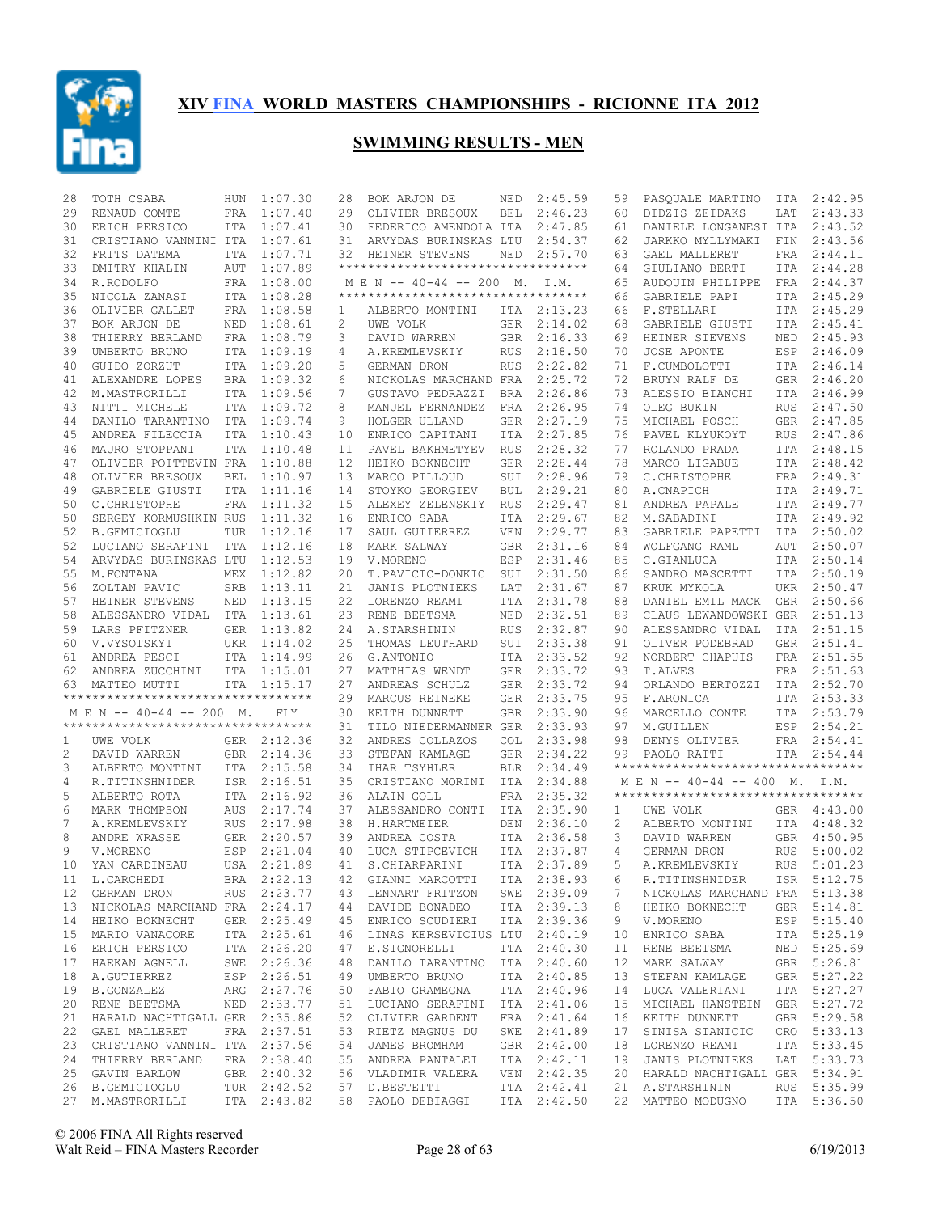# XIV FINA WORLD MASTERS CHAMPIONSHIPS - RICIONNE ITA 2012

## SWIMMING RESULTS - MEN

| Place | Name | Country | Time |
|---|---|---|---|
| 28 | TOTH CSABA | HUN | 1:07.30 |
| 29 | RENAUD COMTE | FRA | 1:07.40 |
| 30 | ERICH PERSICO | ITA | 1:07.41 |
| 31 | CRISTIANO VANNINI | ITA | 1:07.61 |
| 32 | FRITS DATEMA | ITA | 1:07.71 |
| 33 | DMITRY KHALIN | AUT | 1:07.89 |
| 34 | R.RODOLFO | FRA | 1:08.00 |
| 35 | NICOLA ZANASI | ITA | 1:08.28 |
| 36 | OLIVIER GALLET | FRA | 1:08.58 |
| 37 | BOK ARJON DE | NED | 1:08.61 |
| 38 | THIERRY BERLAND | FRA | 1:08.79 |
| 39 | UMBERTO BRUNO | ITA | 1:09.19 |
| 40 | GUIDO ZORZUT | ITA | 1:09.20 |
| 41 | ALEXANDRE LOPES | BRA | 1:09.32 |
| 42 | M.MASTRORILLI | ITA | 1:09.56 |
| 43 | NITTI MICHELE | ITA | 1:09.72 |
| 44 | DANILO TARANTINO | ITA | 1:09.74 |
| 45 | ANDREA FILECCIA | ITA | 1:10.43 |
| 46 | MAURO STOPPANI | ITA | 1:10.48 |
| 47 | OLIVIER POITTEVIN | FRA | 1:10.88 |
| 48 | OLIVIER BRESOUX | BEL | 1:10.97 |
| 49 | GABRIELE GIUSTI | ITA | 1:11.16 |
| 50 | C.CHRISTOPHE | FRA | 1:11.32 |
| 50 | SERGEY KORMUSHKIN | RUS | 1:11.32 |
| 52 | B.GEMICIOGLU | TUR | 1:12.16 |
| 52 | LUCIANO SERAFINI | ITA | 1:12.16 |
| 54 | ARVYDAS BURINSKAS | LTU | 1:12.53 |
| 55 | M.FONTANA | MEX | 1:12.82 |
| 56 | ZOLTAN PAVIC | SRB | 1:13.11 |
| 57 | HEINER STEVENS | NED | 1:13.15 |
| 58 | ALESSANDRO VIDAL | ITA | 1:13.61 |
| 59 | LARS PFITZNER | GER | 1:13.82 |
| 60 | V.VYSOTSKYI | UKR | 1:14.02 |
| 61 | ANDREA PESCI | ITA | 1:14.99 |
| 62 | ANDREA ZUCCHINI | ITA | 1:15.01 |
| 63 | MATTEO MUTTI | ITA | 1:15.17 |

### M E N -- 40-44 -- 200 M. FLY

| Place | Name | Country | Time |
|---|---|---|---|
| 1 | UWE VOLK | GER | 2:12.36 |
| 2 | DAVID WARREN | GBR | 2:14.36 |
| 3 | ALBERTO MONTINI | ITA | 2:15.58 |
| 4 | R.TITINSHNIDER | ISR | 2:16.51 |
| 5 | ALBERTO ROTA | ITA | 2:16.92 |
| 6 | MARK THOMPSON | AUS | 2:17.74 |
| 7 | A.KREMLEVSKIY | RUS | 2:17.98 |
| 8 | ANDRE WRASSE | GER | 2:20.57 |
| 9 | V.MORENO | ESP | 2:21.04 |
| 10 | YAN CARDINEAU | USA | 2:21.89 |
| 11 | L.CARCHEDI | BRA | 2:22.13 |
| 12 | GERMAN DRON | RUS | 2:23.77 |
| 13 | NICKOLAS MARCHAND | FRA | 2:24.17 |
| 14 | HEIKO BOKNECHT | GER | 2:25.49 |
| 15 | MARIO VANACORE | ITA | 2:25.61 |
| 16 | ERICH PERSICO | ITA | 2:26.20 |
| 17 | HAEKAN AGNELL | SWE | 2:26.36 |
| 18 | A.GUTIERREZ | ESP | 2:26.51 |
| 19 | B.GONZALEZ | ARG | 2:27.76 |
| 20 | RENE BEETSMA | NED | 2:33.77 |
| 21 | HARALD NACHTIGALL | GER | 2:35.86 |
| 22 | GAEL MALLERET | FRA | 2:37.51 |
| 23 | CRISTIANO VANNINI | ITA | 2:37.56 |
| 24 | THIERRY BERLAND | FRA | 2:38.40 |
| 25 | GAVIN BARLOW | GBR | 2:40.32 |
| 26 | B.GEMICIOGLU | TUR | 2:42.52 |
| 27 | M.MASTRORILLI | ITA | 2:43.82 |
| 28 | BOK ARJON DE | NED | 2:45.59 |
| 29 | OLIVIER BRESOUX | BEL | 2:46.23 |
| 30 | FEDERICO AMENDOLA | ITA | 2:47.85 |
| 31 | ARVYDAS BURINSKAS | LTU | 2:54.37 |
| 32 | HEINER STEVENS | NED | 2:57.70 |

### M E N -- 40-44 -- 200 M. I.M.

| Place | Name | Country | Time |
|---|---|---|---|
| 1 | ALBERTO MONTINI | ITA | 2:13.23 |
| 2 | UWE VOLK | GER | 2:14.02 |
| 3 | DAVID WARREN | GBR | 2:16.33 |
| 4 | A.KREMLEVSKIY | RUS | 2:18.50 |
| 5 | GERMAN DRON | RUS | 2:22.82 |
| 6 | NICKOLAS MARCHAND | FRA | 2:25.72 |
| 7 | GUSTAVO PEDRAZZI | BRA | 2:26.86 |
| 8 | MANUEL FERNANDEZ | FRA | 2:26.95 |
| 9 | HOLGER ULLAND | GER | 2:27.19 |
| 10 | ENRICO CAPITANI | ITA | 2:27.85 |
| 11 | PAVEL BAKHMETYEV | RUS | 2:28.32 |
| 12 | HEIKO BOKNECHT | GER | 2:28.44 |
| 13 | MARCO PILLOUD | SUI | 2:28.96 |
| 14 | STOYKO GEORGIEV | BUL | 2:29.21 |
| 15 | ALEXEY ZELENSKIY | RUS | 2:29.47 |
| 16 | ENRICO SABA | ITA | 2:29.67 |
| 17 | SAUL GUTIERREZ | VEN | 2:29.77 |
| 18 | MARK SALWAY | GBR | 2:31.16 |
| 19 | V.MORENO | ESP | 2:31.46 |
| 20 | T.PAVICIC-DONKIC | SUI | 2:31.50 |
| 21 | JANIS PLOTNIEKS | LAT | 2:31.67 |
| 22 | LORENZO REAMI | ITA | 2:31.78 |
| 23 | RENE BEETSMA | NED | 2:32.51 |
| 24 | A.STARSHININ | RUS | 2:32.87 |
| 25 | THOMAS LEUTHARD | SUI | 2:33.38 |
| 26 | G.ANTONIO | ITA | 2:33.52 |
| 27 | MATTHIAS WENDT | GER | 2:33.72 |
| 27 | ANDREAS SCHULZ | GER | 2:33.72 |
| 29 | MARCUS REINEKE | GER | 2:33.75 |
| 30 | KEITH DUNNETT | GBR | 2:33.90 |
| 31 | TILO NIEDERMANNER | GER | 2:33.93 |
| 32 | ANDRES COLLAZOS | COL | 2:33.98 |
| 33 | STEFAN KAMLAGE | GER | 2:34.22 |
| 34 | IHAR TSYHLER | BLR | 2:34.49 |
| 35 | CRISTIANO MORINI | ITA | 2:34.88 |
| 36 | ALAIN GOLL | FRA | 2:35.32 |
| 37 | ALESSANDRO CONTI | ITA | 2:35.90 |
| 38 | H.HARTMEIER | DEN | 2:36.10 |
| 39 | ANDREA COSTA | ITA | 2:36.58 |
| 40 | LUCA STIPCEVICH | ITA | 2:37.87 |
| 41 | S.CHIARPARINI | ITA | 2:37.89 |
| 42 | GIANNI MARCOTTI | ITA | 2:38.93 |
| 43 | LENNART FRITZON | SWE | 2:39.09 |
| 44 | DAVIDE BONADEO | ITA | 2:39.13 |
| 45 | ENRICO SCUDIERI | ITA | 2:39.36 |
| 46 | LINAS KERSEVICIUS | LTU | 2:40.19 |
| 47 | E.SIGNORELLI | ITA | 2:40.30 |
| 48 | DANILO TARANTINO | ITA | 2:40.60 |
| 49 | UMBERTO BRUNO | ITA | 2:40.85 |
| 50 | FABIO GRAMEGNA | ITA | 2:40.96 |
| 51 | LUCIANO SERAFINI | ITA | 2:41.06 |
| 52 | OLIVIER GARDENT | FRA | 2:41.64 |
| 53 | RIETZ MAGNUS DU | SWE | 2:41.89 |
| 54 | JAMES BROMHAM | GBR | 2:42.00 |
| 55 | ANDREA PANTALEI | ITA | 2:42.11 |
| 56 | VLADIMIR VALERA | VEN | 2:42.35 |
| 57 | D.BESTETTI | ITA | 2:42.41 |
| 58 | PAOLO DEBIAGGI | ITA | 2:42.50 |
| 59 | PASQUALE MARTINO | ITA | 2:42.95 |
| 60 | DIDZIS ZEIDAKS | LAT | 2:43.33 |
| 61 | DANIELE LONGANESI | ITA | 2:43.52 |
| 62 | JARKKO MYLLYMAKI | FIN | 2:43.56 |
| 63 | GAEL MALLERET | FRA | 2:44.11 |
| 64 | GIULIANO BERTI | ITA | 2:44.28 |
| 65 | AUDOUIN PHILIPPE | FRA | 2:44.37 |
| 66 | GABRIELE PAPI | ITA | 2:45.29 |
| 66 | F.STELLARI | ITA | 2:45.29 |
| 68 | GABRIELE GIUSTI | ITA | 2:45.41 |
| 69 | HEINER STEVENS | NED | 2:45.93 |
| 70 | JOSE APONTE | ESP | 2:46.09 |
| 71 | F.CUMBOLOTTI | ITA | 2:46.14 |
| 72 | BRUYN RALF DE | GER | 2:46.20 |
| 73 | ALESSIO BIANCHI | ITA | 2:46.99 |
| 74 | OLEG BUKIN | RUS | 2:47.50 |
| 75 | MICHAEL POSCH | GER | 2:47.85 |
| 76 | PAVEL KLYUKOYT | RUS | 2:47.86 |
| 77 | ROLANDO PRADA | ITA | 2:48.15 |
| 78 | MARCO LIGABUE | ITA | 2:48.42 |
| 79 | C.CHRISTOPHE | FRA | 2:49.31 |
| 80 | A.CNAPICH | ITA | 2:49.71 |
| 81 | ANDREA PAPALE | ITA | 2:49.77 |
| 82 | M.SABADINI | ITA | 2:49.92 |
| 83 | GABRIELE PAPETTI | ITA | 2:50.02 |
| 84 | WOLFGANG RAML | AUT | 2:50.07 |
| 85 | C.GIANLUCA | ITA | 2:50.14 |
| 86 | SANDRO MASCETTI | ITA | 2:50.19 |
| 87 | KRUK MYKOLA | UKR | 2:50.47 |
| 88 | DANIEL EMIL MACK | GER | 2:50.66 |
| 89 | CLAUS LEWANDOWSKI | GER | 2:51.13 |
| 90 | ALESSANDRO VIDAL | ITA | 2:51.15 |
| 91 | OLIVER PODEBRAD | GER | 2:51.41 |
| 92 | NORBERT CHAPUIS | FRA | 2:51.55 |
| 93 | T.ALVES | FRA | 2:51.63 |
| 94 | ORLANDO BERTOZZI | ITA | 2:52.70 |
| 95 | F.ARONICA | ITA | 2:53.33 |
| 96 | MARCELLO CONTE | ITA | 2:53.79 |
| 97 | M.GUILLEN | ESP | 2:54.21 |
| 98 | DENYS OLIVIER | FRA | 2:54.41 |
| 99 | PAOLO RATTI | ITA | 2:54.44 |

### M E N -- 40-44 -- 400 M. I.M.

| Place | Name | Country | Time |
|---|---|---|---|
| 1 | UWE VOLK | GER | 4:43.00 |
| 2 | ALBERTO MONTINI | ITA | 4:48.32 |
| 3 | DAVID WARREN | GBR | 4:50.95 |
| 4 | GERMAN DRON | RUS | 5:00.02 |
| 5 | A.KREMLEVSKIY | RUS | 5:01.23 |
| 6 | R.TITINSHNIDER | ISR | 5:12.75 |
| 7 | NICKOLAS MARCHAND | FRA | 5:13.38 |
| 8 | HEIKO BOKNECHT | GER | 5:14.81 |
| 9 | V.MORENO | ESP | 5:15.40 |
| 10 | ENRICO SABA | ITA | 5:25.19 |
| 11 | RENE BEETSMA | NED | 5:25.69 |
| 12 | MARK SALWAY | GBR | 5:26.81 |
| 13 | STEFAN KAMLAGE | GER | 5:27.22 |
| 14 | LUCA VALERIANI | ITA | 5:27.27 |
| 15 | MICHAEL HANSTEIN | GER | 5:27.72 |
| 16 | KEITH DUNNETT | GBR | 5:29.58 |
| 17 | SINISA STANICIC | CRO | 5:33.13 |
| 18 | LORENZO REAMI | ITA | 5:33.45 |
| 19 | JANIS PLOTNIEKS | LAT | 5:33.73 |
| 20 | HARALD NACHTIGALL | GER | 5:34.91 |
| 21 | A.STARSHININ | RUS | 5:35.99 |
| 22 | MATTEO MODUGNO | ITA | 5:36.50 |

© 2006 FINA All Rights reserved
Walt Reid – FINA Masters Recorder 6/19/2013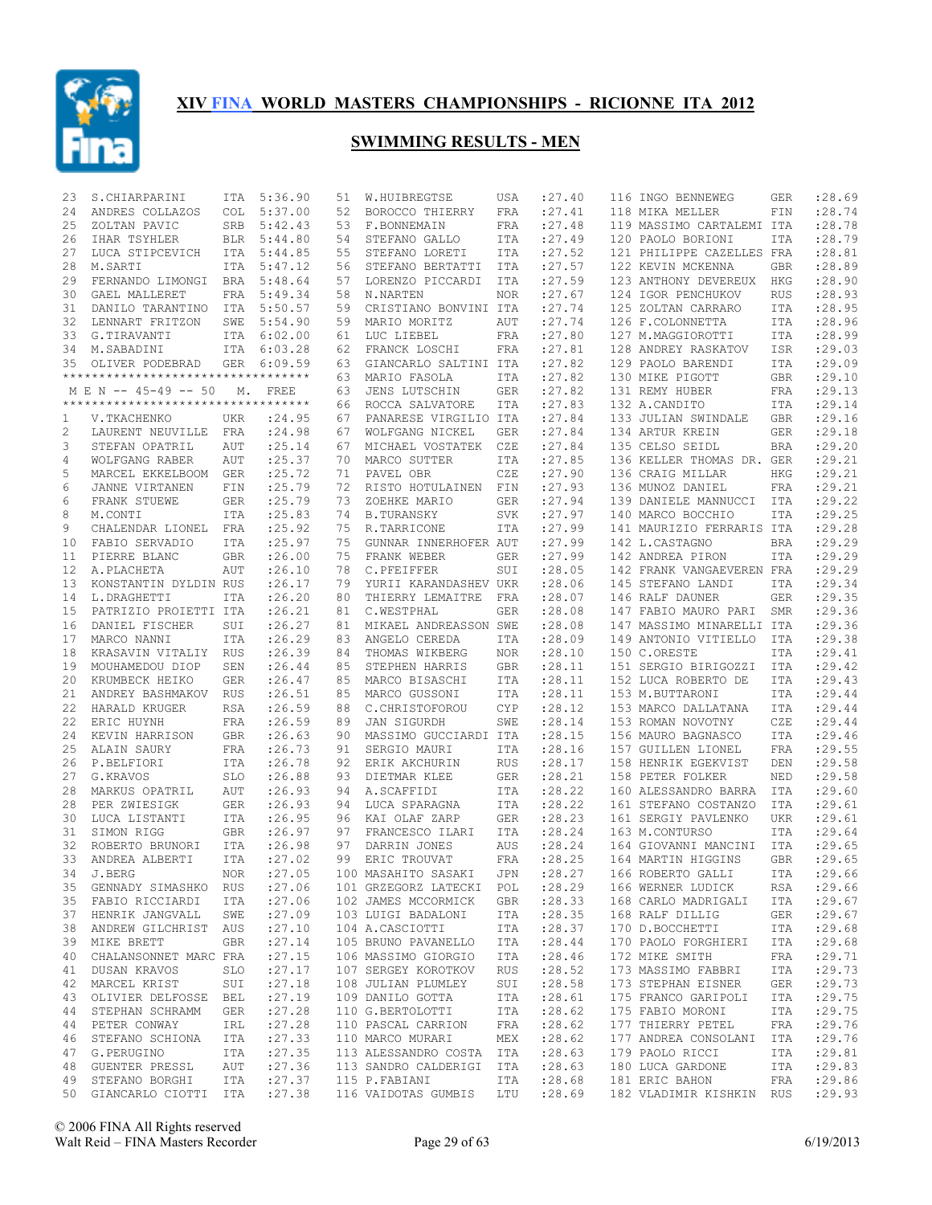# XIV FINA WORLD MASTERS CHAMPIONSHIPS - RICIONNE ITA 2012

## SWIMMING RESULTS - MEN

| Place | Name | Country | Time |
|---|---|---|---|
| 23 | S.CHIARPARINI | ITA | 5:36.90 |
| 24 | ANDRES COLLAZOS | COL | 5:37.00 |
| 25 | ZOLTAN PAVIC | SRB | 5:42.43 |
| 26 | IHAR TSYHLER | BLR | 5:44.80 |
| 27 | LUCA STIPCEVICH | ITA | 5:44.85 |
| 28 | M.SARTI | ITA | 5:47.12 |
| 29 | FERNANDO LIMONGI | BRA | 5:48.64 |
| 30 | GAEL MALLERET | FRA | 5:49.34 |
| 31 | DANILO TARANTINO | ITA | 5:50.57 |
| 32 | LENNART FRITZON | SWE | 5:54.90 |
| 33 | G.TIRAVANTI | ITA | 6:02.00 |
| 34 | M.SABADINI | ITA | 6:03.28 |
| 35 | OLIVER PODEBRAD | GER | 6:09.59 |

*********************************

M E N -- 45-49 -- 50 M. FREE

*********************************

| Place | Name | Country | Time |
|---|---|---|---|
| 1 | V.TKACHENKO | UKR | :24.95 |
| 2 | LAURENT NEUVILLE | FRA | :24.98 |
| 3 | STEFAN OPATRIL | AUT | :25.14 |
| 4 | WOLFGANG RABER | AUT | :25.37 |
| 5 | MARCEL EKKELBOOM | GER | :25.72 |
| 6 | JANNE VIRTANEN | FIN | :25.79 |
| 6 | FRANK STUEWE | GER | :25.79 |
| 8 | M.CONTI | ITA | :25.83 |
| 9 | CHALENDAR LIONEL | FRA | :25.92 |
| 10 | FABIO SERVADIO | ITA | :25.97 |
| 11 | PIERRE BLANC | GBR | :26.00 |
| 12 | A.PLACHETA | AUT | :26.10 |
| 13 | KONSTANTIN DYLDIN | RUS | :26.17 |
| 14 | L.DRAGHETTI | ITA | :26.20 |
| 15 | PATRIZIO PROIETTI | ITA | :26.21 |
| 16 | DANIEL FISCHER | SUI | :26.27 |
| 17 | MARCO NANNI | ITA | :26.29 |
| 18 | KRASAVIN VITALIY | RUS | :26.39 |
| 19 | MOUHAMEDOU DIOP | SEN | :26.44 |
| 20 | KRUMBECK HEIKO | GER | :26.47 |
| 21 | ANDREY BASHMAKOV | RUS | :26.51 |
| 22 | HARALD KRUGER | RSA | :26.59 |
| 22 | ERIC HUYNH | FRA | :26.59 |
| 24 | KEVIN HARRISON | GBR | :26.63 |
| 25 | ALAIN SAURY | FRA | :26.73 |
| 26 | P.BELFIORI | ITA | :26.78 |
| 27 | G.KRAVOS | SLO | :26.88 |
| 28 | MARKUS OPATRIL | AUT | :26.93 |
| 28 | PER ZWIESIGK | GER | :26.93 |
| 30 | LUCA LISTANTI | ITA | :26.95 |
| 31 | SIMON RIGG | GBR | :26.97 |
| 32 | ROBERTO BRUNORI | ITA | :26.98 |
| 33 | ANDREA ALBERTI | ITA | :27.02 |
| 34 | J.BERG | NOR | :27.05 |
| 35 | GENNADY SIMASHKO | RUS | :27.06 |
| 35 | FABIO RICCIARDI | ITA | :27.06 |
| 37 | HENRIK JANGVALL | SWE | :27.09 |
| 38 | ANDREW GILCHRIST | AUS | :27.10 |
| 39 | MIKE BRETT | GBR | :27.14 |
| 40 | CHALANSONNET MARC | FRA | :27.15 |
| 41 | DUSAN KRAVOS | SLO | :27.17 |
| 42 | MARCEL KRIST | SUI | :27.18 |
| 43 | OLIVIER DELFOSSE | BEL | :27.19 |
| 44 | STEPHAN SCHRAMM | GER | :27.28 |
| 44 | PETER CONWAY | IRL | :27.28 |
| 46 | STEFANO SCHIONA | ITA | :27.33 |
| 47 | G.PERUGINO | ITA | :27.35 |
| 48 | GUENTER PRESSL | AUT | :27.36 |
| 49 | STEFANO BORGHI | ITA | :27.37 |
| 50 | GIANCARLO CIOTTI | ITA | :27.38 |
| 51 | W.HUIBREGTSE | USA | :27.40 |
| 52 | BOROCCO THIERRY | FRA | :27.41 |
| 53 | F.BONNEMAIN | FRA | :27.48 |
| 54 | STEFANO GALLO | ITA | :27.49 |
| 55 | STEFANO LORETI | ITA | :27.52 |
| 56 | STEFANO BERTATTI | ITA | :27.57 |
| 57 | LORENZO PICCARDI | ITA | :27.59 |
| 58 | N.NARTEN | NOR | :27.67 |
| 59 | CRISTIANO BONVINI | ITA | :27.74 |
| 59 | MARIO MORITZ | AUT | :27.74 |
| 61 | LUC LIEBEL | FRA | :27.80 |
| 62 | FRANCK LOSCHI | FRA | :27.81 |
| 63 | GIANCARLO SALTINI | ITA | :27.82 |
| 63 | MARIO FASOLA | ITA | :27.82 |
| 63 | JENS LUTSCHIN | GER | :27.82 |
| 66 | ROCCA SALVATORE | ITA | :27.83 |
| 67 | PANARESE VIRGILIO | ITA | :27.84 |
| 67 | WOLFGANG NICKEL | GER | :27.84 |
| 67 | MICHAEL VOSTATEK | CZE | :27.84 |
| 70 | MARCO SUTTER | ITA | :27.85 |
| 71 | PAVEL OBR | CZE | :27.90 |
| 72 | RISTO HOTULAINEN | FIN | :27.93 |
| 73 | ZOEHKE MARIO | GER | :27.94 |
| 74 | B.TURANSKY | SVK | :27.97 |
| 75 | R.TARRICONE | ITA | :27.99 |
| 75 | GUNNAR INNERHOFER | AUT | :27.99 |
| 75 | FRANK WEBER | GER | :27.99 |
| 78 | C.PFEIFFER | SUI | :28.05 |
| 79 | YURII KARANDASHEV | UKR | :28.06 |
| 80 | THIERRY LEMAITRE | FRA | :28.07 |
| 81 | C.WESTPHAL | GER | :28.08 |
| 81 | MIKAEL ANDREASSON | SWE | :28.08 |
| 83 | ANGELO CEREDA | ITA | :28.09 |
| 84 | THOMAS WIKBERG | NOR | :28.10 |
| 85 | STEPHEN HARRIS | GBR | :28.11 |
| 85 | MARCO BISASCHI | ITA | :28.11 |
| 85 | MARCO GUSSONI | ITA | :28.11 |
| 88 | C.CHRISTOFOROU | CYP | :28.12 |
| 89 | JAN SIGURDH | SWE | :28.14 |
| 90 | MASSIMO GUCCIARDI | ITA | :28.15 |
| 91 | SERGIO MAURI | ITA | :28.16 |
| 92 | ERIK AKCHURIN | RUS | :28.17 |
| 93 | DIETMAR KLEE | GER | :28.21 |
| 94 | A.SCAFFIDI | ITA | :28.22 |
| 94 | LUCA SPARAGNA | ITA | :28.22 |
| 96 | KAI OLAF ZARP | GER | :28.23 |
| 97 | FRANCESCO ILARI | ITA | :28.24 |
| 97 | DARRIN JONES | AUS | :28.24 |
| 99 | ERIC TROUVAT | FRA | :28.25 |
| 100 | MASAHITO SASAKI | JPN | :28.27 |
| 101 | GRZEGORZ LATECKI | POL | :28.29 |
| 102 | JAMES MCCORMICK | GBR | :28.33 |
| 103 | LUIGI BADALONI | ITA | :28.35 |
| 104 | A.CASCIOTTI | ITA | :28.37 |
| 105 | BRUNO PAVANELLO | ITA | :28.44 |
| 106 | MASSIMO GIORGIO | ITA | :28.46 |
| 107 | SERGEY KOROTKOV | RUS | :28.52 |
| 108 | JULIAN PLUMLEY | SUI | :28.58 |
| 109 | DANILO GOTTA | ITA | :28.61 |
| 110 | G.BERTOLOTTI | ITA | :28.62 |
| 110 | PASCAL CARRION | FRA | :28.62 |
| 110 | MARCO MURARI | MEX | :28.62 |
| 113 | ALESSANDRO COSTA | ITA | :28.63 |
| 113 | SANDRO CALDERIGI | ITA | :28.63 |
| 115 | P.FABIANI | ITA | :28.68 |
| 116 | VAIDOTAS GUMBIS | LTU | :28.69 |
| 116 | INGO BENNEWEG | GER | :28.69 |
| 118 | MIKA MELLER | FIN | :28.74 |
| 119 | MASSIMO CARTALEMI | ITA | :28.78 |
| 120 | PAOLO BORIONI | ITA | :28.79 |
| 121 | PHILIPPE CAZELLES | FRA | :28.81 |
| 122 | KEVIN MCKENNA | GBR | :28.89 |
| 123 | ANTHONY DEVEREUX | HKG | :28.90 |
| 124 | IGOR PENCHUKOV | RUS | :28.93 |
| 125 | ZOLTAN CARRARO | ITA | :28.95 |
| 126 | F.COLONNETTA | ITA | :28.96 |
| 127 | M.MAGGIOROTTI | ITA | :28.99 |
| 128 | ANDREY RASKATOV | ISR | :29.03 |
| 129 | PAOLO BARENDI | ITA | :29.09 |
| 130 | MIKE PIGOTT | GBR | :29.10 |
| 131 | REMY HUBER | FRA | :29.13 |
| 132 | A.CANDITO | ITA | :29.14 |
| 133 | JULIAN SWINDALE | GBR | :29.16 |
| 134 | ARTUR KREIN | GER | :29.18 |
| 135 | CELSO SEIDL | BRA | :29.20 |
| 136 | KELLER THOMAS DR. | GER | :29.21 |
| 136 | CRAIG MILLAR | HKG | :29.21 |
| 136 | MUNOZ DANIEL | FRA | :29.21 |
| 139 | DANIELE MANNUCCI | ITA | :29.22 |
| 140 | MARCO BOCCHIO | ITA | :29.25 |
| 141 | MAURIZIO FERRARIS | ITA | :29.28 |
| 142 | L.CASTAGNO | BRA | :29.29 |
| 142 | ANDREA PIRON | ITA | :29.29 |
| 142 | FRANK VANGAEVEREN | FRA | :29.29 |
| 145 | STEFANO LANDI | ITA | :29.34 |
| 146 | RALF DAUNER | GER | :29.35 |
| 147 | FABIO MAURO PARI | SMR | :29.36 |
| 147 | MASSIMO MINARELLI | ITA | :29.36 |
| 149 | ANTONIO VITIELLO | ITA | :29.38 |
| 150 | C.ORESTE | ITA | :29.41 |
| 151 | SERGIO BIRIGOZZI | ITA | :29.42 |
| 152 | LUCA ROBERTO DE | ITA | :29.43 |
| 153 | M.BUTTARONI | ITA | :29.44 |
| 153 | MARCO DALLATANA | ITA | :29.44 |
| 153 | ROMAN NOVOTNY | CZE | :29.44 |
| 156 | MAURO BAGNASCO | ITA | :29.46 |
| 157 | GUILLEN LIONEL | FRA | :29.55 |
| 158 | HENRIK EGEKVIST | DEN | :29.58 |
| 158 | PETER FOLKER | NED | :29.58 |
| 160 | ALESSANDRO BARRA | ITA | :29.60 |
| 161 | STEFANO COSTANZO | ITA | :29.61 |
| 161 | SERGIY PAVLENKO | UKR | :29.61 |
| 163 | M.CONTURSO | ITA | :29.64 |
| 164 | GIOVANNI MANCINI | ITA | :29.65 |
| 164 | MARTIN HIGGINS | GBR | :29.65 |
| 166 | ROBERTO GALLI | ITA | :29.66 |
| 166 | WERNER LUDICK | RSA | :29.66 |
| 168 | CARLO MADRIGALI | ITA | :29.67 |
| 168 | RALF DILLIG | GER | :29.67 |
| 170 | D.BOCCHETTI | ITA | :29.68 |
| 170 | PAOLO FORGHIERI | ITA | :29.68 |
| 172 | MIKE SMITH | FRA | :29.71 |
| 173 | MASSIMO FABBRI | ITA | :29.73 |
| 173 | STEPHAN EISNER | GER | :29.73 |
| 175 | FRANCO GARIPOLI | ITA | :29.75 |
| 175 | FABIO MORONI | ITA | :29.75 |
| 177 | THIERRY PETEL | FRA | :29.76 |
| 177 | ANDREA CONSOLANI | ITA | :29.76 |
| 179 | PAOLO RICCI | ITA | :29.81 |
| 180 | LUCA GARDONE | ITA | :29.83 |
| 181 | ERIC BAHON | FRA | :29.86 |
| 182 | VLADIMIR KISHKIN | RUS | :29.93 |

© 2006 FINA All Rights reserved
Walt Reid – FINA Masters Recorder

6/19/2013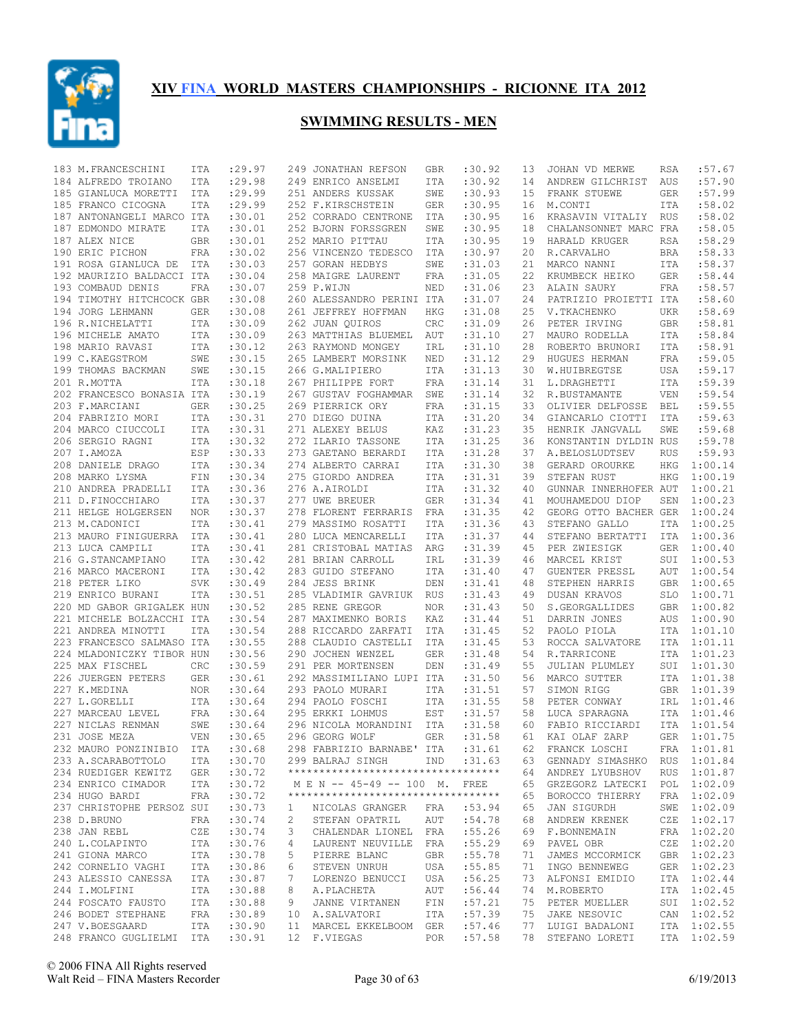## XIV FINA WORLD MASTERS CHAMPIONSHIPS - RICIONNE ITA 2012

## SWIMMING RESULTS - MEN

```
183 M.FRANCESCHINI      ITA   :29.97
184 ALFREDO TROIANO     ITA   :29.98
185 GIANLUCA MORETTI    ITA   :29.99
185 FRANCO CICOGNA      ITA   :29.99
187 ANTONANGELI MARCO   ITA   :30.01
187 EDMONDO MIRATE      ITA   :30.01
187 ALEX NICE           GBR   :30.01
190 ERIC PICHON         FRA   :30.02
191 ROSA GIANLUCA DE    ITA   :30.03
192 MAURIZIO BALDACCI   ITA   :30.04
193 COMBAUD DENIS       FRA   :30.07
194 TIMOTHY HITCHCOCK   GBR   :30.08
194 JORG LEHMANN        GER   :30.08
196 R.NICHELATTI        ITA   :30.09
196 MICHELE AMATO       ITA   :30.09
198 MARIO RAVASI        ITA   :30.12
199 C.KAEGSTROM         SWE   :30.15
199 THOMAS BACKMAN      SWE   :30.15
201 R.MOTTA             ITA   :30.18
202 FRANCESCO BONASIA   ITA   :30.19
203 F.MARCIANI          GER   :30.25
204 FABRIZIO MORI       ITA   :30.31
204 MARCO CIUCCOLI      ITA   :30.31
206 SERGIO RAGNI        ITA   :30.32
207 I.AMOZA             ESP   :30.33
208 DANIELE DRAGO       ITA   :30.34
208 MARKO LYSMA         FIN   :30.34
210 ANDREA PRADELLI     ITA   :30.36
211 D.FINOCCHIARO       ITA   :30.37
211 HELGE HOLGERSEN     NOR   :30.37
213 M.CADONICI          ITA   :30.41
213 MAURO FINIGUERRA    ITA   :30.41
213 LUCA CAMPILI        ITA   :30.41
216 G.STANCAMPIANO      ITA   :30.42
216 MARCO MACERONI      ITA   :30.42
218 PETER LIKO          SVK   :30.49
219 ENRICO BURANI       ITA   :30.51
220 MD GABOR GRIGALEK   HUN   :30.52
221 MICHELE BOLZACCHI   ITA   :30.54
221 ANDREA MINOTTI      ITA   :30.54
223 FRANCESCO SALMASO   ITA   :30.55
224 MLADONICZKY TIBOR   HUN   :30.56
225 MAX FISCHEL         CRC   :30.59
226 JUERGEN PETERS      GER   :30.61
227 K.MEDINA            NOR   :30.64
227 L.GORELLI           ITA   :30.64
227 MARCEAU LEVEL       FRA   :30.64
227 NICLAS RENMAN       SWE   :30.64
231 JOSE MEZA           VEN   :30.65
232 MAURO PONZINIBIO    ITA   :30.68
233 A.SCARABOTTOLO      ITA   :30.70
234 RUEDIGER KEWITZ     GER   :30.72
234 ENRICO CIMADOR      ITA   :30.72
234 HUGO BARDI          FRA   :30.72
237 CHRISTOPHE PERSOZ   SUI   :30.73
238 D.BRUNO             FRA   :30.74
238 JAN REBL            CZE   :30.74
240 L.COLAPINTO         ITA   :30.76
241 GIONA MARCO         ITA   :30.78
242 CORNELIO VAGHI      ITA   :30.86
243 ALESSIO CANESSA     ITA   :30.87
244 I.MOLFINI           ITA   :30.88
244 FOSCATO FAUSTO      ITA   :30.88
246 BODET STEPHANE      FRA   :30.89
247 V.BOESGAARD         ITA   :30.90
248 FRANCO GUGLIELMI    ITA   :30.91
249 JONATHAN REFSON     GBR   :30.92
249 ENRICO ANSELMI      ITA   :30.92
251 ANDERS KUSSAK       SWE   :30.93
252 F.KIRSCHSTEIN       GER   :30.95
252 CORRADO CENTRONE    ITA   :30.95
252 BJORN FORSSGREN     SWE   :30.95
252 MARIO PITTAU        ITA   :30.95
256 VINCENZO TEDESCO    ITA   :30.97
257 GORAN HEDBYS        SWE   :31.03
258 MAIGRE LAURENT      FRA   :31.05
259 P.WIJN              NED   :31.06
260 ALESSANDRO PERINI   ITA   :31.07
261 JEFFREY HOFFMAN     HKG   :31.08
262 JUAN QUIROS         CRC   :31.09
263 MATTHIAS BLUEMEL    AUT   :31.10
263 RAYMOND MONGEY      IRL   :31.10
265 LAMBERT MORSINK     NED   :31.12
266 G.MALIPIERO         ITA   :31.13
267 PHILIPPE FORT       FRA   :31.14
267 GUSTAV FOGHAMMAR    SWE   :31.14
269 PIERRICK ORY        FRA   :31.15
270 DIEGO DUINA         ITA   :31.20
271 ALEXEY BELUS        KAZ   :31.23
272 ILARIO TASSONE      ITA   :31.25
273 GAETANO BERARDI     ITA   :31.28
274 ALBERTO CARRAI      ITA   :31.30
275 GIORDO ANDREA       ITA   :31.31
276 A.AIROLDI           ITA   :31.32
277 UWE BREUER          GER   :31.34
278 FLORENT FERRARIS    FRA   :31.35
279 MASSIMO ROSATTI     ITA   :31.36
280 LUCA MENCARELLI     ITA   :31.37
281 CRISTOBAL MATIAS    ARG   :31.39
281 BRIAN CARROLL       IRL   :31.39
283 GUIDO STEFANO       ITA   :31.40
284 JESS BRINK          DEN   :31.41
285 VLADIMIR GAVRIUK    RUS   :31.43
285 RENE GREGOR         NOR   :31.43
287 MAXIMENKO BORIS     KAZ   :31.44
288 RICCARDO ZARFATI    ITA   :31.45
288 CLAUDIO CASTELLI    ITA   :31.45
290 JOCHEN WENZEL       GER   :31.48
291 PER MORTENSEN       DEN   :31.49
292 MASSIMILIANO LUPI   ITA   :31.50
293 PAOLO MURARI        ITA   :31.51
294 PAOLO FOSCHI        ITA   :31.55
295 ERKKI LOHMUS        EST   :31.57
296 NICOLA MORANDINI    ITA   :31.58
296 GEORG WOLF          GER   :31.58
298 FABRIZIO BARNABE'   ITA   :31.61
299 BALRAJ SINGH        IND   :31.63
*********************************
 M E N -- 45-49 -- 100  M.  FREE
*********************************
1   NICOLAS GRANGER     FRA   :53.94
2   STEFAN OPATRIL      AUT   :54.78
3   CHALENDAR LIONEL    FRA   :55.26
4   LAURENT NEUVILLE    FRA   :55.29
5   PIERRE BLANC        GBR   :55.78
6   STEVEN UNRUH        USA   :55.85
7   LORENZO BENUCCI     USA   :56.25
8   A.PLACHETA          AUT   :56.44
9   JANNE VIRTANEN      FIN   :57.21
10  A.SALVATORI         ITA   :57.39
11  MARCEL EKKELBOOM    GER   :57.46
12  F.VIEGAS            POR   :57.58
13  JOHAN VD MERWE      RSA   :57.67
14  ANDREW GILCHRIST    AUS   :57.90
15  FRANK STUEWE        GER   :57.99
16  M.CONTI             ITA   :58.02
16  KRASAVIN VITALIY    RUS   :58.02
18  CHALANSONNET MARC   FRA   :58.05
19  HARALD KRUGER       RSA   :58.29
20  R.CARVALHO          BRA   :58.33
21  MARCO NANNI         ITA   :58.37
22  KRUMBECK HEIKO      GER   :58.44
23  ALAIN SAURY         FRA   :58.57
24  PATRIZIO PROIETTI   ITA   :58.60
25  V.TKACHENKO         UKR   :58.69
26  PETER IRVING        GBR   :58.81
27  MAURO RODELLA       ITA   :58.84
28  ROBERTO BRUNORI     ITA   :58.91
29  HUGUES HERMAN       FRA   :59.05
30  W.HUIBREGTSE        USA   :59.17
31  L.DRAGHETTI         ITA   :59.39
32  R.BUSTAMANTE        VEN   :59.54
33  OLIVIER DELFOSSE    BEL   :59.55
34  GIANCARLO CIOTTI    ITA   :59.63
35  HENRIK JANGVALL     SWE   :59.68
36  KONSTANTIN DYLDIN   RUS   :59.78
37  A.BELOSLUDTSEV      RUS   :59.93
38  GERARD OROURKE      HKG  1:00.14
39  STEFAN RUST         HKG  1:00.19
40  GUNNAR INNERHOFER   AUT  1:00.21
41  MOUHAMEDOU DIOP     SEN  1:00.23
42  GEORG OTTO BACHER   GER  1:00.24
43  STEFANO GALLO       ITA  1:00.25
44  STEFANO BERTATTI    ITA  1:00.36
45  PER ZWIESIGK        GER  1:00.40
46  MARCEL KRIST        SUI  1:00.53
47  GUENTER PRESSL      AUT  1:00.54
48  STEPHEN HARRIS      GBR  1:00.65
49  DUSAN KRAVOS        SLO  1:00.71
50  S.GEORGALLIDES      GBR  1:00.82
51  DARRIN JONES        AUS  1:00.90
52  PAOLO PIOLA         ITA  1:01.10
53  ROCCA SALVATORE     ITA  1:01.11
54  R.TARRICONE         ITA  1:01.23
55  JULIAN PLUMLEY      SUI  1:01.30
56  MARCO SUTTER        ITA  1:01.38
57  SIMON RIGG          GBR  1:01.39
58  PETER CONWAY        IRL  1:01.46
58  LUCA SPARAGNA       ITA  1:01.46
60  FABIO RICCIARDI     ITA  1:01.54
61  KAI OLAF ZARP       GER  1:01.75
62  FRANCK LOSCHI       FRA  1:01.81
63  GENNADY SIMASHKO    RUS  1:01.84
64  ANDREY LYUBSHOV     RUS  1:01.87
65  GRZEGORZ LATECKI    POL  1:02.09
65  BOROCCO THIERRY     FRA  1:02.09
65  JAN SIGURDH         SWE  1:02.09
68  ANDREW KRENEK       CZE  1:02.17
69  F.BONNEMAIN         FRA  1:02.20
69  PAVEL OBR           CZE  1:02.20
71  JAMES MCCORMICK     GBR  1:02.23
71  INGO BENNEWEG       GER  1:02.23
73  ALFONSI EMIDIO      ITA  1:02.44
74  M.ROBERTO           ITA  1:02.45
75  PETER MUELLER       SUI  1:02.52
75  JAKE NESOVIC        CAN  1:02.52
77  LUIGI BADALONI      ITA  1:02.55
78  STEFANO LORETI      ITA  1:02.59
```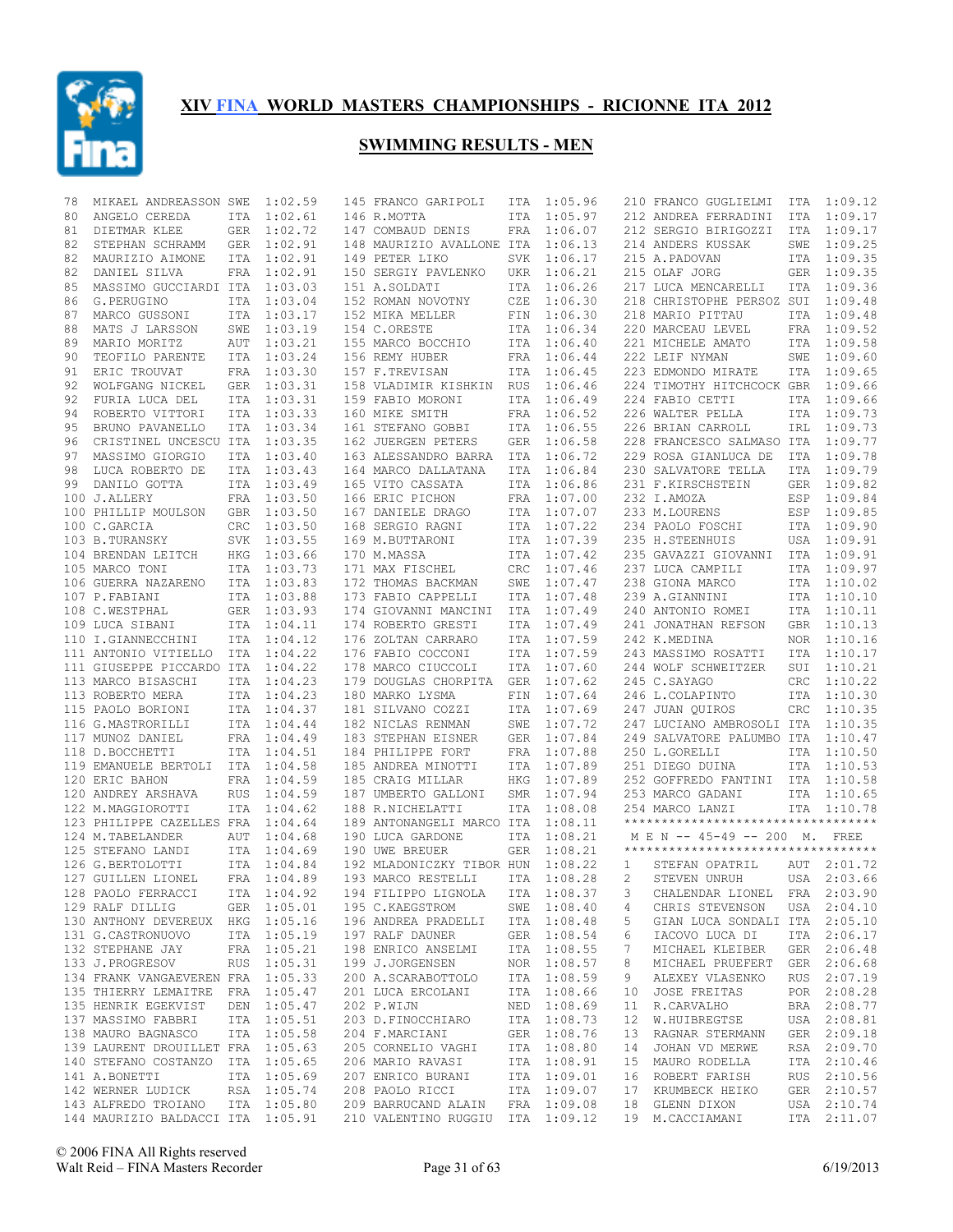# XIV FINA WORLD MASTERS CHAMPIONSHIPS - RICIONNE ITA 2012

## SWIMMING RESULTS - MEN

| Place | Name | Country | Time |
|---|---|---|---|
| 78 | MIKAEL ANDREASSON | SWE | 1:02.59 |
| 80 | ANGELO CEREDA | ITA | 1:02.61 |
| 81 | DIETMAR KLEE | GER | 1:02.72 |
| 82 | STEPHAN SCHRAMM | GER | 1:02.91 |
| 82 | MAURIZIO AIMONE | ITA | 1:02.91 |
| 82 | DANIEL SILVA | FRA | 1:02.91 |
| 85 | MASSIMO GUCCIARDI | ITA | 1:03.03 |
| 86 | G.PERUGINO | ITA | 1:03.04 |
| 87 | MARCO GUSSONI | ITA | 1:03.17 |
| 88 | MATS J LARSSON | SWE | 1:03.19 |
| 89 | MARIO MORITZ | AUT | 1:03.21 |
| 90 | TEOFILO PARENTE | ITA | 1:03.24 |
| 91 | ERIC TROUVAT | FRA | 1:03.30 |
| 92 | WOLFGANG NICKEL | GER | 1:03.31 |
| 92 | FURIA LUCA DEL | ITA | 1:03.31 |
| 94 | ROBERTO VITTORI | ITA | 1:03.33 |
| 95 | BRUNO PAVANELLO | ITA | 1:03.34 |
| 96 | CRISTINEL UNCESCU | ITA | 1:03.35 |
| 97 | MASSIMO GIORGIO | ITA | 1:03.40 |
| 98 | LUCA ROBERTO DE | ITA | 1:03.43 |
| 99 | DANILO GOTTA | ITA | 1:03.49 |
| 100 | J.ALLERY | FRA | 1:03.50 |
| 100 | PHILLIP MOULSON | GBR | 1:03.50 |
| 100 | C.GARCIA | CRC | 1:03.50 |
| 103 | B.TURANSKY | SVK | 1:03.55 |
| 104 | BRENDAN LEITCH | HKG | 1:03.66 |
| 105 | MARCO TONI | ITA | 1:03.73 |
| 106 | GUERRA NAZARENO | ITA | 1:03.83 |
| 107 | P.FABIANI | ITA | 1:03.88 |
| 108 | C.WESTPHAL | GER | 1:03.93 |
| 109 | LUCA SIBANI | ITA | 1:04.11 |
| 110 | I.GIANNECCHINI | ITA | 1:04.12 |
| 111 | ANTONIO VITIELLO | ITA | 1:04.22 |
| 111 | GIUSEPPE PICCARDO | ITA | 1:04.22 |
| 113 | MARCO BISASCHI | ITA | 1:04.23 |
| 113 | ROBERTO MERA | ITA | 1:04.23 |
| 115 | PAOLO BORIONI | ITA | 1:04.37 |
| 116 | G.MASTRORILLI | ITA | 1:04.44 |
| 117 | MUNOZ DANIEL | FRA | 1:04.49 |
| 118 | D.BOCCHETTI | ITA | 1:04.51 |
| 119 | EMANUELE BERTOLI | ITA | 1:04.58 |
| 120 | ERIC BAHON | FRA | 1:04.59 |
| 120 | ANDREY ARSHAVA | RUS | 1:04.59 |
| 122 | M.MAGGIOROTTI | ITA | 1:04.62 |
| 123 | PHILIPPE CAZELLES | FRA | 1:04.64 |
| 124 | M.TABELANDER | AUT | 1:04.68 |
| 125 | STEFANO LANDI | ITA | 1:04.69 |
| 126 | G.BERTOLOTTI | ITA | 1:04.84 |
| 127 | GUILLEN LIONEL | FRA | 1:04.89 |
| 128 | PAOLO FERRACCI | ITA | 1:04.92 |
| 129 | RALF DILLIG | GER | 1:05.01 |
| 130 | ANTHONY DEVEREUX | HKG | 1:05.16 |
| 131 | G.CASTRONUOVO | ITA | 1:05.19 |
| 132 | STEPHANE JAY | FRA | 1:05.21 |
| 133 | J.PROGRESOV | RUS | 1:05.31 |
| 134 | FRANK VANGAEVEREN | FRA | 1:05.33 |
| 135 | THIERRY LEMAITRE | FRA | 1:05.47 |
| 135 | HENRIK EGEKVIST | DEN | 1:05.47 |
| 137 | MASSIMO FABBRI | ITA | 1:05.51 |
| 138 | MAURO BAGNASCO | ITA | 1:05.58 |
| 139 | LAURENT DROUILLET | FRA | 1:05.63 |
| 140 | STEFANO COSTANZO | ITA | 1:05.65 |
| 141 | A.BONETTI | ITA | 1:05.69 |
| 142 | WERNER LUDICK | RSA | 1:05.74 |
| 143 | ALFREDO TROIANO | ITA | 1:05.80 |
| 144 | MAURIZIO BALDACCI | ITA | 1:05.91 |
| 145 | FRANCO GARIPOLI | ITA | 1:05.96 |
| 146 | R.MOTTA | ITA | 1:05.97 |
| 147 | COMBAUD DENIS | FRA | 1:06.07 |
| 148 | MAURIZIO AVALLONE | ITA | 1:06.13 |
| 149 | PETER LIKO | SVK | 1:06.17 |
| 150 | SERGIY PAVLENKO | UKR | 1:06.21 |
| 151 | A.SOLDATI | ITA | 1:06.26 |
| 152 | ROMAN NOVOTNY | CZE | 1:06.30 |
| 152 | MIKA MELLER | FIN | 1:06.30 |
| 154 | C.ORESTE | ITA | 1:06.34 |
| 155 | MARCO BOCCHIO | ITA | 1:06.40 |
| 156 | REMY HUBER | FRA | 1:06.44 |
| 157 | F.TREVISAN | ITA | 1:06.45 |
| 158 | VLADIMIR KISHKIN | RUS | 1:06.46 |
| 159 | FABIO MORONI | ITA | 1:06.49 |
| 160 | MIKE SMITH | FRA | 1:06.52 |
| 161 | STEFANO GOBBI | ITA | 1:06.55 |
| 162 | JUERGEN PETERS | GER | 1:06.58 |
| 163 | ALESSANDRO BARRA | ITA | 1:06.72 |
| 164 | MARCO DALLATANA | ITA | 1:06.84 |
| 165 | VITO CASSATA | ITA | 1:06.86 |
| 166 | ERIC PICHON | FRA | 1:07.00 |
| 167 | DANIELE DRAGO | ITA | 1:07.07 |
| 168 | SERGIO RAGNI | ITA | 1:07.22 |
| 169 | M.BUTTARONI | ITA | 1:07.39 |
| 170 | M.MASSA | ITA | 1:07.42 |
| 171 | MAX FISCHEL | CRC | 1:07.46 |
| 172 | THOMAS BACKMAN | SWE | 1:07.47 |
| 173 | FABIO CAPPELLI | ITA | 1:07.48 |
| 174 | GIOVANNI MANCINI | ITA | 1:07.49 |
| 174 | ROBERTO GRESTI | ITA | 1:07.49 |
| 176 | ZOLTAN CARRARO | ITA | 1:07.59 |
| 176 | FABIO COCCONI | ITA | 1:07.59 |
| 178 | MARCO CIUCCOLI | ITA | 1:07.60 |
| 179 | DOUGLAS CHORPITA | GER | 1:07.62 |
| 180 | MARKO LYSMA | FIN | 1:07.64 |
| 181 | SILVANO COZZI | ITA | 1:07.69 |
| 182 | NICLAS RENMAN | SWE | 1:07.72 |
| 183 | STEPHAN EISNER | GER | 1:07.84 |
| 184 | PHILIPPE FORT | FRA | 1:07.88 |
| 185 | ANDREA MINOTTI | ITA | 1:07.89 |
| 185 | CRAIG MILLAR | HKG | 1:07.89 |
| 187 | UMBERTO GALLONI | SMR | 1:07.94 |
| 188 | R.NICHELATTI | ITA | 1:08.08 |
| 189 | ANTONANGELI MARCO | ITA | 1:08.11 |
| 190 | LUCA GARDONE | ITA | 1:08.21 |
| 190 | UWE BREUER | GER | 1:08.21 |
| 192 | MLADONICZKY TIBOR | HUN | 1:08.22 |
| 193 | MARCO RESTELLI | ITA | 1:08.28 |
| 194 | FILIPPO LIGNOLA | ITA | 1:08.37 |
| 195 | C.KAEGSTROM | SWE | 1:08.40 |
| 196 | ANDREA PRADELLI | ITA | 1:08.48 |
| 197 | RALF DAUNER | GER | 1:08.54 |
| 198 | ENRICO ANSELMI | ITA | 1:08.55 |
| 199 | J.JORGENSEN | NOR | 1:08.57 |
| 200 | A.SCARABOTTOLO | ITA | 1:08.59 |
| 201 | LUCA ERCOLANI | ITA | 1:08.66 |
| 202 | P.WIJN | NED | 1:08.69 |
| 203 | D.FINOCCHIARO | ITA | 1:08.73 |
| 204 | F.MARCIANI | GER | 1:08.76 |
| 205 | CORNELIO VAGHI | ITA | 1:08.80 |
| 206 | MARIO RAVASI | ITA | 1:08.91 |
| 207 | ENRICO BURANI | ITA | 1:09.01 |
| 208 | PAOLO RICCI | ITA | 1:09.07 |
| 209 | BARRUCAND ALAIN | FRA | 1:09.08 |
| 210 | VALENTINO RUGGIU | ITA | 1:09.12 |
| 210 | FRANCO GUGLIELMI | ITA | 1:09.12 |
| 212 | ANDREA FERRADINI | ITA | 1:09.17 |
| 212 | SERGIO BIRIGOZZI | ITA | 1:09.17 |
| 214 | ANDERS KUSSAK | SWE | 1:09.25 |
| 215 | A.PADOVAN | ITA | 1:09.35 |
| 215 | OLAF JORG | GER | 1:09.35 |
| 217 | LUCA MENCARELLI | ITA | 1:09.36 |
| 218 | CHRISTOPHE PERSOZ | SUI | 1:09.48 |
| 218 | MARIO PITTAU | ITA | 1:09.48 |
| 220 | MARCEAU LEVEL | FRA | 1:09.52 |
| 221 | MICHELE AMATO | ITA | 1:09.58 |
| 222 | LEIF NYMAN | SWE | 1:09.60 |
| 223 | EDMONDO MIRATE | ITA | 1:09.65 |
| 224 | TIMOTHY HITCHCOCK | GBR | 1:09.66 |
| 224 | FABIO CETTI | ITA | 1:09.66 |
| 226 | WALTER PELLA | ITA | 1:09.73 |
| 226 | BRIAN CARROLL | IRL | 1:09.73 |
| 228 | FRANCESCO SALMASO | ITA | 1:09.77 |
| 229 | ROSA GIANLUCA DE | ITA | 1:09.78 |
| 230 | SALVATORE TELLA | ITA | 1:09.79 |
| 231 | F.KIRSCHSTEIN | GER | 1:09.82 |
| 232 | I.AMOZA | ESP | 1:09.84 |
| 233 | M.LOURENS | ESP | 1:09.85 |
| 234 | PAOLO FOSCHI | ITA | 1:09.90 |
| 235 | H.STEENHUIS | USA | 1:09.91 |
| 235 | GAVAZZI GIOVANNI | ITA | 1:09.91 |
| 237 | LUCA CAMPILI | ITA | 1:09.97 |
| 238 | GIONA MARCO | ITA | 1:10.02 |
| 239 | A.GIANNINI | ITA | 1:10.10 |
| 240 | ANTONIO ROMEI | ITA | 1:10.11 |
| 241 | JONATHAN REFSON | GBR | 1:10.13 |
| 242 | K.MEDINA | NOR | 1:10.16 |
| 243 | MASSIMO ROSATTI | ITA | 1:10.17 |
| 244 | WOLF SCHWEITZER | SUI | 1:10.21 |
| 245 | C.SAYAGO | CRC | 1:10.22 |
| 246 | L.COLAPINTO | ITA | 1:10.30 |
| 247 | JUAN QUIROS | CRC | 1:10.35 |
| 247 | LUCIANO AMBROSOLI | ITA | 1:10.35 |
| 249 | SALVATORE PALUMBO | ITA | 1:10.47 |
| 250 | L.GORELLI | ITA | 1:10.50 |
| 251 | DIEGO DUINA | ITA | 1:10.53 |
| 252 | GOFFREDO FANTINI | ITA | 1:10.58 |
| 253 | MARCO GADANI | ITA | 1:10.65 |
| 254 | MARCO LANZI | ITA | 1:10.78 |

*********************************

M E N -- 45-49 -- 200 M. FREE

*********************************

| Place | Name | Country | Time |
|---|---|---|---|
| 1 | STEFAN OPATRIL | AUT | 2:01.72 |
| 2 | STEVEN UNRUH | USA | 2:03.66 |
| 3 | CHALENDAR LIONEL | FRA | 2:03.90 |
| 4 | CHRIS STEVENSON | USA | 2:04.10 |
| 5 | GIAN LUCA SONDALI | ITA | 2:05.10 |
| 6 | IACOVO LUCA DI | ITA | 2:06.17 |
| 7 | MICHAEL KLEIBER | GER | 2:06.48 |
| 8 | MICHAEL PRUEFERT | GER | 2:06.68 |
| 9 | ALEXEY VLASENKO | RUS | 2:07.19 |
| 10 | JOSE FREITAS | POR | 2:08.28 |
| 11 | R.CARVALHO | BRA | 2:08.77 |
| 12 | W.HUIBREGTSE | USA | 2:08.81 |
| 13 | RAGNAR STERMANN | GER | 2:09.18 |
| 14 | JOHAN VD MERWE | RSA | 2:09.70 |
| 15 | MAURO RODELLA | ITA | 2:10.46 |
| 16 | ROBERT FARISH | RUS | 2:10.56 |
| 17 | KRUMBECK HEIKO | GER | 2:10.57 |
| 18 | GLENN DIXON | USA | 2:10.74 |
| 19 | M.CACCIAMANI | ITA | 2:11.07 |

© 2006 FINA All Rights reserved
Walt Reid – FINA Masters Recorder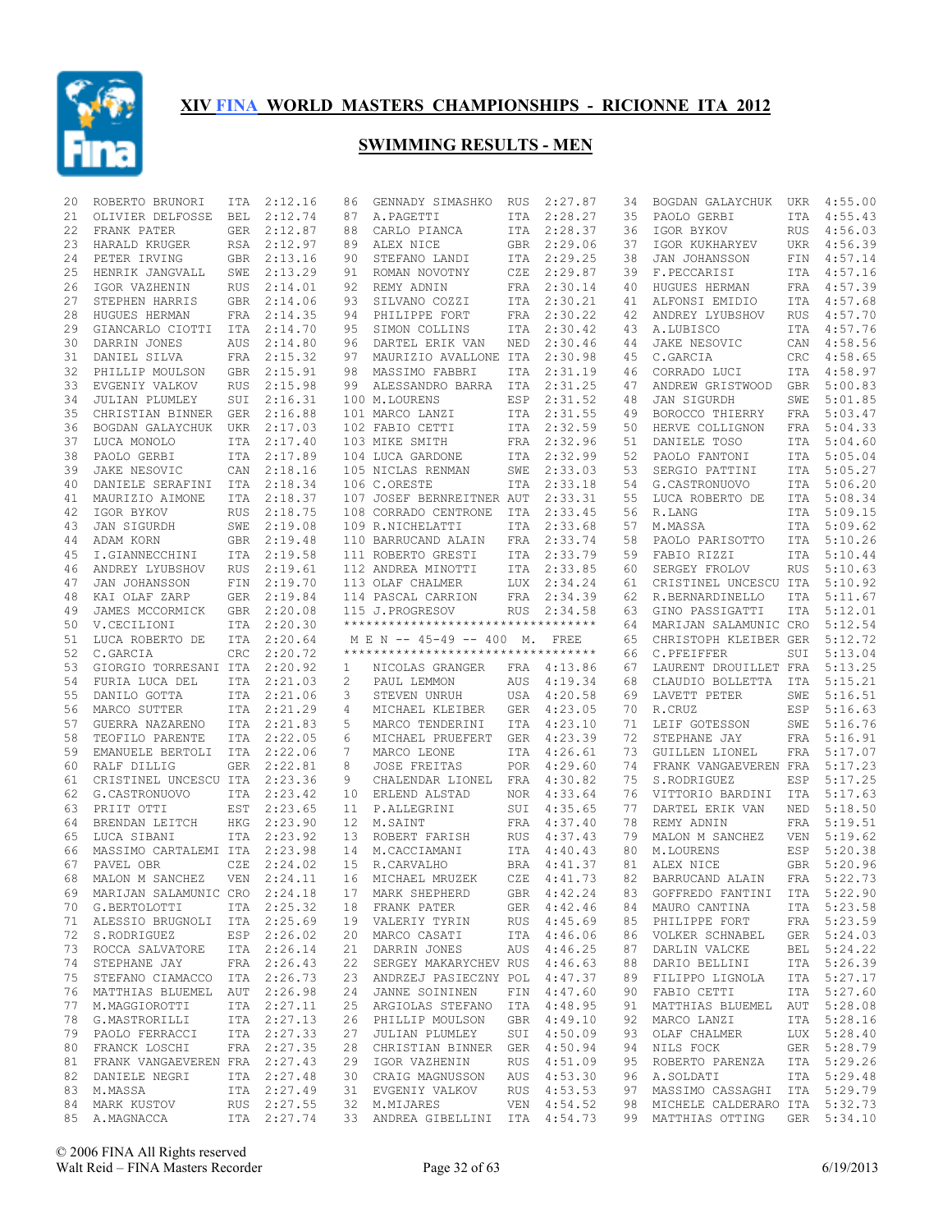# XIV FINA WORLD MASTERS CHAMPIONSHIPS - RICIONNE ITA 2012

## SWIMMING RESULTS - MEN

| Place | Name | Country | Time |
|---|---|---|---|
| 20 | ROBERTO BRUNORI | ITA | 2:12.16 |
| 21 | OLIVIER DELFOSSE | BEL | 2:12.74 |
| 22 | FRANK PATER | GER | 2:12.87 |
| 23 | HARALD KRUGER | RSA | 2:12.97 |
| 24 | PETER IRVING | GBR | 2:13.16 |
| 25 | HENRIK JANGVALL | SWE | 2:13.29 |
| 26 | IGOR VAZHENIN | RUS | 2:14.01 |
| 27 | STEPHEN HARRIS | GBR | 2:14.06 |
| 28 | HUGUES HERMAN | FRA | 2:14.35 |
| 29 | GIANCARLO CIOTTI | ITA | 2:14.70 |
| 30 | DARRIN JONES | AUS | 2:14.80 |
| 31 | DANIEL SILVA | FRA | 2:15.32 |
| 32 | PHILLIP MOULSON | GBR | 2:15.91 |
| 33 | EVGENIY VALKOV | RUS | 2:15.98 |
| 34 | JULIAN PLUMLEY | SUI | 2:16.31 |
| 35 | CHRISTIAN BINNER | GER | 2:16.88 |
| 36 | BOGDAN GALAYCHUK | UKR | 2:17.03 |
| 37 | LUCA MONOLO | ITA | 2:17.40 |
| 38 | PAOLO GERBI | ITA | 2:17.89 |
| 39 | JAKE NESOVIC | CAN | 2:18.16 |
| 40 | DANIELE SERAFINI | ITA | 2:18.34 |
| 41 | MAURIZIO AIMONE | ITA | 2:18.37 |
| 42 | IGOR BYKOV | RUS | 2:18.75 |
| 43 | JAN SIGURDH | SWE | 2:19.08 |
| 44 | ADAM KORN | GBR | 2:19.48 |
| 45 | I.GIANNECCHINI | ITA | 2:19.58 |
| 46 | ANDREY LYUBSHOV | RUS | 2:19.61 |
| 47 | JAN JOHANSSON | FIN | 2:19.70 |
| 48 | KAI OLAF ZARP | GER | 2:19.84 |
| 49 | JAMES MCCORMICK | GBR | 2:20.08 |
| 50 | V.CECILIONI | ITA | 2:20.30 |
| 51 | LUCA ROBERTO DE | ITA | 2:20.64 |
| 52 | C.GARCIA | CRC | 2:20.72 |
| 53 | GIORGIO TORRESANI | ITA | 2:20.92 |
| 54 | FURIA LUCA DEL | ITA | 2:21.03 |
| 55 | DANILO GOTTA | ITA | 2:21.06 |
| 56 | MARCO SUTTER | ITA | 2:21.29 |
| 57 | GUERRA NAZARENO | ITA | 2:21.83 |
| 58 | TEOFILO PARENTE | ITA | 2:22.05 |
| 59 | EMANUELE BERTOLI | ITA | 2:22.06 |
| 60 | RALF DILLIG | GER | 2:22.81 |
| 61 | CRISTINEL UNCESCU | ITA | 2:23.36 |
| 62 | G.CASTRONUOVO | ITA | 2:23.42 |
| 63 | PRIIT OTTI | EST | 2:23.65 |
| 64 | BRENDAN LEITCH | HKG | 2:23.90 |
| 65 | LUCA SIBANI | ITA | 2:23.92 |
| 66 | MASSIMO CARTALEMI | ITA | 2:23.98 |
| 67 | PAVEL OBR | CZE | 2:24.02 |
| 68 | MALON M SANCHEZ | VEN | 2:24.11 |
| 69 | MARIJAN SALAMUNIC | CRO | 2:24.18 |
| 70 | G.BERTOLOTTI | ITA | 2:25.32 |
| 71 | ALESSIO BRUGNOLI | ITA | 2:25.69 |
| 72 | S.RODRIGUEZ | ESP | 2:26.02 |
| 73 | ROCCA SALVATORE | ITA | 2:26.14 |
| 74 | STEPHANE JAY | FRA | 2:26.43 |
| 75 | STEFANO CIAMACCO | ITA | 2:26.73 |
| 76 | MATTHIAS BLUEMEL | AUT | 2:26.98 |
| 77 | M.MAGGIOROTTI | ITA | 2:27.11 |
| 78 | G.MASTRORILLI | ITA | 2:27.13 |
| 79 | PAOLO FERRACCI | ITA | 2:27.33 |
| 80 | FRANCK LOSCHI | FRA | 2:27.35 |
| 81 | FRANK VANGAEVEREN | FRA | 2:27.43 |
| 82 | DANIELE NEGRI | ITA | 2:27.48 |
| 83 | M.MASSA | ITA | 2:27.49 |
| 84 | MARK KUSTOV | RUS | 2:27.55 |
| 85 | A.MAGNACCA | ITA | 2:27.74 |
| 86 | GENNADY SIMASHKO | RUS | 2:27.87 |
| 87 | A.PAGETTI | ITA | 2:28.27 |
| 88 | CARLO PIANCA | ITA | 2:28.37 |
| 89 | ALEX NICE | GBR | 2:29.06 |
| 90 | STEFANO LANDI | ITA | 2:29.25 |
| 91 | ROMAN NOVOTNY | CZE | 2:29.87 |
| 92 | REMY ADNIN | FRA | 2:30.14 |
| 93 | SILVANO COZZI | ITA | 2:30.21 |
| 94 | PHILIPPE FORT | FRA | 2:30.22 |
| 95 | SIMON COLLINS | ITA | 2:30.42 |
| 96 | DARTEL ERIK VAN | NED | 2:30.46 |
| 97 | MAURIZIO AVALLONE | ITA | 2:30.98 |
| 98 | MASSIMO FABBRI | ITA | 2:31.19 |
| 99 | ALESSANDRO BARRA | ITA | 2:31.25 |
| 100 | M.LOURENS | ESP | 2:31.52 |
| 101 | MARCO LANZI | ITA | 2:31.55 |
| 102 | FABIO CETTI | ITA | 2:32.59 |
| 103 | MIKE SMITH | FRA | 2:32.96 |
| 104 | LUCA GARDONE | ITA | 2:32.99 |
| 105 | NICLAS RENMAN | SWE | 2:33.03 |
| 106 | C.ORESTE | ITA | 2:33.18 |
| 107 | JOSEF BERNREITNER | AUT | 2:33.31 |
| 108 | CORRADO CENTRONE | ITA | 2:33.45 |
| 109 | R.NICHELATTI | ITA | 2:33.68 |
| 110 | BARRUCAND ALAIN | FRA | 2:33.74 |
| 111 | ROBERTO GRESTI | ITA | 2:33.79 |
| 112 | ANDREA MINOTTI | ITA | 2:33.85 |
| 113 | OLAF CHALMER | LUX | 2:34.24 |
| 114 | PASCAL CARRION | FRA | 2:34.39 |
| 115 | J.PROGRESOV | RUS | 2:34.58 |

## M E N -- 45-49 -- 400 M. FREE

| Place | Name | Country | Time |
|---|---|---|---|
| 1 | NICOLAS GRANGER | FRA | 4:13.86 |
| 2 | PAUL LEMMON | AUS | 4:19.34 |
| 3 | STEVEN UNRUH | USA | 4:20.58 |
| 4 | MICHAEL KLEIBER | GER | 4:23.05 |
| 5 | MARCO TENDERINI | ITA | 4:23.10 |
| 6 | MICHAEL PRUEFERT | GER | 4:23.39 |
| 7 | MARCO LEONE | ITA | 4:26.61 |
| 8 | JOSE FREITAS | POR | 4:29.60 |
| 9 | CHALENDAR LIONEL | FRA | 4:30.82 |
| 10 | ERLEND ALSTAD | NOR | 4:33.64 |
| 11 | P.ALLEGRINI | SUI | 4:35.65 |
| 12 | M.SAINT | FRA | 4:37.40 |
| 13 | ROBERT FARISH | RUS | 4:37.43 |
| 14 | M.CACCIAMANI | ITA | 4:40.43 |
| 15 | R.CARVALHO | BRA | 4:41.37 |
| 16 | MICHAEL MRUZEK | CZE | 4:41.73 |
| 17 | MARK SHEPHERD | GBR | 4:42.24 |
| 18 | FRANK PATER | GER | 4:42.46 |
| 19 | VALERIY TYRIN | RUS | 4:45.69 |
| 20 | MARCO CASATI | ITA | 4:46.06 |
| 21 | DARRIN JONES | AUS | 4:46.25 |
| 22 | SERGEY MAKARYCHEV | RUS | 4:46.63 |
| 23 | ANDRZEJ PASIECZNY | POL | 4:47.37 |
| 24 | JANNE SOININEN | FIN | 4:47.60 |
| 25 | ARGIOLAS STEFANO | ITA | 4:48.95 |
| 26 | PHILLIP MOULSON | GBR | 4:49.10 |
| 27 | JULIAN PLUMLEY | SUI | 4:50.09 |
| 28 | CHRISTIAN BINNER | GER | 4:50.94 |
| 29 | IGOR VAZHENIN | RUS | 4:51.09 |
| 30 | CRAIG MAGNUSSON | AUS | 4:53.30 |
| 31 | EVGENIY VALKOV | RUS | 4:53.53 |
| 32 | M.MIJARES | VEN | 4:54.52 |
| 33 | ANDREA GIBELLINI | ITA | 4:54.73 |
| 34 | BOGDAN GALAYCHUK | UKR | 4:55.00 |
| 35 | PAOLO GERBI | ITA | 4:55.43 |
| 36 | IGOR BYKOV | RUS | 4:56.03 |
| 37 | IGOR KUKHARYEV | UKR | 4:56.39 |
| 38 | JAN JOHANSSON | FIN | 4:57.14 |
| 39 | F.PECCARISI | ITA | 4:57.16 |
| 40 | HUGUES HERMAN | FRA | 4:57.39 |
| 41 | ALFONSI EMIDIO | ITA | 4:57.68 |
| 42 | ANDREY LYUBSHOV | RUS | 4:57.70 |
| 43 | A.LUBISCO | ITA | 4:57.76 |
| 44 | JAKE NESOVIC | CAN | 4:58.56 |
| 45 | C.GARCIA | CRC | 4:58.65 |
| 46 | CORRADO LUCI | ITA | 4:58.97 |
| 47 | ANDREW GRISTWOOD | GBR | 5:00.83 |
| 48 | JAN SIGURDH | SWE | 5:01.85 |
| 49 | BOROCCO THIERRY | FRA | 5:03.47 |
| 50 | HERVE COLLIGNON | FRA | 5:04.33 |
| 51 | DANIELE TOSO | ITA | 5:04.60 |
| 52 | PAOLO FANTONI | ITA | 5:05.04 |
| 53 | SERGIO PATTINI | ITA | 5:05.27 |
| 54 | G.CASTRONUOVO | ITA | 5:06.20 |
| 55 | LUCA ROBERTO DE | ITA | 5:08.34 |
| 56 | R.LANG | ITA | 5:09.15 |
| 57 | M.MASSA | ITA | 5:09.62 |
| 58 | PAOLO PARISOTTO | ITA | 5:10.26 |
| 59 | FABIO RIZZI | ITA | 5:10.44 |
| 60 | SERGEY FROLOV | RUS | 5:10.63 |
| 61 | CRISTINEL UNCESCU | ITA | 5:10.92 |
| 62 | R.BERNARDINELLO | ITA | 5:11.67 |
| 63 | GINO PASSIGATTI | ITA | 5:12.01 |
| 64 | MARIJAN SALAMUNIC | CRO | 5:12.54 |
| 65 | CHRISTOPH KLEIBER | GER | 5:12.72 |
| 66 | C.PFEIFFER | SUI | 5:13.04 |
| 67 | LAURENT DROUILLET | FRA | 5:13.25 |
| 68 | CLAUDIO BOLLETTA | ITA | 5:15.21 |
| 69 | LAVETT PETER | SWE | 5:16.51 |
| 70 | R.CRUZ | ESP | 5:16.63 |
| 71 | LEIF GOTESSON | SWE | 5:16.76 |
| 72 | STEPHANE JAY | FRA | 5:16.91 |
| 73 | GUILLEN LIONEL | FRA | 5:17.07 |
| 74 | FRANK VANGAEVEREN | FRA | 5:17.23 |
| 75 | S.RODRIGUEZ | ESP | 5:17.25 |
| 76 | VITTORIO BARDINI | ITA | 5:17.63 |
| 77 | DARTEL ERIK VAN | NED | 5:18.50 |
| 78 | REMY ADNIN | FRA | 5:19.51 |
| 79 | MALON M SANCHEZ | VEN | 5:19.62 |
| 80 | M.LOURENS | ESP | 5:20.38 |
| 81 | ALEX NICE | GBR | 5:20.96 |
| 82 | BARRUCAND ALAIN | FRA | 5:22.73 |
| 83 | GOFFREDO FANTINI | ITA | 5:22.90 |
| 84 | MAURO CANTINA | ITA | 5:23.58 |
| 85 | PHILIPPE FORT | FRA | 5:23.59 |
| 86 | VOLKER SCHNABEL | GER | 5:24.03 |
| 87 | DARLIN VALCKE | BEL | 5:24.22 |
| 88 | DARIO BELLINI | ITA | 5:26.39 |
| 89 | FILIPPO LIGNOLA | ITA | 5:27.17 |
| 90 | FABIO CETTI | ITA | 5:27.60 |
| 91 | MATTHIAS BLUEMEL | AUT | 5:28.08 |
| 92 | MARCO LANZI | ITA | 5:28.16 |
| 93 | OLAF CHALMER | LUX | 5:28.40 |
| 94 | NILS FOCK | GER | 5:28.79 |
| 95 | ROBERTO PARENZA | ITA | 5:29.26 |
| 96 | A.SOLDATI | ITA | 5:29.48 |
| 97 | MASSIMO CASSAGHI | ITA | 5:29.79 |
| 98 | MICHELE CALDERARO | ITA | 5:32.73 |
| 99 | MATTHIAS OTTING | GER | 5:34.10 |

© 2006 FINA All Rights reserved
Walt Reid – FINA Masters Recorder

6/19/2013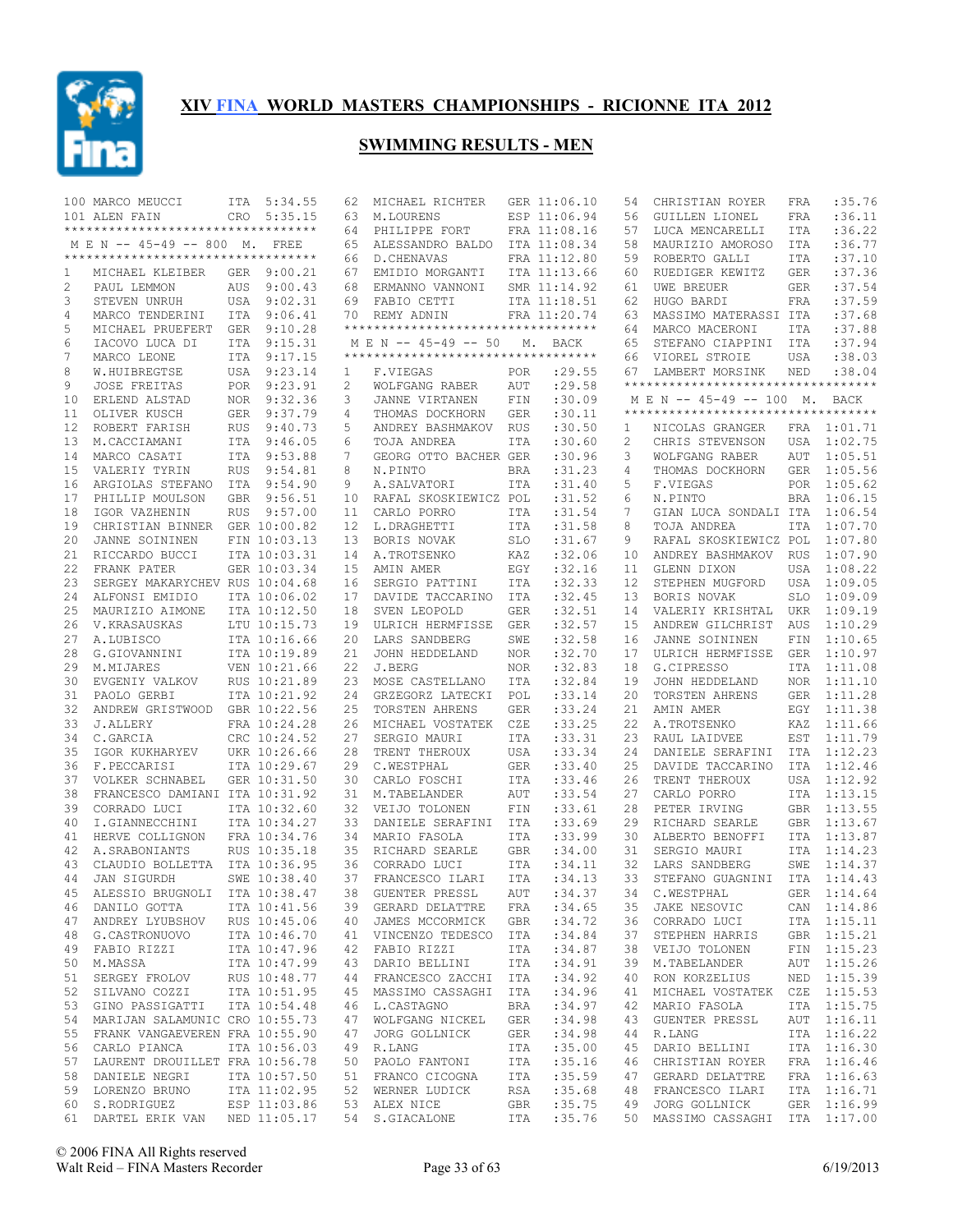# XIV FINA WORLD MASTERS CHAMPIONSHIPS - RICIONNE ITA 2012

## SWIMMING RESULTS - MEN

| Place | Name | Country | Time |
|---|---|---|---|
| 100 | MARCO MEUCCI | ITA | 5:34.55 |
| 101 | ALEN FAIN | CRO | 5:35.15 |

### M E N -- 45-49 -- 800 M. FREE

| Place | Name | Country | Time |
|---|---|---|---|
| 1 | MICHAEL KLEIBER | GER | 9:00.21 |
| 2 | PAUL LEMMON | AUS | 9:00.43 |
| 3 | STEVEN UNRUH | USA | 9:02.31 |
| 4 | MARCO TENDERINI | ITA | 9:06.41 |
| 5 | MICHAEL PRUEFERT | GER | 9:10.28 |
| 6 | IACOVO LUCA DI | ITA | 9:15.31 |
| 7 | MARCO LEONE | ITA | 9:17.15 |
| 8 | W.HUIBREGTSE | USA | 9:23.14 |
| 9 | JOSE FREITAS | POR | 9:23.91 |
| 10 | ERLEND ALSTAD | NOR | 9:32.36 |
| 11 | OLIVER KUSCH | GER | 9:37.79 |
| 12 | ROBERT FARISH | RUS | 9:40.73 |
| 13 | M.CACCIAMANI | ITA | 9:46.05 |
| 14 | MARCO CASATI | ITA | 9:53.88 |
| 15 | VALERIY TYRIN | RUS | 9:54.81 |
| 16 | ARGIOLAS STEFANO | ITA | 9:54.90 |
| 17 | PHILLIP MOULSON | GBR | 9:56.51 |
| 18 | IGOR VAZHENIN | RUS | 9:57.00 |
| 19 | CHRISTIAN BINNER | GER | 10:00.82 |
| 20 | JANNE SOININEN | FIN | 10:03.13 |
| 21 | RICCARDO BUCCI | ITA | 10:03.31 |
| 22 | FRANK PATER | GER | 10:03.34 |
| 23 | SERGEY MAKARYCHEV | RUS | 10:04.68 |
| 24 | ALFONSI EMIDIO | ITA | 10:06.02 |
| 25 | MAURIZIO AIMONE | ITA | 10:12.50 |
| 26 | V.KRASAUSKAS | LTU | 10:15.73 |
| 27 | A.LUBISCO | ITA | 10:16.66 |
| 28 | G.GIOVANNINI | ITA | 10:19.89 |
| 29 | M.MIJARES | VEN | 10:21.66 |
| 30 | EVGENIY VALKOV | RUS | 10:21.89 |
| 31 | PAOLO GERBI | ITA | 10:21.92 |
| 32 | ANDREW GRISTWOOD | GBR | 10:22.56 |
| 33 | J.ALLERY | FRA | 10:24.28 |
| 34 | C.GARCIA | CRC | 10:24.52 |
| 35 | IGOR KUKHARYEV | UKR | 10:26.66 |
| 36 | F.PECCARISI | ITA | 10:29.67 |
| 37 | VOLKER SCHNABEL | GER | 10:31.50 |
| 38 | FRANCESCO DAMIANI | ITA | 10:31.92 |
| 39 | CORRADO LUCI | ITA | 10:32.60 |
| 40 | I.GIANNECCHINI | ITA | 10:34.27 |
| 41 | HERVE COLLIGNON | FRA | 10:34.76 |
| 42 | A.SRABONIANTS | RUS | 10:35.18 |
| 43 | CLAUDIO BOLLETTA | ITA | 10:36.95 |
| 44 | JAN SIGURDH | SWE | 10:38.40 |
| 45 | ALESSIO BRUGNOLI | ITA | 10:38.47 |
| 46 | DANILO GOTTA | ITA | 10:41.56 |
| 47 | ANDREY LYUBSHOV | RUS | 10:45.06 |
| 48 | G.CASTRONUOVO | ITA | 10:46.70 |
| 49 | FABIO RIZZI | ITA | 10:47.96 |
| 50 | M.MASSA | ITA | 10:47.99 |
| 51 | SERGEY FROLOV | RUS | 10:48.77 |
| 52 | SILVANO COZZI | ITA | 10:51.95 |
| 53 | GINO PASSIGATTI | ITA | 10:54.48 |
| 54 | MARIJAN SALAMUNIC | CRO | 10:55.73 |
| 55 | FRANK VANGAEVEREN | FRA | 10:55.90 |
| 56 | CARLO PIANCA | ITA | 10:56.03 |
| 57 | LAURENT DROUILLET | FRA | 10:56.78 |
| 58 | DANIELE NEGRI | ITA | 10:57.50 |
| 59 | LORENZO BRUNO | ITA | 11:02.95 |
| 60 | S.RODRIGUEZ | ESP | 11:03.86 |
| 61 | DARTEL ERIK VAN | NED | 11:05.17 |
| 62 | MICHAEL RICHTER | GER | 11:06.10 |
| 63 | M.LOURENS | ESP | 11:06.94 |
| 64 | PHILIPPE FORT | FRA | 11:08.16 |
| 65 | ALESSANDRO BALDO | ITA | 11:08.34 |
| 66 | D.CHENAVAS | FRA | 11:12.80 |
| 67 | EMIDIO MORGANTI | ITA | 11:13.66 |
| 68 | ERMANNO VANNONI | SMR | 11:14.92 |
| 69 | FABIO CETTI | ITA | 11:18.51 |
| 70 | REMY ADNIN | FRA | 11:20.74 |

### M E N -- 45-49 -- 50 M. BACK

| Place | Name | Country | Time |
|---|---|---|---|
| 1 | F.VIEGAS | POR | :29.55 |
| 2 | WOLFGANG RABER | AUT | :29.58 |
| 3 | JANNE VIRTANEN | FIN | :30.09 |
| 4 | THOMAS DOCKHORN | GER | :30.11 |
| 5 | ANDREY BASHMAKOV | RUS | :30.50 |
| 6 | TOJA ANDREA | ITA | :30.60 |
| 7 | GEORG OTTO BACHER | GER | :30.96 |
| 8 | N.PINTO | BRA | :31.23 |
| 9 | A.SALVATORI | ITA | :31.40 |
| 10 | RAFAL SKOSKIEWICZ | POL | :31.52 |
| 11 | CARLO PORRO | ITA | :31.54 |
| 12 | L.DRAGHETTI | ITA | :31.58 |
| 13 | BORIS NOVAK | SLO | :31.67 |
| 14 | A.TROTSENKO | KAZ | :32.06 |
| 15 | AMIN AMER | EGY | :32.16 |
| 16 | SERGIO PATTINI | ITA | :32.33 |
| 17 | DAVIDE TACCARINO | ITA | :32.45 |
| 18 | SVEN LEOPOLD | GER | :32.51 |
| 19 | ULRICH HERMFISSE | GER | :32.57 |
| 20 | LARS SANDBERG | SWE | :32.58 |
| 21 | JOHN HEDDELAND | NOR | :32.70 |
| 22 | J.BERG | NOR | :32.83 |
| 23 | MOSE CASTELLANO | ITA | :32.84 |
| 24 | GRZEGORZ LATECKI | POL | :33.14 |
| 25 | TORSTEN AHRENS | GER | :33.24 |
| 26 | MICHAEL VOSTATEK | CZE | :33.25 |
| 27 | SERGIO MAURI | ITA | :33.31 |
| 28 | TRENT THEROUX | USA | :33.34 |
| 29 | C.WESTPHAL | GER | :33.40 |
| 30 | CARLO FOSCHI | ITA | :33.46 |
| 31 | M.TABELANDER | AUT | :33.54 |
| 32 | VEIJO TOLONEN | FIN | :33.61 |
| 33 | DANIELE SERAFINI | ITA | :33.69 |
| 34 | MARIO FASOLA | ITA | :33.99 |
| 35 | RICHARD SEARLE | GBR | :34.00 |
| 36 | CORRADO LUCI | ITA | :34.11 |
| 37 | FRANCESCO ILARI | ITA | :34.13 |
| 38 | GUENTER PRESSL | AUT | :34.37 |
| 39 | GERARD DELATTRE | FRA | :34.65 |
| 40 | JAMES MCCORMICK | GBR | :34.72 |
| 41 | VINCENZO TEDESCO | ITA | :34.84 |
| 42 | FABIO RIZZI | ITA | :34.87 |
| 43 | DARIO BELLINI | ITA | :34.91 |
| 44 | FRANCESCO ZACCHI | ITA | :34.92 |
| 45 | MASSIMO CASSAGHI | ITA | :34.96 |
| 46 | L.CASTAGNO | BRA | :34.97 |
| 47 | WOLFGANG NICKEL | GER | :34.98 |
| 47 | JORG GOLLNICK | GER | :34.98 |
| 49 | R.LANG | ITA | :35.00 |
| 50 | PAOLO FANTONI | ITA | :35.16 |
| 51 | FRANCO CICOGNA | ITA | :35.59 |
| 52 | WERNER LUDICK | RSA | :35.68 |
| 53 | ALEX NICE | GBR | :35.75 |
| 54 | S.GIACALONE | ITA | :35.76 |
| 54 | CHRISTIAN ROYER | FRA | :35.76 |
| 56 | GUILLEN LIONEL | FRA | :36.11 |
| 57 | LUCA MENCARELLI | ITA | :36.22 |
| 58 | MAURIZIO AMOROSO | ITA | :36.77 |
| 59 | ROBERTO GALLI | ITA | :37.10 |
| 60 | RUEDIGER KEWITZ | GER | :37.36 |
| 61 | UWE BREUER | GER | :37.54 |
| 62 | HUGO BARDI | FRA | :37.59 |
| 63 | MASSIMO MATERASSI | ITA | :37.68 |
| 64 | MARCO MACERONI | ITA | :37.88 |
| 65 | STEFANO CIAPPINI | ITA | :37.94 |
| 66 | VIOREL STROIE | USA | :38.03 |
| 67 | LAMBERT MORSINK | NED | :38.04 |

### M E N -- 45-49 -- 100 M. BACK

| Place | Name | Country | Time |
|---|---|---|---|
| 1 | NICOLAS GRANGER | FRA | 1:01.71 |
| 2 | CHRIS STEVENSON | USA | 1:02.75 |
| 3 | WOLFGANG RABER | AUT | 1:05.51 |
| 4 | THOMAS DOCKHORN | GER | 1:05.56 |
| 5 | F.VIEGAS | POR | 1:05.62 |
| 6 | N.PINTO | BRA | 1:06.15 |
| 7 | GIAN LUCA SONDALI | ITA | 1:06.54 |
| 8 | TOJA ANDREA | ITA | 1:07.70 |
| 9 | RAFAL SKOSKIEWICZ | POL | 1:07.80 |
| 10 | ANDREY BASHMAKOV | RUS | 1:07.90 |
| 11 | GLENN DIXON | USA | 1:08.22 |
| 12 | STEPHEN MUGFORD | USA | 1:09.05 |
| 13 | BORIS NOVAK | SLO | 1:09.09 |
| 14 | VALERIY KRISHTAL | UKR | 1:09.19 |
| 15 | ANDREW GILCHRIST | AUS | 1:10.29 |
| 16 | JANNE SOININEN | FIN | 1:10.65 |
| 17 | ULRICH HERMFISSE | GER | 1:10.97 |
| 18 | G.CIPRESSO | ITA | 1:11.08 |
| 19 | JOHN HEDDELAND | NOR | 1:11.10 |
| 20 | TORSTEN AHRENS | GER | 1:11.28 |
| 21 | AMIN AMER | EGY | 1:11.38 |
| 22 | A.TROTSENKO | KAZ | 1:11.66 |
| 23 | RAUL LAIDVEE | EST | 1:11.79 |
| 24 | DANIELE SERAFINI | ITA | 1:12.23 |
| 25 | DAVIDE TACCARINO | ITA | 1:12.46 |
| 26 | TRENT THEROUX | USA | 1:12.92 |
| 27 | CARLO PORRO | ITA | 1:13.15 |
| 28 | PETER IRVING | GBR | 1:13.55 |
| 29 | RICHARD SEARLE | GBR | 1:13.67 |
| 30 | ALBERTO BENOFFI | ITA | 1:13.87 |
| 31 | SERGIO MAURI | ITA | 1:14.23 |
| 32 | LARS SANDBERG | SWE | 1:14.37 |
| 33 | STEFANO GUAGNINI | ITA | 1:14.43 |
| 34 | C.WESTPHAL | GER | 1:14.64 |
| 35 | JAKE NESOVIC | CAN | 1:14.86 |
| 36 | CORRADO LUCI | ITA | 1:15.11 |
| 37 | STEPHEN HARRIS | GBR | 1:15.21 |
| 38 | VEIJO TOLONEN | FIN | 1:15.23 |
| 39 | M.TABELANDER | AUT | 1:15.26 |
| 40 | RON KORZELIUS | NED | 1:15.39 |
| 41 | MICHAEL VOSTATEK | CZE | 1:15.53 |
| 42 | MARIO FASOLA | ITA | 1:15.75 |
| 43 | GUENTER PRESSL | AUT | 1:16.22 |
| 44 | R.LANG | ITA | 1:16.22 |
| 45 | DARIO BELLINI | ITA | 1:16.30 |
| 46 | CHRISTIAN ROYER | FRA | 1:16.46 |
| 47 | GERARD DELATTRE | FRA | 1:16.63 |
| 48 | FRANCESCO ILARI | ITA | 1:16.71 |
| 49 | JORG GOLLNICK | GER | 1:16.99 |
| 50 | MASSIMO CASSAGHI | ITA | 1:17.00 |

© 2006 FINA All Rights reserved
Walt Reid – FINA Masters Recorder
6/19/2013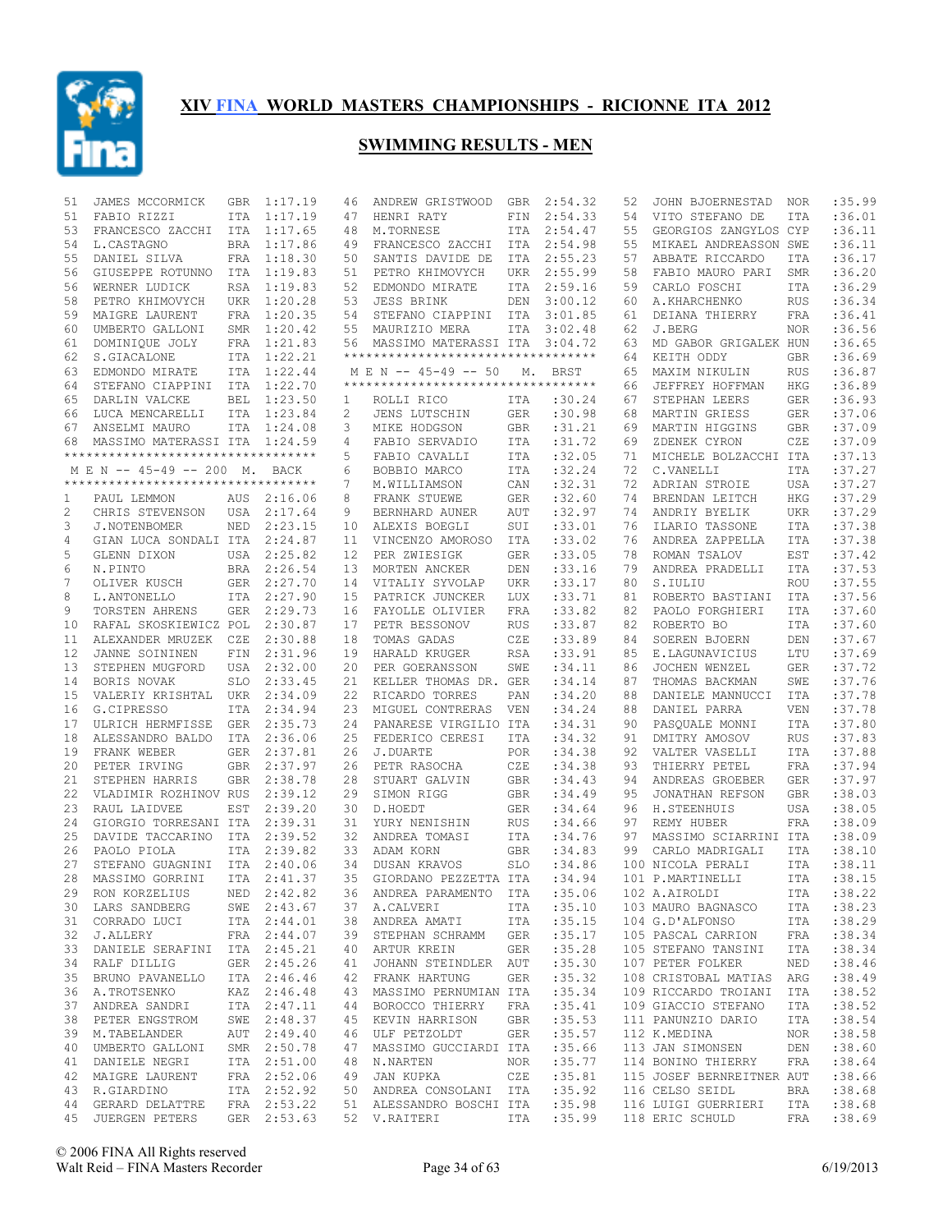# XIV FINA WORLD MASTERS CHAMPIONSHIPS - RICIONNE ITA 2012

## SWIMMING RESULTS - MEN

| Pl | Name | Nat | Time |
|---|---|---|---|
| 51 | JAMES MCCORMICK | GBR | 1:17.19 |
| 51 | FABIO RIZZI | ITA | 1:17.19 |
| 53 | FRANCESCO ZACCHI | ITA | 1:17.65 |
| 54 | L.CASTAGNO | BRA | 1:17.86 |
| 55 | DANIEL SILVA | FRA | 1:18.30 |
| 56 | GIUSEPPE ROTUNNO | ITA | 1:19.83 |
| 56 | WERNER LUDICK | RSA | 1:19.83 |
| 58 | PETRO KHIMOVYCH | UKR | 1:20.28 |
| 59 | MAIGRE LAURENT | FRA | 1:20.35 |
| 60 | UMBERTO GALLONI | SMR | 1:20.42 |
| 61 | DOMINIQUE JOLY | FRA | 1:21.83 |
| 62 | S.GIACALONE | ITA | 1:22.21 |
| 63 | EDMONDO MIRATE | ITA | 1:22.44 |
| 64 | STEFANO CIAPPINI | ITA | 1:22.70 |
| 65 | DARLIN VALCKE | BEL | 1:23.50 |
| 66 | LUCA MENCARELLI | ITA | 1:23.84 |
| 67 | ANSELMI MAURO | ITA | 1:24.08 |
| 68 | MASSIMO MATERASSI | ITA | 1:24.59 |

### M E N -- 45-49 -- 200 M. BACK

| Pl | Name | Nat | Time |
|---|---|---|---|
| 1 | PAUL LEMMON | AUS | 2:16.06 |
| 2 | CHRIS STEVENSON | USA | 2:17.64 |
| 3 | J.NOTENBOMER | NED | 2:23.15 |
| 4 | GIAN LUCA SONDALI | ITA | 2:24.87 |
| 5 | GLENN DIXON | USA | 2:25.82 |
| 6 | N.PINTO | BRA | 2:26.54 |
| 7 | OLIVER KUSCH | GER | 2:27.70 |
| 8 | L.ANTONELLO | ITA | 2:27.90 |
| 9 | TORSTEN AHRENS | GER | 2:29.73 |
| 10 | RAFAL SKOSKIEWICZ | POL | 2:30.87 |
| 11 | ALEXANDER MRUZEK | CZE | 2:30.88 |
| 12 | JANNE SOININEN | FIN | 2:31.96 |
| 13 | STEPHEN MUGFORD | USA | 2:32.00 |
| 14 | BORIS NOVAK | SLO | 2:33.45 |
| 15 | VALERIY KRISHTAL | UKR | 2:34.09 |
| 16 | G.CIPRESSO | ITA | 2:34.94 |
| 17 | ULRICH HERMFISSE | GER | 2:35.73 |
| 18 | ALESSANDRO BALDO | ITA | 2:36.06 |
| 19 | FRANK WEBER | GER | 2:37.81 |
| 20 | PETER IRVING | GBR | 2:37.97 |
| 21 | STEPHEN HARRIS | GBR | 2:38.78 |
| 22 | VLADIMIR ROZHINOV | RUS | 2:39.12 |
| 23 | RAUL LAIDVEE | EST | 2:39.20 |
| 24 | GIORGIO TORRESANI | ITA | 2:39.31 |
| 25 | DAVIDE TACCARINO | ITA | 2:39.52 |
| 26 | PAOLO PIOLA | ITA | 2:39.82 |
| 27 | STEFANO GUAGNINI | ITA | 2:40.06 |
| 28 | MASSIMO GORRINI | ITA | 2:41.37 |
| 29 | RON KORZELIUS | NED | 2:42.82 |
| 30 | LARS SANDBERG | SWE | 2:43.67 |
| 31 | CORRADO LUCI | ITA | 2:44.01 |
| 32 | J.ALLERY | FRA | 2:44.07 |
| 33 | DANIELE SERAFINI | ITA | 2:45.21 |
| 34 | RALF DILLIG | GER | 2:45.26 |
| 35 | BRUNO PAVANELLO | ITA | 2:46.46 |
| 36 | A.TROTSENKO | KAZ | 2:46.48 |
| 37 | ANDREA SANDRI | ITA | 2:47.11 |
| 38 | PETER ENGSTROM | SWE | 2:48.37 |
| 39 | M.TABELANDER | AUT | 2:49.40 |
| 40 | UMBERTO GALLONI | SMR | 2:50.78 |
| 41 | DANIELE NEGRI | ITA | 2:51.00 |
| 42 | MAIGRE LAURENT | FRA | 2:52.06 |
| 43 | R.GIARDINO | ITA | 2:52.92 |
| 44 | GERARD DELATTRE | FRA | 2:53.22 |
| 45 | JUERGEN PETERS | GER | 2:53.63 |
| 46 | ANDREW GRISTWOOD | GBR | 2:54.32 |
| 47 | HENRI RATY | FIN | 2:54.33 |
| 48 | M.TORNESE | ITA | 2:54.47 |
| 49 | FRANCESCO ZACCHI | ITA | 2:54.98 |
| 50 | SANTIS DAVIDE DE | ITA | 2:55.23 |
| 51 | PETRO KHIMOVYCH | UKR | 2:55.99 |
| 52 | EDMONDO MIRATE | ITA | 2:59.16 |
| 53 | JESS BRINK | DEN | 3:00.12 |
| 54 | STEFANO CIAPPINI | ITA | 3:01.85 |
| 55 | MAURIZIO MERA | ITA | 3:02.48 |
| 56 | MASSIMO MATERASSI | ITA | 3:04.72 |

### M E N -- 45-49 -- 50 M. BRST

| Pl | Name | Nat | Time |
|---|---|---|---|
| 1 | ROLLI RICO | ITA | :30.24 |
| 2 | JENS LUTSCHIN | GER | :30.98 |
| 3 | MIKE HODGSON | GBR | :31.21 |
| 4 | FABIO SERVADIO | ITA | :31.72 |
| 5 | FABIO CAVALLI | ITA | :32.05 |
| 6 | BOBBIO MARCO | ITA | :32.24 |
| 7 | M.WILLIAMSON | CAN | :32.31 |
| 8 | FRANK STUEWE | GER | :32.60 |
| 9 | BERNHARD AUNER | AUT | :32.97 |
| 10 | ALEXIS BOEGLI | SUI | :33.01 |
| 11 | VINCENZO AMOROSO | ITA | :33.02 |
| 12 | PER ZWIESIGK | GER | :33.05 |
| 13 | MORTEN ANCKER | DEN | :33.16 |
| 14 | VITALIY SYVOLAP | UKR | :33.17 |
| 15 | PATRICK JUNCKER | LUX | :33.71 |
| 16 | FAYOLLE OLIVIER | FRA | :33.82 |
| 17 | PETR BESSONOV | RUS | :33.87 |
| 18 | TOMAS GADAS | CZE | :33.89 |
| 19 | HARALD KRUGER | RSA | :33.91 |
| 20 | PER GOERANSSON | SWE | :34.11 |
| 21 | KELLER THOMAS DR. | GER | :34.14 |
| 22 | RICARDO TORRES | PAN | :34.20 |
| 23 | MIGUEL CONTRERAS | VEN | :34.24 |
| 24 | PANARESE VIRGILIO | ITA | :34.31 |
| 25 | FEDERICO CERESI | ITA | :34.32 |
| 26 | J.DUARTE | POR | :34.38 |
| 26 | PETR RASOCHA | CZE | :34.38 |
| 28 | STUART GALVIN | GBR | :34.43 |
| 29 | SIMON RIGG | GBR | :34.49 |
| 30 | D.HOEDT | GER | :34.64 |
| 31 | YURY NENISHIN | RUS | :34.66 |
| 32 | ANDREA TOMASI | ITA | :34.76 |
| 33 | ADAM KORN | GBR | :34.83 |
| 34 | DUSAN KRAVOS | SLO | :34.86 |
| 35 | GIORDANO PEZZETTA | ITA | :34.94 |
| 36 | ANDREA PARAMENTO | ITA | :35.06 |
| 37 | A.CALVERI | ITA | :35.10 |
| 38 | ANDREA AMATI | ITA | :35.15 |
| 39 | STEPHAN SCHRAMM | GER | :35.17 |
| 40 | ARTUR KREIN | GER | :35.28 |
| 41 | JOHANN STEINDLER | AUT | :35.30 |
| 42 | FRANK HARTUNG | GER | :35.32 |
| 43 | MASSIMO PERNUMIAN | ITA | :35.34 |
| 44 | BOROCCO THIERRY | FRA | :35.41 |
| 45 | KEVIN HARRISON | GBR | :35.53 |
| 46 | ULF PETZOLDT | GER | :35.57 |
| 47 | MASSIMO GUCCIARDI | ITA | :35.66 |
| 48 | N.NARTEN | NOR | :35.77 |
| 49 | JAN KUPKA | CZE | :35.81 |
| 50 | ANDREA CONSOLANI | ITA | :35.92 |
| 51 | ALESSANDRO BOSCHI | ITA | :35.98 |
| 52 | V.RAITERI | ITA | :35.99 |
| 52 | JOHN BJOERNESTAD | NOR | :35.99 |
| 54 | VITO STEFANO DE | ITA | :36.01 |
| 55 | GEORGIOS ZANGYLOS | CYP | :36.11 |
| 55 | MIKAEL ANDREASSON | SWE | :36.11 |
| 57 | ABBATE RICCARDO | ITA | :36.17 |
| 58 | FABIO MAURO PARI | SMR | :36.20 |
| 59 | CARLO FOSCHI | ITA | :36.29 |
| 60 | A.KHARCHENKO | RUS | :36.34 |
| 61 | DEIANA THIERRY | FRA | :36.41 |
| 62 | J.BERG | NOR | :36.56 |
| 63 | MD GABOR GRIGALEK | HUN | :36.65 |
| 64 | KEITH ODDY | GBR | :36.69 |
| 65 | MAXIM NIKULIN | RUS | :36.87 |
| 66 | JEFFREY HOFFMAN | HKG | :36.89 |
| 67 | STEPHAN LEERS | GER | :36.93 |
| 68 | MARTIN GRIESS | GER | :37.06 |
| 69 | MARTIN HIGGINS | GBR | :37.09 |
| 69 | ZDENEK CYRON | CZE | :37.09 |
| 71 | MICHELE BOLZACCHI | ITA | :37.13 |
| 72 | C.VANELLI | ITA | :37.27 |
| 72 | ADRIAN STROIE | USA | :37.27 |
| 74 | BRENDAN LEITCH | HKG | :37.29 |
| 74 | ANDRIY BYELIK | UKR | :37.29 |
| 76 | ILARIO TASSONE | ITA | :37.38 |
| 76 | ANDREA ZAPPELLA | ITA | :37.38 |
| 78 | ROMAN TSALOV | EST | :37.42 |
| 79 | ANDREA PRADELLI | ITA | :37.53 |
| 80 | S.IULIU | ROU | :37.55 |
| 81 | ROBERTO BASTIANI | ITA | :37.56 |
| 82 | PAOLO FORGHIERI | ITA | :37.60 |
| 82 | ROBERTO BO | ITA | :37.60 |
| 84 | SOEREN BJOERN | DEN | :37.67 |
| 85 | E.LAGUNAVICIUS | LTU | :37.69 |
| 86 | JOCHEN WENZEL | GER | :37.72 |
| 87 | THOMAS BACKMAN | SWE | :37.76 |
| 88 | DANIELE MANNUCCI | ITA | :37.78 |
| 88 | DANIEL PARRA | VEN | :37.78 |
| 90 | PASQUALE MONNI | ITA | :37.80 |
| 91 | DMITRY AMOSOV | RUS | :37.83 |
| 92 | VALTER VASELLI | ITA | :37.88 |
| 93 | THIERRY PETEL | FRA | :37.94 |
| 94 | ANDREAS GROEBER | GER | :37.97 |
| 95 | JONATHAN REFSON | GBR | :38.03 |
| 96 | H.STEENHUIS | USA | :38.05 |
| 97 | REMY HUBER | FRA | :38.09 |
| 97 | MASSIMO SCIARRINI | ITA | :38.09 |
| 99 | CARLO MADRIGALI | ITA | :38.10 |
| 100 | NICOLA PERALI | ITA | :38.11 |
| 101 | P.MARTINELLI | ITA | :38.15 |
| 102 | A.AIROLDI | ITA | :38.22 |
| 103 | MAURO BAGNASCO | ITA | :38.23 |
| 104 | G.D'ALFONSO | ITA | :38.29 |
| 105 | PASCAL CARRION | FRA | :38.34 |
| 105 | STEFANO TANSINI | ITA | :38.34 |
| 107 | PETER FOLKER | NED | :38.46 |
| 108 | CRISTOBAL MATIAS | ARG | :38.49 |
| 109 | RICCARDO TROIANI | ITA | :38.52 |
| 109 | GIACCIO STEFANO | ITA | :38.52 |
| 111 | PANUNZIO DARIO | ITA | :38.54 |
| 112 | K.MEDINA | NOR | :38.58 |
| 113 | JAN SIMONSEN | DEN | :38.60 |
| 114 | BONINO THIERRY | FRA | :38.64 |
| 115 | JOSEF BERNREITNER | AUT | :38.66 |
| 116 | CELSO SEIDL | BRA | :38.68 |
| 116 | LUIGI GUERRIERI | ITA | :38.68 |
| 118 | ERIC SCHULD | FRA | :38.69 |

© 2006 FINA All Rights reserved
Walt Reid – FINA Masters Recorder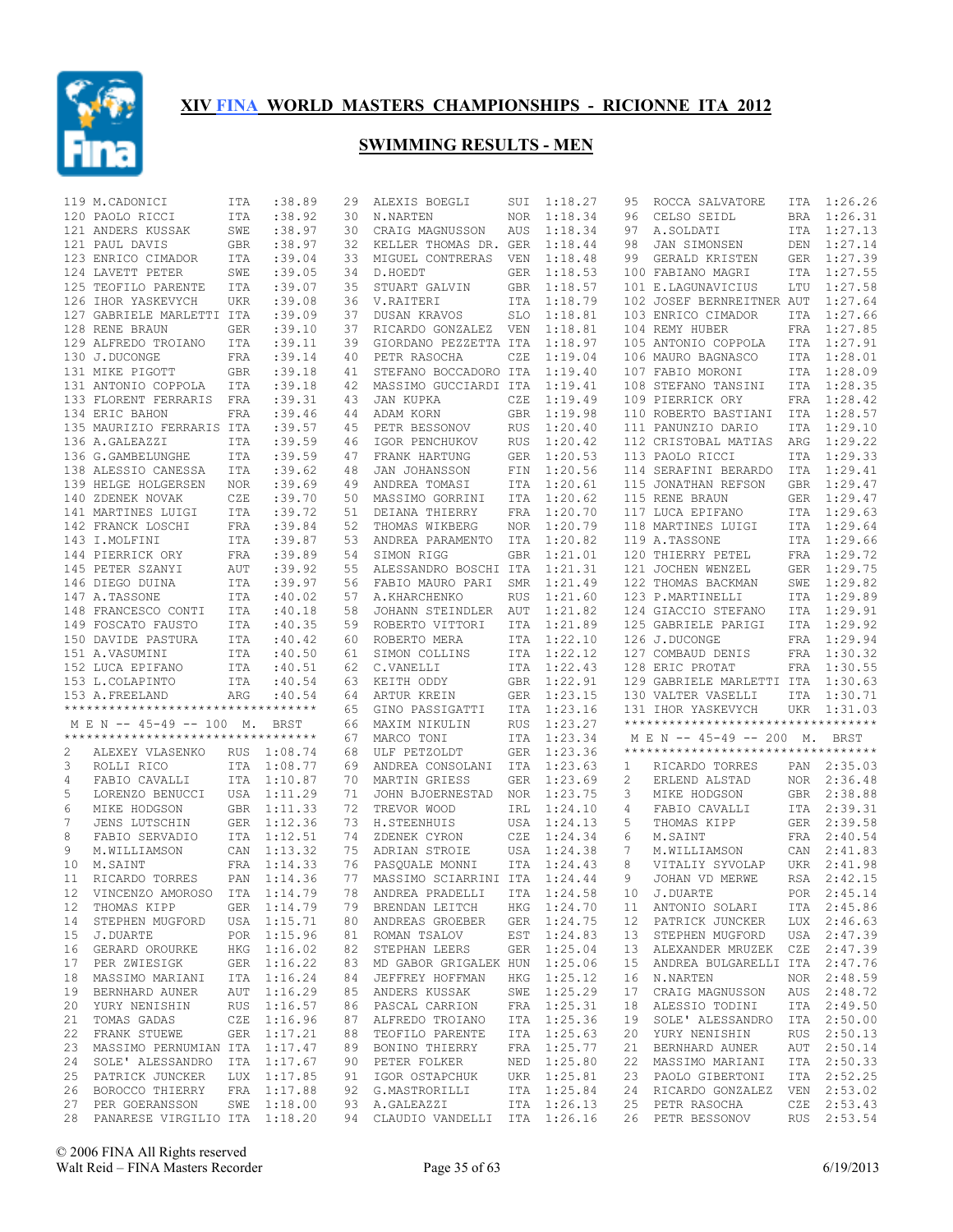# XIV FINA WORLD MASTERS CHAMPIONSHIPS - RICIONNE ITA 2012

## SWIMMING RESULTS - MEN

| Place | Name | Country | Time |
|---|---|---|---|
| 119 | M.CADONICI | ITA | :38.89 |
| 120 | PAOLO RICCI | ITA | :38.92 |
| 121 | ANDERS KUSSAK | SWE | :38.97 |
| 121 | PAUL DAVIS | GBR | :38.97 |
| 123 | ENRICO CIMADOR | ITA | :39.04 |
| 124 | LAVETT PETER | SWE | :39.05 |
| 125 | TEOFILO PARENTE | ITA | :39.07 |
| 126 | IHOR YASKEVYCH | UKR | :39.08 |
| 127 | GABRIELE MARLETTI | ITA | :39.09 |
| 128 | RENE BRAUN | GER | :39.10 |
| 129 | ALFREDO TROIANO | ITA | :39.11 |
| 130 | J.DUCONGE | FRA | :39.14 |
| 131 | MIKE PIGOTT | GBR | :39.18 |
| 131 | ANTONIO COPPOLA | ITA | :39.18 |
| 133 | FLORENT FERRARIS | FRA | :39.31 |
| 134 | ERIC BAHON | FRA | :39.46 |
| 135 | MAURIZIO FERRARIS | ITA | :39.57 |
| 136 | A.GALEAZZI | ITA | :39.59 |
| 136 | G.GAMBELUNGHE | ITA | :39.59 |
| 138 | ALESSIO CANESSA | ITA | :39.62 |
| 139 | HELGE HOLGERSEN | NOR | :39.69 |
| 140 | ZDENEK NOVAK | CZE | :39.70 |
| 141 | MARTINES LUIGI | ITA | :39.72 |
| 142 | FRANCK LOSCHI | FRA | :39.84 |
| 143 | I.MOLFINI | ITA | :39.87 |
| 144 | PIERRICK ORY | FRA | :39.89 |
| 145 | PETER SZANYI | AUT | :39.92 |
| 146 | DIEGO DUINA | ITA | :39.97 |
| 147 | A.TASSONE | ITA | :40.02 |
| 148 | FRANCESCO CONTI | ITA | :40.18 |
| 149 | FOSCATO FAUSTO | ITA | :40.35 |
| 150 | DAVIDE PASTURA | ITA | :40.42 |
| 151 | A.VASUMINI | ITA | :40.50 |
| 152 | LUCA EPIFANO | ITA | :40.51 |
| 153 | L.COLAPINTO | ITA | :40.54 |
| 153 | A.FREELAND | ARG | :40.54 |

### M E N -- 45-49 -- 100 M. BRST

| Place | Name | Country | Time |
|---|---|---|---|
| 2 | ALEXEY VLASENKO | RUS | 1:08.74 |
| 3 | ROLLI RICO | ITA | 1:08.77 |
| 4 | FABIO CAVALLI | ITA | 1:10.87 |
| 5 | LORENZO BENUCCI | USA | 1:11.29 |
| 6 | MIKE HODGSON | GBR | 1:11.33 |
| 7 | JENS LUTSCHIN | GER | 1:12.36 |
| 8 | FABIO SERVADIO | ITA | 1:12.51 |
| 9 | M.WILLIAMSON | CAN | 1:13.32 |
| 10 | M.SAINT | FRA | 1:14.33 |
| 11 | RICARDO TORRES | PAN | 1:14.36 |
| 12 | VINCENZO AMOROSO | ITA | 1:14.79 |
| 12 | THOMAS KIPP | GER | 1:14.79 |
| 14 | STEPHEN MUGFORD | USA | 1:15.71 |
| 15 | J.DUARTE | POR | 1:15.96 |
| 16 | GERARD OROURKE | HKG | 1:16.02 |
| 17 | PER ZWIESIGK | GER | 1:16.22 |
| 18 | MASSIMO MARIANI | ITA | 1:16.24 |
| 19 | BERNHARD AUNER | AUT | 1:16.29 |
| 20 | YURY NENISHIN | RUS | 1:16.57 |
| 21 | TOMAS GADAS | CZE | 1:16.96 |
| 22 | FRANK STUEWE | GER | 1:17.21 |
| 23 | MASSIMO PERNUMIAN | ITA | 1:17.47 |
| 24 | SOLE' ALESSANDRO | ITA | 1:17.67 |
| 25 | PATRICK JUNCKER | LUX | 1:17.85 |
| 26 | BOROCCO THIERRY | FRA | 1:17.88 |
| 27 | PER GOERANSSON | SWE | 1:18.00 |
| 28 | PANARESE VIRGILIO | ITA | 1:18.20 |
| 29 | ALEXIS BOEGLI | SUI | 1:18.27 |
| 30 | N.NARTEN | NOR | 1:18.34 |
| 30 | CRAIG MAGNUSSON | AUS | 1:18.34 |
| 32 | KELLER THOMAS DR. | GER | 1:18.44 |
| 33 | MIGUEL CONTRERAS | VEN | 1:18.48 |
| 34 | D.HOEDT | GER | 1:18.53 |
| 35 | STUART GALVIN | GBR | 1:18.57 |
| 36 | V.RAITERI | ITA | 1:18.79 |
| 37 | DUSAN KRAVOS | SLO | 1:18.81 |
| 37 | RICARDO GONZALEZ | VEN | 1:18.81 |
| 39 | GIORDANO PEZZETTA | ITA | 1:18.97 |
| 40 | PETR RASOCHA | CZE | 1:19.04 |
| 41 | STEFANO BOCCADORO | ITA | 1:19.40 |
| 42 | MASSIMO GUCCIARDI | ITA | 1:19.41 |
| 43 | JAN KUPKA | CZE | 1:19.49 |
| 44 | ADAM KORN | GBR | 1:19.98 |
| 45 | PETR BESSONOV | RUS | 1:20.40 |
| 46 | IGOR PENCHUKOV | RUS | 1:20.42 |
| 47 | FRANK HARTUNG | GER | 1:20.53 |
| 48 | JAN JOHANSSON | FIN | 1:20.56 |
| 49 | ANDREA TOMASI | ITA | 1:20.61 |
| 50 | MASSIMO GORRINI | ITA | 1:20.62 |
| 51 | DEIANA THIERRY | FRA | 1:20.70 |
| 52 | THOMAS WIKBERG | NOR | 1:20.79 |
| 53 | ANDREA PARAMENTO | ITA | 1:20.82 |
| 54 | SIMON RIGG | GBR | 1:21.01 |
| 55 | ALESSANDRO BOSCHI | ITA | 1:21.31 |
| 56 | FABIO MAURO PARI | SMR | 1:21.49 |
| 57 | A.KHARCHENKO | RUS | 1:21.60 |
| 58 | JOHANN STEINDLER | AUT | 1:21.82 |
| 59 | ROBERTO VITTORI | ITA | 1:21.89 |
| 60 | ROBERTO MERA | ITA | 1:22.10 |
| 61 | SIMON COLLINS | ITA | 1:22.12 |
| 62 | C.VANELLI | ITA | 1:22.43 |
| 63 | KEITH ODDY | GBR | 1:22.91 |
| 64 | ARTUR KREIN | GER | 1:23.15 |
| 65 | GINO PASSIGATTI | ITA | 1:23.16 |
| 66 | MAXIM NIKULIN | RUS | 1:23.27 |
| 67 | MARCO TONI | ITA | 1:23.34 |
| 68 | ULF PETZOLDT | GER | 1:23.36 |
| 69 | ANDREA CONSOLANI | ITA | 1:23.63 |
| 70 | MARTIN GRIESS | GER | 1:23.69 |
| 71 | JOHN BJOERNESTAD | NOR | 1:23.75 |
| 72 | TREVOR WOOD | IRL | 1:24.10 |
| 73 | H.STEENHUIS | USA | 1:24.13 |
| 74 | ZDENEK CYRON | CZE | 1:24.34 |
| 75 | ADRIAN STROIE | USA | 1:24.38 |
| 76 | PASQUALE MONNI | ITA | 1:24.43 |
| 77 | MASSIMO SCIARRINI | ITA | 1:24.44 |
| 78 | ANDREA PRADELLI | ITA | 1:24.58 |
| 79 | BRENDAN LEITCH | HKG | 1:24.70 |
| 80 | ANDREAS GROEBER | GER | 1:24.75 |
| 81 | ROMAN TSALOV | EST | 1:24.83 |
| 82 | STEPHAN LEERS | GER | 1:25.04 |
| 83 | MD GABOR GRIGALEK | HUN | 1:25.06 |
| 84 | JEFFREY HOFFMAN | HKG | 1:25.12 |
| 85 | ANDERS KUSSAK | SWE | 1:25.29 |
| 86 | PASCAL CARRION | FRA | 1:25.31 |
| 87 | ALFREDO TROIANO | ITA | 1:25.36 |
| 88 | TEOFILO PARENTE | ITA | 1:25.63 |
| 89 | BONINO THIERRY | FRA | 1:25.77 |
| 90 | PETER FOLKER | NED | 1:25.80 |
| 91 | IGOR OSTAPCHUK | UKR | 1:25.81 |
| 92 | G.MASTRORILLI | ITA | 1:25.84 |
| 93 | A.GALEAZZI | ITA | 1:26.13 |
| 94 | CLAUDIO VANDELLI | ITA | 1:26.16 |
| 95 | ROCCA SALVATORE | ITA | 1:26.26 |
| 96 | CELSO SEIDL | BRA | 1:26.31 |
| 97 | A.SOLDATI | ITA | 1:27.13 |
| 98 | JAN SIMONSEN | DEN | 1:27.14 |
| 99 | GERALD KRISTEN | GER | 1:27.39 |
| 100 | FABIANO MAGRI | ITA | 1:27.55 |
| 101 | E.LAGUNAVICIUS | LTU | 1:27.58 |
| 102 | JOSEF BERNREITNER | AUT | 1:27.64 |
| 103 | ENRICO CIMADOR | ITA | 1:27.66 |
| 104 | REMY HUBER | FRA | 1:27.85 |
| 105 | ANTONIO COPPOLA | ITA | 1:27.91 |
| 106 | MAURO BAGNASCO | ITA | 1:28.01 |
| 107 | FABIO MORONI | ITA | 1:28.09 |
| 108 | STEFANO TANSINI | ITA | 1:28.35 |
| 109 | PIERRICK ORY | FRA | 1:28.42 |
| 110 | ROBERTO BASTIANI | ITA | 1:28.57 |
| 111 | PANUNZIO DARIO | ITA | 1:29.10 |
| 112 | CRISTOBAL MATIAS | ARG | 1:29.22 |
| 113 | PAOLO RICCI | ITA | 1:29.33 |
| 114 | SERAFINI BERARDO | ITA | 1:29.41 |
| 115 | JONATHAN REFSON | GBR | 1:29.47 |
| 115 | RENE BRAUN | GER | 1:29.47 |
| 117 | LUCA EPIFANO | ITA | 1:29.63 |
| 118 | MARTINES LUIGI | ITA | 1:29.64 |
| 119 | A.TASSONE | ITA | 1:29.66 |
| 120 | THIERRY PETEL | FRA | 1:29.72 |
| 121 | JOCHEN WENZEL | GER | 1:29.75 |
| 122 | THOMAS BACKMAN | SWE | 1:29.82 |
| 123 | P.MARTINELLI | ITA | 1:29.89 |
| 124 | GIACCIO STEFANO | ITA | 1:29.91 |
| 125 | GABRIELE PARIGI | ITA | 1:29.92 |
| 126 | J.DUCONGE | FRA | 1:29.94 |
| 127 | COMBAUD DENIS | FRA | 1:30.32 |
| 128 | ERIC PROTAT | FRA | 1:30.55 |
| 129 | GABRIELE MARLETTI | ITA | 1:30.63 |
| 130 | VALTER VASELLI | ITA | 1:30.71 |
| 131 | IHOR YASKEVYCH | UKR | 1:31.03 |

### M E N -- 45-49 -- 200 M. BRST

| Place | Name | Country | Time |
|---|---|---|---|
| 1 | RICARDO TORRES | PAN | 2:35.03 |
| 2 | ERLEND ALSTAD | NOR | 2:36.48 |
| 3 | MIKE HODGSON | GBR | 2:38.88 |
| 4 | FABIO CAVALLI | ITA | 2:39.31 |
| 5 | THOMAS KIPP | GER | 2:39.58 |
| 6 | M.SAINT | FRA | 2:40.54 |
| 7 | M.WILLIAMSON | CAN | 2:41.83 |
| 8 | VITALIY SYVOLAP | UKR | 2:41.98 |
| 9 | JOHAN VD MERWE | RSA | 2:42.15 |
| 10 | J.DUARTE | POR | 2:45.14 |
| 11 | ANTONIO SOLARI | ITA | 2:45.86 |
| 12 | PATRICK JUNCKER | LUX | 2:46.63 |
| 13 | STEPHEN MUGFORD | USA | 2:47.39 |
| 13 | ALEXANDER MRUZEK | CZE | 2:47.39 |
| 15 | ANDREA BULGARELLI | ITA | 2:47.76 |
| 16 | N.NARTEN | NOR | 2:48.59 |
| 17 | CRAIG MAGNUSSON | AUS | 2:48.72 |
| 18 | ALESSIO TODINI | ITA | 2:49.50 |
| 19 | SOLE' ALESSANDRO | ITA | 2:50.00 |
| 20 | YURY NENISHIN | RUS | 2:50.13 |
| 21 | BERNHARD AUNER | AUT | 2:50.14 |
| 22 | MASSIMO MARIANI | ITA | 2:50.33 |
| 23 | PAOLO GIBERTONI | ITA | 2:52.25 |
| 24 | RICARDO GONZALEZ | VEN | 2:53.02 |
| 25 | PETR RASOCHA | CZE | 2:53.43 |
| 26 | PETR BESSONOV | RUS | 2:53.54 |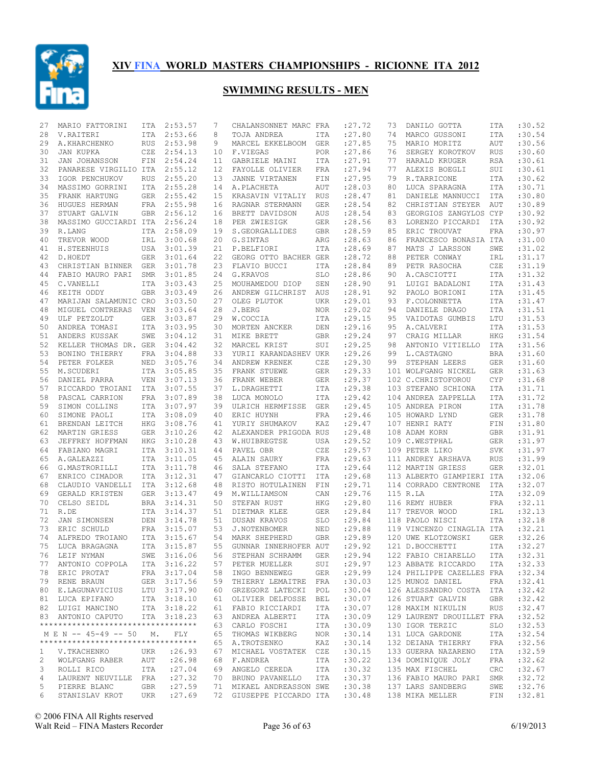# XIV FINA WORLD MASTERS CHAMPIONSHIPS - RICIONNE ITA 2012

## SWIMMING RESULTS - MEN

| Place | Name | Country | Time |
|---|---|---|---|
| 27 | MARIO FATTORINI | ITA | 2:53.57 |
| 28 | V.RAITERI | ITA | 2:53.66 |
| 29 | A.KHARCHENKO | RUS | 2:53.98 |
| 30 | JAN KUPKA | CZE | 2:54.13 |
| 31 | JAN JOHANSSON | FIN | 2:54.24 |
| 32 | PANARESE VIRGILIO | ITA | 2:55.12 |
| 33 | IGOR PENCHUKOV | RUS | 2:55.20 |
| 34 | MASSIMO GORRINI | ITA | 2:55.28 |
| 35 | FRANK HARTUNG | GER | 2:55.42 |
| 36 | HUGUES HERMAN | FRA | 2:55.98 |
| 37 | STUART GALVIN | GBR | 2:56.12 |
| 38 | MASSIMO GUCCIARDI | ITA | 2:56.24 |
| 39 | R.LANG | ITA | 2:58.09 |
| 40 | TREVOR WOOD | IRL | 3:00.68 |
| 41 | H.STEENHUIS | USA | 3:01.39 |
| 42 | D.HOEDT | GER | 3:01.64 |
| 43 | CHRISTIAN BINNER | GER | 3:01.78 |
| 44 | FABIO MAURO PARI | SMR | 3:01.85 |
| 45 | C.VANELLI | ITA | 3:03.43 |
| 46 | KEITH ODDY | GBR | 3:03.49 |
| 47 | MARIJAN SALAMUNIC | CRO | 3:03.50 |
| 48 | MIGUEL CONTRERAS | VEN | 3:03.64 |
| 49 | ULF PETZOLDT | GER | 3:03.87 |
| 50 | ANDREA TOMASI | ITA | 3:03.95 |
| 51 | ANDERS KUSSAK | SWE | 3:04.12 |
| 52 | KELLER THOMAS DR. | GER | 3:04.42 |
| 53 | BONINO THIERRY | FRA | 3:04.88 |
| 54 | PETER FOLKER | NED | 3:05.76 |
| 55 | M.SCUDERI | ITA | 3:05.85 |
| 56 | DANIEL PARRA | VEN | 3:07.13 |
| 57 | RICCARDO TROIANI | ITA | 3:07.55 |
| 58 | PASCAL CARRION | FRA | 3:07.89 |
| 59 | SIMON COLLINS | ITA | 3:07.97 |
| 60 | SIMONE PAOLI | ITA | 3:08.09 |
| 61 | BRENDAN LEITCH | HKG | 3:08.76 |
| 62 | MARTIN GRIESS | GER | 3:10.26 |
| 63 | JEFFREY HOFFMAN | HKG | 3:10.28 |
| 64 | FABIANO MAGRI | ITA | 3:10.31 |
| 65 | A.GALEAZZI | ITA | 3:11.05 |
| 66 | G.MASTRORILLI | ITA | 3:11.78 |
| 67 | ENRICO CIMADOR | ITA | 3:12.31 |
| 68 | CLAUDIO VANDELLI | ITA | 3:12.68 |
| 69 | GERALD KRISTEN | GER | 3:13.47 |
| 70 | CELSO SEIDL | BRA | 3:14.31 |
| 71 | R.DE | ITA | 3:14.37 |
| 72 | JAN SIMONSEN | DEN | 3:14.78 |
| 73 | ERIC SCHULD | FRA | 3:15.07 |
| 74 | ALFREDO TROIANO | ITA | 3:15.67 |
| 75 | LUCA BRAGAGNA | ITA | 3:15.87 |
| 76 | LEIF NYMAN | SWE | 3:16.06 |
| 77 | ANTONIO COPPOLA | ITA | 3:16.22 |
| 78 | ERIC PROTAT | FRA | 3:17.04 |
| 79 | RENE BRAUN | GER | 3:17.56 |
| 80 | E.LAGUNAVICIUS | LTU | 3:17.90 |
| 81 | LUCA EPIFANO | ITA | 3:18.10 |
| 82 | LUIGI MANCINO | ITA | 3:18.22 |
| 83 | ANTONIO CAPUTO | ITA | 3:18.23 |

*********************************

M E N -- 45-49 -- 50 M. FLY

*********************************

| Place | Name | Country | Time |
|---|---|---|---|
| 1 | V.TKACHENKO | UKR | :26.93 |
| 2 | WOLFGANG RABER | AUT | :26.98 |
| 3 | ROLLI RICO | ITA | :27.04 |
| 4 | LAURENT NEUVILLE | FRA | :27.32 |
| 5 | PIERRE BLANC | GBR | :27.59 |
| 6 | STANISLAV KROT | UKR | :27.69 |
| 7 | CHALANSONNET MARC | FRA | :27.72 |
| 8 | TOJA ANDREA | ITA | :27.80 |
| 9 | MARCEL EKKELBOOM | GER | :27.85 |
| 10 | F.VIEGAS | POR | :27.86 |
| 11 | GABRIELE MAINI | ITA | :27.91 |
| 12 | FAYOLLE OLIVIER | FRA | :27.94 |
| 13 | JANNE VIRTANEN | FIN | :27.95 |
| 14 | A.PLACHETA | AUT | :28.03 |
| 15 | KRASAVIN VITALIY | RUS | :28.47 |
| 16 | RAGNAR STERMANN | GER | :28.54 |
| 16 | BRETT DAVIDSON | AUS | :28.54 |
| 18 | PER ZWIESIGK | GER | :28.56 |
| 19 | S.GEORGALLIDES | GBR | :28.59 |
| 20 | G.SINTAS | ARG | :28.63 |
| 21 | P.BELFIORI | ITA | :28.69 |
| 22 | GEORG OTTO BACHER | GER | :28.72 |
| 23 | FLAVIO BUCCI | ITA | :28.84 |
| 24 | G.KRAVOS | SLO | :28.86 |
| 25 | MOUHAMEDOU DIOP | SEN | :28.90 |
| 26 | ANDREW GILCHRIST | AUS | :28.91 |
| 27 | OLEG PLUTOK | UKR | :29.01 |
| 28 | J.BERG | NOR | :29.02 |
| 29 | W.COCCIA | ITA | :29.15 |
| 30 | MORTEN ANCKER | DEN | :29.16 |
| 31 | MIKE BRETT | GBR | :29.24 |
| 32 | MARCEL KRIST | SUI | :29.25 |
| 33 | YURII KARANDASHEV | UKR | :29.26 |
| 34 | ANDREW KRENEK | CZE | :29.30 |
| 35 | FRANK STUEWE | GER | :29.33 |
| 36 | FRANK WEBER | GER | :29.37 |
| 37 | L.DRAGHETTI | ITA | :29.38 |
| 38 | LUCA MONOLO | ITA | :29.42 |
| 39 | ULRICH HERMFISSE | GER | :29.45 |
| 40 | ERIC HUYNH | FRA | :29.46 |
| 41 | YURIY SHUMAKOV | KAZ | :29.47 |
| 42 | ALEXANDER PRIGODA | RUS | :29.48 |
| 43 | W.HUIBREGTSE | USA | :29.52 |
| 44 | PAVEL OBR | CZE | :29.57 |
| 45 | ALAIN SAURY | FRA | :29.63 |
| 46 | SALA STEFANO | ITA | :29.64 |
| 47 | GIANCARLO CIOTTI | ITA | :29.68 |
| 48 | RISTO HOTULAINEN | FIN | :29.71 |
| 49 | M.WILLIAMSON | CAN | :29.76 |
| 50 | STEFAN RUST | HKG | :29.80 |
| 51 | DIETMAR KLEE | GER | :29.84 |
| 51 | DUSAN KRAVOS | SLO | :29.84 |
| 53 | J.NOTENBOMER | NED | :29.88 |
| 54 | MARK SHEPHERD | GBR | :29.89 |
| 55 | GUNNAR INNERHOFER | AUT | :29.92 |
| 56 | STEPHAN SCHRAMM | GER | :29.94 |
| 57 | PETER MUELLER | SUI | :29.97 |
| 58 | INGO BENNEWEG | GER | :29.99 |
| 59 | THIERRY LEMAITRE | FRA | :30.03 |
| 60 | GRZEGORZ LATECKI | POL | :30.04 |
| 61 | OLIVIER DELFOSSE | BEL | :30.07 |
| 61 | FABIO RICCIARDI | ITA | :30.07 |
| 63 | ANDREA ALBERTI | ITA | :30.09 |
| 63 | CARLO FOSCHI | ITA | :30.09 |
| 65 | THOMAS WIKBERG | NOR | :30.14 |
| 65 | A.TROTSENKO | KAZ | :30.14 |
| 67 | MICHAEL VOSTATEK | CZE | :30.15 |
| 68 | F.ANDREA | ITA | :30.22 |
| 69 | ANGELO CEREDA | ITA | :30.32 |
| 70 | BRUNO PAVANELLO | ITA | :30.37 |
| 71 | MIKAEL ANDREASSON | SWE | :30.38 |
| 72 | GIUSEPPE PICCARDO | ITA | :30.48 |
| 73 | DANILO GOTTA | ITA | :30.52 |
| 74 | MARCO GUSSONI | ITA | :30.54 |
| 75 | MARIO MORITZ | AUT | :30.56 |
| 76 | SERGEY KOROTKOV | RUS | :30.60 |
| 77 | HARALD KRUGER | RSA | :30.61 |
| 77 | ALEXIS BOEGLI | SUI | :30.61 |
| 79 | R.TARRICONE | ITA | :30.62 |
| 80 | LUCA SPARAGNA | ITA | :30.71 |
| 81 | DANIELE MANNUCCI | ITA | :30.80 |
| 82 | CHRISTIAN STEYER | AUT | :30.89 |
| 83 | GEORGIOS ZANGYLOS | CYP | :30.92 |
| 83 | LORENZO PICCARDI | ITA | :30.92 |
| 85 | ERIC TROUVAT | FRA | :30.97 |
| 86 | FRANCESCO BONASIA | ITA | :31.00 |
| 87 | MATS J LARSSON | SWE | :31.02 |
| 88 | PETER CONWAY | IRL | :31.17 |
| 89 | PETR RASOCHA | CZE | :31.19 |
| 90 | A.CASCIOTTI | ITA | :31.32 |
| 91 | LUIGI BADALONI | ITA | :31.43 |
| 92 | PAOLO BORIONI | ITA | :31.45 |
| 93 | F.COLONNETTA | ITA | :31.47 |
| 94 | DANIELE DRAGO | ITA | :31.51 |
| 95 | VAIDOTAS GUMBIS | LTU | :31.53 |
| 95 | A.CALVERI | ITA | :31.53 |
| 97 | CRAIG MILLAR | HKG | :31.54 |
| 98 | ANTONIO VITIELLO | ITA | :31.56 |
| 99 | L.CASTAGNO | BRA | :31.60 |
| 99 | STEPHAN LEERS | GER | :31.60 |
| 101 | WOLFGANG NICKEL | GER | :31.63 |
| 102 | C.CHRISTOFOROU | CYP | :31.68 |
| 103 | STEFANO SCHIONA | ITA | :31.71 |
| 104 | ANDREA ZAPPELLA | ITA | :31.72 |
| 105 | ANDREA PIRON | ITA | :31.78 |
| 105 | HOWARD LYND | GER | :31.78 |
| 107 | HENRI RATY | FIN | :31.80 |
| 108 | ADAM KORN | GBR | :31.91 |
| 109 | C.WESTPHAL | GER | :31.97 |
| 109 | PETER LIKO | SVK | :31.97 |
| 111 | ANDREY ARSHAVA | RUS | :31.99 |
| 112 | MARTIN GRIESS | GER | :32.01 |
| 113 | ALBERTO GIAMPIERI | ITA | :32.06 |
| 114 | CORRADO CENTRONE | ITA | :32.07 |
| 115 | R.LA | ITA | :32.09 |
| 116 | REMY HUBER | FRA | :32.11 |
| 117 | TREVOR WOOD | IRL | :32.13 |
| 118 | PAOLO NISCI | ITA | :32.18 |
| 119 | VINCENZO CINAGLIA | ITA | :32.21 |
| 120 | UWE KLOTZOWSKI | GER | :32.26 |
| 121 | D.BOCCHETTI | ITA | :32.27 |
| 122 | FABIO CHIARELLO | ITA | :32.31 |
| 123 | ABBATE RICCARDO | ITA | :32.33 |
| 124 | PHILIPPE CAZELLES | FRA | :32.34 |
| 125 | MUNOZ DANIEL | FRA | :32.41 |
| 126 | ALESSANDRO COSTA | ITA | :32.42 |
| 126 | STUART GALVIN | GBR | :32.42 |
| 128 | MAXIM NIKULIN | RUS | :32.47 |
| 129 | LAURENT DROUILLET | FRA | :32.52 |
| 130 | IGOR TERZIC | SLO | :32.53 |
| 131 | LUCA GARDONE | ITA | :32.54 |
| 132 | DEIANA THIERRY | FRA | :32.56 |
| 133 | GUERRA NAZARENO | ITA | :32.59 |
| 134 | DOMINIQUE JOLY | FRA | :32.62 |
| 135 | MAX FISCHEL | CRC | :32.67 |
| 136 | FABIO MAURO PARI | SMR | :32.72 |
| 137 | LARS SANDBERG | SWE | :32.76 |
| 138 | MIKA MELLER | FIN | :32.81 |

© 2006 FINA All Rights reserved
Walt Reid – FINA Masters Recorder
6/19/2013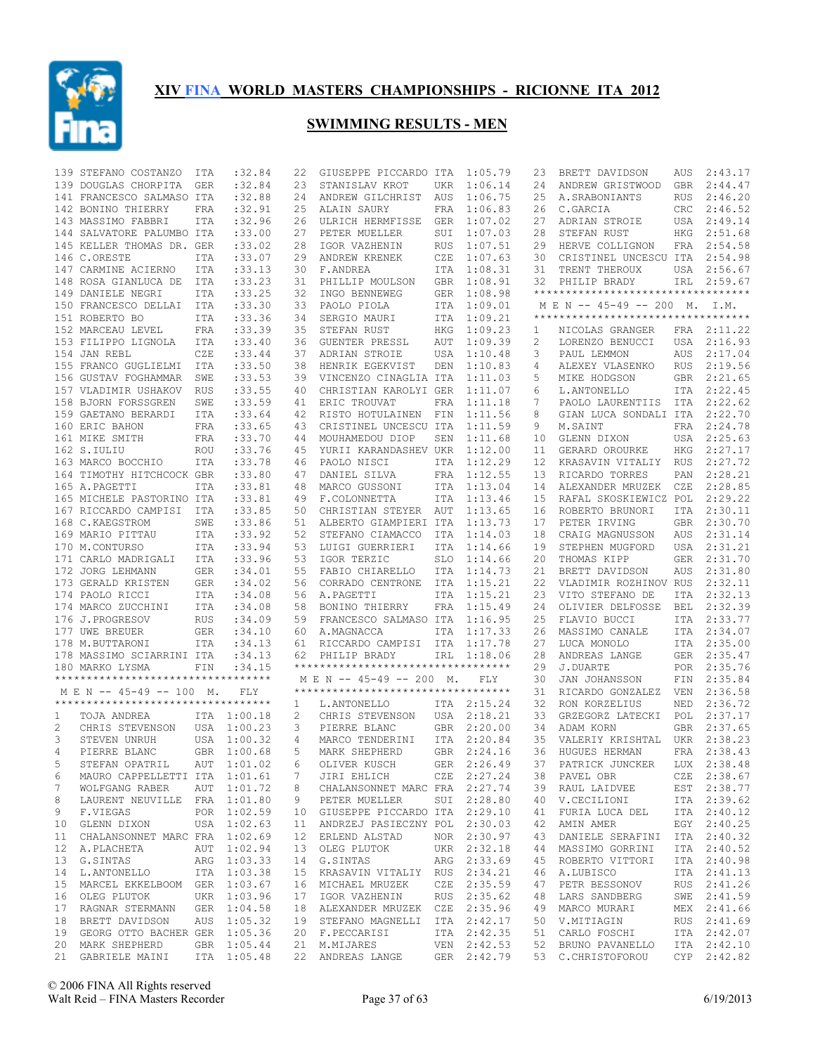# XIV FINA WORLD MASTERS CHAMPIONSHIPS - RICIONNE ITA 2012

## SWIMMING RESULTS - MEN

| Place | Name | Country | Time |
|---|---|---|---|
| 139 | STEFANO COSTANZO | ITA | :32.84 |
| 139 | DOUGLAS CHORPITA | GER | :32.84 |
| 141 | FRANCESCO SALMASO | ITA | :32.88 |
| 142 | BONINO THIERRY | FRA | :32.91 |
| 143 | MASSIMO FABBRI | ITA | :32.96 |
| 144 | SALVATORE PALUMBO | ITA | :33.00 |
| 145 | KELLER THOMAS DR. | GER | :33.02 |
| 146 | C.ORESTE | ITA | :33.07 |
| 147 | CARMINE ACIERNO | ITA | :33.13 |
| 148 | ROSA GIANLUCA DE | ITA | :33.23 |
| 149 | DANIELE NEGRI | ITA | :33.25 |
| 150 | FRANCESCO DELLAI | ITA | :33.30 |
| 151 | ROBERTO BO | ITA | :33.36 |
| 152 | MARCEAU LEVEL | FRA | :33.39 |
| 153 | FILIPPO LIGNOLA | ITA | :33.40 |
| 154 | JAN REBL | CZE | :33.44 |
| 155 | FRANCO GUGLIELMI | ITA | :33.50 |
| 156 | GUSTAV FOGHAMMAR | SWE | :33.53 |
| 157 | VLADIMIR USHAKOV | RUS | :33.55 |
| 158 | BJORN FORSSGREN | SWE | :33.59 |
| 159 | GAETANO BERARDI | ITA | :33.64 |
| 160 | ERIC BAHON | FRA | :33.65 |
| 161 | MIKE SMITH | FRA | :33.70 |
| 162 | S.IULIU | ROU | :33.76 |
| 163 | MARCO BOCCHIO | ITA | :33.78 |
| 164 | TIMOTHY HITCHCOCK | GBR | :33.80 |
| 165 | A.PAGETTI | ITA | :33.81 |
| 165 | MICHELE PASTORINO | ITA | :33.81 |
| 167 | RICCARDO CAMPISI | ITA | :33.85 |
| 168 | C.KAEGSTROM | SWE | :33.86 |
| 169 | MARIO PITTAU | ITA | :33.92 |
| 170 | M.CONTURSO | ITA | :33.94 |
| 171 | CARLO MADRIGALI | ITA | :33.96 |
| 172 | JORG LEHMANN | GER | :34.01 |
| 173 | GERALD KRISTEN | GER | :34.02 |
| 174 | PAOLO RICCI | ITA | :34.08 |
| 174 | MARCO ZUCCHINI | ITA | :34.08 |
| 176 | J.PROGRESOV | RUS | :34.09 |
| 177 | UWE BREUER | GER | :34.10 |
| 178 | M.BUTTARONI | ITA | :34.13 |
| 178 | MASSIMO SCIARRINI | ITA | :34.13 |
| 180 | MARKO LYSMA | FIN | :34.15 |

### M E N -- 45-49 -- 100 M. FLY

| Place | Name | Country | Time |
|---|---|---|---|
| 1 | TOJA ANDREA | ITA | 1:00.18 |
| 2 | CHRIS STEVENSON | USA | 1:00.23 |
| 3 | STEVEN UNRUH | USA | 1:00.32 |
| 4 | PIERRE BLANC | GBR | 1:00.68 |
| 5 | STEFAN OPATRIL | AUT | 1:01.02 |
| 6 | MAURO CAPPELLETTI | ITA | 1:01.61 |
| 7 | WOLFGANG RABER | AUT | 1:01.72 |
| 8 | LAURENT NEUVILLE | FRA | 1:01.80 |
| 9 | F.VIEGAS | POR | 1:02.59 |
| 10 | GLENN DIXON | USA | 1:02.63 |
| 11 | CHALANSONNET MARC | FRA | 1:02.69 |
| 12 | A.PLACHETA | AUT | 1:02.94 |
| 13 | G.SINTAS | ARG | 1:03.33 |
| 14 | L.ANTONELLO | ITA | 1:03.38 |
| 15 | MARCEL EKKELBOOM | GER | 1:03.67 |
| 16 | OLEG PLUTOK | UKR | 1:03.96 |
| 17 | RAGNAR STERMANN | GER | 1:04.58 |
| 18 | BRETT DAVIDSON | AUS | 1:05.32 |
| 19 | GEORG OTTO BACHER | GER | 1:05.36 |
| 20 | MARK SHEPHERD | GBR | 1:05.44 |
| 21 | GABRIELE MAINI | ITA | 1:05.48 |
| 22 | GIUSEPPE PICCARDO | ITA | 1:05.79 |
| 23 | STANISLAV KROT | UKR | 1:06.14 |
| 24 | ANDREW GILCHRIST | AUS | 1:06.75 |
| 25 | ALAIN SAURY | FRA | 1:06.83 |
| 26 | ULRICH HERMFISSE | GER | 1:07.02 |
| 27 | PETER MUELLER | SUI | 1:07.03 |
| 28 | IGOR VAZHENIN | RUS | 1:07.51 |
| 29 | ANDREW KRENEK | CZE | 1:07.63 |
| 30 | F.ANDREA | ITA | 1:08.31 |
| 31 | PHILLIP MOULSON | GBR | 1:08.91 |
| 32 | INGO BENNEWEG | GER | 1:08.98 |
| 33 | PAOLO PIOLA | ITA | 1:09.01 |
| 34 | SERGIO MAURI | ITA | 1:09.21 |
| 35 | STEFAN RUST | HKG | 1:09.23 |
| 36 | GUENTER PRESSL | AUT | 1:09.39 |
| 37 | ADRIAN STROIE | USA | 1:10.48 |
| 38 | HENRIK EGEKVIST | DEN | 1:10.83 |
| 39 | VINCENZO CINAGLIA | ITA | 1:11.03 |
| 40 | CHRISTIAN KAROLYI | GER | 1:11.07 |
| 41 | ERIC TROUVAT | FRA | 1:11.18 |
| 42 | RISTO HOTULAINEN | FIN | 1:11.56 |
| 43 | CRISTINEL UNCESCU | ITA | 1:11.59 |
| 44 | MOUHAMEDOU DIOP | SEN | 1:11.68 |
| 45 | YURII KARANDASHEV | UKR | 1:12.00 |
| 46 | PAOLO NISCI | ITA | 1:12.29 |
| 47 | DANIEL SILVA | FRA | 1:12.55 |
| 48 | MARCO GUSSONI | ITA | 1:13.04 |
| 49 | F.COLONNETTA | ITA | 1:13.46 |
| 50 | CHRISTIAN STEYER | AUT | 1:13.65 |
| 51 | ALBERTO GIAMPIERI | ITA | 1:13.73 |
| 52 | STEFANO CIAMACCO | ITA | 1:14.03 |
| 53 | LUIGI GUERRIERI | ITA | 1:14.66 |
| 53 | IGOR TERZIC | SLO | 1:14.66 |
| 55 | FABIO CHIARELLO | ITA | 1:14.73 |
| 56 | CORRADO CENTRONE | ITA | 1:15.21 |
| 56 | A.PAGETTI | ITA | 1:15.21 |
| 58 | BONINO THIERRY | FRA | 1:15.49 |
| 59 | FRANCESCO SALMASO | ITA | 1:16.95 |
| 60 | A.MAGNACCA | ITA | 1:17.33 |
| 61 | RICCARDO CAMPISI | ITA | 1:17.78 |
| 62 | PHILIP BRADY | IRL | 1:18.06 |

### M E N -- 45-49 -- 200 M. FLY

| Place | Name | Country | Time |
|---|---|---|---|
| 1 | L.ANTONELLO | ITA | 2:15.24 |
| 2 | CHRIS STEVENSON | USA | 2:18.21 |
| 3 | PIERRE BLANC | GBR | 2:20.00 |
| 4 | MARCO TENDERINI | ITA | 2:20.84 |
| 5 | MARK SHEPHERD | GBR | 2:24.16 |
| 6 | OLIVER KUSCH | GER | 2:26.49 |
| 7 | JIRI EHLICH | CZE | 2:27.24 |
| 8 | CHALANSONNET MARC | FRA | 2:27.74 |
| 9 | PETER MUELLER | SUI | 2:28.80 |
| 10 | GIUSEPPE PICCARDO | ITA | 2:29.10 |
| 11 | ANDRZEJ PASIECZNY | POL | 2:30.03 |
| 12 | ERLEND ALSTAD | NOR | 2:30.97 |
| 13 | OLEG PLUTOK | UKR | 2:32.18 |
| 14 | G.SINTAS | ARG | 2:33.69 |
| 15 | KRASAVIN VITALIY | RUS | 2:34.21 |
| 16 | MICHAEL MRUZEK | CZE | 2:35.59 |
| 17 | IGOR VAZHENIN | RUS | 2:35.62 |
| 18 | ALEXANDER MRUZEK | CZE | 2:35.96 |
| 19 | STEFANO MAGNELLI | ITA | 2:42.17 |
| 20 | F.PECCARISI | ITA | 2:42.35 |
| 21 | M.MIJARES | VEN | 2:42.53 |
| 22 | ANDREAS LANGE | GER | 2:42.79 |
| 23 | BRETT DAVIDSON | AUS | 2:43.17 |
| 24 | ANDREW GRISTWOOD | GBR | 2:44.47 |
| 25 | A.SRABONIANTS | RUS | 2:46.20 |
| 26 | C.GARCIA | CRC | 2:46.52 |
| 27 | ADRIAN STROIE | USA | 2:49.14 |
| 28 | STEFAN RUST | HKG | 2:51.68 |
| 29 | HERVE COLLIGNON | FRA | 2:54.58 |
| 30 | CRISTINEL UNCESCU | ITA | 2:54.98 |
| 31 | TRENT THEROUX | USA | 2:56.67 |
| 32 | PHILIP BRADY | IRL | 2:59.67 |

### M E N -- 45-49 -- 200 M. I.M.

| Place | Name | Country | Time |
|---|---|---|---|
| 1 | NICOLAS GRANGER | FRA | 2:11.22 |
| 2 | LORENZO BENUCCI | USA | 2:16.93 |
| 3 | PAUL LEMMON | AUS | 2:17.04 |
| 4 | ALEXEY VLASENKO | RUS | 2:19.56 |
| 5 | MIKE HODGSON | GBR | 2:21.65 |
| 6 | L.ANTONELLO | ITA | 2:22.45 |
| 7 | PAOLO LAURENTIIS | ITA | 2:22.62 |
| 8 | GIAN LUCA SONDALI | ITA | 2:22.70 |
| 9 | M.SAINT | FRA | 2:24.78 |
| 10 | GLENN DIXON | USA | 2:25.63 |
| 11 | GERARD OROURKE | HKG | 2:27.17 |
| 12 | KRASAVIN VITALIY | RUS | 2:27.72 |
| 13 | RICARDO TORRES | PAN | 2:28.21 |
| 14 | ALEXANDER MRUZEK | CZE | 2:28.85 |
| 15 | RAFAL SKOSKIEWICZ | POL | 2:29.22 |
| 16 | ROBERTO BRUNORI | ITA | 2:30.11 |
| 17 | PETER IRVING | GBR | 2:30.70 |
| 18 | CRAIG MAGNUSSON | AUS | 2:31.14 |
| 19 | STEPHEN MUGFORD | USA | 2:31.21 |
| 20 | THOMAS KIPP | GER | 2:31.70 |
| 21 | BRETT DAVIDSON | AUS | 2:31.80 |
| 22 | VLADIMIR ROZHINOV | RUS | 2:32.11 |
| 23 | VITO STEFANO DE | ITA | 2:32.13 |
| 24 | OLIVIER DELFOSSE | BEL | 2:32.39 |
| 25 | FLAVIO BUCCI | ITA | 2:33.77 |
| 26 | MASSIMO CANALE | ITA | 2:34.07 |
| 27 | LUCA MONOLO | ITA | 2:35.00 |
| 28 | ANDREAS LANGE | GER | 2:35.47 |
| 29 | J.DUARTE | POR | 2:35.76 |
| 30 | JAN JOHANSSON | FIN | 2:35.84 |
| 31 | RICARDO GONZALEZ | VEN | 2:36.58 |
| 32 | RON KORZELIUS | NED | 2:36.72 |
| 33 | GRZEGORZ LATECKI | POL | 2:37.17 |
| 34 | ADAM KORN | GBR | 2:37.65 |
| 35 | VALERIY KRISHTAL | UKR | 2:38.23 |
| 36 | HUGUES HERMAN | FRA | 2:38.43 |
| 37 | PATRICK JUNCKER | LUX | 2:38.48 |
| 38 | PAVEL OBR | CZE | 2:38.67 |
| 39 | RAUL LAIDVEE | EST | 2:38.77 |
| 40 | V.CECILIONI | ITA | 2:39.62 |
| 41 | FURIA LUCA DEL | ITA | 2:40.12 |
| 42 | AMIN AMER | EGY | 2:40.25 |
| 43 | DANIELE SERAFINI | ITA | 2:40.32 |
| 44 | MASSIMO GORRINI | ITA | 2:40.52 |
| 45 | ROBERTO VITTORI | ITA | 2:40.98 |
| 46 | A.LUBISCO | ITA | 2:41.13 |
| 47 | PETR BESSONOV | RUS | 2:41.26 |
| 48 | LARS SANDBERG | SWE | 2:41.59 |
| 49 | MARCO MURARI | MEX | 2:41.66 |
| 50 | V.MITIAGIN | RUS | 2:41.69 |
| 51 | CARLO FOSCHI | ITA | 2:42.07 |
| 52 | BRUNO PAVANELLO | ITA | 2:42.10 |
| 53 | C.CHRISTOFOROU | CYP | 2:42.82 |

© 2006 FINA All Rights reserved
Walt Reid – FINA Masters Recorder — 6/19/2013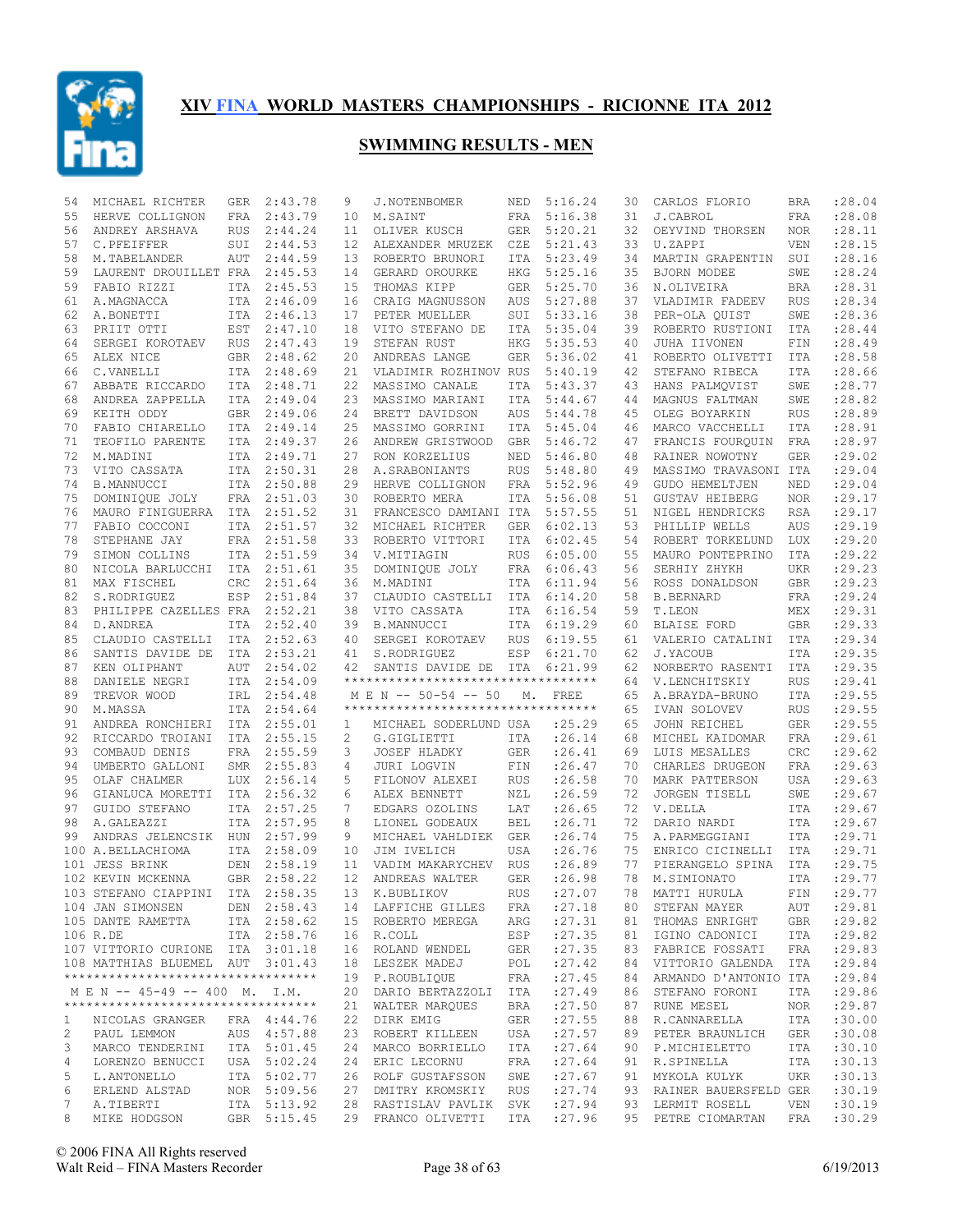# XIV FINA WORLD MASTERS CHAMPIONSHIPS - RICIONNE ITA 2012

## SWIMMING RESULTS - MEN

| Place | Name | Nat | Time |
|---|---|---|---|
| 54 | MICHAEL RICHTER | GER | 2:43.78 |
| 55 | HERVE COLLIGNON | FRA | 2:43.79 |
| 56 | ANDREY ARSHAVA | RUS | 2:44.24 |
| 57 | C.PFEIFFER | SUI | 2:44.53 |
| 58 | M.TABELANDER | AUT | 2:44.59 |
| 59 | LAURENT DROUILLET | FRA | 2:45.53 |
| 59 | FABIO RIZZI | ITA | 2:45.53 |
| 61 | A.MAGNACCA | ITA | 2:46.09 |
| 62 | A.BONETTI | ITA | 2:46.13 |
| 63 | PRIIT OTTI | EST | 2:47.10 |
| 64 | SERGEI KOROTAEV | RUS | 2:47.43 |
| 65 | ALEX NICE | GBR | 2:48.62 |
| 66 | C.VANELLI | ITA | 2:48.69 |
| 67 | ABBATE RICCARDO | ITA | 2:48.71 |
| 68 | ANDREA ZAPPELLA | ITA | 2:49.04 |
| 69 | KEITH ODDY | GBR | 2:49.06 |
| 70 | FABIO CHIARELLO | ITA | 2:49.14 |
| 71 | TEOFILO PARENTE | ITA | 2:49.37 |
| 72 | M.MADINI | ITA | 2:49.71 |
| 73 | VITO CASSATA | ITA | 2:50.31 |
| 74 | B.MANNUCCI | ITA | 2:50.88 |
| 75 | DOMINIQUE JOLY | FRA | 2:51.03 |
| 76 | MAURO FINIGUERRA | ITA | 2:51.52 |
| 77 | FABIO COCCONI | ITA | 2:51.57 |
| 78 | STEPHANE JAY | FRA | 2:51.58 |
| 79 | SIMON COLLINS | ITA | 2:51.59 |
| 80 | NICOLA BARLUCCHI | ITA | 2:51.61 |
| 81 | MAX FISCHEL | CRC | 2:51.64 |
| 82 | S.RODRIGUEZ | ESP | 2:51.84 |
| 83 | PHILIPPE CAZELLES | FRA | 2:52.21 |
| 84 | D.ANDREA | ITA | 2:52.40 |
| 85 | CLAUDIO CASTELLI | ITA | 2:52.63 |
| 86 | SANTIS DAVIDE DE | ITA | 2:53.21 |
| 87 | KEN OLIPHANT | AUT | 2:54.02 |
| 88 | DANIELE NEGRI | ITA | 2:54.09 |
| 89 | TREVOR WOOD | IRL | 2:54.48 |
| 90 | M.MASSA | ITA | 2:54.64 |
| 91 | ANDREA RONCHIERI | ITA | 2:55.01 |
| 92 | RICCARDO TROIANI | ITA | 2:55.15 |
| 93 | COMBAUD DENIS | FRA | 2:55.59 |
| 94 | UMBERTO GALLONI | SMR | 2:55.83 |
| 95 | OLAF CHALMER | LUX | 2:56.14 |
| 96 | GIANLUCA MORETTI | ITA | 2:56.32 |
| 97 | GUIDO STEFANO | ITA | 2:57.25 |
| 98 | A.GALEAZZI | ITA | 2:57.95 |
| 99 | ANDRAS JELENCSIK | HUN | 2:57.99 |
| 100 | A.BELLACHIOMA | ITA | 2:58.09 |
| 101 | JESS BRINK | DEN | 2:58.19 |
| 102 | KEVIN MCKENNA | GBR | 2:58.22 |
| 103 | STEFANO CIAPPINI | ITA | 2:58.35 |
| 104 | JAN SIMONSEN | DEN | 2:58.43 |
| 105 | DANTE RAMETTA | ITA | 2:58.62 |
| 106 | R.DE | ITA | 2:58.76 |
| 107 | VITTORIO CURIONE | ITA | 3:01.18 |
| 108 | MATTHIAS BLUEMEL | AUT | 3:01.43 |

**M E N -- 45-49 -- 400 M. I.M.**

| Place | Name | Nat | Time |
|---|---|---|---|
| 1 | NICOLAS GRANGER | FRA | 4:44.76 |
| 2 | PAUL LEMMON | AUS | 4:57.88 |
| 3 | MARCO TENDERINI | ITA | 5:01.45 |
| 4 | LORENZO BENUCCI | USA | 5:02.24 |
| 5 | L.ANTONELLO | ITA | 5:02.77 |
| 6 | ERLEND ALSTAD | NOR | 5:09.56 |
| 7 | A.TIBERTI | ITA | 5:13.92 |
| 8 | MIKE HODGSON | GBR | 5:15.45 |
| 9 | J.NOTENBOMER | NED | 5:16.24 |
| 10 | M.SAINT | FRA | 5:16.38 |
| 11 | OLIVER KUSCH | GER | 5:20.21 |
| 12 | ALEXANDER MRUZEK | CZE | 5:21.43 |
| 13 | ROBERTO BRUNORI | ITA | 5:23.49 |
| 14 | GERARD ORDURKE | HKG | 5:25.16 |
| 15 | THOMAS KIPP | GER | 5:25.70 |
| 16 | CRAIG MAGNUSSON | AUS | 5:27.88 |
| 17 | PETER MUELLER | SUI | 5:33.16 |
| 18 | VITO STEFANO DE | ITA | 5:35.04 |
| 19 | STEFAN RUST | HKG | 5:35.53 |
| 20 | ANDREAS LANGE | GER | 5:36.02 |
| 21 | VLADIMIR ROZHINOV | RUS | 5:40.19 |
| 22 | MASSIMO CANALE | ITA | 5:43.37 |
| 23 | MASSIMO MARIANI | ITA | 5:44.67 |
| 24 | BRETT DAVIDSON | AUS | 5:44.78 |
| 25 | MASSIMO GORRINI | ITA | 5:45.04 |
| 26 | ANDREW GRISTWOOD | GBR | 5:46.72 |
| 27 | RON KORZELIUS | NED | 5:46.80 |
| 28 | A.SRABONIANTS | RUS | 5:48.80 |
| 29 | HERVE COLLIGNON | FRA | 5:52.96 |
| 30 | ROBERTO MERA | ITA | 5:56.08 |
| 31 | FRANCESCO DAMIANI | ITA | 5:57.55 |
| 32 | MICHAEL RICHTER | GER | 6:02.13 |
| 33 | ROBERTO VITTORI | ITA | 6:02.45 |
| 34 | V.MITIAGIN | RUS | 6:05.00 |
| 35 | DOMINIQUE JOLY | FRA | 6:06.43 |
| 36 | M.MADINI | ITA | 6:11.94 |
| 37 | CLAUDIO CASTELLI | ITA | 6:14.20 |
| 38 | VITO CASSATA | ITA | 6:16.54 |
| 39 | B.MANNUCCI | ITA | 6:19.29 |
| 40 | SERGEI KOROTAEV | RUS | 6:19.55 |
| 41 | S.RODRIGUEZ | ESP | 6:21.70 |
| 42 | SANTIS DAVIDE DE | ITA | 6:21.99 |

**M E N -- 50-54 -- 50 M. FREE**

| Place | Name | Nat | Time |
|---|---|---|---|
| 1 | MICHAEL SODERLUND | USA | :25.29 |
| 2 | G.GIGLIETTI | ITA | :26.14 |
| 3 | JOSEF HLADKY | GER | :26.41 |
| 4 | JURI LOGVIN | FIN | :26.47 |
| 5 | FILONOV ALEXEI | RUS | :26.58 |
| 6 | ALEX BENNETT | NZL | :26.59 |
| 7 | EDGARS OZOLINS | LAT | :26.65 |
| 8 | LIONEL GODEAUX | BEL | :26.71 |
| 9 | MICHAEL VAHLDIEK | GER | :26.74 |
| 10 | JIM IVELICH | USA | :26.76 |
| 11 | VADIM MAKARYCHEV | RUS | :26.89 |
| 12 | ANDREAS WALTER | GER | :26.98 |
| 13 | K.BUBLIKOV | RUS | :27.07 |
| 14 | LAFFICHE GILLES | FRA | :27.18 |
| 15 | ROBERTO MEREGA | ARG | :27.31 |
| 16 | R.COLL | ESP | :27.35 |
| 16 | ROLAND WENDEL | GER | :27.35 |
| 18 | LESZEK MADEJ | POL | :27.42 |
| 19 | P.ROUBLIQUE | FRA | :27.45 |
| 20 | DARIO BERTAZZOLI | ITA | :27.49 |
| 21 | WALTER MARQUES | BRA | :27.50 |
| 22 | DIRK EMIG | GER | :27.55 |
| 23 | ROBERT KILLEEN | USA | :27.57 |
| 24 | MARCO BORRIELLO | ITA | :27.64 |
| 24 | ERIC LECORNU | FRA | :27.64 |
| 26 | ROLF GUSTAFSSON | SWE | :27.67 |
| 27 | DMITRY KROMSKIY | RUS | :27.74 |
| 28 | RASTISLAV PAVLIK | SVK | :27.94 |
| 29 | FRANCO OLIVETTI | ITA | :27.96 |
| 30 | CARLOS FLORIO | BRA | :28.04 |
| 31 | J.CABROL | FRA | :28.08 |
| 32 | OEYVIND THORSEN | NOR | :28.11 |
| 33 | U.ZAPPI | VEN | :28.15 |
| 34 | MARTIN GRAPENTIN | SUI | :28.16 |
| 35 | BJORN MODEE | SWE | :28.24 |
| 36 | N.OLIVEIRA | BRA | :28.31 |
| 37 | VLADIMIR FADEEV | RUS | :28.34 |
| 38 | PER-OLA QUIST | SWE | :28.36 |
| 39 | ROBERTO RUSTIONI | ITA | :28.44 |
| 40 | JUHA IIVONEN | FIN | :28.49 |
| 41 | ROBERTO OLIVETTI | ITA | :28.58 |
| 42 | STEFANO RIBECA | ITA | :28.66 |
| 43 | HANS PALMQVIST | SWE | :28.77 |
| 44 | MAGNUS FALTMAN | SWE | :28.82 |
| 45 | OLEG BOYARKIN | RUS | :28.89 |
| 46 | MARCO VACCHELLI | ITA | :28.91 |
| 47 | FRANCIS FOURQUIN | FRA | :28.97 |
| 48 | RAINER NOWOTNY | GER | :29.02 |
| 49 | MASSIMO TRAVASONI | ITA | :29.04 |
| 49 | GUDO HEMELTJEN | NED | :29.04 |
| 51 | GUSTAV HEIBERG | NOR | :29.17 |
| 51 | NIGEL HENDRICKS | RSA | :29.17 |
| 53 | PHILLIP WELLS | AUS | :29.19 |
| 54 | ROBERT TORKELUND | LUX | :29.20 |
| 55 | MAURO PONTEPRINO | ITA | :29.22 |
| 56 | SERHIY ZHYKH | UKR | :29.23 |
| 56 | ROSS DONALDSON | GBR | :29.23 |
| 58 | B.BERNARD | FRA | :29.24 |
| 59 | T.LEON | MEX | :29.31 |
| 60 | BLAISE FORD | GBR | :29.33 |
| 61 | VALERIO CATALINI | ITA | :29.34 |
| 62 | J.YACOUB | ITA | :29.35 |
| 62 | NORBERTO RASENTI | ITA | :29.35 |
| 64 | V.LENCHITSKIY | RUS | :29.41 |
| 65 | A.BRAYDA-BRUNO | ITA | :29.55 |
| 65 | IVAN SOLOVEV | RUS | :29.55 |
| 65 | JOHN REICHEL | GER | :29.55 |
| 68 | MICHEL KAIDOMAR | FRA | :29.61 |
| 69 | LUIS MESALLES | CRC | :29.62 |
| 70 | CHARLES DRUGEON | FRA | :29.63 |
| 70 | MARK PATTERSON | USA | :29.63 |
| 72 | JORGEN TISELL | SWE | :29.67 |
| 72 | V.DELLA | ITA | :29.67 |
| 72 | DARIO NARDI | ITA | :29.67 |
| 75 | A.PARMEGGIANI | ITA | :29.71 |
| 75 | ENRICO CICINELLI | ITA | :29.71 |
| 77 | PIERANGELO SPINA | ITA | :29.75 |
| 78 | M.SIMIONATO | ITA | :29.77 |
| 78 | MATTI HURULA | FIN | :29.77 |
| 80 | STEFAN MAYER | AUT | :29.81 |
| 81 | THOMAS ENRIGHT | GBR | :29.82 |
| 81 | IGINO CADONICI | ITA | :29.82 |
| 83 | FABRICE FOSSATI | FRA | :29.83 |
| 84 | VITTORIO GALENDA | ITA | :29.84 |
| 84 | ARMANDO D'ANTONIO | ITA | :29.84 |
| 86 | STEFANO FORONI | ITA | :29.86 |
| 87 | RUNE MESEL | NOR | :29.87 |
| 88 | R.CANNARELLA | ITA | :30.00 |
| 89 | PETER BRAUNLICH | GER | :30.08 |
| 90 | P.MICHIELETTO | ITA | :30.10 |
| 91 | R.SPINELLA | ITA | :30.13 |
| 91 | MYKOLA KULYK | UKR | :30.13 |
| 93 | RAINER BAUERSFELD | GER | :30.19 |
| 93 | LERMIT ROSELL | VEN | :30.19 |
| 95 | PETRE CIOMARTAN | FRA | :30.29 |

© 2006 FINA All Rights reserved
Walt Reid – FINA Masters Recorder 6/19/2013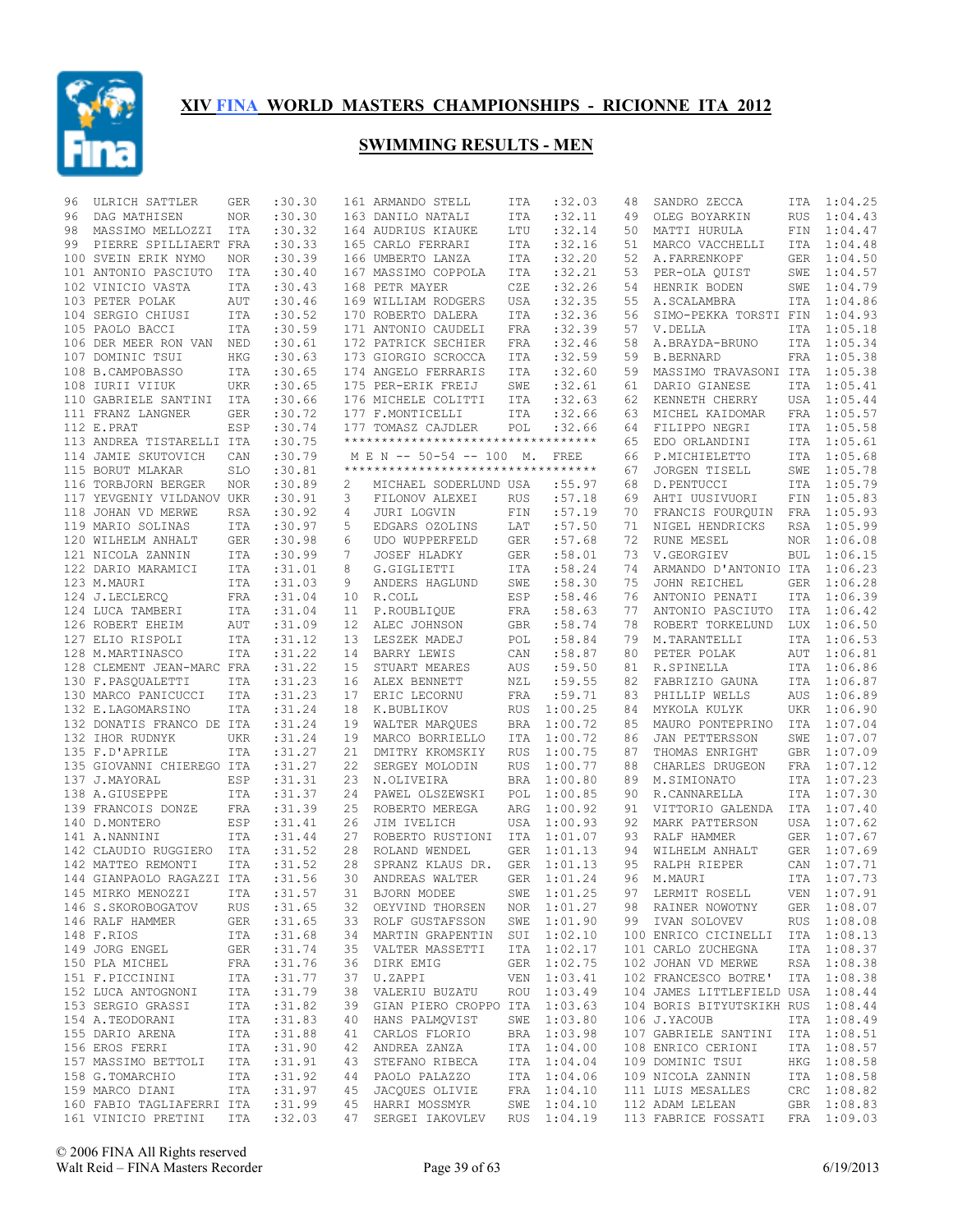# XIV FINA WORLD MASTERS CHAMPIONSHIPS - RICIONNE ITA 2012

## SWIMMING RESULTS - MEN

| Place | Name | Country | Time |
|---|---|---|---|
| 96 | ULRICH SATTLER | GER | :30.30 |
| 96 | DAG MATHISEN | NOR | :30.30 |
| 98 | MASSIMO MELLOZZI | ITA | :30.32 |
| 99 | PIERRE SPILLIAERT | FRA | :30.33 |
| 100 | SVEIN ERIK NYMO | NOR | :30.39 |
| 101 | ANTONIO PASCIUTO | ITA | :30.40 |
| 102 | VINICIO VASTA | ITA | :30.43 |
| 103 | PETER POLAK | AUT | :30.46 |
| 104 | SERGIO CHIUSI | ITA | :30.52 |
| 105 | PAOLO BACCI | ITA | :30.59 |
| 106 | DER MEER RON VAN | NED | :30.61 |
| 107 | DOMINIC TSUI | HKG | :30.63 |
| 108 | B.CAMPOBASSO | ITA | :30.65 |
| 108 | IURII VIIUK | UKR | :30.65 |
| 110 | GABRIELE SANTINI | ITA | :30.66 |
| 111 | FRANZ LANGNER | GER | :30.72 |
| 112 | E.PRAT | ESP | :30.74 |
| 113 | ANDREA TISTARELLI | ITA | :30.75 |
| 114 | JAMIE SKUTOVICH | CAN | :30.79 |
| 115 | BORUT MLAKAR | SLO | :30.81 |
| 116 | TORBJORN BERGER | NOR | :30.89 |
| 117 | YEVGENIY VILDANOV | UKR | :30.91 |
| 118 | JOHAN VD MERWE | RSA | :30.92 |
| 119 | MARIO SOLINAS | ITA | :30.97 |
| 120 | WILHELM ANHALT | GER | :30.98 |
| 121 | NICOLA ZANNIN | ITA | :30.99 |
| 122 | DARIO MARAMICI | ITA | :31.01 |
| 123 | M.MAURI | ITA | :31.03 |
| 124 | J.LECLERCQ | FRA | :31.04 |
| 124 | LUCA TAMBERI | ITA | :31.04 |
| 126 | ROBERT EHEIM | AUT | :31.09 |
| 127 | ELIO RISPOLI | ITA | :31.12 |
| 128 | M.MARTINASCO | ITA | :31.22 |
| 128 | CLEMENT JEAN-MARC | FRA | :31.22 |
| 130 | F.PASQUALETTI | ITA | :31.23 |
| 130 | MARCO PANICUCCI | ITA | :31.23 |
| 132 | E.LAGOMARSINO | ITA | :31.24 |
| 132 | DONATIS FRANCO DE | ITA | :31.24 |
| 132 | IHOR RUDNYK | UKR | :31.24 |
| 135 | F.D'APRILE | ITA | :31.27 |
| 135 | GIOVANNI CHIEREGO | ITA | :31.27 |
| 137 | J.MAYORAL | ESP | :31.31 |
| 138 | A.GIUSEPPE | ITA | :31.37 |
| 139 | FRANCOIS DONZE | FRA | :31.39 |
| 140 | D.MONTERO | ESP | :31.41 |
| 141 | A.NANNINI | ITA | :31.44 |
| 142 | CLAUDIO RUGGIERO | ITA | :31.52 |
| 142 | MATTEO REMONTI | ITA | :31.52 |
| 144 | GIANPAOLO RAGAZZI | ITA | :31.56 |
| 145 | MIRKO MENOZZI | ITA | :31.57 |
| 146 | S.SKOROBOGATOV | RUS | :31.65 |
| 146 | RALF HAMMER | GER | :31.65 |
| 148 | F.RIOS | ITA | :31.68 |
| 149 | JORG ENGEL | GER | :31.74 |
| 150 | PLA MICHEL | FRA | :31.76 |
| 151 | F.PICCININI | ITA | :31.77 |
| 152 | LUCA ANTOGNONI | ITA | :31.79 |
| 153 | SERGIO GRASSI | ITA | :31.82 |
| 154 | A.TEODORANI | ITA | :31.83 |
| 155 | DARIO ARENA | ITA | :31.88 |
| 156 | EROS FERRI | ITA | :31.90 |
| 157 | MASSIMO BETTOLI | ITA | :31.91 |
| 158 | G.TOMARCHIO | ITA | :31.92 |
| 159 | MARCO DIANI | ITA | :31.97 |
| 160 | FABIO TAGLIAFERRI | ITA | :31.99 |
| 161 | VINICIO PRETINI | ITA | :32.03 |
| 161 | ARMANDO STELL | ITA | :32.03 |
| 163 | DANILO NATALI | ITA | :32.11 |
| 164 | AUDRIUS KIAUKE | LTU | :32.14 |
| 165 | CARLO FERRARI | ITA | :32.16 |
| 166 | UMBERTO LANZA | ITA | :32.20 |
| 167 | MASSIMO COPPOLA | ITA | :32.21 |
| 168 | PETR MAYER | CZE | :32.26 |
| 169 | WILLIAM RODGERS | USA | :32.35 |
| 170 | ROBERTO DALERA | ITA | :32.36 |
| 171 | ANTONIO CAUDELI | FRA | :32.39 |
| 172 | PATRICK SECHIER | FRA | :32.46 |
| 173 | GIORGIO SCROCCA | ITA | :32.59 |
| 174 | ANGELO FERRARIS | ITA | :32.60 |
| 175 | PER-ERIK FREIJ | SWE | :32.61 |
| 176 | MICHELE COLITTI | ITA | :32.63 |
| 177 | F.MONTICELLI | ITA | :32.66 |
| 177 | TOMASZ CAJDLER | POL | :32.66 |

### M E N -- 50-54 -- 100 M. FREE

| Place | Name | Country | Time |
|---|---|---|---|
| 2 | MICHAEL SODERLUND | USA | :55.97 |
| 3 | FILONOV ALEXEI | RUS | :57.18 |
| 4 | JURI LOGVIN | FIN | :57.19 |
| 5 | EDGARS OZOLINS | LAT | :57.50 |
| 6 | UDO WUPPERFELD | GER | :57.68 |
| 7 | JOSEF HLADKY | GER | :58.01 |
| 8 | G.GIGLIETTI | ITA | :58.24 |
| 9 | ANDERS HAGLUND | SWE | :58.30 |
| 10 | R.COLL | ESP | :58.46 |
| 11 | P.ROUBLIQUE | FRA | :58.63 |
| 12 | ALEC JOHNSON | GBR | :58.74 |
| 13 | LESZEK MADEJ | POL | :58.84 |
| 14 | BARRY LEWIS | CAN | :58.87 |
| 15 | STUART MEARES | AUS | :59.50 |
| 16 | ALEX BENNETT | NZL | :59.55 |
| 17 | ERIC LECORNU | FRA | :59.71 |
| 18 | K.BUBLIKOV | RUS | 1:00.25 |
| 19 | WALTER MARQUES | BRA | 1:00.72 |
| 19 | MARCO BORRIELLO | ITA | 1:00.72 |
| 21 | DMITRY KROMSKIY | RUS | 1:00.75 |
| 22 | SERGEY MOLODIN | RUS | 1:00.77 |
| 23 | N.OLIVEIRA | BRA | 1:00.80 |
| 24 | PAWEL OLSZEWSKI | POL | 1:00.85 |
| 25 | ROBERTO MEREGA | ARG | 1:00.92 |
| 26 | JIM IVELICH | USA | 1:00.93 |
| 27 | ROBERTO RUSTIONI | ITA | 1:01.07 |
| 28 | ROLAND WENDEL | GER | 1:01.13 |
| 28 | SPRANZ KLAUS DR. | GER | 1:01.13 |
| 30 | ANDREAS WALTER | GER | 1:01.24 |
| 31 | BJORN MODEE | SWE | 1:01.25 |
| 32 | OEYVIND THORSEN | NOR | 1:01.27 |
| 33 | ROLF GUSTAFSSON | SWE | 1:01.90 |
| 34 | MARTIN GRAPENTIN | SUI | 1:02.10 |
| 35 | VALTER MASSETTI | ITA | 1:02.17 |
| 36 | DIRK EMIG | GER | 1:02.75 |
| 37 | U.ZAPPI | VEN | 1:03.41 |
| 38 | VALERIU BUZATU | ROU | 1:03.49 |
| 39 | GIAN PIERO CROPPO | ITA | 1:03.63 |
| 40 | HANS PALMQVIST | SWE | 1:03.80 |
| 41 | CARLOS FLORIO | BRA | 1:03.98 |
| 42 | ANDREA ZANZA | ITA | 1:04.00 |
| 43 | STEFANO RIBECA | ITA | 1:04.04 |
| 44 | PAOLO PALAZZO | ITA | 1:04.06 |
| 45 | JACQUES OLIVIE | FRA | 1:04.10 |
| 45 | HARRI MOSSMYR | SWE | 1:04.10 |
| 47 | SERGEI IAKOVLEV | RUS | 1:04.19 |
| 48 | SANDRO ZECCA | ITA | 1:04.25 |
| 49 | OLEG BOYARKIN | RUS | 1:04.43 |
| 50 | MATTI HURULA | FIN | 1:04.47 |
| 51 | MARCO VACCHELLI | ITA | 1:04.48 |
| 52 | A.FARRENKOPF | GER | 1:04.50 |
| 53 | PER-OLA QUIST | SWE | 1:04.57 |
| 54 | HENRIK BODEN | SWE | 1:04.79 |
| 55 | A.SCALAMBRA | ITA | 1:04.86 |
| 56 | SIMO-PEKKA TORSTI | FIN | 1:04.93 |
| 57 | V.DELLA | ITA | 1:05.18 |
| 58 | A.BRAYDA-BRUNO | ITA | 1:05.34 |
| 59 | B.BERNARD | FRA | 1:05.38 |
| 59 | MASSIMO TRAVASONI | ITA | 1:05.38 |
| 61 | DARIO GIANESE | ITA | 1:05.41 |
| 62 | KENNETH CHERRY | USA | 1:05.44 |
| 63 | MICHEL KAIDOMAR | FRA | 1:05.57 |
| 64 | FILIPPO NEGRI | ITA | 1:05.58 |
| 65 | EDO ORLANDINI | ITA | 1:05.61 |
| 66 | P.MICHIELETTO | ITA | 1:05.68 |
| 67 | JORGEN TISELL | SWE | 1:05.78 |
| 68 | D.PENTUCCI | ITA | 1:05.79 |
| 69 | AHTI UUSIVUORI | FIN | 1:05.83 |
| 70 | FRANCIS FOURQUIN | FRA | 1:05.93 |
| 71 | NIGEL HENDRICKS | RSA | 1:05.99 |
| 72 | RUNE MESEL | NOR | 1:06.08 |
| 73 | V.GEORGIEV | BUL | 1:06.15 |
| 74 | ARMANDO D'ANTONIO | ITA | 1:06.23 |
| 75 | JOHN REICHEL | GER | 1:06.28 |
| 76 | ANTONIO PENATI | ITA | 1:06.39 |
| 77 | ANTONIO PASCIUTO | ITA | 1:06.42 |
| 78 | ROBERT TORKELUND | LUX | 1:06.50 |
| 79 | M.TARANTELLI | ITA | 1:06.53 |
| 80 | PETER POLAK | AUT | 1:06.81 |
| 81 | R.SPINELLA | ITA | 1:06.86 |
| 82 | FABRIZIO GAUNA | ITA | 1:06.87 |
| 83 | PHILLIP WELLS | AUS | 1:06.89 |
| 84 | MYKOLA KULYK | UKR | 1:06.90 |
| 85 | MAURO PONTEPRINO | ITA | 1:07.04 |
| 86 | JAN PETTERSSON | SWE | 1:07.07 |
| 87 | THOMAS ENRIGHT | GBR | 1:07.09 |
| 88 | CHARLES DRUGEON | FRA | 1:07.12 |
| 89 | M.SIMIONATO | ITA | 1:07.23 |
| 90 | R.CANNARELLA | ITA | 1:07.30 |
| 91 | VITTORIO GALENDA | ITA | 1:07.40 |
| 92 | MARK PATTERSON | USA | 1:07.62 |
| 93 | RALF HAMMER | GER | 1:07.67 |
| 94 | WILHELM ANHALT | GER | 1:07.69 |
| 95 | RALPH RIEPER | CAN | 1:07.71 |
| 96 | M.MAURI | ITA | 1:07.73 |
| 97 | LERMIT ROSELL | VEN | 1:07.91 |
| 98 | RAINER NOWOTNY | GER | 1:08.07 |
| 99 | IVAN SOLOVEV | RUS | 1:08.08 |
| 100 | ENRICO CICINELLI | ITA | 1:08.13 |
| 101 | CARLO ZUCHEGNA | ITA | 1:08.37 |
| 102 | JOHAN VD MERWE | RSA | 1:08.38 |
| 102 | FRANCESCO BOTRE' | ITA | 1:08.38 |
| 104 | JAMES LITTLEFIELD | USA | 1:08.44 |
| 104 | BORIS BITYUTSKIKH | RUS | 1:08.44 |
| 106 | J.YACOUB | ITA | 1:08.49 |
| 107 | GABRIELE SANTINI | ITA | 1:08.51 |
| 108 | ENRICO CERIONI | ITA | 1:08.57 |
| 109 | DOMINIC TSUI | HKG | 1:08.58 |
| 109 | NICOLA ZANNIN | ITA | 1:08.58 |
| 111 | LUIS MESALLES | CRC | 1:08.82 |
| 112 | ADAM LELEAN | GBR | 1:08.83 |
| 113 | FABRICE FOSSATI | FRA | 1:09.03 |

© 2006 FINA All Rights reserved
Walt Reid – FINA Masters Recorder
6/19/2013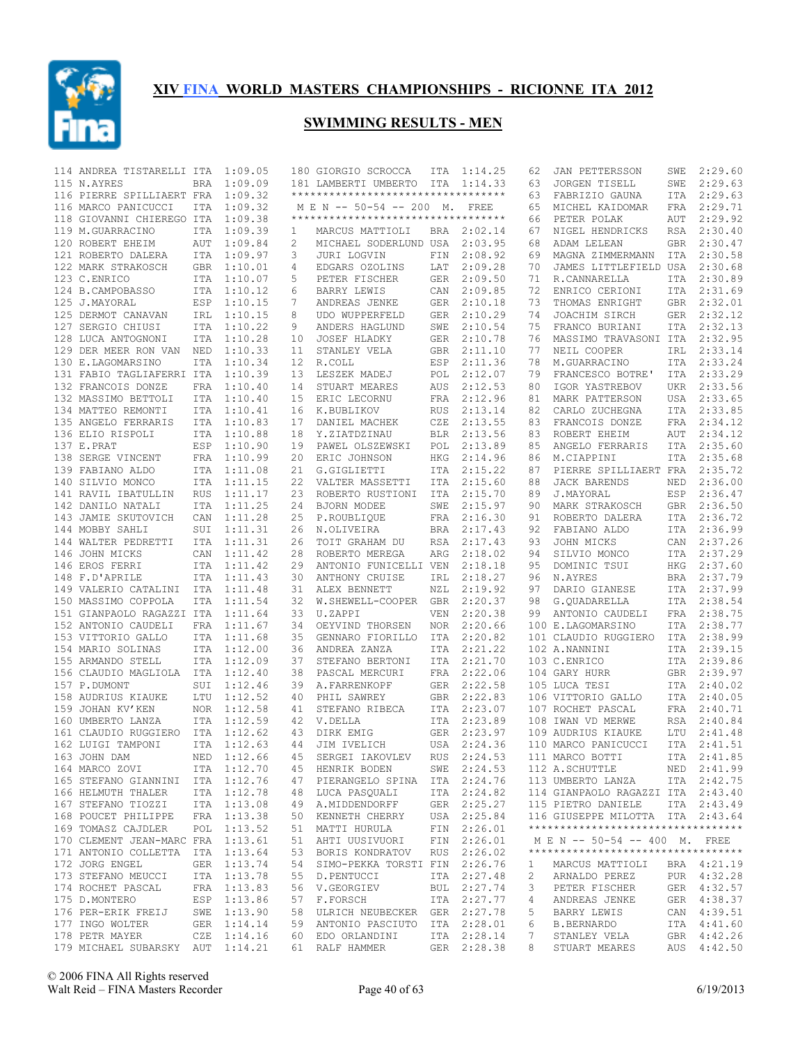# XIV FINA WORLD MASTERS CHAMPIONSHIPS - RICIONNE ITA 2012

## SWIMMING RESULTS - MEN

| Place | Name | Nat | Time |
|---|---|---|---|
| 114 | ANDREA TISTARELLI | ITA | 1:09.05 |
| 115 | N.AYRES | BRA | 1:09.09 |
| 116 | PIERRE SPILLIAERT | FRA | 1:09.32 |
| 116 | MARCO PANICUCCI | ITA | 1:09.32 |
| 118 | GIOVANNI CHIEREGO | ITA | 1:09.38 |
| 119 | M.GUARRACINO | ITA | 1:09.39 |
| 120 | ROBERT EHEIM | AUT | 1:09.84 |
| 121 | ROBERTO DALERA | ITA | 1:09.97 |
| 122 | MARK STRAKOSCH | GBR | 1:10.01 |
| 123 | C.ENRICO | ITA | 1:10.07 |
| 124 | B.CAMPOBASSO | ITA | 1:10.12 |
| 125 | J.MAYORAL | ESP | 1:10.15 |
| 125 | DERMOT CANAVAN | IRL | 1:10.15 |
| 127 | SERGIO CHIUSI | ITA | 1:10.22 |
| 128 | LUCA ANTOGNONI | ITA | 1:10.28 |
| 129 | DER MEER RON VAN | NED | 1:10.33 |
| 130 | E.LAGOMARSINO | ITA | 1:10.34 |
| 131 | FABIO TAGLIAFERRI | ITA | 1:10.39 |
| 132 | FRANCOIS DONZE | FRA | 1:10.40 |
| 132 | MASSIMO BETTOLI | ITA | 1:10.40 |
| 134 | MATTEO REMONTI | ITA | 1:10.41 |
| 135 | ANGELO FERRARIS | ITA | 1:10.83 |
| 136 | ELIO RISPOLI | ITA | 1:10.88 |
| 137 | E.PRAT | ESP | 1:10.90 |
| 138 | SERGE VINCENT | FRA | 1:10.99 |
| 139 | FABIANO ALDO | ITA | 1:11.08 |
| 140 | SILVIO MONCO | ITA | 1:11.15 |
| 141 | RAVIL IBATULLIN | RUS | 1:11.17 |
| 142 | DANILO NATALI | ITA | 1:11.25 |
| 143 | JAMIE SKUTOVICH | CAN | 1:11.28 |
| 144 | MOBBY SAHLI | SUI | 1:11.31 |
| 144 | WALTER PEDRETTI | ITA | 1:11.31 |
| 146 | JOHN MICKS | CAN | 1:11.42 |
| 146 | EROS FERRI | ITA | 1:11.42 |
| 148 | F.D'APRILE | ITA | 1:11.43 |
| 149 | VALERIO CATALINI | ITA | 1:11.48 |
| 150 | MASSIMO COPPOLA | ITA | 1:11.54 |
| 151 | GIANPAOLO RAGAZZI | ITA | 1:11.64 |
| 152 | ANTONIO CAUDELI | FRA | 1:11.67 |
| 153 | VITTORIO GALLO | ITA | 1:11.68 |
| 154 | MARIO SOLINAS | ITA | 1:12.00 |
| 155 | ARMANDO STELL | ITA | 1:12.09 |
| 156 | CLAUDIO MAGLIOLA | ITA | 1:12.40 |
| 157 | P.DUMONT | SUI | 1:12.46 |
| 158 | AUDRIUS KIAUKE | LTU | 1:12.52 |
| 159 | JOHAN KV'KEN | NOR | 1:12.58 |
| 160 | UMBERTO LANZA | ITA | 1:12.59 |
| 161 | CLAUDIO RUGGIERO | ITA | 1:12.62 |
| 162 | LUIGI TAMPONI | ITA | 1:12.63 |
| 163 | JOHN DAM | NED | 1:12.66 |
| 164 | MARCO ZOVI | ITA | 1:12.70 |
| 165 | STEFANO GIANNINI | ITA | 1:12.76 |
| 166 | HELMUTH THALER | ITA | 1:12.78 |
| 167 | STEFANO TIOZZI | ITA | 1:13.08 |
| 168 | POUCET PHILIPPE | FRA | 1:13.38 |
| 169 | TOMASZ CAJDLER | POL | 1:13.52 |
| 170 | CLEMENT JEAN-MARC | FRA | 1:13.61 |
| 171 | ANTONIO COLLETTA | ITA | 1:13.64 |
| 172 | JORG ENGEL | GER | 1:13.74 |
| 173 | STEFANO MEUCCI | ITA | 1:13.78 |
| 174 | ROCHET PASCAL | FRA | 1:13.83 |
| 175 | D.MONTERO | ESP | 1:13.86 |
| 176 | PER-ERIK FREIJ | SWE | 1:13.90 |
| 177 | INGO WOLTER | GER | 1:14.14 |
| 178 | PETR MAYER | CZE | 1:14.16 |
| 179 | MICHAEL SUBARSKY | AUT | 1:14.21 |
| 180 | GIORGIO SCROCCA | ITA | 1:14.25 |
| 181 | LAMBERTI UMBERTO | ITA | 1:14.33 |

### M E N -- 50-54 -- 200 M. FREE

| Place | Name | Nat | Time |
|---|---|---|---|
| 1 | MARCUS MATTIOLI | BRA | 2:02.14 |
| 2 | MICHAEL SODERLUND | USA | 2:03.95 |
| 3 | JURI LOGVIN | FIN | 2:08.92 |
| 4 | EDGARS OZOLINS | LAT | 2:09.28 |
| 5 | PETER FISCHER | GER | 2:09.50 |
| 6 | BARRY LEWIS | CAN | 2:09.85 |
| 7 | ANDREAS JENKE | GER | 2:10.18 |
| 8 | UDO WUPPERFELD | GER | 2:10.29 |
| 9 | ANDERS HAGLUND | SWE | 2:10.54 |
| 10 | JOSEF HLADKY | GER | 2:10.78 |
| 11 | STANLEY VELA | GBR | 2:11.10 |
| 12 | R.COLL | ESP | 2:11.36 |
| 13 | LESZEK MADEJ | POL | 2:12.07 |
| 14 | STUART MEARES | AUS | 2:12.53 |
| 15 | ERIC LECORNU | FRA | 2:12.96 |
| 16 | K.BUBLIKOV | RUS | 2:13.14 |
| 17 | DANIEL MACHEK | CZE | 2:13.55 |
| 18 | Y.ZIATDZINAU | BLR | 2:13.56 |
| 19 | PAWEL OLSZEWSKI | POL | 2:13.89 |
| 20 | ERIC JOHNSON | HKG | 2:14.96 |
| 21 | G.GIGLIETTI | ITA | 2:15.22 |
| 22 | VALTER MASSETTI | ITA | 2:15.60 |
| 23 | ROBERTO RUSTIONI | ITA | 2:15.70 |
| 24 | BJORN MODEE | SWE | 2:15.97 |
| 25 | P.ROUBLIQUE | FRA | 2:16.30 |
| 26 | N.OLIVEIRA | BRA | 2:17.43 |
| 26 | TOIT GRAHAM DU | RSA | 2:17.43 |
| 28 | ROBERTO MEREGA | ARG | 2:18.02 |
| 29 | ANTONIO FUNICELLI | VEN | 2:18.18 |
| 30 | ANTHONY CRUISE | IRL | 2:18.27 |
| 31 | ALEX BENNETT | NZL | 2:19.92 |
| 32 | W.SHEWELL-COOPER | GBR | 2:20.37 |
| 33 | U.ZAPPI | VEN | 2:20.38 |
| 34 | OEYVIND THORSEN | NOR | 2:20.66 |
| 35 | GENNARO FIORILLO | ITA | 2:20.82 |
| 36 | ANDREA ZANZA | ITA | 2:21.22 |
| 37 | STEFANO BERTONI | ITA | 2:21.70 |
| 38 | PASCAL MERCURI | FRA | 2:22.06 |
| 39 | A.FARRENKOPF | GER | 2:22.58 |
| 40 | PHIL SAWREY | GBR | 2:22.83 |
| 41 | STEFANO RIBECA | ITA | 2:23.07 |
| 42 | V.DELLA | ITA | 2:23.89 |
| 43 | DIRK EMIG | GER | 2:23.97 |
| 44 | JIM IVELICH | USA | 2:24.36 |
| 45 | SERGEI IAKOVLEV | RUS | 2:24.53 |
| 45 | HENRIK BODEN | SWE | 2:24.53 |
| 47 | PIERANGELO SPINA | ITA | 2:24.76 |
| 48 | LUCA PASQUALI | ITA | 2:24.82 |
| 49 | A.MIDDENDORFF | GER | 2:25.27 |
| 50 | KENNETH CHERRY | USA | 2:25.84 |
| 51 | MATTI HURULA | FIN | 2:26.01 |
| 51 | AHTI UUSIVUORI | FIN | 2:26.01 |
| 53 | BORIS KONDRATOV | RUS | 2:26.02 |
| 54 | SIMO-PEKKA TORSTI | FIN | 2:26.76 |
| 55 | D.PENTUCCI | ITA | 2:27.48 |
| 56 | V.GEORGIEV | BUL | 2:27.74 |
| 57 | F.FORSCH | ITA | 2:27.77 |
| 58 | ULRICH NEUBECKER | GER | 2:27.78 |
| 59 | ANTONIO PASCIUTO | ITA | 2:28.01 |
| 60 | EDO ORLANDINI | ITA | 2:28.14 |
| 61 | RALF HAMMER | GER | 2:28.38 |
| 62 | JAN PETTERSSON | SWE | 2:29.60 |
| 63 | JORGEN TISELL | SWE | 2:29.63 |
| 63 | FABRIZIO GAUNA | ITA | 2:29.63 |
| 65 | MICHEL KAIDOMAR | FRA | 2:29.71 |
| 66 | PETER POLAK | AUT | 2:29.92 |
| 67 | NIGEL HENDRICKS | RSA | 2:30.40 |
| 68 | ADAM LELEAN | GBR | 2:30.47 |
| 69 | MAGNA ZIMMERMANN | ITA | 2:30.58 |
| 70 | JAMES LITTLEFIELD | USA | 2:30.68 |
| 71 | R.CANNARELLA | ITA | 2:30.89 |
| 72 | ENRICO CERIONI | ITA | 2:31.69 |
| 73 | THOMAS ENRIGHT | GBR | 2:32.01 |
| 74 | JOACHIM SIRCH | GER | 2:32.12 |
| 75 | FRANCO BURIANI | ITA | 2:32.13 |
| 76 | MASSIMO TRAVASONI | ITA | 2:32.95 |
| 77 | NEIL COOPER | IRL | 2:33.14 |
| 78 | M.GUARRACINO | ITA | 2:33.24 |
| 79 | FRANCESCO BOTRE' | ITA | 2:33.29 |
| 80 | IGOR YASTREBOV | UKR | 2:33.56 |
| 81 | MARK PATTERSON | USA | 2:33.65 |
| 82 | CARLO ZUCHEGNA | ITA | 2:33.85 |
| 83 | FRANCOIS DONZE | FRA | 2:34.12 |
| 83 | ROBERT EHEIM | AUT | 2:34.12 |
| 85 | ANGELO FERRARIS | ITA | 2:35.60 |
| 86 | M.CIAPPINI | ITA | 2:35.68 |
| 87 | PIERRE SPILLIAERT | FRA | 2:35.72 |
| 88 | JACK BARENDS | NED | 2:36.00 |
| 89 | J.MAYORAL | ESP | 2:36.47 |
| 90 | MARK STRAKOSCH | GBR | 2:36.50 |
| 91 | ROBERTO DALERA | ITA | 2:36.72 |
| 92 | FABIANO ALDO | ITA | 2:36.99 |
| 93 | JOHN MICKS | CAN | 2:37.26 |
| 94 | SILVIO MONCO | ITA | 2:37.29 |
| 95 | DOMINIC TSUI | HKG | 2:37.60 |
| 96 | N.AYRES | BRA | 2:37.79 |
| 97 | DARIO GIANESE | ITA | 2:37.99 |
| 98 | G.QUADARELLA | ITA | 2:38.54 |
| 99 | ANTONIO CAUDELI | FRA | 2:38.75 |
| 100 | E.LAGOMARSINO | ITA | 2:38.77 |
| 101 | CLAUDIO RUGGIERO | ITA | 2:38.99 |
| 102 | A.NANNINI | ITA | 2:39.15 |
| 103 | C.ENRICO | ITA | 2:39.86 |
| 104 | GARY HURR | GBR | 2:39.97 |
| 105 | LUCA TESI | ITA | 2:40.02 |
| 106 | VITTORIO GALLO | ITA | 2:40.05 |
| 107 | ROCHET PASCAL | FRA | 2:40.71 |
| 108 | IWAN VD MERWE | RSA | 2:40.84 |
| 109 | AUDRIUS KIAUKE | LTU | 2:41.48 |
| 110 | MARCO PANICUCCI | ITA | 2:41.51 |
| 111 | MARCO BOTTI | ITA | 2:41.85 |
| 112 | A.SCHUTTLE | NED | 2:41.99 |
| 113 | UMBERTO LANZA | ITA | 2:42.75 |
| 114 | GIANPAOLO RAGAZZI | ITA | 2:43.40 |
| 115 | PIETRO DANIELE | ITA | 2:43.49 |
| 116 | GIUSEPPE MILOTTA | ITA | 2:43.64 |

### M E N -- 50-54 -- 400 M. FREE

| Place | Name | Nat | Time |
|---|---|---|---|
| 1 | MARCUS MATTIOLI | BRA | 4:21.19 |
| 2 | ARNALDO PEREZ | PUR | 4:32.28 |
| 3 | PETER FISCHER | GER | 4:32.57 |
| 4 | ANDREAS JENKE | GER | 4:38.37 |
| 5 | BARRY LEWIS | CAN | 4:39.51 |
| 6 | B.BERNARDO | ITA | 4:41.60 |
| 7 | STANLEY VELA | GBR | 4:42.26 |
| 8 | STUART MEARES | AUS | 4:42.50 |

© 2006 FINA All Rights reserved
Walt Reid – FINA Masters Recorder

6/19/2013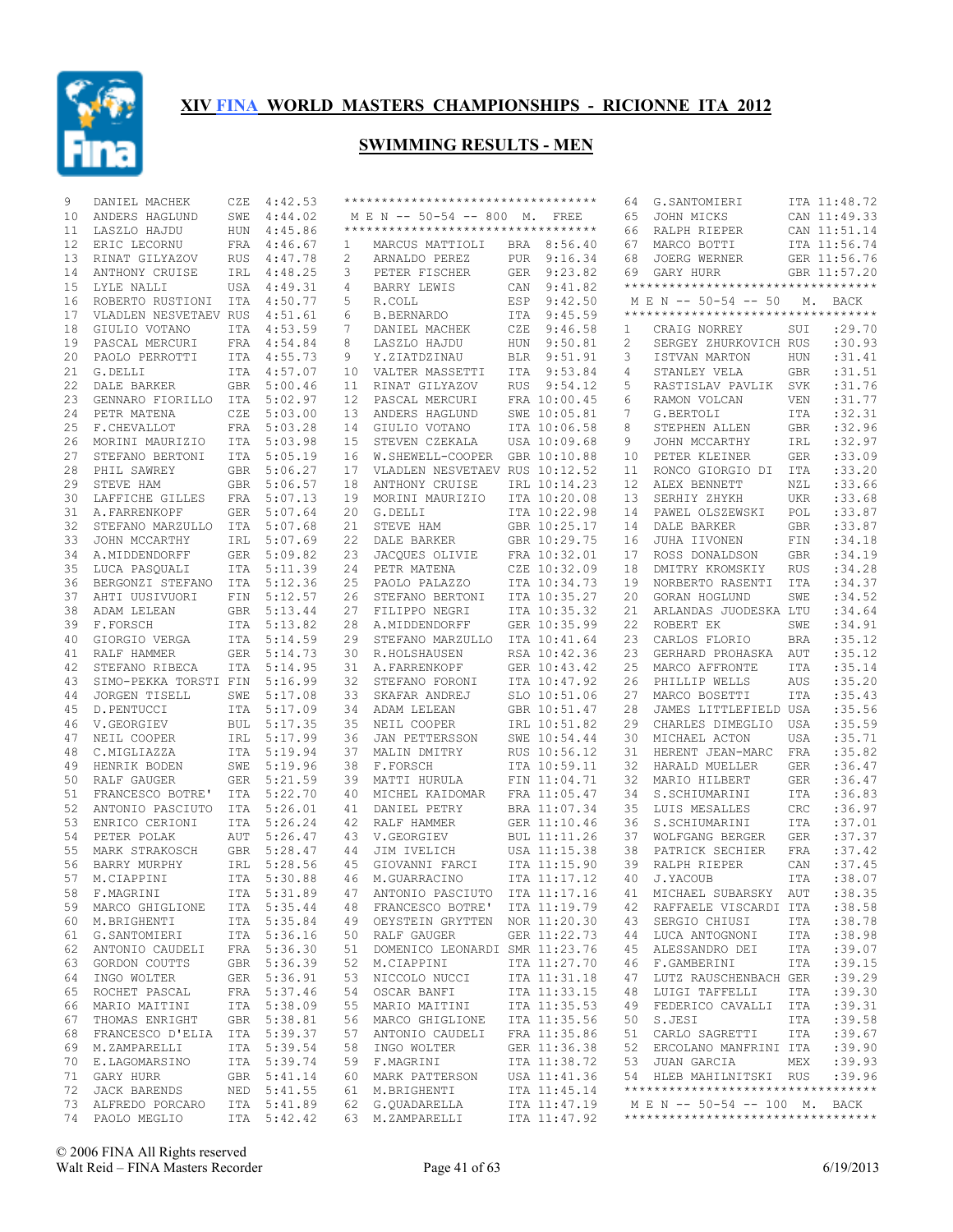# XIV FINA WORLD MASTERS CHAMPIONSHIPS - RICIONNE ITA 2012

## SWIMMING RESULTS - MEN

| Place | Name | Country | Time |
|---|---|---|---|
| 9 | DANIEL MACHEK | CZE | 4:42.53 |
| 10 | ANDERS HAGLUND | SWE | 4:44.02 |
| 11 | LASZLO HAJDU | HUN | 4:45.86 |
| 12 | ERIC LECORNU | FRA | 4:46.67 |
| 13 | RINAT GILYAZOV | RUS | 4:47.78 |
| 14 | ANTHONY CRUISE | IRL | 4:48.25 |
| 15 | LYLE NALLI | USA | 4:49.31 |
| 16 | ROBERTO RUSTIONI | ITA | 4:50.77 |
| 17 | VLADLEN NESVETAEV | RUS | 4:51.61 |
| 18 | GIULIO VOTANO | ITA | 4:53.59 |
| 19 | PASCAL MERCURI | FRA | 4:54.84 |
| 20 | PAOLO PERROTTI | ITA | 4:55.73 |
| 21 | G.DELLI | ITA | 4:57.07 |
| 22 | DALE BARKER | GBR | 5:00.46 |
| 23 | GENNARO FIORILLO | ITA | 5:02.97 |
| 24 | PETR MATENA | CZE | 5:03.00 |
| 25 | F.CHEVALLOT | FRA | 5:03.28 |
| 26 | MORINI MAURIZIO | ITA | 5:03.98 |
| 27 | STEFANO BERTONI | ITA | 5:05.19 |
| 28 | PHIL SAWREY | GBR | 5:06.27 |
| 29 | STEVE HAM | GBR | 5:06.57 |
| 30 | LAFFICHE GILLES | FRA | 5:07.13 |
| 31 | A.FARRENKOPF | GER | 5:07.64 |
| 32 | STEFANO MARZULLO | ITA | 5:07.68 |
| 33 | JOHN MCCARTHY | IRL | 5:07.69 |
| 34 | A.MIDDENDORFF | GER | 5:09.82 |
| 35 | LUCA PASQUALI | ITA | 5:11.39 |
| 36 | BERGONZI STEFANO | ITA | 5:12.36 |
| 37 | AHTI UUSIVUORI | FIN | 5:12.57 |
| 38 | ADAM LELEAN | GBR | 5:13.44 |
| 39 | F.FORSCH | ITA | 5:13.82 |
| 40 | GIORGIO VERGA | ITA | 5:14.59 |
| 41 | RALF HAMMER | GER | 5:14.73 |
| 42 | STEFANO RIBECA | ITA | 5:14.95 |
| 43 | SIMO-PEKKA TORSTI | FIN | 5:16.99 |
| 44 | JORGEN TISELL | SWE | 5:17.08 |
| 45 | D.PENTUCCI | ITA | 5:17.09 |
| 46 | V.GEORGIEV | BUL | 5:17.35 |
| 47 | NEIL COOPER | IRL | 5:17.99 |
| 48 | C.MIGLIAZZA | ITA | 5:19.94 |
| 49 | HENRIK BODEN | SWE | 5:19.96 |
| 50 | RALF GAUGER | GER | 5:21.59 |
| 51 | FRANCESCO BOTRE' | ITA | 5:22.70 |
| 52 | ANTONIO PASCIUTO | ITA | 5:26.01 |
| 53 | ENRICO CERIONI | ITA | 5:26.24 |
| 54 | PETER POLAK | AUT | 5:26.47 |
| 55 | MARK STRAKOSCH | GBR | 5:28.47 |
| 56 | BARRY MURPHY | IRL | 5:28.56 |
| 57 | M.CIAPPINI | ITA | 5:30.88 |
| 58 | F.MAGRINI | ITA | 5:31.89 |
| 59 | MARCO GHIGLIONE | ITA | 5:35.44 |
| 60 | M.BRIGHENTI | ITA | 5:35.84 |
| 61 | G.SANTOMIERI | ITA | 5:36.16 |
| 62 | ANTONIO CAUDELI | FRA | 5:36.30 |
| 63 | GORDON COUTTS | GBR | 5:36.39 |
| 64 | INGO WOLTER | GER | 5:36.91 |
| 65 | ROCHET PASCAL | FRA | 5:37.46 |
| 66 | MARIO MAITINI | ITA | 5:38.09 |
| 67 | THOMAS BRIGHT | GBR | 5:38.81 |
| 68 | FRANCESCO D'ELIA | ITA | 5:39.37 |
| 69 | M.ZAMPARELLI | ITA | 5:39.54 |
| 70 | E.LAGOMARSINO | ITA | 5:39.74 |
| 71 | GARY HURR | GBR | 5:41.14 |
| 72 | JACK BARENDS | NED | 5:41.55 |
| 73 | ALFREDO PORCARO | ITA | 5:41.89 |
| 74 | PAOLO MEGLIO | ITA | 5:42.42 |

**M E N -- 50-54 -- 800 M. FREE**

| Place | Name | Country | Time |
|---|---|---|---|
| 1 | MARCUS MATTIOLI | BRA | 8:56.40 |
| 2 | ARNALDO PEREZ | PUR | 9:16.34 |
| 3 | PETER FISCHER | GER | 9:23.82 |
| 4 | BARRY LEWIS | CAN | 9:41.82 |
| 5 | R.COLL | ESP | 9:42.50 |
| 6 | B.BERNARDO | ITA | 9:45.59 |
| 7 | DANIEL MACHEK | CZE | 9:46.58 |
| 8 | LASZLO HAJDU | HUN | 9:50.81 |
| 9 | Y.ZIATDZINAU | BLR | 9:51.91 |
| 10 | VALTER MASSETTI | ITA | 9:53.84 |
| 11 | RINAT GILYAZOV | RUS | 9:54.12 |
| 12 | PASCAL MERCURI | FRA | 10:00.45 |
| 13 | ANDERS HAGLUND | SWE | 10:05.81 |
| 14 | GIULIO VOTANO | ITA | 10:06.58 |
| 15 | STEVEN CZEKALA | USA | 10:09.68 |
| 16 | W.SHEWELL-COOPER | GBR | 10:10.88 |
| 17 | VLADLEN NESVETAEV | RUS | 10:12.52 |
| 18 | ANTHONY CRUISE | IRL | 10:14.23 |
| 19 | MORINI MAURIZIO | ITA | 10:20.08 |
| 20 | G.DELLI | ITA | 10:22.98 |
| 21 | STEVE HAM | GBR | 10:25.17 |
| 22 | DALE BARKER | GBR | 10:29.75 |
| 23 | JACQUES OLIVIE | FRA | 10:32.01 |
| 24 | PETR MATENA | CZE | 10:32.09 |
| 25 | PAOLO PALAZZO | ITA | 10:34.73 |
| 26 | STEFANO BERTONI | ITA | 10:35.27 |
| 27 | FILIPPO NEGRI | ITA | 10:35.32 |
| 28 | A.MIDDENDORFF | GER | 10:35.99 |
| 29 | STEFANO MARZULLO | ITA | 10:41.64 |
| 30 | R.HOLSHAUSEN | RSA | 10:42.36 |
| 31 | A.FARRENKOPF | GER | 10:43.42 |
| 32 | STEFANO FORONI | ITA | 10:47.92 |
| 33 | SKAFAR ANDREJ | SLO | 10:51.06 |
| 34 | ADAM LELEAN | GBR | 10:51.47 |
| 35 | NEIL COOPER | IRL | 10:51.82 |
| 36 | JAN PETTERSSON | SWE | 10:54.44 |
| 37 | MALIN DMITRY | RUS | 10:56.12 |
| 38 | F.FORSCH | ITA | 10:59.11 |
| 39 | MATTI HURULA | FIN | 11:04.71 |
| 40 | MICHEL KAIDOMAR | FRA | 11:05.47 |
| 41 | DANIEL PETRY | BRA | 11:07.34 |
| 42 | RALF HAMMER | GER | 11:10.46 |
| 43 | V.GEORGIEV | BUL | 11:11.26 |
| 44 | JIM IVELICH | USA | 11:15.38 |
| 45 | GIOVANNI FARCI | ITA | 11:15.90 |
| 46 | M.GUARRACINO | ITA | 11:17.12 |
| 47 | ANTONIO PASCIUTO | ITA | 11:17.16 |
| 48 | FRANCESCO BOTRE' | ITA | 11:19.79 |
| 49 | OEYSTEIN GRYTTEN | NOR | 11:20.30 |
| 50 | RALF GAUGER | GER | 11:22.73 |
| 51 | DOMENICO LEONARDI | SMR | 11:23.76 |
| 52 | M.CIAPPINI | ITA | 11:27.70 |
| 53 | NICCOLO NUCCI | ITA | 11:31.18 |
| 54 | OSCAR BANFI | ITA | 11:33.15 |
| 55 | MARIO MAITINI | ITA | 11:35.53 |
| 56 | MARCO GHIGLIONE | ITA | 11:35.56 |
| 57 | ANTONIO CAUDELI | FRA | 11:35.86 |
| 58 | INGO WOLTER | GER | 11:36.38 |
| 59 | F.MAGRINI | ITA | 11:38.72 |
| 60 | MARK PATTERSON | USA | 11:41.36 |
| 61 | M.BRIGHENTI | ITA | 11:45.14 |
| 62 | G.QUADARELLA | ITA | 11:47.19 |
| 63 | M.ZAMPARELLI | ITA | 11:47.92 |
| 64 | G.SANTOMIERI | ITA | 11:48.72 |
| 65 | JOHN MICKS | CAN | 11:49.33 |
| 66 | RALPH RIEPER | CAN | 11:51.14 |
| 67 | MARCO BOTTI | ITA | 11:56.74 |
| 68 | JOERG WERNER | GER | 11:56.76 |
| 69 | GARY HURR | GBR | 11:57.20 |

**M E N -- 50-54 -- 50 M. BACK**

| Place | Name | Country | Time |
|---|---|---|---|
| 1 | CRAIG NORREY | SUI | :29.70 |
| 2 | SERGEY ZHURKOVICH | RUS | :30.93 |
| 3 | ISTVAN MARTON | HUN | :31.41 |
| 4 | STANLEY VELA | GBR | :31.51 |
| 5 | RASTISLAV PAVLIK | SVK | :31.76 |
| 6 | RAMON VOLCAN | VEN | :31.77 |
| 7 | G.BERTOLI | ITA | :32.31 |
| 8 | STEPHEN ALLEN | GBR | :32.96 |
| 9 | JOHN MCCARTHY | IRL | :32.97 |
| 10 | PETER KLEINER | GER | :33.09 |
| 11 | RONCO GIORGIO DI | ITA | :33.20 |
| 12 | ALEX BENNETT | NZL | :33.66 |
| 13 | SERHIY ZHYKH | UKR | :33.68 |
| 14 | PAWEL OLSZEWSKI | POL | :33.87 |
| 14 | DALE BARKER | GBR | :33.87 |
| 16 | JUHA IIVONEN | FIN | :34.18 |
| 17 | ROSS DONALDSON | GBR | :34.19 |
| 18 | DMITRY KROMSKIY | RUS | :34.28 |
| 19 | NORBERTO RASENTI | ITA | :34.37 |
| 20 | GORAN HOGLUND | SWE | :34.52 |
| 21 | ARLANDAS JUODESKA | LTU | :34.64 |
| 22 | ROBERT EK | SWE | :34.91 |
| 23 | CARLOS FLORIO | BRA | :35.12 |
| 23 | GERHARD PROHASKA | AUT | :35.12 |
| 25 | MARCO AFFRONTE | ITA | :35.14 |
| 26 | PHILLIP WELLS | AUS | :35.20 |
| 27 | MARCO BOSETTI | ITA | :35.43 |
| 28 | JAMES LITTLEFIELD | USA | :35.56 |
| 29 | CHARLES DIMEGLIO | USA | :35.59 |
| 30 | MICHAEL ACTON | USA | :35.71 |
| 31 | HERENT JEAN-MARC | FRA | :35.82 |
| 32 | HARALD MUELLER | GER | :36.47 |
| 32 | MARIO HILBERT | GER | :36.47 |
| 34 | S.SCHIUMARINI | ITA | :36.83 |
| 35 | LUIS MESALLES | CRC | :36.97 |
| 36 | S.SCHIUMARINI | ITA | :37.01 |
| 37 | WOLFGANG BERGER | GER | :37.37 |
| 38 | PATRICK SECHIER | FRA | :37.42 |
| 39 | RALPH RIEPER | CAN | :37.45 |
| 40 | J.YACOUB | ITA | :38.07 |
| 41 | MICHAEL SUBARSKY | AUT | :38.35 |
| 42 | RAFFAELE VISCARDI | ITA | :38.58 |
| 43 | SERGIO CHIUSI | ITA | :38.78 |
| 44 | LUCA ANTOGNONI | ITA | :38.98 |
| 45 | ALESSANDRO DEI | ITA | :39.07 |
| 46 | F.GAMBERINI | ITA | :39.15 |
| 47 | LUTZ RAUSCHENBACH | GER | :39.29 |
| 48 | LUIGI TAFFELLI | ITA | :39.30 |
| 49 | FEDERICO CAVALLI | ITA | :39.31 |
| 50 | S.JESI | ITA | :39.58 |
| 51 | CARLO SAGRETTI | ITA | :39.67 |
| 52 | ERCOLANO MANFRINI | ITA | :39.90 |
| 53 | JUAN GARCIA | MEX | :39.93 |
| 54 | HLEB MAHILNITSKI | RUS | :39.96 |

**M E N -- 50-54 -- 100 M. BACK**

© 2006 FINA All Rights reserved
Walt Reid – FINA Masters Recorder
6/19/2013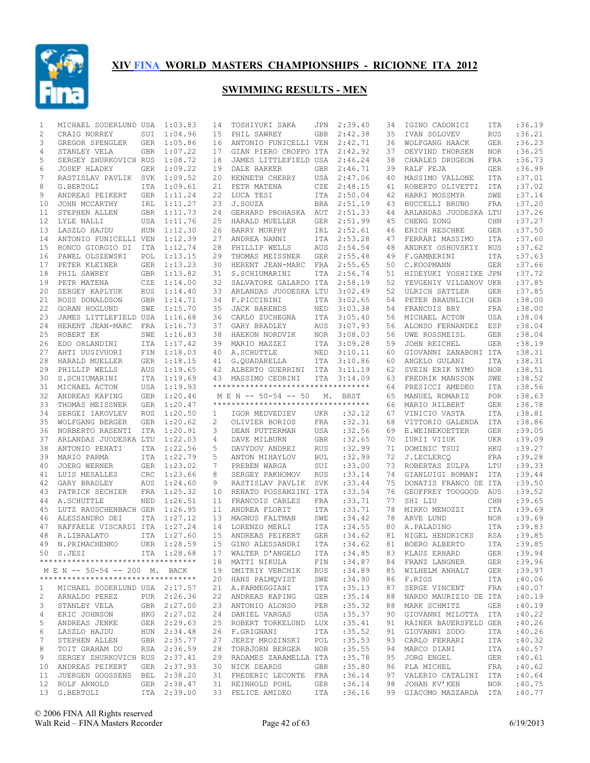# XIV FINA WORLD MASTERS CHAMPIONSHIPS - RICIONNE ITA 2012

## SWIMMING RESULTS - MEN

| Place | Name | Nat | Time |
|---|---|---|---|
| 1 | MICHAEL SODERLUND | USA | 1:03.83 |
| 2 | CRAIG NORREY | SUI | 1:04.96 |
| 3 | GREGOR SPENGLER | GER | 1:05.86 |
| 4 | STANLEY VELA | GBR | 1:07.22 |
| 5 | SERGEY ZHURKOVICH | RUS | 1:08.72 |
| 6 | JOSEF HLADKY | GER | 1:09.22 |
| 7 | RASTISLAV PAVLIK | SVK | 1:09.52 |
| 8 | G.BERTOLI | ITA | 1:09.61 |
| 9 | ANDREAS PEIKERT | GER | 1:11.24 |
| 10 | JOHN MCCARTHY | IRL | 1:11.27 |
| 11 | STEPHEN ALLEN | GBR | 1:11.73 |
| 12 | LYLE NALLI | USA | 1:11.76 |
| 13 | LASZLO HAJDU | HUN | 1:12.30 |
| 14 | ANTONIO FUNICELLI | VEN | 1:12.39 |
| 15 | RONCO GIORGIO DI | ITA | 1:12.74 |
| 16 | PAWEL OLSZEWSKI | POL | 1:13.15 |
| 17 | PETER KLEINER | GER | 1:13.23 |
| 18 | PHIL SAWREY | GBR | 1:13.82 |
| 19 | PETR MATENA | CZE | 1:14.00 |
| 20 | SERGEY KAPLYUK | RUS | 1:14.40 |
| 21 | ROSS DONALDSON | GBR | 1:14.71 |
| 22 | GORAN HOGLUND | SWE | 1:15.70 |
| 23 | JAMES LITTLEFIELD | USA | 1:16.68 |
| 24 | HERENT JEAN-MARC | FRA | 1:16.73 |
| 25 | ROBERT EK | SWE | 1:16.83 |
| 26 | EDO ORLANDINI | ITA | 1:17.42 |
| 27 | AHTI UUSIVUORI | FIN | 1:18.03 |
| 28 | HARALD MUELLER | GER | 1:18.15 |
| 29 | PHILLIP WELLS | AUS | 1:19.65 |
| 30 | S.SCHIUMARINI | ITA | 1:19.69 |
| 31 | MICHAEL ACTON | USA | 1:19.93 |
| 32 | ANDREAS KAPING | GER | 1:20.46 |
| 33 | THOMAS MEISSNER | GER | 1:20.47 |
| 34 | SERGEI IAKOVLEV | RUS | 1:20.50 |
| 35 | WOLFGANG BERGER | GER | 1:20.62 |
| 36 | NORBERTO RASENTI | ITA | 1:20.91 |
| 37 | ARLANDAS JUODESKA | LTU | 1:22.03 |
| 38 | ANTONIO PENATI | ITA | 1:22.56 |
| 39 | MARIO PARMA | ITA | 1:22.79 |
| 40 | JOERG WERNER | GER | 1:23.02 |
| 41 | LUIS MESALLES | CRC | 1:23.66 |
| 42 | GARY BRADLEY | AUS | 1:24.60 |
| 43 | PATRICK SECHIER | FRA | 1:25.32 |
| 44 | A.SCHUTTLE | NED | 1:26.51 |
| 45 | LUTZ RAUSCHENBACH | GER | 1:26.95 |
| 46 | ALESSANDRO DEI | ITA | 1:27.12 |
| 47 | RAFFAELE VISCARDI | ITA | 1:27.24 |
| 48 | R.LIBRALATO | ITA | 1:27.60 |
| 49 | N.PRIMACHENKO | UKR | 1:28.59 |
| 50 | S.JESI | ITA | 1:28.68 |

**M E N -- 50-54 -- 200 M. BACK**

| Place | Name | Nat | Time |
|---|---|---|---|
| 1 | MICHAEL SODERLUND | USA | 2:17.57 |
| 2 | ARNALDO PEREZ | PUR | 2:26.36 |
| 3 | STANLEY VELA | GBR | 2:27.00 |
| 4 | ERIC JOHNSON | HKG | 2:27.02 |
| 5 | ANDREAS JENKE | GER | 2:29.63 |
| 6 | LASZLO HAJDU | HUN | 2:34.48 |
| 7 | STEPHEN ALLEN | GBR | 2:35.77 |
| 8 | TOIT GRAHAM DU | RSA | 2:36.59 |
| 9 | SERGEY ZHURKOVICH | RUS | 2:37.41 |
| 10 | ANDREAS PEIKERT | GER | 2:37.93 |
| 11 | JUERGEN GOOSSENS | BEL | 2:38.20 |
| 12 | ROLF ARNOLD | GER | 2:38.47 |
| 13 | G.BERTOLI | ITA | 2:39.00 |
| 14 | TOSHIYUKI SAKA | JPN | 2:39.40 |
| 15 | PHIL SAWREY | GBR | 2:42.38 |
| 16 | ANTONIO FUNICELLI | VEN | 2:42.71 |
| 17 | GIAN PIERO CROPPO | ITA | 2:42.92 |
| 18 | JAMES LITTLEFIELD | USA | 2:46.24 |
| 19 | DALE BARKER | GBR | 2:46.71 |
| 20 | KENNETH CHERRY | USA | 2:47.06 |
| 21 | PETR MATENA | CZE | 2:48.15 |
| 22 | LUCA TESI | ITA | 2:50.04 |
| 23 | J.SOUZA | BRA | 2:51.19 |
| 24 | GERHARD PROHASKA | AUT | 2:51.33 |
| 25 | HARALD MUELLER | GER | 2:51.99 |
| 26 | BARRY MURPHY | IRL | 2:52.61 |
| 27 | ANDREA NANNI | ITA | 2:53.28 |
| 28 | PHILLIP WELLS | AUS | 2:54.54 |
| 29 | THOMAS MEISSNER | GER | 2:55.48 |
| 30 | HERENT JEAN-MARC | FRA | 2:55.65 |
| 31 | S.SCHIUMARINI | ITA | 2:56.74 |
| 32 | SALVATORE GALARDO | ITA | 2:58.19 |
| 33 | ARLANDAS JUODESKA | LTU | 3:02.49 |
| 34 | F.PICCININI | ITA | 3:02.65 |
| 35 | JACK BARENDS | NED | 3:03.38 |
| 36 | CARLO ZUCHEGNA | ITA | 3:05.40 |
| 37 | GARY BRADLEY | AUS | 3:07.93 |
| 38 | HAEKON NORDVIK | NOR | 3:08.03 |
| 39 | MARIO MAZZEI | ITA | 3:09.28 |
| 40 | A.SCHUTTLE | NED | 3:10.11 |
| 41 | G.QUADARELLA | ITA | 3:10.86 |
| 42 | ALBERTO GUERRINI | ITA | 3:11.19 |
| 43 | MASSIMO CEDRINI | ITA | 3:14.09 |

**M E N -- 50-54 -- 50 M. BRST**

| Place | Name | Nat | Time |
|---|---|---|---|
| 1 | IGOR MEDVEDIEV | UKR | :32.12 |
| 2 | OLIVIER BORIOS | FRA | :32.31 |
| 3 | DEAN PUTTERMAN | USA | :32.56 |
| 4 | DAVE MILBURN | GBR | :32.65 |
| 5 | DAVYDOV ANDREI | RUS | :32.99 |
| 5 | ANTON MIHAYLOV | BUL | :32.99 |
| 7 | PREBEN WARGA | SUI | :33.00 |
| 8 | SERGEY PAKHOMOV | RUS | :33.14 |
| 9 | RASTISLAV PAVLIK | SVK | :33.44 |
| 10 | RENATO POSSANZINI | ITA | :33.54 |
| 11 | FRANCOIS CARLES | FRA | :33.71 |
| 11 | ANDREA FLORIT | ITA | :33.71 |
| 13 | MAGNUS FALTMAN | SWE | :34.42 |
| 14 | LORENZO MERLI | ITA | :34.55 |
| 15 | ANDREAS PEIKERT | GER | :34.62 |
| 15 | GINO ALESSANDRI | ITA | :34.62 |
| 17 | WALTER D'ANGELO | ITA | :34.85 |
| 18 | MATTI NIKULA | FIN | :34.87 |
| 19 | DMITRIY VERCHIK | RUS | :34.89 |
| 20 | HANS PALMQVIST | SWE | :34.90 |
| 21 | A.PARMEGGIANI | ITA | :35.13 |
| 22 | ANDREAS KAPING | GER | :35.14 |
| 23 | ANTONIO ALONSO | PER | :35.32 |
| 24 | DANIEL VARGAS | USA | :35.37 |
| 25 | ROBERT TORKELUND | LUX | :35.41 |
| 26 | F.GRIGNANI | ITA | :35.52 |
| 27 | JERZY MROZINSKI | POL | :35.53 |
| 28 | TORBJORN BERGER | NOR | :35.55 |
| 29 | RADAMES ZARAMELLA | ITA | :35.78 |
| 30 | NICK DEARDS | GBR | :35.80 |
| 31 | FREDERIC LECONTE | FRA | :36.14 |
| 31 | REINHOLD POHL | GER | :36.14 |
| 33 | FELICE AMIDEO | ITA | :36.16 |
| 34 | IGINO CADONICI | ITA | :36.19 |
| 35 | IVAN SOLOVEV | RUS | :36.21 |
| 36 | WOLFGANG HAACK | GER | :36.23 |
| 37 | OEYVIND THORSEN | NOR | :36.25 |
| 38 | CHARLES DRUGEON | FRA | :36.73 |
| 39 | RALF FEJA | GER | :36.99 |
| 40 | MASSIMO VALLONE | ITA | :37.01 |
| 41 | ROBERTO OLIVETTI | ITA | :37.02 |
| 42 | HARRI MOSSMYR | SWE | :37.14 |
| 43 | BUCCELLI BRUNO | ITA | :37.20 |
| 44 | ARLANDAS JUODESKA | LTU | :37.26 |
| 45 | CHENG ZONG | CHN | :37.27 |
| 46 | ERICH RESCHKE | GER | :37.50 |
| 47 | FERRARI MASSIMO | ITA | :37.60 |
| 48 | ANDREY OSHOVSKIY | RUS | :37.62 |
| 49 | F.GAMBERINI | ITA | :37.63 |
| 50 | C.KOOPMANN | GER | :37.66 |
| 51 | HIDEYUKI YOSHIIKE | JPN | :37.72 |
| 52 | YEVGENIY VILDANOV | UKR | :37.85 |
| 52 | ULRICH SATTLER | GER | :37.85 |
| 54 | PETER BRAUNLICH | GER | :38.00 |
| 54 | FRANCOIS BRY | FRA | :38.00 |
| 56 | MICHAEL ACTON | USA | :38.04 |
| 56 | ALONSO FERNANDEZ | ESP | :38.04 |
| 56 | UWE ROSSMEISL | GER | :38.04 |
| 59 | JOHN REICHEL | GER | :38.19 |
| 60 | GIOVANNI ZANABONI | ITA | :38.31 |
| 60 | ANGELO GULANI | ITA | :38.31 |
| 62 | SVEIN ERIK NYMO | NOR | :38.51 |
| 63 | FREDRIK MANSSON | SWE | :38.52 |
| 64 | PRESICCI AMEDEO | ITA | :38.56 |
| 65 | MANUEL ROMARIZ | POR | :38.63 |
| 66 | MARIO HILBERT | GER | :38.78 |
| 67 | VINICIO VASTA | ITA | :38.81 |
| 68 | VITTORIO GALENDA | ITA | :38.86 |
| 69 | E.WEINEKOETTER | GER | :39.05 |
| 70 | IURII VIIUK | UKR | :39.09 |
| 71 | DOMINIC TSUI | HKG | :39.27 |
| 72 | J.LECLERCQ | FRA | :39.28 |
| 73 | ROBERTAS ZULPA | LTU | :39.33 |
| 74 | GIANLUIGI ROMANI | ITA | :39.44 |
| 75 | DONATIS FRANCO DE | ITA | :39.50 |
| 76 | GEOFFREY TOOGOOD | AUS | :39.52 |
| 77 | SHI LIU | CHN | :39.65 |
| 78 | MIRKO MENOZZI | ITA | :39.69 |
| 78 | ARVE LUND | NOR | :39.69 |
| 80 | A.PALADINO | ITA | :39.83 |
| 81 | NIGEL HENDRICKS | RSA | :39.85 |
| 81 | BOERO ALBERTO | ITA | :39.85 |
| 83 | KLAUS ERHARD | GER | :39.94 |
| 84 | FRANZ LANGNER | GER | :39.96 |
| 85 | WILHELM ANHALT | GER | :39.97 |
| 86 | F.RIOS | ITA | :40.06 |
| 87 | SERGE VINCENT | FRA | :40.07 |
| 88 | NARDO MAURIZIO DE | ITA | :40.19 |
| 88 | MARK SCHMITZ | GER | :40.19 |
| 90 | GIOVANNI MILOTTA | ITA | :40.22 |
| 91 | RAINER BAUERSFELD | GER | :40.26 |
| 91 | GIOVANNI ZODO | ITA | :40.26 |
| 93 | CARLO FERRARI | ITA | :40.32 |
| 94 | MARCO DIANI | ITA | :40.57 |
| 95 | JORG ENGEL | GER | :40.61 |
| 96 | PLA MICHEL | FRA | :40.62 |
| 97 | VALERIO CATALINI | ITA | :40.64 |
| 98 | JOHAN KV'KEN | NOR | :40.75 |
| 99 | GIACOMO MAZZARDA | ITA | :40.77 |

© 2006 FINA All Rights reserved
Walt Reid – FINA Masters Recorder

6/19/2013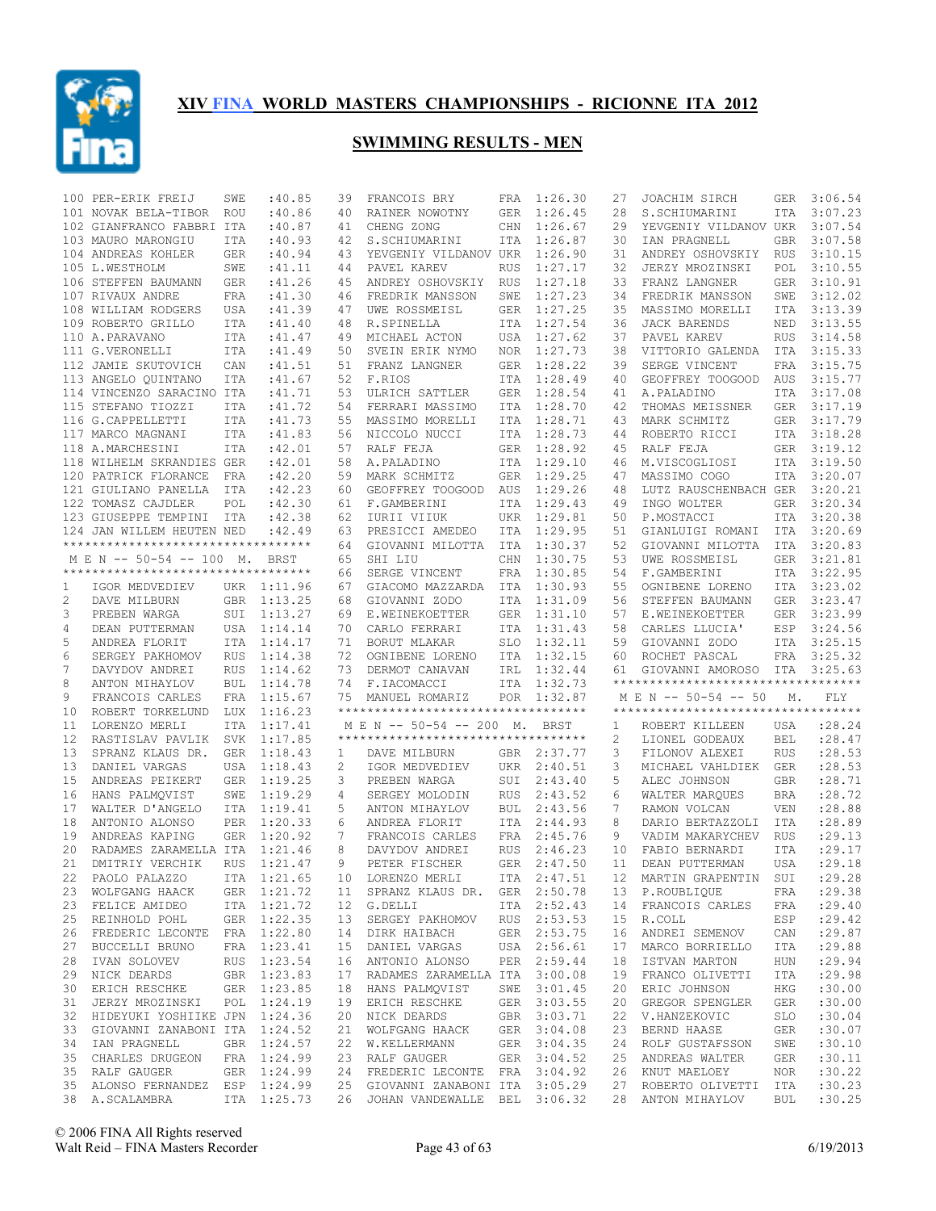# XIV FINA WORLD MASTERS CHAMPIONSHIPS - RICIONNE ITA 2012

## SWIMMING RESULTS - MEN

| Place | Name | Country | Time |
|---|---|---|---|
| 100 | PER-ERIK FREIJ | SWE | :40.85 |
| 101 | NOVAK BELA-TIBOR | ROU | :40.86 |
| 102 | GIANFRANCO FABBRI | ITA | :40.87 |
| 103 | MAURO MARONGIU | ITA | :40.93 |
| 104 | ANDREAS KOHLER | GER | :40.94 |
| 105 | L.WESTHOLM | SWE | :41.11 |
| 106 | STEFFEN BAUMANN | GER | :41.26 |
| 107 | RIVAUX ANDRE | FRA | :41.30 |
| 108 | WILLIAM RODGERS | USA | :41.39 |
| 109 | ROBERTO GRILLO | ITA | :41.40 |
| 110 | A.PARAVANO | ITA | :41.47 |
| 111 | G.VERONELLI | ITA | :41.49 |
| 112 | JAMIE SKUTOVICH | CAN | :41.51 |
| 113 | ANGELO QUINTANO | ITA | :41.67 |
| 114 | VINCENZO SARACINO | ITA | :41.71 |
| 115 | STEFANO TIOZZI | ITA | :41.72 |
| 116 | G.CAPPELLETTI | ITA | :41.73 |
| 117 | MARCO MAGNANI | ITA | :41.83 |
| 118 | A.MARCHESINI | ITA | :42.01 |
| 118 | WILHELM SKRANDIES | GER | :42.01 |
| 120 | PATRICK FLORANCE | FRA | :42.20 |
| 121 | GIULIANO PANELLA | ITA | :42.23 |
| 122 | TOMASZ CAJDLER | POL | :42.30 |
| 123 | GIUSEPPE TEMPINI | ITA | :42.38 |
| 124 | JAN WILLEM HEUTEN | NED | :42.49 |

### M E N -- 50-54 -- 100 M. BRST

| Place | Name | Country | Time |
|---|---|---|---|
| 1 | IGOR MEDVEDIEV | UKR | 1:11.96 |
| 2 | DAVE MILBURN | GBR | 1:13.25 |
| 3 | PREBEN WARGA | SUI | 1:13.27 |
| 4 | DEAN PUTTERMAN | USA | 1:14.14 |
| 5 | ANDREA FLORIT | ITA | 1:14.17 |
| 6 | SERGEY PAKHOMOV | RUS | 1:14.38 |
| 7 | DAVYDOV ANDREI | RUS | 1:14.62 |
| 8 | ANTON MIHAYLOV | BUL | 1:14.78 |
| 9 | FRANCOIS CARLES | FRA | 1:15.67 |
| 10 | ROBERT TORKELUND | LUX | 1:16.23 |
| 11 | LORENZO MERLI | ITA | 1:17.41 |
| 12 | RASTISLAV PAVLIK | SVK | 1:17.85 |
| 13 | SPRANZ KLAUS DR. | GER | 1:18.43 |
| 13 | DANIEL VARGAS | USA | 1:18.43 |
| 15 | ANDREAS PEIKERT | GER | 1:19.25 |
| 16 | HANS PALMQVIST | SWE | 1:19.29 |
| 17 | WALTER D'ANGELO | ITA | 1:19.41 |
| 18 | ANTONIO ALONSO | PER | 1:20.33 |
| 19 | ANDREAS KAPING | GER | 1:20.92 |
| 20 | RADAMES ZARAMELLA | ITA | 1:21.46 |
| 21 | DMITRIY VERCHIK | RUS | 1:21.47 |
| 22 | PAOLO PALAZZO | ITA | 1:21.65 |
| 23 | WOLFGANG HAACK | GER | 1:21.72 |
| 23 | FELICE AMIDEO | ITA | 1:21.72 |
| 25 | REINHOLD POHL | GER | 1:22.35 |
| 26 | FREDERIC LECONTE | FRA | 1:22.80 |
| 27 | BUCCELLI BRUNO | FRA | 1:23.41 |
| 28 | IVAN SOLOVEV | RUS | 1:23.54 |
| 29 | NICK DEARDS | GBR | 1:23.83 |
| 30 | ERICH RESCHKE | GER | 1:23.85 |
| 31 | JERZY MROZINSKI | POL | 1:24.19 |
| 32 | HIDEYUKI YOSHIIKE | JPN | 1:24.36 |
| 33 | GIOVANNI ZANABONI | ITA | 1:24.52 |
| 34 | IAN PRAGNELL | GBR | 1:24.57 |
| 35 | CHARLES DRUGEON | FRA | 1:24.99 |
| 35 | RALF GAUGER | GER | 1:24.99 |
| 35 | ALONSO FERNANDEZ | ESP | 1:24.99 |
| 38 | A.SCALAMBRA | ITA | 1:25.73 |
| 39 | FRANCOIS BRY | FRA | 1:26.30 |
| 40 | RAINER NOWOTNY | GER | 1:26.45 |
| 41 | CHENG ZONG | CHN | 1:26.67 |
| 42 | S.SCHIUMARINI | ITA | 1:26.87 |
| 43 | YEVGENIY VILDANOV | UKR | 1:26.90 |
| 44 | PAVEL KAREV | RUS | 1:27.17 |
| 45 | ANDREY OSHOVSKIY | RUS | 1:27.18 |
| 46 | FREDRIK MANSSON | SWE | 1:27.23 |
| 47 | UWE ROSSMEISL | GER | 1:27.25 |
| 48 | R.SPINELLA | ITA | 1:27.54 |
| 49 | MICHAEL ACTON | USA | 1:27.62 |
| 50 | SVEIN ERIK NYMO | NOR | 1:27.73 |
| 51 | FRANZ LANGNER | GER | 1:28.22 |
| 52 | F.RIOS | ITA | 1:28.49 |
| 53 | ULRICH SATTLER | GER | 1:28.54 |
| 54 | FERRARI MASSIMO | ITA | 1:28.70 |
| 55 | MASSIMO MORELLI | ITA | 1:28.71 |
| 56 | NICCOLO NUCCI | ITA | 1:28.73 |
| 57 | RALF FEJA | GER | 1:28.92 |
| 58 | A.PALADINO | ITA | 1:29.10 |
| 59 | MARK SCHMITZ | GER | 1:29.25 |
| 60 | GEOFFREY TOOGOOD | AUS | 1:29.26 |
| 61 | F.GAMBERINI | ITA | 1:29.43 |
| 62 | IURII VIIUK | UKR | 1:29.81 |
| 63 | PRESICCI AMEDEO | ITA | 1:29.95 |
| 64 | GIOVANNI MILOTTA | ITA | 1:30.37 |
| 65 | SHI LIU | CHN | 1:30.75 |
| 66 | SERGE VINCENT | FRA | 1:30.85 |
| 67 | GIACOMO MAZZARDA | ITA | 1:30.93 |
| 68 | GIOVANNI ZODO | ITA | 1:31.09 |
| 69 | E.WEINEKOETTER | GER | 1:31.10 |
| 70 | CARLO FERRARI | ITA | 1:31.43 |
| 71 | BORUT MLAKAR | SLO | 1:32.11 |
| 72 | OGNIBENE LORENO | ITA | 1:32.15 |
| 73 | DERMOT CANAVAN | IRL | 1:32.44 |
| 74 | F.IACOMACCI | ITA | 1:32.73 |
| 75 | MANUEL ROMARIZ | POR | 1:32.87 |

### M E N -- 50-54 -- 200 M. BRST

| Place | Name | Country | Time |
|---|---|---|---|
| 1 | DAVE MILBURN | GBR | 2:37.77 |
| 2 | IGOR MEDVEDIEV | UKR | 2:40.51 |
| 3 | PREBEN WARGA | SUI | 2:43.40 |
| 4 | SERGEY MOLODIN | RUS | 2:43.52 |
| 5 | ANTON MIHAYLOV | BUL | 2:43.56 |
| 6 | ANDREA FLORIT | ITA | 2:44.93 |
| 7 | FRANCOIS CARLES | FRA | 2:45.76 |
| 8 | DAVYDOV ANDREI | RUS | 2:46.23 |
| 9 | PETER FISCHER | GER | 2:47.50 |
| 10 | LORENZO MERLI | ITA | 2:47.51 |
| 11 | SPRANZ KLAUS DR. | GER | 2:50.78 |
| 12 | G.DELLI | ITA | 2:52.43 |
| 13 | SERGEY PAKHOMOV | RUS | 2:53.53 |
| 14 | DIRK HAIBACH | GER | 2:53.75 |
| 15 | DANIEL VARGAS | USA | 2:56.61 |
| 16 | ANTONIO ALONSO | PER | 2:59.44 |
| 17 | RADAMES ZARAMELLA | ITA | 3:00.08 |
| 18 | HANS PALMQVIST | SWE | 3:01.45 |
| 19 | ERICH RESCHKE | GER | 3:03.55 |
| 20 | NICK DEARDS | GBR | 3:03.71 |
| 21 | WOLFGANG HAACK | GER | 3:04.08 |
| 22 | W.KELLERMANN | GER | 3:04.35 |
| 23 | RALF GAUGER | GER | 3:04.52 |
| 24 | FREDERIC LECONTE | FRA | 3:04.92 |
| 25 | GIOVANNI ZANABONI | ITA | 3:05.29 |
| 26 | JOHAN VANDEWALLE | BEL | 3:06.32 |
| 27 | JOACHIM SIRCH | GER | 3:06.54 |
| 28 | S.SCHIUMARINI | ITA | 3:07.23 |
| 29 | YEVGENIY VILDANOV | UKR | 3:07.54 |
| 30 | IAN PRAGNELL | GBR | 3:07.58 |
| 31 | ANDREY OSHOVSKIY | RUS | 3:10.15 |
| 32 | JERZY MROZINSKI | POL | 3:10.55 |
| 33 | FRANZ LANGNER | GER | 3:10.91 |
| 34 | FREDRIK MANSSON | SWE | 3:12.02 |
| 35 | MASSIMO MORELLI | ITA | 3:13.39 |
| 36 | JACK BARENDS | NED | 3:13.55 |
| 37 | PAVEL KAREV | RUS | 3:14.58 |
| 38 | VITTORIO GALENDA | ITA | 3:15.33 |
| 39 | SERGE VINCENT | FRA | 3:15.75 |
| 40 | GEOFFREY TOOGOOD | AUS | 3:15.77 |
| 41 | A.PALADINO | ITA | 3:17.08 |
| 42 | THOMAS MEISSNER | GER | 3:17.19 |
| 43 | MARK SCHMITZ | GER | 3:17.79 |
| 44 | ROBERTO RICCI | ITA | 3:18.28 |
| 45 | RALF FEJA | GER | 3:19.12 |
| 46 | M.VISCOGLIOSI | ITA | 3:19.50 |
| 47 | MASSIMO COGO | ITA | 3:20.07 |
| 48 | LUTZ RAUSCHENBACH | GER | 3:20.21 |
| 49 | INGO WOLTER | GER | 3:20.34 |
| 50 | P.MOSTACCI | ITA | 3:20.38 |
| 51 | GIANLUIGI ROMANI | ITA | 3:20.69 |
| 52 | GIOVANNI MILOTTA | ITA | 3:20.83 |
| 53 | UWE ROSSMEISL | GER | 3:21.81 |
| 54 | F.GAMBERINI | ITA | 3:22.95 |
| 55 | OGNIBENE LORENO | ITA | 3:23.02 |
| 56 | STEFFEN BAUMANN | GER | 3:23.47 |
| 57 | E.WEINEKOETTER | GER | 3:23.99 |
| 58 | CARLES LLUCIA' | ESP | 3:24.56 |
| 59 | GIOVANNI ZODO | ITA | 3:25.15 |
| 60 | ROCHET PASCAL | FRA | 3:25.32 |
| 61 | GIOVANNI AMOROSO | ITA | 3:25.63 |

### M E N -- 50-54 -- 50 M. FLY

| Place | Name | Country | Time |
|---|---|---|---|
| 1 | ROBERT KILLEEN | USA | :28.24 |
| 2 | LIONEL GODEAUX | BEL | :28.47 |
| 3 | FILONOV ALEXEI | RUS | :28.53 |
| 3 | MICHAEL VAHLDIEK | GER | :28.53 |
| 5 | ALEC JOHNSON | GBR | :28.71 |
| 6 | WALTER MARQUES | BRA | :28.72 |
| 7 | RAMON VOLCAN | VEN | :28.88 |
| 8 | DARIO BERTAZZOLI | ITA | :28.89 |
| 9 | VADIM MAKARYCHEV | RUS | :29.13 |
| 10 | FABIO BERNARDI | ITA | :29.17 |
| 11 | DEAN PUTTERMAN | USA | :29.18 |
| 12 | MARTIN GRAPENTIN | SUI | :29.28 |
| 13 | P.ROUBLIQUE | FRA | :29.38 |
| 14 | FRANCOIS CARLES | FRA | :29.40 |
| 15 | R.COLL | ESP | :29.42 |
| 16 | ANDREI SEMENOV | CAN | :29.87 |
| 17 | MARCO BORRIELLO | ITA | :29.88 |
| 18 | ISTVAN MARTON | HUN | :29.94 |
| 19 | FRANCO OLIVETTI | ITA | :29.98 |
| 20 | ERIC JOHNSON | HKG | :30.00 |
| 20 | GREGOR SPENGLER | GER | :30.00 |
| 22 | V.HANZEKOVIC | SLO | :30.04 |
| 23 | BERND HAASE | GER | :30.07 |
| 24 | ROLF GUSTAFSSON | SWE | :30.10 |
| 25 | ANDREAS WALTER | GER | :30.11 |
| 26 | KNUT MAELOEY | NOR | :30.22 |
| 27 | ROBERTO OLIVETTI | ITA | :30.23 |
| 28 | ANTON MIHAYLOV | BUL | :30.25 |

© 2006 FINA All Rights reserved
Walt Reid – FINA Masters Recorder
6/19/2013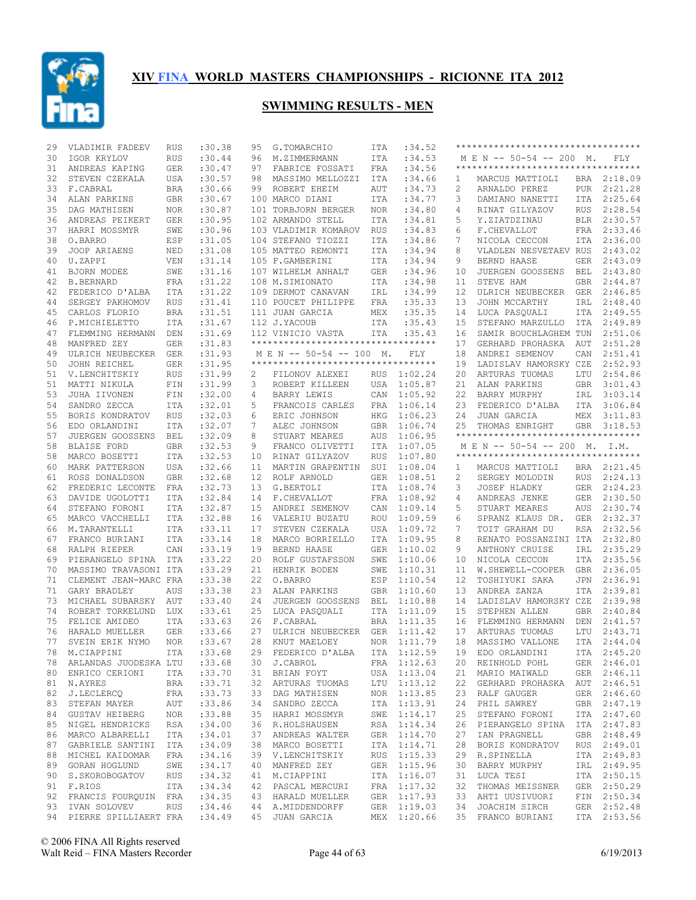# XIV FINA WORLD MASTERS CHAMPIONSHIPS - RICIONNE ITA 2012

## SWIMMING RESULTS - MEN

| Place | Name | Country | Time |
|---|---|---|---|
| 29 | VLADIMIR FADEEV | RUS | :30.38 |
| 30 | IGOR KRYLOV | RUS | :30.44 |
| 31 | ANDREAS KAPING | GER | :30.47 |
| 32 | STEVEN CZEKALA | USA | :30.57 |
| 33 | F.CABRAL | BRA | :30.66 |
| 34 | ALAN PARKINS | GBR | :30.67 |
| 35 | DAG MATHISEN | NOR | :30.87 |
| 36 | ANDREAS PEIKERT | GER | :30.95 |
| 37 | HARRI MOSSMYR | SWE | :30.96 |
| 38 | O.BARRO | ESP | :31.05 |
| 39 | JOOP ARIAENS | NED | :31.08 |
| 40 | U.ZAPPI | VEN | :31.14 |
| 41 | BJORN MODEE | SWE | :31.16 |
| 42 | B.BERNARD | FRA | :31.22 |
| 42 | FEDERICO D'ALBA | ITA | :31.22 |
| 44 | SERGEY PAKHOMOV | RUS | :31.41 |
| 45 | CARLOS FLORIO | BRA | :31.51 |
| 46 | P.MICHIELETTO | ITA | :31.67 |
| 47 | FLEMMING HERMANN | DEN | :31.69 |
| 48 | MANFRED ZEY | GER | :31.83 |
| 49 | ULRICH NEUBECKER | GER | :31.93 |
| 50 | JOHN REICHEL | GER | :31.95 |
| 51 | V.LENCHITSKIY | RUS | :31.99 |
| 51 | MATTI NIKULA | FIN | :31.99 |
| 53 | JUHA IIVONEN | FIN | :32.00 |
| 54 | SANDRO ZECCA | ITA | :32.01 |
| 55 | BORIS KONDRATOV | RUS | :32.03 |
| 56 | EDO ORLANDINI | ITA | :32.07 |
| 57 | JUERGEN GOOSSENS | BEL | :32.09 |
| 58 | BLAISE FORD | GBR | :32.53 |
| 58 | MARCO BOSETTI | ITA | :32.53 |
| 60 | MARK PATTERSON | USA | :32.66 |
| 61 | ROSS DONALDSON | GBR | :32.68 |
| 62 | FREDERIC LECONTE | FRA | :32.73 |
| 63 | DAVIDE UGOLOTTI | ITA | :32.84 |
| 64 | STEFANO FORONI | ITA | :32.87 |
| 65 | MARCO VACCHELLI | ITA | :32.88 |
| 66 | M.TARANTELLI | ITA | :33.11 |
| 67 | FRANCO BURIANI | ITA | :33.14 |
| 68 | RALPH RIEPER | CAN | :33.19 |
| 69 | PIERANGELO SPINA | ITA | :33.22 |
| 70 | MASSIMO TRAVASONI | ITA | :33.29 |
| 71 | CLEMENT JEAN-MARC | FRA | :33.38 |
| 71 | GARY BRADLEY | AUS | :33.38 |
| 73 | MICHAEL SUBARSKY | AUT | :33.40 |
| 74 | ROBERT TORKELUND | LUX | :33.61 |
| 75 | FELICE AMIDEO | ITA | :33.63 |
| 76 | HARALD MUELLER | GER | :33.66 |
| 77 | SVEIN ERIK NYMO | NOR | :33.67 |
| 78 | M.CIAPPINI | ITA | :33.68 |
| 78 | ARLANDAS JUODESKA | LTU | :33.68 |
| 80 | ENRICO CERIONI | ITA | :33.70 |
| 81 | N.AYRES | BRA | :33.71 |
| 82 | J.LECLERCQ | FRA | :33.73 |
| 83 | STEFAN MAYER | AUT | :33.86 |
| 84 | GUSTAV HEIBERG | NOR | :33.88 |
| 85 | NIGEL HENDRICKS | RSA | :34.00 |
| 86 | MARCO ALBARELLI | ITA | :34.01 |
| 87 | GABRIELE SANTINI | ITA | :34.09 |
| 88 | MICHEL KAIDOMAR | FRA | :34.16 |
| 89 | GORAN HOGLUND | SWE | :34.17 |
| 90 | S.SKOROBOGATOV | RUS | :34.32 |
| 91 | F.RIOS | ITA | :34.34 |
| 92 | FRANCIS FOURQUIN | FRA | :34.35 |
| 93 | IVAN SOLOVEV | RUS | :34.46 |
| 94 | PIERRE SPILLIAERT | FRA | :34.49 |
| 95 | G.TOMARCHIO | ITA | :34.52 |
| 96 | M.ZIMMERMANN | ITA | :34.53 |
| 97 | FABRICE FOSSATI | FRA | :34.56 |
| 98 | MASSIMO MELLOZZI | ITA | :34.66 |
| 99 | ROBERT EHEIM | AUT | :34.73 |
| 100 | MARCO DIANI | ITA | :34.77 |
| 101 | TORBJORN BERGER | NOR | :34.80 |
| 102 | ARMANDO STELL | ITA | :34.81 |
| 103 | VLADIMIR KOMAROV | RUS | :34.83 |
| 104 | STEFANO TIOZZI | ITA | :34.86 |
| 105 | MATTEO REMONTI | ITA | :34.94 |
| 105 | F.GAMBERINI | ITA | :34.94 |
| 107 | WILHELM ANHALT | GER | :34.96 |
| 108 | M.SIMIONATO | ITA | :34.98 |
| 109 | DERMOT CANAVAN | IRL | :34.99 |
| 110 | POUCET PHILIPPE | FRA | :35.33 |
| 111 | JUAN GARCIA | MEX | :35.35 |
| 112 | J.YACOUB | ITA | :35.43 |
| 112 | VINICIO VASTA | ITA | :35.43 |

### M E N -- 50-54 -- 100 M. FLY

| Place | Name | Country | Time |
|---|---|---|---|
| 2 | FILONOV ALEXEI | RUS | 1:02.24 |
| 3 | ROBERT KILLEEN | USA | 1:05.87 |
| 4 | BARRY LEWIS | CAN | 1:05.92 |
| 5 | FRANCOIS CARLES | FRA | 1:06.14 |
| 6 | ERIC JOHNSON | HKG | 1:06.23 |
| 7 | ALEC JOHNSON | GBR | 1:06.74 |
| 8 | STUART MEARES | AUS | 1:06.95 |
| 9 | FRANCO OLIVETTI | ITA | 1:07.05 |
| 10 | RINAT GILYAZOV | RUS | 1:07.80 |
| 11 | MARTIN GRAPENTIN | SUI | 1:08.04 |
| 12 | ROLF ARNOLD | GER | 1:08.51 |
| 13 | G.BERTOLI | ITA | 1:08.74 |
| 14 | F.CHEVALLOT | FRA | 1:08.92 |
| 15 | ANDREI SEMENOV | CAN | 1:09.14 |
| 16 | VALERIU BUZATU | ROU | 1:09.59 |
| 17 | STEVEN CZEKALA | USA | 1:09.72 |
| 18 | MARCO BORRIELLO | ITA | 1:09.95 |
| 19 | BERND HAASE | GER | 1:10.02 |
| 20 | ROLF GUSTAFSSON | SWE | 1:10.06 |
| 21 | HENRIK BODEN | SWE | 1:10.31 |
| 22 | O.BARRO | ESP | 1:10.54 |
| 23 | ALAN PARKINS | GBR | 1:10.60 |
| 24 | JUERGEN GOOSSENS | BEL | 1:10.88 |
| 25 | LUCA PASQUALI | ITA | 1:11.09 |
| 26 | F.CABRAL | BRA | 1:11.35 |
| 27 | ULRICH NEUBECKER | GER | 1:11.42 |
| 28 | KNUT MAELOEY | NOR | 1:11.79 |
| 29 | FEDERICO D'ALBA | ITA | 1:12.59 |
| 30 | J.CABROL | FRA | 1:12.63 |
| 31 | BRIAN FOYT | USA | 1:13.04 |
| 32 | ARTURAS TUOMAS | LTU | 1:13.12 |
| 33 | DAG MATHISEN | NOR | 1:13.85 |
| 34 | SANDRO ZECCA | ITA | 1:13.91 |
| 35 | HARRI MOSSMYR | SWE | 1:14.17 |
| 36 | R.HOLSHAUSEN | RSA | 1:14.34 |
| 37 | ANDREAS WALTER | GER | 1:14.70 |
| 38 | MARCO BOSETTI | ITA | 1:14.71 |
| 39 | V.LENCHITSKIY | RUS | 1:15.33 |
| 40 | MANFRED ZEY | GER | 1:15.96 |
| 41 | M.CIAPPINI | ITA | 1:16.07 |
| 42 | PASCAL MERCURI | FRA | 1:17.32 |
| 43 | HARALD MUELLER | GER | 1:17.93 |
| 44 | A.MIDDENDORFF | GER | 1:19.03 |
| 45 | JUAN GARCIA | MEX | 1:20.66 |

### M E N -- 50-54 -- 200 M. FLY

| Place | Name | Country | Time |
|---|---|---|---|
| 1 | MARCUS MATTIOLI | BRA | 2:18.09 |
| 2 | ARNALDO PEREZ | PUR | 2:21.28 |
| 3 | DAMIANO NANETTI | ITA | 2:25.64 |
| 4 | RINAT GILYAZOV | RUS | 2:28.54 |
| 5 | Y.ZIATDZINAU | BLR | 2:30.57 |
| 6 | F.CHEVALLOT | FRA | 2:33.46 |
| 7 | NICOLA CECCON | ITA | 2:36.00 |
| 8 | VLADLEN NESVETAEV | RUS | 2:43.02 |
| 9 | BERND HAASE | GER | 2:43.09 |
| 10 | JUERGEN GOOSSENS | BEL | 2:43.80 |
| 11 | STEVE HAM | GBR | 2:44.87 |
| 12 | ULRICH NEUBECKER | GER | 2:46.85 |
| 13 | JOHN MCCARTHY | IRL | 2:48.40 |
| 14 | LUCA PASQUALI | ITA | 2:49.55 |
| 15 | STEFANO MARZULLO | ITA | 2:49.89 |
| 16 | SAMIR BOUCHLAGHEM | TUN | 2:51.06 |
| 17 | GERHARD PROHASKA | AUT | 2:51.28 |
| 18 | ANDREI SEMENOV | CAN | 2:51.41 |
| 19 | LADISLAV HAMORSKY | CZE | 2:52.93 |
| 20 | ARTURAS TUOMAS | LTU | 2:54.86 |
| 21 | ALAN PARKINS | GBR | 3:01.43 |
| 22 | BARRY MURPHY | IRL | 3:03.14 |
| 23 | FEDERICO D'ALBA | ITA | 3:06.84 |
| 24 | JUAN GARCIA | MEX | 3:11.83 |
| 25 | THOMAS ENRIGHT | GBR | 3:18.53 |

### M E N -- 50-54 -- 200 M. I.M.

| Place | Name | Country | Time |
|---|---|---|---|
| 1 | MARCUS MATTIOLI | BRA | 2:21.45 |
| 2 | SERGEY MOLODIN | RUS | 2:24.13 |
| 3 | JOSEF HLADKY | GER | 2:24.23 |
| 4 | ANDREAS JENKE | GER | 2:30.50 |
| 5 | STUART MEARES | AUS | 2:30.74 |
| 6 | SPRANZ KLAUS DR. | GER | 2:32.37 |
| 7 | TOIT GRAHAM DU | RSA | 2:32.56 |
| 8 | RENATO POSSANZINI | ITA | 2:32.80 |
| 9 | ANTHONY CRUISE | IRL | 2:35.29 |
| 10 | NICOLA CECCON | ITA | 2:35.56 |
| 11 | W.SHEWELL-COOPER | GBR | 2:36.05 |
| 12 | TOSHIYUKI SAKA | JPN | 2:36.91 |
| 13 | ANDREA ZANZA | ITA | 2:39.81 |
| 14 | LADISLAV HAMORSKY | CZE | 2:39.98 |
| 15 | STEPHEN ALLEN | GBR | 2:40.84 |
| 16 | FLEMMING HERMANN | DEN | 2:41.57 |
| 17 | ARTURAS TUOMAS | LTU | 2:43.71 |
| 18 | MASSIMO VALLONE | ITA | 2:44.04 |
| 19 | EDO ORLANDINI | ITA | 2:45.20 |
| 20 | REINHOLD POHL | GER | 2:46.01 |
| 21 | MARIO MAIWALD | GER | 2:46.11 |
| 22 | GERHARD PROHASKA | AUT | 2:46.51 |
| 23 | RALF GAUGER | GER | 2:46.60 |
| 24 | PHIL SAWREY | GBR | 2:47.19 |
| 25 | STEFANO FORONI | ITA | 2:47.60 |
| 26 | PIERANGELO SPINA | ITA | 2:47.83 |
| 27 | IAN PRAGNELL | GBR | 2:48.49 |
| 28 | BORIS KONDRATOV | RUS | 2:49.01 |
| 29 | R.SPINELLA | ITA | 2:49.83 |
| 30 | BARRY MURPHY | IRL | 2:49.95 |
| 31 | LUCA TESI | ITA | 2:50.15 |
| 32 | THOMAS MEISSNER | GER | 2:50.29 |
| 33 | AHTI UUSIVUORI | FIN | 2:50.34 |
| 34 | JOACHIM SIRCH | GER | 2:52.48 |
| 35 | FRANCO BURIANI | ITA | 2:53.56 |

© 2006 FINA All Rights reserved
Walt Reid – FINA Masters Recorder
6/19/2013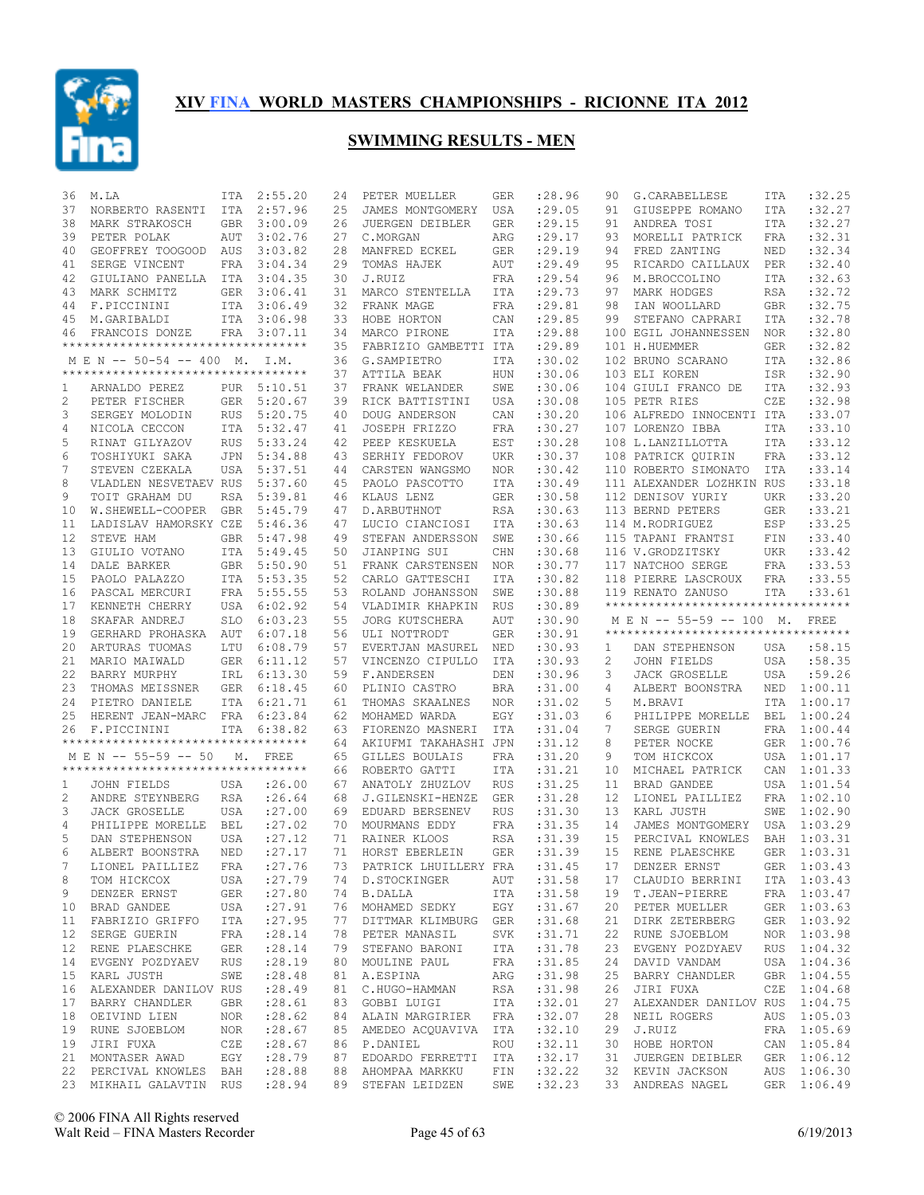# XIV FINA WORLD MASTERS CHAMPIONSHIPS - RICIONNE ITA 2012

## SWIMMING RESULTS - MEN

| | | | |
|---|---|---|---|
| 36 | M.LA | ITA | 2:55.20 |
| 37 | NORBERTO RASENTI | ITA | 2:57.96 |
| 38 | MARK STRAKOSCH | GBR | 3:00.09 |
| 39 | PETER POLAK | AUT | 3:02.76 |
| 40 | GEOFFREY TOOGOOD | AUS | 3:03.82 |
| 41 | SERGE VINCENT | FRA | 3:04.34 |
| 42 | GIULIANO PANELLA | ITA | 3:04.35 |
| 43 | MARK SCHMITZ | GER | 3:06.41 |
| 44 | F.PICCININI | ITA | 3:06.49 |
| 45 | M.GARIBALDI | ITA | 3:06.98 |
| 46 | FRANCOIS DONZE | FRA | 3:07.11 |

### M E N -- 50-54 -- 400 M. I.M.

| | | | |
|---|---|---|---|
| 1 | ARNALDO PEREZ | PUR | 5:10.51 |
| 2 | PETER FISCHER | GER | 5:20.67 |
| 3 | SERGEY MOLODIN | RUS | 5:20.75 |
| 4 | NICOLA CECCON | ITA | 5:32.47 |
| 5 | RINAT GILYAZOV | RUS | 5:33.24 |
| 6 | TOSHIYUKI SAKA | JPN | 5:34.88 |
| 7 | STEVEN CZEKALA | USA | 5:37.51 |
| 8 | VLADLEN NESVETAEV | RUS | 5:37.60 |
| 9 | TOIT GRAHAM DU | RSA | 5:39.81 |
| 10 | W.SHEWELL-COOPER | GBR | 5:45.79 |
| 11 | LADISLAV HAMORSKY | CZE | 5:46.36 |
| 12 | STEVE HAM | GBR | 5:47.98 |
| 13 | GIULIO VOTANO | ITA | 5:49.45 |
| 14 | DALE BARKER | GBR | 5:50.90 |
| 15 | PAOLO PALAZZO | ITA | 5:53.35 |
| 16 | PASCAL MERCURI | FRA | 5:55.55 |
| 17 | KENNETH CHERRY | USA | 6:02.92 |
| 18 | SKAFAR ANDREJ | SLO | 6:03.23 |
| 19 | GERHARD PROHASKA | AUT | 6:07.18 |
| 20 | ARTURAS TUOMAS | LTU | 6:08.79 |
| 21 | MARIO MAIWALD | GER | 6:11.12 |
| 22 | BARRY MURPHY | IRL | 6:13.30 |
| 23 | THOMAS MEISSNER | GER | 6:18.45 |
| 24 | PIETRO DANIELE | ITA | 6:21.71 |
| 25 | HERENT JEAN-MARC | FRA | 6:23.84 |
| 26 | F.PICCININI | ITA | 6:38.82 |

### M E N -- 55-59 -- 50 M. FREE

| | | | |
|---|---|---|---|
| 1 | JOHN FIELDS | USA | :26.00 |
| 2 | ANDRE STEYNBERG | RSA | :26.64 |
| 3 | JACK GROSELLE | USA | :27.00 |
| 4 | PHILIPPE MORELLE | BEL | :27.02 |
| 5 | DAN STEPHENSON | USA | :27.12 |
| 6 | ALBERT BOONSTRA | NED | :27.17 |
| 7 | LIONEL PAILLIEZ | FRA | :27.76 |
| 8 | TOM HICKCOX | USA | :27.79 |
| 9 | DENZER ERNST | GER | :27.80 |
| 10 | BRAD GANDEE | USA | :27.91 |
| 11 | FABRIZIO GRIFFO | ITA | :27.95 |
| 12 | SERGE GUERIN | FRA | :28.14 |
| 12 | RENE PLAESCHKE | GER | :28.14 |
| 14 | EVGENY POZDYAEV | RUS | :28.19 |
| 15 | KARL JUSTH | SWE | :28.48 |
| 16 | ALEXANDER DANILOV | RUS | :28.49 |
| 17 | BARRY CHANDLER | GBR | :28.61 |
| 18 | OEIVIND LIEN | NOR | :28.62 |
| 19 | RUNE SJOEBLOM | NOR | :28.67 |
| 19 | JIRI FUXA | CZE | :28.67 |
| 21 | MONTASER AWAD | EGY | :28.79 |
| 22 | PERCIVAL KNOWLES | BAH | :28.88 |
| 23 | MIKHAIL GALAVTIN | RUS | :28.94 |
| 24 | PETER MUELLER | GER | :28.96 |
| 25 | JAMES MONTGOMERY | USA | :29.05 |
| 26 | JUERGEN DEIBLER | GER | :29.15 |
| 27 | C.MORGAN | ARG | :29.17 |
| 28 | MANFRED ECKEL | GER | :29.19 |
| 29 | TOMAS HAJEK | AUT | :29.49 |
| 30 | J.RUIZ | FRA | :29.54 |
| 31 | MARCO STENTELLA | ITA | :29.73 |
| 32 | FRANK MAGE | FRA | :29.81 |
| 33 | HOBE HORTON | CAN | :29.85 |
| 34 | MARCO PIRONE | ITA | :29.88 |
| 35 | FABRIZIO GAMBETTI | ITA | :29.89 |
| 36 | G.SAMPIETRO | ITA | :30.02 |
| 37 | ATTILA BEAK | HUN | :30.06 |
| 37 | FRANK WELANDER | SWE | :30.06 |
| 39 | RICK BATTISTINI | USA | :30.08 |
| 40 | DOUG ANDERSON | CAN | :30.20 |
| 41 | JOSEPH FRIZZO | FRA | :30.27 |
| 42 | PEEP KESKUELA | EST | :30.28 |
| 43 | SERHIY FEDOROV | UKR | :30.37 |
| 44 | CARSTEN WANGSMO | NOR | :30.42 |
| 45 | PAOLO PASCOTTO | ITA | :30.49 |
| 46 | KLAUS LENZ | GER | :30.58 |
| 47 | D.ARBUTHNOT | RSA | :30.63 |
| 47 | LUCIO CIANCIOSI | ITA | :30.63 |
| 49 | STEFAN ANDERSSON | SWE | :30.66 |
| 50 | JIANPING SUI | CHN | :30.68 |
| 51 | FRANK CARSTENSEN | NOR | :30.77 |
| 52 | CARLO GATTESCHI | ITA | :30.82 |
| 53 | ROLAND JOHANSSON | SWE | :30.88 |
| 54 | VLADIMIR KHAPKIN | RUS | :30.89 |
| 55 | JORG KUTSCHERA | AUT | :30.90 |
| 56 | ULI NOTTRODT | GER | :30.91 |
| 57 | EVERTJAN MASUREL | NED | :30.93 |
| 57 | VINCENZO CIPULLO | ITA | :30.93 |
| 59 | F.ANDERSEN | DEN | :30.96 |
| 60 | PLINIO CASTRO | BRA | :31.00 |
| 61 | THOMAS SKAALNES | NOR | :31.02 |
| 62 | MOHAMED WARDA | EGY | :31.03 |
| 63 | FIORENZO MASNERI | ITA | :31.04 |
| 64 | AKIUFMI TAKAHASHI | JPN | :31.12 |
| 65 | GILLES BOULAIS | FRA | :31.20 |
| 66 | ROBERTO GATTI | ITA | :31.21 |
| 67 | ANATOLY ZHUZLOV | RUS | :31.25 |
| 68 | J.GILENSKI-HENZE | GER | :31.28 |
| 69 | EDUARD BERSENEV | RUS | :31.30 |
| 70 | MOURMANS EDDY | FRA | :31.35 |
| 71 | RAINER KLOOS | RSA | :31.39 |
| 71 | HORST EBERLEIN | GER | :31.39 |
| 73 | PATRICK LHUILLERY | FRA | :31.45 |
| 74 | D.STOCKINGER | AUT | :31.58 |
| 74 | B.DALLA | ITA | :31.58 |
| 76 | MOHAMED SEDKY | EGY | :31.67 |
| 77 | DITTMAR KLIMBURG | GER | :31.68 |
| 78 | PETER MANASIL | SVK | :31.71 |
| 79 | STEFANO BARONI | ITA | :31.78 |
| 80 | MOULINE PAUL | FRA | :31.85 |
| 81 | A.ESPINA | ARG | :31.98 |
| 81 | C.HUGO-HAMMAN | RSA | :31.98 |
| 83 | GOBBI LUIGI | ITA | :32.01 |
| 84 | ALAIN MARGIRIER | FRA | :32.07 |
| 85 | AMEDEO ACQUAVIVA | ITA | :32.10 |
| 86 | P.DANIEL | ROU | :32.11 |
| 87 | EDOARDO FERRETTI | ITA | :32.17 |
| 88 | AHOMPAA MARKKU | FIN | :32.22 |
| 89 | STEFAN LEIDZEN | SWE | :32.23 |
| 90 | G.CARABELLESE | ITA | :32.25 |
| 91 | GIUSEPPE ROMANO | ITA | :32.27 |
| 91 | ANDREA TOSI | ITA | :32.27 |
| 93 | MORELLI PATRICK | FRA | :32.31 |
| 94 | FRED ZANTING | NED | :32.34 |
| 95 | RICARDO CAILLAUX | PER | :32.40 |
| 96 | M.BROCCOLINO | ITA | :32.63 |
| 97 | MARK HODGES | RSA | :32.72 |
| 98 | IAN WOOLLARD | GBR | :32.75 |
| 99 | STEFANO CAPRARI | ITA | :32.78 |
| 100 | EGIL JOHANNESSEN | NOR | :32.80 |
| 101 | H.HUEMMER | GER | :32.82 |
| 102 | BRUNO SCARANO | ITA | :32.86 |
| 103 | ELI KOREN | ISR | :32.90 |
| 104 | GIULI FRANCO DE | ITA | :32.93 |
| 105 | PETR RIES | CZE | :32.98 |
| 106 | ALFREDO INNOCENTI | ITA | :33.07 |
| 107 | LORENZO IBBA | ITA | :33.10 |
| 108 | L.LANZILLOTTA | ITA | :33.12 |
| 108 | PATRICK QUIRIN | FRA | :33.12 |
| 110 | ROBERTO SIMONATO | ITA | :33.14 |
| 111 | ALEXANDER LOZHKIN | RUS | :33.18 |
| 112 | DENISOV YURIY | UKR | :33.20 |
| 113 | BERND PETERS | GER | :33.21 |
| 114 | M.RODRIGUEZ | ESP | :33.25 |
| 115 | TAPANI FRANTSI | FIN | :33.40 |
| 116 | V.GRODZITSKY | UKR | :33.42 |
| 117 | NATCHOO SERGE | FRA | :33.53 |
| 118 | PIERRE LASCROUX | FRA | :33.55 |
| 119 | RENATO ZANUSO | ITA | :33.61 |

### M E N -- 55-59 -- 100 M. FREE

| | | | |
|---|---|---|---|
| 1 | DAN STEPHENSON | USA | :58.15 |
| 2 | JOHN FIELDS | USA | :58.35 |
| 3 | JACK GROSELLE | USA | :59.26 |
| 4 | ALBERT BOONSTRA | NED | 1:00.11 |
| 5 | M.BRAVI | ITA | 1:00.17 |
| 6 | PHILIPPE MORELLE | BEL | 1:00.24 |
| 7 | SERGE GUERIN | FRA | 1:00.44 |
| 8 | PETER NOCKE | GER | 1:00.76 |
| 9 | TOM HICKCOX | USA | 1:01.17 |
| 10 | MICHAEL PATRICK | CAN | 1:01.33 |
| 11 | BRAD GANDEE | USA | 1:01.54 |
| 12 | LIONEL PAILLIEZ | FRA | 1:02.10 |
| 13 | KARL JUSTH | SWE | 1:02.90 |
| 14 | JAMES MONTGOMERY | USA | 1:03.29 |
| 15 | PERCIVAL KNOWLES | BAH | 1:03.31 |
| 15 | RENE PLAESCHKE | GER | 1:03.31 |
| 17 | DENZER ERNST | GER | 1:03.43 |
| 17 | CLAUDIO BERRINI | ITA | 1:03.43 |
| 19 | T.JEAN-PIERRE | FRA | 1:03.47 |
| 20 | PETER MUELLER | GER | 1:03.63 |
| 21 | DIRK ZETERBERG | GER | 1:03.92 |
| 22 | RUNE SJOEBLOM | NOR | 1:03.98 |
| 23 | EVGENY POZDYAEV | RUS | 1:04.32 |
| 24 | DAVID VANDAM | USA | 1:04.36 |
| 25 | BARRY CHANDLER | GBR | 1:04.55 |
| 26 | JIRI FUXA | CZE | 1:04.68 |
| 27 | ALEXANDER DANILOV | RUS | 1:04.75 |
| 28 | NEIL ROGERS | AUS | 1:05.03 |
| 29 | J.RUIZ | FRA | 1:05.69 |
| 30 | HOBE HORTON | CAN | 1:05.84 |
| 31 | JUERGEN DEIBLER | GER | 1:06.12 |
| 32 | KEVIN JACKSON | AUS | 1:06.30 |
| 33 | ANDREAS NAGEL | GER | 1:06.49 |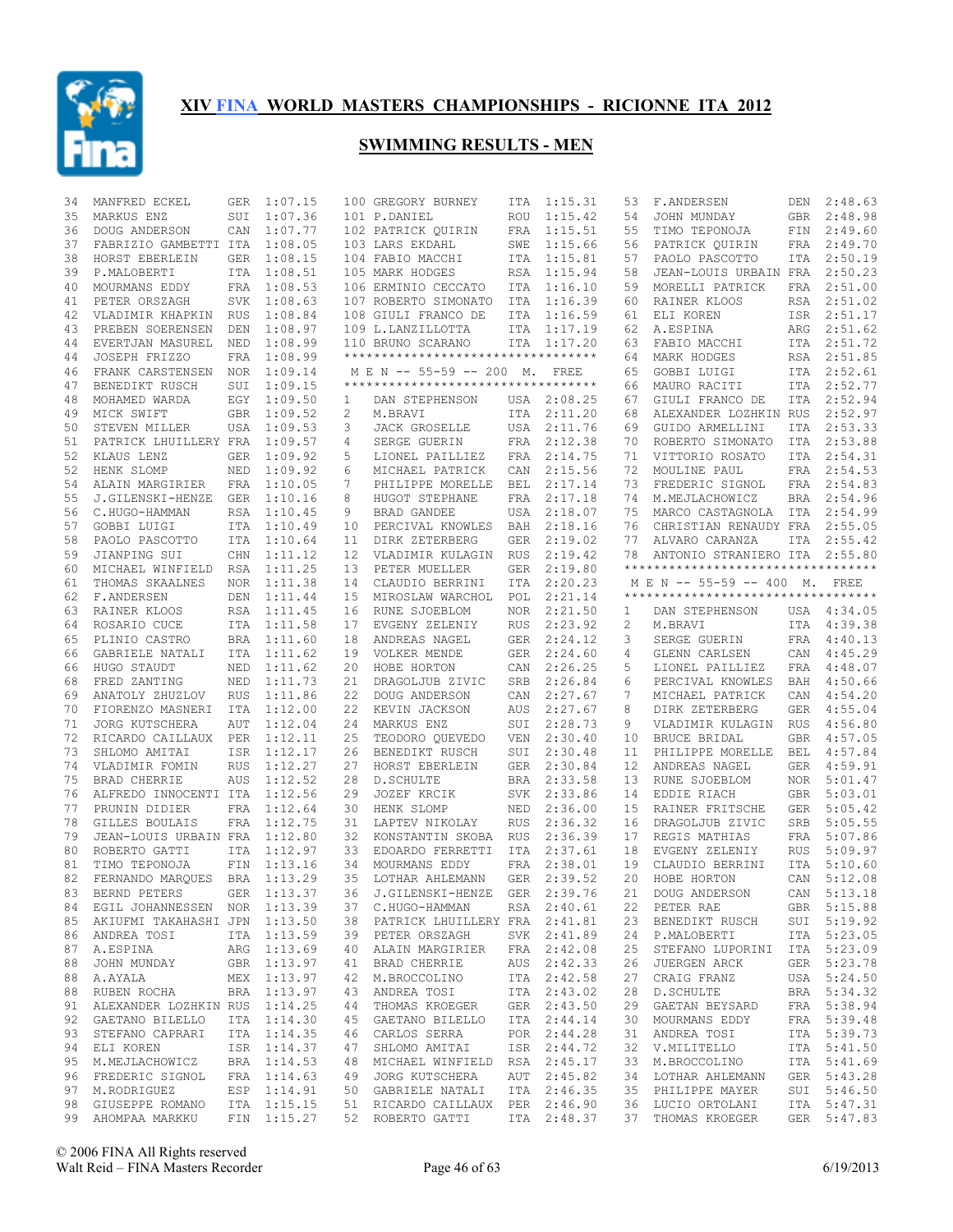# XIV FINA WORLD MASTERS CHAMPIONSHIPS - RICIONNE ITA 2012

## SWIMMING RESULTS - MEN

| Place | Name | Country | Time |
|---|---|---|---|
| 34 | MANFRED ECKEL | GER | 1:07.15 |
| 35 | MARKUS ENZ | SUI | 1:07.36 |
| 36 | DOUG ANDERSON | CAN | 1:07.77 |
| 37 | FABRIZIO GAMBETTI | ITA | 1:08.05 |
| 38 | HORST EBERLEIN | GER | 1:08.15 |
| 39 | P.MALOBERTI | ITA | 1:08.51 |
| 40 | MOURMANS EDDY | FRA | 1:08.53 |
| 41 | PETER ORSZAGH | SVK | 1:08.63 |
| 42 | VLADIMIR KHAPKIN | RUS | 1:08.84 |
| 43 | PREBEN SOERENSEN | DEN | 1:08.97 |
| 44 | EVERTJAN MASUREL | NED | 1:08.99 |
| 44 | JOSEPH FRIZZO | FRA | 1:08.99 |
| 46 | FRANK CARSTENSEN | NOR | 1:09.14 |
| 47 | BENEDIKT RUSCH | SUI | 1:09.15 |
| 48 | MOHAMED WARDA | EGY | 1:09.50 |
| 49 | MICK SWIFT | GBR | 1:09.52 |
| 50 | STEVEN MILLER | USA | 1:09.53 |
| 51 | PATRICK LHUILLERY | FRA | 1:09.57 |
| 52 | KLAUS LENZ | GER | 1:09.92 |
| 52 | HENK SLOMP | NED | 1:09.92 |
| 54 | ALAIN MARGIRIER | FRA | 1:10.05 |
| 55 | J.GILENSKI-HENZE | GER | 1:10.16 |
| 56 | C.HUGO-HAMMAN | RSA | 1:10.45 |
| 57 | GOBBI LUIGI | ITA | 1:10.49 |
| 58 | PAOLO PASCOTTO | ITA | 1:10.64 |
| 59 | JIANPING SUI | CHN | 1:11.12 |
| 60 | MICHAEL WINFIELD | RSA | 1:11.25 |
| 61 | THOMAS SKAALNES | NOR | 1:11.38 |
| 62 | F.ANDERSEN | DEN | 1:11.44 |
| 63 | RAINER KLOOS | RSA | 1:11.45 |
| 64 | ROSARIO CUCE | ITA | 1:11.58 |
| 65 | PLINIO CASTRO | BRA | 1:11.60 |
| 66 | GABRIELE NATALI | ITA | 1:11.62 |
| 66 | HUGO STAUDT | NED | 1:11.62 |
| 68 | FRED ZANTING | NED | 1:11.73 |
| 69 | ANATOLY ZHUZLOV | RUS | 1:11.86 |
| 70 | FIORENZO MASNERI | ITA | 1:12.00 |
| 71 | JORG KUTSCHERA | AUT | 1:12.04 |
| 72 | RICARDO CAILLAUX | PER | 1:12.11 |
| 73 | SHLOMO AMITAI | ISR | 1:12.17 |
| 74 | VLADIMIR FOMIN | RUS | 1:12.27 |
| 75 | BRAD CHERRIE | AUS | 1:12.52 |
| 76 | ALFREDO INNOCENTI | ITA | 1:12.56 |
| 77 | PRUNIN DIDIER | FRA | 1:12.64 |
| 78 | GILLES BOULAIS | FRA | 1:12.75 |
| 79 | JEAN-LOUIS URBAIN | FRA | 1:12.80 |
| 80 | ROBERTO GATTI | ITA | 1:12.97 |
| 81 | TIMO TEPONOJA | FIN | 1:13.16 |
| 82 | FERNANDO MARQUES | BRA | 1:13.29 |
| 83 | BERND PETERS | GER | 1:13.37 |
| 84 | EGIL JOHANNESSEN | NOR | 1:13.39 |
| 85 | AKIUFMI TAKAHASHI | JPN | 1:13.50 |
| 86 | ANDREA TOSI | ITA | 1:13.59 |
| 87 | A.ESPINA | ARG | 1:13.69 |
| 88 | JOHN MUNDAY | GBR | 1:13.97 |
| 88 | A.AYALA | MEX | 1:13.97 |
| 88 | RUBEN ROCHA | BRA | 1:13.97 |
| 91 | ALEXANDER LOZHKIN | RUS | 1:14.25 |
| 92 | GAETANO BILELLO | ITA | 1:14.30 |
| 93 | STEFANO CAPRARI | ITA | 1:14.35 |
| 94 | ELI KOREN | ISR | 1:14.37 |
| 95 | M.MEJLACHOWICZ | BRA | 1:14.53 |
| 96 | FREDERIC SIGNOL | FRA | 1:14.63 |
| 97 | M.RODRIGUEZ | ESP | 1:14.91 |
| 98 | GIUSEPPE ROMANO | ITA | 1:15.15 |
| 99 | AHOMPAA MARKKU | FIN | 1:15.27 |
| 100 | GREGORY BURNEY | ITA | 1:15.31 |
| 101 | P.DANIEL | ROU | 1:15.42 |
| 102 | PATRICK QUIRIN | FRA | 1:15.51 |
| 103 | LARS EKDAHL | SWE | 1:15.66 |
| 104 | FABIO MACCHI | ITA | 1:15.81 |
| 105 | MARK HODGES | RSA | 1:15.94 |
| 106 | ERMINIO CECCATO | ITA | 1:16.10 |
| 107 | ROBERTO SIMONATO | ITA | 1:16.39 |
| 108 | GIULI FRANCO DE | ITA | 1:16.59 |
| 109 | L.LANZILLOTTA | ITA | 1:17.19 |
| 110 | BRUNO SCARANO | ITA | 1:17.20 |

### M E N -- 55-59 -- 200 M. FREE

| Place | Name | Country | Time |
|---|---|---|---|
| 1 | DAN STEPHENSON | USA | 2:08.25 |
| 2 | M.BRAVI | ITA | 2:11.20 |
| 3 | JACK GROSELLE | USA | 2:11.76 |
| 4 | SERGE GUERIN | FRA | 2:12.38 |
| 5 | LIONEL PAILLIEZ | FRA | 2:14.75 |
| 6 | MICHAEL PATRICK | CAN | 2:15.56 |
| 7 | PHILIPPE MORELLE | BEL | 2:17.14 |
| 8 | HUGOT STEPHANE | FRA | 2:17.18 |
| 9 | BRAD GANDEE | USA | 2:18.07 |
| 10 | PERCIVAL KNOWLES | BAH | 2:18.16 |
| 11 | DIRK ZETERBERG | GER | 2:19.02 |
| 12 | VLADIMIR KULAGIN | RUS | 2:19.42 |
| 13 | PETER MUELLER | GER | 2:19.80 |
| 14 | CLAUDIO BERRINI | ITA | 2:20.23 |
| 15 | MIROSLAW WARCHOL | POL | 2:21.14 |
| 16 | RUNE SJOEBLOM | NOR | 2:21.50 |
| 17 | EVGENY ZELENIY | RUS | 2:23.92 |
| 18 | ANDREAS NAGEL | GER | 2:24.12 |
| 19 | VOLKER MENDE | GER | 2:24.60 |
| 20 | HOBE HORTON | CAN | 2:26.25 |
| 21 | DRAGOLJUB ZIVIC | SRB | 2:26.84 |
| 22 | DOUG ANDERSON | CAN | 2:27.67 |
| 22 | KEVIN JACKSON | AUS | 2:27.67 |
| 24 | MARKUS ENZ | SUI | 2:28.73 |
| 25 | TEODORO QUEVEDO | VEN | 2:30.40 |
| 26 | BENEDIKT RUSCH | SUI | 2:30.48 |
| 27 | HORST EBERLEIN | GER | 2:30.84 |
| 28 | D.SCHULTE | BRA | 2:33.58 |
| 29 | JOZEF KRCIK | SVK | 2:33.86 |
| 30 | HENK SLOMP | NED | 2:36.00 |
| 31 | LAPTEV NIKOLAY | RUS | 2:36.32 |
| 32 | KONSTANTIN SKOBA | RUS | 2:36.39 |
| 33 | EDOARDO FERRETTI | ITA | 2:37.61 |
| 34 | MOURMANS EDDY | FRA | 2:38.01 |
| 35 | LOTHAR AHLEMANN | GER | 2:39.52 |
| 36 | J.GILENSKI-HENZE | GER | 2:39.76 |
| 37 | C.HUGO-HAMMAN | RSA | 2:40.61 |
| 38 | PATRICK LHUILLERY | FRA | 2:41.81 |
| 39 | PETER ORSZAGH | SVK | 2:41.89 |
| 40 | ALAIN MARGIRIER | FRA | 2:42.08 |
| 41 | BRAD CHERRIE | AUS | 2:42.33 |
| 42 | M.BROCCOLINO | ITA | 2:42.58 |
| 43 | ANDREA TOSI | ITA | 2:43.02 |
| 44 | THOMAS KROEGER | GER | 2:43.50 |
| 45 | GAETANO BILELLO | ITA | 2:44.14 |
| 46 | CARLOS SERRA | POR | 2:44.28 |
| 47 | SHLOMO AMITAI | ISR | 2:44.72 |
| 48 | MICHAEL WINFIELD | RSA | 2:45.17 |
| 49 | JORG KUTSCHERA | AUT | 2:45.82 |
| 50 | GABRIELE NATALI | ITA | 2:46.35 |
| 51 | RICARDO CAILLAUX | PER | 2:46.90 |
| 52 | ROBERTO GATTI | ITA | 2:48.37 |
| 53 | F.ANDERSEN | DEN | 2:48.63 |
| 54 | JOHN MUNDAY | GBR | 2:48.98 |
| 55 | TIMO TEPONOJA | FIN | 2:49.60 |
| 56 | PATRICK QUIRIN | FRA | 2:49.70 |
| 57 | PAOLO PASCOTTO | ITA | 2:50.19 |
| 58 | JEAN-LOUIS URBAIN | FRA | 2:50.23 |
| 59 | MORELLI PATRICK | FRA | 2:51.00 |
| 60 | RAINER KLOOS | RSA | 2:51.02 |
| 61 | ELI KOREN | ISR | 2:51.17 |
| 62 | A.ESPINA | ARG | 2:51.62 |
| 63 | FABIO MACCHI | ITA | 2:51.72 |
| 64 | MARK HODGES | RSA | 2:51.85 |
| 65 | GOBBI LUIGI | ITA | 2:52.61 |
| 66 | MAURO RACITI | ITA | 2:52.77 |
| 67 | GIULI FRANCO DE | ITA | 2:52.94 |
| 68 | ALEXANDER LOZHKIN | RUS | 2:52.97 |
| 69 | GUIDO ARMELLINI | ITA | 2:53.33 |
| 70 | ROBERTO SIMONATO | ITA | 2:53.88 |
| 71 | VITTORIO ROSATO | ITA | 2:54.31 |
| 72 | MOULINE PAUL | FRA | 2:54.53 |
| 73 | FREDERIC SIGNOL | FRA | 2:54.83 |
| 74 | M.MEJLACHOWICZ | BRA | 2:54.96 |
| 75 | MARCO CASTAGNOLA | ITA | 2:54.99 |
| 76 | CHRISTIAN RENAUDY | FRA | 2:55.05 |
| 77 | ALVARO CARANZA | ITA | 2:55.42 |
| 78 | ANTONIO STRANIERO | ITA | 2:55.80 |

### M E N -- 55-59 -- 400 M. FREE

| Place | Name | Country | Time |
|---|---|---|---|
| 1 | DAN STEPHENSON | USA | 4:34.05 |
| 2 | M.BRAVI | ITA | 4:39.38 |
| 3 | SERGE GUERIN | FRA | 4:40.13 |
| 4 | GLENN CARLSEN | CAN | 4:45.29 |
| 5 | LIONEL PAILLIEZ | FRA | 4:48.07 |
| 6 | PERCIVAL KNOWLES | BAH | 4:50.66 |
| 7 | MICHAEL PATRICK | CAN | 4:54.20 |
| 8 | DIRK ZETERBERG | GER | 4:55.04 |
| 9 | VLADIMIR KULAGIN | RUS | 4:56.80 |
| 10 | BRUCE BRIDAL | GBR | 4:57.05 |
| 11 | PHILIPPE MORELLE | BEL | 4:57.84 |
| 12 | ANDREAS NAGEL | GER | 4:59.91 |
| 13 | RUNE SJOEBLOM | NOR | 5:01.47 |
| 14 | EDDIE RIACH | GBR | 5:03.01 |
| 15 | RAINER FRITSCHE | GER | 5:05.42 |
| 16 | DRAGOLJUB ZIVIC | SRB | 5:05.55 |
| 17 | REGIS MATHIAS | FRA | 5:07.86 |
| 18 | EVGENY ZELENIY | RUS | 5:09.97 |
| 19 | CLAUDIO BERRINI | ITA | 5:10.60 |
| 20 | HOBE HORTON | CAN | 5:12.08 |
| 21 | DOUG ANDERSON | CAN | 5:13.18 |
| 22 | PETER RAE | GBR | 5:15.88 |
| 23 | BENEDIKT RUSCH | SUI | 5:19.92 |
| 24 | P.MALOBERTI | ITA | 5:23.05 |
| 25 | STEFANO LUPORINI | ITA | 5:23.09 |
| 26 | JUERGEN ARCK | GER | 5:23.78 |
| 27 | CRAIG FRANZ | USA | 5:24.50 |
| 28 | D.SCHULTE | BRA | 5:34.32 |
| 29 | GAETAN BEYSARD | FRA | 5:38.94 |
| 30 | MOURMANS EDDY | FRA | 5:39.48 |
| 31 | ANDREA TOSI | ITA | 5:39.73 |
| 32 | V.MILITELLO | ITA | 5:41.50 |
| 33 | M.BROCCOLINO | ITA | 5:41.69 |
| 34 | LOTHAR AHLEMANN | GER | 5:43.28 |
| 35 | PHILIPPE MAYER | SUI | 5:46.50 |
| 36 | LUCIO ORTOLANI | ITA | 5:47.31 |
| 37 | THOMAS KROEGER | GER | 5:47.83 |

© 2006 FINA All Rights reserved
Walt Reid – FINA Masters Recorder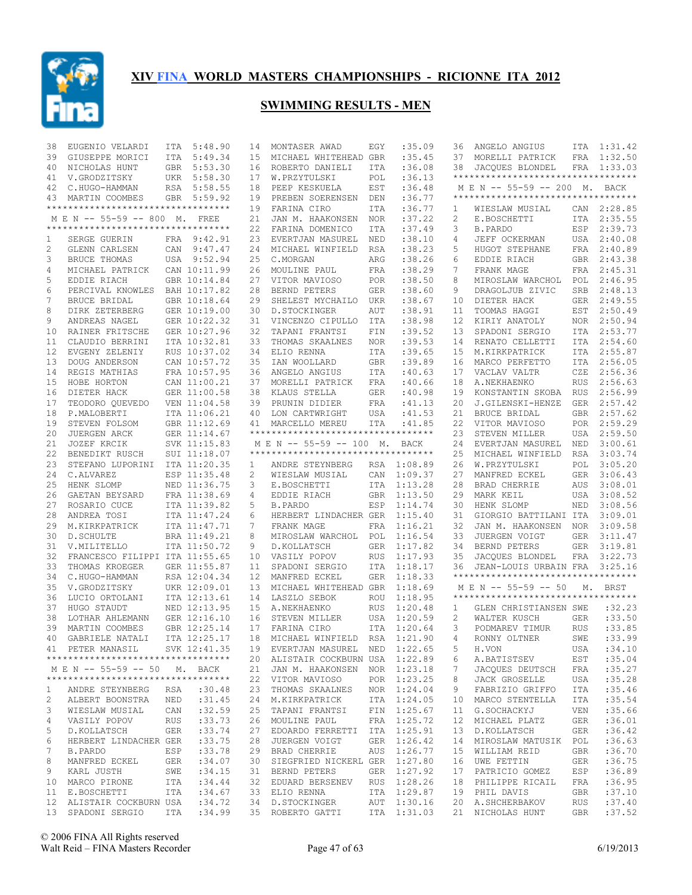# XIV FINA WORLD MASTERS CHAMPIONSHIPS - RICIONNE ITA 2012

## SWIMMING RESULTS - MEN

| | | | |
|---|---|---|---|
| 38 | EUGENIO VELARDI | ITA | 5:48.90 |
| 39 | GIUSEPPE MORICI | ITA | 5:49.34 |
| 40 | NICHOLAS HUNT | GBR | 5:53.30 |
| 41 | V.GRODZITSKY | UKR | 5:58.30 |
| 42 | C.HUGO-HAMMAN | RSA | 5:58.55 |
| 43 | MARTIN COOMBES | GBR | 5:59.92 |

### M E N -- 55-59 -- 800 M. FREE

| | | | |
|---|---|---|---|
| 1 | SERGE GUERIN | FRA | 9:42.91 |
| 2 | GLENN CARLSEN | CAN | 9:47.47 |
| 3 | BRUCE THOMAS | USA | 9:52.94 |
| 4 | MICHAEL PATRICK | CAN | 10:11.99 |
| 5 | EDDIE RIACH | GBR | 10:14.84 |
| 6 | PERCIVAL KNOWLES | BAH | 10:17.82 |
| 7 | BRUCE BRIDAL | GBR | 10:18.64 |
| 8 | DIRK ZETERBERG | GER | 10:19.00 |
| 9 | ANDREAS NAGEL | GER | 10:22.32 |
| 10 | RAINER FRITSCHE | GER | 10:27.96 |
| 11 | CLAUDIO BERRINI | ITA | 10:32.81 |
| 12 | EVGENY ZELENIY | RUS | 10:37.02 |
| 13 | DOUG ANDERSON | CAN | 10:57.72 |
| 14 | REGIS MATHIAS | FRA | 10:57.95 |
| 15 | HOBE HORTON | CAN | 11:00.21 |
| 16 | DIETER HACK | GER | 11:00.58 |
| 17 | TEODORO QUEVEDO | VEN | 11:04.58 |
| 18 | P.MALOBERTI | ITA | 11:06.21 |
| 19 | STEVEN FOLSOM | GBR | 11:12.69 |
| 20 | JUERGEN ARCK | GER | 11:14.67 |
| 21 | JOZEF KRCIK | SVK | 11:15.83 |
| 22 | BENEDIKT RUSCH | SUI | 11:18.07 |
| 23 | STEFANO LUPORINI | ITA | 11:20.35 |
| 24 | C.ALVAREZ | ESP | 11:35.48 |
| 25 | HENK SLOMP | NED | 11:36.75 |
| 26 | GAETAN BEYSARD | FRA | 11:38.69 |
| 27 | ROSARIO CUCE | ITA | 11:39.82 |
| 28 | ANDREA TOSI | ITA | 11:47.24 |
| 29 | M.KIRKPATRICK | ITA | 11:47.71 |
| 30 | D.SCHULTE | BRA | 11:49.21 |
| 31 | V.MILITELLO | ITA | 11:50.72 |
| 32 | FRANCESCO FILIPPI | ITA | 11:55.65 |
| 33 | THOMAS KROEGER | GER | 11:55.87 |
| 34 | C.HUGO-HAMMAN | RSA | 12:04.34 |
| 35 | V.GRODZITSKY | UKR | 12:09.01 |
| 36 | LUCIO ORTOLANI | ITA | 12:13.61 |
| 37 | HUGO STAUDT | NED | 12:13.95 |
| 38 | LOTHAR AHLEMANN | GER | 12:16.10 |
| 39 | MARTIN COOMBES | GBR | 12:25.14 |
| 40 | GABRIELE NATALI | ITA | 12:25.17 |
| 41 | PETER MANASIL | SVK | 12:41.35 |

### M E N -- 55-59 -- 50 M. BACK

| | | | |
|---|---|---|---|
| 1 | ANDRE STEYNBERG | RSA | :30.48 |
| 2 | ALBERT BOONSTRA | NED | :31.45 |
| 3 | WIESLAW MUSIAL | CAN | :32.59 |
| 4 | VASILY POPOV | RUS | :33.73 |
| 5 | D.KOLLATSCH | GER | :33.74 |
| 6 | HERBERT LINDACHER | GER | :33.75 |
| 7 | B.PARDO | ESP | :33.78 |
| 8 | MANFRED ECKEL | GER | :34.07 |
| 9 | KARL JUSTH | SWE | :34.15 |
| 10 | MARCO PIRONE | ITA | :34.44 |
| 11 | E.BOSCHETTI | ITA | :34.67 |
| 12 | ALISTAIR COCKBURN | USA | :34.72 |
| 13 | SPADONI SERGIO | ITA | :34.99 |
| 14 | MONTASER AWAD | EGY | :35.09 |
| 15 | MICHAEL WHITEHEAD | GBR | :35.45 |
| 16 | ROBERTO DANIELI | ITA | :36.08 |
| 17 | W.PRZYTULSKI | POL | :36.13 |
| 18 | PEEP KESKUELA | EST | :36.48 |
| 19 | PREBEN SOERENSEN | DEN | :36.77 |
| 19 | FARINA CIRO | ITA | :36.77 |
| 21 | JAN M. HAAKONSEN | NOR | :37.22 |
| 22 | FARINA DOMENICO | ITA | :37.49 |
| 23 | EVERTJAN MASUREL | NED | :38.10 |
| 24 | MICHAEL WINFIELD | RSA | :38.23 |
| 25 | C.MORGAN | ARG | :38.26 |
| 26 | MOULINE PAUL | FRA | :38.29 |
| 27 | VITOR MAVIOSO | POR | :38.50 |
| 28 | BERND PETERS | GER | :38.60 |
| 29 | SHELEST MYCHAILO | UKR | :38.67 |
| 30 | D.STOCKINGER | AUT | :38.91 |
| 31 | VINCENZO CIPULLO | ITA | :38.98 |
| 32 | TAPANI FRANTSI | FIN | :39.52 |
| 33 | THOMAS SKAALNES | NOR | :39.53 |
| 34 | ELIO RENNA | ITA | :39.65 |
| 35 | IAN WOOLLARD | GBR | :39.89 |
| 36 | ANGELO ANGIUS | ITA | :40.63 |
| 37 | MORELLI PATRICK | FRA | :40.66 |
| 38 | KLAUS STELLA | GER | :40.98 |
| 39 | PRUNIN DIDIER | FRA | :41.13 |
| 40 | LON CARTWRIGHT | USA | :41.53 |
| 41 | MARCELLO MEREU | ITA | :41.85 |

### M E N -- 55-59 -- 100 M. BACK

| | | | |
|---|---|---|---|
| 1 | ANDRE STEYNBERG | RSA | 1:08.89 |
| 2 | WIESLAW MUSIAL | CAN | 1:09.37 |
| 3 | E.BOSCHETTI | ITA | 1:13.28 |
| 4 | EDDIE RIACH | GBR | 1:13.50 |
| 5 | B.PARDO | ESP | 1:14.74 |
| 6 | HERBERT LINDACHER | GER | 1:15.40 |
| 7 | FRANK MAGE | FRA | 1:16.21 |
| 8 | MIROSLAW WARCHOL | POL | 1:16.54 |
| 9 | D.KOLLATSCH | GER | 1:17.82 |
| 10 | VASILY POPOV | RUS | 1:17.93 |
| 11 | SPADONI SERGIO | ITA | 1:18.17 |
| 12 | MANFRED ECKEL | GER | 1:18.33 |
| 13 | MICHAEL WHITEHEAD | GBR | 1:18.69 |
| 14 | LASZLO SEBOK | ROU | 1:18.95 |
| 15 | A.NEKHAENKO | RUS | 1:20.48 |
| 16 | STEVEN MILLER | USA | 1:20.59 |
| 17 | FARINA CIRO | ITA | 1:20.64 |
| 18 | MICHAEL WINFIELD | RSA | 1:21.90 |
| 19 | EVERTJAN MASUREL | NED | 1:22.65 |
| 20 | ALISTAIR COCKBURN | USA | 1:22.89 |
| 21 | JAN M. HAAKONSEN | NOR | 1:23.18 |
| 22 | VITOR MAVIOSO | POR | 1:23.25 |
| 23 | THOMAS SKAALNES | NOR | 1:24.04 |
| 24 | M.KIRKPATRICK | ITA | 1:24.05 |
| 25 | TAPANI FRANTSI | FIN | 1:25.67 |
| 26 | MOULINE PAUL | FRA | 1:25.72 |
| 27 | EDOARDO FERRETTI | ITA | 1:25.91 |
| 28 | JUERGEN VOIGT | GER | 1:26.42 |
| 29 | BRAD CHERRIE | AUS | 1:26.77 |
| 30 | SIEGFRIED NICKERL | GER | 1:27.80 |
| 31 | BERND PETERS | GER | 1:27.92 |
| 32 | EDUARD BERSENEV | RUS | 1:28.26 |
| 33 | ELIO RENNA | ITA | 1:29.87 |
| 34 | D.STOCKINGER | AUT | 1:30.16 |
| 35 | ROBERTO GATTI | ITA | 1:31.03 |
| 36 | ANGELO ANGIUS | ITA | 1:31.42 |
| 37 | MORELLI PATRICK | FRA | 1:32.50 |
| 38 | JACQUES BLONDEL | FRA | 1:33.03 |

### M E N -- 55-59 -- 200 M. BACK

| | | | |
|---|---|---|---|
| 1 | WIESLAW MUSIAL | CAN | 2:28.85 |
| 2 | E.BOSCHETTI | ITA | 2:35.55 |
| 3 | B.PARDO | ESP | 2:39.73 |
| 4 | JEFF OCKERMAN | USA | 2:40.08 |
| 5 | HUGOT STEPHANE | FRA | 2:40.89 |
| 6 | EDDIE RIACH | GBR | 2:43.38 |
| 7 | FRANK MAGE | FRA | 2:45.31 |
| 8 | MIROSLAW WARCHOL | POL | 2:46.95 |
| 9 | DRAGOLJUB ZIVIC | SRB | 2:48.13 |
| 10 | DIETER HACK | GER | 2:49.55 |
| 11 | TOOMAS HAGGI | EST | 2:50.49 |
| 12 | KIRIY ANATOLY | NOR | 2:50.94 |
| 13 | SPADONI SERGIO | ITA | 2:53.77 |
| 14 | RENATO CELLETTI | ITA | 2:54.60 |
| 15 | M.KIRKPATRICK | ITA | 2:55.87 |
| 16 | MARCO PERFETTO | ITA | 2:56.05 |
| 17 | VACLAV VALTR | CZE | 2:56.36 |
| 18 | A.NEKHAENKO | RUS | 2:56.63 |
| 19 | KONSTANTIN SKOBA | RUS | 2:56.99 |
| 20 | J.GILENSKI-HENZE | GER | 2:57.42 |
| 21 | BRUCE BRIDAL | GBR | 2:57.62 |
| 22 | VITOR MAVIOSO | POR | 2:59.29 |
| 23 | STEVEN MILLER | USA | 2:59.50 |
| 24 | EVERTJAN MASUREL | NED | 3:00.61 |
| 25 | MICHAEL WINFIELD | RSA | 3:03.74 |
| 26 | W.PRZYTULSKI | POL | 3:05.20 |
| 27 | MANFRED ECKEL | GER | 3:06.43 |
| 28 | BRAD CHERRIE | AUS | 3:08.01 |
| 29 | MARK KEIL | USA | 3:08.52 |
| 30 | HENK SLOMP | NED | 3:08.56 |
| 31 | GIORGIO BATTILANI | ITA | 3:09.01 |
| 32 | JAN M. HAAKONSEN | NOR | 3:09.58 |
| 33 | JUERGEN VOIGT | GER | 3:11.47 |
| 34 | BERND PETERS | GER | 3:19.81 |
| 35 | JACQUES BLONDEL | FRA | 3:22.73 |
| 36 | JEAN-LOUIS URBAIN | FRA | 3:25.16 |

### M E N -- 55-59 -- 50 M. BRST

| | | | |
|---|---|---|---|
| 1 | GLEN CHRISTIANSEN | SWE | :32.23 |
| 2 | WALTER KUSCH | GER | :33.50 |
| 3 | PODMAREV TIMUR | RUS | :33.85 |
| 4 | RONNY OLTNER | SWE | :33.99 |
| 5 | H.VON | USA | :34.10 |
| 6 | A.BATISTSEV | EST | :35.04 |
| 7 | JACQUES DEUTSCH | FRA | :35.27 |
| 8 | JACK GROSELLE | USA | :35.28 |
| 9 | FABRIZIO GRIFFO | ITA | :35.46 |
| 10 | MARCO STENTELLA | ITA | :35.54 |
| 11 | G.SOCHACKYJ | VEN | :35.66 |
| 12 | MICHAEL PLATZ | GER | :36.01 |
| 13 | D.KOLLATSCH | GER | :36.42 |
| 14 | MIROSLAW MATUSIK | POL | :36.63 |
| 15 | WILLIAM REID | GBR | :36.70 |
| 16 | UWE FETTIN | GER | :36.75 |
| 17 | PATRICIO GOMEZ | ESP | :36.89 |
| 18 | PHILIPPE RICAIL | FRA | :36.95 |
| 19 | PHIL DAVIS | GBR | :37.10 |
| 20 | A.SHCHERBAKOV | RUS | :37.40 |
| 21 | NICHOLAS HUNT | GBR | :37.52 |

© 2006 FINA All Rights reserved
Walt Reid – FINA Masters Recorder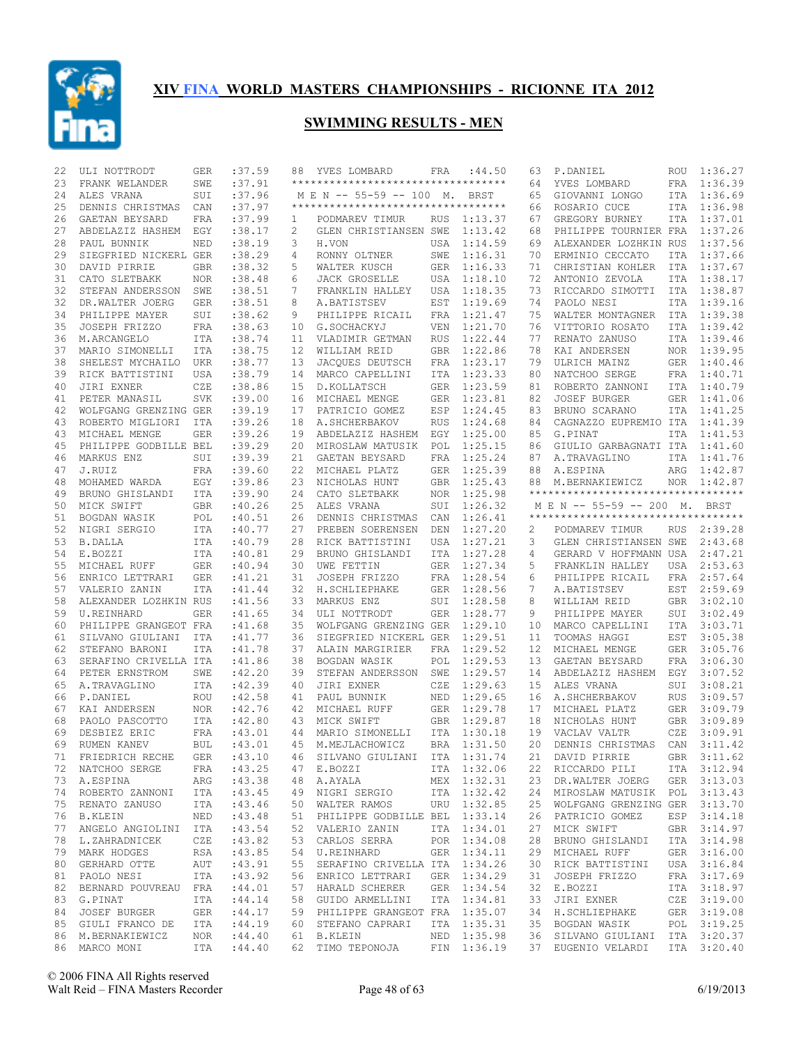# XIV FINA WORLD MASTERS CHAMPIONSHIPS - RICIONNE ITA 2012

## SWIMMING RESULTS - MEN

| Place | Name | Country | Time |
|---|---|---|---|
| 22 | ULI NOTTRODT | GER | :37.59 |
| 23 | FRANK WELANDER | SWE | :37.91 |
| 24 | ALES VRANA | SUI | :37.96 |
| 25 | DENNIS CHRISTMAS | CAN | :37.97 |
| 26 | GAETAN BEYSARD | FRA | :37.99 |
| 27 | ABDELAZIZ HASHEM | EGY | :38.17 |
| 28 | PAUL BUNNIK | NED | :38.19 |
| 29 | SIEGFRIED NICKERL | GER | :38.29 |
| 30 | DAVID PIRRIE | GBR | :38.32 |
| 31 | CATO SLETBAKK | NOR | :38.48 |
| 32 | STEFAN ANDERSSON | SWE | :38.51 |
| 32 | DR.WALTER JOERG | GER | :38.51 |
| 34 | PHILIPPE MAYER | SUI | :38.62 |
| 35 | JOSEPH FRIZZO | FRA | :38.63 |
| 36 | M.ARCANGELO | ITA | :38.74 |
| 37 | MARIO SIMONELLI | ITA | :38.75 |
| 38 | SHELEST MYCHAILO | UKR | :38.77 |
| 39 | RICK BATTISTINI | USA | :38.79 |
| 40 | JIRI EXNER | CZE | :38.86 |
| 41 | PETER MANASIL | SVK | :39.00 |
| 42 | WOLFGANG GRENZING | GER | :39.19 |
| 43 | ROBERTO MIGLIORI | ITA | :39.26 |
| 43 | MICHAEL MENGE | GER | :39.26 |
| 45 | PHILIPPE GODBILLE | BEL | :39.29 |
| 46 | MARKUS ENZ | SUI | :39.39 |
| 47 | J.RUIZ | FRA | :39.60 |
| 48 | MOHAMED WARDA | EGY | :39.86 |
| 49 | BRUNO GHISLANDI | ITA | :39.90 |
| 50 | MICK SWIFT | GBR | :40.26 |
| 51 | BOGDAN WASIK | POL | :40.51 |
| 52 | NIGRI SERGIO | ITA | :40.77 |
| 53 | B.DALLA | ITA | :40.79 |
| 54 | E.BOZZI | ITA | :40.81 |
| 55 | MICHAEL RUFF | GER | :40.94 |
| 56 | ENRICO LETTRARI | GER | :41.21 |
| 57 | VALERIO ZANIN | ITA | :41.44 |
| 58 | ALEXANDER LOZHKIN | RUS | :41.56 |
| 59 | U.REINHARD | GER | :41.65 |
| 60 | PHILIPPE GRANGEOT | FRA | :41.68 |
| 61 | SILVANO GIULIANI | ITA | :41.77 |
| 62 | STEFANO BARONI | ITA | :41.78 |
| 63 | SERAFINO CRIVELLA | ITA | :41.86 |
| 64 | PETER ERNSTROM | SWE | :42.20 |
| 65 | A.TRAVAGLINO | ITA | :42.39 |
| 66 | P.DANIEL | ROU | :42.58 |
| 67 | KAI ANDERSEN | NOR | :42.76 |
| 68 | PAOLO PASCOTTO | ITA | :42.80 |
| 69 | DESBIEZ ERIC | FRA | :43.01 |
| 69 | RUMEN KANEV | BUL | :43.01 |
| 71 | FRIEDRICH RECHE | GER | :43.10 |
| 72 | NATCHOO SERGE | FRA | :43.25 |
| 73 | A.ESPINA | ARG | :43.38 |
| 74 | ROBERTO ZANNONI | ITA | :43.45 |
| 75 | RENATO ZANUSO | ITA | :43.46 |
| 76 | B.KLEIN | NED | :43.48 |
| 77 | ANGELO ANGIOLINI | ITA | :43.54 |
| 78 | L.ZAHRADNICEK | CZE | :43.82 |
| 79 | MARK HODGES | RSA | :43.85 |
| 80 | GERHARD OTTE | AUT | :43.91 |
| 81 | PAOLO NESI | ITA | :43.92 |
| 82 | BERNARD POUVREAU | FRA | :44.01 |
| 83 | G.PINAT | ITA | :44.14 |
| 84 | JOSEF BURGER | GER | :44.17 |
| 85 | GIULI FRANCO DE | ITA | :44.19 |
| 86 | M.BERNAKIEWICZ | NOR | :44.40 |
| 86 | MARCO MONI | ITA | :44.40 |
| 88 | YVES LOMBARD | FRA | :44.50 |

### MEN -- 55-59 -- 100 M. BRST

| Place | Name | Country | Time |
|---|---|---|---|
| 1 | PODMAREV TIMUR | RUS | 1:13.37 |
| 2 | GLEN CHRISTIANSEN | SWE | 1:13.42 |
| 3 | H.VON | USA | 1:14.59 |
| 4 | RONNY OLTNER | SWE | 1:16.31 |
| 5 | WALTER KUSCH | GER | 1:16.33 |
| 6 | JACK GROSELLE | USA | 1:18.10 |
| 7 | FRANKLIN HALLEY | USA | 1:18.35 |
| 8 | A.BATISTSEV | EST | 1:19.69 |
| 9 | PHILIPPE RICAIL | FRA | 1:21.47 |
| 10 | G.SOCHACKYJ | VEN | 1:21.70 |
| 11 | VLADIMIR GETMAN | RUS | 1:22.44 |
| 12 | WILLIAM REID | GBR | 1:22.86 |
| 13 | JACQUES DEUTSCH | FRA | 1:23.17 |
| 14 | MARCO CAPELLINI | ITA | 1:23.33 |
| 15 | D.KOLLATSCH | GER | 1:23.59 |
| 16 | MICHAEL MENGE | GER | 1:23.81 |
| 17 | PATRICIO GOMEZ | ESP | 1:24.45 |
| 18 | A.SHCHERBAKOV | RUS | 1:24.68 |
| 19 | ABDELAZIZ HASHEM | EGY | 1:25.00 |
| 20 | MIROSLAW MATUSIK | POL | 1:25.15 |
| 21 | GAETAN BEYSARD | FRA | 1:25.24 |
| 22 | MICHAEL PLATZ | GER | 1:25.39 |
| 23 | NICHOLAS HUNT | GBR | 1:25.43 |
| 24 | CATO SLETBAKK | NOR | 1:25.98 |
| 25 | ALES VRANA | SUI | 1:26.32 |
| 26 | DENNIS CHRISTMAS | CAN | 1:26.41 |
| 27 | PREBEN SOERENSEN | DEN | 1:27.20 |
| 28 | RICK BATTISTINI | USA | 1:27.21 |
| 29 | BRUNO GHISLANDI | ITA | 1:27.28 |
| 30 | UWE FETTIN | GER | 1:27.34 |
| 31 | JOSEPH FRIZZO | FRA | 1:28.54 |
| 32 | H.SCHLIEPHAKE | GER | 1:28.56 |
| 33 | MARKUS ENZ | SUI | 1:28.58 |
| 34 | ULI NOTTRODT | GER | 1:28.77 |
| 35 | WOLFGANG GRENZING | GER | 1:29.10 |
| 36 | SIEGFRIED NICKERL | GER | 1:29.51 |
| 37 | ALAIN MARGIRIER | FRA | 1:29.52 |
| 38 | BOGDAN WASIK | POL | 1:29.53 |
| 39 | STEFAN ANDERSSON | SWE | 1:29.57 |
| 40 | JIRI EXNER | CZE | 1:29.63 |
| 41 | PAUL BUNNIK | NED | 1:29.65 |
| 42 | MICHAEL RUFF | GER | 1:29.78 |
| 43 | MICK SWIFT | GBR | 1:29.87 |
| 44 | MARIO SIMONELLI | ITA | 1:30.18 |
| 45 | M.MEJLACHOWICZ | BRA | 1:31.50 |
| 46 | SILVANO GIULIANI | ITA | 1:31.74 |
| 47 | E.BOZZI | ITA | 1:32.06 |
| 48 | A.AYALA | MEX | 1:32.31 |
| 49 | NIGRI SERGIO | ITA | 1:32.42 |
| 50 | WALTER RAMOS | URU | 1:32.85 |
| 51 | PHILIPPE GODBILLE | BEL | 1:33.14 |
| 52 | VALERIO ZANIN | ITA | 1:34.01 |
| 53 | CARLOS SERRA | POR | 1:34.08 |
| 54 | U.REINHARD | GER | 1:34.11 |
| 55 | SERAFINO CRIVELLA | ITA | 1:34.26 |
| 56 | ENRICO LETTRARI | GER | 1:34.29 |
| 57 | HARALD SCHERER | GER | 1:34.54 |
| 58 | GUIDO ARMELLINI | ITA | 1:34.81 |
| 59 | PHILIPPE GRANGEOT | FRA | 1:35.07 |
| 60 | STEFANO CAPRARI | ITA | 1:35.31 |
| 61 | B.KLEIN | NED | 1:35.98 |
| 62 | TIMO TEPONOJA | FIN | 1:36.19 |
| 63 | P.DANIEL | ROU | 1:36.27 |
| 64 | YVES LOMBARD | FRA | 1:36.39 |
| 65 | GIOVANNI LONGO | ITA | 1:36.69 |
| 66 | ROSARIO CUCE | ITA | 1:36.98 |
| 67 | GREGORY BURNEY | ITA | 1:37.01 |
| 68 | PHILIPPE TOURNIER | FRA | 1:37.26 |
| 69 | ALEXANDER LOZHKIN | RUS | 1:37.56 |
| 70 | ERMINIO CECCATO | ITA | 1:37.66 |
| 71 | CHRISTIAN KOHLER | ITA | 1:37.67 |
| 72 | ANTONIO ZEVOLA | ITA | 1:38.17 |
| 73 | RICCARDO SIMOTTI | ITA | 1:38.87 |
| 74 | PAOLO NESI | ITA | 1:39.16 |
| 75 | WALTER MONTAGNER | ITA | 1:39.38 |
| 76 | VITTORIO ROSATO | ITA | 1:39.42 |
| 77 | RENATO ZANUSO | ITA | 1:39.46 |
| 78 | KAI ANDERSEN | NOR | 1:39.95 |
| 79 | ULRICH MAINZ | GER | 1:40.46 |
| 80 | NATCHOO SERGE | FRA | 1:40.71 |
| 81 | ROBERTO ZANNONI | ITA | 1:40.79 |
| 82 | JOSEF BURGER | GER | 1:41.06 |
| 83 | BRUNO SCARANO | ITA | 1:41.25 |
| 84 | CAGNAZZO EUPREMIO | ITA | 1:41.39 |
| 85 | G.PINAT | ITA | 1:41.53 |
| 86 | GIULIO GARBAGNATI | ITA | 1:41.60 |
| 87 | A.TRAVAGLINO | ITA | 1:41.76 |
| 88 | A.ESPINA | ARG | 1:42.87 |
| 88 | M.BERNAKIEWICZ | NOR | 1:42.87 |

### MEN -- 55-59 -- 200 M. BRST

| Place | Name | Country | Time |
|---|---|---|---|
| 2 | PODMAREV TIMUR | RUS | 2:39.28 |
| 3 | GLEN CHRISTIANSEN | SWE | 2:43.68 |
| 4 | GERARD V HOFFMANN | USA | 2:47.21 |
| 5 | FRANKLIN HALLEY | USA | 2:53.63 |
| 6 | PHILIPPE RICAIL | FRA | 2:57.64 |
| 7 | A.BATISTSEV | EST | 2:59.69 |
| 8 | WILLIAM REID | GBR | 3:02.10 |
| 9 | PHILIPPE MAYER | SUI | 3:02.49 |
| 10 | MARCO CAPELLINI | ITA | 3:03.71 |
| 11 | TOOMAS HAGGI | EST | 3:05.38 |
| 12 | MICHAEL MENGE | GER | 3:05.76 |
| 13 | GAETAN BEYSARD | FRA | 3:06.30 |
| 14 | ABDELAZIZ HASHEM | EGY | 3:07.52 |
| 15 | ALES VRANA | SUI | 3:08.21 |
| 16 | A.SHCHERBAKOV | RUS | 3:09.57 |
| 17 | MICHAEL PLATZ | GER | 3:09.79 |
| 18 | NICHOLAS HUNT | GBR | 3:09.89 |
| 19 | VACLAV VALTR | CZE | 3:09.91 |
| 20 | DENNIS CHRISTMAS | CAN | 3:11.42 |
| 21 | DAVID PIRRIE | GBR | 3:11.62 |
| 22 | RICCARDO PILI | ITA | 3:12.94 |
| 23 | DR.WALTER JOERG | GER | 3:13.03 |
| 24 | MIROSLAW MATUSIK | POL | 3:13.43 |
| 25 | WOLFGANG GRENZING | GER | 3:13.70 |
| 26 | PATRICIO GOMEZ | ESP | 3:14.18 |
| 27 | MICK SWIFT | GBR | 3:14.97 |
| 28 | BRUNO GHISLANDI | ITA | 3:14.98 |
| 29 | MICHAEL RUFF | GER | 3:16.00 |
| 30 | RICK BATTISTINI | USA | 3:16.84 |
| 31 | JOSEPH FRIZZO | FRA | 3:17.69 |
| 32 | E.BOZZI | ITA | 3:18.97 |
| 33 | JIRI EXNER | CZE | 3:19.00 |
| 34 | H.SCHLIEPHAKE | GER | 3:19.08 |
| 35 | BOGDAN WASIK | POL | 3:19.25 |
| 36 | SILVANO GIULIANI | ITA | 3:20.37 |
| 37 | EUGENIO VELARDI | ITA | 3:20.40 |

© 2006 FINA All Rights reserved
Walt Reid – FINA Masters Recorder
6/19/2013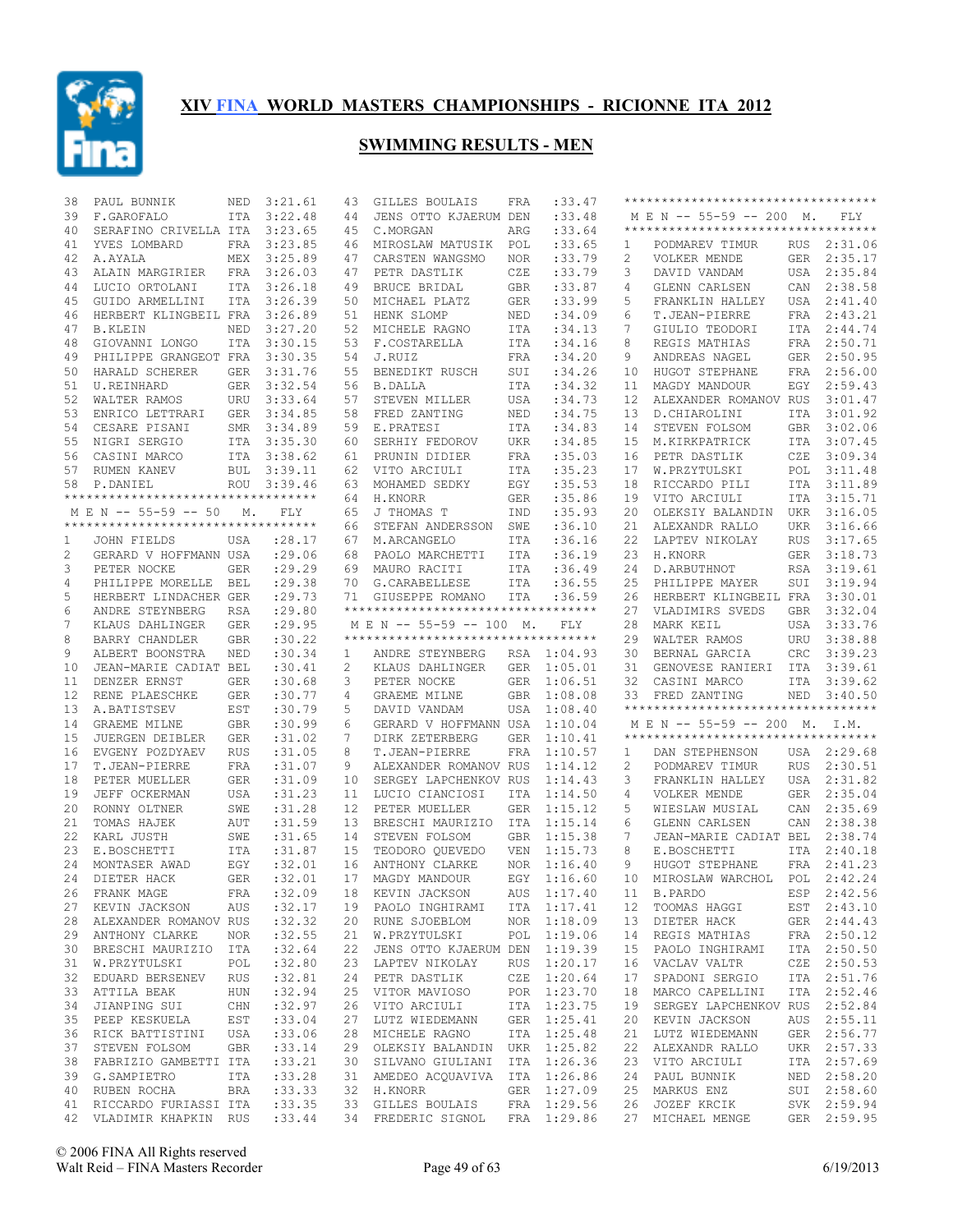# XIV FINA WORLD MASTERS CHAMPIONSHIPS - RICIONNE ITA 2012

## SWIMMING RESULTS - MEN

| Place | Name | Country | Time |
|---|---|---|---|
| 38 | PAUL BUNNIK | NED | 3:21.61 |
| 39 | F.GAROFALO | ITA | 3:22.48 |
| 40 | SERAFINO CRIVELLA | ITA | 3:23.65 |
| 41 | YVES LOMBARD | FRA | 3:23.85 |
| 42 | A.AYALA | MEX | 3:25.89 |
| 43 | ALAIN MARGIRIER | FRA | 3:26.03 |
| 44 | LUCIO ORTOLANI | ITA | 3:26.18 |
| 45 | GUIDO ARMELLINI | ITA | 3:26.39 |
| 46 | HERBERT KLINGBEIL | FRA | 3:26.89 |
| 47 | B.KLEIN | NED | 3:27.20 |
| 48 | GIOVANNI LONGO | ITA | 3:30.15 |
| 49 | PHILIPPE GRANGEOT | FRA | 3:30.35 |
| 50 | HARALD SCHERER | GER | 3:31.76 |
| 51 | U.REINHARD | GER | 3:32.54 |
| 52 | WALTER RAMOS | URU | 3:33.64 |
| 53 | ENRICO LETTRARI | GER | 3:34.85 |
| 54 | CESARE PISANI | SMR | 3:34.89 |
| 55 | NIGRI SERGIO | ITA | 3:35.30 |
| 56 | CASINI MARCO | ITA | 3:38.62 |
| 57 | RUMEN KANEV | BUL | 3:39.11 |
| 58 | P.DANIEL | ROU | 3:39.46 |

### M E N -- 55-59 -- 50 M. FLY

| Place | Name | Country | Time |
|---|---|---|---|
| 1 | JOHN FIELDS | USA | :28.17 |
| 2 | GERARD V HOFFMANN | USA | :29.06 |
| 3 | PETER NOCKE | GER | :29.29 |
| 4 | PHILIPPE MORELLE | BEL | :29.38 |
| 5 | HERBERT LINDACHER | GER | :29.73 |
| 6 | ANDRE STEYNBERG | RSA | :29.80 |
| 7 | KLAUS DAHLINGER | GER | :29.95 |
| 8 | BARRY CHANDLER | GBR | :30.22 |
| 9 | ALBERT BOONSTRA | NED | :30.34 |
| 10 | JEAN-MARIE CADIAT | BEL | :30.41 |
| 11 | DENZER ERNST | GER | :30.68 |
| 12 | RENE PLAESCHKE | GER | :30.77 |
| 13 | A.BATISTSEV | EST | :30.79 |
| 14 | GRAEME MILNE | GBR | :30.99 |
| 15 | JUERGEN DEIBLER | GER | :31.02 |
| 16 | EVGENY POZDYAEV | RUS | :31.05 |
| 17 | T.JEAN-PIERRE | FRA | :31.07 |
| 18 | PETER MUELLER | GER | :31.09 |
| 19 | JEFF OCKERMAN | USA | :31.23 |
| 20 | RONNY OLTNER | SWE | :31.28 |
| 21 | TOMAS HAJEK | AUT | :31.59 |
| 22 | KARL JUSTH | SWE | :31.65 |
| 23 | E.BOSCHETTI | ITA | :31.87 |
| 24 | MONTASER AWAD | EGY | :32.01 |
| 24 | DIETER HACK | GER | :32.01 |
| 26 | FRANK MAGE | FRA | :32.09 |
| 27 | KEVIN JACKSON | AUS | :32.17 |
| 28 | ALEXANDER ROMANOV | RUS | :32.32 |
| 29 | ANTHONY CLARKE | NOR | :32.55 |
| 30 | BRESCHI MAURIZIO | ITA | :32.64 |
| 31 | W.PRZYTULSKI | POL | :32.80 |
| 32 | EDUARD BERSENEV | RUS | :32.81 |
| 33 | ATTILA BEAK | HUN | :32.94 |
| 34 | JIANPING SUI | CHN | :32.97 |
| 35 | PEEP KESKUELA | EST | :33.04 |
| 36 | RICK BATTISTINI | USA | :33.06 |
| 37 | STEVEN FOLSOM | GBR | :33.14 |
| 38 | FABRIZIO GAMBETTI | ITA | :33.21 |
| 39 | G.SAMPIETRO | ITA | :33.28 |
| 40 | RUBEN ROCHA | BRA | :33.33 |
| 41 | RICCARDO FURIASSI | ITA | :33.35 |
| 42 | VLADIMIR KHAPKIN | RUS | :33.44 |
| 43 | GILLES BOULAIS | FRA | :33.47 |
| 44 | JENS OTTO KJAERUM | DEN | :33.48 |
| 45 | C.MORGAN | ARG | :33.64 |
| 46 | MIROSLAW MATUSIK | POL | :33.65 |
| 47 | CARSTEN WANGSMO | NOR | :33.79 |
| 47 | PETR DASTLIK | CZE | :33.79 |
| 49 | BRUCE BRIDAL | GBR | :33.87 |
| 50 | MICHAEL PLATZ | GER | :33.99 |
| 51 | HENK SLOMP | NED | :34.09 |
| 52 | MICHELE RAGNO | ITA | :34.13 |
| 53 | F.COSTARELLA | ITA | :34.16 |
| 54 | J.RUIZ | FRA | :34.20 |
| 55 | BENEDIKT RUSCH | SUI | :34.26 |
| 56 | B.DALLA | ITA | :34.32 |
| 57 | STEVEN MILLER | USA | :34.73 |
| 58 | FRED ZANTING | NED | :34.75 |
| 59 | E.PRATESI | ITA | :34.83 |
| 60 | SERHIY FEDOROV | UKR | :34.85 |
| 61 | PRUNIN DIDIER | FRA | :35.03 |
| 62 | VITO ARCIULI | ITA | :35.23 |
| 63 | MOHAMED SEDKY | EGY | :35.53 |
| 64 | H.KNORR | GER | :35.86 |
| 65 | J THOMAS T | IND | :35.93 |
| 66 | STEFAN ANDERSSON | SWE | :36.10 |
| 67 | M.ARCANGELO | ITA | :36.16 |
| 68 | PAOLO MARCHETTI | ITA | :36.19 |
| 69 | MAURO RACITI | ITA | :36.49 |
| 70 | G.CARABELLESE | ITA | :36.55 |
| 71 | GIUSEPPE ROMANO | ITA | :36.59 |

### M E N -- 55-59 -- 100 M. FLY

| Place | Name | Country | Time |
|---|---|---|---|
| 1 | ANDRE STEYNBERG | RSA | 1:04.93 |
| 2 | KLAUS DAHLINGER | GER | 1:05.01 |
| 3 | PETER NOCKE | GER | 1:06.51 |
| 4 | GRAEME MILNE | GBR | 1:08.08 |
| 5 | DAVID VANDAM | USA | 1:08.40 |
| 6 | GERARD V HOFFMANN | USA | 1:10.04 |
| 7 | DIRK ZETERBERG | GER | 1:10.41 |
| 8 | T.JEAN-PIERRE | FRA | 1:10.57 |
| 9 | ALEXANDER ROMANOV | RUS | 1:14.12 |
| 10 | SERGEY LAPCHENKOV | RUS | 1:14.43 |
| 11 | LUCIO CIANCIOSI | ITA | 1:14.50 |
| 12 | PETER MUELLER | GER | 1:15.12 |
| 13 | BRESCHI MAURIZIO | ITA | 1:15.14 |
| 14 | STEVEN FOLSOM | GBR | 1:15.38 |
| 15 | TEODORO QUEVEDO | VEN | 1:15.73 |
| 16 | ANTHONY CLARKE | NOR | 1:16.40 |
| 17 | MAGDY MANDOUR | EGY | 1:16.60 |
| 18 | KEVIN JACKSON | AUS | 1:17.40 |
| 19 | PAOLO INGHIRAMI | ITA | 1:17.41 |
| 20 | RUNE SJOEBLOM | NOR | 1:18.09 |
| 21 | W.PRZYTULSKI | POL | 1:19.06 |
| 22 | JENS OTTO KJAERUM | DEN | 1:19.39 |
| 23 | LAPTEV NIKOLAY | RUS | 1:20.17 |
| 24 | PETR DASTLIK | CZE | 1:20.64 |
| 25 | VITOR MAVIOSO | POR | 1:23.70 |
| 26 | VITO ARCIULI | ITA | 1:23.75 |
| 27 | LUTZ WIEDEMANN | GER | 1:25.41 |
| 28 | MICHELE RAGNO | ITA | 1:25.48 |
| 29 | OLEKSIY BALANDIN | UKR | 1:25.82 |
| 30 | SILVANO GIULIANI | ITA | 1:26.36 |
| 31 | AMEDEO ACQUAVIVA | ITA | 1:26.86 |
| 32 | H.KNORR | GER | 1:27.09 |
| 33 | GILLES BOULAIS | FRA | 1:29.56 |
| 34 | FREDERIC SIGNOL | FRA | 1:29.86 |

### M E N -- 55-59 -- 200 M. FLY

| Place | Name | Country | Time |
|---|---|---|---|
| 1 | PODMAREV TIMUR | RUS | 2:31.06 |
| 2 | VOLKER MENDE | GER | 2:35.17 |
| 3 | DAVID VANDAM | USA | 2:35.84 |
| 4 | GLENN CARLSEN | CAN | 2:38.58 |
| 5 | FRANKLIN HALLEY | USA | 2:41.40 |
| 6 | T.JEAN-PIERRE | FRA | 2:43.21 |
| 7 | GIULIO TEODORI | ITA | 2:44.74 |
| 8 | REGIS MATHIAS | FRA | 2:50.71 |
| 9 | ANDREAS NAGEL | GER | 2:50.95 |
| 10 | HUGOT STEPHANE | FRA | 2:56.00 |
| 11 | MAGDY MANDOUR | EGY | 2:59.43 |
| 12 | ALEXANDER ROMANOV | RUS | 3:01.47 |
| 13 | D.CHIAROLINI | ITA | 3:01.92 |
| 14 | STEVEN FOLSOM | GBR | 3:02.06 |
| 15 | M.KIRKPATRICK | ITA | 3:07.45 |
| 16 | PETR DASTLIK | CZE | 3:09.34 |
| 17 | W.PRZYTULSKI | POL | 3:11.48 |
| 18 | RICCARDO PILI | ITA | 3:11.89 |
| 19 | VITO ARCIULI | ITA | 3:15.71 |
| 20 | OLEKSIY BALANDIN | UKR | 3:16.05 |
| 21 | ALEXANDR RALLO | UKR | 3:16.66 |
| 22 | LAPTEV NIKOLAY | RUS | 3:17.65 |
| 23 | H.KNORR | GER | 3:18.73 |
| 24 | D.ARBUTHNOT | RSA | 3:19.61 |
| 25 | PHILIPPE MAYER | SUI | 3:19.94 |
| 26 | HERBERT KLINGBEIL | FRA | 3:30.01 |
| 27 | VLADIMIRS SVEDS | GBR | 3:32.04 |
| 28 | MARK KEIL | USA | 3:33.76 |
| 29 | WALTER RAMOS | URU | 3:38.88 |
| 30 | BERNAL GARCIA | CRC | 3:39.23 |
| 31 | GENOVESE RANIERI | ITA | 3:39.61 |
| 32 | CASINI MARCO | ITA | 3:39.62 |
| 33 | FRED ZANTING | NED | 3:40.50 |

### M E N -- 55-59 -- 200 M. I.M.

| Place | Name | Country | Time |
|---|---|---|---|
| 1 | DAN STEPHENSON | USA | 2:29.68 |
| 2 | PODMAREV TIMUR | RUS | 2:30.51 |
| 3 | FRANKLIN HALLEY | USA | 2:31.82 |
| 4 | VOLKER MENDE | GER | 2:35.04 |
| 5 | WIESLAW MUSIAL | CAN | 2:35.69 |
| 6 | GLENN CARLSEN | CAN | 2:38.38 |
| 7 | JEAN-MARIE CADIAT | BEL | 2:38.74 |
| 8 | E.BOSCHETTI | ITA | 2:40.18 |
| 9 | HUGOT STEPHANE | FRA | 2:41.23 |
| 10 | MIROSLAW WARCHOL | POL | 2:42.24 |
| 11 | B.PARDO | ESP | 2:42.56 |
| 12 | TOOMAS HAGGI | EST | 2:43.10 |
| 13 | DIETER HACK | GER | 2:44.43 |
| 14 | REGIS MATHIAS | FRA | 2:50.12 |
| 15 | PAOLO INGHIRAMI | ITA | 2:50.50 |
| 16 | VACLAV VALTR | CZE | 2:50.53 |
| 17 | SPADONI SERGIO | ITA | 2:51.76 |
| 18 | MARCO CAPELLINI | ITA | 2:52.46 |
| 19 | SERGEY LAPCHENKOV | RUS | 2:52.84 |
| 20 | KEVIN JACKSON | AUS | 2:55.11 |
| 21 | LUTZ WIEDEMANN | GER | 2:56.77 |
| 22 | ALEXANDR RALLO | UKR | 2:57.33 |
| 23 | VITO ARCIULI | ITA | 2:57.69 |
| 24 | PAUL BUNNIK | NED | 2:58.20 |
| 25 | MARKUS ENZ | SUI | 2:58.60 |
| 26 | JOZEF KRCIK | SVK | 2:59.94 |
| 27 | MICHAEL MENGE | GER | 2:59.95 |

© 2006 FINA All Rights reserved
Walt Reid – FINA Masters Recorder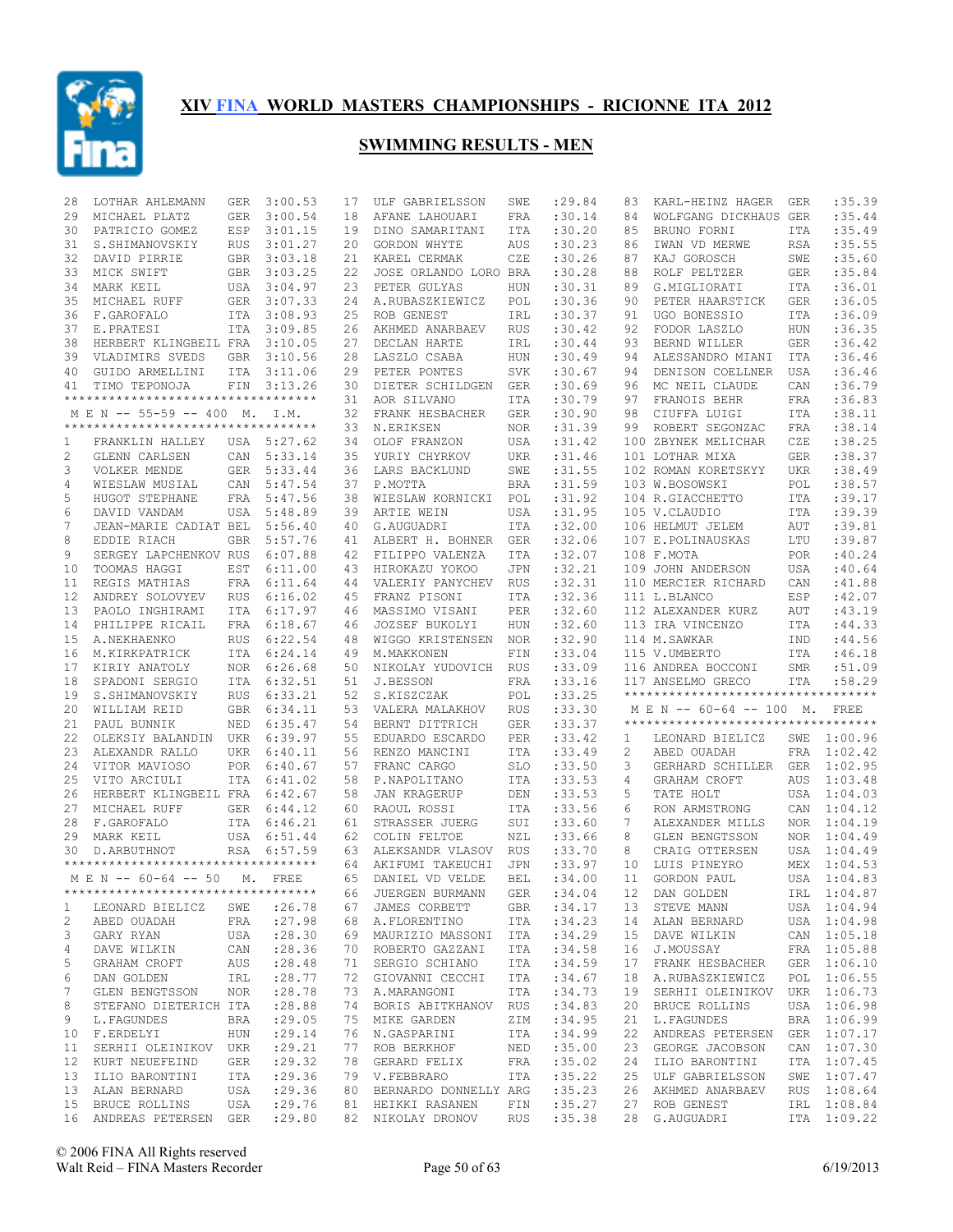# XIV FINA WORLD MASTERS CHAMPIONSHIPS - RICIONNE ITA 2012

## SWIMMING RESULTS - MEN

| Place | Name | Nat | Time |
|---|---|---|---|
| 28 | LOTHAR AHLEMANN | GER | 3:00.53 |
| 29 | MICHAEL PLATZ | GER | 3:00.54 |
| 30 | PATRICIO GOMEZ | ESP | 3:01.15 |
| 31 | S.SHIMANOVSKIY | RUS | 3:01.27 |
| 32 | DAVID PIRRIE | GBR | 3:03.18 |
| 33 | MICK SWIFT | GBR | 3:03.25 |
| 34 | MARK KEIL | USA | 3:04.97 |
| 35 | MICHAEL RUFF | GER | 3:07.33 |
| 36 | F.GAROFALO | ITA | 3:08.93 |
| 37 | E.PRATESI | ITA | 3:09.85 |
| 38 | HERBERT KLINGBEIL | FRA | 3:10.05 |
| 39 | VLADIMIRS SVEDS | GBR | 3:10.56 |
| 40 | GUIDO ARMELLINI | ITA | 3:11.06 |
| 41 | TIMO TEPONOJA | FIN | 3:13.26 |

**M E N -- 55-59 -- 400 M. I.M.**

| Place | Name | Nat | Time |
|---|---|---|---|
| 1 | FRANKLIN HALLEY | USA | 5:27.62 |
| 2 | GLENN CARLSEN | CAN | 5:33.14 |
| 3 | VOLKER MENDE | GER | 5:33.44 |
| 4 | WIESLAW MUSIAL | CAN | 5:47.54 |
| 5 | HUGOT STEPHANE | FRA | 5:47.56 |
| 6 | DAVID VANDAM | USA | 5:48.89 |
| 7 | JEAN-MARIE CADIAT | BEL | 5:56.40 |
| 8 | EDDIE RIACH | GBR | 5:57.76 |
| 9 | SERGEY LAPCHENKOV | RUS | 6:07.88 |
| 10 | TOOMAS HAGGI | EST | 6:11.00 |
| 11 | REGIS MATHIAS | FRA | 6:11.64 |
| 12 | ANDREY SOLOVYEV | RUS | 6:16.02 |
| 13 | PAOLO INGHIRAMI | ITA | 6:17.97 |
| 14 | PHILIPPE RICAIL | FRA | 6:18.67 |
| 15 | A.NEKHAENKO | RUS | 6:22.54 |
| 16 | M.KIRKPATRICK | ITA | 6:24.14 |
| 17 | KIRIY ANATOLY | NOR | 6:26.68 |
| 18 | SPADONI SERGIO | ITA | 6:32.51 |
| 19 | S.SHIMANOVSKIY | RUS | 6:33.21 |
| 20 | WILLIAM REID | GBR | 6:34.11 |
| 21 | PAUL BUNNIK | NED | 6:35.47 |
| 22 | OLEKSIY BALANDIN | UKR | 6:39.97 |
| 23 | ALEXANDR RALLO | UKR | 6:40.11 |
| 24 | VITOR MAVIOSO | POR | 6:40.67 |
| 25 | VITO ARCIULI | ITA | 6:41.02 |
| 26 | HERBERT KLINGBEIL | FRA | 6:42.67 |
| 27 | MICHAEL RUFF | GER | 6:44.12 |
| 28 | F.GAROFALO | ITA | 6:46.21 |
| 29 | MARK KEIL | USA | 6:51.44 |
| 30 | D.ARBUTHNOT | RSA | 6:57.59 |

**M E N -- 60-64 -- 50 M. FREE**

| Place | Name | Nat | Time |
|---|---|---|---|
| 1 | LEONARD BIELICZ | SWE | :26.78 |
| 2 | ABED OUADAH | FRA | :27.98 |
| 3 | GARY RYAN | USA | :28.30 |
| 4 | DAVE WILKIN | CAN | :28.36 |
| 5 | GRAHAM CROFT | AUS | :28.48 |
| 6 | DAN GOLDEN | IRL | :28.77 |
| 7 | GLEN BENGTSSON | NOR | :28.78 |
| 8 | STEFANO DIETERICH | ITA | :28.88 |
| 9 | L.FAGUNDES | BRA | :29.05 |
| 10 | F.ERDELYI | HUN | :29.14 |
| 11 | SERHII OLEINIKOV | UKR | :29.21 |
| 12 | KURT NEUEFEIND | GER | :29.32 |
| 13 | ILIO BARONTINI | ITA | :29.36 |
| 13 | ALAN BERNARD | USA | :29.36 |
| 15 | BRUCE ROLLINS | USA | :29.76 |
| 16 | ANDREAS PETERSEN | GER | :29.80 |
| 17 | ULF GABRIELSSON | SWE | :29.84 |
| 18 | AFANE LAHOUARI | FRA | :30.14 |
| 19 | DINO SAMARITANI | ITA | :30.20 |
| 20 | GORDON WHYTE | AUS | :30.23 |
| 21 | KAREL CERMAK | CZE | :30.26 |
| 22 | JOSE ORLANDO LORO | BRA | :30.28 |
| 23 | PETER GULYAS | HUN | :30.31 |
| 24 | A.RUBASZKIEWICZ | POL | :30.36 |
| 25 | ROB GENEST | IRL | :30.37 |
| 26 | AKHMED ANARBAEV | RUS | :30.42 |
| 27 | DECLAN HARTE | IRL | :30.44 |
| 28 | LASZLO CSABA | HUN | :30.49 |
| 29 | PETER PONTES | SVK | :30.67 |
| 30 | DIETER SCHILDGEN | GER | :30.69 |
| 31 | AOR SILVANO | ITA | :30.79 |
| 32 | FRANK HESBACHER | GER | :30.90 |
| 33 | N.ERIKSEN | NOR | :31.39 |
| 34 | OLOF FRANZON | USA | :31.42 |
| 35 | YURIY CHYRKOV | UKR | :31.46 |
| 36 | LARS BACKLUND | SWE | :31.55 |
| 37 | P.MOTTA | BRA | :31.59 |
| 38 | WIESLAW KORNICKI | POL | :31.92 |
| 39 | ARTIE WEIN | USA | :31.95 |
| 40 | G.AUGUADRI | ITA | :32.00 |
| 41 | ALBERT H. BOHNER | GER | :32.06 |
| 42 | FILIPPO VALENZA | ITA | :32.07 |
| 43 | HIROKAZU YOKOO | JPN | :32.21 |
| 44 | VALERIY PANYCHEV | RUS | :32.31 |
| 45 | FRANZ PISONI | ITA | :32.36 |
| 46 | MASSIMO VISANI | PER | :32.60 |
| 46 | JOZSEF BUKOLYI | HUN | :32.60 |
| 48 | WIGGO KRISTENSEN | NOR | :32.90 |
| 49 | M.MAKKONEN | FIN | :33.04 |
| 50 | NIKOLAY YUDOVICH | RUS | :33.09 |
| 51 | J.BESSON | FRA | :33.16 |
| 52 | S.KISZCZAK | POL | :33.25 |
| 53 | VALERA MALAKHOV | RUS | :33.30 |
| 54 | BERNT DITTRICH | GER | :33.37 |
| 55 | EDUARDO ESCARDO | PER | :33.42 |
| 56 | RENZO MANCINI | ITA | :33.49 |
| 57 | FRANC CARGO | SLO | :33.50 |
| 58 | P.NAPOLITANO | ITA | :33.53 |
| 58 | JAN KRAGERUP | DEN | :33.53 |
| 60 | RAOUL ROSSI | ITA | :33.56 |
| 61 | STRASSER JUERG | SUI | :33.60 |
| 62 | COLIN FELTOE | NZL | :33.66 |
| 63 | ALEKSANDR VLASOV | RUS | :33.70 |
| 64 | AKIFUMI TAKEUCHI | JPN | :33.97 |
| 65 | DANIEL VD VELDE | BEL | :34.00 |
| 66 | JUERGEN BURMANN | GER | :34.04 |
| 67 | JAMES CORBETT | GBR | :34.17 |
| 68 | A.FLORENTINO | ITA | :34.23 |
| 69 | MAURIZIO MASSONI | ITA | :34.29 |
| 70 | ROBERTO GAZZANI | ITA | :34.58 |
| 71 | SERGIO SCHIANO | ITA | :34.59 |
| 72 | GIOVANNI CECCHI | ITA | :34.67 |
| 73 | A.MARANGONI | ITA | :34.73 |
| 74 | BORIS ABITKHANOV | RUS | :34.83 |
| 75 | MIKE GARDEN | ZIM | :34.95 |
| 76 | N.GASPARINI | ITA | :34.99 |
| 77 | ROB BERKHOF | NED | :35.00 |
| 78 | GERARD FELIX | FRA | :35.02 |
| 79 | V.FEBBRARO | ITA | :35.22 |
| 80 | BERNARDO DONNELLY | ARG | :35.23 |
| 81 | HEIKKI RASANEN | FIN | :35.27 |
| 82 | NIKOLAY DRONOV | RUS | :35.38 |
| 83 | KARL-HEINZ HAGER | GER | :35.39 |
| 84 | WOLFGANG DICKHAUS | GER | :35.44 |
| 85 | BRUNO FORNI | ITA | :35.49 |
| 86 | IWAN VD MERWE | RSA | :35.55 |
| 87 | KAJ GOROSCH | SWE | :35.60 |
| 88 | ROLF PELTZER | GER | :35.84 |
| 89 | G.MIGLIORATI | ITA | :36.01 |
| 90 | PETER HAARSTICK | GER | :36.05 |
| 91 | UGO BONESSIO | ITA | :36.09 |
| 92 | FODOR LASZLO | HUN | :36.35 |
| 93 | BERND WILLER | GER | :36.42 |
| 94 | ALESSANDRO MIANI | ITA | :36.46 |
| 94 | DENISON COELLNER | USA | :36.46 |
| 96 | MC NEIL CLAUDE | CAN | :36.79 |
| 97 | FRANOIS BEHR | FRA | :36.83 |
| 98 | CIUFFA LUIGI | ITA | :38.11 |
| 99 | ROBERT SEGONZAC | FRA | :38.14 |
| 100 | ZBYNEK MELICHAR | CZE | :38.25 |
| 101 | LOTHAR MIXA | GER | :38.37 |
| 102 | ROMAN KORETSKYY | UKR | :38.49 |
| 103 | W.BOSOWSKI | POL | :38.57 |
| 104 | R.GIACCHETTO | ITA | :39.17 |
| 105 | V.CLAUDIO | ITA | :39.39 |
| 106 | HELMUT JELEM | AUT | :39.81 |
| 107 | E.POLINAUSKAS | LTU | :39.87 |
| 108 | F.MOTA | POR | :40.24 |
| 109 | JOHN ANDERSON | USA | :40.64 |
| 110 | MERCIER RICHARD | CAN | :41.88 |
| 111 | L.BLANCO | ESP | :42.07 |
| 112 | ALEXANDER KURZ | AUT | :43.19 |
| 113 | IRA VINCENZO | ITA | :44.33 |
| 114 | M.SAWKAR | IND | :44.56 |
| 115 | V.UMBERTO | ITA | :46.18 |
| 116 | ANDREA BOCCONI | SMR | :51.09 |
| 117 | ANSELMO GRECO | ITA | :58.29 |

**M E N -- 60-64 -- 100 M. FREE**

| Place | Name | Nat | Time |
|---|---|---|---|
| 1 | LEONARD BIELICZ | SWE | 1:00.96 |
| 2 | ABED OUADAH | FRA | 1:02.42 |
| 3 | GERHARD SCHILLER | GER | 1:02.95 |
| 4 | GRAHAM CROFT | AUS | 1:03.48 |
| 5 | TATE HOLT | USA | 1:04.03 |
| 6 | RON ARMSTRONG | CAN | 1:04.12 |
| 7 | ALEXANDER MILLS | NOR | 1:04.19 |
| 8 | GLEN BENGTSSON | NOR | 1:04.49 |
| 8 | CRAIG OTTERSEN | USA | 1:04.49 |
| 10 | LUIS PINEYRO | MEX | 1:04.53 |
| 11 | GORDON PAUL | USA | 1:04.83 |
| 12 | DAN GOLDEN | IRL | 1:04.87 |
| 13 | STEVE MANN | USA | 1:04.94 |
| 14 | ALAN BERNARD | USA | 1:04.98 |
| 15 | DAVE WILKIN | CAN | 1:05.18 |
| 16 | J.MOUSSAY | FRA | 1:05.88 |
| 17 | FRANK HESBACHER | GER | 1:06.10 |
| 18 | A.RUBASZKIEWICZ | POL | 1:06.55 |
| 19 | SERHII OLEINIKOV | UKR | 1:06.73 |
| 20 | BRUCE ROLLINS | USA | 1:06.98 |
| 21 | L.FAGUNDES | BRA | 1:06.99 |
| 22 | ANDREAS PETERSEN | GER | 1:07.17 |
| 23 | GEORGE JACOBSON | CAN | 1:07.30 |
| 24 | ILIO BARONTINI | ITA | 1:07.45 |
| 25 | ULF GABRIELSSON | SWE | 1:07.47 |
| 26 | AKHMED ANARBAEV | RUS | 1:08.64 |
| 27 | ROB GENEST | IRL | 1:08.84 |
| 28 | G.AUGUADRI | ITA | 1:09.22 |

© 2006 FINA All Rights reserved
Walt Reid – FINA Masters Recorder

6/19/2013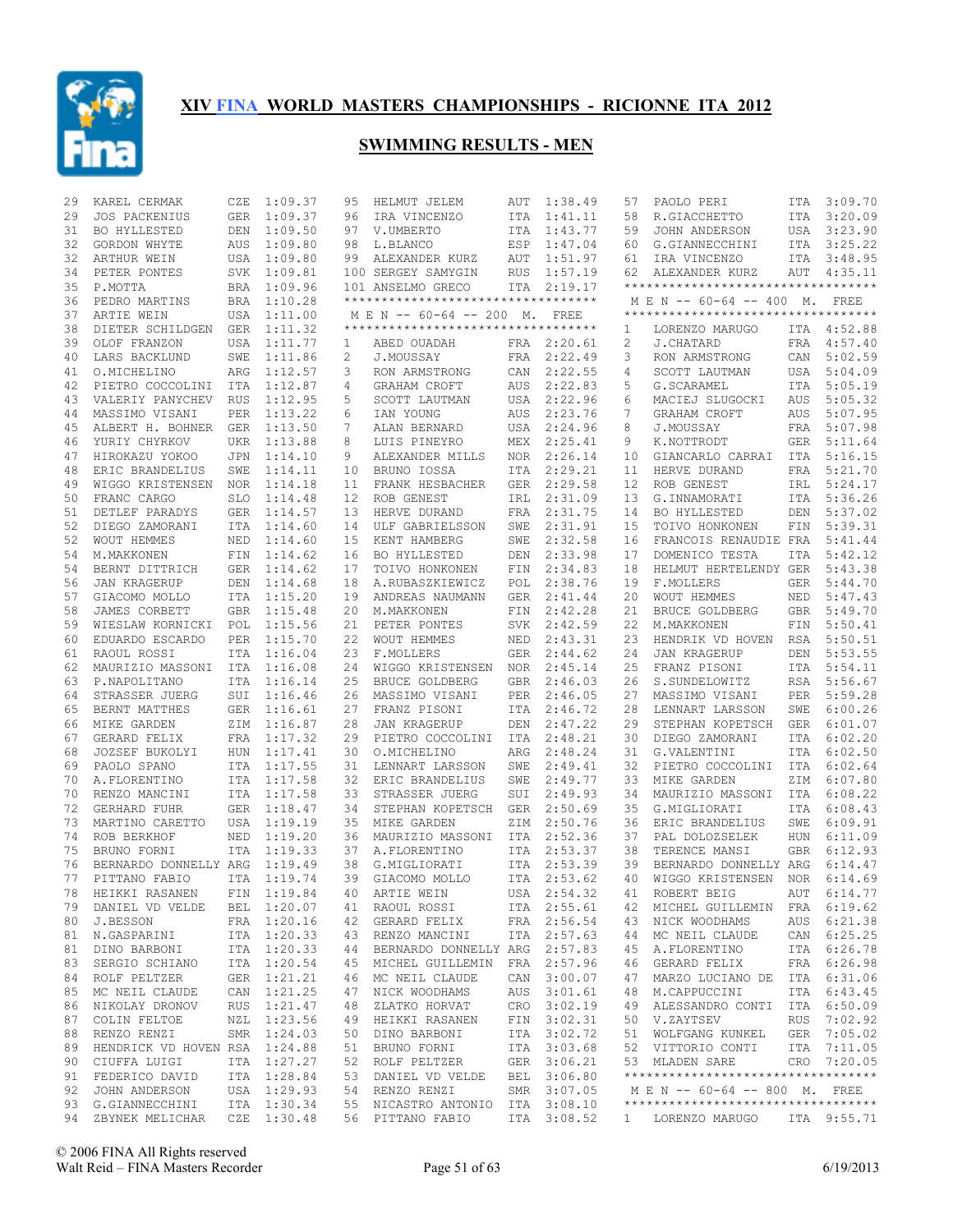# XIV FINA WORLD MASTERS CHAMPIONSHIPS - RICIONNE ITA 2012

## SWIMMING RESULTS - MEN

| Place | Name | Country | Time |
|---|---|---|---|
| 29 | KAREL CERMAK | CZE | 1:09.37 |
| 29 | JOS PACKENIUS | GER | 1:09.37 |
| 31 | BO HYLLESTED | DEN | 1:09.50 |
| 32 | GORDON WHYTE | AUS | 1:09.80 |
| 32 | ARTHUR WEIN | USA | 1:09.80 |
| 34 | PETER PONTES | SVK | 1:09.81 |
| 35 | P.MOTTA | BRA | 1:09.96 |
| 36 | PEDRO MARTINS | BRA | 1:10.28 |
| 37 | ARTIE WEIN | USA | 1:11.00 |
| 38 | DIETER SCHILDGEN | GER | 1:11.32 |
| 39 | OLOF FRANZON | USA | 1:11.77 |
| 40 | LARS BACKLUND | SWE | 1:11.86 |
| 41 | O.MICHELINO | ARG | 1:12.57 |
| 42 | PIETRO COCCOLINI | ITA | 1:12.87 |
| 43 | VALERIY PANYCHEV | RUS | 1:12.95 |
| 44 | MASSIMO VISANI | PER | 1:13.22 |
| 45 | ALBERT H. BOHNER | GER | 1:13.50 |
| 46 | YURIY CHYRKOV | UKR | 1:13.88 |
| 47 | HIROKAZU YOKOO | JPN | 1:14.10 |
| 48 | ERIC BRANDELIUS | SWE | 1:14.11 |
| 49 | WIGGO KRISTENSEN | NOR | 1:14.18 |
| 50 | FRANC CARGO | SLO | 1:14.48 |
| 51 | DETLEF PARADYS | GER | 1:14.57 |
| 52 | DIEGO ZAMORANI | ITA | 1:14.60 |
| 52 | WOUT HEMMES | NED | 1:14.60 |
| 54 | M.MAKKONEN | FIN | 1:14.62 |
| 54 | BERNT DITTRICH | GER | 1:14.62 |
| 56 | JAN KRAGERUP | DEN | 1:14.68 |
| 57 | GIACOMO MOLLO | ITA | 1:15.20 |
| 58 | JAMES CORBETT | GBR | 1:15.48 |
| 59 | WIESLAW KORNICKI | POL | 1:15.56 |
| 60 | EDUARDO ESCARDO | PER | 1:15.70 |
| 61 | RAOUL ROSSI | ITA | 1:16.04 |
| 62 | MAURIZIO MASSONI | ITA | 1:16.08 |
| 63 | P.NAPOLITANO | ITA | 1:16.14 |
| 64 | STRASSER JUERG | SUI | 1:16.46 |
| 65 | BERNT MATTHES | GER | 1:16.61 |
| 66 | MIKE GARDEN | ZIM | 1:16.87 |
| 67 | GERARD FELIX | FRA | 1:17.32 |
| 68 | JOZSEF BUKOLYI | HUN | 1:17.41 |
| 69 | PAOLO SPANO | ITA | 1:17.55 |
| 70 | A.FLORENTINO | ITA | 1:17.58 |
| 70 | RENZO MANCINI | ITA | 1:17.58 |
| 72 | GERHARD FUHR | GER | 1:18.47 |
| 73 | MARTINO CARETTO | USA | 1:19.19 |
| 74 | ROB BERKHOF | NED | 1:19.20 |
| 75 | BRUNO FORNI | ITA | 1:19.33 |
| 76 | BERNARDO DONNELLY | ARG | 1:19.49 |
| 77 | PITTANO FABIO | ITA | 1:19.74 |
| 78 | HEIKKI RASANEN | FIN | 1:19.84 |
| 79 | DANIEL VD VELDE | BEL | 1:20.07 |
| 80 | J.BESSON | FRA | 1:20.16 |
| 81 | N.GASPARINI | ITA | 1:20.33 |
| 81 | DINO BARBONI | ITA | 1:20.33 |
| 83 | SERGIO SCHIANO | ITA | 1:20.54 |
| 84 | ROLF PELTZER | GER | 1:21.21 |
| 85 | MC NEIL CLAUDE | CAN | 1:21.25 |
| 86 | NIKOLAY DRONOV | RUS | 1:21.47 |
| 87 | COLIN FELTOE | NZL | 1:23.56 |
| 88 | RENZO RENZI | SMR | 1:24.03 |
| 89 | HENDRICK VD HOVEN | RSA | 1:24.88 |
| 90 | CIUFFA LUIGI | ITA | 1:27.27 |
| 91 | FEDERICO DAVID | ITA | 1:28.84 |
| 92 | JOHN ANDERSON | USA | 1:29.93 |
| 93 | G.GIANNECCHINI | ITA | 1:30.34 |
| 94 | ZBYNEK MELICHAR | CZE | 1:30.48 |
| 95 | HELMUT JELEM | AUT | 1:38.49 |
| 96 | IRA VINCENZO | ITA | 1:41.11 |
| 97 | V.UMBERTO | ITA | 1:43.77 |
| 98 | L.BLANCO | ESP | 1:47.04 |
| 99 | ALEXANDER KURZ | AUT | 1:51.97 |
| 100 | SERGEY SAMYGIN | RUS | 1:57.19 |
| 101 | ANSELMO GRECO | ITA | 2:19.17 |

### M E N -- 60-64 -- 200 M. FREE

| Place | Name | Country | Time |
|---|---|---|---|
| 1 | ABED OUADAH | FRA | 2:20.61 |
| 2 | J.MOUSSAY | FRA | 2:22.49 |
| 3 | RON ARMSTRONG | CAN | 2:22.55 |
| 4 | GRAHAM CROFT | AUS | 2:22.83 |
| 5 | SCOTT LAUTMAN | USA | 2:22.96 |
| 6 | IAN YOUNG | AUS | 2:23.76 |
| 7 | ALAN BERNARD | USA | 2:24.96 |
| 8 | LUIS PINEYRO | MEX | 2:25.41 |
| 9 | ALEXANDER MILLS | NOR | 2:26.14 |
| 10 | BRUNO IOSSA | ITA | 2:29.21 |
| 11 | FRANK HESBACHER | GER | 2:29.58 |
| 12 | ROB GENEST | IRL | 2:31.09 |
| 13 | HERVE DURAND | FRA | 2:31.75 |
| 14 | ULF GABRIELSSON | SWE | 2:31.91 |
| 15 | KENT HAMBERG | SWE | 2:32.58 |
| 16 | BO HYLLESTED | DEN | 2:33.98 |
| 17 | TOIVO HONKONEN | FIN | 2:34.83 |
| 18 | A.RUBASZKIEWICZ | POL | 2:38.76 |
| 19 | ANDREAS NAUMANN | GER | 2:41.44 |
| 20 | M.MAKKONEN | FIN | 2:42.28 |
| 21 | PETER PONTES | SVK | 2:42.59 |
| 22 | WOUT HEMMES | NED | 2:43.31 |
| 23 | F.MOLLERS | GER | 2:44.62 |
| 24 | WIGGO KRISTENSEN | NOR | 2:45.14 |
| 25 | BRUCE GOLDBERG | GBR | 2:46.03 |
| 26 | MASSIMO VISANI | PER | 2:46.05 |
| 27 | FRANZ PISONI | ITA | 2:46.72 |
| 28 | JAN KRAGERUP | DEN | 2:47.22 |
| 29 | PIETRO COCCOLINI | ITA | 2:48.21 |
| 30 | O.MICHELINO | ARG | 2:48.24 |
| 31 | LENNART LARSSON | SWE | 2:49.41 |
| 32 | ERIC BRANDELIUS | SWE | 2:49.77 |
| 33 | STRASSER JUERG | SUI | 2:49.93 |
| 34 | STEPHAN KOPETSCH | GER | 2:50.69 |
| 35 | MIKE GARDEN | ZIM | 2:50.76 |
| 36 | MAURIZIO MASSONI | ITA | 2:52.36 |
| 37 | A.FLORENTINO | ITA | 2:53.37 |
| 38 | G.MIGLIORATI | ITA | 2:53.39 |
| 39 | GIACOMO MOLLO | ITA | 2:53.62 |
| 40 | ARTIE WEIN | USA | 2:54.32 |
| 41 | RAOUL ROSSI | ITA | 2:55.61 |
| 42 | GERARD FELIX | FRA | 2:56.54 |
| 43 | RENZO MANCINI | ITA | 2:57.63 |
| 44 | BERNARDO DONNELLY | ARG | 2:57.83 |
| 45 | MICHEL GUILLEMIN | FRA | 2:57.96 |
| 46 | MC NEIL CLAUDE | CAN | 3:00.07 |
| 47 | NICK WOODHAMS | AUS | 3:01.61 |
| 48 | ZLATKO HORVAT | CRO | 3:02.19 |
| 49 | HEIKKI RASANEN | FIN | 3:02.31 |
| 50 | DINO BARBONI | ITA | 3:02.72 |
| 51 | BRUNO FORNI | ITA | 3:03.68 |
| 52 | ROLF PELTZER | GER | 3:06.21 |
| 53 | DANIEL VD VELDE | BEL | 3:06.80 |
| 54 | RENZO RENZI | SMR | 3:07.05 |
| 55 | NICASTRO ANTONIO | ITA | 3:08.10 |
| 56 | PITTANO FABIO | ITA | 3:08.52 |
| 57 | PAOLO PERI | ITA | 3:09.70 |
| 58 | R.GIACCHETTO | ITA | 3:20.09 |
| 59 | JOHN ANDERSON | USA | 3:23.90 |
| 60 | G.GIANNECCHINI | ITA | 3:25.22 |
| 61 | IRA VINCENZO | ITA | 3:48.95 |
| 62 | ALEXANDER KURZ | AUT | 4:35.11 |

### M E N -- 60-64 -- 400 M. FREE

| Place | Name | Country | Time |
|---|---|---|---|
| 1 | LORENZO MARUGO | ITA | 4:52.88 |
| 2 | J.CHATARD | FRA | 4:57.40 |
| 3 | RON ARMSTRONG | CAN | 5:02.59 |
| 4 | SCOTT LAUTMAN | USA | 5:04.09 |
| 5 | G.SCARAMEL | ITA | 5:05.19 |
| 6 | MACIEJ SLUGOCKI | AUS | 5:05.32 |
| 7 | GRAHAM CROFT | AUS | 5:07.95 |
| 8 | J.MOUSSAY | FRA | 5:07.98 |
| 9 | K.NOTTRODT | GER | 5:11.64 |
| 10 | GIANCARLO CARRAI | ITA | 5:16.15 |
| 11 | HERVE DURAND | FRA | 5:21.70 |
| 12 | ROB GENEST | IRL | 5:24.17 |
| 13 | G.INNAMORATI | ITA | 5:36.26 |
| 14 | BO HYLLESTED | DEN | 5:37.02 |
| 15 | TOIVO HONKONEN | FIN | 5:39.31 |
| 16 | FRANCOIS RENAUDIE | FRA | 5:41.44 |
| 17 | DOMENICO TESTA | ITA | 5:42.12 |
| 18 | HELMUT HERTELENDY | GER | 5:43.38 |
| 19 | F.MOLLERS | GER | 5:44.70 |
| 20 | WOUT HEMMES | NED | 5:47.43 |
| 21 | BRUCE GOLDBERG | GBR | 5:49.70 |
| 22 | M.MAKKONEN | FIN | 5:50.41 |
| 23 | HENDRIK VD HOVEN | RSA | 5:50.51 |
| 24 | JAN KRAGERUP | DEN | 5:53.55 |
| 25 | FRANZ PISONI | ITA | 5:54.11 |
| 26 | S.SUNDELOWITZ | RSA | 5:56.67 |
| 27 | MASSIMO VISANI | PER | 5:59.28 |
| 28 | LENNART LARSSON | SWE | 6:00.26 |
| 29 | STEPHAN KOPETSCH | GER | 6:01.07 |
| 30 | DIEGO ZAMORANI | ITA | 6:02.20 |
| 31 | G.VALENTINI | ITA | 6:02.50 |
| 32 | PIETRO COCCOLINI | ITA | 6:02.64 |
| 33 | MIKE GARDEN | ZIM | 6:07.80 |
| 34 | MAURIZIO MASSONI | ITA | 6:08.22 |
| 35 | G.MIGLIORATI | ITA | 6:08.43 |
| 36 | ERIC BRANDELIUS | SWE | 6:09.91 |
| 37 | PAL DOLOZSELEK | HUN | 6:11.09 |
| 38 | TERENCE MANSI | GBR | 6:12.93 |
| 39 | BERNARDO DONNELLY | ARG | 6:14.47 |
| 40 | WIGGO KRISTENSEN | NOR | 6:14.69 |
| 41 | ROBERT BEIG | AUT | 6:14.77 |
| 42 | MICHEL GUILLEMIN | FRA | 6:19.62 |
| 43 | NICK WOODHAMS | AUS | 6:21.38 |
| 44 | MC NEIL CLAUDE | CAN | 6:25.25 |
| 45 | A.FLORENTINO | ITA | 6:26.78 |
| 46 | GERARD FELIX | FRA | 6:26.98 |
| 47 | MARZO LUCIANO DE | ITA | 6:31.06 |
| 48 | M.CAPPUCCINI | ITA | 6:43.45 |
| 49 | ALESSANDRO CONTI | ITA | 6:50.09 |
| 50 | V.ZAYTSEV | RUS | 7:02.92 |
| 51 | WOLFGANG KUNKEL | GER | 7:05.02 |
| 52 | VITTORIO CONTI | ITA | 7:11.05 |
| 53 | MLADEN SARE | CRO | 7:20.05 |

### M E N -- 60-64 -- 800 M. FREE

| Place | Name | Country | Time |
|---|---|---|---|
| 1 | LORENZO MARUGO | ITA | 9:55.71 |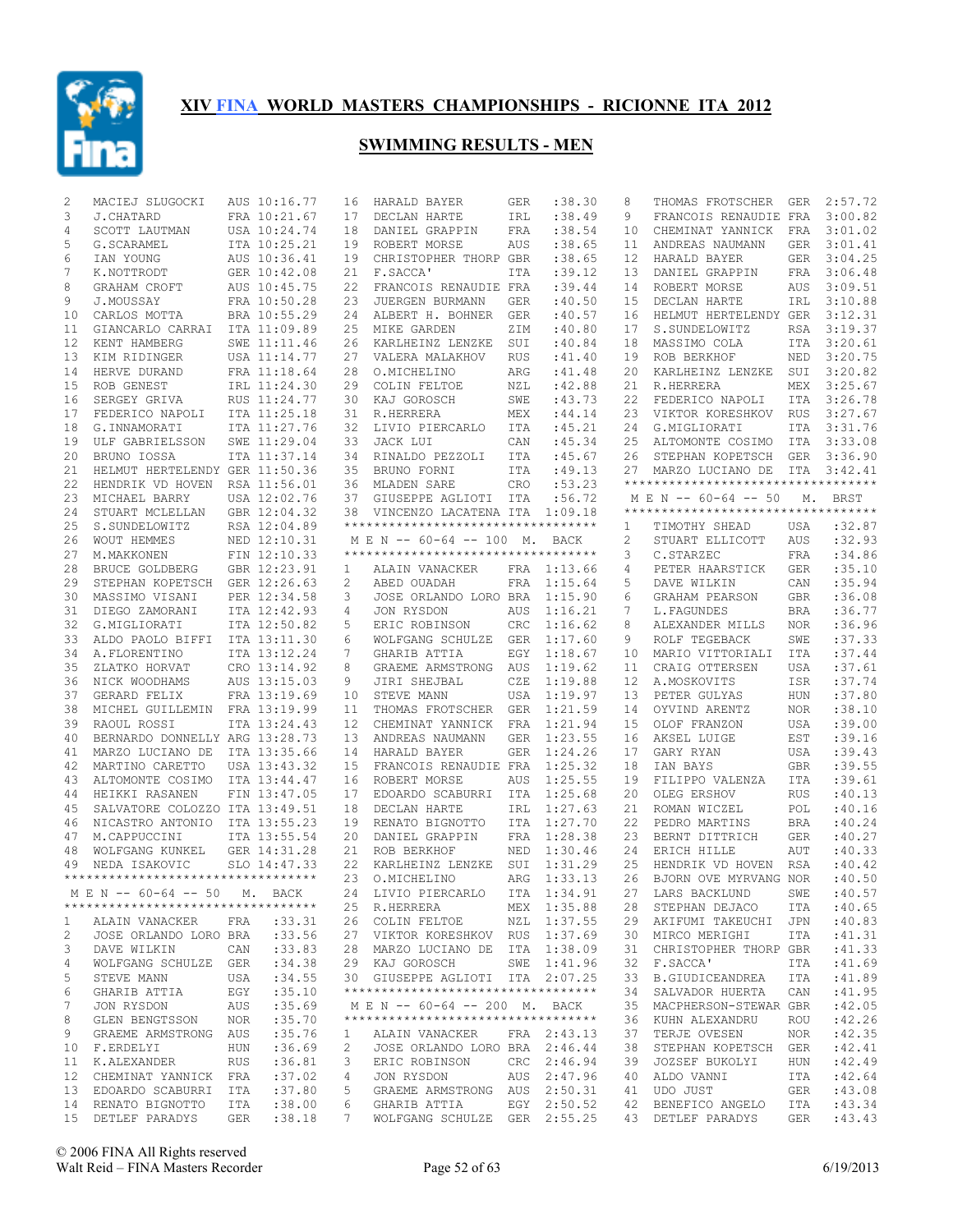# XIV FINA WORLD MASTERS CHAMPIONSHIPS - RICIONNE ITA 2012

## SWIMMING RESULTS - MEN

| Place | Name | Country | Time |
|---|---|---|---|
| 2 | MACIEJ SLUGOCKI | AUS | 10:16.77 |
| 3 | J.CHATARD | FRA | 10:21.67 |
| 4 | SCOTT LAUTMAN | USA | 10:24.74 |
| 5 | G.SCARAMEL | ITA | 10:25.21 |
| 6 | IAN YOUNG | AUS | 10:36.41 |
| 7 | K.NOTTRODT | GER | 10:42.08 |
| 8 | GRAHAM CROFT | AUS | 10:45.75 |
| 9 | J.MOUSSAY | FRA | 10:50.28 |
| 10 | CARLOS MOTTA | BRA | 10:55.29 |
| 11 | GIANCARLO CARRAI | ITA | 11:09.89 |
| 12 | KENT HAMBERG | SWE | 11:11.46 |
| 13 | KIM RIDINGER | USA | 11:14.77 |
| 14 | HERVE DURAND | FRA | 11:18.64 |
| 15 | ROB GENEST | IRL | 11:24.30 |
| 16 | SERGEY GRIVA | RUS | 11:24.77 |
| 17 | FEDERICO NAPOLI | ITA | 11:25.18 |
| 18 | G.INNAMORATI | ITA | 11:27.76 |
| 19 | ULF GABRIELSSON | SWE | 11:29.04 |
| 20 | BRUNO IOSSA | ITA | 11:37.14 |
| 21 | HELMUT HERTELENDY | GER | 11:50.36 |
| 22 | HENDRIK VD HOVEN | RSA | 11:56.01 |
| 23 | MICHAEL BARRY | USA | 12:02.76 |
| 24 | STUART MCLELLAN | GBR | 12:04.32 |
| 25 | S.SUNDELOWITZ | RSA | 12:04.89 |
| 26 | WOUT HEMMES | NED | 12:10.31 |
| 27 | M.MAKKONEN | FIN | 12:10.33 |
| 28 | BRUCE GOLDBERG | GBR | 12:23.91 |
| 29 | STEPHAN KOPETSCH | GER | 12:26.63 |
| 30 | MASSIMO VISANI | PER | 12:34.58 |
| 31 | DIEGO ZAMORANI | ITA | 12:42.93 |
| 32 | G.MIGLIORATI | ITA | 12:50.82 |
| 33 | ALDO PAOLO BIFFI | ITA | 13:11.30 |
| 34 | A.FLORENTINO | ITA | 13:12.24 |
| 35 | ZLATKO HORVAT | CRO | 13:14.92 |
| 36 | NICK WOODHAMS | AUS | 13:15.03 |
| 37 | GERARD FELIX | FRA | 13:19.69 |
| 38 | MICHEL GUILLEMIN | FRA | 13:19.99 |
| 39 | RAOUL ROSSI | ITA | 13:24.43 |
| 40 | BERNARDO DONNELLY | ARG | 13:28.73 |
| 41 | MARZO LUCIANO DE | ITA | 13:35.66 |
| 42 | MARTINO CARETTO | USA | 13:43.32 |
| 43 | ALTOMONTE COSIMO | ITA | 13:44.47 |
| 44 | HEIKKI RASANEN | FIN | 13:47.05 |
| 45 | SALVATORE COLOZZO | ITA | 13:49.51 |
| 46 | NICASTRO ANTONIO | ITA | 13:55.23 |
| 47 | M.CAPPUCCINI | ITA | 13:55.54 |
| 48 | WOLFGANG KUNKEL | GER | 14:31.28 |
| 49 | NEDA ISAKOVIC | SLO | 14:47.33 |

### M E N -- 60-64 -- 50 M. BACK

| Place | Name | Country | Time |
|---|---|---|---|
| 1 | ALAIN VANACKER | FRA | :33.31 |
| 2 | JOSE ORLANDO LORO | BRA | :33.56 |
| 3 | DAVE WILKIN | CAN | :33.83 |
| 4 | WOLFGANG SCHULZE | GER | :34.38 |
| 5 | STEVE MANN | USA | :34.55 |
| 6 | GHARIB ATTIA | EGY | :35.10 |
| 7 | JON RYSDON | AUS | :35.69 |
| 8 | GLEN BENGTSSON | NOR | :35.70 |
| 9 | GRAEME ARMSTRONG | AUS | :35.76 |
| 10 | F.ERDELYI | HUN | :36.69 |
| 11 | K.ALEXANDER | RUS | :36.81 |
| 12 | CHEMINAT YANNICK | FRA | :37.02 |
| 13 | EDOARDO SCABURRI | ITA | :37.80 |
| 14 | RENATO BIGNOTTO | ITA | :38.00 |
| 15 | DETLEF PARADYS | GER | :38.18 |
| 16 | HARALD BAYER | GER | :38.30 |
| 17 | DECLAN HARTE | IRL | :38.49 |
| 18 | DANIEL GRAPPIN | FRA | :38.54 |
| 19 | ROBERT MORSE | AUS | :38.65 |
| 19 | CHRISTOPHER THORP | GBR | :38.65 |
| 21 | F.SACCA' | ITA | :39.12 |
| 22 | FRANCOIS RENAUDIE | FRA | :39.44 |
| 23 | JUERGEN BURMANN | GER | :40.50 |
| 24 | ALBERT H. BOHNER | GER | :40.57 |
| 25 | MIKE GARDEN | ZIM | :40.80 |
| 26 | KARLHEINZ LENZKE | SUI | :40.84 |
| 27 | VALERA MALAKHOV | RUS | :41.40 |
| 28 | O.MICHELINO | ARG | :41.48 |
| 29 | COLIN FELTOE | NZL | :42.88 |
| 30 | KAJ GOROSCH | SWE | :43.73 |
| 31 | R.HERRERA | MEX | :44.14 |
| 32 | LIVIO PIERCARLO | ITA | :45.21 |
| 33 | JACK LUI | CAN | :45.34 |
| 34 | RINALDO PEZZOLI | ITA | :45.67 |
| 35 | BRUNO FORNI | ITA | :49.13 |
| 36 | MLADEN SARE | CRO | :53.23 |
| 37 | GIUSEPPE AGLIOTI | ITA | :56.72 |
| 38 | VINCENZO LACATENA | ITA | 1:09.18 |

### M E N -- 60-64 -- 100 M. BACK

| Place | Name | Country | Time |
|---|---|---|---|
| 1 | ALAIN VANACKER | FRA | 1:13.66 |
| 2 | ABED OUADAH | FRA | 1:15.64 |
| 3 | JOSE ORLANDO LORO | BRA | 1:15.90 |
| 4 | JON RYSDON | AUS | 1:16.21 |
| 5 | ERIC ROBINSON | CRC | 1:16.62 |
| 6 | WOLFGANG SCHULZE | GER | 1:17.60 |
| 7 | GHARIB ATTIA | EGY | 1:18.67 |
| 8 | GRAEME ARMSTRONG | AUS | 1:19.62 |
| 9 | JIRI SHEJBAL | CZE | 1:19.88 |
| 10 | STEVE MANN | USA | 1:19.97 |
| 11 | THOMAS FROTSCHER | GER | 1:21.59 |
| 12 | CHEMINAT YANNICK | FRA | 1:21.94 |
| 13 | ANDREAS NAUMANN | GER | 1:23.55 |
| 14 | HARALD BAYER | GER | 1:24.26 |
| 15 | FRANCOIS RENAUDIE | FRA | 1:25.32 |
| 16 | ROBERT MORSE | AUS | 1:25.55 |
| 17 | EDOARDO SCABURRI | ITA | 1:25.68 |
| 18 | DECLAN HARTE | IRL | 1:27.63 |
| 19 | RENATO BIGNOTTO | ITA | 1:27.70 |
| 20 | DANIEL GRAPPIN | FRA | 1:28.38 |
| 21 | ROB BERKHOF | NED | 1:30.46 |
| 22 | KARLHEINZ LENZKE | SUI | 1:31.29 |
| 23 | O.MICHELINO | ARG | 1:33.13 |
| 24 | LIVIO PIERCARLO | ITA | 1:34.91 |
| 25 | R.HERRERA | MEX | 1:35.88 |
| 26 | COLIN FELTOE | NZL | 1:37.55 |
| 27 | VIKTOR KORESHKOV | RUS | 1:37.69 |
| 28 | MARZO LUCIANO DE | ITA | 1:38.09 |
| 29 | KAJ GOROSCH | SWE | 1:41.96 |
| 30 | GIUSEPPE AGLIOTI | ITA | 2:07.25 |

### M E N -- 60-64 -- 200 M. BACK

| Place | Name | Country | Time |
|---|---|---|---|
| 1 | ALAIN VANACKER | FRA | 2:43.13 |
| 2 | JOSE ORLANDO LORO | BRA | 2:46.44 |
| 3 | ERIC ROBINSON | CRC | 2:46.94 |
| 4 | JON RYSDON | AUS | 2:47.96 |
| 5 | GRAEME ARMSTRONG | AUS | 2:50.31 |
| 6 | GHARIB ATTIA | EGY | 2:50.52 |
| 7 | WOLFGANG SCHULZE | GER | 2:55.25 |
| 8 | THOMAS FROTSCHER | GER | 2:57.72 |
| 9 | FRANCOIS RENAUDIE | FRA | 3:00.82 |
| 10 | CHEMINAT YANNICK | FRA | 3:01.02 |
| 11 | ANDREAS NAUMANN | GER | 3:01.41 |
| 12 | HARALD BAYER | GER | 3:04.25 |
| 13 | DANIEL GRAPPIN | FRA | 3:06.48 |
| 14 | ROBERT MORSE | AUS | 3:09.51 |
| 15 | DECLAN HARTE | IRL | 3:10.88 |
| 16 | HELMUT HERTELENDY | GER | 3:12.31 |
| 17 | S.SUNDELOWITZ | RSA | 3:19.37 |
| 18 | MASSIMO COLA | ITA | 3:20.61 |
| 19 | ROB BERKHOF | NED | 3:20.75 |
| 20 | KARLHEINZ LENZKE | SUI | 3:20.82 |
| 21 | R.HERRERA | MEX | 3:25.67 |
| 22 | FEDERICO NAPOLI | ITA | 3:26.78 |
| 23 | VIKTOR KORESHKOV | RUS | 3:27.67 |
| 24 | G.MIGLIORATI | ITA | 3:31.76 |
| 25 | ALTOMONTE COSIMO | ITA | 3:33.08 |
| 26 | STEPHAN KOPETSCH | GER | 3:36.90 |
| 27 | MARZO LUCIANO DE | ITA | 3:42.41 |

### M E N -- 60-64 -- 50 M. BRST

| Place | Name | Country | Time |
|---|---|---|---|
| 1 | TIMOTHY SHEAD | USA | :32.87 |
| 2 | STUART ELLICOTT | AUS | :32.93 |
| 3 | C.STARZEC | FRA | :34.86 |
| 4 | PETER HAARSTICK | GER | :35.10 |
| 5 | DAVE WILKIN | CAN | :35.94 |
| 6 | GRAHAM PEARSON | GBR | :36.08 |
| 7 | L.FAGUNDES | BRA | :36.77 |
| 8 | ALEXANDER MILLS | NOR | :36.96 |
| 9 | ROLF TEGEBACK | SWE | :37.33 |
| 10 | MARIO VITTORIALI | ITA | :37.44 |
| 11 | CRAIG OTTERSEN | USA | :37.61 |
| 12 | A.MOSKOVITS | ISR | :37.74 |
| 13 | PETER GULYAS | HUN | :37.80 |
| 14 | OYVIND ARENTZ | NOR | :38.10 |
| 15 | OLOF FRANZON | USA | :39.00 |
| 16 | AKSEL LUIGE | EST | :39.16 |
| 17 | GARY RYAN | USA | :39.43 |
| 18 | IAN BAYS | GBR | :39.55 |
| 19 | FILIPPO VALENZA | ITA | :39.61 |
| 20 | OLEG ERSHOV | RUS | :40.13 |
| 21 | ROMAN WICZEL | POL | :40.16 |
| 22 | PEDRO MARTINS | BRA | :40.24 |
| 23 | BERNT DITTRICH | GER | :40.27 |
| 24 | ERICH HILLE | AUT | :40.33 |
| 25 | HENDRIK VD HOVEN | RSA | :40.42 |
| 26 | BJORN OVE MYRVANG | NOR | :40.50 |
| 27 | LARS BACKLUND | SWE | :40.57 |
| 28 | STEPHAN DEJACO | ITA | :40.65 |
| 29 | AKIFUMI TAKEUCHI | JPN | :40.83 |
| 30 | MIRCO MERIGHI | ITA | :41.31 |
| 31 | CHRISTOPHER THORP | GBR | :41.33 |
| 32 | F.SACCA' | ITA | :41.69 |
| 33 | B.GIUDICEANDREA | ITA | :41.89 |
| 34 | SALVADOR HUERTA | CAN | :41.95 |
| 35 | MACPHERSON-STEWAR | GBR | :42.05 |
| 36 | KUHN ALEXANDRU | ROU | :42.26 |
| 37 | TERJE OVESEN | NOR | :42.35 |
| 38 | STEPHAN KOPETSCH | GER | :42.41 |
| 39 | JOZSEF BUKOLYI | HUN | :42.49 |
| 40 | ALDO VANNI | ITA | :42.64 |
| 41 | UDO JUST | GER | :43.08 |
| 42 | BENEFICO ANGELO | ITA | :43.34 |
| 43 | DETLEF PARADYS | GER | :43.43 |

© 2006 FINA All Rights reserved
Walt Reid – FINA Masters Recorder
6/19/2013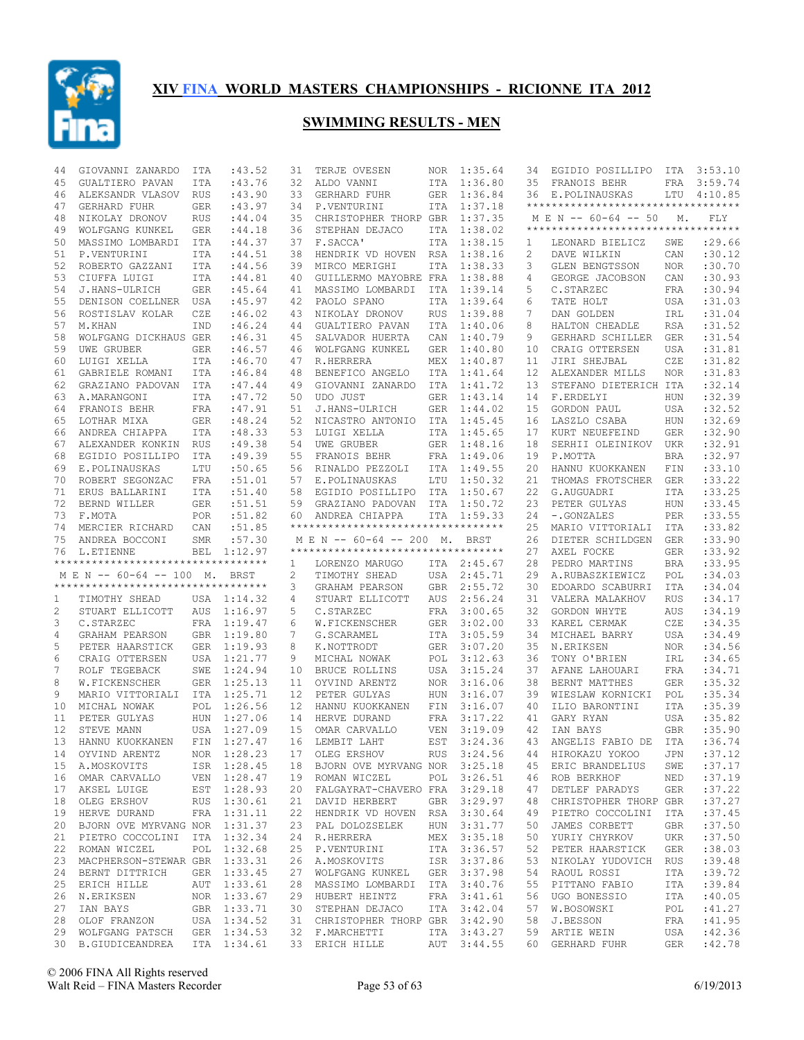# XIV FINA WORLD MASTERS CHAMPIONSHIPS - RICIONNE ITA 2012

## SWIMMING RESULTS - MEN

| Place | Name | Country | Time |
|---|---|---|---|
| 44 | GIOVANNI ZANARDO | ITA | :43.52 |
| 45 | GUALTIERO PAVAN | ITA | :43.76 |
| 46 | ALEKSANDR VLASOV | RUS | :43.90 |
| 47 | GERHARD FUHR | GER | :43.97 |
| 48 | NIKOLAY DRONOV | RUS | :44.04 |
| 49 | WOLFGANG KUNKEL | GER | :44.18 |
| 50 | MASSIMO LOMBARDI | ITA | :44.37 |
| 51 | P.VENTURINI | ITA | :44.51 |
| 52 | ROBERTO GAZZANI | ITA | :44.56 |
| 53 | CIUFFA LUIGI | ITA | :44.81 |
| 54 | J.HANS-ULRICH | GER | :45.64 |
| 55 | DENISON COELLNER | USA | :45.97 |
| 56 | ROSTISLAV KOLAR | CZE | :46.02 |
| 57 | M.KHAN | IND | :46.24 |
| 58 | WOLFGANG DICKHAUS | GER | :46.31 |
| 59 | UWE GRUBER | GER | :46.57 |
| 60 | LUIGI XELLA | ITA | :46.70 |
| 61 | GABRIELE ROMANI | ITA | :46.84 |
| 62 | GRAZIANO PADOVAN | ITA | :47.44 |
| 63 | A.MARANGONI | ITA | :47.72 |
| 64 | FRANOIS BEHR | FRA | :47.91 |
| 65 | LOTHAR MIXA | GER | :48.24 |
| 66 | ANDREA CHIAPPA | ITA | :48.33 |
| 67 | ALEXANDER KONKIN | RUS | :49.38 |
| 68 | EGIDIO POSILLIPO | ITA | :49.39 |
| 69 | E.POLINAUSKAS | LTU | :50.65 |
| 70 | ROBERT SEGONZAC | FRA | :51.01 |
| 71 | ERUS BALLARINI | ITA | :51.40 |
| 72 | BERND WILLER | GER | :51.51 |
| 73 | F.MOTA | POR | :51.82 |
| 74 | MERCIER RICHARD | CAN | :51.85 |
| 75 | ANDREA BOCCONI | SMR | :57.30 |
| 76 | L.ETIENNE | BEL | 1:12.97 |

### M E N -- 60-64 -- 100 M. BRST

| Place | Name | Country | Time |
|---|---|---|---|
| 1 | TIMOTHY SHEAD | USA | 1:14.32 |
| 2 | STUART ELLICOTT | AUS | 1:16.97 |
| 3 | C.STARZEC | FRA | 1:19.47 |
| 4 | GRAHAM PEARSON | GBR | 1:19.80 |
| 5 | PETER HAARSTICK | GER | 1:19.93 |
| 6 | CRAIG OTTERSEN | USA | 1:21.77 |
| 7 | ROLF TEGEBACK | SWE | 1:24.94 |
| 8 | W.FICKENSCHER | GER | 1:25.13 |
| 9 | MARIO VITTORIALI | ITA | 1:25.71 |
| 10 | MICHAL NOWAK | POL | 1:26.56 |
| 11 | PETER GULYAS | HUN | 1:27.06 |
| 12 | STEVE MANN | USA | 1:27.09 |
| 13 | HANNU KUOKKANEN | FIN | 1:27.47 |
| 14 | OYVIND ARENTZ | NOR | 1:28.23 |
| 15 | A.MOSKOVITS | ISR | 1:28.45 |
| 16 | OMAR CARVALLO | VEN | 1:28.47 |
| 17 | AKSEL LUIGE | EST | 1:28.93 |
| 18 | OLEG ERSHOV | RUS | 1:30.61 |
| 19 | HERVE DURAND | FRA | 1:31.11 |
| 20 | BJORN OVE MYRVANG | NOR | 1:31.37 |
| 21 | PIETRO COCCOLINI | ITA | 1:32.34 |
| 22 | ROMAN WICZEL | POL | 1:32.68 |
| 23 | MACPHERSON-STEWAR | GBR | 1:33.31 |
| 24 | BERNT DITTRICH | GER | 1:33.45 |
| 25 | ERICH HILLE | AUT | 1:33.61 |
| 26 | N.ERIKSEN | NOR | 1:33.67 |
| 27 | IAN BAYS | GBR | 1:33.71 |
| 28 | OLOF FRANZON | USA | 1:34.52 |
| 29 | WOLFGANG PATSCH | GER | 1:34.53 |
| 30 | B.GIUDICEANDREA | ITA | 1:34.61 |
| 31 | TERJE OVESEN | NOR | 1:35.64 |
| 32 | ALDO VANNI | ITA | 1:36.80 |
| 33 | GERHARD FUHR | GER | 1:36.84 |
| 34 | P.VENTURINI | ITA | 1:37.18 |
| 35 | CHRISTOPHER THORP | GBR | 1:37.35 |
| 36 | STEPHAN DEJACO | ITA | 1:38.02 |
| 37 | F.SACCA' | ITA | 1:38.15 |
| 38 | HENDRIK VD HOVEN | RSA | 1:38.16 |
| 39 | MIRCO MERIGHI | ITA | 1:38.33 |
| 40 | GUILLERMO MAYOBRE | FRA | 1:38.88 |
| 41 | MASSIMO LOMBARDI | ITA | 1:39.14 |
| 42 | PAOLO SPANO | ITA | 1:39.64 |
| 43 | NIKOLAY DRONOV | RUS | 1:39.88 |
| 44 | GUALTIERO PAVAN | ITA | 1:40.06 |
| 45 | SALVADOR HUERTA | CAN | 1:40.79 |
| 46 | WOLFGANG KUNKEL | GER | 1:40.80 |
| 47 | R.HERRERA | MEX | 1:40.87 |
| 48 | BENEFICO ANGELO | ITA | 1:41.64 |
| 49 | GIOVANNI ZANARDO | ITA | 1:41.72 |
| 50 | UDO JUST | GER | 1:43.14 |
| 51 | J.HANS-ULRICH | GER | 1:44.02 |
| 52 | NICASTRO ANTONIO | ITA | 1:45.45 |
| 53 | LUIGI XELLA | ITA | 1:45.65 |
| 54 | UWE GRUBER | GER | 1:48.16 |
| 55 | FRANOIS BEHR | FRA | 1:49.06 |
| 56 | RINALDO PEZZOLI | ITA | 1:49.55 |
| 57 | E.POLINAUSKAS | LTU | 1:50.32 |
| 58 | EGIDIO POSILLIPO | ITA | 1:50.67 |
| 59 | GRAZIANO PADOVAN | ITA | 1:50.72 |
| 60 | ANDREA CHIAPPA | ITA | 1:59.33 |

### M E N -- 60-64 -- 200 M. BRST

| Place | Name | Country | Time |
|---|---|---|---|
| 1 | LORENZO MARUGO | ITA | 2:45.67 |
| 2 | TIMOTHY SHEAD | USA | 2:45.71 |
| 3 | GRAHAM PEARSON | GBR | 2:55.72 |
| 4 | STUART ELLICOTT | AUS | 2:56.24 |
| 5 | C.STARZEC | FRA | 3:00.65 |
| 6 | W.FICKENSCHER | GER | 3:02.00 |
| 7 | G.SCARAMEL | ITA | 3:05.59 |
| 8 | K.NOTTRODT | GER | 3:07.20 |
| 9 | MICHAL NOWAK | POL | 3:12.63 |
| 10 | BRUCE ROLLINS | USA | 3:15.24 |
| 11 | OYVIND ARENTZ | NOR | 3:16.06 |
| 12 | PETER GULYAS | HUN | 3:16.07 |
| 12 | HANNU KUOKKANEN | FIN | 3:16.07 |
| 14 | HERVE DURAND | FRA | 3:17.22 |
| 15 | OMAR CARVALLO | VEN | 3:19.09 |
| 16 | LEMBIT LAHT | EST | 3:24.36 |
| 17 | OLEG ERSHOV | RUS | 3:24.56 |
| 18 | BJORN OVE MYRVANG | NOR | 3:25.18 |
| 19 | ROMAN WICZEL | POL | 3:26.51 |
| 20 | FALGAYRAT-CHAVERO | FRA | 3:29.18 |
| 21 | DAVID HERBERT | GBR | 3:29.97 |
| 22 | HENDRIK VD HOVEN | RSA | 3:30.64 |
| 23 | PAL DOLOZSELEK | HUN | 3:31.77 |
| 24 | R.HERRERA | MEX | 3:35.18 |
| 25 | P.VENTURINI | ITA | 3:36.57 |
| 26 | A.MOSKOVITS | ISR | 3:37.86 |
| 27 | WOLFGANG KUNKEL | GER | 3:37.98 |
| 28 | MASSIMO LOMBARDI | ITA | 3:40.76 |
| 29 | HUBERT HEINTZ | FRA | 3:41.61 |
| 30 | STEPHAN DEJACO | ITA | 3:42.04 |
| 31 | CHRISTOPHER THORP | GBR | 3:42.90 |
| 32 | F.MARCHETTI | ITA | 3:43.27 |
| 33 | ERICH HILLE | AUT | 3:44.55 |
| 34 | EGIDIO POSILLIPO | ITA | 3:53.10 |
| 35 | FRANOIS BEHR | FRA | 3:59.74 |
| 36 | E.POLINAUSKAS | LTU | 4:10.85 |

### M E N -- 60-64 -- 50 M. FLY

| Place | Name | Country | Time |
|---|---|---|---|
| 1 | LEONARD BIELICZ | SWE | :29.66 |
| 2 | DAVE WILKIN | CAN | :30.12 |
| 3 | GLEN BENGTSSON | NOR | :30.70 |
| 4 | GEORGE JACOBSON | CAN | :30.93 |
| 5 | C.STARZEC | FRA | :30.94 |
| 6 | TATE HOLT | USA | :31.03 |
| 7 | DAN GOLDEN | IRL | :31.04 |
| 8 | HALTON CHEADLE | RSA | :31.52 |
| 9 | GERHARD SCHILLER | GER | :31.54 |
| 10 | CRAIG OTTERSEN | USA | :31.81 |
| 11 | JIRI SHEJBAL | CZE | :31.82 |
| 12 | ALEXANDER MILLS | NOR | :31.83 |
| 13 | STEFANO DIETERICH | ITA | :32.14 |
| 14 | F.ERDELYI | HUN | :32.39 |
| 15 | GORDON PAUL | USA | :32.52 |
| 16 | LASZLO CSABA | HUN | :32.69 |
| 17 | KURT NEUEFEIND | GER | :32.90 |
| 18 | SERHII OLEINIKOV | UKR | :32.91 |
| 19 | P.MOTTA | BRA | :32.97 |
| 20 | HANNU KUOKKANEN | FIN | :33.10 |
| 21 | THOMAS FROTSCHER | GER | :33.22 |
| 22 | G.AUGUADRI | ITA | :33.25 |
| 23 | PETER GULYAS | HUN | :33.45 |
| 24 | -.GONZALES | PER | :33.55 |
| 25 | MARIO VITTORIALI | ITA | :33.82 |
| 26 | DIETER SCHILDGEN | GER | :33.90 |
| 27 | AXEL FOCKE | GER | :33.92 |
| 28 | PEDRO MARTINS | BRA | :33.95 |
| 29 | A.RUBASZKIEWICZ | POL | :34.03 |
| 30 | EDOARDO SCABURRI | ITA | :34.04 |
| 31 | VALERA MALAKHOV | RUS | :34.17 |
| 32 | GORDON WHYTE | AUS | :34.19 |
| 33 | KAREL CERMAK | CZE | :34.35 |
| 34 | MICHAEL BARRY | USA | :34.49 |
| 35 | N.ERIKSEN | NOR | :34.56 |
| 36 | TONY O'BRIEN | IRL | :34.65 |
| 37 | AFANE LAHOUARI | FRA | :34.71 |
| 38 | BERNT MATTHES | GER | :35.32 |
| 39 | WIESLAW KORNICKI | POL | :35.34 |
| 40 | ILIO BARONTINI | ITA | :35.39 |
| 41 | GARY RYAN | USA | :35.82 |
| 42 | IAN BAYS | GBR | :35.90 |
| 43 | ANGELIS FABIO DE | ITA | :36.74 |
| 44 | HIROKAZU YOKOO | JPN | :37.12 |
| 45 | ERIC BRANDELIUS | SWE | :37.17 |
| 46 | ROB BERKHOF | NED | :37.19 |
| 47 | DETLEF PARADYS | GER | :37.22 |
| 48 | CHRISTOPHER THORP | GBR | :37.27 |
| 49 | PIETRO COCCOLINI | ITA | :37.45 |
| 50 | JAMES CORBETT | GBR | :37.50 |
| 50 | YURIY CHYRKOV | UKR | :37.50 |
| 52 | PETER HAARSTICK | GER | :38.03 |
| 53 | NIKOLAY YUDOVICH | RUS | :39.48 |
| 54 | RAOUL ROSSI | ITA | :39.72 |
| 55 | PITTANO FABIO | ITA | :39.84 |
| 56 | UGO BONESSIO | ITA | :40.05 |
| 57 | W.BOSOWSKI | POL | :41.27 |
| 58 | J.BESSON | FRA | :41.95 |
| 59 | ARTIE WEIN | USA | :42.36 |
| 60 | GERHARD FUHR | GER | :42.78 |

© 2006 FINA All Rights reserved
Walt Reid – FINA Masters Recorder
6/19/2013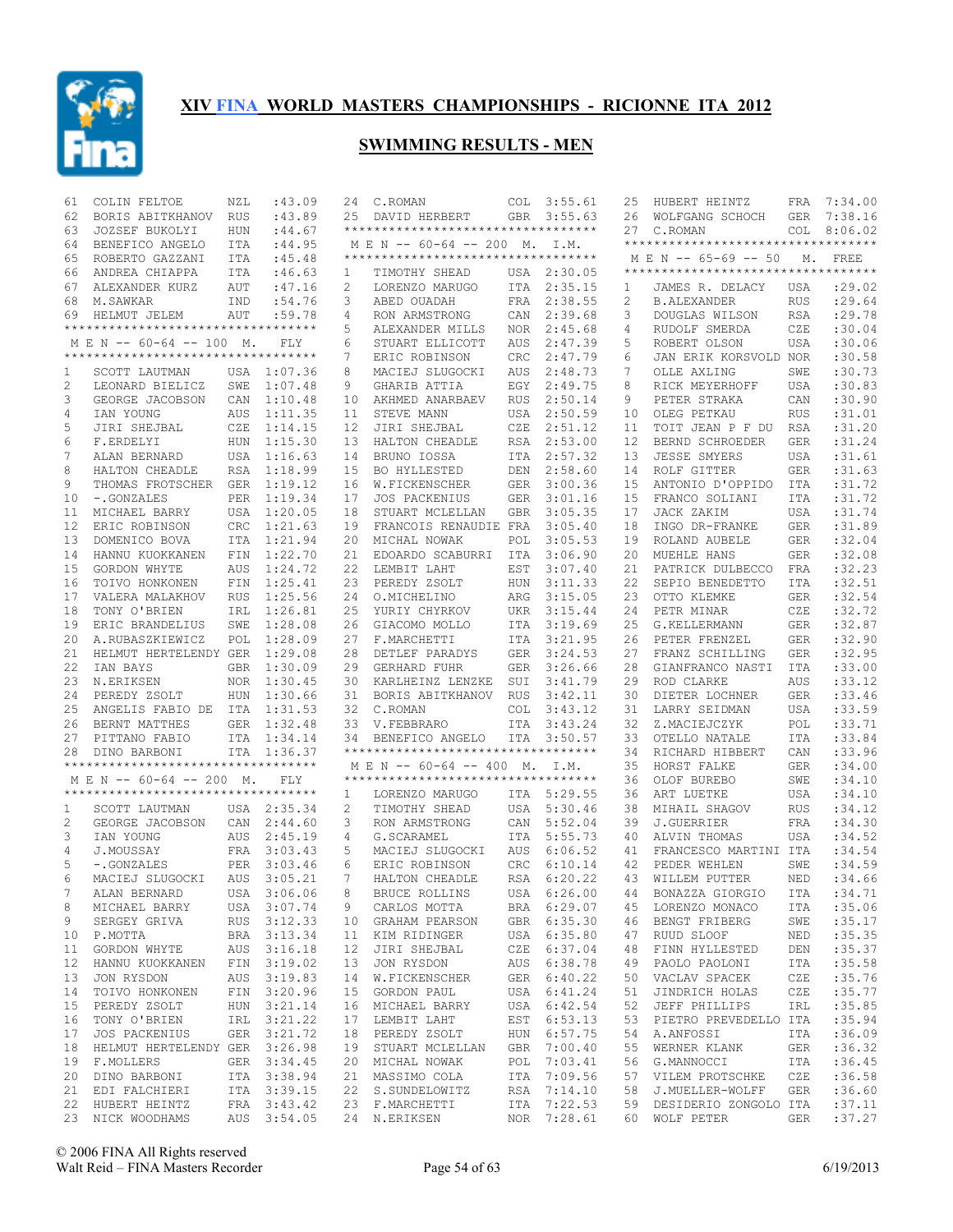# XIV FINA WORLD MASTERS CHAMPIONSHIPS - RICIONNE ITA 2012

## SWIMMING RESULTS - MEN

| Place | Name | Country | Time |
|---|---|---|---|
| 61 | COLIN FELTOE | NZL | :43.09 |
| 62 | BORIS ABITKHANOV | RUS | :43.89 |
| 63 | JOZSEF BUKOLYI | HUN | :44.67 |
| 64 | BENEFICO ANGELO | ITA | :44.95 |
| 65 | ROBERTO GAZZANI | ITA | :45.48 |
| 66 | ANDREA CHIAPPA | ITA | :46.63 |
| 67 | ALEXANDER KURZ | AUT | :47.16 |
| 68 | M.SAWKAR | IND | :54.76 |
| 69 | HELMUT JELEM | AUT | :59.78 |

### M E N -- 60-64 -- 100 M. FLY

| Place | Name | Country | Time |
|---|---|---|---|
| 1 | SCOTT LAUTMAN | USA | 1:07.36 |
| 2 | LEONARD BIELICZ | SWE | 1:07.48 |
| 3 | GEORGE JACOBSON | CAN | 1:10.48 |
| 4 | IAN YOUNG | AUS | 1:11.35 |
| 5 | JIRI SHEJBAL | CZE | 1:14.15 |
| 6 | F.ERDELYI | HUN | 1:15.30 |
| 7 | ALAN BERNARD | USA | 1:16.63 |
| 8 | HALTON CHEADLE | RSA | 1:18.99 |
| 9 | THOMAS FROTSCHER | GER | 1:19.12 |
| 10 | -.GONZALES | PER | 1:19.34 |
| 11 | MICHAEL BARRY | USA | 1:20.05 |
| 12 | ERIC ROBINSON | CRC | 1:21.63 |
| 13 | DOMENICO BOVA | ITA | 1:21.94 |
| 14 | HANNU KUOKKANEN | FIN | 1:22.70 |
| 15 | GORDON WHYTE | AUS | 1:24.72 |
| 16 | TOIVO HONKONEN | FIN | 1:25.41 |
| 17 | VALERA MALAKHOV | RUS | 1:25.56 |
| 18 | TONY O'BRIEN | IRL | 1:26.81 |
| 19 | ERIC BRANDELIUS | SWE | 1:28.08 |
| 20 | A.RUBASZKIEWICZ | POL | 1:28.09 |
| 21 | HELMUT HERTELENDY | GER | 1:29.08 |
| 22 | IAN BAYS | GBR | 1:30.09 |
| 23 | N.ERIKSEN | NOR | 1:30.45 |
| 24 | PEREDY ZSOLT | HUN | 1:30.66 |
| 25 | ANGELIS FABIO DE | ITA | 1:31.53 |
| 26 | BERNT MATTHES | GER | 1:32.48 |
| 27 | PITTANO FABIO | ITA | 1:34.14 |
| 28 | DINO BARBONI | ITA | 1:36.37 |

### M E N -- 60-64 -- 200 M. FLY

| Place | Name | Country | Time |
|---|---|---|---|
| 1 | SCOTT LAUTMAN | USA | 2:35.34 |
| 2 | GEORGE JACOBSON | CAN | 2:44.60 |
| 3 | IAN YOUNG | AUS | 2:45.19 |
| 4 | J.MOUSSAY | FRA | 3:03.43 |
| 5 | -.GONZALES | PER | 3:03.46 |
| 6 | MACIEJ SLUGOCKI | AUS | 3:05.21 |
| 7 | ALAN BERNARD | USA | 3:06.06 |
| 8 | MICHAEL BARRY | USA | 3:07.74 |
| 9 | SERGEY GRIVA | RUS | 3:12.33 |
| 10 | P.MOTTA | BRA | 3:13.34 |
| 11 | GORDON WHYTE | AUS | 3:16.18 |
| 12 | HANNU KUOKKANEN | FIN | 3:19.02 |
| 13 | JON RYSDON | AUS | 3:19.83 |
| 14 | TOIVO HONKONEN | FIN | 3:20.96 |
| 15 | PEREDY ZSOLT | HUN | 3:21.14 |
| 16 | TONY O'BRIEN | IRL | 3:21.22 |
| 17 | JOS PACKENIUS | GER | 3:21.72 |
| 18 | HELMUT HERTELENDY | GER | 3:26.98 |
| 19 | F.MOLLERS | GER | 3:34.45 |
| 20 | DINO BARBONI | ITA | 3:38.94 |
| 21 | EDI FALCHIERI | ITA | 3:39.15 |
| 22 | HUBERT HEINTZ | FRA | 3:43.42 |
| 23 | NICK WOODHAMS | AUS | 3:54.05 |
| 24 | C.ROMAN | COL | 3:55.61 |
| 25 | DAVID HERBERT | GBR | 3:55.63 |

### M E N -- 60-64 -- 200 M. I.M.

| Place | Name | Country | Time |
|---|---|---|---|
| 1 | TIMOTHY SHEAD | USA | 2:30.05 |
| 2 | LORENZO MARUGO | ITA | 2:35.15 |
| 3 | ABED OUADAH | FRA | 2:38.55 |
| 4 | RON ARMSTRONG | CAN | 2:39.68 |
| 5 | ALEXANDER MILLS | NOR | 2:45.68 |
| 6 | STUART ELLICOTT | AUS | 2:47.39 |
| 7 | ERIC ROBINSON | CRC | 2:47.79 |
| 8 | MACIEJ SLUGOCKI | AUS | 2:48.73 |
| 9 | GHARIB ATTIA | EGY | 2:49.75 |
| 10 | AKHMED ANARBAEV | RUS | 2:50.14 |
| 11 | STEVE MANN | USA | 2:50.59 |
| 12 | JIRI SHEJBAL | CZE | 2:51.12 |
| 13 | HALTON CHEADLE | RSA | 2:53.00 |
| 14 | BRUNO IOSSA | ITA | 2:57.32 |
| 15 | BO HYLLESTED | DEN | 2:58.60 |
| 16 | W.FICKENSCHER | GER | 3:00.36 |
| 17 | JOS PACKENIUS | GER | 3:01.16 |
| 18 | STUART MCLELLAN | GBR | 3:05.35 |
| 19 | FRANCOIS RENAUDIE | FRA | 3:05.40 |
| 20 | MICHAL NOWAK | POL | 3:05.53 |
| 21 | EDOARDO SCABURRI | ITA | 3:06.90 |
| 22 | LEMBIT LAHT | EST | 3:07.40 |
| 23 | PEREDY ZSOLT | HUN | 3:11.33 |
| 24 | O.MICHELINO | ARG | 3:15.05 |
| 25 | YURIY CHYRKOV | UKR | 3:15.44 |
| 26 | GIACOMO MOLLO | ITA | 3:19.69 |
| 27 | F.MARCHETTI | ITA | 3:21.95 |
| 28 | DETLEF PARADYS | GER | 3:24.53 |
| 29 | GERHARD FUHR | GER | 3:26.66 |
| 30 | KARLHEINZ LENZKE | SUI | 3:41.79 |
| 31 | BORIS ABITKHANOV | RUS | 3:42.11 |
| 32 | C.ROMAN | COL | 3:43.12 |
| 33 | V.FEBBRARO | ITA | 3:43.24 |
| 34 | BENEFICO ANGELO | ITA | 3:50.57 |

### M E N -- 60-64 -- 400 M. I.M.

| Place | Name | Country | Time |
|---|---|---|---|
| 1 | LORENZO MARUGO | ITA | 5:29.55 |
| 2 | TIMOTHY SHEAD | USA | 5:30.46 |
| 3 | RON ARMSTRONG | CAN | 5:52.04 |
| 4 | G.SCARAMEL | ITA | 5:55.73 |
| 5 | MACIEJ SLUGOCKI | AUS | 6:06.52 |
| 6 | ERIC ROBINSON | CRC | 6:10.14 |
| 7 | HALTON CHEADLE | RSA | 6:20.22 |
| 8 | BRUCE ROLLINS | USA | 6:26.00 |
| 9 | CARLOS MOTTA | BRA | 6:29.07 |
| 10 | GRAHAM PEARSON | GBR | 6:35.30 |
| 11 | KIM RIDINGER | USA | 6:35.80 |
| 12 | JIRI SHEJBAL | CZE | 6:37.04 |
| 13 | JON RYSDON | AUS | 6:38.78 |
| 14 | W.FICKENSCHER | GER | 6:40.22 |
| 15 | GORDON PAUL | USA | 6:41.24 |
| 16 | MICHAEL BARRY | USA | 6:42.54 |
| 17 | LEMBIT LAHT | EST | 6:53.13 |
| 18 | PEREDY ZSOLT | HUN | 6:57.75 |
| 19 | STUART MCLELLAN | GBR | 7:00.40 |
| 20 | MICHAL NOWAK | POL | 7:03.41 |
| 21 | MASSIMO COLA | ITA | 7:09.56 |
| 22 | S.SUNDELOWITZ | RSA | 7:14.10 |
| 23 | F.MARCHETTI | ITA | 7:22.53 |
| 24 | N.ERIKSEN | NOR | 7:28.61 |
| 25 | HUBERT HEINTZ | FRA | 7:34.00 |
| 26 | WOLFGANG SCHOCH | GER | 7:38.16 |
| 27 | C.ROMAN | COL | 8:06.02 |

### M E N -- 65-69 -- 50 M. FREE

| Place | Name | Country | Time |
|---|---|---|---|
| 1 | JAMES R. DELACY | USA | :29.02 |
| 2 | B.ALEXANDER | RUS | :29.64 |
| 3 | DOUGLAS WILSON | RSA | :29.78 |
| 4 | RUDOLF SMERDA | CZE | :30.04 |
| 5 | ROBERT OLSON | USA | :30.06 |
| 6 | JAN ERIK KORSVOLD | NOR | :30.58 |
| 7 | OLLE AXLING | SWE | :30.73 |
| 8 | RICK MEYERHOFF | USA | :30.83 |
| 9 | PETER STRAKA | CAN | :30.90 |
| 10 | OLEG PETKAU | RUS | :31.01 |
| 11 | TOIT JEAN P F DU | RSA | :31.20 |
| 12 | BERND SCHROEDER | GER | :31.24 |
| 13 | JESSE SMYERS | USA | :31.61 |
| 14 | ROLF GITTER | GER | :31.63 |
| 15 | ANTONIO D'OPPIDO | ITA | :31.72 |
| 15 | FRANCO SOLIANI | ITA | :31.72 |
| 17 | JACK ZAKIM | USA | :31.74 |
| 18 | INGO DR-FRANKE | GER | :31.89 |
| 19 | ROLAND AUBELE | GER | :32.04 |
| 20 | MUEHLE HANS | GER | :32.08 |
| 21 | PATRICK DULBECCO | FRA | :32.23 |
| 22 | SEPIO BENEDETTO | ITA | :32.51 |
| 23 | OTTO KLEMKE | GER | :32.54 |
| 24 | PETR MINAR | CZE | :32.72 |
| 25 | G.KELLERMANN | GER | :32.87 |
| 26 | PETER FRENZEL | GER | :32.90 |
| 27 | FRANZ SCHILLING | GER | :32.95 |
| 28 | GIANFRANCO NASTI | ITA | :33.00 |
| 29 | ROD CLARKE | AUS | :33.12 |
| 30 | DIETER LOCHNER | GER | :33.46 |
| 31 | LARRY SEIDMAN | USA | :33.59 |
| 32 | Z.MACIEJCZYK | POL | :33.71 |
| 33 | OTELLO NATALE | ITA | :33.84 |
| 34 | RICHARD HIBBERT | CAN | :33.96 |
| 35 | HORST FALKE | GER | :34.00 |
| 36 | OLOF BUREBO | SWE | :34.10 |
| 36 | ART LUETKE | USA | :34.10 |
| 38 | MIHAIL SHAGOV | RUS | :34.12 |
| 39 | J.GUERRIER | FRA | :34.30 |
| 40 | ALVIN THOMAS | USA | :34.52 |
| 41 | FRANCESCO MARTINI | ITA | :34.54 |
| 42 | PEDER WEHLEN | SWE | :34.59 |
| 43 | WILLEM PUTTER | NED | :34.66 |
| 44 | BONAZZA GIORGIO | ITA | :34.71 |
| 45 | LORENZO MONACO | ITA | :35.06 |
| 46 | BENGT FRIBERG | SWE | :35.17 |
| 47 | RUUD SLOOF | NED | :35.35 |
| 48 | FINN HYLLESTED | DEN | :35.37 |
| 49 | PAOLO PAOLONI | ITA | :35.58 |
| 50 | VACLAV SPACEK | CZE | :35.76 |
| 51 | JINDRICH HOLAS | CZE | :35.77 |
| 52 | JEFF PHILLIPS | IRL | :35.85 |
| 53 | PIETRO PREVEDELLO | ITA | :35.94 |
| 54 | A.ANFOSSI | ITA | :36.09 |
| 55 | WERNER KLANK | GER | :36.32 |
| 56 | G.MANNOCCI | ITA | :36.45 |
| 57 | VILEM PROTSCHKE | CZE | :36.58 |
| 58 | J.MUELLER-WOLFF | GER | :36.60 |
| 59 | DESIDERIO ZONGOLO | ITA | :37.11 |
| 60 | WOLF PETER | GER | :37.27 |

© 2006 FINA All Rights reserved
Walt Reid – FINA Masters Recorder

6/19/2013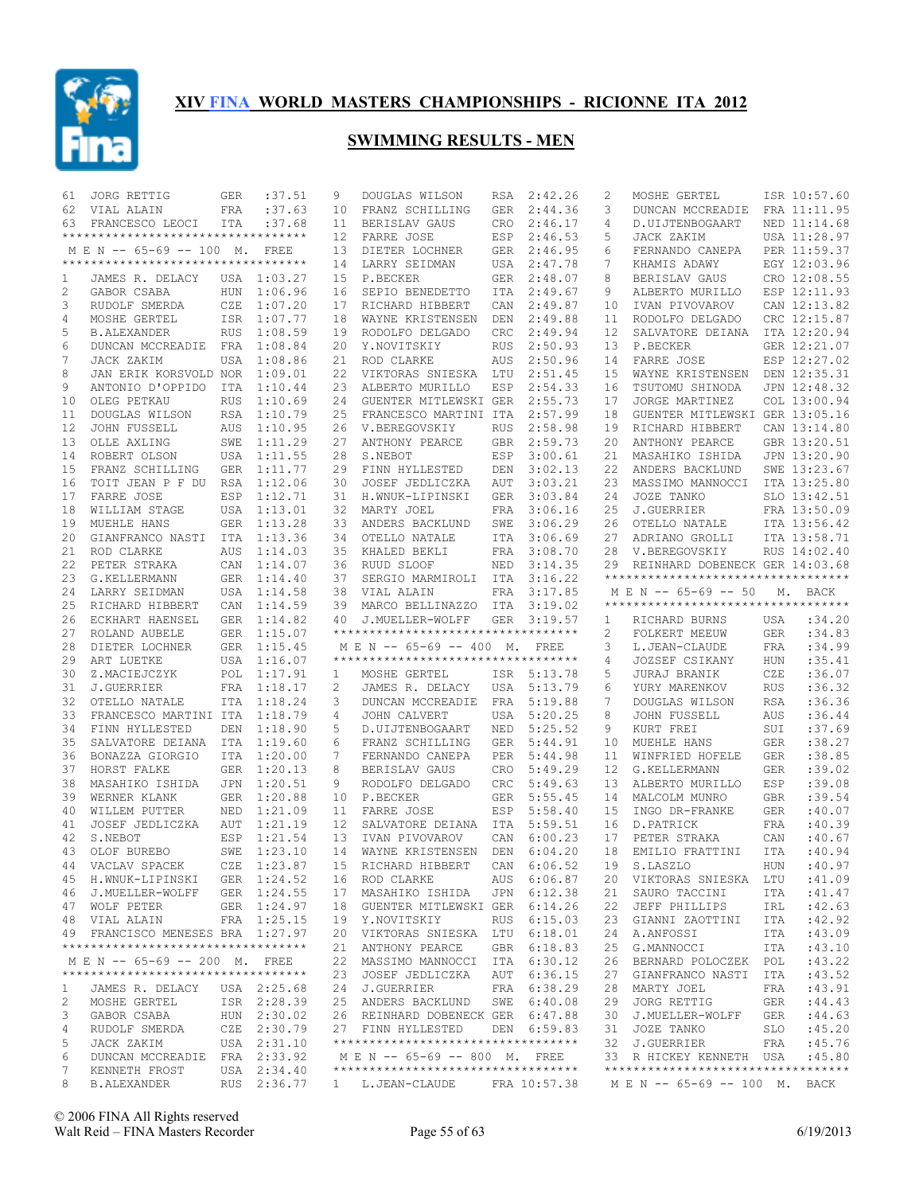# XIV FINA WORLD MASTERS CHAMPIONSHIPS - RICIONNE ITA 2012

## SWIMMING RESULTS - MEN

| Place | Name | Country | Time |
|---|---|---|---|
| 61 | JORG RETTIG | GER | :37.51 |
| 62 | VIAL ALAIN | FRA | :37.63 |
| 63 | FRANCESCO LEOCI | ITA | :37.68 |

### M E N -- 65-69 -- 100 M. FREE

| Place | Name | Country | Time |
|---|---|---|---|
| 1 | JAMES R. DELACY | USA | 1:03.27 |
| 2 | GABOR CSABA | HUN | 1:06.96 |
| 3 | RUDOLF SMERDA | CZE | 1:07.20 |
| 4 | MOSHE GERTEL | ISR | 1:07.77 |
| 5 | B.ALEXANDER | RUS | 1:08.59 |
| 6 | DUNCAN MCCREADIE | FRA | 1:08.84 |
| 7 | JACK ZAKIM | USA | 1:08.86 |
| 8 | JAN ERIK KORSVOLD | NOR | 1:09.01 |
| 9 | ANTONIO D'OPPIDO | ITA | 1:10.44 |
| 10 | OLEG PETKAU | RUS | 1:10.69 |
| 11 | DOUGLAS WILSON | RSA | 1:10.79 |
| 12 | JOHN FUSSELL | AUS | 1:10.95 |
| 13 | OLLE AXLING | SWE | 1:11.29 |
| 14 | ROBERT OLSON | USA | 1:11.55 |
| 15 | FRANZ SCHILLING | GER | 1:11.77 |
| 16 | TOIT JEAN P F DU | RSA | 1:12.06 |
| 17 | FARRE JOSE | ESP | 1:12.71 |
| 18 | WILLIAM STAGE | USA | 1:13.01 |
| 19 | MUEHLE HANS | GER | 1:13.28 |
| 20 | GIANFRANCO NASTI | ITA | 1:13.36 |
| 21 | ROD CLARKE | AUS | 1:14.03 |
| 22 | PETER STRAKA | CAN | 1:14.07 |
| 23 | G.KELLERMANN | GER | 1:14.40 |
| 24 | LARRY SEIDMAN | USA | 1:14.58 |
| 25 | RICHARD HIBBERT | CAN | 1:14.59 |
| 26 | ECKHART HAENSEL | GER | 1:14.82 |
| 27 | ROLAND AUBELE | GER | 1:15.07 |
| 28 | DIETER LOCHNER | GER | 1:15.45 |
| 29 | ART LUETKE | USA | 1:16.07 |
| 30 | Z.MACIEJCZYK | POL | 1:17.91 |
| 31 | J.GUERRIER | FRA | 1:18.17 |
| 32 | OTELLO NATALE | ITA | 1:18.24 |
| 33 | FRANCESCO MARTINI | ITA | 1:18.79 |
| 34 | FINN HYLLESTED | DEN | 1:18.90 |
| 35 | SALVATORE DEIANA | ITA | 1:19.60 |
| 36 | BONAZZA GIORGIO | ITA | 1:20.00 |
| 37 | HORST FALKE | GER | 1:20.13 |
| 38 | MASAHIKO ISHIDA | JPN | 1:20.51 |
| 39 | WERNER KLANK | GER | 1:20.88 |
| 40 | WILLEM PUTTER | NED | 1:21.09 |
| 41 | JOSEF JEDLICZKA | AUT | 1:21.19 |
| 42 | S.NEBOT | ESP | 1:21.54 |
| 43 | OLOF BUREBO | SWE | 1:23.10 |
| 44 | VACLAV SPACEK | CZE | 1:23.87 |
| 45 | H.WNUK-LIPINSKI | GER | 1:24.52 |
| 46 | J.MUELLER-WOLFF | GER | 1:24.55 |
| 47 | WOLF PETER | GER | 1:24.97 |
| 48 | VIAL ALAIN | FRA | 1:25.15 |
| 49 | FRANCISCO MENESES | BRA | 1:27.97 |

### M E N -- 65-69 -- 200 M. FREE

| Place | Name | Country | Time |
|---|---|---|---|
| 1 | JAMES R. DELACY | USA | 2:25.68 |
| 2 | MOSHE GERTEL | ISR | 2:28.39 |
| 3 | GABOR CSABA | HUN | 2:30.02 |
| 4 | RUDOLF SMERDA | CZE | 2:30.79 |
| 5 | JACK ZAKIM | USA | 2:31.10 |
| 6 | DUNCAN MCCREADIE | FRA | 2:33.92 |
| 7 | KENNETH FROST | USA | 2:34.40 |
| 8 | B.ALEXANDER | RUS | 2:36.77 |
| 9 | DOUGLAS WILSON | RSA | 2:42.26 |
| 10 | FRANZ SCHILLING | GER | 2:44.36 |
| 11 | BERISLAV GAUS | CRO | 2:46.17 |
| 12 | FARRE JOSE | ESP | 2:46.53 |
| 13 | DIETER LOCHNER | GER | 2:46.95 |
| 14 | LARRY SEIDMAN | USA | 2:47.78 |
| 15 | P.BECKER | GER | 2:48.07 |
| 16 | SEPIO BENEDETTO | ITA | 2:49.67 |
| 17 | RICHARD HIBBERT | CAN | 2:49.87 |
| 18 | WAYNE KRISTENSEN | DEN | 2:49.88 |
| 19 | RODOLFO DELGADO | CRC | 2:49.94 |
| 20 | Y.NOVITSKIY | RUS | 2:50.93 |
| 21 | ROD CLARKE | AUS | 2:50.96 |
| 22 | VIKTORAS SNIESKA | LTU | 2:51.45 |
| 23 | ALBERTO MURILLO | ESP | 2:54.33 |
| 24 | GUENTER MITLEWSKI | GER | 2:55.73 |
| 25 | FRANCESCO MARTINI | ITA | 2:57.99 |
| 26 | V.BEREGOVSKIY | RUS | 2:58.98 |
| 27 | ANTHONY PEARCE | GBR | 2:59.73 |
| 28 | S.NEBOT | ESP | 3:00.61 |
| 29 | FINN HYLLESTED | DEN | 3:02.13 |
| 30 | JOSEF JEDLICZKA | AUT | 3:03.21 |
| 31 | H.WNUK-LIPINSKI | GER | 3:03.84 |
| 32 | MARTY JOEL | FRA | 3:06.16 |
| 33 | ANDERS BACKLUND | SWE | 3:06.29 |
| 34 | OTELLO NATALE | ITA | 3:06.69 |
| 35 | KHALED BEKLI | FRA | 3:08.70 |
| 36 | RUUD SLOOF | NED | 3:14.35 |
| 37 | SERGIO MARMIROLI | ITA | 3:16.22 |
| 38 | VIAL ALAIN | FRA | 3:17.85 |
| 39 | MARCO BELLINAZZO | ITA | 3:19.02 |
| 40 | J.MUELLER-WOLFF | GER | 3:19.57 |

### M E N -- 65-69 -- 400 M. FREE

| Place | Name | Country | Time |
|---|---|---|---|
| 1 | MOSHE GERTEL | ISR | 5:13.78 |
| 2 | JAMES R. DELACY | USA | 5:13.79 |
| 3 | DUNCAN MCCREADIE | FRA | 5:19.88 |
| 4 | JOHN CALVERT | USA | 5:20.25 |
| 5 | D.UIJTENBOGAART | NED | 5:25.52 |
| 6 | FRANZ SCHILLING | GER | 5:44.91 |
| 7 | FERNANDO CANEPA | PER | 5:44.98 |
| 8 | BERISLAV GAUS | CRO | 5:49.29 |
| 9 | RODOLFO DELGADO | CRC | 5:49.63 |
| 10 | P.BECKER | GER | 5:55.45 |
| 11 | FARRE JOSE | ESP | 5:58.40 |
| 12 | SALVATORE DEIANA | ITA | 5:59.51 |
| 13 | IVAN PIVOVAROV | CAN | 6:00.23 |
| 14 | WAYNE KRISTENSEN | DEN | 6:04.20 |
| 15 | RICHARD HIBBERT | CAN | 6:06.52 |
| 16 | ROD CLARKE | AUS | 6:06.87 |
| 17 | MASAHIKO ISHIDA | JPN | 6:12.38 |
| 18 | GUENTER MITLEWSKI | GER | 6:14.26 |
| 19 | Y.NOVITSKIY | RUS | 6:15.03 |
| 20 | VIKTORAS SNIESKA | LTU | 6:18.01 |
| 21 | ANTHONY PEARCE | GBR | 6:18.83 |
| 22 | MASSIMO MANNOCCI | ITA | 6:30.12 |
| 23 | JOSEF JEDLICZKA | AUT | 6:36.15 |
| 24 | J.GUERRIER | FRA | 6:38.29 |
| 25 | ANDERS BACKLUND | SWE | 6:40.08 |
| 26 | REINHARD DOBENECK | GER | 6:47.88 |
| 27 | FINN HYLLESTED | DEN | 6:59.83 |

### M E N -- 65-69 -- 800 M. FREE

| Place | Name | Country | Time |
|---|---|---|---|
| 1 | L.JEAN-CLAUDE | FRA | 10:57.38 |
| 2 | MOSHE GERTEL | ISR | 10:57.60 |
| 3 | DUNCAN MCCREADIE | FRA | 11:11.95 |
| 4 | D.UIJTENBOGAART | NED | 11:14.68 |
| 5 | JACK ZAKIM | USA | 11:28.97 |
| 6 | FERNANDO CANEPA | PER | 11:59.37 |
| 7 | KHAMIS ADAWY | EGY | 12:03.96 |
| 8 | BERISLAV GAUS | CRO | 12:08.55 |
| 9 | ALBERTO MURILLO | ESP | 12:11.93 |
| 10 | IVAN PIVOVAROV | CAN | 12:13.82 |
| 11 | RODOLFO DELGADO | CRC | 12:15.87 |
| 12 | SALVATORE DEIANA | ITA | 12:20.94 |
| 13 | P.BECKER | GER | 12:21.07 |
| 14 | FARRE JOSE | ESP | 12:27.02 |
| 15 | WAYNE KRISTENSEN | DEN | 12:35.31 |
| 16 | TSUTOMU SHINODA | JPN | 12:48.32 |
| 17 | JORGE MARTINEZ | COL | 13:00.94 |
| 18 | GUENTER MITLEWSKI | GER | 13:05.16 |
| 19 | RICHARD HIBBERT | CAN | 13:14.80 |
| 20 | ANTHONY PEARCE | GBR | 13:20.51 |
| 21 | MASAHIKO ISHIDA | JPN | 13:20.90 |
| 22 | ANDERS BACKLUND | SWE | 13:23.67 |
| 23 | MASSIMO MANNOCCI | ITA | 13:25.80 |
| 24 | JOZE TANKO | SLO | 13:42.51 |
| 25 | J.GUERRIER | FRA | 13:50.09 |
| 26 | OTELLO NATALE | ITA | 13:56.42 |
| 27 | ADRIANO GROLLI | ITA | 13:58.71 |
| 28 | V.BEREGOVSKIY | RUS | 14:02.40 |
| 29 | REINHARD DOBENECK | GER | 14:03.68 |

### M E N -- 65-69 -- 50 M. BACK

| Place | Name | Country | Time |
|---|---|---|---|
| 1 | RICHARD BURNS | USA | :34.20 |
| 2 | FOLKERT MEEUW | GER | :34.83 |
| 3 | L.JEAN-CLAUDE | FRA | :34.99 |
| 4 | JOZSEF CSIKANY | HUN | :35.41 |
| 5 | JURAJ BRANIK | CZE | :36.07 |
| 6 | YURY MARENKOV | RUS | :36.32 |
| 7 | DOUGLAS WILSON | RSA | :36.36 |
| 8 | JOHN FUSSELL | AUS | :36.44 |
| 9 | KURT FREI | SUI | :37.69 |
| 10 | MUEHLE HANS | GER | :38.27 |
| 11 | WINFRIED HOFELE | GER | :38.85 |
| 12 | G.KELLERMANN | GER | :39.02 |
| 13 | ALBERTO MURILLO | ESP | :39.08 |
| 14 | MALCOLM MUNRO | GBR | :39.54 |
| 15 | INGO DR-FRANKE | GER | :40.07 |
| 16 | D.PATRICK | FRA | :40.39 |
| 17 | PETER STRAKA | CAN | :40.67 |
| 18 | EMILIO FRATTINI | ITA | :40.94 |
| 19 | S.LASZLO | HUN | :40.97 |
| 20 | VIKTORAS SNIESKA | LTU | :41.09 |
| 21 | SAURO TACCINI | ITA | :41.47 |
| 22 | JEFF PHILLIPS | IRL | :42.63 |
| 23 | GIANNI ZAOTTINI | ITA | :42.92 |
| 24 | A.ANFOSSI | ITA | :43.09 |
| 25 | G.MANNOCCI | ITA | :43.10 |
| 26 | BERNARD POLOCZEK | POL | :43.22 |
| 27 | GIANFRANCO NASTI | ITA | :43.52 |
| 28 | MARTY JOEL | FRA | :43.91 |
| 29 | JORG RETTIG | GER | :44.43 |
| 30 | J.MUELLER-WOLFF | GER | :44.63 |
| 31 | JOZE TANKO | SLO | :45.20 |
| 32 | J.GUERRIER | FRA | :45.76 |
| 33 | R HICKEY KENNETH | USA | :45.80 |

### M E N -- 65-69 -- 100 M. BACK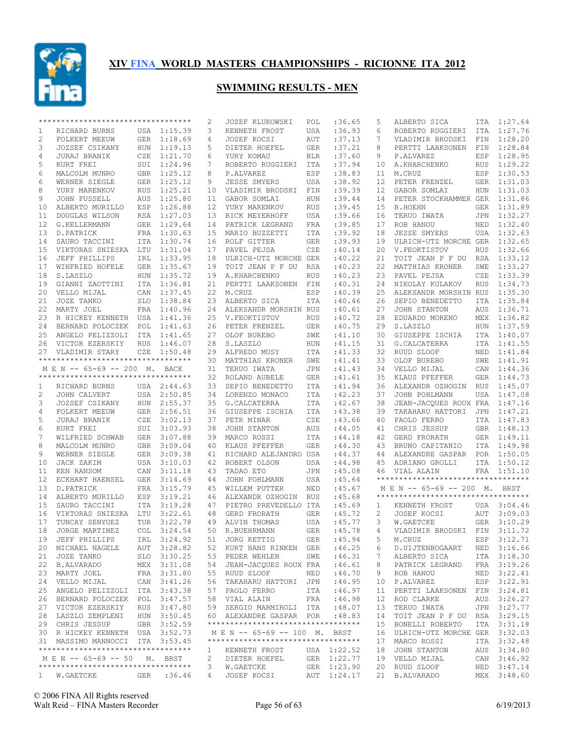# XIV FINA WORLD MASTERS CHAMPIONSHIPS - RICIONNE ITA 2012

## SWIMMING RESULTS - MEN

| Place | Name | Country | Time |
|---|---|---|---|
| 1 | RICHARD BURNS | USA | 1:15.39 |
| 2 | FOLKERT MEEUW | GER | 1:18.69 |
| 3 | JOZSEF CSIKANY | HUN | 1:19.13 |
| 4 | JURAJ BRANIK | CZE | 1:21.70 |
| 5 | KURT FREI | SUI | 1:24.96 |
| 6 | MALCOLM MUNRO | GBR | 1:25.12 |
| 6 | WERNER SIEGLE | GER | 1:25.12 |
| 8 | YURY MARENKOV | RUS | 1:25.21 |
| 9 | JOHN FUSSELL | AUS | 1:25.80 |
| 10 | ALBERTO MURILLO | ESP | 1:26.88 |
| 11 | DOUGLAS WILSON | RSA | 1:27.03 |
| 12 | G.KELLERMANN | GER | 1:29.64 |
| 13 | D.PATRICK | FRA | 1:30.63 |
| 14 | SAURO TACCINI | ITA | 1:30.74 |
| 15 | VIKTORAS SNIESKA | LTU | 1:31.04 |
| 16 | JEFF PHILLIPS | IRL | 1:33.95 |
| 17 | WINFRIED HOFELE | GER | 1:35.67 |
| 18 | S.LASZLO | HUN | 1:35.72 |
| 19 | GIANNI ZAOTTINI | ITA | 1:36.81 |
| 20 | VELLO MIJAL | CAN | 1:37.45 |
| 21 | JOZE TANKO | SLO | 1:38.84 |
| 22 | MARTY JOEL | FRA | 1:40.96 |
| 23 | R HICKEY KENNETH | USA | 1:41.36 |
| 24 | BERNARD POLOCZEK | POL | 1:41.63 |
| 25 | ANGELO PELIZZOLI | ITA | 1:41.65 |
| 26 | VICTOR EZERSKIY | RUS | 1:46.07 |
| 27 | VLADIMIR STARY | CZE | 1:50.48 |

### M E N -- 65-69 -- 200 M. BACK

| Place | Name | Country | Time |
|---|---|---|---|
| 1 | RICHARD BURNS | USA | 2:44.63 |
| 2 | JOHN CALVERT | USA | 2:50.85 |
| 3 | JOZSEF CSIKANY | HUN | 2:55.37 |
| 4 | FOLKERT MEEUW | GER | 2:56.51 |
| 5 | JURAJ BRANIK | CZE | 3:02.13 |
| 6 | KURT FREI | SUI | 3:03.93 |
| 7 | WILFRIED SCHWAB | GER | 3:07.88 |
| 8 | MALCOLM MUNRO | GBR | 3:09.04 |
| 9 | WERNER SIEGLE | GER | 3:09.38 |
| 10 | JACK ZAKIM | USA | 3:10.03 |
| 11 | KEN RANSOM | CAN | 3:11.18 |
| 12 | ECKHART HAENSEL | GER | 3:14.69 |
| 13 | D.PATRICK | FRA | 3:15.79 |
| 14 | ALBERTO MURILLO | ESP | 3:19.21 |
| 15 | SAURO TACCINI | ITA | 3:19.28 |
| 16 | VIKTORAS SNIESKA | LTU | 3:22.61 |
| 17 | TUNCAY SENYUEZ | TUR | 3:22.78 |
| 18 | JORGE MARTINEZ | COL | 3:24.54 |
| 19 | JEFF PHILLIPS | IRL | 3:24.92 |
| 20 | MICHAEL NAGELE | AUT | 3:28.82 |
| 21 | JOZE TANKO | SLO | 3:30.25 |
| 22 | B.ALVARADO | MEX | 3:31.08 |
| 23 | MARTY JOEL | FRA | 3:31.80 |
| 24 | VELLO MIJAL | CAN | 3:41.26 |
| 25 | ANGELO PELIZZOLI | ITA | 3:43.38 |
| 26 | BERNARD POLOCZEK | POL | 3:47.57 |
| 27 | VICTOR EZERSKIY | RUS | 3:47.80 |
| 28 | LASZLO ZEMPLENI | HUN | 3:50.45 |
| 29 | CHRIS JESSUP | GBR | 3:52.59 |
| 30 | R HICKEY KENNETH | USA | 3:52.73 |
| 31 | MASSIMO MANNOCCI | ITA | 3:53.45 |

### M E N -- 65-69 -- 50 M. BRST

| Place | Name | Country | Time |
|---|---|---|---|
| 1 | W.GAETCKE | GER | :36.46 |
| 2 | JOZEF KLUKOWSKI | POL | :36.65 |
| 3 | KENNETH FROST | USA | :36.93 |
| 4 | JOSEF KOCSI | AUT | :37.13 |
| 5 | DIETER HOEFEL | GER | :37.21 |
| 6 | YURY KOMAU | BLR | :37.60 |
| 7 | ROBERTO RUGGIERI | ITA | :37.94 |
| 8 | P.ALVAREZ | ESP | :38.83 |
| 9 | JESSE SMYERS | USA | :38.92 |
| 10 | VLADIMIR BRODSKI | FIN | :39.39 |
| 11 | GABOR SOMLAI | HUN | :39.44 |
| 12 | YURY MARENKOV | RUS | :39.45 |
| 13 | RICK MEYERHOFF | USA | :39.66 |
| 14 | PATRICK LEGRAND | FRA | :39.85 |
| 15 | MARIO BUZZETTI | ITA | :39.92 |
| 16 | ROLF GITTER | GER | :39.93 |
| 17 | PAVEL PEJSA | CZE | :40.14 |
| 18 | ULRICH-UTZ MORCHE | GER | :40.22 |
| 19 | TOIT JEAN P F DU | RSA | :40.23 |
| 19 | A.KHARCHENKO | RUS | :40.23 |
| 21 | PERTTI LAAKSONEN | FIN | :40.31 |
| 22 | M.CRUZ | ESP | :40.39 |
| 23 | ALBERTO SICA | ITA | :40.46 |
| 24 | ALEKSANDR MORSHIN | RUS | :40.61 |
| 25 | V.FEOKTISTOV | RUS | :40.72 |
| 26 | PETER FRENZEL | GER | :40.75 |
| 27 | OLOF BUREBO | SWE | :41.10 |
| 28 | S.LASZLO | HUN | :41.15 |
| 29 | ALFREDO MUSY | ITA | :41.33 |
| 30 | MATTHIAS KRONER | SWE | :41.41 |
| 31 | TERUO IWATA | JPN | :41.43 |
| 32 | ROLAND AUBELE | GER | :41.61 |
| 33 | SEPIO BENEDETTO | ITA | :41.94 |
| 34 | LORENZO MONACO | ITA | :42.23 |
| 35 | G.CALCATERRA | ITA | :42.67 |
| 36 | GIUSEPPE ISCHIA | ITA | :43.38 |
| 37 | PETR MINAR | CZE | :43.66 |
| 38 | JOHN STANTON | AUS | :44.05 |
| 39 | MARCO ROSSI | ITA | :44.18 |
| 40 | KLAUS PFEFFER | GER | :44.30 |
| 41 | RICHARD ALEJANDRO | USA | :44.37 |
| 42 | ROBERT OLSON | USA | :44.98 |
| 43 | TADAO ETO | JPN | :45.08 |
| 44 | JOHN POHLMANN | USA | :45.64 |
| 45 | WILLEM PUTTER | NED | :45.67 |
| 46 | ALEXANDR OZHOGIN | RUS | :45.68 |
| 47 | PIETRO PREVEDELLO | ITA | :45.69 |
| 48 | GERD FRORATH | GER | :45.72 |
| 49 | ALVIN THOMAS | USA | :45.77 |
| 50 | R.BUEHRMANN | GER | :45.78 |
| 51 | JORG RETTIG | GER | :45.94 |
| 52 | KURT HANS RINKEN | GER | :46.25 |
| 53 | PEDER WEHLEN | SWE | :46.31 |
| 54 | JEAN-JACQUES ROUX | FRA | :46.61 |
| 55 | RUUD SLOOF | NED | :46.70 |
| 56 | TAKAHARU HATTORI | JPN | :46.95 |
| 57 | PAOLO FERRO | ITA | :46.97 |
| 58 | VIAL ALAIN | FRA | :46.98 |
| 59 | SERGIO MARMIROLI | ITA | :48.07 |
| 60 | ALEXANDRE GASPAR | POR | :48.83 |

### M E N -- 65-69 -- 100 M. BRST

| Place | Name | Country | Time |
|---|---|---|---|
| 1 | KENNETH FROST | USA | 1:22.52 |
| 2 | DIETER HOEFEL | GER | 1:22.77 |
| 3 | W.GAETCKE | GER | 1:23.90 |
| 4 | JOSEF KOCSI | AUT | 1:24.17 |
| 5 | ALBERTO SICA | ITA | 1:27.64 |
| 6 | ROBERTO RUGGIERI | ITA | 1:27.76 |
| 7 | VLADIMIR BRODSKI | FIN | 1:28.20 |
| 8 | PERTTI LAAKSONEN | FIN | 1:28.84 |
| 9 | P.ALVAREZ | ESP | 1:28.95 |
| 10 | A.KHARCHENKO | RUS | 1:29.22 |
| 11 | M.CRUZ | ESP | 1:30.53 |
| 12 | PETER FRENZEL | GER | 1:31.03 |
| 12 | GABOR SOMLAI | HUN | 1:31.03 |
| 14 | PETER STOCKHAMMER | GER | 1:31.86 |
| 15 | B.HOEHN | GER | 1:31.89 |
| 16 | TERUO IWATA | JPN | 1:32.27 |
| 17 | ROB HANOU | NED | 1:32.40 |
| 18 | JESSE SMYERS | USA | 1:32.63 |
| 19 | ULRICH-UTZ MORCHE | GER | 1:32.65 |
| 20 | V.FEOKTISTOV | RUS | 1:32.66 |
| 21 | TOIT JEAN P F DU | RSA | 1:33.12 |
| 22 | MATTHIAS KRONER | SWE | 1:33.27 |
| 23 | PAVEL PEJSA | CZE | 1:33.39 |
| 24 | NIKOLAY KULAKOV | RUS | 1:34.73 |
| 25 | ALEKSANDR MORSHIN | RUS | 1:35.30 |
| 26 | SEPIO BENEDETTO | ITA | 1:35.84 |
| 27 | JOHN STANTON | AUS | 1:36.71 |
| 28 | EDUARDO MORENO | MEX | 1:36.82 |
| 29 | S.LASZLO | HUN | 1:37.59 |
| 30 | GIUSEPPE ISCHIA | ITA | 1:40.07 |
| 31 | G.CALCATERRA | ITA | 1:41.55 |
| 32 | RUUD SLOOF | NED | 1:41.84 |
| 33 | OLOF BUREBO | SWE | 1:41.91 |
| 34 | VELLO MIJAL | CAN | 1:44.36 |
| 35 | KLAUS PFEFFER | GER | 1:44.73 |
| 36 | ALEXANDR OZHOGIN | RUS | 1:45.07 |
| 37 | JOHN POHLMANN | USA | 1:47.08 |
| 38 | JEAN-JACQUES ROUX | FRA | 1:47.16 |
| 39 | TAKAHARU HATTORI | JPN | 1:47.21 |
| 40 | PAOLO FERRO | ITA | 1:47.83 |
| 41 | CHRIS JESSUP | GBR | 1:48.13 |
| 42 | GERD FRORATH | GER | 1:49.11 |
| 43 | BRUNO CAPITANIO | ITA | 1:49.98 |
| 44 | ALEXANDRE GASPAR | POR | 1:50.05 |
| 45 | ADRIANO GROLLI | ITA | 1:50.12 |
| 46 | VIAL ALAIN | FRA | 1:51.10 |

### M E N -- 65-69 -- 200 M. BRST

| Place | Name | Country | Time |
|---|---|---|---|
| 1 | KENNETH FROST | USA | 3:04.46 |
| 2 | JOSEF KOCSI | AUT | 3:09.03 |
| 3 | W.GAETCKE | GER | 3:10.29 |
| 4 | VLADIMIR BRODSKI | FIN | 3:11.72 |
| 5 | M.CRUZ | ESP | 3:12.71 |
| 6 | D.UIJTENBOGAART | NED | 3:16.66 |
| 7 | ALBERTO SICA | ITA | 3:18.30 |
| 8 | PATRICK LEGRAND | FRA | 3:19.26 |
| 9 | ROB HANOU | NED | 3:22.41 |
| 10 | P.ALVAREZ | ESP | 3:22.91 |
| 11 | PERTTI LAAKSONEN | FIN | 3:24.81 |
| 12 | ROD CLARKE | AUS | 3:26.27 |
| 13 | TERUO IWATA | JPN | 3:27.77 |
| 14 | TOIT JEAN P F DU | RSA | 3:29.15 |
| 15 | BONELLI ROBERTO | ITA | 3:31.18 |
| 16 | ULRICH-UTZ MORCHE | GER | 3:32.03 |
| 17 | MARCO ROSSI | ITA | 3:32.48 |
| 18 | JOHN STANTON | AUS | 3:34.80 |
| 19 | VELLO MIJAL | CAN | 3:46.92 |
| 20 | RUUD SLOOF | NED | 3:47.14 |
| 21 | B.ALVARADO | MEX | 3:48.60 |

© 2006 FINA All Rights reserved
Walt Reid – FINA Masters Recorder
6/19/2013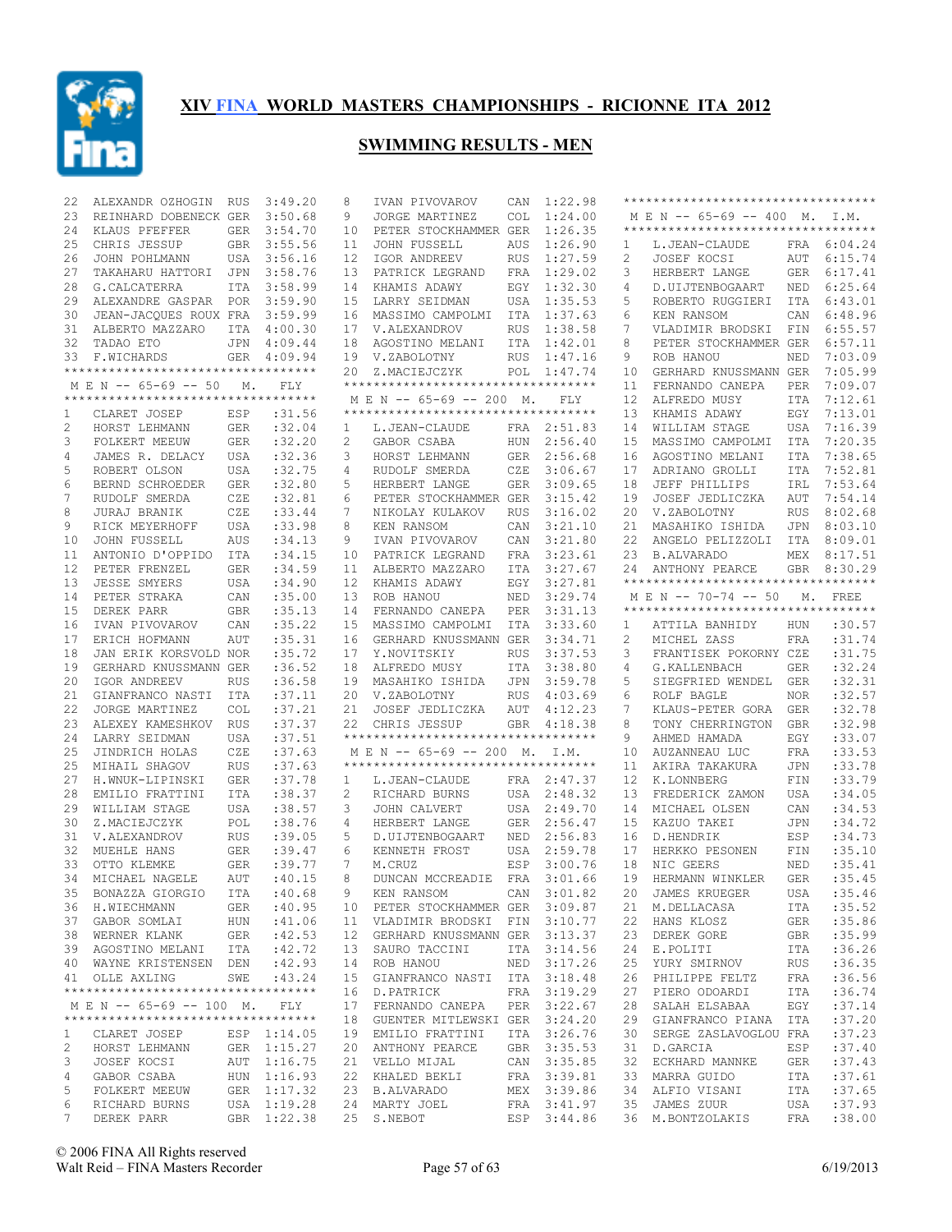# XIV FINA WORLD MASTERS CHAMPIONSHIPS - RICIONNE ITA 2012

## SWIMMING RESULTS - MEN

| Place | Name | Country | Time |
|---|---|---|---|
| 22 | ALEXANDR OZHOGIN | RUS | 3:49.20 |
| 23 | REINHARD DOBENECK | GER | 3:50.68 |
| 24 | KLAUS PFEFFER | GER | 3:54.70 |
| 25 | CHRIS JESSUP | GBR | 3:55.56 |
| 26 | JOHN POHLMANN | USA | 3:56.16 |
| 27 | TAKAHARU HATTORI | JPN | 3:58.76 |
| 28 | G.CALCATERRA | ITA | 3:58.99 |
| 29 | ALEXANDRE GASPAR | POR | 3:59.90 |
| 30 | JEAN-JACQUES ROUX | FRA | 3:59.99 |
| 31 | ALBERTO MAZZARO | ITA | 4:00.30 |
| 32 | TADAO ETO | JPN | 4:09.44 |
| 33 | F.WICHARDS | GER | 4:09.94 |

### M E N -- 65-69 -- 50 M. FLY

| Place | Name | Country | Time |
|---|---|---|---|
| 1 | CLARET JOSEP | ESP | :31.56 |
| 2 | HORST LEHMANN | GER | :32.04 |
| 3 | FOLKERT MEEUW | GER | :32.20 |
| 4 | JAMES R. DELACY | USA | :32.36 |
| 5 | ROBERT OLSON | USA | :32.75 |
| 6 | BERND SCHROEDER | GER | :32.80 |
| 7 | RUDOLF SMERDA | CZE | :32.81 |
| 8 | JURAJ BRANIK | CZE | :33.44 |
| 9 | RICK MEYERHOFF | USA | :33.98 |
| 10 | JOHN FUSSELL | AUS | :34.13 |
| 11 | ANTONIO D'OPPIDO | ITA | :34.15 |
| 12 | PETER FRENZEL | GER | :34.59 |
| 13 | JESSE SMYERS | USA | :34.90 |
| 14 | PETER STRAKA | CAN | :35.00 |
| 15 | DEREK PARR | GBR | :35.13 |
| 16 | IVAN PIVOVAROV | CAN | :35.22 |
| 17 | ERICH HOFMANN | AUT | :35.31 |
| 18 | JAN ERIK KORSVOLD | NOR | :35.72 |
| 19 | GERHARD KNUSSMANN | GER | :36.52 |
| 20 | IGOR ANDREEV | RUS | :36.58 |
| 21 | GIANFRANCO NASTI | ITA | :37.11 |
| 22 | JORGE MARTINEZ | COL | :37.21 |
| 23 | ALEXEY KAMESHKOV | RUS | :37.37 |
| 24 | LARRY SEIDMAN | USA | :37.51 |
| 25 | JINDRICH HOLAS | CZE | :37.63 |
| 25 | MIHAIL SHAGOV | RUS | :37.63 |
| 27 | H.WNUK-LIPINSKI | GER | :37.78 |
| 28 | EMILIO FRATTINI | ITA | :38.37 |
| 29 | WILLIAM STAGE | USA | :38.57 |
| 30 | Z.MACIEJCZYK | POL | :38.76 |
| 31 | V.ALEXANDROV | RUS | :39.05 |
| 32 | MUEHLE HANS | GER | :39.47 |
| 33 | OTTO KLEMKE | GER | :39.77 |
| 34 | MICHAEL NAGELE | AUT | :40.15 |
| 35 | BONAZZA GIORGIO | ITA | :40.68 |
| 36 | H.WIECHMANN | GER | :40.95 |
| 37 | GABOR SOMLAI | HUN | :41.06 |
| 38 | WERNER KLANK | GER | :42.53 |
| 39 | AGOSTINO MELANI | ITA | :42.72 |
| 40 | WAYNE KRISTENSEN | DEN | :42.93 |
| 41 | OLLE AXLING | SWE | :43.24 |

### M E N -- 65-69 -- 100 M. FLY

| Place | Name | Country | Time |
|---|---|---|---|
| 1 | CLARET JOSEP | ESP | 1:14.05 |
| 2 | HORST LEHMANN | GER | 1:15.27 |
| 3 | JOSEF KOCSI | AUT | 1:16.75 |
| 4 | GABOR CSABA | HUN | 1:16.93 |
| 5 | FOLKERT MEEUW | GER | 1:17.32 |
| 6 | RICHARD BURNS | USA | 1:19.28 |
| 7 | DEREK PARR | GBR | 1:22.38 |
| 8 | IVAN PIVOVAROV | CAN | 1:22.98 |
| 9 | JORGE MARTINEZ | COL | 1:24.00 |
| 10 | PETER STOCKHAMMER | GER | 1:26.35 |
| 11 | JOHN FUSSELL | AUS | 1:26.90 |
| 12 | IGOR ANDREEV | RUS | 1:27.59 |
| 13 | PATRICK LEGRAND | FRA | 1:29.02 |
| 14 | KHAMIS ADAWY | EGY | 1:32.30 |
| 15 | LARRY SEIDMAN | USA | 1:35.53 |
| 16 | MASSIMO CAMPOLMI | ITA | 1:37.63 |
| 17 | V.ALEXANDROV | RUS | 1:38.58 |
| 18 | AGOSTINO MELANI | ITA | 1:42.01 |
| 19 | V.ZABOLOTNY | RUS | 1:47.16 |
| 20 | Z.MACIEJCZYK | POL | 1:47.74 |

### M E N -- 65-69 -- 200 M. FLY

| Place | Name | Country | Time |
|---|---|---|---|
| 1 | L.JEAN-CLAUDE | FRA | 2:51.83 |
| 2 | GABOR CSABA | HUN | 2:56.40 |
| 3 | HORST LEHMANN | GER | 2:56.68 |
| 4 | RUDOLF SMERDA | CZE | 3:06.67 |
| 5 | HERBERT LANGE | GER | 3:09.65 |
| 6 | PETER STOCKHAMMER | GER | 3:15.42 |
| 7 | NIKOLAY KULAKOV | RUS | 3:16.02 |
| 8 | KEN RANSOM | CAN | 3:21.10 |
| 9 | IVAN PIVOVAROV | CAN | 3:21.80 |
| 10 | PATRICK LEGRAND | FRA | 3:23.61 |
| 11 | ALBERTO MAZZARO | ITA | 3:27.67 |
| 12 | KHAMIS ADAWY | EGY | 3:27.81 |
| 13 | ROB HANOU | NED | 3:29.74 |
| 14 | FERNANDO CANEPA | PER | 3:31.13 |
| 15 | MASSIMO CAMPOLMI | ITA | 3:33.60 |
| 16 | GERHARD KNUSSMANN | GER | 3:34.71 |
| 17 | Y.NOVITSKIY | RUS | 3:37.53 |
| 18 | ALFREDO MUSY | ITA | 3:38.80 |
| 19 | MASAHIKO ISHIDA | JPN | 3:59.78 |
| 20 | V.ZABOLOTNY | RUS | 4:03.69 |
| 21 | JOSEF JEDLICZKA | AUT | 4:12.23 |
| 22 | CHRIS JESSUP | GBR | 4:18.38 |

### M E N -- 65-69 -- 200 M. I.M.

| Place | Name | Country | Time |
|---|---|---|---|
| 1 | L.JEAN-CLAUDE | FRA | 2:47.37 |
| 2 | RICHARD BURNS | USA | 2:48.32 |
| 3 | JOHN CALVERT | USA | 2:49.70 |
| 4 | HERBERT LANGE | GER | 2:56.47 |
| 5 | D.UIJTENBOGAART | NED | 2:56.83 |
| 6 | KENNETH FROST | USA | 2:59.78 |
| 7 | M.CRUZ | ESP | 3:00.76 |
| 8 | DUNCAN MCCREADIE | FRA | 3:01.66 |
| 9 | KEN RANSOM | CAN | 3:01.82 |
| 10 | PETER STOCKHAMMER | GER | 3:09.87 |
| 11 | VLADIMIR BRODSKI | FIN | 3:10.77 |
| 12 | GERHARD KNUSSMANN | GER | 3:13.37 |
| 13 | SAURO TACCINI | ITA | 3:14.56 |
| 14 | ROB HANOU | NED | 3:17.26 |
| 15 | GIANFRANCO NASTI | ITA | 3:18.48 |
| 16 | D.PATRICK | FRA | 3:19.29 |
| 17 | FERNANDO CANEPA | PER | 3:22.67 |
| 18 | GUENTER MITLEWSKI | GER | 3:24.20 |
| 19 | EMILIO FRATTINI | ITA | 3:26.76 |
| 20 | ANTHONY PEARCE | GBR | 3:35.53 |
| 21 | VELLO MIJAL | CAN | 3:35.85 |
| 22 | KHALED BEKLI | FRA | 3:39.81 |
| 23 | B.ALVARADO | MEX | 3:39.86 |
| 24 | MARTY JOEL | FRA | 3:41.97 |
| 25 | S.NEBOT | ESP | 3:44.86 |

### M E N -- 65-69 -- 400 M. I.M.

| Place | Name | Country | Time |
|---|---|---|---|
| 1 | L.JEAN-CLAUDE | FRA | 6:04.24 |
| 2 | JOSEF KOCSI | AUT | 6:15.74 |
| 3 | HERBERT LANGE | GER | 6:17.41 |
| 4 | D.UIJTENBOGAART | NED | 6:25.64 |
| 5 | ROBERTO RUGGIERI | ITA | 6:43.01 |
| 6 | KEN RANSOM | CAN | 6:48.96 |
| 7 | VLADIMIR BRODSKI | FIN | 6:55.57 |
| 8 | PETER STOCKHAMMER | GER | 6:57.11 |
| 9 | ROB HANOU | NED | 7:03.09 |
| 10 | GERHARD KNUSSMANN | GER | 7:05.99 |
| 11 | FERNANDO CANEPA | PER | 7:09.07 |
| 12 | ALFREDO MUSY | ITA | 7:12.61 |
| 13 | KHAMIS ADAWY | EGY | 7:13.01 |
| 14 | WILLIAM STAGE | USA | 7:16.39 |
| 15 | MASSIMO CAMPOLMI | ITA | 7:20.35 |
| 16 | AGOSTINO MELANI | ITA | 7:38.65 |
| 17 | ADRIANO GROLLI | ITA | 7:52.81 |
| 18 | JEFF PHILLIPS | IRL | 7:53.64 |
| 19 | JOSEF JEDLICZKA | AUT | 7:54.14 |
| 20 | V.ZABOLOTNY | RUS | 8:02.68 |
| 21 | MASAHIKO ISHIDA | JPN | 8:03.10 |
| 22 | ANGELO PELIZZOLI | ITA | 8:09.01 |
| 23 | B.ALVARADO | MEX | 8:17.51 |
| 24 | ANTHONY PEARCE | GBR | 8:30.29 |

### M E N -- 70-74 -- 50 M. FREE

| Place | Name | Country | Time |
|---|---|---|---|
| 1 | ATTILA BANHIDY | HUN | :30.57 |
| 2 | MICHEL ZASS | FRA | :31.74 |
| 3 | FRANTISEK POKORNY | CZE | :31.75 |
| 4 | G.KALLENBACH | GER | :32.24 |
| 5 | SIEGFRIED WENDEL | GER | :32.31 |
| 6 | ROLF BAGLE | NOR | :32.57 |
| 7 | KLAUS-PETER GORA | GER | :32.78 |
| 8 | TONY CHERRINGTON | GBR | :32.98 |
| 9 | AHMED HAMADA | EGY | :33.07 |
| 10 | AUZANNEAU LUC | FRA | :33.53 |
| 11 | AKIRA TAKAKURA | JPN | :33.78 |
| 12 | K.LONNBERG | FIN | :33.79 |
| 13 | FREDERICK ZAMON | USA | :34.05 |
| 14 | MICHAEL OLSEN | CAN | :34.53 |
| 15 | KAZUO TAKEI | JPN | :34.72 |
| 16 | D.HENDRIK | ESP | :34.73 |
| 17 | HERKKO PESONEN | FIN | :35.10 |
| 18 | NIC GEERS | NED | :35.41 |
| 19 | HERMANN WINKLER | GER | :35.45 |
| 20 | JAMES KRUEGER | USA | :35.46 |
| 21 | M.DELLACASA | ITA | :35.52 |
| 22 | HANS KLOSZ | GER | :35.86 |
| 23 | DEREK GORE | GBR | :35.99 |
| 24 | E.POLITI | ITA | :36.26 |
| 25 | YURY SMIRNOV | RUS | :36.35 |
| 26 | PHILIPPE FELTZ | FRA | :36.56 |
| 27 | PIERO ODOARDI | ITA | :36.74 |
| 28 | SALAH ELSABAA | EGY | :37.14 |
| 29 | GIANFRANCO PIANA | ITA | :37.20 |
| 30 | SERGE ZASLAVOGLOU | FRA | :37.23 |
| 31 | D.GARCIA | ESP | :37.40 |
| 32 | ECKHARD MANNKE | GER | :37.43 |
| 33 | MARRA GUIDO | ITA | :37.61 |
| 34 | ALFIO VISANI | ITA | :37.65 |
| 35 | JAMES ZUUR | USA | :37.93 |
| 36 | M.BONTZOLAKIS | FRA | :38.00 |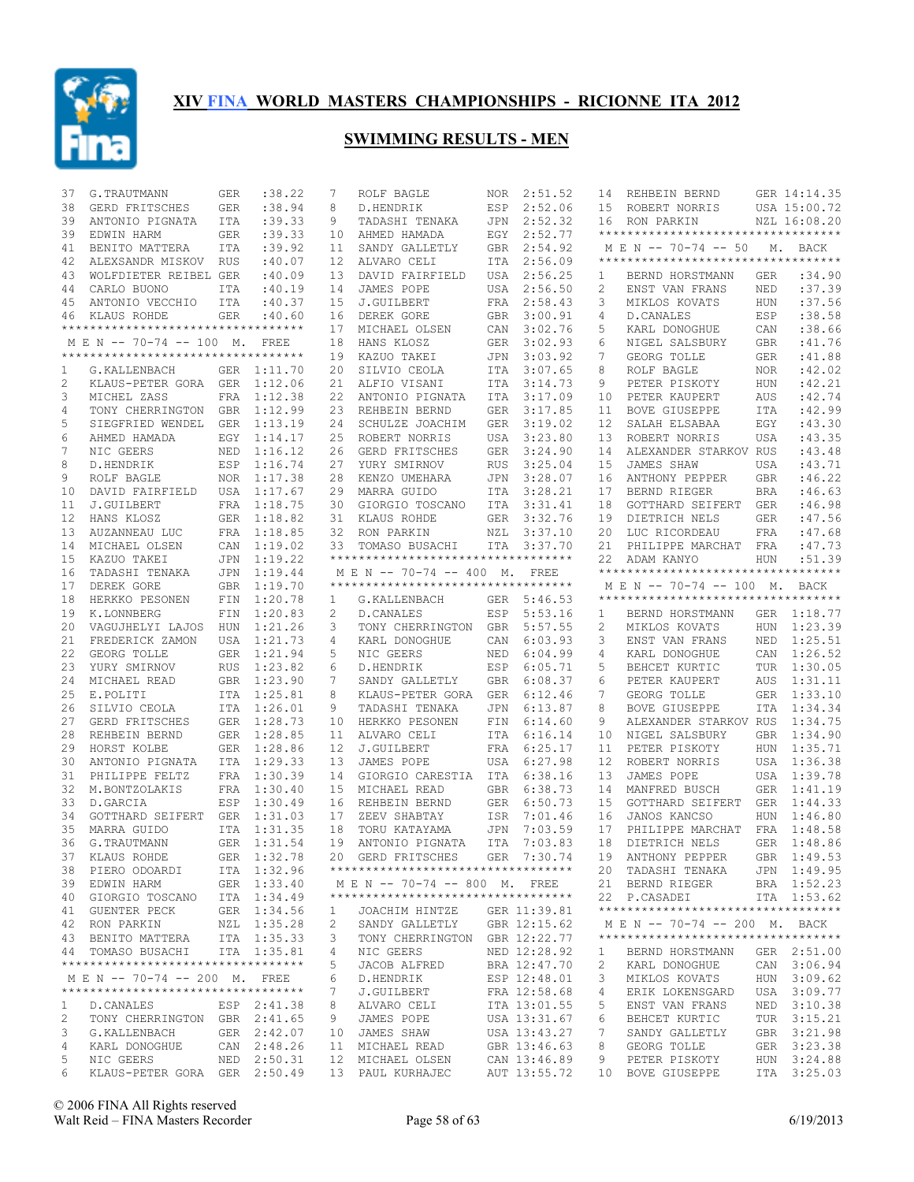# XIV FINA WORLD MASTERS CHAMPIONSHIPS - RICIONNE ITA 2012

## SWIMMING RESULTS - MEN

| | | | |
|---|---|---|---|
| 37 | G.TRAUTMANN | GER | :38.22 |
| 38 | GERD FRITSCHES | GER | :38.94 |
| 39 | ANTONIO PIGNATA | ITA | :39.33 |
| 39 | EDWIN HARM | GER | :39.33 |
| 41 | BENITO MATTERA | ITA | :39.92 |
| 42 | ALEXSANDR MISKOV | RUS | :40.07 |
| 43 | WOLFDIETER REIBEL | GER | :40.09 |
| 44 | CARLO BUONO | ITA | :40.19 |
| 45 | ANTONIO VECCHIO | ITA | :40.37 |
| 46 | KLAUS ROHDE | GER | :40.60 |

### M E N -- 70-74 -- 100 M. FREE

| | | | |
|---|---|---|---|
| 1 | G.KALLENBACH | GER | 1:11.70 |
| 2 | KLAUS-PETER GORA | GER | 1:12.06 |
| 3 | MICHEL ZASS | FRA | 1:12.38 |
| 4 | TONY CHERRINGTON | GBR | 1:12.99 |
| 5 | SIEGFRIED WENDEL | GER | 1:13.19 |
| 6 | AHMED HAMADA | EGY | 1:14.17 |
| 7 | NIC GEERS | NED | 1:16.12 |
| 8 | D.HENDRIK | ESP | 1:16.74 |
| 9 | ROLF BAGLE | NOR | 1:17.38 |
| 10 | DAVID FAIRFIELD | USA | 1:17.67 |
| 11 | J.GUILBERT | FRA | 1:18.75 |
| 12 | HANS KLOSZ | GER | 1:18.82 |
| 13 | AUZANNEAU LUC | FRA | 1:18.85 |
| 14 | MICHAEL OLSEN | CAN | 1:19.02 |
| 15 | KAZUO TAKEI | JPN | 1:19.22 |
| 16 | TADASHI TENAKA | JPN | 1:19.44 |
| 17 | DEREK GORE | GBR | 1:19.70 |
| 18 | HERKKO PESONEN | FIN | 1:20.78 |
| 19 | K.LONNBERG | FIN | 1:20.83 |
| 20 | VAGUJHELYI LAJOS | HUN | 1:21.26 |
| 21 | FREDERICK ZAMON | USA | 1:21.73 |
| 22 | GEORG TOLLE | GER | 1:21.94 |
| 23 | YURY SMIRNOV | RUS | 1:23.82 |
| 24 | MICHAEL READ | GBR | 1:23.90 |
| 25 | E.POLITI | ITA | 1:25.81 |
| 26 | SILVIO CEOLA | ITA | 1:26.01 |
| 27 | GERD FRITSCHES | GER | 1:28.73 |
| 28 | REHBEIN BERND | GER | 1:28.85 |
| 29 | HORST KOLBE | GER | 1:28.86 |
| 30 | ANTONIO PIGNATA | ITA | 1:29.33 |
| 31 | PHILIPPE FELTZ | FRA | 1:30.39 |
| 32 | M.BONTZOLAKIS | FRA | 1:30.40 |
| 33 | D.GARCIA | ESP | 1:30.49 |
| 34 | GOTTHARD SEIFERT | GER | 1:31.03 |
| 35 | MARRA GUIDO | ITA | 1:31.35 |
| 36 | G.TRAUTMANN | GER | 1:31.54 |
| 37 | KLAUS ROHDE | GER | 1:32.78 |
| 38 | PIERO ODOARDI | ITA | 1:32.96 |
| 39 | EDWIN HARM | GER | 1:33.40 |
| 40 | GIORGIO TOSCANO | ITA | 1:34.49 |
| 41 | GUENTER PECK | GER | 1:34.56 |
| 42 | RON PARKIN | NZL | 1:35.28 |
| 43 | BENITO MATTERA | ITA | 1:35.33 |
| 44 | TOMASO BUSACHI | ITA | 1:35.81 |

### M E N -- 70-74 -- 200 M. FREE

| | | | |
|---|---|---|---|
| 1 | D.CANALES | ESP | 2:41.38 |
| 2 | TONY CHERRINGTON | GBR | 2:41.65 |
| 3 | G.KALLENBACH | GER | 2:42.07 |
| 4 | KARL DONOGHUE | CAN | 2:48.26 |
| 5 | NIC GEERS | NED | 2:50.31 |
| 6 | KLAUS-PETER GORA | GER | 2:50.49 |
| 7 | ROLF BAGLE | NOR | 2:51.52 |
| 8 | D.HENDRIK | ESP | 2:52.06 |
| 9 | TADASHI TENAKA | JPN | 2:52.32 |
| 10 | AHMED HAMADA | EGY | 2:52.77 |
| 11 | SANDY GALLETLY | GBR | 2:54.92 |
| 12 | ALVARO CELI | ITA | 2:56.09 |
| 13 | DAVID FAIRFIELD | USA | 2:56.25 |
| 14 | JAMES POPE | USA | 2:56.50 |
| 15 | J.GUILBERT | FRA | 2:58.43 |
| 16 | DEREK GORE | GBR | 3:00.91 |
| 17 | MICHAEL OLSEN | CAN | 3:02.76 |
| 18 | HANS KLOSZ | GER | 3:02.93 |
| 19 | KAZUO TAKEI | JPN | 3:03.92 |
| 20 | SILVIO CEOLA | ITA | 3:07.65 |
| 21 | ALFIO VISANI | ITA | 3:14.73 |
| 22 | ANTONIO PIGNATA | ITA | 3:17.09 |
| 23 | REHBEIN BERND | GER | 3:17.85 |
| 24 | SCHULZE JOACHIM | GER | 3:19.02 |
| 25 | ROBERT NORRIS | USA | 3:23.80 |
| 26 | GERD FRITSCHES | GER | 3:24.90 |
| 27 | YURY SMIRNOV | RUS | 3:25.04 |
| 28 | KENZO UMEHARA | JPN | 3:28.07 |
| 29 | MARRA GUIDO | ITA | 3:28.21 |
| 30 | GIORGIO TOSCANO | ITA | 3:31.41 |
| 31 | KLAUS ROHDE | GER | 3:32.76 |
| 32 | RON PARKIN | NZL | 3:37.10 |
| 33 | TOMASO BUSACHI | ITA | 3:37.70 |

### M E N -- 70-74 -- 400 M. FREE

| | | | |
|---|---|---|---|
| 1 | G.KALLENBACH | GER | 5:46.53 |
| 2 | D.CANALES | ESP | 5:53.16 |
| 3 | TONY CHERRINGTON | GBR | 5:57.55 |
| 4 | KARL DONOGHUE | CAN | 6:03.93 |
| 5 | NIC GEERS | NED | 6:04.99 |
| 6 | D.HENDRIK | ESP | 6:05.71 |
| 7 | SANDY GALLETLY | GBR | 6:08.37 |
| 8 | KLAUS-PETER GORA | GER | 6:12.46 |
| 9 | TADASHI TENAKA | JPN | 6:13.87 |
| 10 | HERKKO PESONEN | FIN | 6:14.60 |
| 11 | ALVARO CELI | ITA | 6:16.14 |
| 12 | J.GUILBERT | FRA | 6:25.17 |
| 13 | JAMES POPE | USA | 6:27.98 |
| 14 | GIORGIO CARESTIA | ITA | 6:38.16 |
| 15 | MICHAEL READ | GBR | 6:38.73 |
| 16 | REHBEIN BERND | GER | 6:50.73 |
| 17 | ZEEV SHABTAY | ISR | 7:01.46 |
| 18 | TORU KATAYAMA | JPN | 7:03.59 |
| 19 | ANTONIO PIGNATA | ITA | 7:03.83 |
| 20 | GERD FRITSCHES | GER | 7:30.74 |

### M E N -- 70-74 -- 800 M. FREE

| | | | |
|---|---|---|---|
| 1 | JOACHIM HINTZE | GER | 11:39.81 |
| 2 | SANDY GALLETLY | GBR | 12:15.62 |
| 3 | TONY CHERRINGTON | GBR | 12:22.77 |
| 4 | NIC GEERS | NED | 12:28.92 |
| 5 | JACOB ALFRED | BRA | 12:47.70 |
| 6 | D.HENDRIK | ESP | 12:48.01 |
| 7 | J.GUILBERT | FRA | 12:58.68 |
| 8 | ALVARO CELI | ITA | 13:01.55 |
| 9 | JAMES POPE | USA | 13:31.67 |
| 10 | JAMES SHAW | USA | 13:43.27 |
| 11 | MICHAEL READ | GBR | 13:46.63 |
| 12 | MICHAEL OLSEN | CAN | 13:46.89 |
| 13 | PAUL KURHAJEC | AUT | 13:55.72 |
| 14 | REHBEIN BERND | GER | 14:14.35 |
| 15 | ROBERT NORRIS | USA | 15:00.72 |
| 16 | RON PARKIN | NZL | 16:08.20 |

### M E N -- 70-74 -- 50 M. BACK

| | | | |
|---|---|---|---|
| 1 | BERND HORSTMANN | GER | :34.90 |
| 2 | ENST VAN FRANS | NED | :37.39 |
| 3 | MIKLOS KOVATS | HUN | :37.56 |
| 4 | D.CANALES | ESP | :38.58 |
| 5 | KARL DONOGHUE | CAN | :38.66 |
| 6 | NIGEL SALSBURY | GBR | :41.76 |
| 7 | GEORG TOLLE | GER | :41.88 |
| 8 | ROLF BAGLE | NOR | :42.02 |
| 9 | PETER PISKOTY | HUN | :42.21 |
| 10 | PETER KAUPERT | AUS | :42.74 |
| 11 | BOVE GIUSEPPE | ITA | :42.99 |
| 12 | SALAH ELSABAA | EGY | :43.30 |
| 13 | ROBERT NORRIS | USA | :43.35 |
| 14 | ALEXANDER STARKOV | RUS | :43.48 |
| 15 | JAMES SHAW | USA | :43.71 |
| 16 | ANTHONY PEPPER | GBR | :46.22 |
| 17 | BERND RIEGER | BRA | :46.63 |
| 18 | GOTTHARD SEIFERT | GER | :46.98 |
| 19 | DIETRICH NELS | GER | :47.56 |
| 20 | LUC RICORDEAU | FRA | :47.68 |
| 21 | PHILIPPE MARCHAT | FRA | :47.73 |
| 22 | ADAM KANYO | HUN | :51.39 |

### M E N -- 70-74 -- 100 M. BACK

| | | | |
|---|---|---|---|
| 1 | BERND HORSTMANN | GER | 1:18.77 |
| 2 | MIKLOS KOVATS | HUN | 1:23.39 |
| 3 | ENST VAN FRANS | NED | 1:25.51 |
| 4 | KARL DONOGHUE | CAN | 1:26.52 |
| 5 | BEHCET KURTIC | TUR | 1:30.05 |
| 6 | PETER KAUPERT | AUS | 1:31.11 |
| 7 | GEORG TOLLE | GER | 1:33.10 |
| 8 | BOVE GIUSEPPE | ITA | 1:34.34 |
| 9 | ALEXANDER STARKOV | RUS | 1:34.75 |
| 10 | NIGEL SALSBURY | GBR | 1:34.90 |
| 11 | PETER PISKOTY | HUN | 1:35.71 |
| 12 | ROBERT NORRIS | USA | 1:36.38 |
| 13 | JAMES POPE | USA | 1:39.78 |
| 14 | MANFRED BUSCH | GER | 1:41.19 |
| 15 | GOTTHARD SEIFERT | GER | 1:44.33 |
| 16 | JANOS KANCSO | HUN | 1:46.80 |
| 17 | PHILIPPE MARCHAT | FRA | 1:48.58 |
| 18 | DIETRICH NELS | GER | 1:48.86 |
| 19 | ANTHONY PEPPER | GBR | 1:49.53 |
| 20 | TADASHI TENAKA | JPN | 1:49.95 |
| 21 | BERND RIEGER | BRA | 1:52.23 |
| 22 | P.CASADEI | ITA | 1:53.62 |

### M E N -- 70-74 -- 200 M. BACK

| | | | |
|---|---|---|---|
| 1 | BERND HORSTMANN | GER | 2:51.00 |
| 2 | KARL DONOGHUE | CAN | 3:06.94 |
| 3 | MIKLOS KOVATS | HUN | 3:09.62 |
| 4 | ERIK LOKENSGARD | USA | 3:09.77 |
| 5 | ENST VAN FRANS | NED | 3:10.38 |
| 6 | BEHCET KURTIC | TUR | 3:15.21 |
| 7 | SANDY GALLETLY | GBR | 3:21.98 |
| 8 | GEORG TOLLE | GER | 3:23.38 |
| 9 | PETER PISKOTY | HUN | 3:24.88 |
| 10 | BOVE GIUSEPPE | ITA | 3:25.03 |

© 2006 FINA All Rights reserved
Walt Reid – FINA Masters Recorder 6/19/2013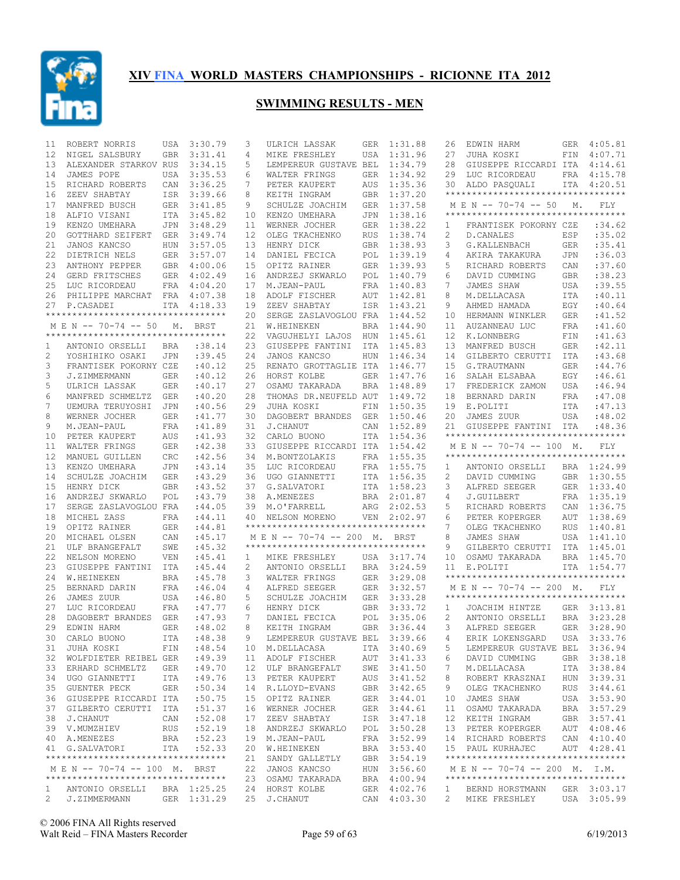# XIV FINA WORLD MASTERS CHAMPIONSHIPS - RICIONNE ITA 2012

## SWIMMING RESULTS - MEN

| | | | |
|---|---|---|---|
| 11 | ROBERT NORRIS | USA | 3:30.79 |
| 12 | NIGEL SALSBURY | GBR | 3:31.41 |
| 13 | ALEXANDER STARKOV | RUS | 3:34.15 |
| 14 | JAMES POPE | USA | 3:35.53 |
| 15 | RICHARD ROBERTS | CAN | 3:36.25 |
| 16 | ZEEV SHABTAY | ISR | 3:39.66 |
| 17 | MANFRED BUSCH | GER | 3:41.85 |
| 18 | ALFIO VISANI | ITA | 3:45.82 |
| 19 | KENZO UMEHARA | JPN | 3:48.29 |
| 20 | GOTTHARD SEIFERT | GER | 3:49.74 |
| 21 | JANOS KANCSO | HUN | 3:57.05 |
| 22 | DIETRICH NELS | GER | 3:57.07 |
| 23 | ANTHONY PEPPER | GBR | 4:00.06 |
| 24 | GERD FRITSCHES | GER | 4:02.49 |
| 25 | LUC RICORDEAU | FRA | 4:04.20 |
| 26 | PHILIPPE MARCHAT | FRA | 4:07.38 |
| 27 | P.CASADEI | ITA | 4:18.33 |

### M E N -- 70-74 -- 50 M. BRST

| | | | |
|---|---|---|---|
| 1 | ANTONIO ORSELLI | BRA | :38.14 |
| 2 | YOSHIHIKO OSAKI | JPN | :39.45 |
| 3 | FRANTISEK POKORNY | CZE | :40.12 |
| 3 | J.ZIMMERMANN | GER | :40.12 |
| 5 | ULRICH LASSAK | GER | :40.17 |
| 6 | MANFRED SCHMELTZ | GER | :40.20 |
| 7 | UEMURA TERUYOSHI | JPN | :40.56 |
| 8 | WERNER JOCHER | GER | :41.77 |
| 9 | M.JEAN-PAUL | FRA | :41.89 |
| 10 | PETER KAUPERT | AUS | :41.93 |
| 11 | WALTER FRINGS | GER | :42.38 |
| 12 | MANUEL GUILLEN | CRC | :42.56 |
| 13 | KENZO UMEHARA | JPN | :43.14 |
| 14 | SCHULZE JOACHIM | GER | :43.29 |
| 15 | HENRY DICK | GBR | :43.52 |
| 16 | ANDRZEJ SKWARLO | POL | :43.79 |
| 17 | SERGE ZASLAVOGLOU | FRA | :44.05 |
| 18 | MICHEL ZASS | FRA | :44.11 |
| 19 | OPITZ RAINER | GER | :44.81 |
| 20 | MICHAEL OLSEN | CAN | :45.17 |
| 21 | ULF BRANGEFALT | SWE | :45.32 |
| 22 | NELSON MORENO | VEN | :45.41 |
| 23 | GIUSEPPE FANTINI | ITA | :45.44 |
| 24 | W.HEINEKEN | BRA | :45.78 |
| 25 | BERNARD DARIN | FRA | :46.04 |
| 26 | JAMES ZUUR | USA | :46.80 |
| 27 | LUC RICORDEAU | FRA | :47.77 |
| 28 | DAGOBERT BRANDES | GER | :47.93 |
| 29 | EDWIN HARM | GER | :48.02 |
| 30 | CARLO BUONO | ITA | :48.38 |
| 31 | JUHA KOSKI | FIN | :48.54 |
| 32 | WOLFDIETER REIBEL | GER | :49.39 |
| 33 | ERHARD SCHMELTZ | GER | :49.70 |
| 34 | UGO GIANNETTI | ITA | :49.76 |
| 35 | GUENTER PECK | GER | :50.34 |
| 36 | GIUSEPPE RICCARDI | ITA | :50.75 |
| 37 | GILBERTO CERUTTI | ITA | :51.37 |
| 38 | J.CHANUT | CAN | :52.08 |
| 39 | V.MUMZHIEV | RUS | :52.19 |
| 40 | A.MENEZES | BRA | :52.23 |
| 41 | G.SALVATORI | ITA | :52.33 |

### M E N -- 70-74 -- 100 M. BRST

| | | | |
|---|---|---|---|
| 1 | ANTONIO ORSELLI | BRA | 1:25.25 |
| 2 | J.ZIMMERMANN | GER | 1:31.29 |
| 3 | ULRICH LASSAK | GER | 1:31.88 |
| 4 | MIKE FRESHLEY | USA | 1:31.96 |
| 5 | LEMPEREUR GUSTAVE | BEL | 1:34.79 |
| 6 | WALTER FRINGS | GER | 1:34.92 |
| 7 | PETER KAUPERT | AUS | 1:35.36 |
| 8 | KEITH INGRAM | GBR | 1:37.20 |
| 9 | SCHULZE JOACHIM | GER | 1:37.58 |
| 10 | KENZO UMEHARA | JPN | 1:38.16 |
| 11 | WERNER JOCHER | GER | 1:38.22 |
| 12 | OLEG TKACHENKO | RUS | 1:38.74 |
| 13 | HENRY DICK | GBR | 1:38.93 |
| 14 | DANIEL FECICA | POL | 1:39.19 |
| 15 | OPITZ RAINER | GER | 1:39.93 |
| 16 | ANDRZEJ SKWARLO | POL | 1:40.79 |
| 17 | M.JEAN-PAUL | FRA | 1:40.83 |
| 18 | ADOLF FISCHER | AUT | 1:42.81 |
| 19 | ZEEV SHABTAY | ISR | 1:43.21 |
| 20 | SERGE ZASLAVOGLOU | FRA | 1:44.52 |
| 21 | W.HEINEKEN | BRA | 1:44.90 |
| 22 | VAGUJHELYI LAJOS | HUN | 1:45.61 |
| 23 | GIUSEPPE FANTINI | ITA | 1:45.83 |
| 24 | JANOS KANCSO | HUN | 1:46.34 |
| 25 | RENATO GROTTAGLIE | ITA | 1:46.77 |
| 26 | HORST KOLBE | GER | 1:47.76 |
| 27 | OSAMU TAKARADA | BRA | 1:48.89 |
| 28 | THOMAS DR.NEUFELD | AUT | 1:49.72 |
| 29 | JUHA KOSKI | FIN | 1:50.35 |
| 30 | DAGOBERT BRANDES | GER | 1:50.46 |
| 31 | J.CHANUT | CAN | 1:52.89 |
| 32 | CARLO BUONO | ITA | 1:54.36 |
| 33 | GIUSEPPE RICCARDI | ITA | 1:54.42 |
| 34 | M.BONTZOLAKIS | FRA | 1:55.35 |
| 35 | LUC RICORDEAU | FRA | 1:55.75 |
| 36 | UGO GIANNETTI | ITA | 1:56.35 |
| 37 | G.SALVATORI | ITA | 1:58.23 |
| 38 | A.MENEZES | BRA | 2:01.87 |
| 39 | M.O'FARRELL | ARG | 2:02.53 |
| 40 | NELSON MORENO | VEN | 2:02.97 |

### M E N -- 70-74 -- 200 M. BRST

| | | | |
|---|---|---|---|
| 1 | MIKE FRESHLEY | USA | 3:17.74 |
| 2 | ANTONIO ORSELLI | BRA | 3:24.59 |
| 3 | WALTER FRINGS | GER | 3:29.08 |
| 4 | ALFRED SEEGER | GER | 3:32.57 |
| 5 | SCHULZE JOACHIM | GER | 3:33.28 |
| 6 | HENRY DICK | GBR | 3:33.72 |
| 7 | DANIEL FECICA | POL | 3:35.06 |
| 8 | KEITH INGRAM | GBR | 3:36.44 |
| 9 | LEMPEREUR GUSTAVE | BEL | 3:39.66 |
| 10 | M.DELLACASA | ITA | 3:40.69 |
| 11 | ADOLF FISCHER | AUT | 3:41.33 |
| 12 | ULF BRANGEFALT | SWE | 3:41.50 |
| 13 | PETER KAUPERT | AUS | 3:41.52 |
| 14 | R.LLOYD-EVANS | GBR | 3:42.65 |
| 15 | OPITZ RAINER | GER | 3:44.01 |
| 16 | WERNER JOCHER | GER | 3:44.61 |
| 17 | ZEEV SHABTAY | ISR | 3:47.18 |
| 18 | ANDRZEJ SKWARLO | POL | 3:50.28 |
| 19 | M.JEAN-PAUL | FRA | 3:52.99 |
| 20 | W.HEINEKEN | BRA | 3:53.40 |
| 21 | SANDY GALLETLY | GBR | 3:54.19 |
| 22 | JANOS KANCSO | HUN | 3:56.60 |
| 23 | OSAMU TAKARADA | BRA | 4:00.94 |
| 24 | HORST KOLBE | GER | 4:02.76 |
| 25 | J.CHANUT | CAN | 4:03.30 |
| 26 | EDWIN HARM | GER | 4:05.81 |
| 27 | JUHA KOSKI | FIN | 4:07.71 |
| 28 | GIUSEPPE RICCARDI | ITA | 4:14.61 |
| 29 | LUC RICORDEAU | FRA | 4:15.78 |
| 30 | ALDO PASQUALI | ITA | 4:20.51 |

### M E N -- 70-74 -- 50 M. FLY

| | | | |
|---|---|---|---|
| 1 | FRANTISEK POKORNY | CZE | :34.62 |
| 2 | D.CANALES | ESP | :35.02 |
| 3 | G.KALLENBACH | GER | :35.41 |
| 4 | AKIRA TAKAKURA | JPN | :36.03 |
| 5 | RICHARD ROBERTS | CAN | :37.60 |
| 6 | DAVID CUMMING | GBR | :38.23 |
| 7 | JAMES SHAW | USA | :39.55 |
| 8 | M.DELLACASA | ITA | :40.11 |
| 9 | AHMED HAMADA | EGY | :40.64 |
| 10 | HERMANN WINKLER | GER | :41.52 |
| 11 | AUZANNEAU LUC | FRA | :41.60 |
| 12 | K.LONNBERG | FIN | :41.63 |
| 13 | MANFRED BUSCH | GER | :42.11 |
| 14 | GILBERTO CERUTTI | ITA | :43.68 |
| 15 | G.TRAUTMANN | GER | :44.76 |
| 16 | SALAH ELSABAA | EGY | :46.61 |
| 17 | FREDERICK ZAMON | USA | :46.94 |
| 18 | BERNARD DARIN | FRA | :47.08 |
| 19 | E.POLITI | ITA | :47.13 |
| 20 | JAMES ZUUR | USA | :48.02 |
| 21 | GIUSEPPE FANTINI | ITA | :48.36 |

### M E N -- 70-74 -- 100 M. FLY

| | | | |
|---|---|---|---|
| 1 | ANTONIO ORSELLI | BRA | 1:24.99 |
| 2 | DAVID CUMMING | GBR | 1:30.55 |
| 3 | ALFRED SEEGER | GER | 1:33.40 |
| 4 | J.GUILBERT | FRA | 1:35.19 |
| 5 | RICHARD ROBERTS | CAN | 1:36.75 |
| 6 | PETER KOPERGER | AUT | 1:38.69 |
| 7 | OLEG TKACHENKO | RUS | 1:40.81 |
| 8 | JAMES SHAW | USA | 1:41.10 |
| 9 | GILBERTO CERUTTI | ITA | 1:45.01 |
| 10 | OSAMU TAKARADA | BRA | 1:45.70 |
| 11 | E.POLITI | ITA | 1:54.77 |

### M E N -- 70-74 -- 200 M. FLY

| | | | |
|---|---|---|---|
| 1 | JOACHIM HINTZE | GER | 3:13.81 |
| 2 | ANTONIO ORSELLI | BRA | 3:23.28 |
| 3 | ALFRED SEEGER | GER | 3:28.90 |
| 4 | ERIK LOKENSGARD | USA | 3:33.76 |
| 5 | LEMPEREUR GUSTAVE | BEL | 3:36.94 |
| 6 | DAVID CUMMING | GBR | 3:38.18 |
| 7 | M.DELLACASA | ITA | 3:38.84 |
| 8 | ROBERT KRASZNAI | HUN | 3:39.31 |
| 9 | OLEG TKACHENKO | RUS | 3:44.61 |
| 10 | JAMES SHAW | USA | 3:53.90 |
| 11 | OSAMU TAKARADA | BRA | 3:57.29 |
| 12 | KEITH INGRAM | GBR | 3:57.41 |
| 13 | PETER KOPERGER | AUT | 4:08.46 |
| 14 | RICHARD ROBERTS | CAN | 4:10.40 |
| 15 | PAUL KURHAJEC | AUT | 4:28.41 |

### M E N -- 70-74 -- 200 M. I.M.

| | | | |
|---|---|---|---|
| 1 | BERND HORSTMANN | GER | 3:03.17 |
| 2 | MIKE FRESHLEY | USA | 3:05.99 |

© 2006 FINA All Rights reserved
Walt Reid – FINA Masters Recorder
6/19/2013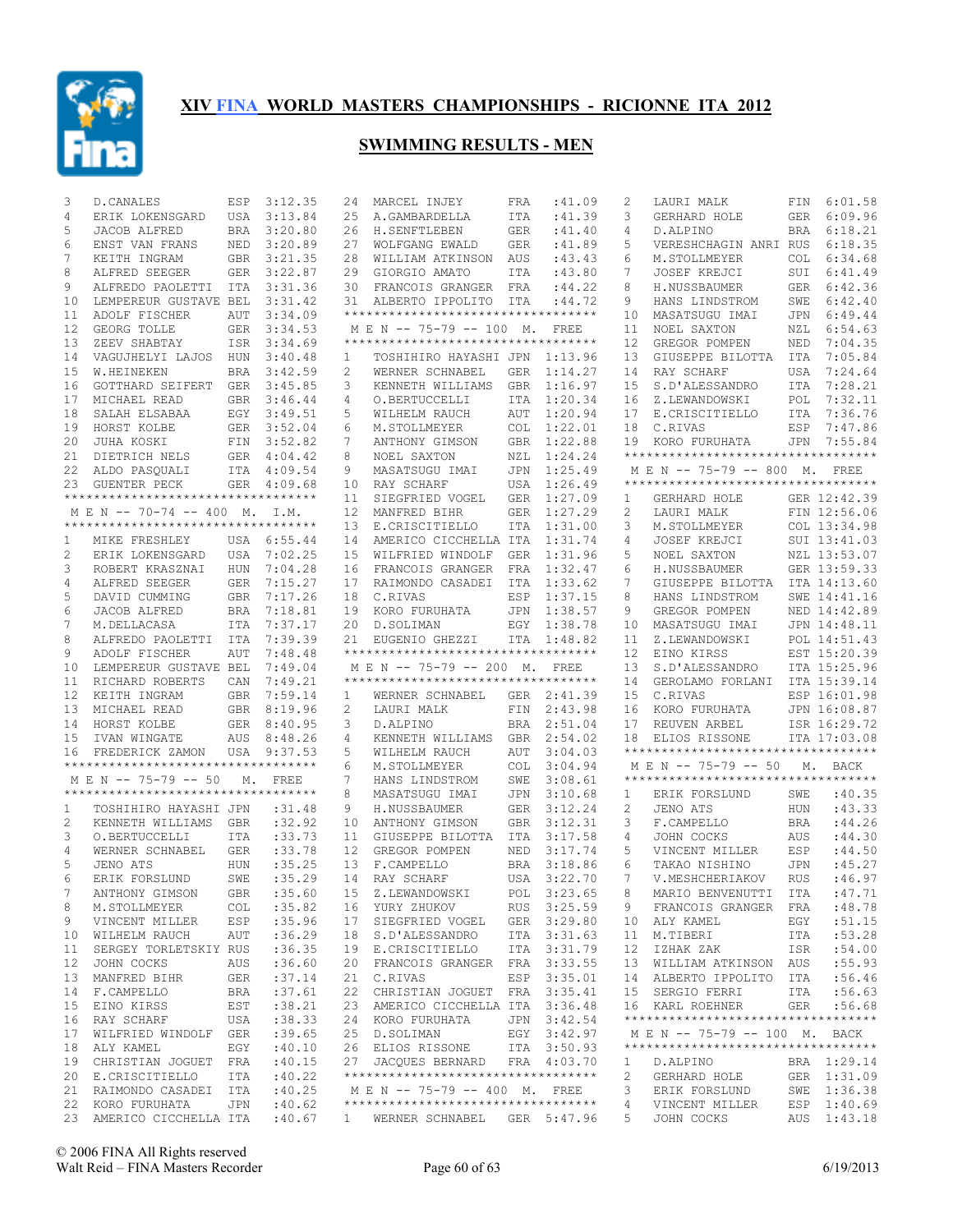# XIV FINA WORLD MASTERS CHAMPIONSHIPS - RICIONNE ITA 2012

## SWIMMING RESULTS - MEN

| | | | |
|---|---|---|---|
| 3 | D.CANALES | ESP | 3:12.35 |
| 4 | ERIK LOKENSGARD | USA | 3:13.84 |
| 5 | JACOB ALFRED | BRA | 3:20.80 |
| 6 | ENST VAN FRANS | NED | 3:20.89 |
| 7 | KEITH INGRAM | GBR | 3:21.35 |
| 8 | ALFRED SEEGER | GER | 3:22.87 |
| 9 | ALFREDO PAOLETTI | ITA | 3:31.36 |
| 10 | LEMPEREUR GUSTAVE | BEL | 3:31.42 |
| 11 | ADOLF FISCHER | AUT | 3:34.09 |
| 12 | GEORG TOLLE | GER | 3:34.53 |
| 13 | ZEEV SHABTAY | ISR | 3:34.69 |
| 14 | VAGUJHELYI LAJOS | HUN | 3:40.48 |
| 15 | W.HEINEKEN | BRA | 3:42.59 |
| 16 | GOTTHARD SEIFERT | GER | 3:45.85 |
| 17 | MICHAEL READ | GBR | 3:46.44 |
| 18 | SALAH ELSABAA | EGY | 3:49.51 |
| 19 | HORST KOLBE | GER | 3:52.04 |
| 20 | JUHA KOSKI | FIN | 3:52.82 |
| 21 | DIETRICH NELS | GER | 4:04.42 |
| 22 | ALDO PASQUALI | ITA | 4:09.54 |
| 23 | GUENTER PECK | GER | 4:09.68 |

### M E N -- 70-74 -- 400 M. I.M.

| | | | |
|---|---|---|---|
| 1 | MIKE FRESHLEY | USA | 6:55.44 |
| 2 | ERIK LOKENSGARD | USA | 7:02.25 |
| 3 | ROBERT KRASZNAI | HUN | 7:04.28 |
| 4 | ALFRED SEEGER | GER | 7:15.27 |
| 5 | DAVID CUMMING | GBR | 7:17.26 |
| 6 | JACOB ALFRED | BRA | 7:18.81 |
| 7 | M.DELLACASA | ITA | 7:37.17 |
| 8 | ALFREDO PAOLETTI | ITA | 7:39.39 |
| 9 | ADOLF FISCHER | AUT | 7:48.48 |
| 10 | LEMPEREUR GUSTAVE | BEL | 7:49.04 |
| 11 | RICHARD ROBERTS | CAN | 7:49.21 |
| 12 | KEITH INGRAM | GBR | 7:59.14 |
| 13 | MICHAEL READ | GBR | 8:19.96 |
| 14 | HORST KOLBE | GER | 8:40.95 |
| 15 | IVAN WINGATE | AUS | 8:48.26 |
| 16 | FREDERICK ZAMON | USA | 9:37.53 |

### M E N -- 75-79 -- 50 M. FREE

| | | | |
|---|---|---|---|
| 1 | TOSHIHIRO HAYASHI | JPN | :31.48 |
| 2 | KENNETH WILLIAMS | GBR | :32.92 |
| 3 | O.BERTUCCELLI | ITA | :33.73 |
| 4 | WERNER SCHNABEL | GER | :33.78 |
| 5 | JENO ATS | HUN | :35.25 |
| 6 | ERIK FORSLUND | SWE | :35.29 |
| 7 | ANTHONY GIMSON | GBR | :35.60 |
| 8 | M.STOLLMEYER | COL | :35.82 |
| 9 | VINCENT MILLER | ESP | :35.96 |
| 10 | WILHELM RAUCH | AUT | :36.29 |
| 11 | SERGEY TORLETSKIY | RUS | :36.35 |
| 12 | JOHN COCKS | AUS | :36.60 |
| 13 | MANFRED BIHR | GER | :37.14 |
| 14 | F.CAMPELLO | BRA | :37.61 |
| 15 | EINO KIRSS | EST | :38.21 |
| 16 | RAY SCHARF | USA | :38.33 |
| 17 | WILFRIED WINDOLF | GER | :39.65 |
| 18 | ALY KAMEL | EGY | :40.10 |
| 19 | CHRISTIAN JOGUET | FRA | :40.15 |
| 20 | E.CRISCITIELLO | ITA | :40.22 |
| 21 | RAIMONDO CASADEI | ITA | :40.25 |
| 22 | KORO FURUHATA | JPN | :40.62 |
| 23 | AMERICO CICCHELLA | ITA | :40.67 |
| 24 | MARCEL INJEY | FRA | :41.09 |
| 25 | A.GAMBARDELLA | ITA | :41.39 |
| 26 | H.SENFTLEBEN | GER | :41.40 |
| 27 | WOLFGANG EWALD | GER | :41.89 |
| 28 | WILLIAM ATKINSON | AUS | :43.43 |
| 29 | GIORGIO AMATO | ITA | :43.80 |
| 30 | FRANCOIS GRANGER | FRA | :44.22 |
| 31 | ALBERTO IPPOLITO | ITA | :44.72 |

### M E N -- 75-79 -- 100 M. FREE

| | | | |
|---|---|---|---|
| 1 | TOSHIHIRO HAYASHI | JPN | 1:13.96 |
| 2 | WERNER SCHNABEL | GER | 1:14.27 |
| 3 | KENNETH WILLIAMS | GBR | 1:16.97 |
| 4 | O.BERTUCCELLI | ITA | 1:20.34 |
| 5 | WILHELM RAUCH | AUT | 1:20.94 |
| 6 | M.STOLLMEYER | COL | 1:22.01 |
| 7 | ANTHONY GIMSON | GBR | 1:22.88 |
| 8 | NOEL SAXTON | NZL | 1:24.24 |
| 9 | MASATSUGU IMAI | JPN | 1:25.49 |
| 10 | RAY SCHARF | USA | 1:26.49 |
| 11 | SIEGFRIED VOGEL | GER | 1:27.09 |
| 12 | MANFRED BIHR | GER | 1:27.29 |
| 13 | E.CRISCITIELLO | ITA | 1:31.00 |
| 14 | AMERICO CICCHELLA | ITA | 1:31.74 |
| 15 | WILFRIED WINDOLF | GER | 1:31.96 |
| 16 | FRANCOIS GRANGER | FRA | 1:32.47 |
| 17 | RAIMONDO CASADEI | ITA | 1:33.62 |
| 18 | C.RIVAS | ESP | 1:37.15 |
| 19 | KORO FURUHATA | JPN | 1:38.57 |
| 20 | D.SOLIMAN | EGY | 1:38.78 |
| 21 | EUGENIO GHEZZI | ITA | 1:48.82 |

### M E N -- 75-79 -- 200 M. FREE

| | | | |
|---|---|---|---|
| 1 | WERNER SCHNABEL | GER | 2:41.39 |
| 2 | LAURI MALK | FIN | 2:43.98 |
| 3 | D.ALPINO | BRA | 2:51.04 |
| 4 | KENNETH WILLIAMS | GBR | 2:54.02 |
| 5 | WILHELM RAUCH | AUT | 3:04.03 |
| 6 | M.STOLLMEYER | COL | 3:04.94 |
| 7 | HANS LINDSTROM | SWE | 3:08.61 |
| 8 | MASATSUGU IMAI | JPN | 3:10.68 |
| 9 | H.NUSSBAUMER | GER | 3:12.24 |
| 10 | ANTHONY GIMSON | GBR | 3:12.31 |
| 11 | GIUSEPPE BILOTTA | ITA | 3:17.58 |
| 12 | GREGOR POMPEN | NED | 3:17.74 |
| 13 | F.CAMPELLO | BRA | 3:18.86 |
| 14 | RAY SCHARF | USA | 3:22.70 |
| 15 | Z.LEWANDOWSKI | POL | 3:23.65 |
| 16 | YURY ZHUKOV | RUS | 3:25.59 |
| 17 | SIEGFRIED VOGEL | GER | 3:29.80 |
| 18 | S.D'ALESSANDRO | ITA | 3:31.63 |
| 19 | E.CRISCITIELLO | ITA | 3:31.79 |
| 20 | FRANCOIS GRANGER | FRA | 3:33.55 |
| 21 | C.RIVAS | ESP | 3:35.01 |
| 22 | CHRISTIAN JOGUET | FRA | 3:35.41 |
| 23 | AMERICO CICCHELLA | ITA | 3:36.48 |
| 24 | KORO FURUHATA | JPN | 3:42.54 |
| 25 | D.SOLIMAN | EGY | 3:42.97 |
| 26 | ELIOS RISSONE | ITA | 3:50.93 |
| 27 | JACQUES BERNARD | FRA | 4:03.70 |

### M E N -- 75-79 -- 400 M. FREE

| | | | |
|---|---|---|---|
| 1 | WERNER SCHNABEL | GER | 5:47.96 |
| 2 | LAURI MALK | FIN | 6:01.58 |
| 3 | GERHARD HOLE | GER | 6:09.96 |
| 4 | D.ALPINO | BRA | 6:18.21 |
| 5 | VERESHCHAGIN ANRI | RUS | 6:18.35 |
| 6 | M.STOLLMEYER | COL | 6:34.68 |
| 7 | JOSEF KREJCI | SUI | 6:41.49 |
| 8 | H.NUSSBAUMER | GER | 6:42.36 |
| 9 | HANS LINDSTROM | SWE | 6:42.40 |
| 10 | MASATSUGU IMAI | JPN | 6:49.44 |
| 11 | NOEL SAXTON | NZL | 6:54.63 |
| 12 | GREGOR POMPEN | NED | 7:04.35 |
| 13 | GIUSEPPE BILOTTA | ITA | 7:05.84 |
| 14 | RAY SCHARF | USA | 7:24.64 |
| 15 | S.D'ALESSANDRO | ITA | 7:28.21 |
| 16 | Z.LEWANDOWSKI | POL | 7:32.11 |
| 17 | E.CRISCITIELLO | ITA | 7:36.76 |
| 18 | C.RIVAS | ESP | 7:47.86 |
| 19 | KORO FURUHATA | JPN | 7:55.84 |

### M E N -- 75-79 -- 800 M. FREE

| | | | |
|---|---|---|---|
| 1 | GERHARD HOLE | GER | 12:42.39 |
| 2 | LAURI MALK | FIN | 12:56.06 |
| 3 | M.STOLLMEYER | COL | 13:34.98 |
| 4 | JOSEF KREJCI | SUI | 13:41.03 |
| 5 | NOEL SAXTON | NZL | 13:53.07 |
| 6 | H.NUSSBAUMER | GER | 13:59.33 |
| 7 | GIUSEPPE BILOTTA | ITA | 14:13.60 |
| 8 | HANS LINDSTROM | SWE | 14:41.16 |
| 9 | GREGOR POMPEN | NED | 14:42.89 |
| 10 | MASATSUGU IMAI | JPN | 14:48.11 |
| 11 | Z.LEWANDOWSKI | POL | 14:51.43 |
| 12 | EINO KIRSS | EST | 15:20.39 |
| 13 | S.D'ALESSANDRO | ITA | 15:25.96 |
| 14 | GEROLAMO FORLANI | ITA | 15:39.14 |
| 15 | C.RIVAS | ESP | 16:01.98 |
| 16 | KORO FURUHATA | JPN | 16:08.87 |
| 17 | REUVEN ARBEL | ISR | 16:29.72 |
| 18 | ELIOS RISSONE | ITA | 17:03.08 |

### M E N -- 75-79 -- 50 M. BACK

| | | | |
|---|---|---|---|
| 1 | ERIK FORSLUND | SWE | :40.35 |
| 2 | JENO ATS | HUN | :43.33 |
| 3 | F.CAMPELLO | BRA | :44.26 |
| 4 | JOHN COCKS | AUS | :44.30 |
| 5 | VINCENT MILLER | ESP | :44.50 |
| 6 | TAKAO NISHINO | JPN | :45.27 |
| 7 | V.MESHCHERIAKOV | RUS | :46.97 |
| 8 | MARIO BENVENUTTI | ITA | :47.71 |
| 9 | FRANCOIS GRANGER | FRA | :48.78 |
| 10 | ALY KAMEL | EGY | :51.15 |
| 11 | M.TIBERI | ITA | :53.28 |
| 12 | IZHAK ZAK | ISR | :54.00 |
| 13 | WILLIAM ATKINSON | AUS | :55.93 |
| 14 | ALBERTO IPPOLITO | ITA | :56.46 |
| 15 | SERGIO FERRI | ITA | :56.63 |
| 16 | KARL ROEHNER | GER | :56.68 |

### M E N -- 75-79 -- 100 M. BACK

| | | | |
|---|---|---|---|
| 1 | D.ALPINO | BRA | 1:29.14 |
| 2 | GERHARD HOLE | GER | 1:31.09 |
| 3 | ERIK FORSLUND | SWE | 1:36.38 |
| 4 | VINCENT MILLER | ESP | 1:40.69 |
| 5 | JOHN COCKS | AUS | 1:43.18 |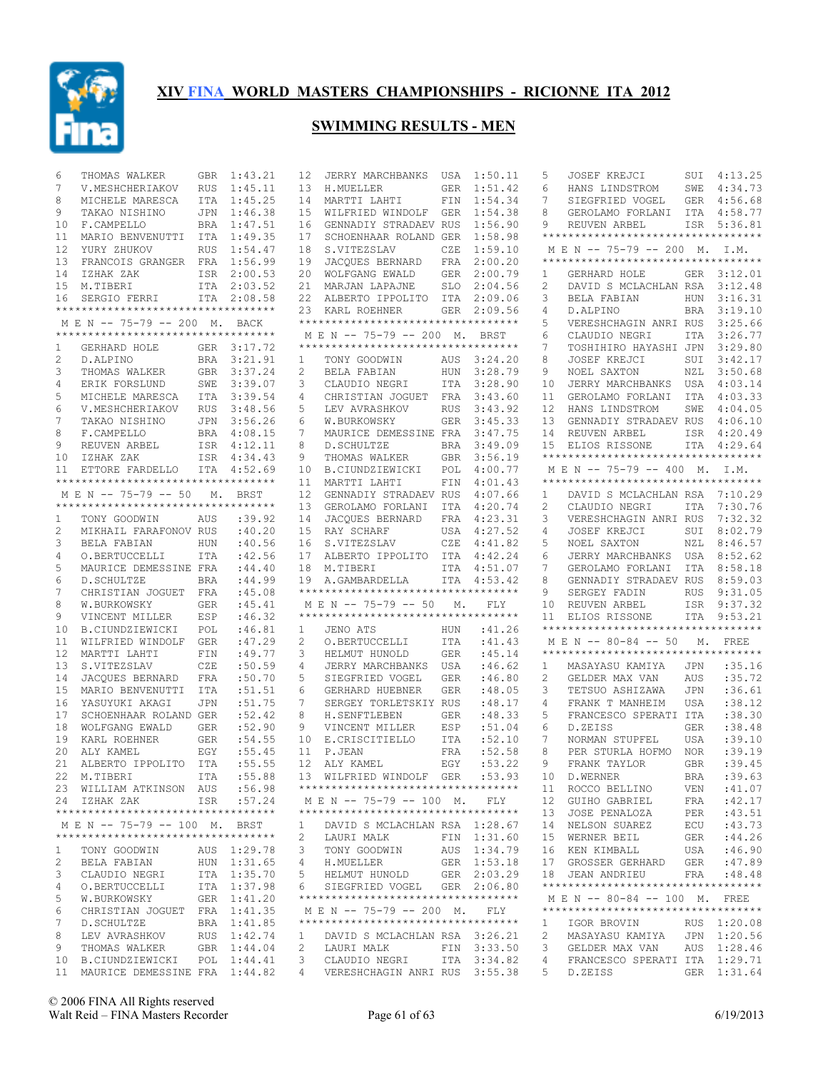## XIV FINA WORLD MASTERS CHAMPIONSHIPS - RICIONNE ITA 2012

## SWIMMING RESULTS - MEN

| Pl | Name | Nat | Time |
|---|---|---|---|
| 6 | THOMAS WALKER | GBR | 1:43.21 |
| 7 | V.MESHCHERIAKOV | RUS | 1:45.11 |
| 8 | MICHELE MARESCA | ITA | 1:45.25 |
| 9 | TAKAO NISHINO | JPN | 1:46.38 |
| 10 | F.CAMPELLO | BRA | 1:47.51 |
| 11 | MARIO BENVENUTTI | ITA | 1:49.35 |
| 12 | YURY ZHUKOV | RUS | 1:54.47 |
| 13 | FRANCOIS GRANGER | FRA | 1:56.99 |
| 14 | IZHAK ZAK | ISR | 2:00.53 |
| 15 | M.TIBERI | ITA | 2:03.52 |
| 16 | SERGIO FERRI | ITA | 2:08.58 |

### M E N -- 75-79 -- 200 M. BACK

| Pl | Name | Nat | Time |
|---|---|---|---|
| 1 | GERHARD HOLE | GER | 3:17.72 |
| 2 | D.ALPINO | BRA | 3:21.91 |
| 3 | THOMAS WALKER | GBR | 3:37.24 |
| 4 | ERIK FORSLUND | SWE | 3:39.07 |
| 5 | MICHELE MARESCA | ITA | 3:39.54 |
| 6 | V.MESHCHERIAKOV | RUS | 3:48.56 |
| 7 | TAKAO NISHINO | JPN | 3:56.26 |
| 8 | F.CAMPELLO | BRA | 4:08.15 |
| 9 | REUVEN ARBEL | ISR | 4:12.11 |
| 10 | IZHAK ZAK | ISR | 4:34.43 |
| 11 | ETTORE FARDELLO | ITA | 4:52.69 |

### M E N -- 75-79 -- 50 M. BRST

| Pl | Name | Nat | Time |
|---|---|---|---|
| 1 | TONY GOODWIN | AUS | :39.92 |
| 2 | MIKHAIL FARAFONOV | RUS | :40.20 |
| 3 | BELA FABIAN | HUN | :40.56 |
| 4 | O.BERTUCCELLI | ITA | :42.56 |
| 5 | MAURICE DEMESSINE | FRA | :44.40 |
| 6 | D.SCHULTZE | BRA | :44.99 |
| 7 | CHRISTIAN JOGUET | FRA | :45.08 |
| 8 | W.BURKOWSKY | GER | :45.41 |
| 9 | VINCENT MILLER | ESP | :46.32 |
| 10 | B.CIUNDZIEWICKI | POL | :46.81 |
| 11 | WILFRIED WINDOLF | GER | :47.29 |
| 12 | MARTTI LAHTI | FIN | :49.77 |
| 13 | S.VITEZSLAV | CZE | :50.59 |
| 14 | JACQUES BERNARD | FRA | :50.70 |
| 15 | MARIO BENVENUTTI | ITA | :51.51 |
| 16 | YASUYUKI AKAGI | JPN | :51.75 |
| 17 | SCHOENHAAR ROLAND | GER | :52.42 |
| 18 | WOLFGANG EWALD | GER | :52.90 |
| 19 | KARL ROEHNER | GER | :54.55 |
| 20 | ALY KAMEL | EGY | :55.45 |
| 21 | ALBERTO IPPOLITO | ITA | :55.55 |
| 22 | M.TIBERI | ITA | :55.88 |
| 23 | WILLIAM ATKINSON | AUS | :56.98 |
| 24 | IZHAK ZAK | ISR | :57.24 |

### M E N -- 75-79 -- 100 M. BRST

| Pl | Name | Nat | Time |
|---|---|---|---|
| 1 | TONY GOODWIN | AUS | 1:29.78 |
| 2 | BELA FABIAN | HUN | 1:31.65 |
| 3 | CLAUDIO NEGRI | ITA | 1:35.70 |
| 4 | O.BERTUCCELLI | ITA | 1:37.98 |
| 5 | W.BURKOWSKY | GER | 1:41.20 |
| 6 | CHRISTIAN JOGUET | FRA | 1:41.35 |
| 7 | D.SCHULTZE | BRA | 1:41.85 |
| 8 | LEV AVRASHKOV | RUS | 1:42.74 |
| 9 | THOMAS WALKER | GBR | 1:44.04 |
| 10 | B.CIUNDZIEWICKI | POL | 1:44.41 |
| 11 | MAURICE DEMESSINE | FRA | 1:44.82 |
| 12 | JERRY MARCHBANKS | USA | 1:50.11 |
| 13 | H.MUELLER | GER | 1:51.42 |
| 14 | MARTTI LAHTI | FIN | 1:54.34 |
| 15 | WILFRIED WINDOLF | GER | 1:54.38 |
| 16 | GENNADIY STRADAEV | RUS | 1:56.90 |
| 17 | SCHOENHAAR ROLAND | GER | 1:58.98 |
| 18 | S.VITEZSLAV | CZE | 1:59.10 |
| 19 | JACQUES BERNARD | FRA | 2:00.20 |
| 20 | WOLFGANG EWALD | GER | 2:00.79 |
| 21 | MARJAN LAPAJNE | SLO | 2:04.56 |
| 22 | ALBERTO IPPOLITO | ITA | 2:09.06 |
| 23 | KARL ROEHNER | GER | 2:09.56 |

### M E N -- 75-79 -- 200 M. BRST

| Pl | Name | Nat | Time |
|---|---|---|---|
| 1 | TONY GOODWIN | AUS | 3:24.20 |
| 2 | BELA FABIAN | HUN | 3:28.79 |
| 3 | CLAUDIO NEGRI | ITA | 3:28.90 |
| 4 | CHRISTIAN JOGUET | FRA | 3:43.60 |
| 5 | LEV AVRASHKOV | RUS | 3:43.92 |
| 6 | W.BURKOWSKY | GER | 3:45.33 |
| 7 | MAURICE DEMESSINE | FRA | 3:47.75 |
| 8 | D.SCHULTZE | BRA | 3:49.09 |
| 9 | THOMAS WALKER | GBR | 3:56.19 |
| 10 | B.CIUNDZIEWICKI | POL | 4:00.77 |
| 11 | MARTTI LAHTI | FIN | 4:01.43 |
| 12 | GENNADIY STRADAEV | RUS | 4:07.66 |
| 13 | GEROLAMO FORLANI | ITA | 4:20.74 |
| 14 | JACQUES BERNARD | FRA | 4:23.31 |
| 15 | RAY SCHARF | USA | 4:27.52 |
| 16 | S.VITEZSLAV | CZE | 4:41.82 |
| 17 | ALBERTO IPPOLITO | ITA | 4:42.24 |
| 18 | M.TIBERI | ITA | 4:51.07 |
| 19 | A.GAMBARDELLA | ITA | 4:53.42 |

### M E N -- 75-79 -- 50 M. FLY

| Pl | Name | Nat | Time |
|---|---|---|---|
| 1 | JENO ATS | HUN | :41.26 |
| 2 | O.BERTUCCELLI | ITA | :41.43 |
| 3 | HELMUT HUNOLD | GER | :45.14 |
| 4 | JERRY MARCHBANKS | USA | :46.62 |
| 5 | SIEGFRIED VOGEL | GER | :46.80 |
| 6 | GERHARD HUEBNER | GER | :48.05 |
| 7 | SERGEY TORLETSKIY | RUS | :48.17 |
| 8 | H.SENFTLEBEN | GER | :48.33 |
| 9 | VINCENT MILLER | ESP | :51.04 |
| 10 | E.CRISCITIELLO | ITA | :52.10 |
| 11 | P.JEAN | FRA | :52.58 |
| 12 | ALY KAMEL | EGY | :53.22 |
| 13 | WILFRIED WINDOLF | GER | :53.93 |

### M E N -- 75-79 -- 100 M. FLY

| Pl | Name | Nat | Time |
|---|---|---|---|
| 1 | DAVID S MCLACHLAN | RSA | 1:28.67 |
| 2 | LAURI MALK | FIN | 1:31.60 |
| 3 | TONY GOODWIN | AUS | 1:34.79 |
| 4 | H.MUELLER | GER | 1:53.18 |
| 5 | HELMUT HUNOLD | GER | 2:03.29 |
| 6 | SIEGFRIED VOGEL | GER | 2:06.80 |

### M E N -- 75-79 -- 200 M. FLY

| Pl | Name | Nat | Time |
|---|---|---|---|
| 1 | DAVID S MCLACHLAN | RSA | 3:26.21 |
| 2 | LAURI MALK | FIN | 3:33.50 |
| 3 | CLAUDIO NEGRI | ITA | 3:34.82 |
| 4 | VERESHCHAGIN ANRI | RUS | 3:55.38 |
| 5 | JOSEF KREJCI | SUI | 4:13.25 |
| 6 | HANS LINDSTROM | SWE | 4:34.73 |
| 7 | SIEGFRIED VOGEL | GER | 4:56.68 |
| 8 | GEROLAMO FORLANI | ITA | 4:58.77 |
| 9 | REUVEN ARBEL | ISR | 5:36.81 |

### M E N -- 75-79 -- 200 M. I.M.

| Pl | Name | Nat | Time |
|---|---|---|---|
| 1 | GERHARD HOLE | GER | 3:12.01 |
| 2 | DAVID S MCLACHLAN | RSA | 3:12.48 |
| 3 | BELA FABIAN | HUN | 3:16.31 |
| 4 | D.ALPINO | BRA | 3:19.10 |
| 5 | VERESHCHAGIN ANRI | RUS | 3:25.66 |
| 6 | CLAUDIO NEGRI | ITA | 3:26.77 |
| 7 | TOSHIHIRO HAYASHI | JPN | 3:29.80 |
| 8 | JOSEF KREJCI | SUI | 3:42.17 |
| 9 | NOEL SAXTON | NZL | 3:50.68 |
| 10 | JERRY MARCHBANKS | USA | 4:03.14 |
| 11 | GEROLAMO FORLANI | ITA | 4:03.33 |
| 12 | HANS LINDSTROM | SWE | 4:04.05 |
| 13 | GENNADIY STRADAEV | RUS | 4:06.10 |
| 14 | REUVEN ARBEL | ISR | 4:20.49 |
| 15 | ELIOS RISSONE | ITA | 4:29.64 |

### M E N -- 75-79 -- 400 M. I.M.

| Pl | Name | Nat | Time |
|---|---|---|---|
| 1 | DAVID S MCLACHLAN | RSA | 7:10.29 |
| 2 | CLAUDIO NEGRI | ITA | 7:30.76 |
| 3 | VERESHCHAGIN ANRI | RUS | 7:32.32 |
| 4 | JOSEF KREJCI | SUI | 8:02.79 |
| 5 | NOEL SAXTON | NZL | 8:46.57 |
| 6 | JERRY MARCHBANKS | USA | 8:52.62 |
| 7 | GEROLAMO FORLANI | ITA | 8:58.18 |
| 8 | GENNADIY STRADAEV | RUS | 8:59.03 |
| 9 | SERGEY FADIN | RUS | 9:31.05 |
| 10 | REUVEN ARBEL | ISR | 9:37.32 |
| 11 | ELIOS RISSONE | ITA | 9:53.21 |

### M E N -- 80-84 -- 50 M. FREE

| Pl | Name | Nat | Time |
|---|---|---|---|
| 1 | MASAYASU KAMIYA | JPN | :35.16 |
| 2 | GELDER MAX VAN | AUS | :35.72 |
| 3 | TETSUO ASHIZAWA | JPN | :36.61 |
| 4 | FRANK T MANHEIM | USA | :38.12 |
| 5 | FRANCESCO SPERATI | ITA | :38.30 |
| 6 | D.ZEISS | GER | :38.48 |
| 7 | NORMAN STUPFEL | USA | :39.10 |
| 8 | PER STURLA HOFMO | NOR | :39.19 |
| 9 | FRANK TAYLOR | GBR | :39.45 |
| 10 | D.WERNER | BRA | :39.63 |
| 11 | ROCCO BELLINO | VEN | :41.07 |
| 12 | GUIHO GABRIEL | FRA | :42.17 |
| 13 | JOSE PENALOZA | PER | :43.51 |
| 14 | NELSON SUAREZ | ECU | :43.73 |
| 15 | WERNER BEIL | GER | :44.26 |
| 16 | KEN KIMBALL | USA | :46.90 |
| 17 | GROSSER GERHARD | GER | :47.89 |
| 18 | JEAN ANDRIEU | FRA | :48.48 |

### M E N -- 80-84 -- 100 M. FREE

| Pl | Name | Nat | Time |
|---|---|---|---|
| 1 | IGOR BROVIN | RUS | 1:20.08 |
| 2 | MASAYASU KAMIYA | JPN | 1:20.56 |
| 3 | GELDER MAX VAN | AUS | 1:28.46 |
| 4 | FRANCESCO SPERATI | ITA | 1:29.71 |
| 5 | D.ZEISS | GER | 1:31.64 |

© 2006 FINA All Rights reserved
Walt Reid – FINA Masters Recorder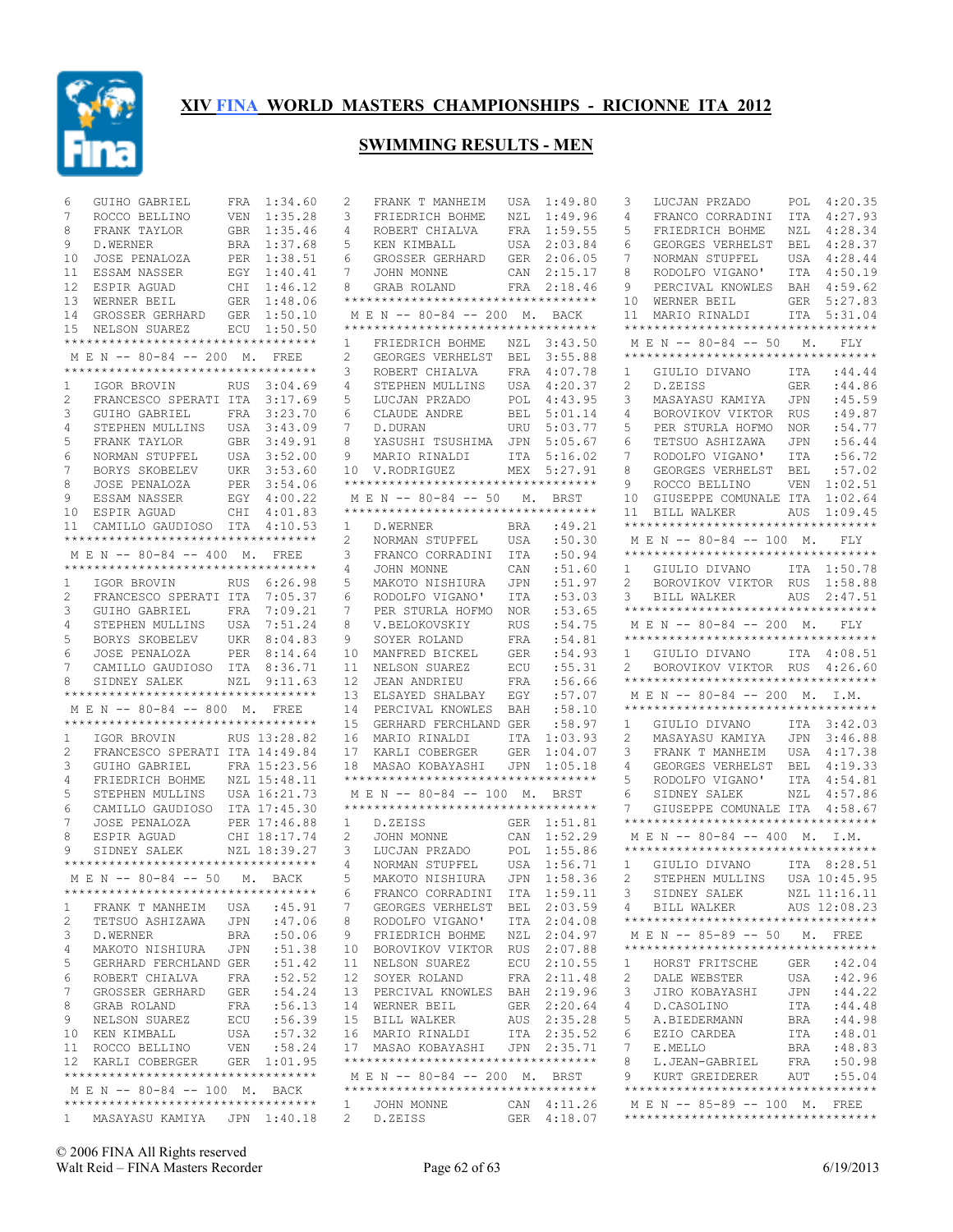## XIV FINA WORLD MASTERS CHAMPIONSHIPS - RICIONNE ITA 2012

### SWIMMING RESULTS - MEN

| | | | |
|---|---|---|---|
| 6 | GUIHO GABRIEL | FRA | 1:34.60 |
| 7 | ROCCO BELLINO | VEN | 1:35.28 |
| 8 | FRANK TAYLOR | GBR | 1:35.46 |
| 9 | D.WERNER | BRA | 1:37.68 |
| 10 | JOSE PENALOZA | PER | 1:38.51 |
| 11 | ESSAM NASSER | EGY | 1:40.41 |
| 12 | ESPIR AGUAD | CHI | 1:46.12 |
| 13 | WERNER BEIL | GER | 1:48.06 |
| 14 | GROSSER GERHARD | GER | 1:50.10 |
| 15 | NELSON SUAREZ | ECU | 1:50.50 |

**M E N -- 80-84 -- 200 M. FREE**

| | | | |
|---|---|---|---|
| 1 | IGOR BROVIN | RUS | 3:04.69 |
| 2 | FRANCESCO SPERATI | ITA | 3:17.69 |
| 3 | GUIHO GABRIEL | FRA | 3:23.70 |
| 4 | STEPHEN MULLINS | USA | 3:43.09 |
| 5 | FRANK TAYLOR | GBR | 3:49.91 |
| 6 | NORMAN STUPFEL | USA | 3:52.00 |
| 7 | BORYS SKOBELEV | UKR | 3:53.60 |
| 8 | JOSE PENALOZA | PER | 3:54.06 |
| 9 | ESSAM NASSER | EGY | 4:00.22 |
| 10 | ESPIR AGUAD | CHI | 4:01.83 |
| 11 | CAMILLO GAUDIOSO | ITA | 4:10.53 |

**M E N -- 80-84 -- 400 M. FREE**

| | | | |
|---|---|---|---|
| 1 | IGOR BROVIN | RUS | 6:26.98 |
| 2 | FRANCESCO SPERATI | ITA | 7:05.37 |
| 3 | GUIHO GABRIEL | FRA | 7:09.21 |
| 4 | STEPHEN MULLINS | USA | 7:51.24 |
| 5 | BORYS SKOBELEV | UKR | 8:04.83 |
| 6 | JOSE PENALOZA | PER | 8:14.64 |
| 7 | CAMILLO GAUDIOSO | ITA | 8:36.71 |
| 8 | SIDNEY SALEK | NZL | 9:11.63 |

**M E N -- 80-84 -- 800 M. FREE**

| | | | |
|---|---|---|---|
| 1 | IGOR BROVIN | RUS | 13:28.82 |
| 2 | FRANCESCO SPERATI | ITA | 14:49.84 |
| 3 | GUIHO GABRIEL | FRA | 15:23.56 |
| 4 | FRIEDRICH BOHME | NZL | 15:48.11 |
| 5 | STEPHEN MULLINS | USA | 16:21.73 |
| 6 | CAMILLO GAUDIOSO | ITA | 17:45.30 |
| 7 | JOSE PENALOZA | PER | 17:46.88 |
| 8 | ESPIR AGUAD | CHI | 18:17.74 |
| 9 | SIDNEY SALEK | NZL | 18:39.27 |

**M E N -- 80-84 -- 50 M. BACK**

| | | | |
|---|---|---|---|
| 1 | FRANK T MANHEIM | USA | :45.91 |
| 2 | TETSUO ASHIZAWA | JPN | :47.06 |
| 3 | D.WERNER | BRA | :50.06 |
| 4 | MAKOTO NISHIURA | JPN | :51.38 |
| 5 | GERHARD FERCHLAND | GER | :51.42 |
| 6 | ROBERT CHIALVA | FRA | :52.52 |
| 7 | GROSSER GERHARD | GER | :54.24 |
| 8 | GRAB ROLAND | FRA | :56.13 |
| 9 | NELSON SUAREZ | ECU | :56.39 |
| 10 | KEN KIMBALL | USA | :57.32 |
| 11 | ROCCO BELLINO | VEN | :58.24 |
| 12 | KARLI COBERGER | GER | 1:01.95 |

**M E N -- 80-84 -- 100 M. BACK**

| | | | |
|---|---|---|---|
| 1 | MASAYASU KAMIYA | JPN | 1:40.18 |
| 2 | FRANK T MANHEIM | USA | 1:49.80 |
| 3 | FRIEDRICH BOHME | NZL | 1:49.96 |
| 4 | ROBERT CHIALVA | FRA | 1:59.55 |
| 5 | KEN KIMBALL | USA | 2:03.84 |
| 6 | GROSSER GERHARD | GER | 2:06.05 |
| 7 | JOHN MONNE | CAN | 2:15.17 |
| 8 | GRAB ROLAND | FRA | 2:18.46 |

**M E N -- 80-84 -- 200 M. BACK**

| | | | |
|---|---|---|---|
| 1 | FRIEDRICH BOHME | NZL | 3:43.50 |
| 2 | GEORGES VERHELST | BEL | 3:55.88 |
| 3 | ROBERT CHIALVA | FRA | 4:07.78 |
| 4 | STEPHEN MULLINS | USA | 4:20.37 |
| 5 | LUCJAN PRZADO | POL | 4:43.95 |
| 6 | CLAUDE ANDRE | BEL | 5:01.14 |
| 7 | D.DURAN | URU | 5:03.77 |
| 8 | YASUSHI TSUSHIMA | JPN | 5:05.67 |
| 9 | MARIO RINALDI | ITA | 5:16.02 |
| 10 | V.RODRIGUEZ | MEX | 5:27.91 |

**M E N -- 80-84 -- 50 M. BRST**

| | | | |
|---|---|---|---|
| 1 | D.WERNER | BRA | :49.21 |
| 2 | NORMAN STUPFEL | USA | :50.30 |
| 3 | FRANCO CORRADINI | ITA | :50.94 |
| 4 | JOHN MONNE | CAN | :51.60 |
| 5 | MAKOTO NISHIURA | JPN | :51.97 |
| 6 | RODOLFO VIGANO' | ITA | :53.03 |
| 7 | PER STURLA HOFMO | NOR | :53.65 |
| 8 | V.BELOKOVSKIY | RUS | :54.75 |
| 9 | SOYER ROLAND | FRA | :54.81 |
| 10 | MANFRED BICKEL | GER | :54.93 |
| 11 | NELSON SUAREZ | ECU | :55.31 |
| 12 | JEAN ANDRIEU | FRA | :56.66 |
| 13 | ELSAYED SHALBAY | EGY | :57.07 |
| 14 | PERCIVAL KNOWLES | BAH | :58.10 |
| 15 | GERHARD FERCHLAND | GER | :58.97 |
| 16 | MARIO RINALDI | ITA | 1:03.93 |
| 17 | KARLI COBERGER | GER | 1:04.07 |
| 18 | MASAO KOBAYASHI | JPN | 1:05.18 |

**M E N -- 80-84 -- 100 M. BRST**

| | | | |
|---|---|---|---|
| 1 | D.ZEISS | GER | 1:51.81 |
| 2 | JOHN MONNE | CAN | 1:52.29 |
| 3 | LUCJAN PRZADO | POL | 1:55.86 |
| 4 | NORMAN STUPFEL | USA | 1:56.71 |
| 5 | MAKOTO NISHIURA | JPN | 1:58.36 |
| 6 | FRANCO CORRADINI | ITA | 1:59.11 |
| 7 | GEORGES VERHELST | BEL | 2:03.59 |
| 8 | RODOLFO VIGANO' | ITA | 2:04.08 |
| 9 | FRIEDRICH BOHME | NZL | 2:04.97 |
| 10 | BOROVIKOV VIKTOR | RUS | 2:07.88 |
| 11 | NELSON SUAREZ | ECU | 2:10.55 |
| 12 | SOYER ROLAND | FRA | 2:11.48 |
| 13 | PERCIVAL KNOWLES | BAH | 2:19.96 |
| 14 | WERNER BEIL | GER | 2:20.64 |
| 15 | BILL WALKER | AUS | 2:35.28 |
| 16 | MARIO RINALDI | ITA | 2:35.52 |
| 17 | MASAO KOBAYASHI | JPN | 2:35.71 |

**M E N -- 80-84 -- 200 M. BRST**

| | | | |
|---|---|---|---|
| 1 | JOHN MONNE | CAN | 4:11.26 |
| 2 | D.ZEISS | GER | 4:18.07 |
| 3 | LUCJAN PRZADO | POL | 4:20.35 |
| 4 | FRANCO CORRADINI | ITA | 4:27.93 |
| 5 | FRIEDRICH BOHME | NZL | 4:28.34 |
| 6 | GEORGES VERHELST | BEL | 4:28.37 |
| 7 | NORMAN STUPFEL | USA | 4:28.44 |
| 8 | RODOLFO VIGANO' | ITA | 4:50.19 |
| 9 | PERCIVAL KNOWLES | BAH | 4:59.62 |
| 10 | WERNER BEIL | GER | 5:27.83 |
| 11 | MARIO RINALDI | ITA | 5:31.04 |

**M E N -- 80-84 -- 50 M. FLY**

| | | | |
|---|---|---|---|
| 1 | GIULIO DIVANO | ITA | :44.44 |
| 2 | D.ZEISS | GER | :44.86 |
| 3 | MASAYASU KAMIYA | JPN | :45.59 |
| 4 | BOROVIKOV VIKTOR | RUS | :49.87 |
| 5 | PER STURLA HOFMO | NOR | :54.77 |
| 6 | TETSUO ASHIZAWA | JPN | :56.44 |
| 7 | RODOLFO VIGANO' | ITA | :56.72 |
| 8 | GEORGES VERHELST | BEL | :57.02 |
| 9 | ROCCO BELLINO | VEN | 1:02.51 |
| 10 | GIUSEPPE COMUNALE | ITA | 1:02.64 |
| 11 | BILL WALKER | AUS | 1:09.45 |

**M E N -- 80-84 -- 100 M. FLY**

| | | | |
|---|---|---|---|
| 1 | GIULIO DIVANO | ITA | 1:50.78 |
| 2 | BOROVIKOV VIKTOR | RUS | 1:58.88 |
| 3 | BILL WALKER | AUS | 2:47.51 |

**M E N -- 80-84 -- 200 M. FLY**

| | | | |
|---|---|---|---|
| 1 | GIULIO DIVANO | ITA | 4:08.51 |
| 2 | BOROVIKOV VIKTOR | RUS | 4:26.60 |

**M E N -- 80-84 -- 200 M. I.M.**

| | | | |
|---|---|---|---|
| 1 | GIULIO DIVANO | ITA | 3:42.03 |
| 2 | MASAYASU KAMIYA | JPN | 3:46.88 |
| 3 | FRANK T MANHEIM | USA | 4:17.38 |
| 4 | GEORGES VERHELST | BEL | 4:19.33 |
| 5 | RODOLFO VIGANO' | ITA | 4:54.81 |
| 6 | SIDNEY SALEK | NZL | 4:57.86 |
| 7 | GIUSEPPE COMUNALE | ITA | 4:58.67 |

**M E N -- 80-84 -- 400 M. I.M.**

| | | | |
|---|---|---|---|
| 1 | GIULIO DIVANO | ITA | 8:28.51 |
| 2 | STEPHEN MULLINS | USA | 10:45.95 |
| 3 | SIDNEY SALEK | NZL | 11:16.11 |
| 4 | BILL WALKER | AUS | 12:08.23 |

**M E N -- 85-89 -- 50 M. FREE**

| | | | |
|---|---|---|---|
| 1 | HORST FRITSCHE | GER | :42.04 |
| 2 | DALE WEBSTER | USA | :42.96 |
| 3 | JIRO KOBAYASHI | JPN | :44.22 |
| 4 | D.CASOLINO | ITA | :44.48 |
| 5 | A.BIEDERMANN | BRA | :44.98 |
| 6 | EZIO CARDEA | ITA | :48.01 |
| 7 | E.MELLO | BRA | :48.83 |
| 8 | L.JEAN-GABRIEL | FRA | :50.98 |
| 9 | KURT GREIDERER | AUT | :55.04 |

**M E N -- 85-89 -- 100 M. FREE**

© 2006 FINA All Rights reserved
Walt Reid – FINA Masters Recorder
6/19/2013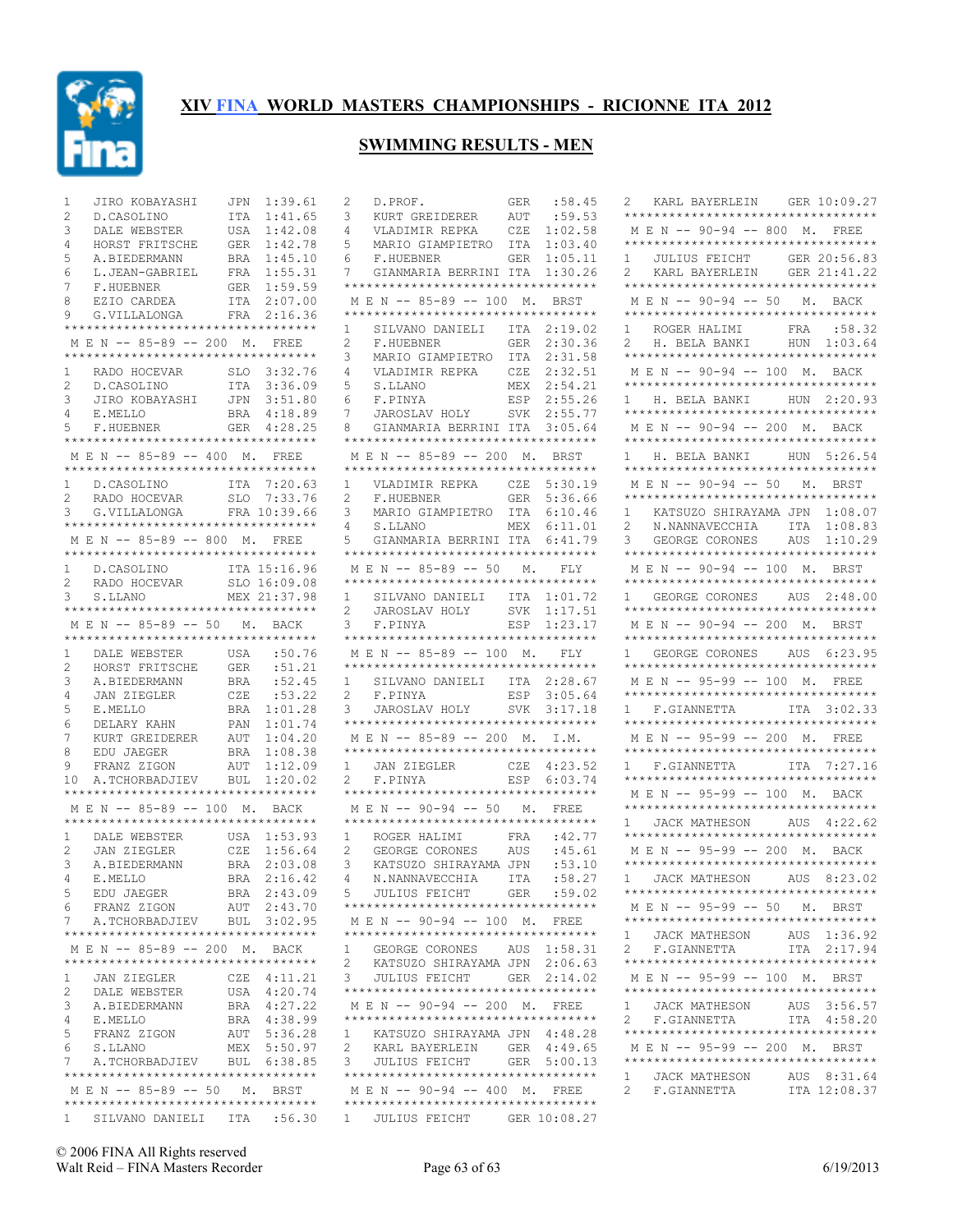# XIV FINA WORLD MASTERS CHAMPIONSHIPS - RICIONNE ITA 2012

## SWIMMING RESULTS - MEN

| | | | |
|---|---|---|---|
| 1 | JIRO KOBAYASHI | JPN | 1:39.61 |
| 2 | D.CASOLINO | ITA | 1:41.65 |
| 3 | DALE WEBSTER | USA | 1:42.08 |
| 4 | HORST FRITSCHE | GER | 1:42.78 |
| 5 | A.BIEDERMANN | BRA | 1:45.10 |
| 6 | L.JEAN-GABRIEL | FRA | 1:55.31 |
| 7 | F.HUEBNER | GER | 1:59.59 |
| 8 | EZIO CARDEA | ITA | 2:07.00 |
| 9 | G.VILLALONGA | FRA | 2:16.36 |

### M E N -- 85-89 -- 200 M. FREE

| | | | |
|---|---|---|---|
| 1 | RADO HOCEVAR | SLO | 3:32.76 |
| 2 | D.CASOLINO | ITA | 3:36.09 |
| 3 | JIRO KOBAYASHI | JPN | 3:51.80 |
| 4 | E.MELLO | BRA | 4:18.89 |
| 5 | F.HUEBNER | GER | 4:28.25 |

### M E N -- 85-89 -- 400 M. FREE

| | | | |
|---|---|---|---|
| 1 | D.CASOLINO | ITA | 7:20.63 |
| 2 | RADO HOCEVAR | SLO | 7:33.76 |
| 3 | G.VILLALONGA | FRA | 10:39.66 |

### M E N -- 85-89 -- 800 M. FREE

| | | | |
|---|---|---|---|
| 1 | D.CASOLINO | ITA | 15:16.96 |
| 2 | RADO HOCEVAR | SLO | 16:09.08 |
| 3 | S.LLANO | MEX | 21:37.98 |

### M E N -- 85-89 -- 50 M. BACK

| | | | |
|---|---|---|---|
| 1 | DALE WEBSTER | USA | :50.76 |
| 2 | HORST FRITSCHE | GER | :51.21 |
| 3 | A.BIEDERMANN | BRA | :52.45 |
| 4 | JAN ZIEGLER | CZE | :53.22 |
| 5 | E.MELLO | BRA | 1:01.28 |
| 6 | DELARY KAHN | PAN | 1:01.74 |
| 7 | KURT GREIDERER | AUT | 1:04.20 |
| 8 | EDU JAEGER | BRA | 1:08.38 |
| 9 | FRANZ ZIGON | AUT | 1:12.09 |
| 10 | A.TCHORBADJIEV | BUL | 1:20.02 |

### M E N -- 85-89 -- 100 M. BACK

| | | | |
|---|---|---|---|
| 1 | DALE WEBSTER | USA | 1:53.93 |
| 2 | JAN ZIEGLER | CZE | 1:56.64 |
| 3 | A.BIEDERMANN | BRA | 2:03.08 |
| 4 | E.MELLO | BRA | 2:16.42 |
| 5 | EDU JAEGER | BRA | 2:43.09 |
| 6 | FRANZ ZIGON | AUT | 2:43.70 |
| 7 | A.TCHORBADJIEV | BUL | 3:02.95 |

### M E N -- 85-89 -- 200 M. BACK

| | | | |
|---|---|---|---|
| 1 | JAN ZIEGLER | CZE | 4:11.21 |
| 2 | DALE WEBSTER | USA | 4:20.74 |
| 3 | A.BIEDERMANN | BRA | 4:27.22 |
| 4 | E.MELLO | BRA | 4:38.99 |
| 5 | FRANZ ZIGON | AUT | 5:36.28 |
| 6 | S.LLANO | MEX | 5:50.97 |
| 7 | A.TCHORBADJIEV | BUL | 6:38.85 |

### M E N -- 85-89 -- 50 M. BRST

| | | | |
|---|---|---|---|
| 1 | SILVANO DANIELI | ITA | :56.30 |
| 2 | D.PROF. | GER | :58.45 |
| 3 | KURT GREIDERER | AUT | :59.53 |
| 4 | VLADIMIR REPKA | CZE | 1:02.58 |
| 5 | MARIO GIAMPIETRO | ITA | 1:03.40 |
| 6 | F.HUEBNER | GER | 1:05.11 |
| 7 | GIANMARIA BERRINI | ITA | 1:30.26 |

### M E N -- 85-89 -- 100 M. BRST

| | | | |
|---|---|---|---|
| 1 | SILVANO DANIELI | ITA | 2:19.02 |
| 2 | F.HUEBNER | GER | 2:30.36 |
| 3 | MARIO GIAMPIETRO | ITA | 2:31.58 |
| 4 | VLADIMIR REPKA | CZE | 2:32.51 |
| 5 | S.LLANO | MEX | 2:54.21 |
| 6 | F.PINYA | ESP | 2:55.26 |
| 7 | JAROSLAV HOLY | SVK | 2:55.77 |
| 8 | GIANMARIA BERRINI | ITA | 3:05.64 |

### M E N -- 85-89 -- 200 M. BRST

| | | | |
|---|---|---|---|
| 1 | VLADIMIR REPKA | CZE | 5:30.19 |
| 2 | F.HUEBNER | GER | 5:36.66 |
| 3 | MARIO GIAMPIETRO | ITA | 6:10.46 |
| 4 | S.LLANO | MEX | 6:11.01 |
| 5 | GIANMARIA BERRINI | ITA | 6:41.79 |

### M E N -- 85-89 -- 50 M. FLY

| | | | |
|---|---|---|---|
| 1 | SILVANO DANIELI | ITA | 1:01.72 |
| 2 | JAROSLAV HOLY | SVK | 1:17.51 |
| 3 | F.PINYA | ESP | 1:23.17 |

### M E N -- 85-89 -- 100 M. FLY

| | | | |
|---|---|---|---|
| 1 | SILVANO DANIELI | ITA | 2:28.67 |
| 2 | F.PINYA | ESP | 3:05.64 |
| 3 | JAROSLAV HOLY | SVK | 3:17.18 |

### M E N -- 85-89 -- 200 M. I.M.

| | | | |
|---|---|---|---|
| 1 | JAN ZIEGLER | CZE | 4:23.52 |
| 2 | F.PINYA | ESP | 6:03.74 |

### M E N -- 90-94 -- 50 M. FREE

| | | | |
|---|---|---|---|
| 1 | ROGER HALIMI | FRA | :42.77 |
| 2 | GEORGE CORONES | AUS | :45.61 |
| 3 | KATSUZO SHIRAYAMA | JPN | :53.10 |
| 4 | N.NANNAVECCHIA | ITA | :58.27 |
| 5 | JULIUS FEICHT | GER | :59.02 |

### M E N -- 90-94 -- 100 M. FREE

| | | | |
|---|---|---|---|
| 1 | GEORGE CORONES | AUS | 1:58.31 |
| 2 | KATSUZO SHIRAYAMA | JPN | 2:06.63 |
| 3 | JULIUS FEICHT | GER | 2:14.02 |

### M E N -- 90-94 -- 200 M. FREE

| | | | |
|---|---|---|---|
| 1 | KATSUZO SHIRAYAMA | JPN | 4:48.28 |
| 2 | KARL BAYERLEIN | GER | 4:49.65 |
| 3 | JULIUS FEICHT | GER | 5:00.13 |

### M E N -- 90-94 -- 400 M. FREE

| | | | |
|---|---|---|---|
| 1 | JULIUS FEICHT | GER | 10:08.27 |
| 2 | KARL BAYERLEIN | GER | 10:09.27 |

### M E N -- 90-94 -- 800 M. FREE

| | | | |
|---|---|---|---|
| 1 | JULIUS FEICHT | GER | 20:56.83 |
| 2 | KARL BAYERLEIN | GER | 21:41.22 |

### M E N -- 90-94 -- 50 M. BACK

| | | | |
|---|---|---|---|
| 1 | ROGER HALIMI | FRA | :58.32 |
| 2 | H. BELA BANKI | HUN | 1:03.64 |

### M E N -- 90-94 -- 100 M. BACK

| | | | |
|---|---|---|---|
| 1 | H. BELA BANKI | HUN | 2:20.93 |

### M E N -- 90-94 -- 200 M. BACK

| | | | |
|---|---|---|---|
| 1 | H. BELA BANKI | HUN | 5:26.54 |

### M E N -- 90-94 -- 50 M. BRST

| | | | |
|---|---|---|---|
| 1 | KATSUZO SHIRAYAMA | JPN | 1:08.07 |
| 2 | N.NANNAVECCHIA | ITA | 1:08.83 |
| 3 | GEORGE CORONES | AUS | 1:10.29 |

### M E N -- 90-94 -- 100 M. BRST

| | | | |
|---|---|---|---|
| 1 | GEORGE CORONES | AUS | 2:48.00 |

### M E N -- 90-94 -- 200 M. BRST

| | | | |
|---|---|---|---|
| 1 | GEORGE CORONES | AUS | 6:23.95 |

### M E N -- 95-99 -- 100 M. FREE

| | | | |
|---|---|---|---|
| 1 | F.GIANNETTA | ITA | 3:02.33 |

### M E N -- 95-99 -- 200 M. FREE

| | | | |
|---|---|---|---|
| 1 | F.GIANNETTA | ITA | 7:27.16 |

### M E N -- 95-99 -- 100 M. BACK

| | | | |
|---|---|---|---|
| 1 | JACK MATHESON | AUS | 4:22.62 |

### M E N -- 95-99 -- 200 M. BACK

| | | | |
|---|---|---|---|
| 1 | JACK MATHESON | AUS | 8:23.02 |

### M E N -- 95-99 -- 50 M. BRST

| | | | |
|---|---|---|---|
| 1 | JACK MATHESON | AUS | 1:36.92 |
| 2 | F.GIANNETTA | ITA | 2:17.94 |

### M E N -- 95-99 -- 100 M. BRST

| | | | |
|---|---|---|---|
| 1 | JACK MATHESON | AUS | 3:56.57 |
| 2 | F.GIANNETTA | ITA | 4:58.20 |

### M E N -- 95-99 -- 200 M. BRST

| | | | |
|---|---|---|---|
| 1 | JACK MATHESON | AUS | 8:31.64 |
| 2 | F.GIANNETTA | ITA | 12:08.37 |

© 2006 FINA All Rights reserved
Walt Reid – FINA Masters Recorder

6/19/2013